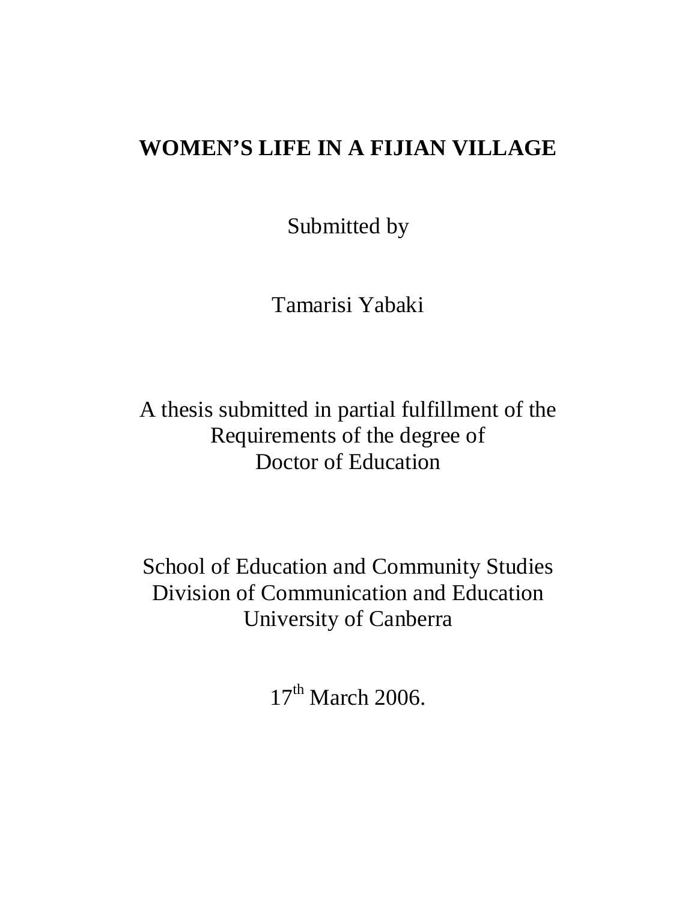# WOMEN'S LIFE IN A FIJIAN VILLAGE

Submitted by

Tamarisi Yabaki

A thesis submitted in partial fulfillment of the
Requirements of the degree of
Doctor of Education

School of Education and Community Studies
Division of Communication and Education
University of Canberra

17th March 2006.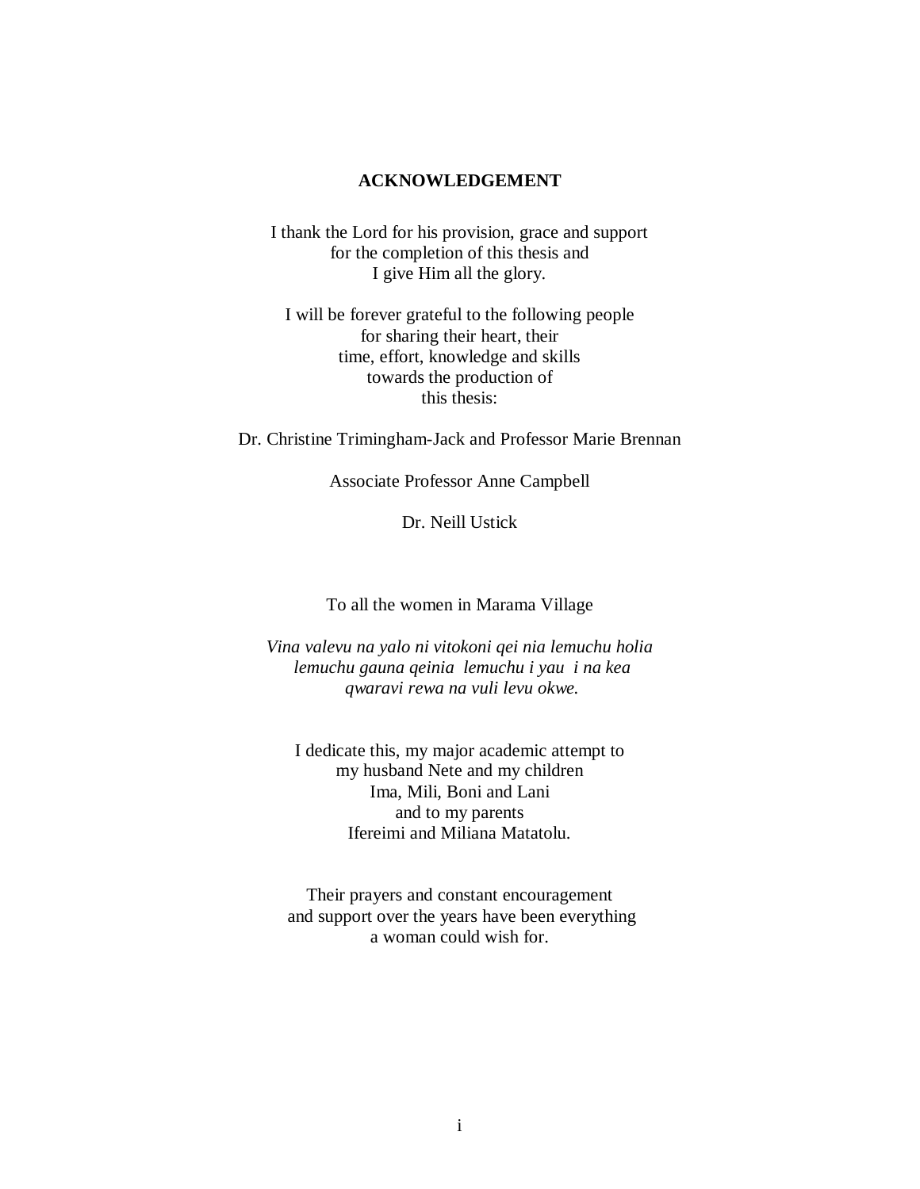## ACKNOWLEDGEMENT

I thank the Lord for his provision, grace and support
for the completion of this thesis and
I give Him all the glory.

I will be forever grateful to the following people
for sharing their heart, their
time, effort, knowledge and skills
towards the production of
this thesis:

Dr. Christine Trimingham-Jack and Professor Marie Brennan

Associate Professor Anne Campbell

Dr. Neill Ustick

To all the women in Marama Village

*Vina valevu na yalo ni vitokoni qei nia lemuchu holia
lemuchu gauna qeinia lemuchu i yau i na kea
qwaravi rewa na vuli levu okwe.*

I dedicate this, my major academic attempt to
my husband Nete and my children
Ima, Mili, Boni and Lani
and to my parents
Ifereimi and Miliana Matatolu.

Their prayers and constant encouragement
and support over the years have been everything
a woman could wish for.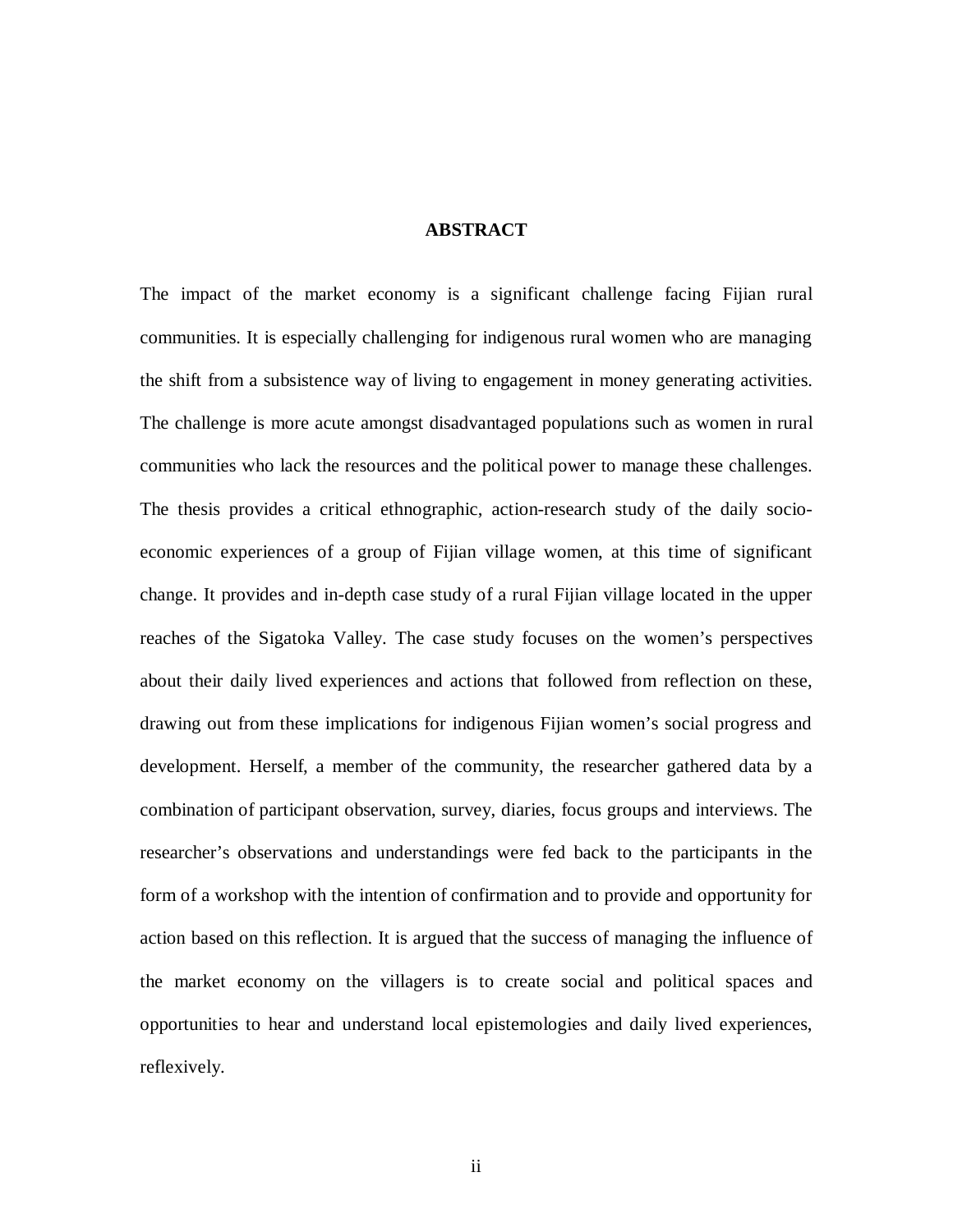## ABSTRACT

The impact of the market economy is a significant challenge facing Fijian rural communities. It is especially challenging for indigenous rural women who are managing the shift from a subsistence way of living to engagement in money generating activities. The challenge is more acute amongst disadvantaged populations such as women in rural communities who lack the resources and the political power to manage these challenges. The thesis provides a critical ethnographic, action-research study of the daily socio-economic experiences of a group of Fijian village women, at this time of significant change. It provides and in-depth case study of a rural Fijian village located in the upper reaches of the Sigatoka Valley. The case study focuses on the women's perspectives about their daily lived experiences and actions that followed from reflection on these, drawing out from these implications for indigenous Fijian women's social progress and development. Herself, a member of the community, the researcher gathered data by a combination of participant observation, survey, diaries, focus groups and interviews. The researcher's observations and understandings were fed back to the participants in the form of a workshop with the intention of confirmation and to provide and opportunity for action based on this reflection. It is argued that the success of managing the influence of the market economy on the villagers is to create social and political spaces and opportunities to hear and understand local epistemologies and daily lived experiences, reflexively.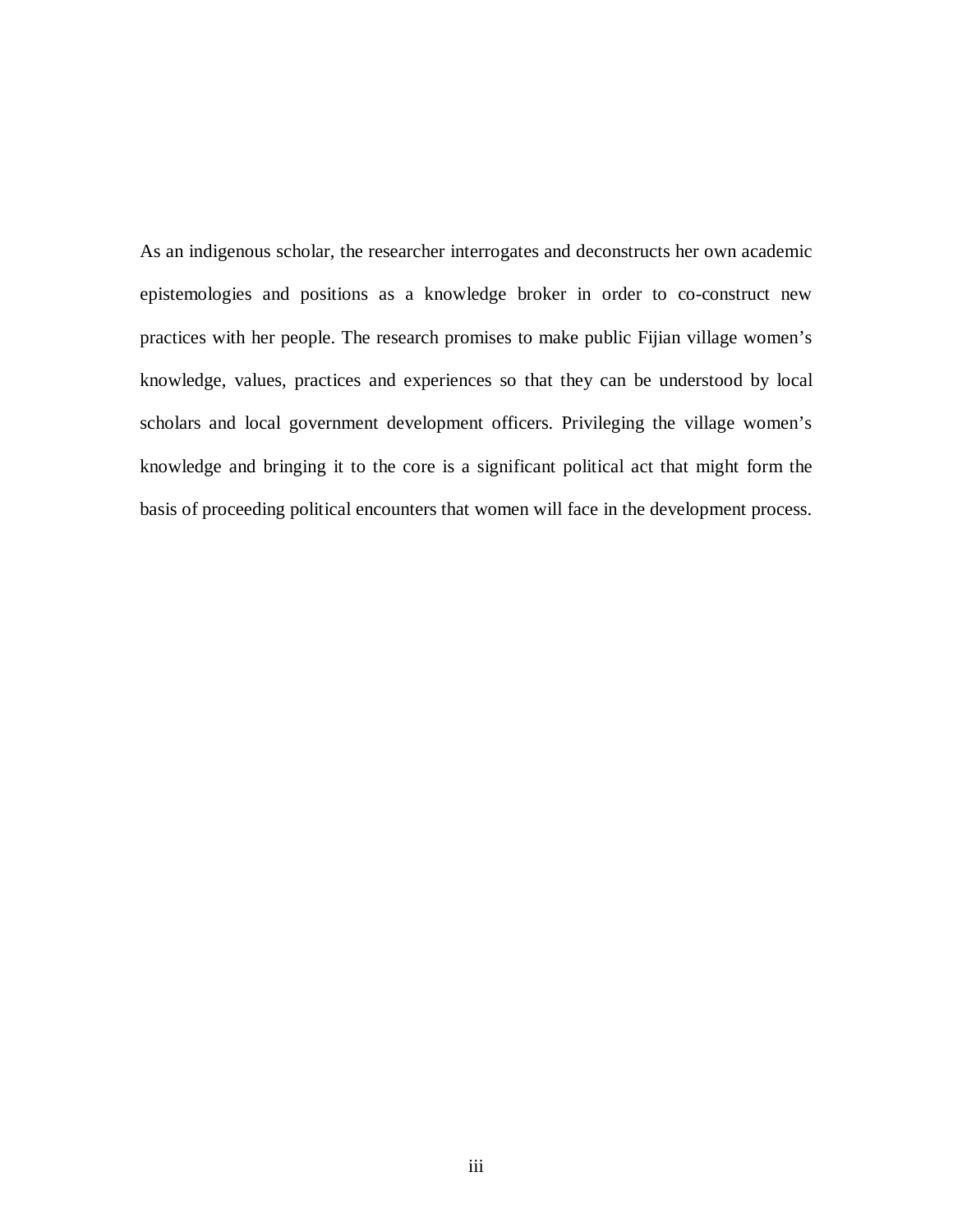As an indigenous scholar, the researcher interrogates and deconstructs her own academic epistemologies and positions as a knowledge broker in order to co-construct new practices with her people. The research promises to make public Fijian village women's knowledge, values, practices and experiences so that they can be understood by local scholars and local government development officers. Privileging the village women's knowledge and bringing it to the core is a significant political act that might form the basis of proceeding political encounters that women will face in the development process.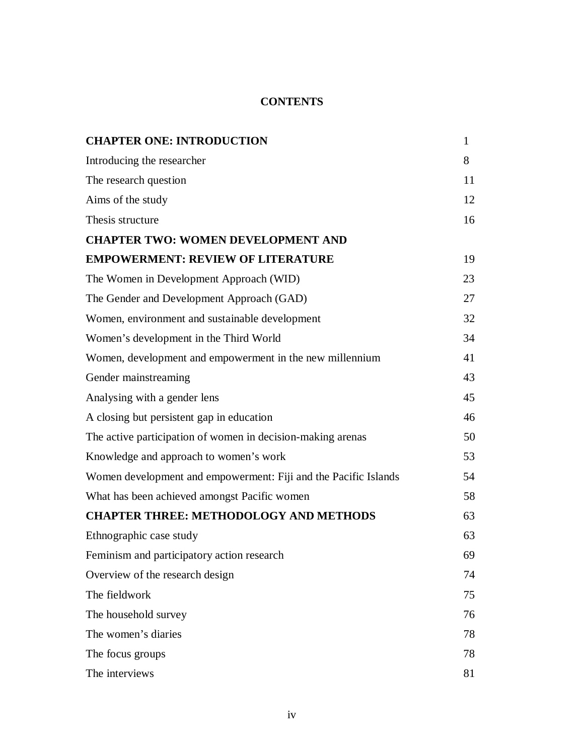# CONTENTS

| | |
|---|---|
| **CHAPTER ONE: INTRODUCTION** | 1 |
| Introducing the researcher | 8 |
| The research question | 11 |
| Aims of the study | 12 |
| Thesis structure | 16 |
| **CHAPTER TWO: WOMEN DEVELOPMENT AND EMPOWERMENT: REVIEW OF LITERATURE** | 19 |
| The Women in Development Approach (WID) | 23 |
| The Gender and Development Approach (GAD) | 27 |
| Women, environment and sustainable development | 32 |
| Women's development in the Third World | 34 |
| Women, development and empowerment in the new millennium | 41 |
| Gender mainstreaming | 43 |
| Analysing with a gender lens | 45 |
| A closing but persistent gap in education | 46 |
| The active participation of women in decision-making arenas | 50 |
| Knowledge and approach to women's work | 53 |
| Women development and empowerment: Fiji and the Pacific Islands | 54 |
| What has been achieved amongst Pacific women | 58 |
| **CHAPTER THREE: METHODOLOGY AND METHODS** | 63 |
| Ethnographic case study | 63 |
| Feminism and participatory action research | 69 |
| Overview of the research design | 74 |
| The fieldwork | 75 |
| The household survey | 76 |
| The women's diaries | 78 |
| The focus groups | 78 |
| The interviews | 81 |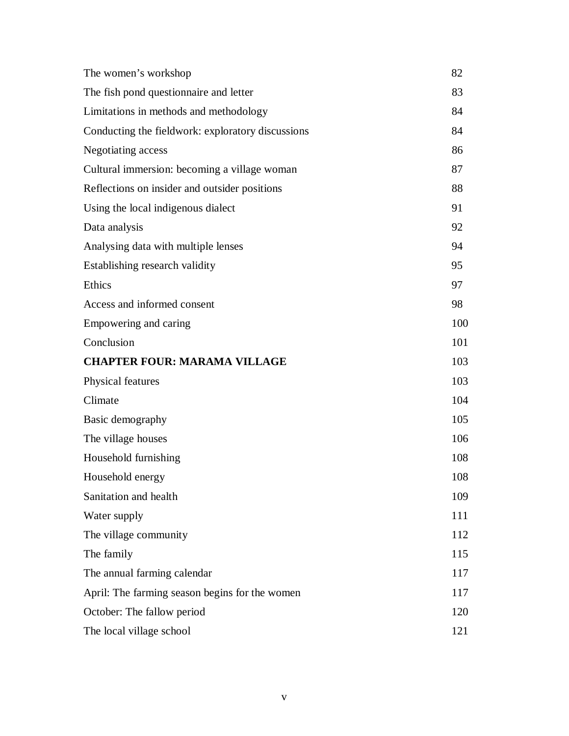| | |
|---|---|
| The women's workshop | 82 |
| The fish pond questionnaire and letter | 83 |
| Limitations in methods and methodology | 84 |
| Conducting the fieldwork: exploratory discussions | 84 |
| Negotiating access | 86 |
| Cultural immersion: becoming a village woman | 87 |
| Reflections on insider and outsider positions | 88 |
| Using the local indigenous dialect | 91 |
| Data analysis | 92 |
| Analysing data with multiple lenses | 94 |
| Establishing research validity | 95 |
| Ethics | 97 |
| Access and informed consent | 98 |
| Empowering and caring | 100 |
| Conclusion | 101 |
| **CHAPTER FOUR: MARAMA VILLAGE** | 103 |
| Physical features | 103 |
| Climate | 104 |
| Basic demography | 105 |
| The village houses | 106 |
| Household furnishing | 108 |
| Household energy | 108 |
| Sanitation and health | 109 |
| Water supply | 111 |
| The village community | 112 |
| The family | 115 |
| The annual farming calendar | 117 |
| April: The farming season begins for the women | 117 |
| October: The fallow period | 120 |
| The local village school | 121 |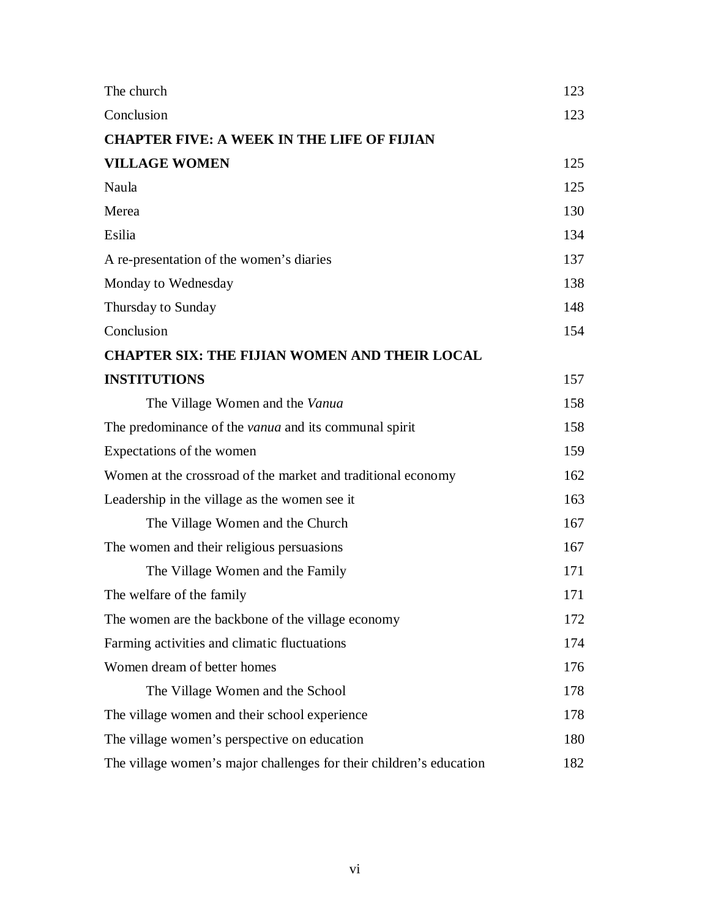| | |
|---|---|
| The church | 123 |
| Conclusion | 123 |
| **CHAPTER FIVE: A WEEK IN THE LIFE OF FIJIAN VILLAGE WOMEN** | 125 |
| Naula | 125 |
| Merea | 130 |
| Esilia | 134 |
| A re-presentation of the women's diaries | 137 |
| Monday to Wednesday | 138 |
| Thursday to Sunday | 148 |
| Conclusion | 154 |
| **CHAPTER SIX: THE FIJIAN WOMEN AND THEIR LOCAL INSTITUTIONS** | 157 |
| The Village Women and the *Vanua* | 158 |
| The predominance of the *vanua* and its communal spirit | 158 |
| Expectations of the women | 159 |
| Women at the crossroad of the market and traditional economy | 162 |
| Leadership in the village as the women see it | 163 |
| The Village Women and the Church | 167 |
| The women and their religious persuasions | 167 |
| The Village Women and the Family | 171 |
| The welfare of the family | 171 |
| The women are the backbone of the village economy | 172 |
| Farming activities and climatic fluctuations | 174 |
| Women dream of better homes | 176 |
| The Village Women and the School | 178 |
| The village women and their school experience | 178 |
| The village women's perspective on education | 180 |
| The village women's major challenges for their children's education | 182 |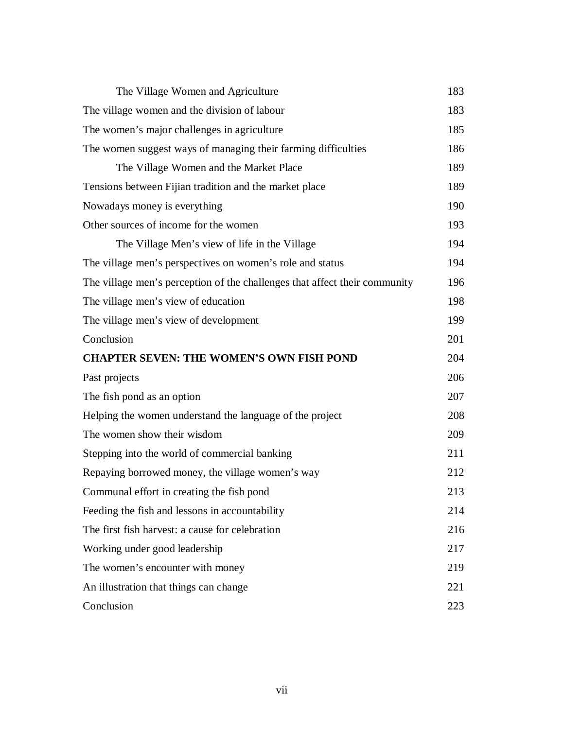| | |
|---|---|
| The Village Women and Agriculture | 183 |
| The village women and the division of labour | 183 |
| The women's major challenges in agriculture | 185 |
| The women suggest ways of managing their farming difficulties | 186 |
| The Village Women and the Market Place | 189 |
| Tensions between Fijian tradition and the market place | 189 |
| Nowadays money is everything | 190 |
| Other sources of income for the women | 193 |
| The Village Men's view of life in the Village | 194 |
| The village men's perspectives on women's role and status | 194 |
| The village men's perception of the challenges that affect their community | 196 |
| The village men's view of education | 198 |
| The village men's view of development | 199 |
| Conclusion | 201 |
| **CHAPTER SEVEN: THE WOMEN'S OWN FISH POND** | 204 |
| Past projects | 206 |
| The fish pond as an option | 207 |
| Helping the women understand the language of the project | 208 |
| The women show their wisdom | 209 |
| Stepping into the world of commercial banking | 211 |
| Repaying borrowed money, the village women's way | 212 |
| Communal effort in creating the fish pond | 213 |
| Feeding the fish and lessons in accountability | 214 |
| The first fish harvest: a cause for celebration | 216 |
| Working under good leadership | 217 |
| The women's encounter with money | 219 |
| An illustration that things can change | 221 |
| Conclusion | 223 |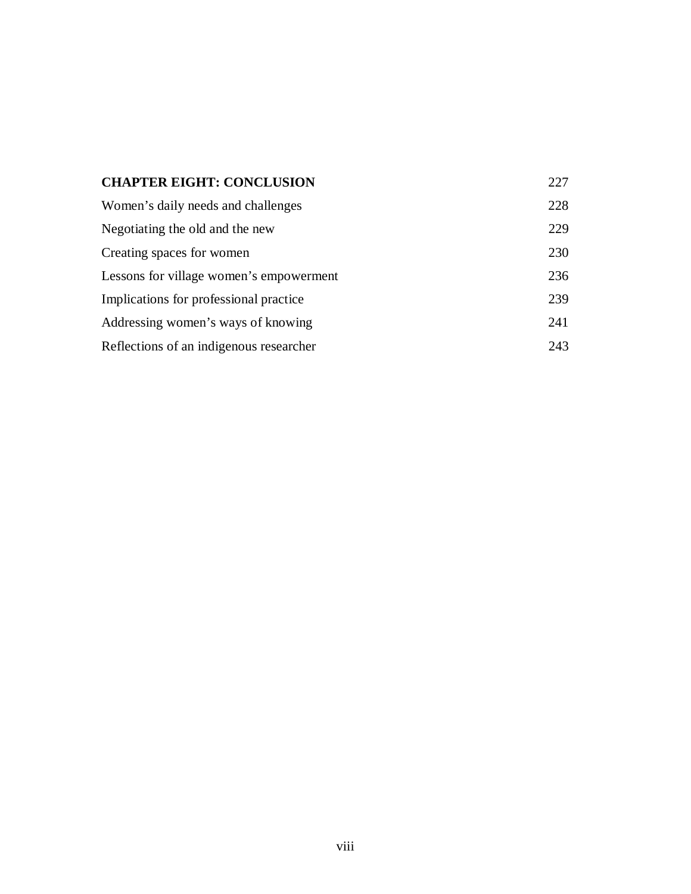| **CHAPTER EIGHT: CONCLUSION** | 227 |
|---|---|
| Women’s daily needs and challenges | 228 |
| Negotiating the old and the new | 229 |
| Creating spaces for women | 230 |
| Lessons for village women’s empowerment | 236 |
| Implications for professional practice | 239 |
| Addressing women’s ways of knowing | 241 |
| Reflections of an indigenous researcher | 243 |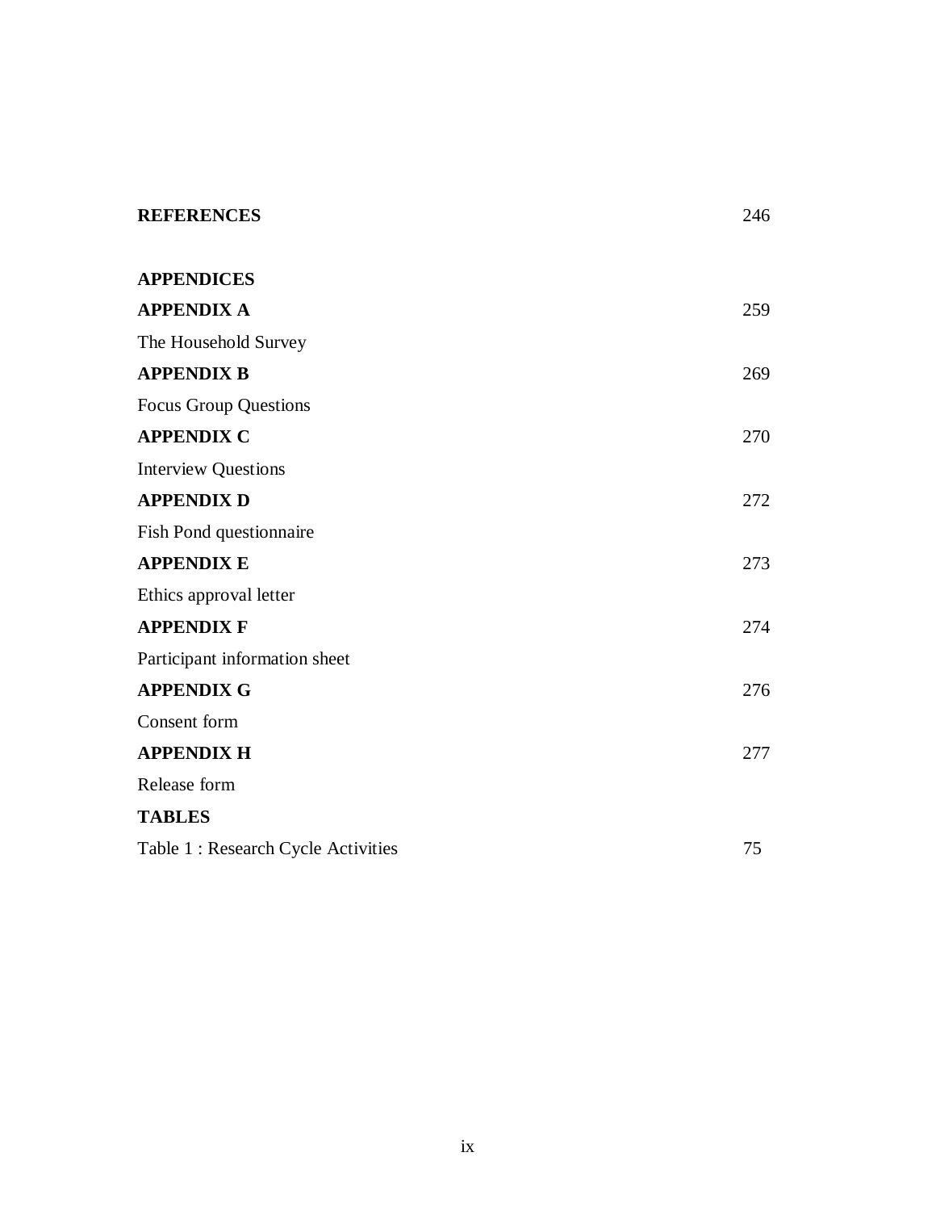**REFERENCES** 246

**APPENDICES**

**APPENDIX A** 259

The Household Survey

**APPENDIX B** 269

Focus Group Questions

**APPENDIX C** 270

Interview Questions

**APPENDIX D** 272

Fish Pond questionnaire

**APPENDIX E** 273

Ethics approval letter

**APPENDIX F** 274

Participant information sheet

**APPENDIX G** 276

Consent form

**APPENDIX H** 277

Release form

**TABLES**

Table 1 : Research Cycle Activities 75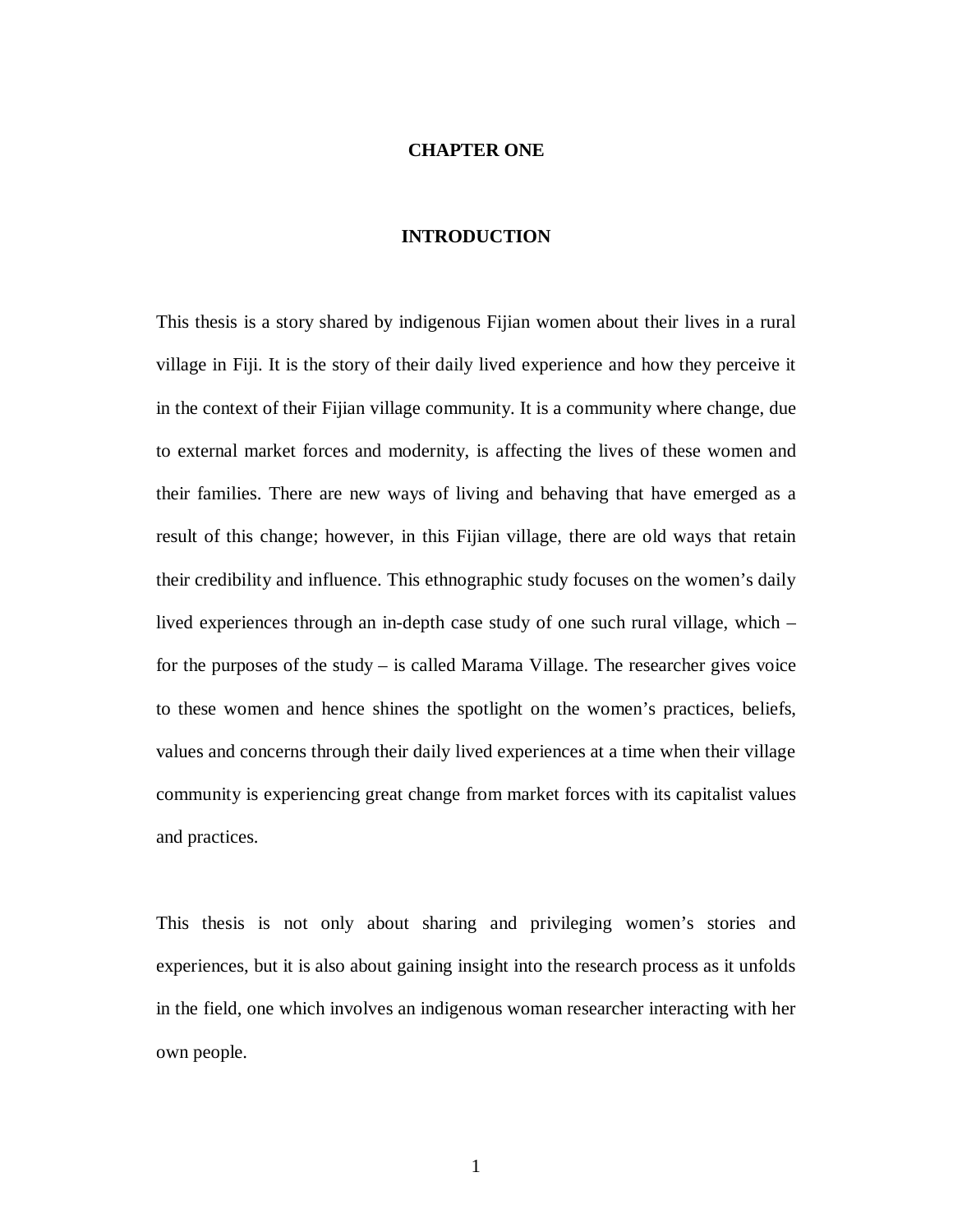# CHAPTER ONE

# INTRODUCTION

This thesis is a story shared by indigenous Fijian women about their lives in a rural village in Fiji. It is the story of their daily lived experience and how they perceive it in the context of their Fijian village community. It is a community where change, due to external market forces and modernity, is affecting the lives of these women and their families. There are new ways of living and behaving that have emerged as a result of this change; however, in this Fijian village, there are old ways that retain their credibility and influence. This ethnographic study focuses on the women's daily lived experiences through an in-depth case study of one such rural village, which – for the purposes of the study – is called Marama Village. The researcher gives voice to these women and hence shines the spotlight on the women's practices, beliefs, values and concerns through their daily lived experiences at a time when their village community is experiencing great change from market forces with its capitalist values and practices.

This thesis is not only about sharing and privileging women's stories and experiences, but it is also about gaining insight into the research process as it unfolds in the field, one which involves an indigenous woman researcher interacting with her own people.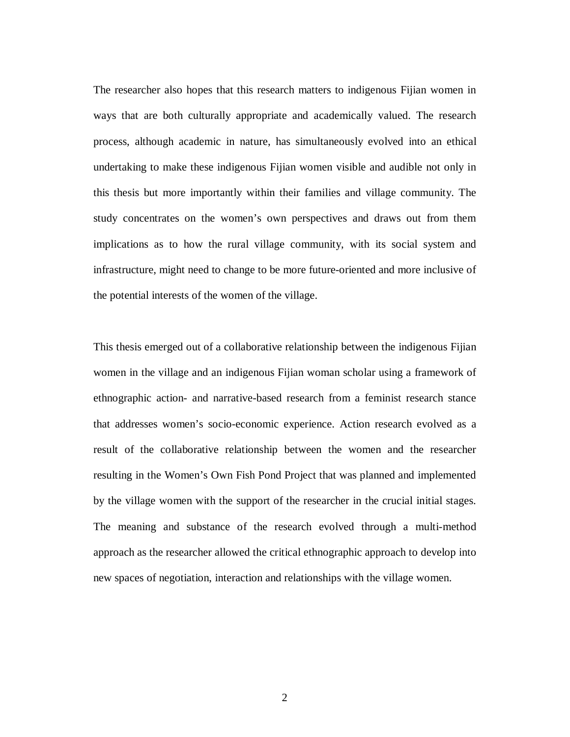The researcher also hopes that this research matters to indigenous Fijian women in ways that are both culturally appropriate and academically valued. The research process, although academic in nature, has simultaneously evolved into an ethical undertaking to make these indigenous Fijian women visible and audible not only in this thesis but more importantly within their families and village community. The study concentrates on the women's own perspectives and draws out from them implications as to how the rural village community, with its social system and infrastructure, might need to change to be more future-oriented and more inclusive of the potential interests of the women of the village.

This thesis emerged out of a collaborative relationship between the indigenous Fijian women in the village and an indigenous Fijian woman scholar using a framework of ethnographic action- and narrative-based research from a feminist research stance that addresses women's socio-economic experience. Action research evolved as a result of the collaborative relationship between the women and the researcher resulting in the Women's Own Fish Pond Project that was planned and implemented by the village women with the support of the researcher in the crucial initial stages. The meaning and substance of the research evolved through a multi-method approach as the researcher allowed the critical ethnographic approach to develop into new spaces of negotiation, interaction and relationships with the village women.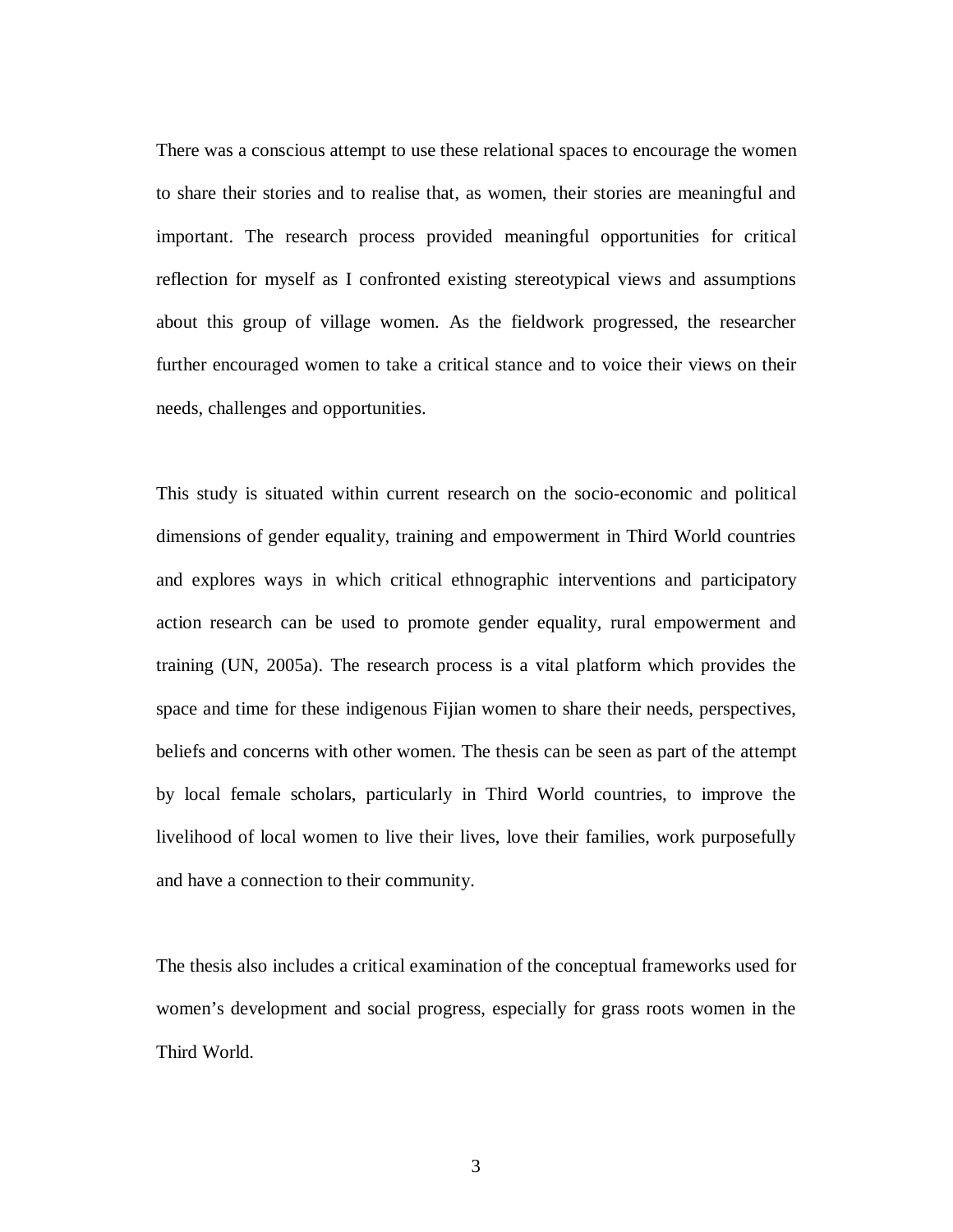There was a conscious attempt to use these relational spaces to encourage the women to share their stories and to realise that, as women, their stories are meaningful and important. The research process provided meaningful opportunities for critical reflection for myself as I confronted existing stereotypical views and assumptions about this group of village women. As the fieldwork progressed, the researcher further encouraged women to take a critical stance and to voice their views on their needs, challenges and opportunities.

This study is situated within current research on the socio-economic and political dimensions of gender equality, training and empowerment in Third World countries and explores ways in which critical ethnographic interventions and participatory action research can be used to promote gender equality, rural empowerment and training (UN, 2005a). The research process is a vital platform which provides the space and time for these indigenous Fijian women to share their needs, perspectives, beliefs and concerns with other women. The thesis can be seen as part of the attempt by local female scholars, particularly in Third World countries, to improve the livelihood of local women to live their lives, love their families, work purposefully and have a connection to their community.

The thesis also includes a critical examination of the conceptual frameworks used for women's development and social progress, especially for grass roots women in the Third World.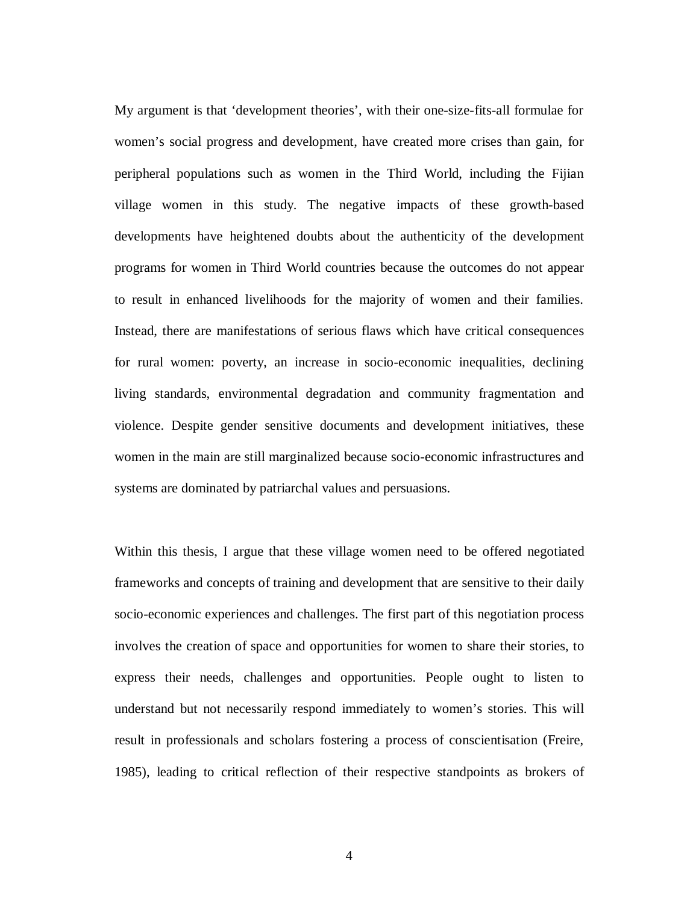My argument is that 'development theories', with their one-size-fits-all formulae for women's social progress and development, have created more crises than gain, for peripheral populations such as women in the Third World, including the Fijian village women in this study. The negative impacts of these growth-based developments have heightened doubts about the authenticity of the development programs for women in Third World countries because the outcomes do not appear to result in enhanced livelihoods for the majority of women and their families. Instead, there are manifestations of serious flaws which have critical consequences for rural women: poverty, an increase in socio-economic inequalities, declining living standards, environmental degradation and community fragmentation and violence. Despite gender sensitive documents and development initiatives, these women in the main are still marginalized because socio-economic infrastructures and systems are dominated by patriarchal values and persuasions.

Within this thesis, I argue that these village women need to be offered negotiated frameworks and concepts of training and development that are sensitive to their daily socio-economic experiences and challenges. The first part of this negotiation process involves the creation of space and opportunities for women to share their stories, to express their needs, challenges and opportunities. People ought to listen to understand but not necessarily respond immediately to women's stories. This will result in professionals and scholars fostering a process of conscientisation (Freire, 1985), leading to critical reflection of their respective standpoints as brokers of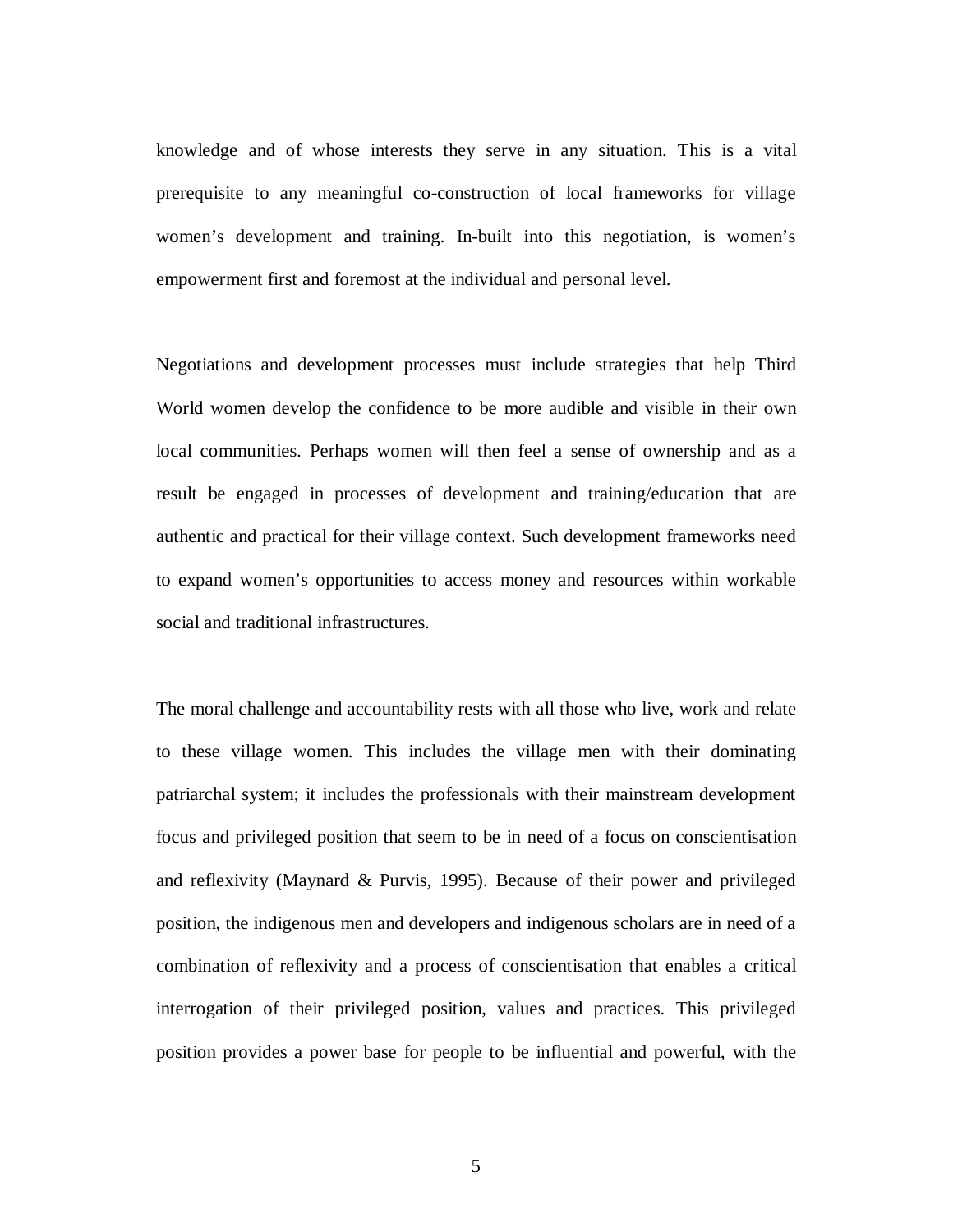knowledge and of whose interests they serve in any situation. This is a vital prerequisite to any meaningful co-construction of local frameworks for village women's development and training. In-built into this negotiation, is women's empowerment first and foremost at the individual and personal level.

Negotiations and development processes must include strategies that help Third World women develop the confidence to be more audible and visible in their own local communities. Perhaps women will then feel a sense of ownership and as a result be engaged in processes of development and training/education that are authentic and practical for their village context. Such development frameworks need to expand women's opportunities to access money and resources within workable social and traditional infrastructures.

The moral challenge and accountability rests with all those who live, work and relate to these village women. This includes the village men with their dominating patriarchal system; it includes the professionals with their mainstream development focus and privileged position that seem to be in need of a focus on conscientisation and reflexivity (Maynard & Purvis, 1995). Because of their power and privileged position, the indigenous men and developers and indigenous scholars are in need of a combination of reflexivity and a process of conscientisation that enables a critical interrogation of their privileged position, values and practices. This privileged position provides a power base for people to be influential and powerful, with the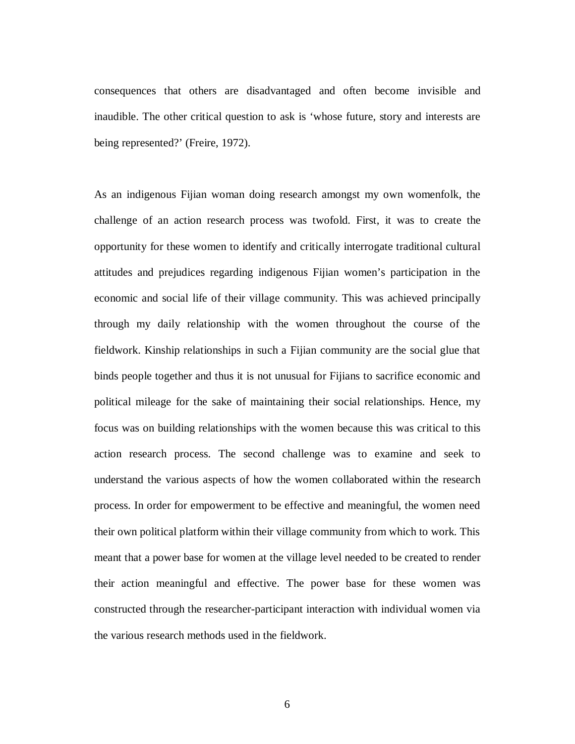consequences that others are disadvantaged and often become invisible and inaudible. The other critical question to ask is 'whose future, story and interests are being represented?' (Freire, 1972).

As an indigenous Fijian woman doing research amongst my own womenfolk, the challenge of an action research process was twofold. First, it was to create the opportunity for these women to identify and critically interrogate traditional cultural attitudes and prejudices regarding indigenous Fijian women's participation in the economic and social life of their village community. This was achieved principally through my daily relationship with the women throughout the course of the fieldwork. Kinship relationships in such a Fijian community are the social glue that binds people together and thus it is not unusual for Fijians to sacrifice economic and political mileage for the sake of maintaining their social relationships. Hence, my focus was on building relationships with the women because this was critical to this action research process. The second challenge was to examine and seek to understand the various aspects of how the women collaborated within the research process. In order for empowerment to be effective and meaningful, the women need their own political platform within their village community from which to work. This meant that a power base for women at the village level needed to be created to render their action meaningful and effective. The power base for these women was constructed through the researcher-participant interaction with individual women via the various research methods used in the fieldwork.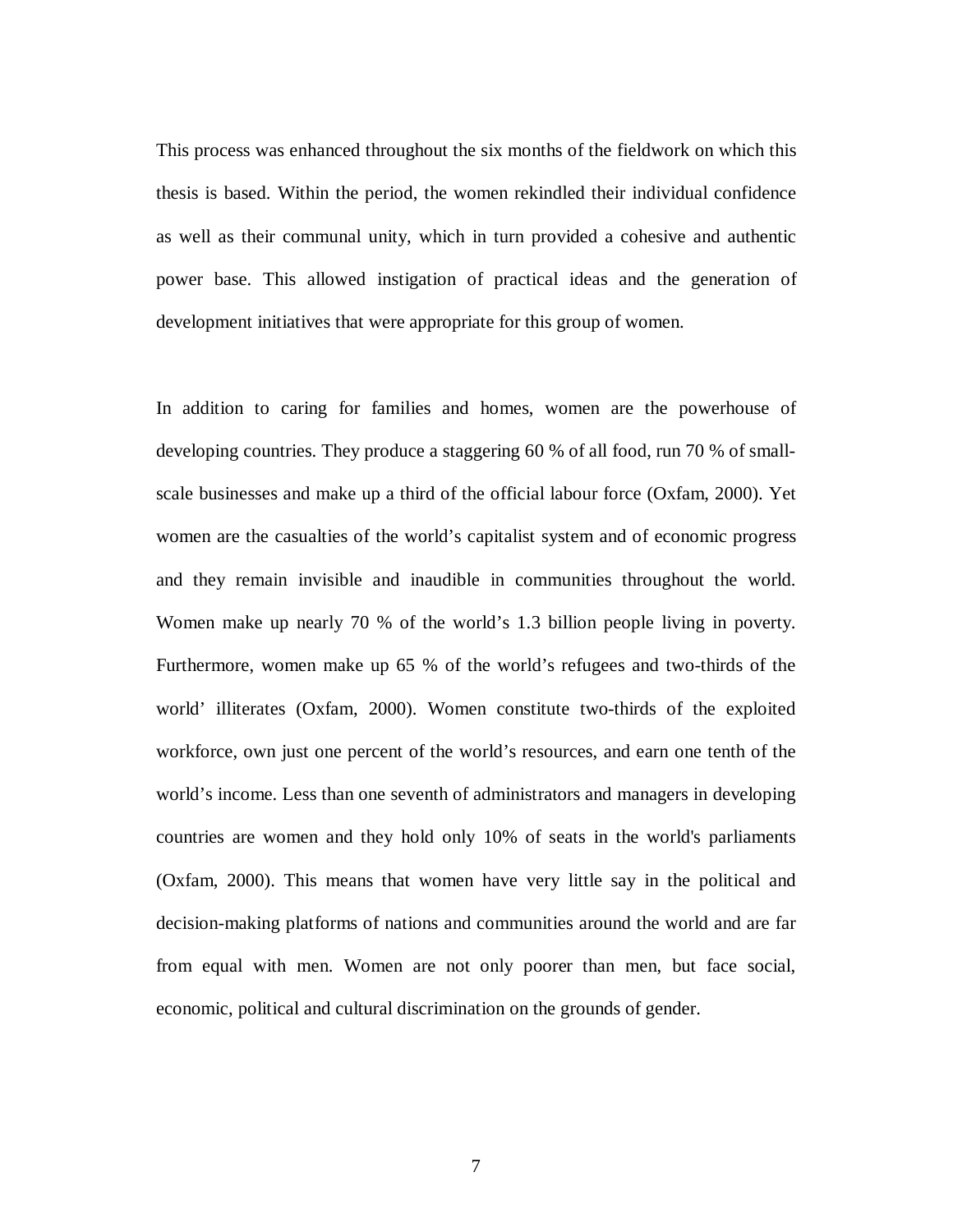This process was enhanced throughout the six months of the fieldwork on which this thesis is based. Within the period, the women rekindled their individual confidence as well as their communal unity, which in turn provided a cohesive and authentic power base. This allowed instigation of practical ideas and the generation of development initiatives that were appropriate for this group of women.

In addition to caring for families and homes, women are the powerhouse of developing countries. They produce a staggering 60 % of all food, run 70 % of small-scale businesses and make up a third of the official labour force (Oxfam, 2000). Yet women are the casualties of the world's capitalist system and of economic progress and they remain invisible and inaudible in communities throughout the world. Women make up nearly 70 % of the world's 1.3 billion people living in poverty. Furthermore, women make up 65 % of the world's refugees and two-thirds of the world' illiterates (Oxfam, 2000). Women constitute two-thirds of the exploited workforce, own just one percent of the world's resources, and earn one tenth of the world's income. Less than one seventh of administrators and managers in developing countries are women and they hold only 10% of seats in the world's parliaments (Oxfam, 2000). This means that women have very little say in the political and decision-making platforms of nations and communities around the world and are far from equal with men. Women are not only poorer than men, but face social, economic, political and cultural discrimination on the grounds of gender.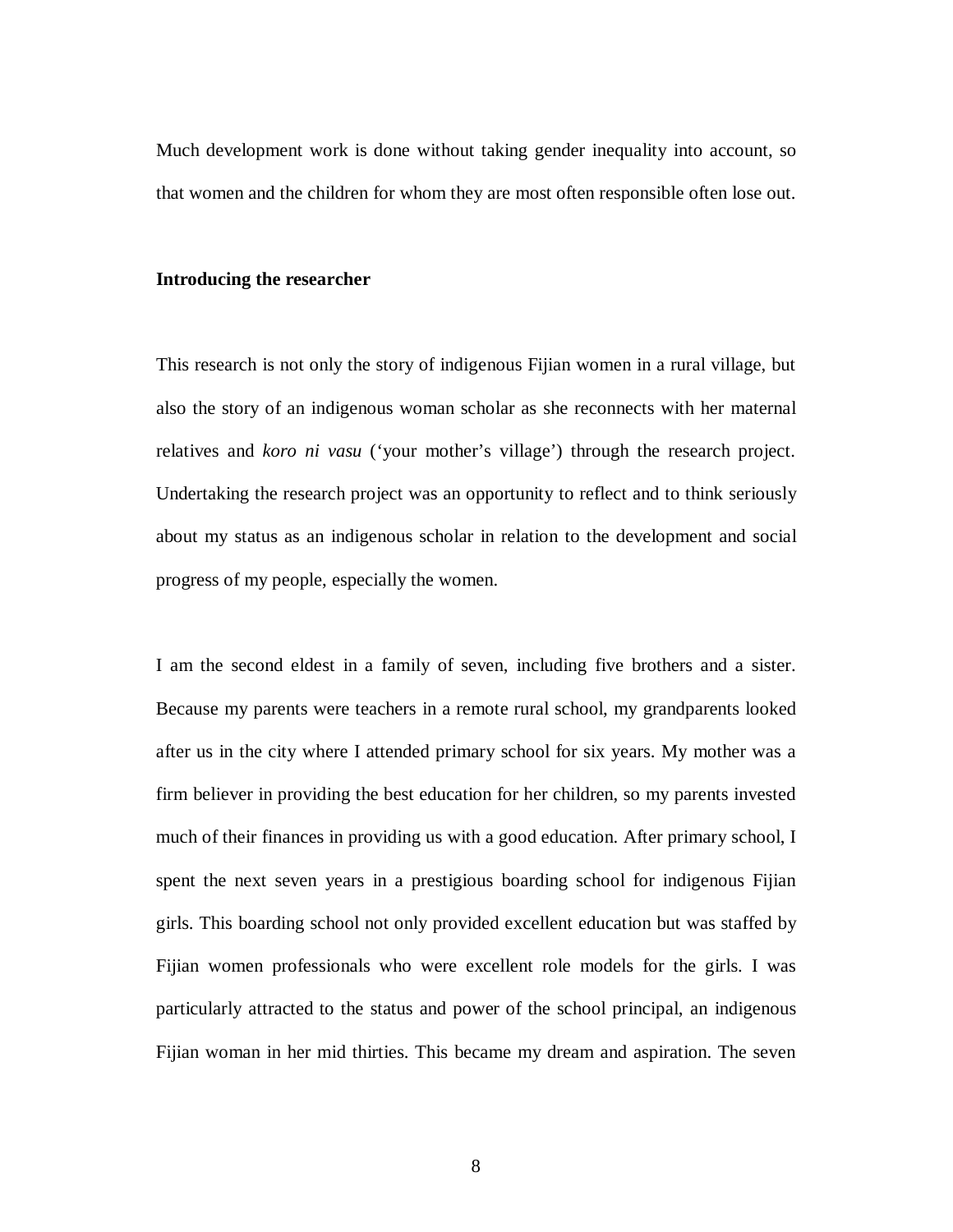Much development work is done without taking gender inequality into account, so that women and the children for whom they are most often responsible often lose out.

### Introducing the researcher

This research is not only the story of indigenous Fijian women in a rural village, but also the story of an indigenous woman scholar as she reconnects with her maternal relatives and *koro ni vasu* ('your mother's village') through the research project. Undertaking the research project was an opportunity to reflect and to think seriously about my status as an indigenous scholar in relation to the development and social progress of my people, especially the women.

I am the second eldest in a family of seven, including five brothers and a sister. Because my parents were teachers in a remote rural school, my grandparents looked after us in the city where I attended primary school for six years. My mother was a firm believer in providing the best education for her children, so my parents invested much of their finances in providing us with a good education. After primary school, I spent the next seven years in a prestigious boarding school for indigenous Fijian girls. This boarding school not only provided excellent education but was staffed by Fijian women professionals who were excellent role models for the girls. I was particularly attracted to the status and power of the school principal, an indigenous Fijian woman in her mid thirties. This became my dream and aspiration. The seven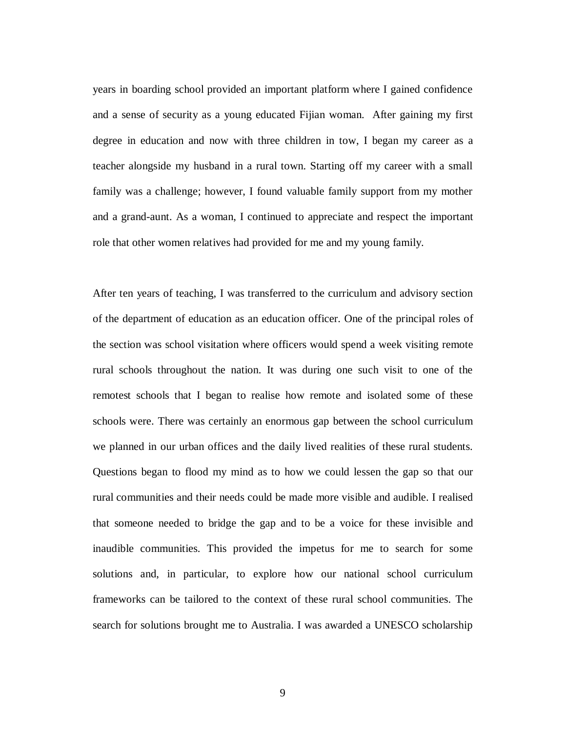years in boarding school provided an important platform where I gained confidence and a sense of security as a young educated Fijian woman. After gaining my first degree in education and now with three children in tow, I began my career as a teacher alongside my husband in a rural town. Starting off my career with a small family was a challenge; however, I found valuable family support from my mother and a grand-aunt. As a woman, I continued to appreciate and respect the important role that other women relatives had provided for me and my young family.

After ten years of teaching, I was transferred to the curriculum and advisory section of the department of education as an education officer. One of the principal roles of the section was school visitation where officers would spend a week visiting remote rural schools throughout the nation. It was during one such visit to one of the remotest schools that I began to realise how remote and isolated some of these schools were. There was certainly an enormous gap between the school curriculum we planned in our urban offices and the daily lived realities of these rural students. Questions began to flood my mind as to how we could lessen the gap so that our rural communities and their needs could be made more visible and audible. I realised that someone needed to bridge the gap and to be a voice for these invisible and inaudible communities. This provided the impetus for me to search for some solutions and, in particular, to explore how our national school curriculum frameworks can be tailored to the context of these rural school communities. The search for solutions brought me to Australia. I was awarded a UNESCO scholarship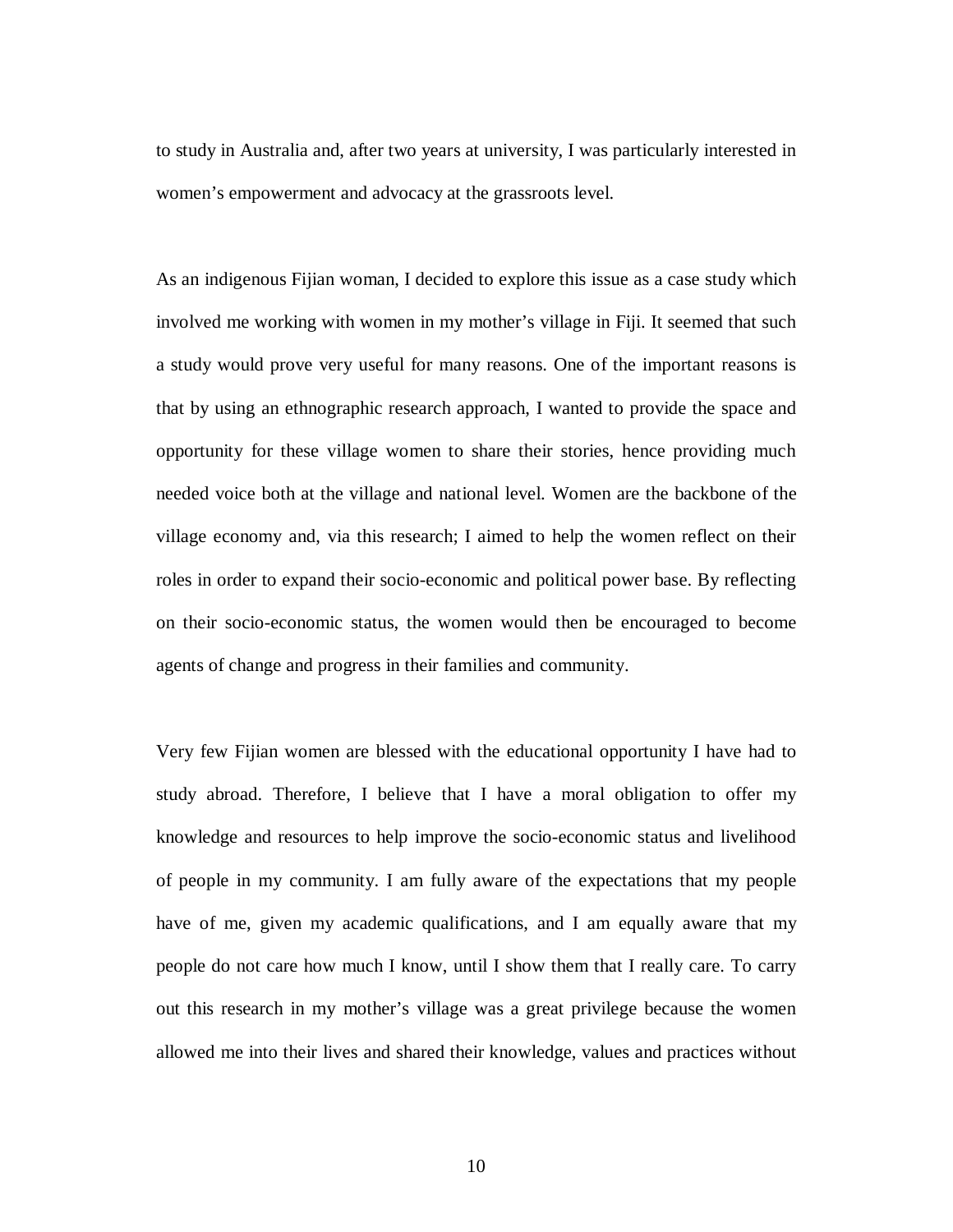to study in Australia and, after two years at university, I was particularly interested in women's empowerment and advocacy at the grassroots level.

As an indigenous Fijian woman, I decided to explore this issue as a case study which involved me working with women in my mother's village in Fiji. It seemed that such a study would prove very useful for many reasons. One of the important reasons is that by using an ethnographic research approach, I wanted to provide the space and opportunity for these village women to share their stories, hence providing much needed voice both at the village and national level. Women are the backbone of the village economy and, via this research; I aimed to help the women reflect on their roles in order to expand their socio-economic and political power base. By reflecting on their socio-economic status, the women would then be encouraged to become agents of change and progress in their families and community.

Very few Fijian women are blessed with the educational opportunity I have had to study abroad. Therefore, I believe that I have a moral obligation to offer my knowledge and resources to help improve the socio-economic status and livelihood of people in my community. I am fully aware of the expectations that my people have of me, given my academic qualifications, and I am equally aware that my people do not care how much I know, until I show them that I really care. To carry out this research in my mother's village was a great privilege because the women allowed me into their lives and shared their knowledge, values and practices without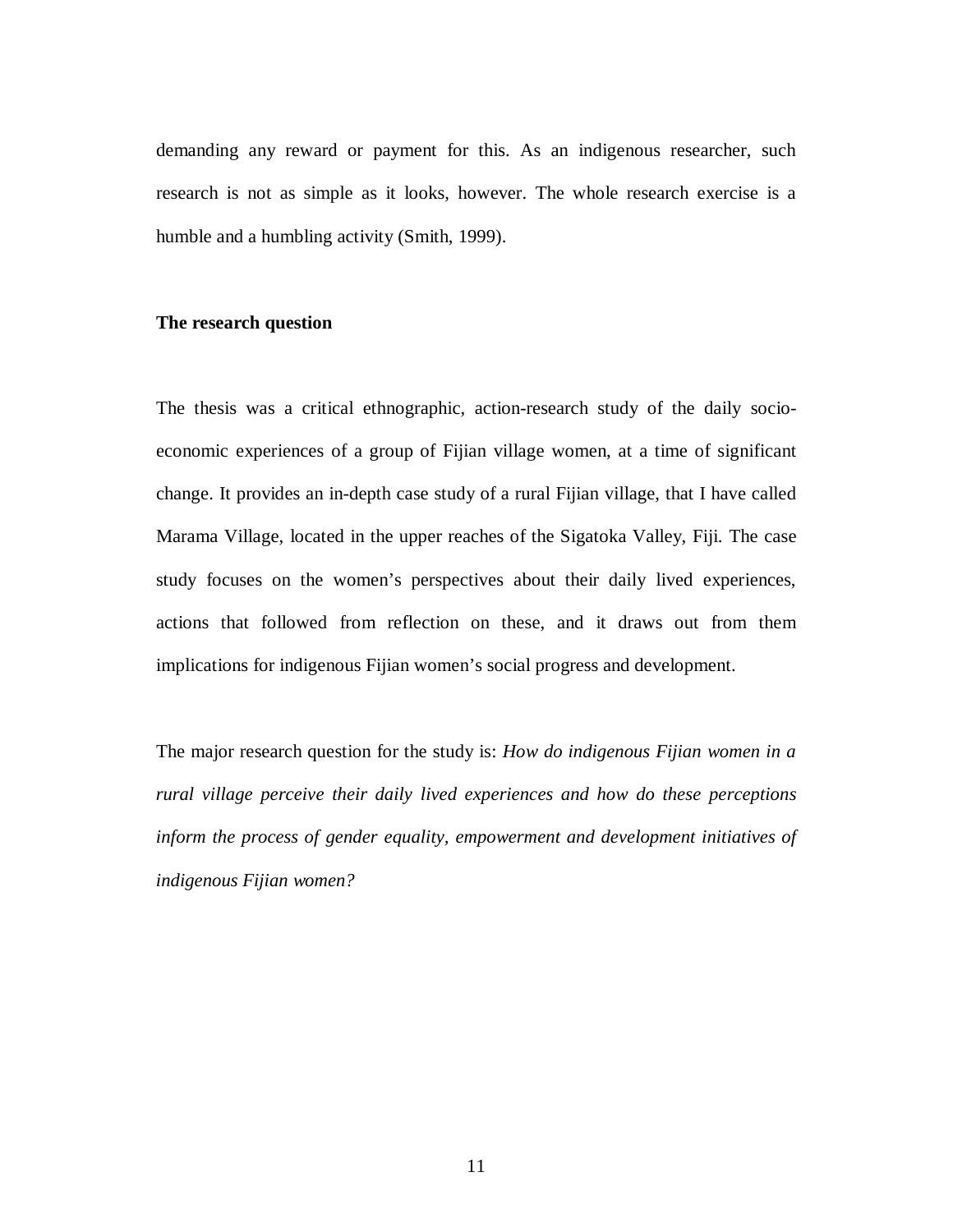demanding any reward or payment for this. As an indigenous researcher, such research is not as simple as it looks, however. The whole research exercise is a humble and a humbling activity (Smith, 1999).

## The research question

The thesis was a critical ethnographic, action-research study of the daily socio-economic experiences of a group of Fijian village women, at a time of significant change. It provides an in-depth case study of a rural Fijian village, that I have called Marama Village, located in the upper reaches of the Sigatoka Valley, Fiji. The case study focuses on the women's perspectives about their daily lived experiences, actions that followed from reflection on these, and it draws out from them implications for indigenous Fijian women's social progress and development.

The major research question for the study is: *How do indigenous Fijian women in a rural village perceive their daily lived experiences and how do these perceptions inform the process of gender equality, empowerment and development initiatives of indigenous Fijian women?*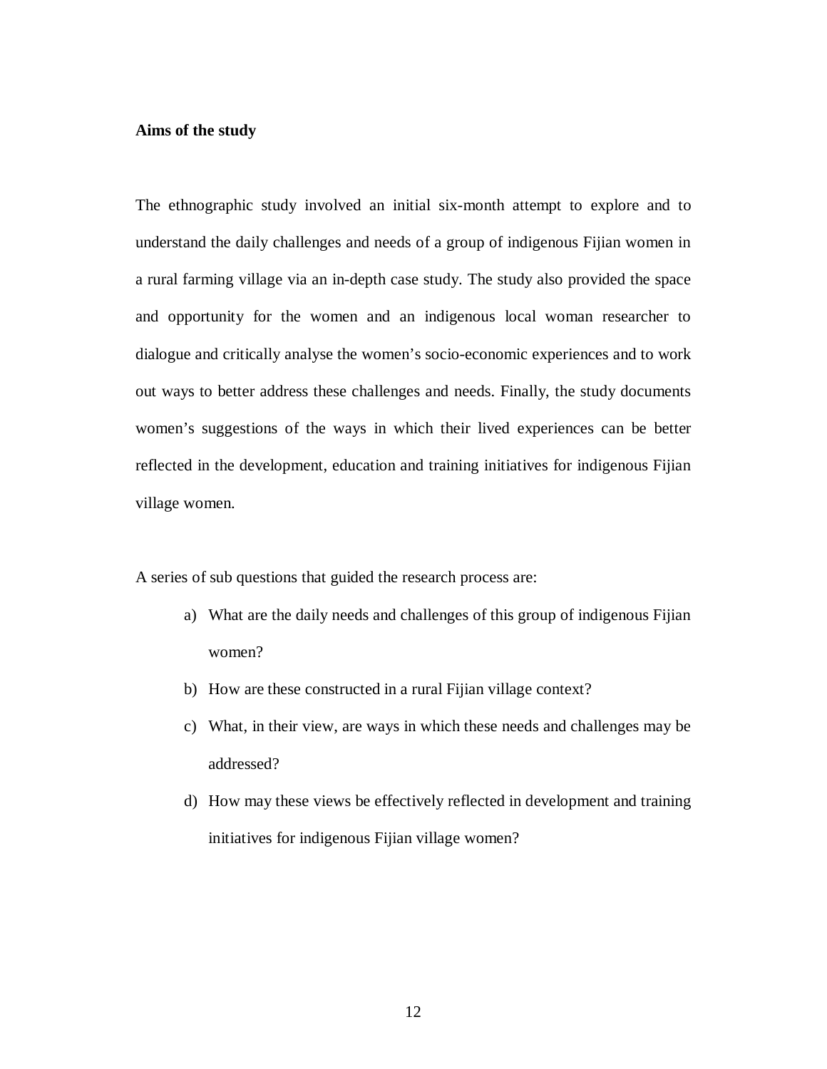**Aims of the study**

The ethnographic study involved an initial six-month attempt to explore and to understand the daily challenges and needs of a group of indigenous Fijian women in a rural farming village via an in-depth case study. The study also provided the space and opportunity for the women and an indigenous local woman researcher to dialogue and critically analyse the women's socio-economic experiences and to work out ways to better address these challenges and needs. Finally, the study documents women's suggestions of the ways in which their lived experiences can be better reflected in the development, education and training initiatives for indigenous Fijian village women.

A series of sub questions that guided the research process are:

a) What are the daily needs and challenges of this group of indigenous Fijian women?
b) How are these constructed in a rural Fijian village context?
c) What, in their view, are ways in which these needs and challenges may be addressed?
d) How may these views be effectively reflected in development and training initiatives for indigenous Fijian village women?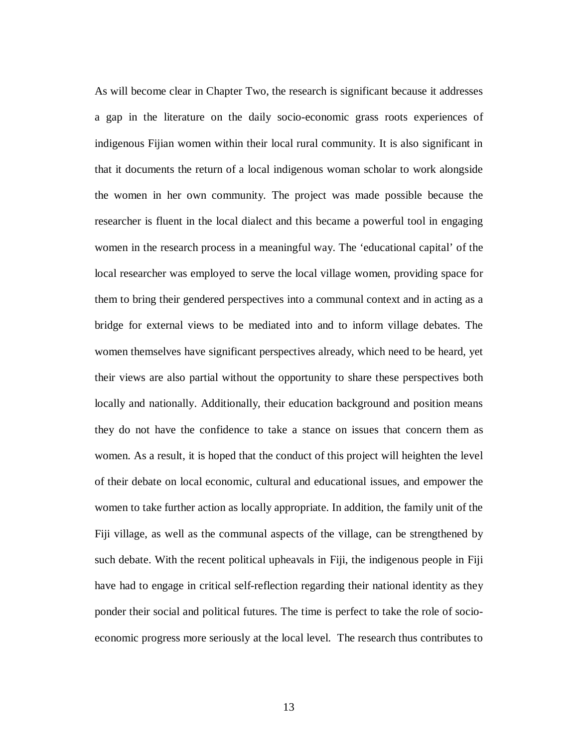As will become clear in Chapter Two, the research is significant because it addresses a gap in the literature on the daily socio-economic grass roots experiences of indigenous Fijian women within their local rural community. It is also significant in that it documents the return of a local indigenous woman scholar to work alongside the women in her own community. The project was made possible because the researcher is fluent in the local dialect and this became a powerful tool in engaging women in the research process in a meaningful way. The 'educational capital' of the local researcher was employed to serve the local village women, providing space for them to bring their gendered perspectives into a communal context and in acting as a bridge for external views to be mediated into and to inform village debates. The women themselves have significant perspectives already, which need to be heard, yet their views are also partial without the opportunity to share these perspectives both locally and nationally. Additionally, their education background and position means they do not have the confidence to take a stance on issues that concern them as women. As a result, it is hoped that the conduct of this project will heighten the level of their debate on local economic, cultural and educational issues, and empower the women to take further action as locally appropriate. In addition, the family unit of the Fiji village, as well as the communal aspects of the village, can be strengthened by such debate. With the recent political upheavals in Fiji, the indigenous people in Fiji have had to engage in critical self-reflection regarding their national identity as they ponder their social and political futures. The time is perfect to take the role of socio-economic progress more seriously at the local level. The research thus contributes to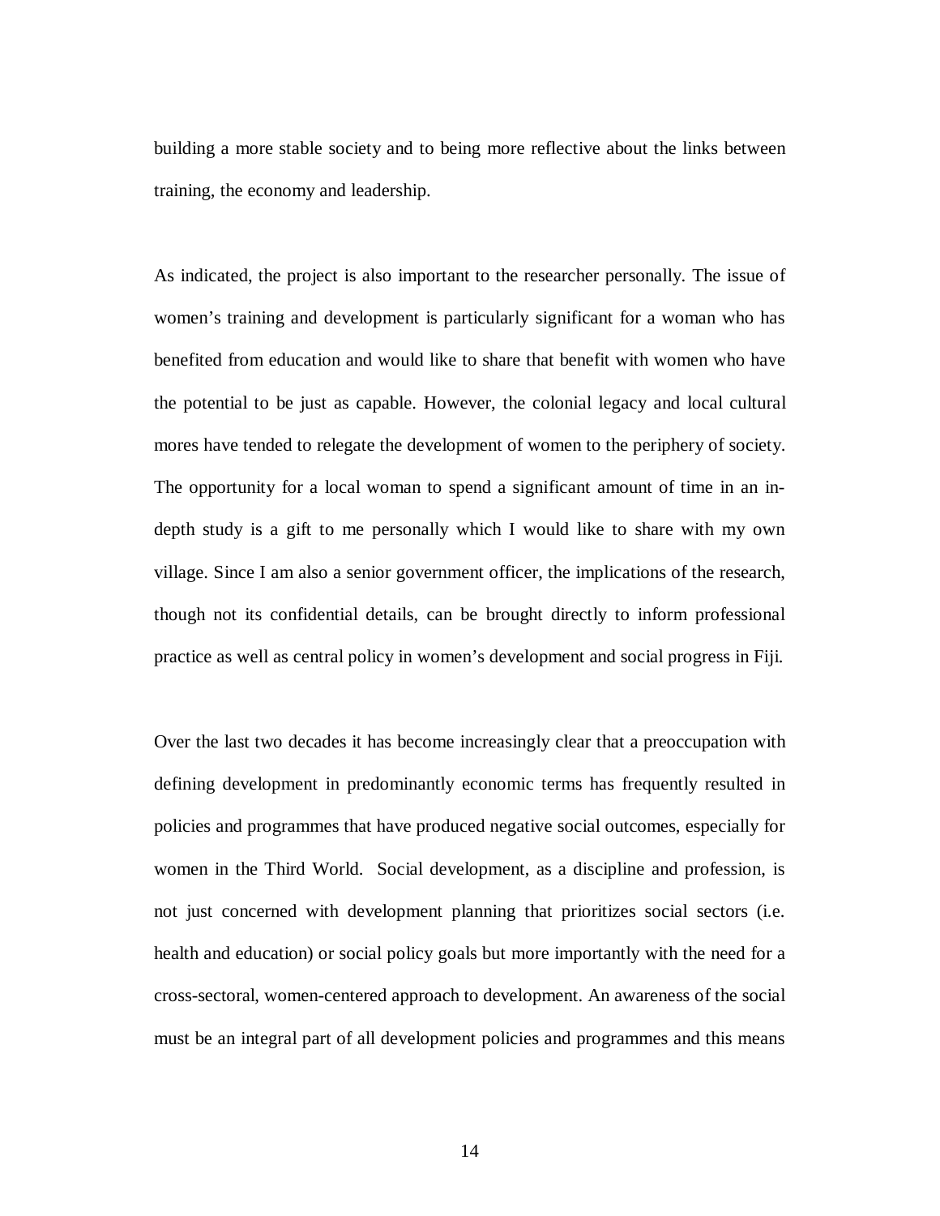building a more stable society and to being more reflective about the links between training, the economy and leadership.

As indicated, the project is also important to the researcher personally. The issue of women's training and development is particularly significant for a woman who has benefited from education and would like to share that benefit with women who have the potential to be just as capable. However, the colonial legacy and local cultural mores have tended to relegate the development of women to the periphery of society. The opportunity for a local woman to spend a significant amount of time in an in-depth study is a gift to me personally which I would like to share with my own village. Since I am also a senior government officer, the implications of the research, though not its confidential details, can be brought directly to inform professional practice as well as central policy in women's development and social progress in Fiji.

Over the last two decades it has become increasingly clear that a preoccupation with defining development in predominantly economic terms has frequently resulted in policies and programmes that have produced negative social outcomes, especially for women in the Third World. Social development, as a discipline and profession, is not just concerned with development planning that prioritizes social sectors (i.e. health and education) or social policy goals but more importantly with the need for a cross-sectoral, women-centered approach to development. An awareness of the social must be an integral part of all development policies and programmes and this means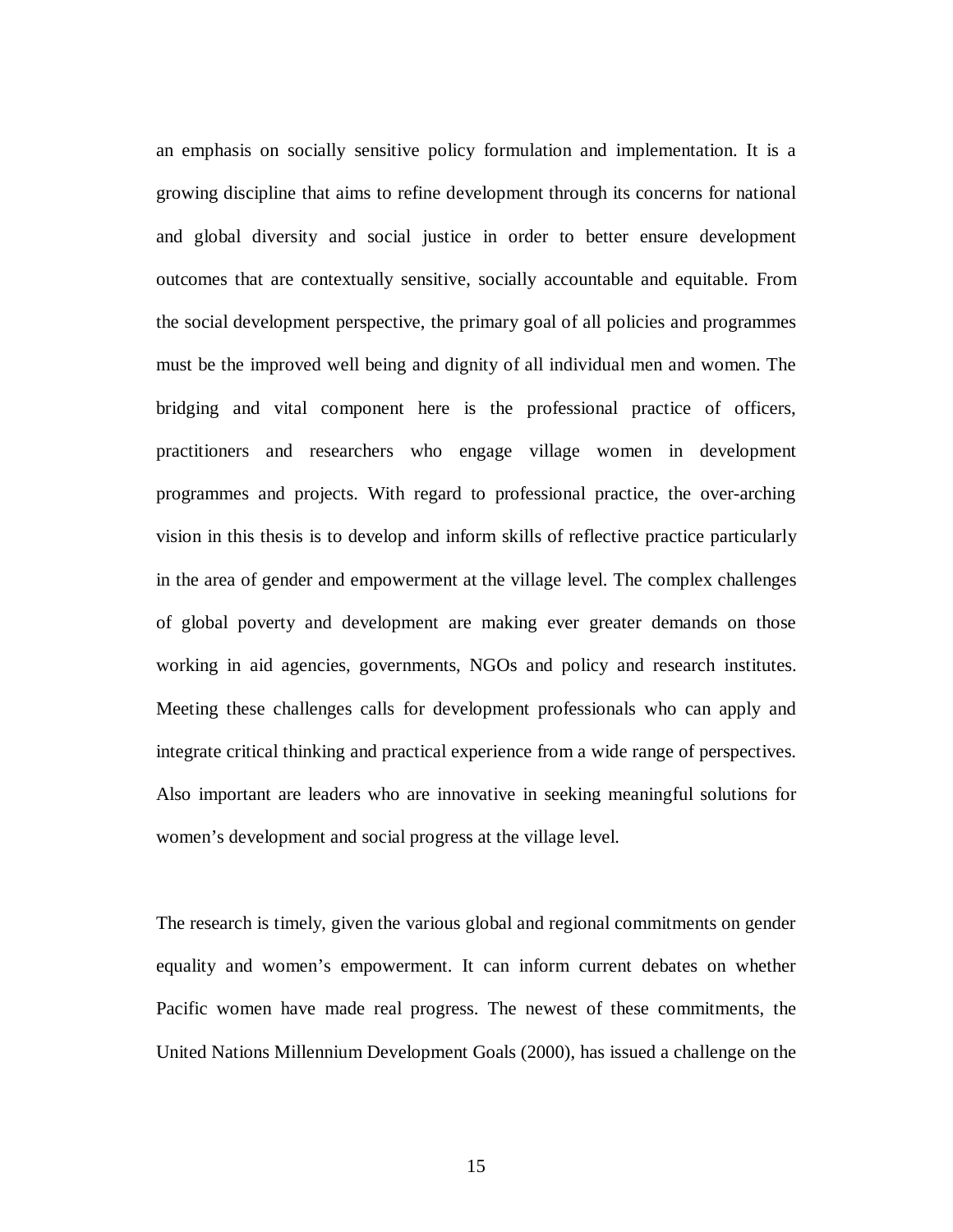an emphasis on socially sensitive policy formulation and implementation. It is a growing discipline that aims to refine development through its concerns for national and global diversity and social justice in order to better ensure development outcomes that are contextually sensitive, socially accountable and equitable. From the social development perspective, the primary goal of all policies and programmes must be the improved well being and dignity of all individual men and women. The bridging and vital component here is the professional practice of officers, practitioners and researchers who engage village women in development programmes and projects. With regard to professional practice, the over-arching vision in this thesis is to develop and inform skills of reflective practice particularly in the area of gender and empowerment at the village level. The complex challenges of global poverty and development are making ever greater demands on those working in aid agencies, governments, NGOs and policy and research institutes. Meeting these challenges calls for development professionals who can apply and integrate critical thinking and practical experience from a wide range of perspectives. Also important are leaders who are innovative in seeking meaningful solutions for women's development and social progress at the village level.

The research is timely, given the various global and regional commitments on gender equality and women's empowerment. It can inform current debates on whether Pacific women have made real progress. The newest of these commitments, the United Nations Millennium Development Goals (2000), has issued a challenge on the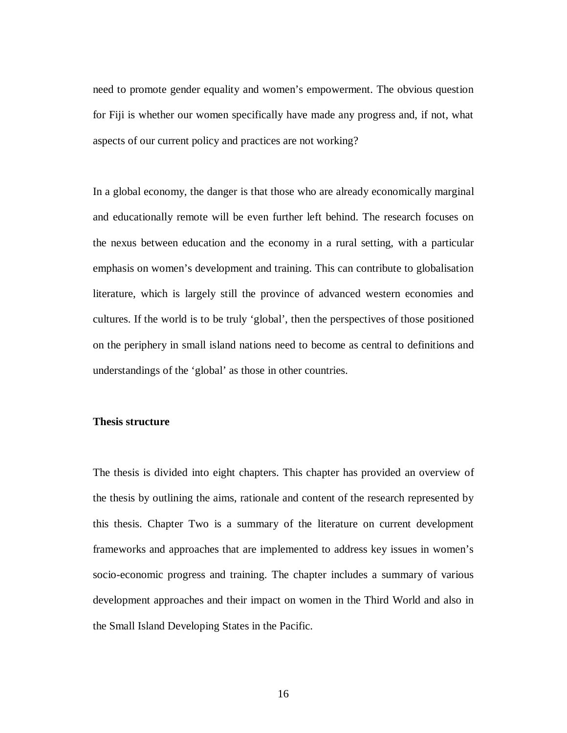need to promote gender equality and women's empowerment. The obvious question for Fiji is whether our women specifically have made any progress and, if not, what aspects of our current policy and practices are not working?

In a global economy, the danger is that those who are already economically marginal and educationally remote will be even further left behind. The research focuses on the nexus between education and the economy in a rural setting, with a particular emphasis on women's development and training. This can contribute to globalisation literature, which is largely still the province of advanced western economies and cultures. If the world is to be truly 'global', then the perspectives of those positioned on the periphery in small island nations need to become as central to definitions and understandings of the 'global' as those in other countries.

**Thesis structure**

The thesis is divided into eight chapters. This chapter has provided an overview of the thesis by outlining the aims, rationale and content of the research represented by this thesis. Chapter Two is a summary of the literature on current development frameworks and approaches that are implemented to address key issues in women's socio-economic progress and training. The chapter includes a summary of various development approaches and their impact on women in the Third World and also in the Small Island Developing States in the Pacific.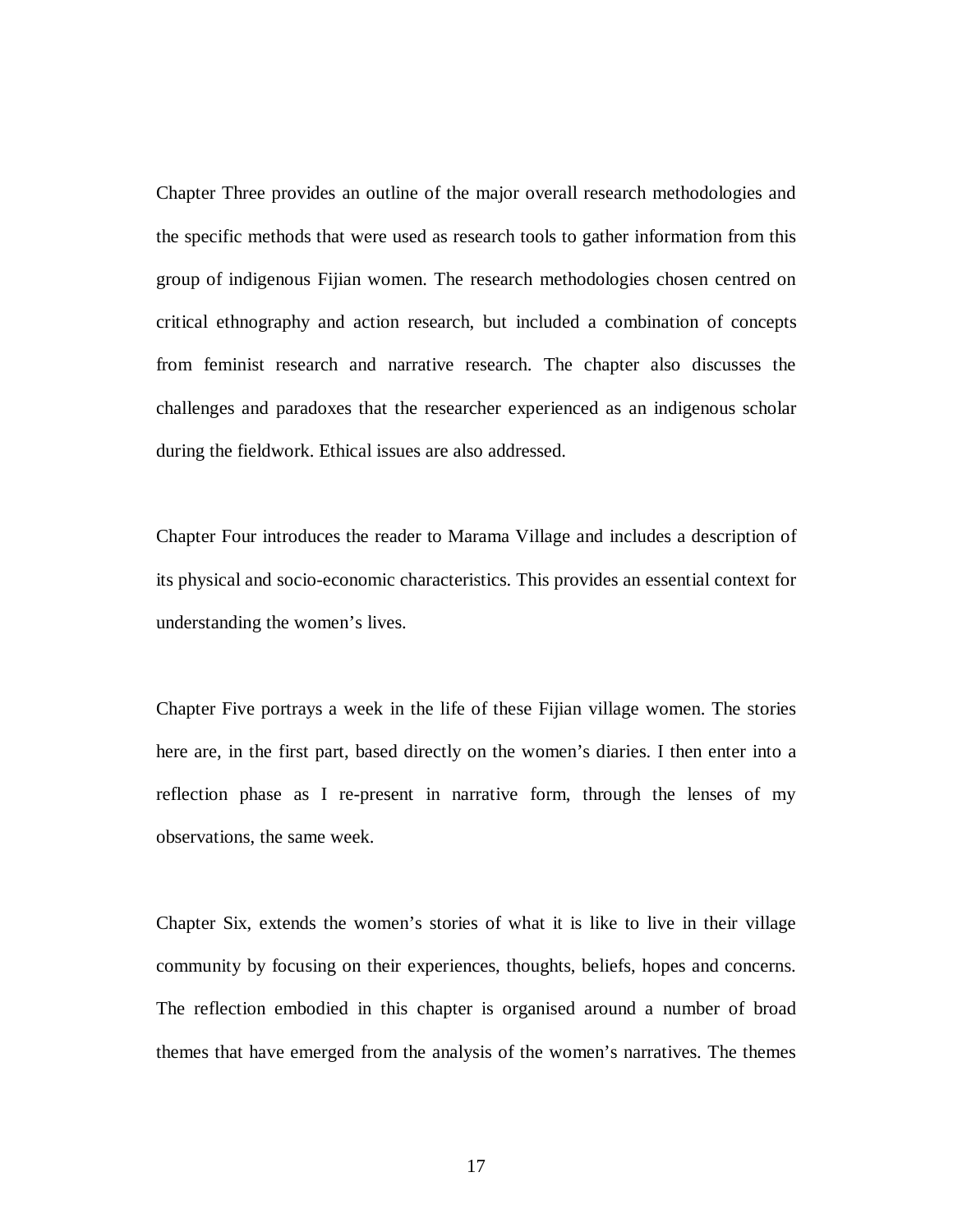Chapter Three provides an outline of the major overall research methodologies and the specific methods that were used as research tools to gather information from this group of indigenous Fijian women. The research methodologies chosen centred on critical ethnography and action research, but included a combination of concepts from feminist research and narrative research. The chapter also discusses the challenges and paradoxes that the researcher experienced as an indigenous scholar during the fieldwork. Ethical issues are also addressed.

Chapter Four introduces the reader to Marama Village and includes a description of its physical and socio-economic characteristics. This provides an essential context for understanding the women's lives.

Chapter Five portrays a week in the life of these Fijian village women. The stories here are, in the first part, based directly on the women's diaries. I then enter into a reflection phase as I re-present in narrative form, through the lenses of my observations, the same week.

Chapter Six, extends the women's stories of what it is like to live in their village community by focusing on their experiences, thoughts, beliefs, hopes and concerns. The reflection embodied in this chapter is organised around a number of broad themes that have emerged from the analysis of the women's narratives. The themes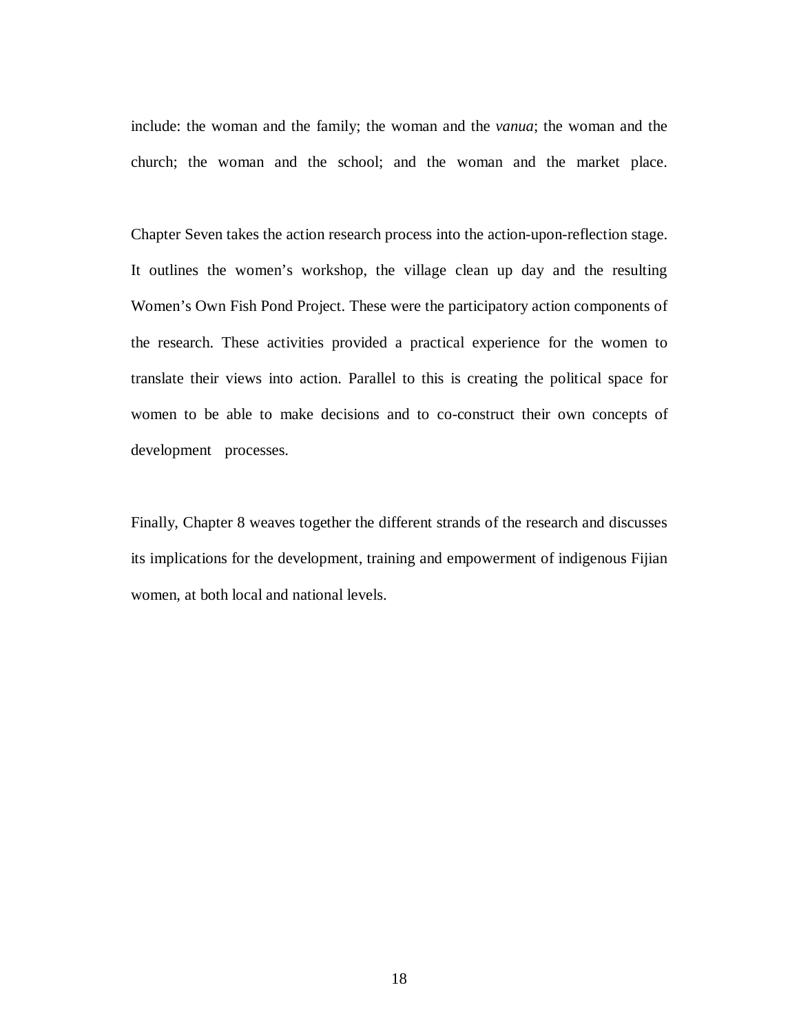include: the woman and the family; the woman and the *vanua*; the woman and the church; the woman and the school; and the woman and the market place.

Chapter Seven takes the action research process into the action-upon-reflection stage. It outlines the women's workshop, the village clean up day and the resulting Women's Own Fish Pond Project. These were the participatory action components of the research. These activities provided a practical experience for the women to translate their views into action. Parallel to this is creating the political space for women to be able to make decisions and to co-construct their own concepts of development processes.

Finally, Chapter 8 weaves together the different strands of the research and discusses its implications for the development, training and empowerment of indigenous Fijian women, at both local and national levels.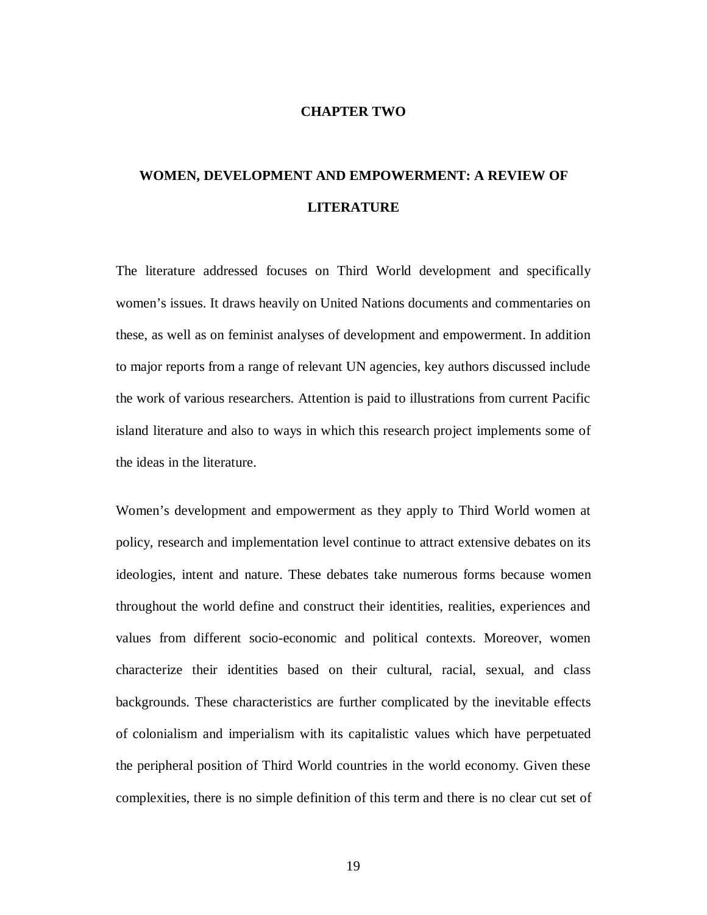# CHAPTER TWO

## WOMEN, DEVELOPMENT AND EMPOWERMENT: A REVIEW OF LITERATURE

The literature addressed focuses on Third World development and specifically women's issues. It draws heavily on United Nations documents and commentaries on these, as well as on feminist analyses of development and empowerment. In addition to major reports from a range of relevant UN agencies, key authors discussed include the work of various researchers. Attention is paid to illustrations from current Pacific island literature and also to ways in which this research project implements some of the ideas in the literature.

Women's development and empowerment as they apply to Third World women at policy, research and implementation level continue to attract extensive debates on its ideologies, intent and nature. These debates take numerous forms because women throughout the world define and construct their identities, realities, experiences and values from different socio-economic and political contexts. Moreover, women characterize their identities based on their cultural, racial, sexual, and class backgrounds. These characteristics are further complicated by the inevitable effects of colonialism and imperialism with its capitalistic values which have perpetuated the peripheral position of Third World countries in the world economy. Given these complexities, there is no simple definition of this term and there is no clear cut set of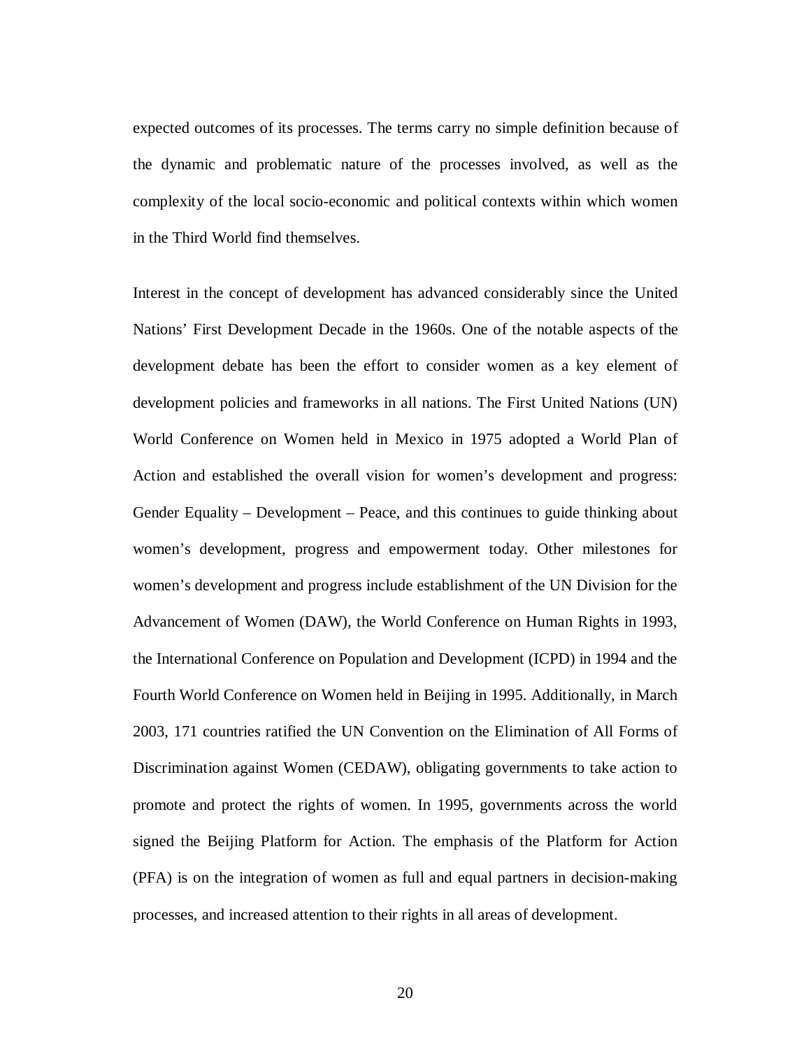expected outcomes of its processes. The terms carry no simple definition because of the dynamic and problematic nature of the processes involved, as well as the complexity of the local socio-economic and political contexts within which women in the Third World find themselves.

Interest in the concept of development has advanced considerably since the United Nations' First Development Decade in the 1960s. One of the notable aspects of the development debate has been the effort to consider women as a key element of development policies and frameworks in all nations. The First United Nations (UN) World Conference on Women held in Mexico in 1975 adopted a World Plan of Action and established the overall vision for women's development and progress: Gender Equality – Development – Peace, and this continues to guide thinking about women's development, progress and empowerment today. Other milestones for women's development and progress include establishment of the UN Division for the Advancement of Women (DAW), the World Conference on Human Rights in 1993, the International Conference on Population and Development (ICPD) in 1994 and the Fourth World Conference on Women held in Beijing in 1995. Additionally, in March 2003, 171 countries ratified the UN Convention on the Elimination of All Forms of Discrimination against Women (CEDAW), obligating governments to take action to promote and protect the rights of women. In 1995, governments across the world signed the Beijing Platform for Action. The emphasis of the Platform for Action (PFA) is on the integration of women as full and equal partners in decision-making processes, and increased attention to their rights in all areas of development.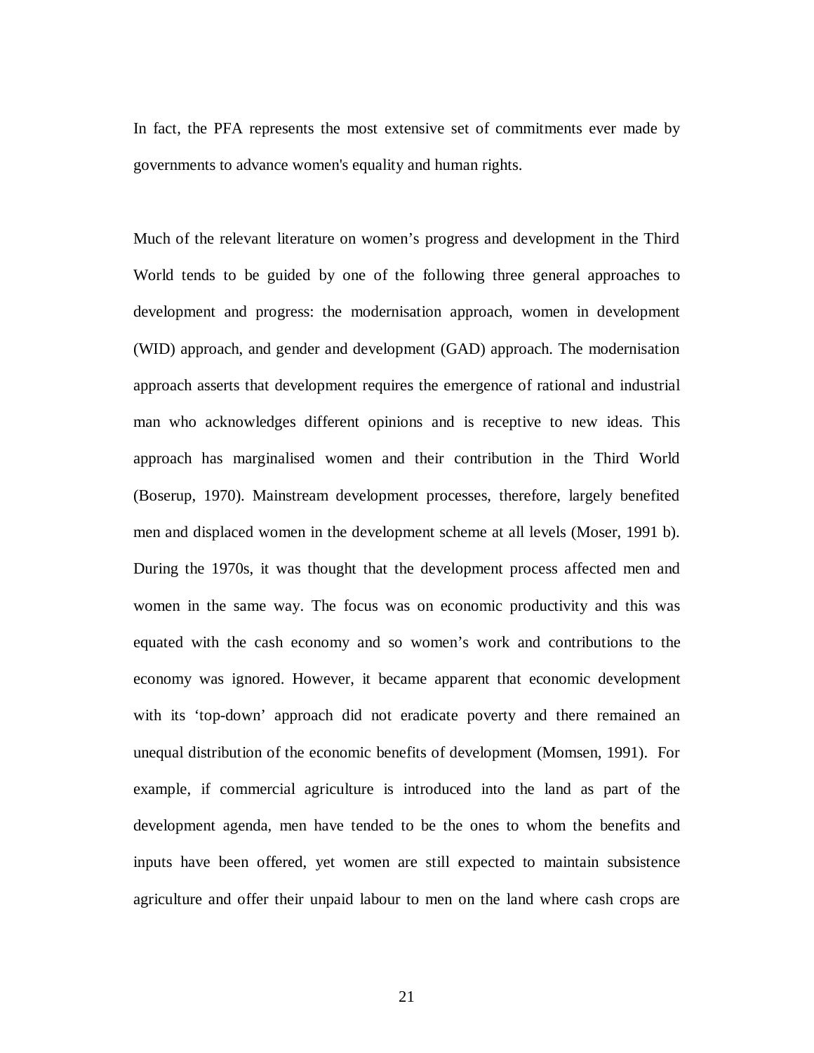In fact, the PFA represents the most extensive set of commitments ever made by governments to advance women's equality and human rights.

Much of the relevant literature on women's progress and development in the Third World tends to be guided by one of the following three general approaches to development and progress: the modernisation approach, women in development (WID) approach, and gender and development (GAD) approach. The modernisation approach asserts that development requires the emergence of rational and industrial man who acknowledges different opinions and is receptive to new ideas. This approach has marginalised women and their contribution in the Third World (Boserup, 1970). Mainstream development processes, therefore, largely benefited men and displaced women in the development scheme at all levels (Moser, 1991 b). During the 1970s, it was thought that the development process affected men and women in the same way. The focus was on economic productivity and this was equated with the cash economy and so women's work and contributions to the economy was ignored. However, it became apparent that economic development with its 'top-down' approach did not eradicate poverty and there remained an unequal distribution of the economic benefits of development (Momsen, 1991). For example, if commercial agriculture is introduced into the land as part of the development agenda, men have tended to be the ones to whom the benefits and inputs have been offered, yet women are still expected to maintain subsistence agriculture and offer their unpaid labour to men on the land where cash crops are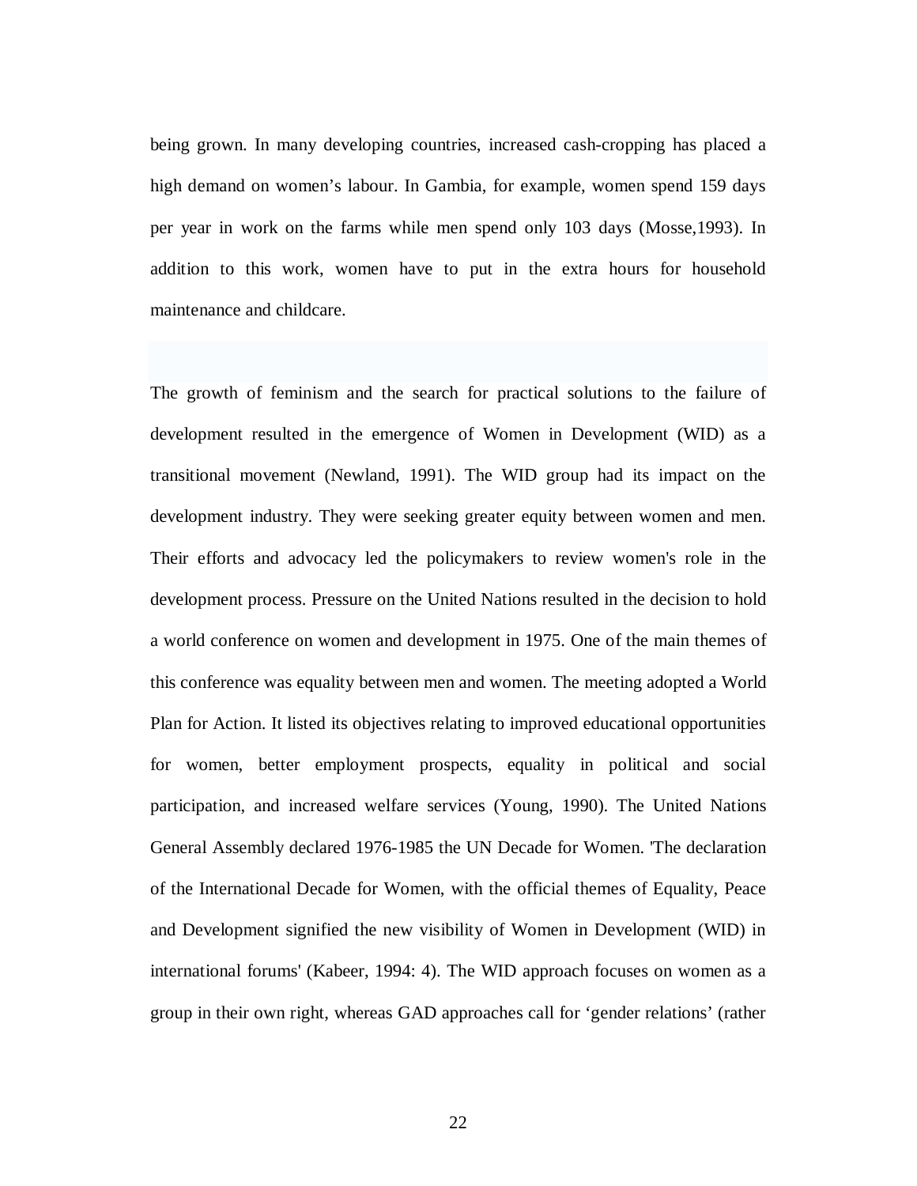being grown. In many developing countries, increased cash-cropping has placed a high demand on women's labour. In Gambia, for example, women spend 159 days per year in work on the farms while men spend only 103 days (Mosse,1993). In addition to this work, women have to put in the extra hours for household maintenance and childcare.

The growth of feminism and the search for practical solutions to the failure of development resulted in the emergence of Women in Development (WID) as a transitional movement (Newland, 1991). The WID group had its impact on the development industry. They were seeking greater equity between women and men. Their efforts and advocacy led the policymakers to review women's role in the development process. Pressure on the United Nations resulted in the decision to hold a world conference on women and development in 1975. One of the main themes of this conference was equality between men and women. The meeting adopted a World Plan for Action. It listed its objectives relating to improved educational opportunities for women, better employment prospects, equality in political and social participation, and increased welfare services (Young, 1990). The United Nations General Assembly declared 1976-1985 the UN Decade for Women. 'The declaration of the International Decade for Women, with the official themes of Equality, Peace and Development signified the new visibility of Women in Development (WID) in international forums' (Kabeer, 1994: 4). The WID approach focuses on women as a group in their own right, whereas GAD approaches call for 'gender relations' (rather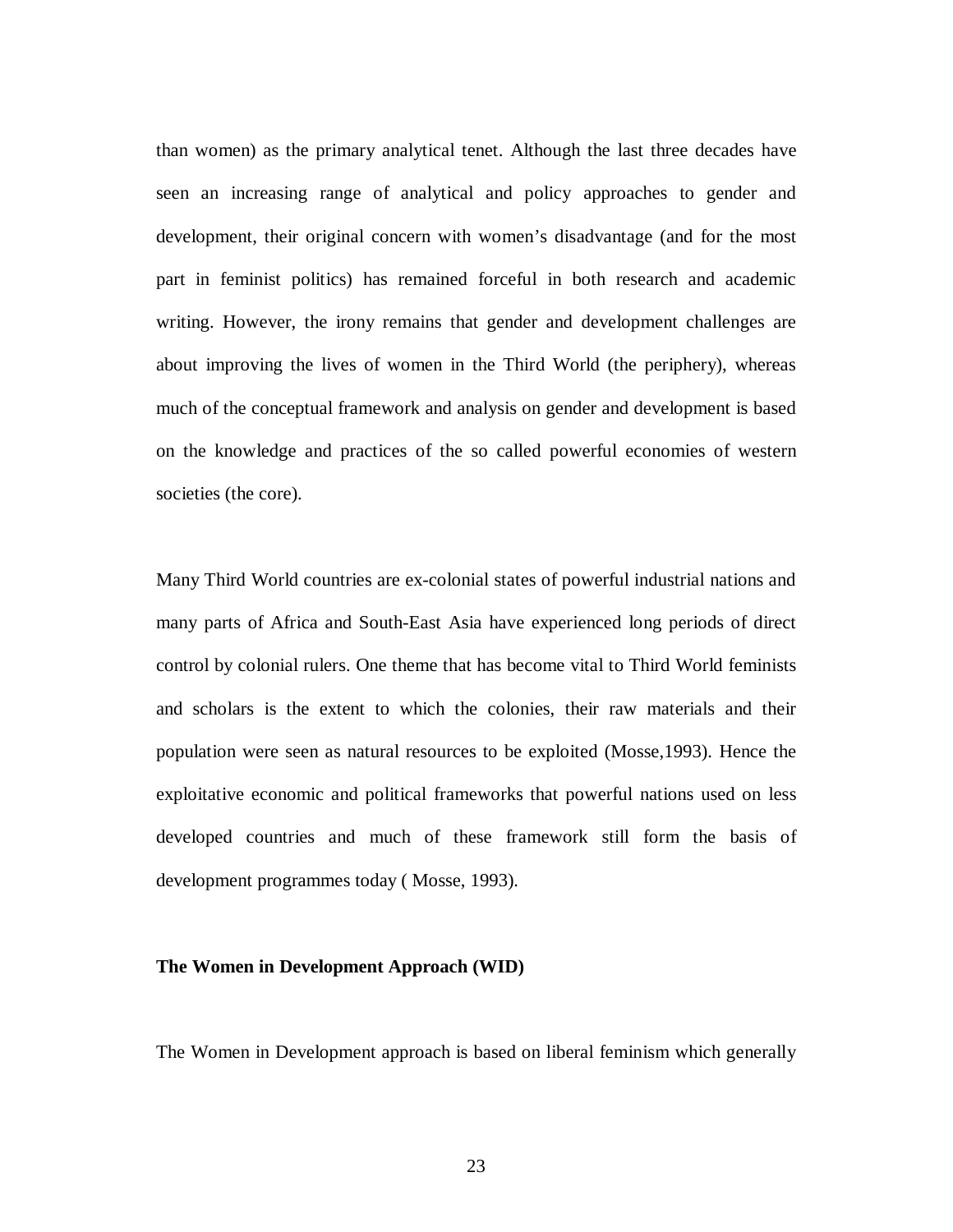than women) as the primary analytical tenet. Although the last three decades have seen an increasing range of analytical and policy approaches to gender and development, their original concern with women's disadvantage (and for the most part in feminist politics) has remained forceful in both research and academic writing. However, the irony remains that gender and development challenges are about improving the lives of women in the Third World (the periphery), whereas much of the conceptual framework and analysis on gender and development is based on the knowledge and practices of the so called powerful economies of western societies (the core).

Many Third World countries are ex-colonial states of powerful industrial nations and many parts of Africa and South-East Asia have experienced long periods of direct control by colonial rulers. One theme that has become vital to Third World feminists and scholars is the extent to which the colonies, their raw materials and their population were seen as natural resources to be exploited (Mosse,1993). Hence the exploitative economic and political frameworks that powerful nations used on less developed countries and much of these framework still form the basis of development programmes today ( Mosse, 1993).

**The Women in Development Approach (WID)**

The Women in Development approach is based on liberal feminism which generally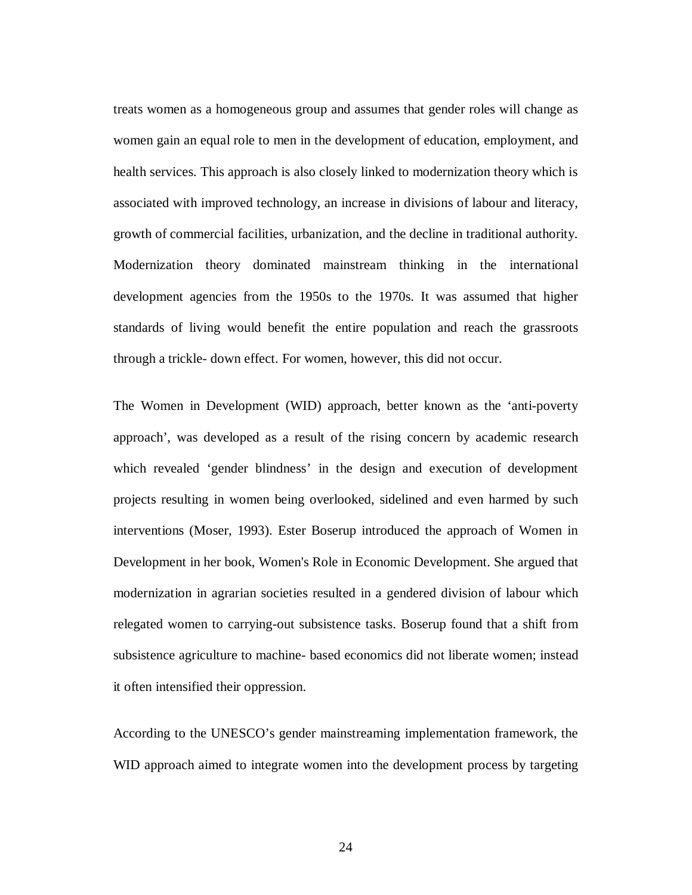treats women as a homogeneous group and assumes that gender roles will change as women gain an equal role to men in the development of education, employment, and health services. This approach is also closely linked to modernization theory which is associated with improved technology, an increase in divisions of labour and literacy, growth of commercial facilities, urbanization, and the decline in traditional authority. Modernization theory dominated mainstream thinking in the international development agencies from the 1950s to the 1970s. It was assumed that higher standards of living would benefit the entire population and reach the grassroots through a trickle- down effect. For women, however, this did not occur.

The Women in Development (WID) approach, better known as the ‘anti-poverty approach’, was developed as a result of the rising concern by academic research which revealed ‘gender blindness’ in the design and execution of development projects resulting in women being overlooked, sidelined and even harmed by such interventions (Moser, 1993). Ester Boserup introduced the approach of Women in Development in her book, Women's Role in Economic Development. She argued that modernization in agrarian societies resulted in a gendered division of labour which relegated women to carrying-out subsistence tasks. Boserup found that a shift from subsistence agriculture to machine- based economics did not liberate women; instead it often intensified their oppression.

According to the UNESCO’s gender mainstreaming implementation framework, the WID approach aimed to integrate women into the development process by targeting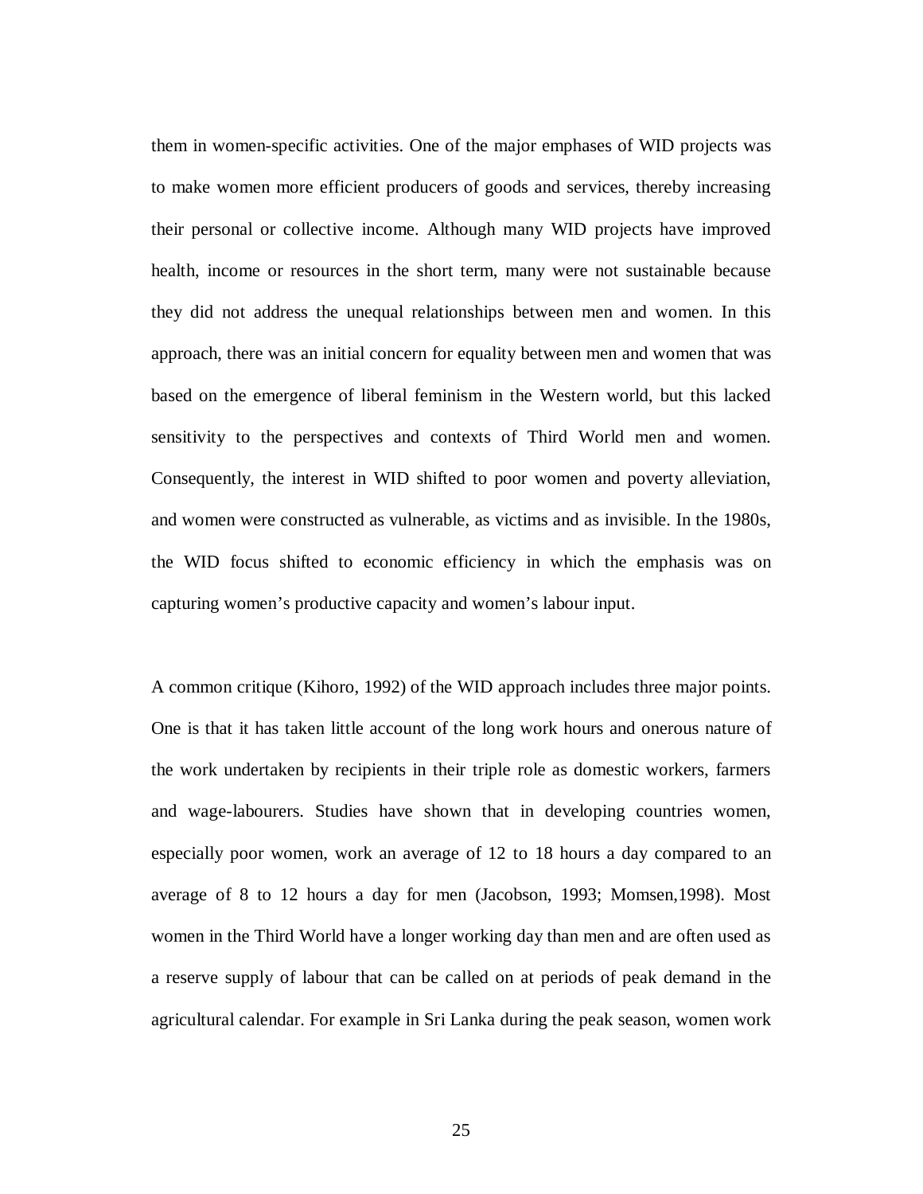them in women-specific activities. One of the major emphases of WID projects was to make women more efficient producers of goods and services, thereby increasing their personal or collective income. Although many WID projects have improved health, income or resources in the short term, many were not sustainable because they did not address the unequal relationships between men and women. In this approach, there was an initial concern for equality between men and women that was based on the emergence of liberal feminism in the Western world, but this lacked sensitivity to the perspectives and contexts of Third World men and women. Consequently, the interest in WID shifted to poor women and poverty alleviation, and women were constructed as vulnerable, as victims and as invisible. In the 1980s, the WID focus shifted to economic efficiency in which the emphasis was on capturing women's productive capacity and women's labour input.

A common critique (Kihoro, 1992) of the WID approach includes three major points. One is that it has taken little account of the long work hours and onerous nature of the work undertaken by recipients in their triple role as domestic workers, farmers and wage-labourers. Studies have shown that in developing countries women, especially poor women, work an average of 12 to 18 hours a day compared to an average of 8 to 12 hours a day for men (Jacobson, 1993; Momsen,1998). Most women in the Third World have a longer working day than men and are often used as a reserve supply of labour that can be called on at periods of peak demand in the agricultural calendar. For example in Sri Lanka during the peak season, women work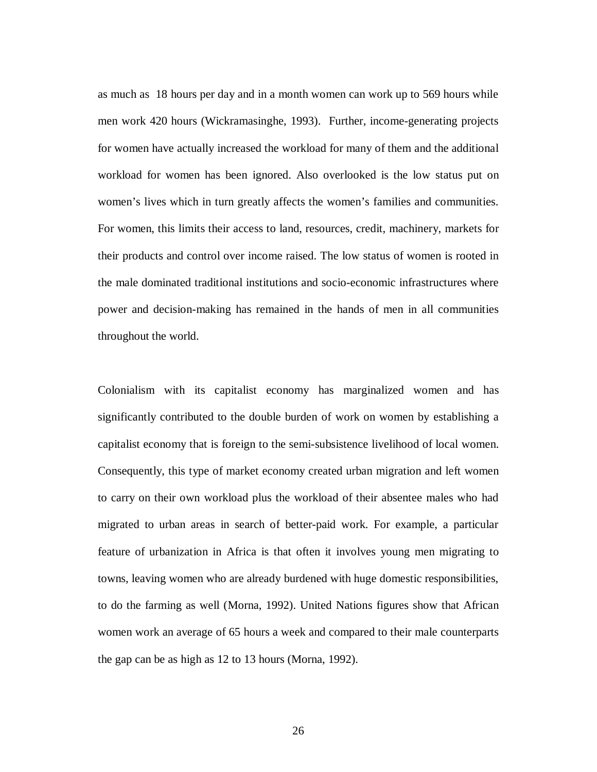as much as 18 hours per day and in a month women can work up to 569 hours while men work 420 hours (Wickramasinghe, 1993). Further, income-generating projects for women have actually increased the workload for many of them and the additional workload for women has been ignored. Also overlooked is the low status put on women's lives which in turn greatly affects the women's families and communities. For women, this limits their access to land, resources, credit, machinery, markets for their products and control over income raised. The low status of women is rooted in the male dominated traditional institutions and socio-economic infrastructures where power and decision-making has remained in the hands of men in all communities throughout the world.

Colonialism with its capitalist economy has marginalized women and has significantly contributed to the double burden of work on women by establishing a capitalist economy that is foreign to the semi-subsistence livelihood of local women. Consequently, this type of market economy created urban migration and left women to carry on their own workload plus the workload of their absentee males who had migrated to urban areas in search of better-paid work. For example, a particular feature of urbanization in Africa is that often it involves young men migrating to towns, leaving women who are already burdened with huge domestic responsibilities, to do the farming as well (Morna, 1992). United Nations figures show that African women work an average of 65 hours a week and compared to their male counterparts the gap can be as high as 12 to 13 hours (Morna, 1992).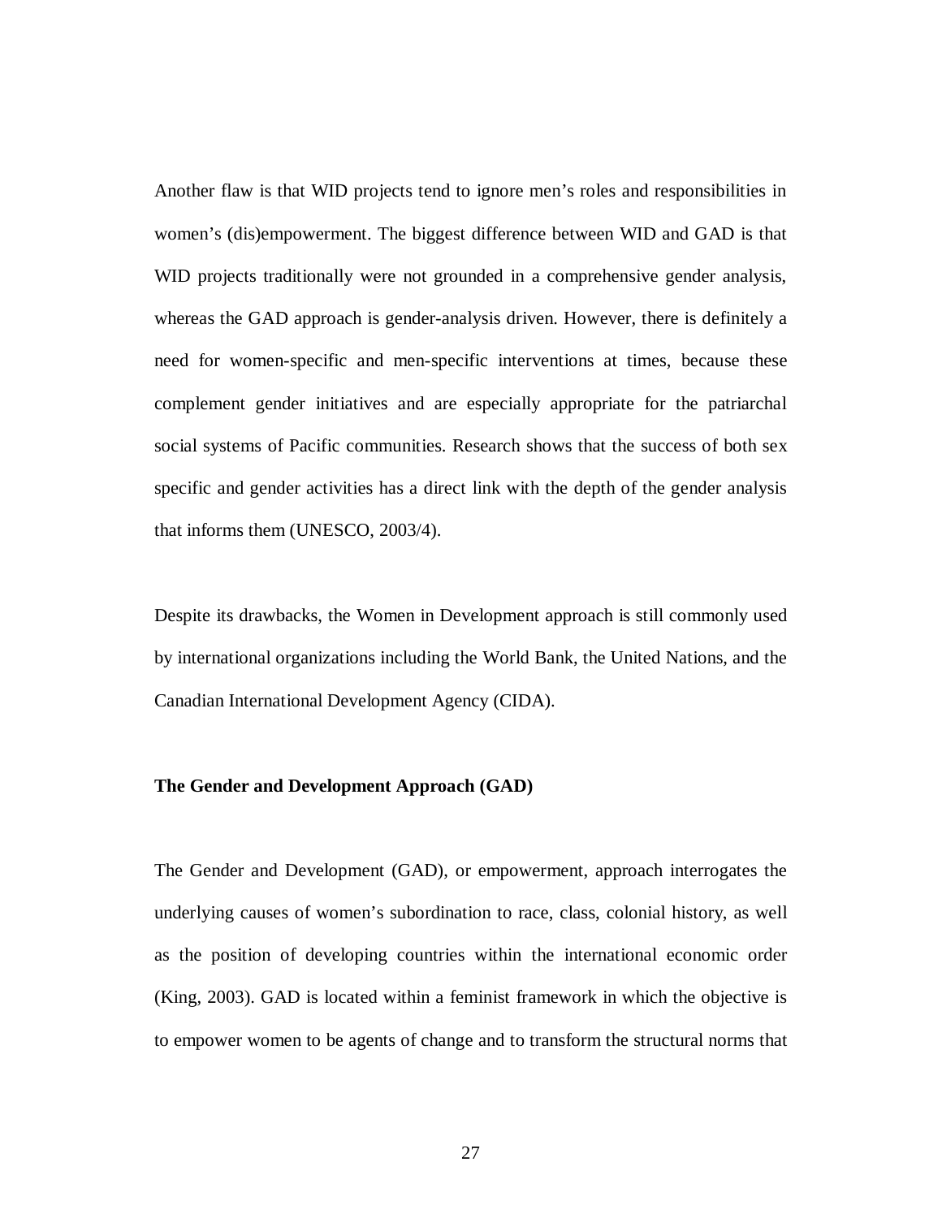Another flaw is that WID projects tend to ignore men's roles and responsibilities in women's (dis)empowerment. The biggest difference between WID and GAD is that WID projects traditionally were not grounded in a comprehensive gender analysis, whereas the GAD approach is gender-analysis driven. However, there is definitely a need for women-specific and men-specific interventions at times, because these complement gender initiatives and are especially appropriate for the patriarchal social systems of Pacific communities. Research shows that the success of both sex specific and gender activities has a direct link with the depth of the gender analysis that informs them (UNESCO, 2003/4).

Despite its drawbacks, the Women in Development approach is still commonly used by international organizations including the World Bank, the United Nations, and the Canadian International Development Agency (CIDA).

**The Gender and Development Approach (GAD)**

The Gender and Development (GAD), or empowerment, approach interrogates the underlying causes of women's subordination to race, class, colonial history, as well as the position of developing countries within the international economic order (King, 2003). GAD is located within a feminist framework in which the objective is to empower women to be agents of change and to transform the structural norms that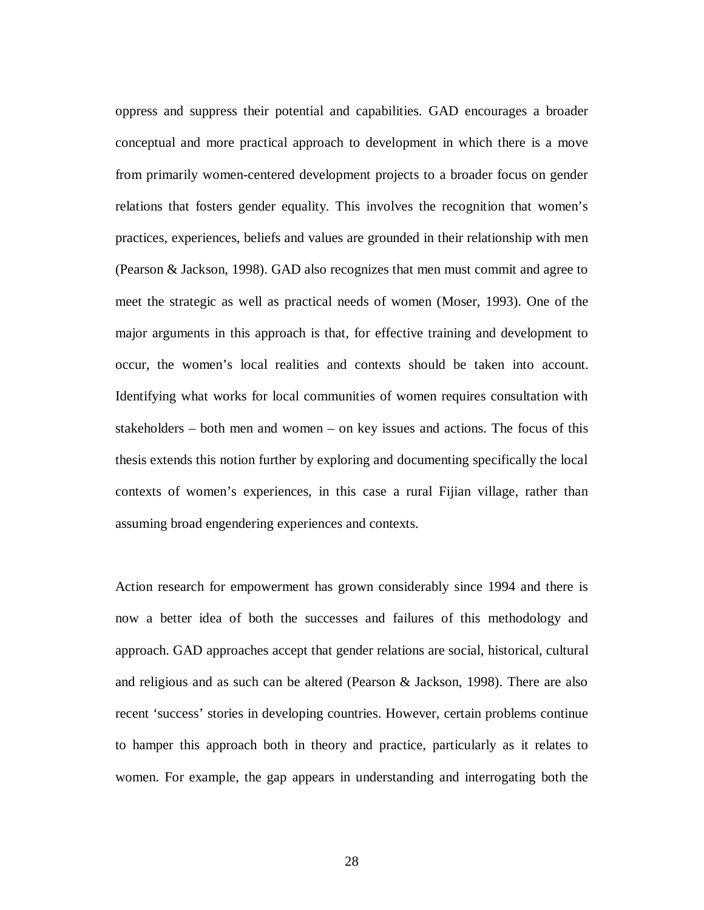oppress and suppress their potential and capabilities. GAD encourages a broader conceptual and more practical approach to development in which there is a move from primarily women-centered development projects to a broader focus on gender relations that fosters gender equality. This involves the recognition that women's practices, experiences, beliefs and values are grounded in their relationship with men (Pearson & Jackson, 1998). GAD also recognizes that men must commit and agree to meet the strategic as well as practical needs of women (Moser, 1993). One of the major arguments in this approach is that, for effective training and development to occur, the women's local realities and contexts should be taken into account. Identifying what works for local communities of women requires consultation with stakeholders – both men and women – on key issues and actions. The focus of this thesis extends this notion further by exploring and documenting specifically the local contexts of women's experiences, in this case a rural Fijian village, rather than assuming broad engendering experiences and contexts.

Action research for empowerment has grown considerably since 1994 and there is now a better idea of both the successes and failures of this methodology and approach. GAD approaches accept that gender relations are social, historical, cultural and religious and as such can be altered (Pearson & Jackson, 1998). There are also recent 'success' stories in developing countries. However, certain problems continue to hamper this approach both in theory and practice, particularly as it relates to women. For example, the gap appears in understanding and interrogating both the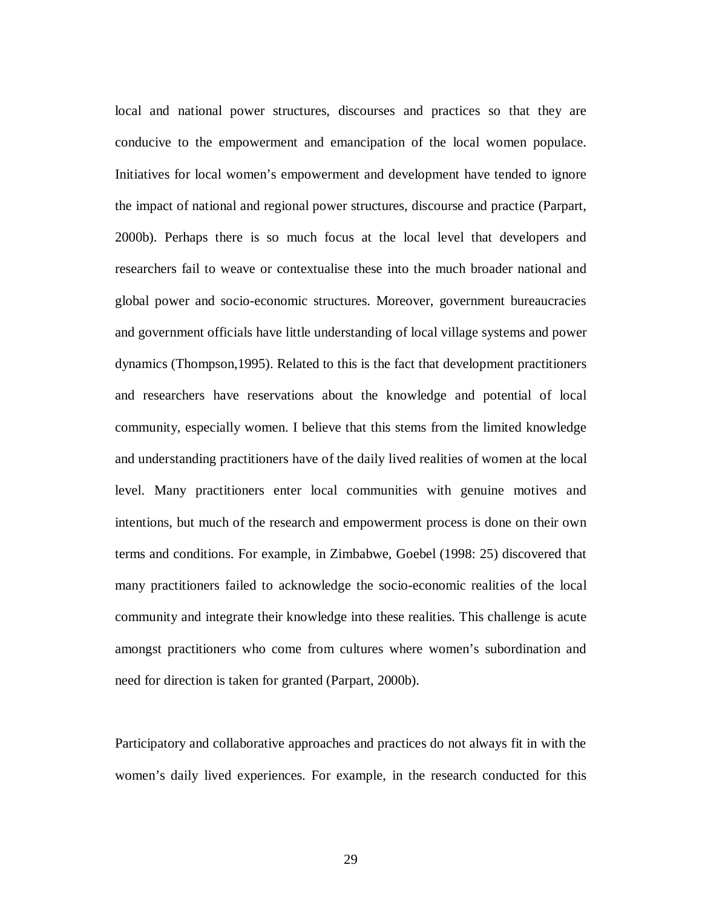local and national power structures, discourses and practices so that they are conducive to the empowerment and emancipation of the local women populace. Initiatives for local women's empowerment and development have tended to ignore the impact of national and regional power structures, discourse and practice (Parpart, 2000b). Perhaps there is so much focus at the local level that developers and researchers fail to weave or contextualise these into the much broader national and global power and socio-economic structures. Moreover, government bureaucracies and government officials have little understanding of local village systems and power dynamics (Thompson,1995). Related to this is the fact that development practitioners and researchers have reservations about the knowledge and potential of local community, especially women. I believe that this stems from the limited knowledge and understanding practitioners have of the daily lived realities of women at the local level. Many practitioners enter local communities with genuine motives and intentions, but much of the research and empowerment process is done on their own terms and conditions. For example, in Zimbabwe, Goebel (1998: 25) discovered that many practitioners failed to acknowledge the socio-economic realities of the local community and integrate their knowledge into these realities. This challenge is acute amongst practitioners who come from cultures where women's subordination and need for direction is taken for granted (Parpart, 2000b).

Participatory and collaborative approaches and practices do not always fit in with the women's daily lived experiences. For example, in the research conducted for this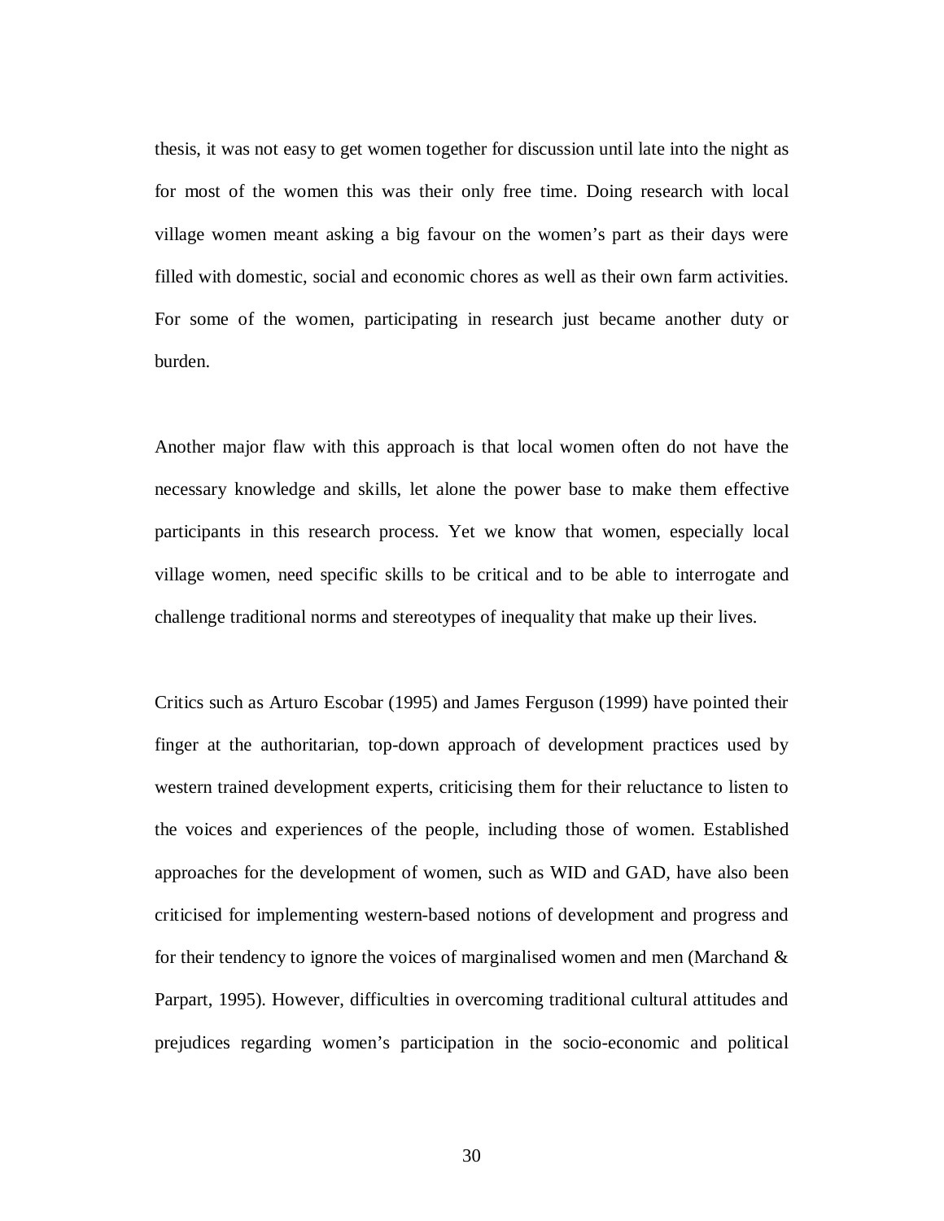thesis, it was not easy to get women together for discussion until late into the night as for most of the women this was their only free time. Doing research with local village women meant asking a big favour on the women's part as their days were filled with domestic, social and economic chores as well as their own farm activities. For some of the women, participating in research just became another duty or burden.

Another major flaw with this approach is that local women often do not have the necessary knowledge and skills, let alone the power base to make them effective participants in this research process. Yet we know that women, especially local village women, need specific skills to be critical and to be able to interrogate and challenge traditional norms and stereotypes of inequality that make up their lives.

Critics such as Arturo Escobar (1995) and James Ferguson (1999) have pointed their finger at the authoritarian, top-down approach of development practices used by western trained development experts, criticising them for their reluctance to listen to the voices and experiences of the people, including those of women. Established approaches for the development of women, such as WID and GAD, have also been criticised for implementing western-based notions of development and progress and for their tendency to ignore the voices of marginalised women and men (Marchand & Parpart, 1995). However, difficulties in overcoming traditional cultural attitudes and prejudices regarding women's participation in the socio-economic and political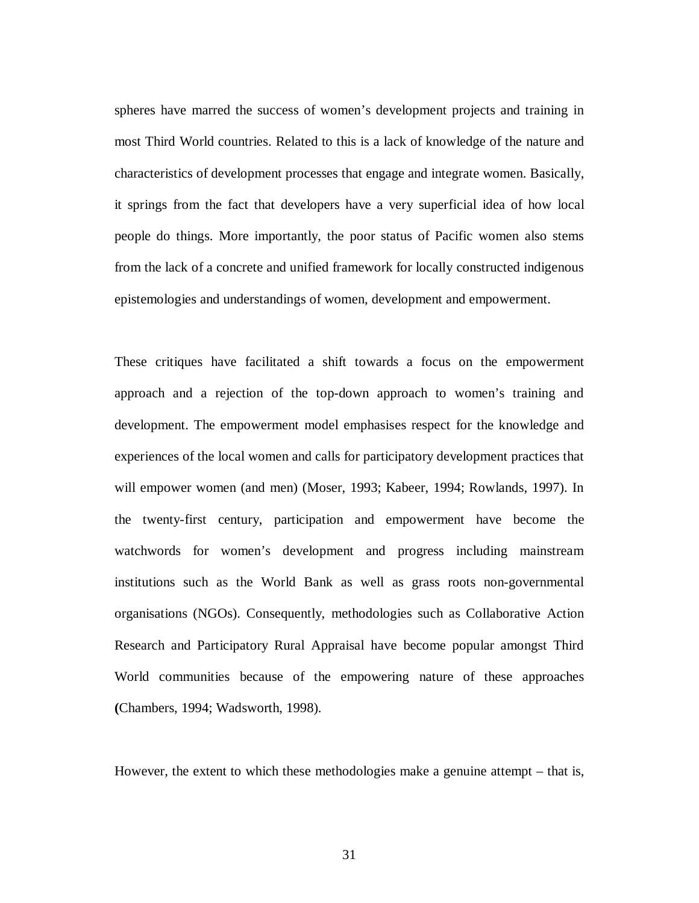spheres have marred the success of women's development projects and training in most Third World countries. Related to this is a lack of knowledge of the nature and characteristics of development processes that engage and integrate women. Basically, it springs from the fact that developers have a very superficial idea of how local people do things. More importantly, the poor status of Pacific women also stems from the lack of a concrete and unified framework for locally constructed indigenous epistemologies and understandings of women, development and empowerment.

These critiques have facilitated a shift towards a focus on the empowerment approach and a rejection of the top-down approach to women's training and development. The empowerment model emphasises respect for the knowledge and experiences of the local women and calls for participatory development practices that will empower women (and men) (Moser, 1993; Kabeer, 1994; Rowlands, 1997). In the twenty-first century, participation and empowerment have become the watchwords for women's development and progress including mainstream institutions such as the World Bank as well as grass roots non-governmental organisations (NGOs). Consequently, methodologies such as Collaborative Action Research and Participatory Rural Appraisal have become popular amongst Third World communities because of the empowering nature of these approaches (Chambers, 1994; Wadsworth, 1998).

However, the extent to which these methodologies make a genuine attempt – that is,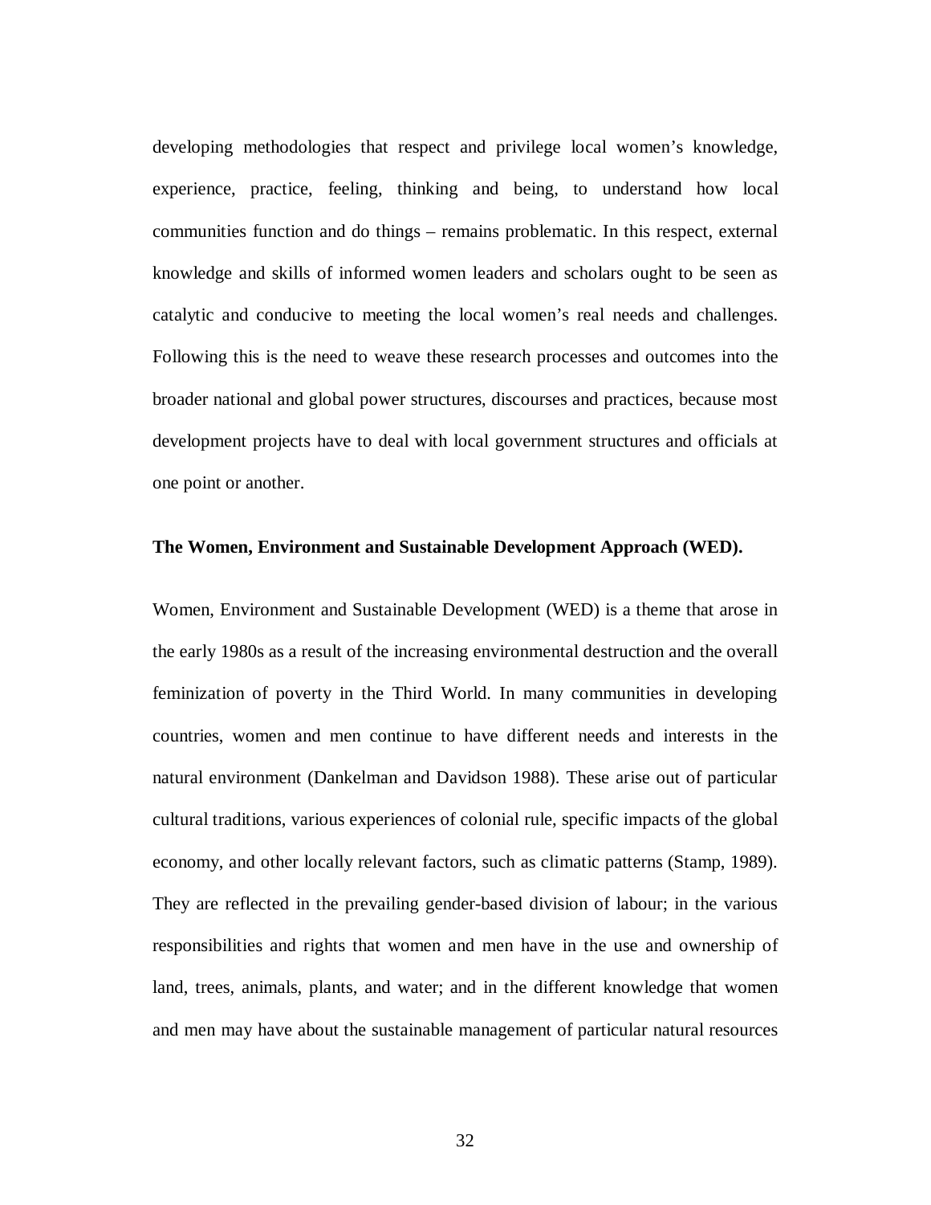developing methodologies that respect and privilege local women's knowledge, experience, practice, feeling, thinking and being, to understand how local communities function and do things – remains problematic. In this respect, external knowledge and skills of informed women leaders and scholars ought to be seen as catalytic and conducive to meeting the local women's real needs and challenges. Following this is the need to weave these research processes and outcomes into the broader national and global power structures, discourses and practices, because most development projects have to deal with local government structures and officials at one point or another.

**The Women, Environment and Sustainable Development Approach (WED).**

Women, Environment and Sustainable Development (WED) is a theme that arose in the early 1980s as a result of the increasing environmental destruction and the overall feminization of poverty in the Third World. In many communities in developing countries, women and men continue to have different needs and interests in the natural environment (Dankelman and Davidson 1988). These arise out of particular cultural traditions, various experiences of colonial rule, specific impacts of the global economy, and other locally relevant factors, such as climatic patterns (Stamp, 1989). They are reflected in the prevailing gender-based division of labour; in the various responsibilities and rights that women and men have in the use and ownership of land, trees, animals, plants, and water; and in the different knowledge that women and men may have about the sustainable management of particular natural resources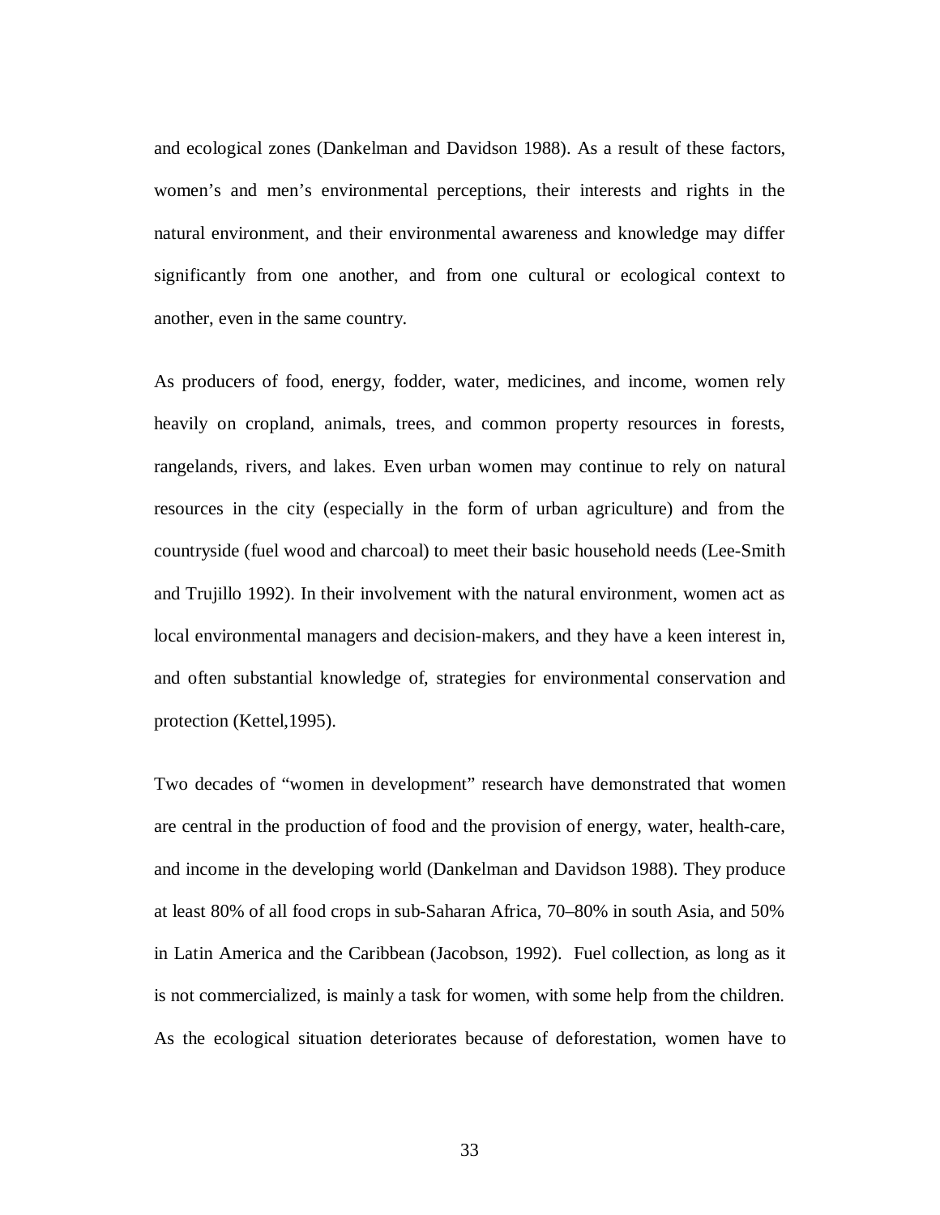and ecological zones (Dankelman and Davidson 1988). As a result of these factors, women's and men's environmental perceptions, their interests and rights in the natural environment, and their environmental awareness and knowledge may differ significantly from one another, and from one cultural or ecological context to another, even in the same country.

As producers of food, energy, fodder, water, medicines, and income, women rely heavily on cropland, animals, trees, and common property resources in forests, rangelands, rivers, and lakes. Even urban women may continue to rely on natural resources in the city (especially in the form of urban agriculture) and from the countryside (fuel wood and charcoal) to meet their basic household needs (Lee-Smith and Trujillo 1992). In their involvement with the natural environment, women act as local environmental managers and decision-makers, and they have a keen interest in, and often substantial knowledge of, strategies for environmental conservation and protection (Kettel,1995).

Two decades of "women in development" research have demonstrated that women are central in the production of food and the provision of energy, water, health-care, and income in the developing world (Dankelman and Davidson 1988). They produce at least 80% of all food crops in sub-Saharan Africa, 70–80% in south Asia, and 50% in Latin America and the Caribbean (Jacobson, 1992). Fuel collection, as long as it is not commercialized, is mainly a task for women, with some help from the children. As the ecological situation deteriorates because of deforestation, women have to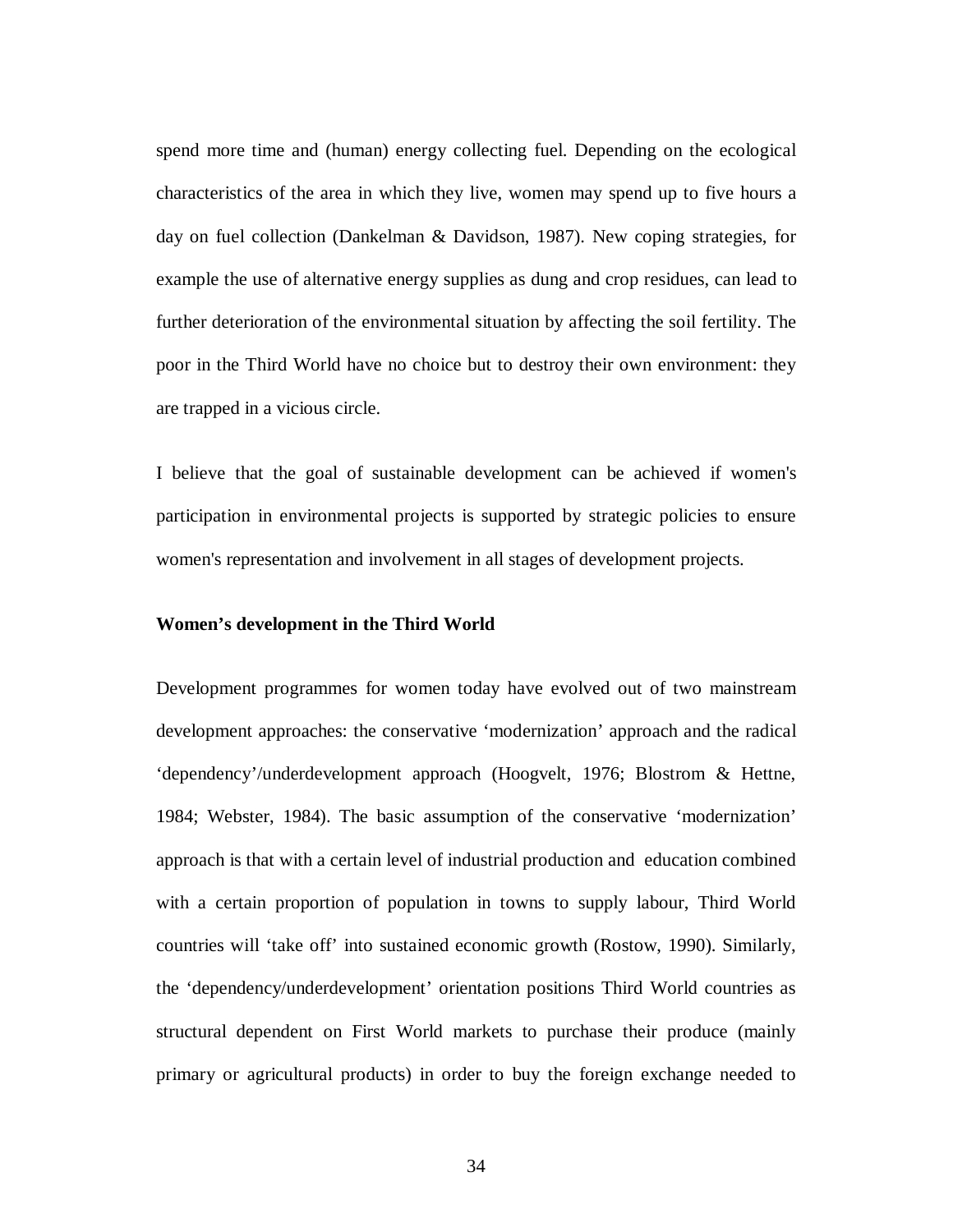spend more time and (human) energy collecting fuel. Depending on the ecological characteristics of the area in which they live, women may spend up to five hours a day on fuel collection (Dankelman & Davidson, 1987). New coping strategies, for example the use of alternative energy supplies as dung and crop residues, can lead to further deterioration of the environmental situation by affecting the soil fertility. The poor in the Third World have no choice but to destroy their own environment: they are trapped in a vicious circle.

I believe that the goal of sustainable development can be achieved if women's participation in environmental projects is supported by strategic policies to ensure women's representation and involvement in all stages of development projects.

**Women's development in the Third World**

Development programmes for women today have evolved out of two mainstream development approaches: the conservative 'modernization' approach and the radical 'dependency'/underdevelopment approach (Hoogvelt, 1976; Blostrom & Hettne, 1984; Webster, 1984). The basic assumption of the conservative 'modernization' approach is that with a certain level of industrial production and education combined with a certain proportion of population in towns to supply labour, Third World countries will 'take off' into sustained economic growth (Rostow, 1990). Similarly, the 'dependency/underdevelopment' orientation positions Third World countries as structural dependent on First World markets to purchase their produce (mainly primary or agricultural products) in order to buy the foreign exchange needed to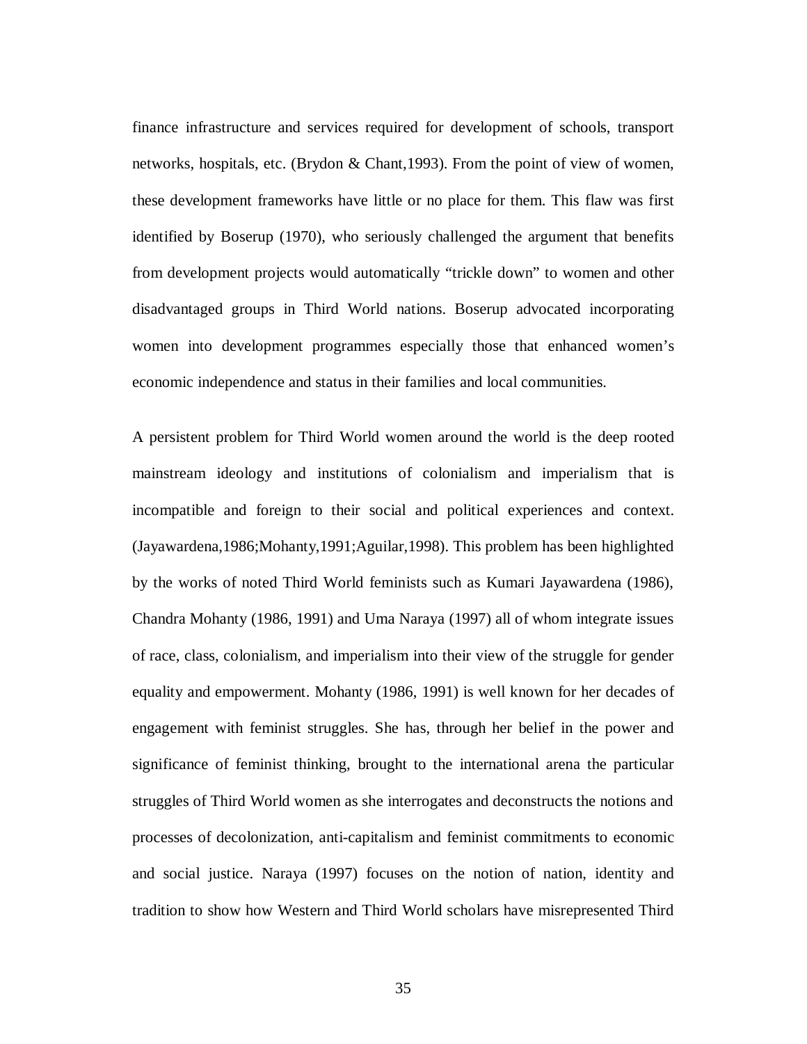finance infrastructure and services required for development of schools, transport networks, hospitals, etc. (Brydon & Chant,1993). From the point of view of women, these development frameworks have little or no place for them. This flaw was first identified by Boserup (1970), who seriously challenged the argument that benefits from development projects would automatically "trickle down" to women and other disadvantaged groups in Third World nations. Boserup advocated incorporating women into development programmes especially those that enhanced women's economic independence and status in their families and local communities.

A persistent problem for Third World women around the world is the deep rooted mainstream ideology and institutions of colonialism and imperialism that is incompatible and foreign to their social and political experiences and context. (Jayawardena,1986;Mohanty,1991;Aguilar,1998). This problem has been highlighted by the works of noted Third World feminists such as Kumari Jayawardena (1986), Chandra Mohanty (1986, 1991) and Uma Naraya (1997) all of whom integrate issues of race, class, colonialism, and imperialism into their view of the struggle for gender equality and empowerment. Mohanty (1986, 1991) is well known for her decades of engagement with feminist struggles. She has, through her belief in the power and significance of feminist thinking, brought to the international arena the particular struggles of Third World women as she interrogates and deconstructs the notions and processes of decolonization, anti-capitalism and feminist commitments to economic and social justice. Naraya (1997) focuses on the notion of nation, identity and tradition to show how Western and Third World scholars have misrepresented Third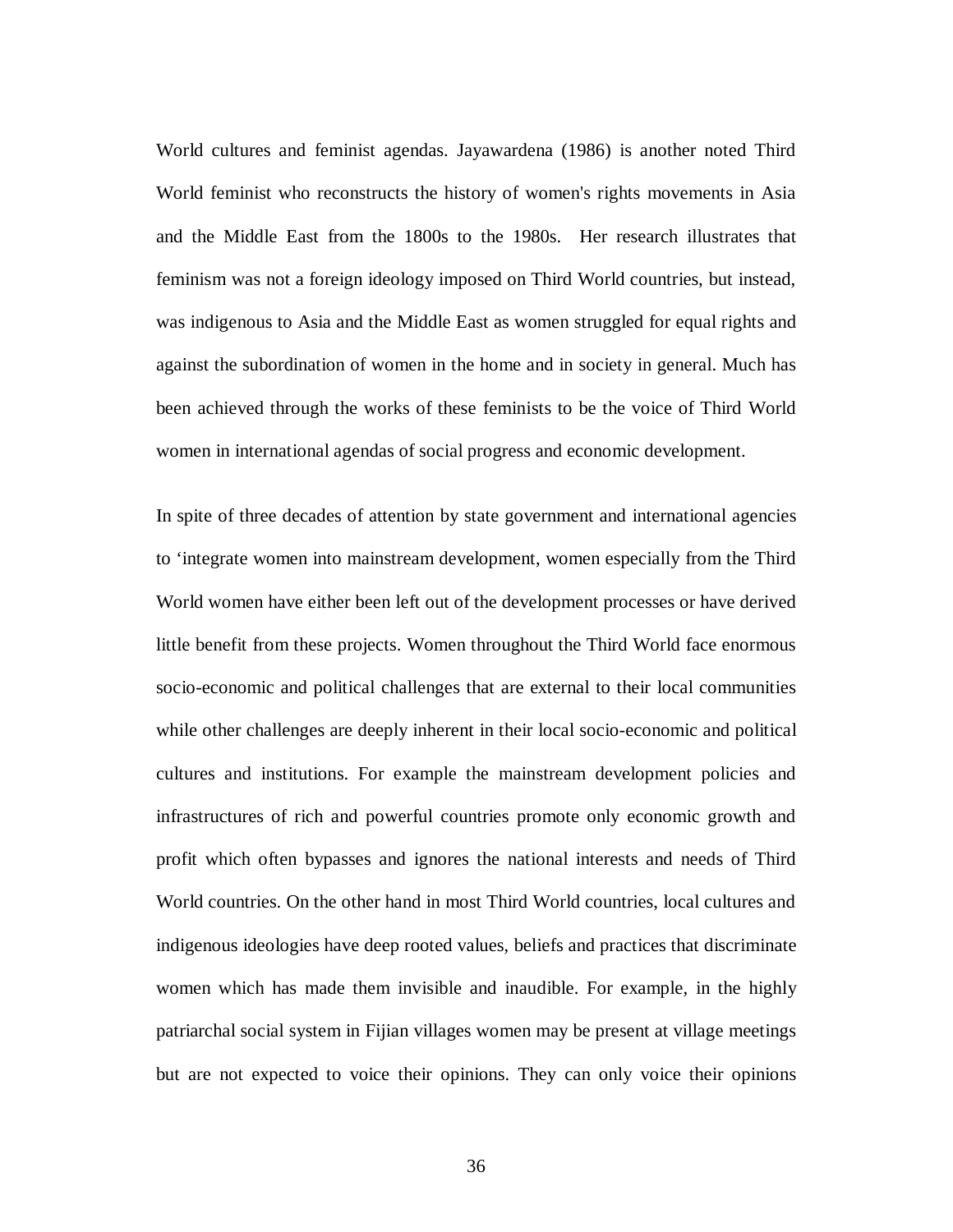World cultures and feminist agendas. Jayawardena (1986) is another noted Third World feminist who reconstructs the history of women's rights movements in Asia and the Middle East from the 1800s to the 1980s. Her research illustrates that feminism was not a foreign ideology imposed on Third World countries, but instead, was indigenous to Asia and the Middle East as women struggled for equal rights and against the subordination of women in the home and in society in general. Much has been achieved through the works of these feminists to be the voice of Third World women in international agendas of social progress and economic development.

In spite of three decades of attention by state government and international agencies to 'integrate women into mainstream development, women especially from the Third World women have either been left out of the development processes or have derived little benefit from these projects. Women throughout the Third World face enormous socio-economic and political challenges that are external to their local communities while other challenges are deeply inherent in their local socio-economic and political cultures and institutions. For example the mainstream development policies and infrastructures of rich and powerful countries promote only economic growth and profit which often bypasses and ignores the national interests and needs of Third World countries. On the other hand in most Third World countries, local cultures and indigenous ideologies have deep rooted values, beliefs and practices that discriminate women which has made them invisible and inaudible. For example, in the highly patriarchal social system in Fijian villages women may be present at village meetings but are not expected to voice their opinions. They can only voice their opinions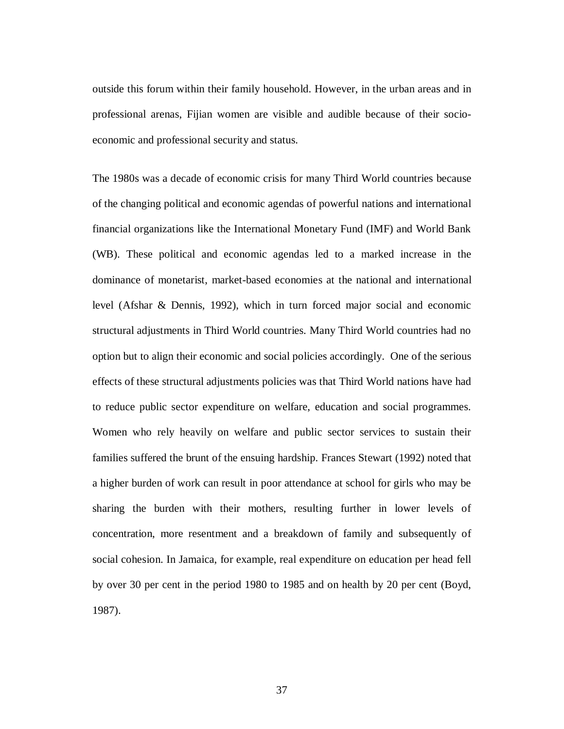outside this forum within their family household. However, in the urban areas and in professional arenas, Fijian women are visible and audible because of their socio-economic and professional security and status.

The 1980s was a decade of economic crisis for many Third World countries because of the changing political and economic agendas of powerful nations and international financial organizations like the International Monetary Fund (IMF) and World Bank (WB). These political and economic agendas led to a marked increase in the dominance of monetarist, market-based economies at the national and international level (Afshar & Dennis, 1992), which in turn forced major social and economic structural adjustments in Third World countries. Many Third World countries had no option but to align their economic and social policies accordingly. One of the serious effects of these structural adjustments policies was that Third World nations have had to reduce public sector expenditure on welfare, education and social programmes. Women who rely heavily on welfare and public sector services to sustain their families suffered the brunt of the ensuing hardship. Frances Stewart (1992) noted that a higher burden of work can result in poor attendance at school for girls who may be sharing the burden with their mothers, resulting further in lower levels of concentration, more resentment and a breakdown of family and subsequently of social cohesion. In Jamaica, for example, real expenditure on education per head fell by over 30 per cent in the period 1980 to 1985 and on health by 20 per cent (Boyd, 1987).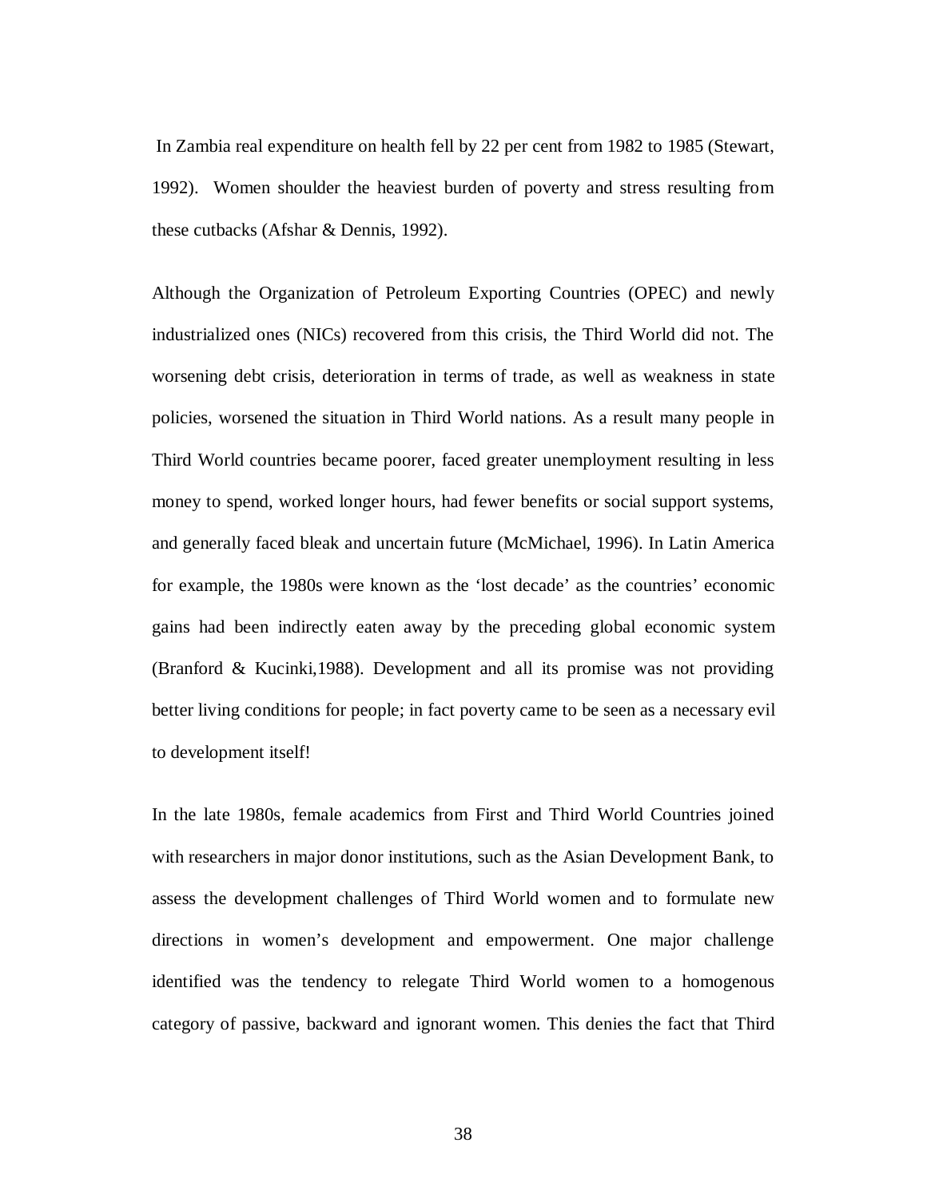In Zambia real expenditure on health fell by 22 per cent from 1982 to 1985 (Stewart, 1992). Women shoulder the heaviest burden of poverty and stress resulting from these cutbacks (Afshar & Dennis, 1992).

Although the Organization of Petroleum Exporting Countries (OPEC) and newly industrialized ones (NICs) recovered from this crisis, the Third World did not. The worsening debt crisis, deterioration in terms of trade, as well as weakness in state policies, worsened the situation in Third World nations. As a result many people in Third World countries became poorer, faced greater unemployment resulting in less money to spend, worked longer hours, had fewer benefits or social support systems, and generally faced bleak and uncertain future (McMichael, 1996). In Latin America for example, the 1980s were known as the 'lost decade' as the countries' economic gains had been indirectly eaten away by the preceding global economic system (Branford & Kucinki,1988). Development and all its promise was not providing better living conditions for people; in fact poverty came to be seen as a necessary evil to development itself!

In the late 1980s, female academics from First and Third World Countries joined with researchers in major donor institutions, such as the Asian Development Bank, to assess the development challenges of Third World women and to formulate new directions in women's development and empowerment. One major challenge identified was the tendency to relegate Third World women to a homogenous category of passive, backward and ignorant women. This denies the fact that Third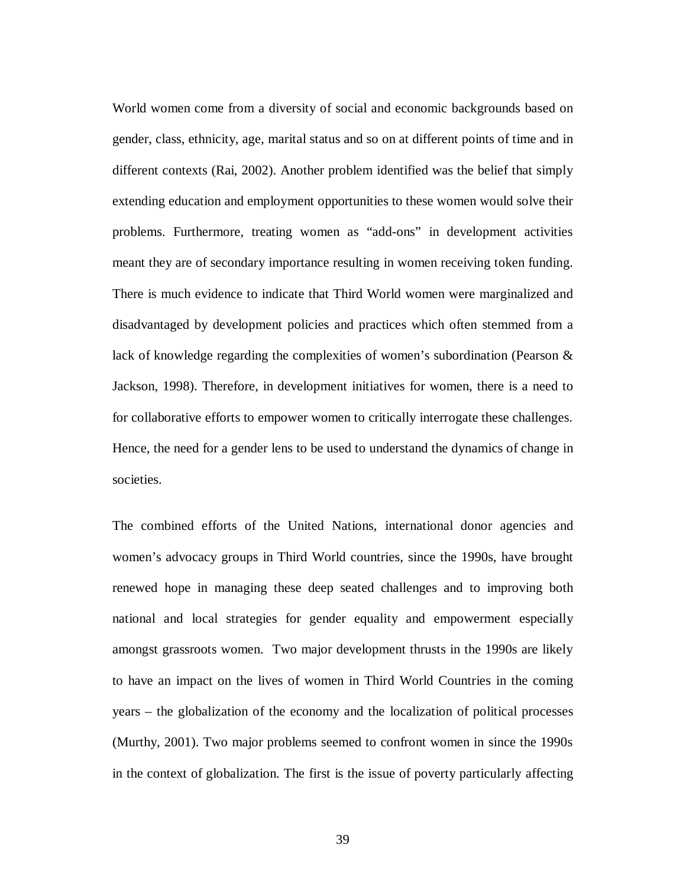World women come from a diversity of social and economic backgrounds based on gender, class, ethnicity, age, marital status and so on at different points of time and in different contexts (Rai, 2002). Another problem identified was the belief that simply extending education and employment opportunities to these women would solve their problems. Furthermore, treating women as "add-ons" in development activities meant they are of secondary importance resulting in women receiving token funding. There is much evidence to indicate that Third World women were marginalized and disadvantaged by development policies and practices which often stemmed from a lack of knowledge regarding the complexities of women's subordination (Pearson & Jackson, 1998). Therefore, in development initiatives for women, there is a need to for collaborative efforts to empower women to critically interrogate these challenges. Hence, the need for a gender lens to be used to understand the dynamics of change in societies.

The combined efforts of the United Nations, international donor agencies and women's advocacy groups in Third World countries, since the 1990s, have brought renewed hope in managing these deep seated challenges and to improving both national and local strategies for gender equality and empowerment especially amongst grassroots women. Two major development thrusts in the 1990s are likely to have an impact on the lives of women in Third World Countries in the coming years – the globalization of the economy and the localization of political processes (Murthy, 2001). Two major problems seemed to confront women in since the 1990s in the context of globalization. The first is the issue of poverty particularly affecting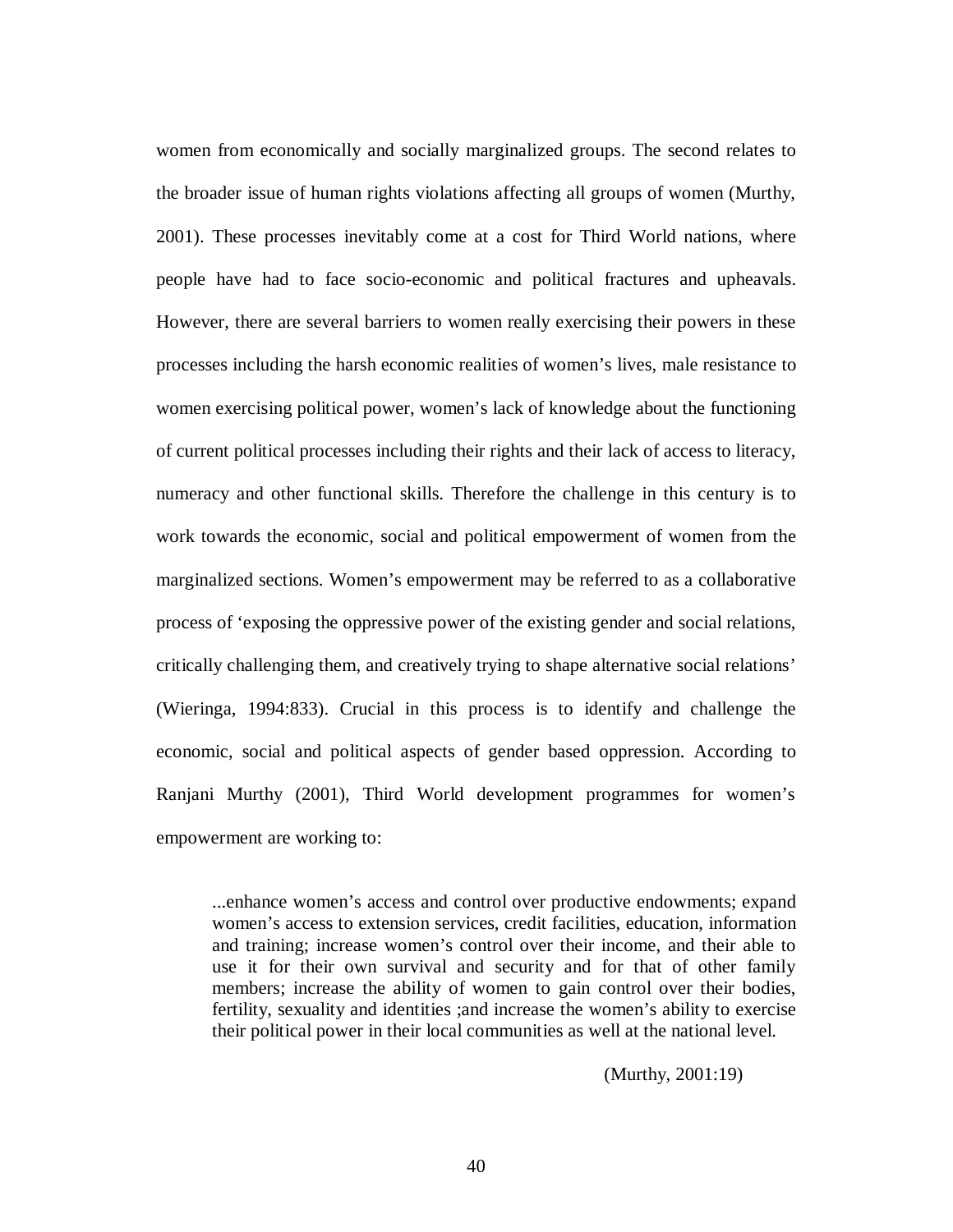women from economically and socially marginalized groups. The second relates to the broader issue of human rights violations affecting all groups of women (Murthy, 2001). These processes inevitably come at a cost for Third World nations, where people have had to face socio-economic and political fractures and upheavals. However, there are several barriers to women really exercising their powers in these processes including the harsh economic realities of women's lives, male resistance to women exercising political power, women's lack of knowledge about the functioning of current political processes including their rights and their lack of access to literacy, numeracy and other functional skills. Therefore the challenge in this century is to work towards the economic, social and political empowerment of women from the marginalized sections. Women's empowerment may be referred to as a collaborative process of 'exposing the oppressive power of the existing gender and social relations, critically challenging them, and creatively trying to shape alternative social relations' (Wieringa, 1994:833). Crucial in this process is to identify and challenge the economic, social and political aspects of gender based oppression. According to Ranjani Murthy (2001), Third World development programmes for women's empowerment are working to:

> ...enhance women's access and control over productive endowments; expand women's access to extension services, credit facilities, education, information and training; increase women's control over their income, and their able to use it for their own survival and security and for that of other family members; increase the ability of women to gain control over their bodies, fertility, sexuality and identities ;and increase the women's ability to exercise their political power in their local communities as well at the national level.
>
> (Murthy, 2001:19)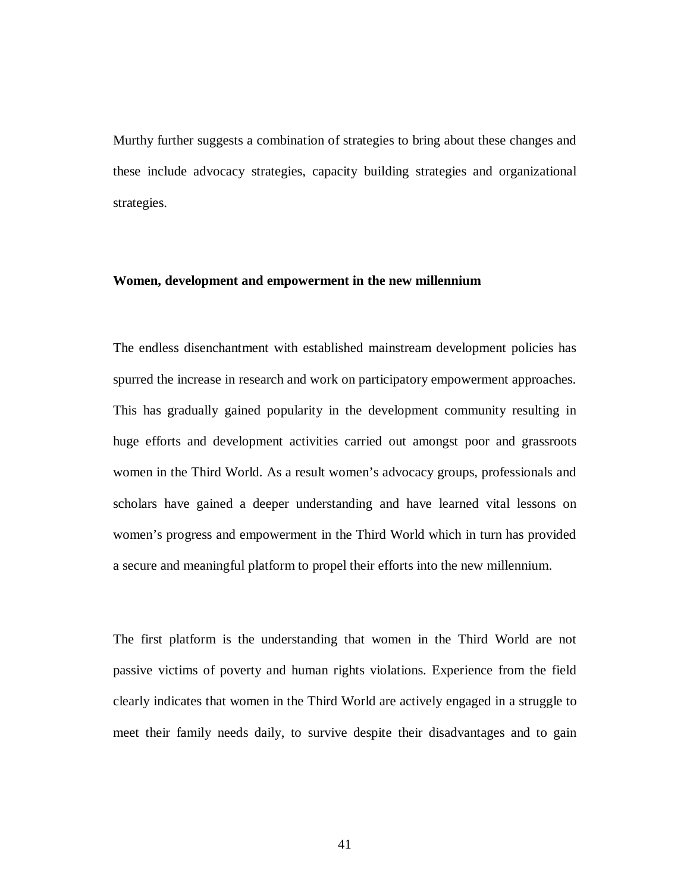Murthy further suggests a combination of strategies to bring about these changes and these include advocacy strategies, capacity building strategies and organizational strategies.

**Women, development and empowerment in the new millennium**

The endless disenchantment with established mainstream development policies has spurred the increase in research and work on participatory empowerment approaches. This has gradually gained popularity in the development community resulting in huge efforts and development activities carried out amongst poor and grassroots women in the Third World. As a result women's advocacy groups, professionals and scholars have gained a deeper understanding and have learned vital lessons on women's progress and empowerment in the Third World which in turn has provided a secure and meaningful platform to propel their efforts into the new millennium.

The first platform is the understanding that women in the Third World are not passive victims of poverty and human rights violations. Experience from the field clearly indicates that women in the Third World are actively engaged in a struggle to meet their family needs daily, to survive despite their disadvantages and to gain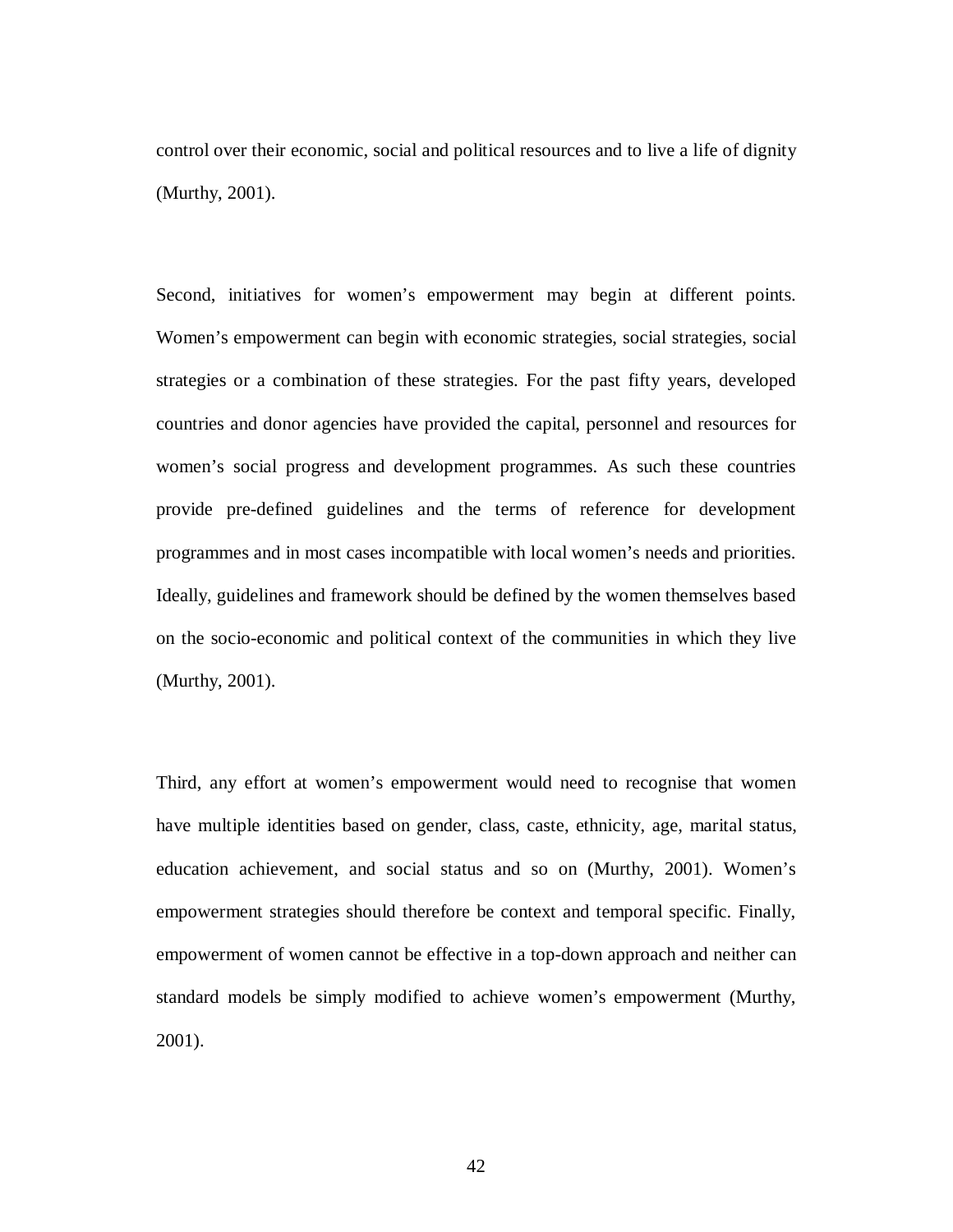control over their economic, social and political resources and to live a life of dignity (Murthy, 2001).

Second, initiatives for women's empowerment may begin at different points. Women's empowerment can begin with economic strategies, social strategies, social strategies or a combination of these strategies. For the past fifty years, developed countries and donor agencies have provided the capital, personnel and resources for women's social progress and development programmes. As such these countries provide pre-defined guidelines and the terms of reference for development programmes and in most cases incompatible with local women's needs and priorities. Ideally, guidelines and framework should be defined by the women themselves based on the socio-economic and political context of the communities in which they live (Murthy, 2001).

Third, any effort at women's empowerment would need to recognise that women have multiple identities based on gender, class, caste, ethnicity, age, marital status, education achievement, and social status and so on (Murthy, 2001). Women's empowerment strategies should therefore be context and temporal specific. Finally, empowerment of women cannot be effective in a top-down approach and neither can standard models be simply modified to achieve women's empowerment (Murthy, 2001).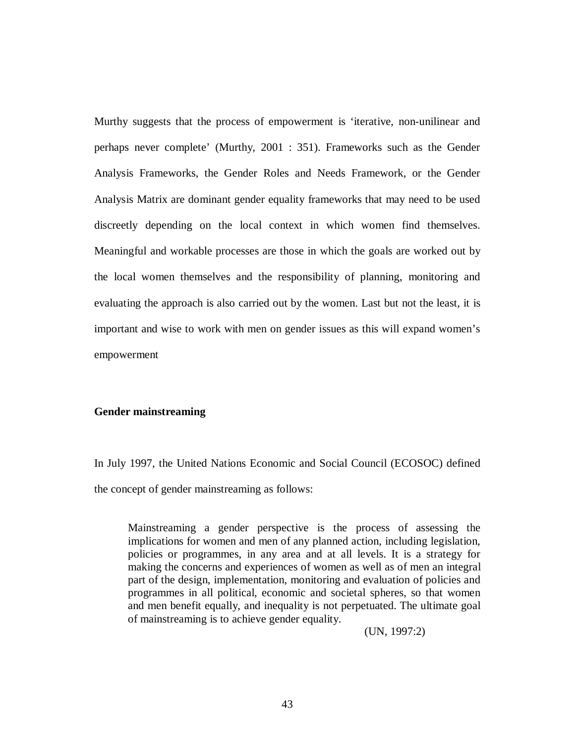Murthy suggests that the process of empowerment is 'iterative, non-unilinear and perhaps never complete' (Murthy, 2001 : 351). Frameworks such as the Gender Analysis Frameworks, the Gender Roles and Needs Framework, or the Gender Analysis Matrix are dominant gender equality frameworks that may need to be used discreetly depending on the local context in which women find themselves. Meaningful and workable processes are those in which the goals are worked out by the local women themselves and the responsibility of planning, monitoring and evaluating the approach is also carried out by the women. Last but not the least, it is important and wise to work with men on gender issues as this will expand women's empowerment

**Gender mainstreaming**

In July 1997, the United Nations Economic and Social Council (ECOSOC) defined the concept of gender mainstreaming as follows:

> Mainstreaming a gender perspective is the process of assessing the implications for women and men of any planned action, including legislation, policies or programmes, in any area and at all levels. It is a strategy for making the concerns and experiences of women as well as of men an integral part of the design, implementation, monitoring and evaluation of policies and programmes in all political, economic and societal spheres, so that women and men benefit equally, and inequality is not perpetuated. The ultimate goal of mainstreaming is to achieve gender equality.
>
> (UN, 1997:2)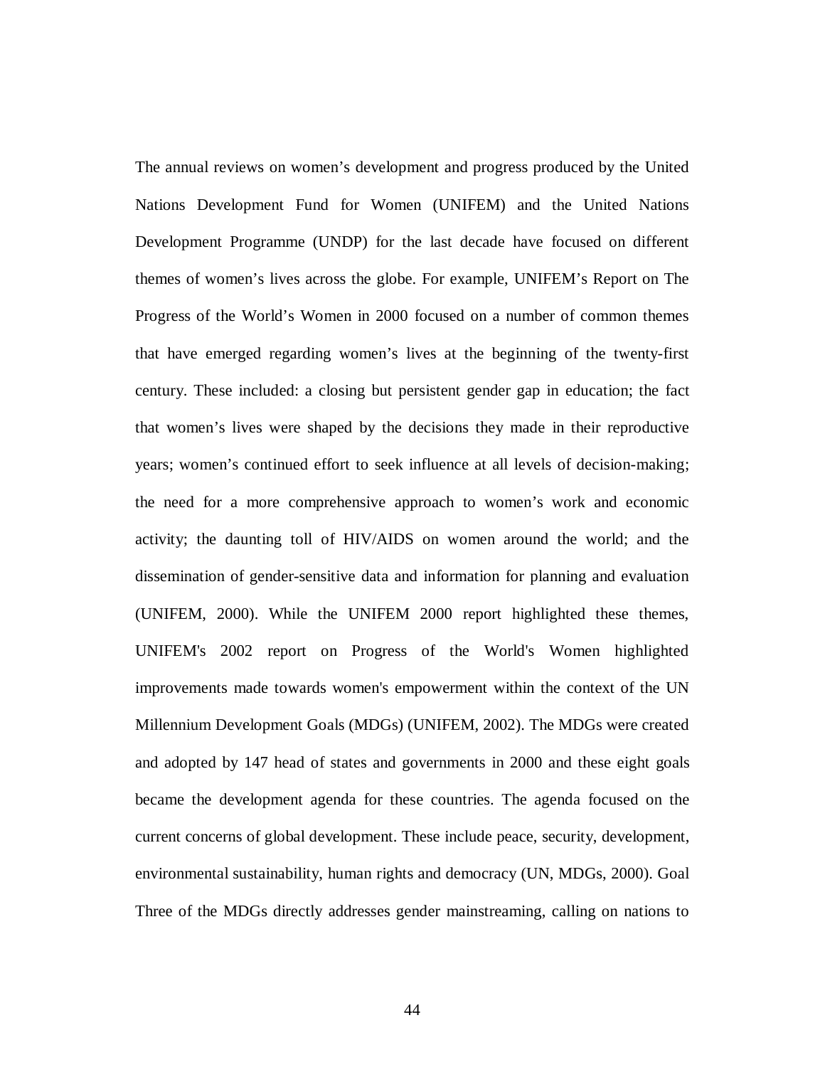The annual reviews on women's development and progress produced by the United Nations Development Fund for Women (UNIFEM) and the United Nations Development Programme (UNDP) for the last decade have focused on different themes of women's lives across the globe. For example, UNIFEM's Report on The Progress of the World's Women in 2000 focused on a number of common themes that have emerged regarding women's lives at the beginning of the twenty-first century. These included: a closing but persistent gender gap in education; the fact that women's lives were shaped by the decisions they made in their reproductive years; women's continued effort to seek influence at all levels of decision-making; the need for a more comprehensive approach to women's work and economic activity; the daunting toll of HIV/AIDS on women around the world; and the dissemination of gender-sensitive data and information for planning and evaluation (UNIFEM, 2000). While the UNIFEM 2000 report highlighted these themes, UNIFEM's 2002 report on Progress of the World's Women highlighted improvements made towards women's empowerment within the context of the UN Millennium Development Goals (MDGs) (UNIFEM, 2002). The MDGs were created and adopted by 147 head of states and governments in 2000 and these eight goals became the development agenda for these countries. The agenda focused on the current concerns of global development. These include peace, security, development, environmental sustainability, human rights and democracy (UN, MDGs, 2000). Goal Three of the MDGs directly addresses gender mainstreaming, calling on nations to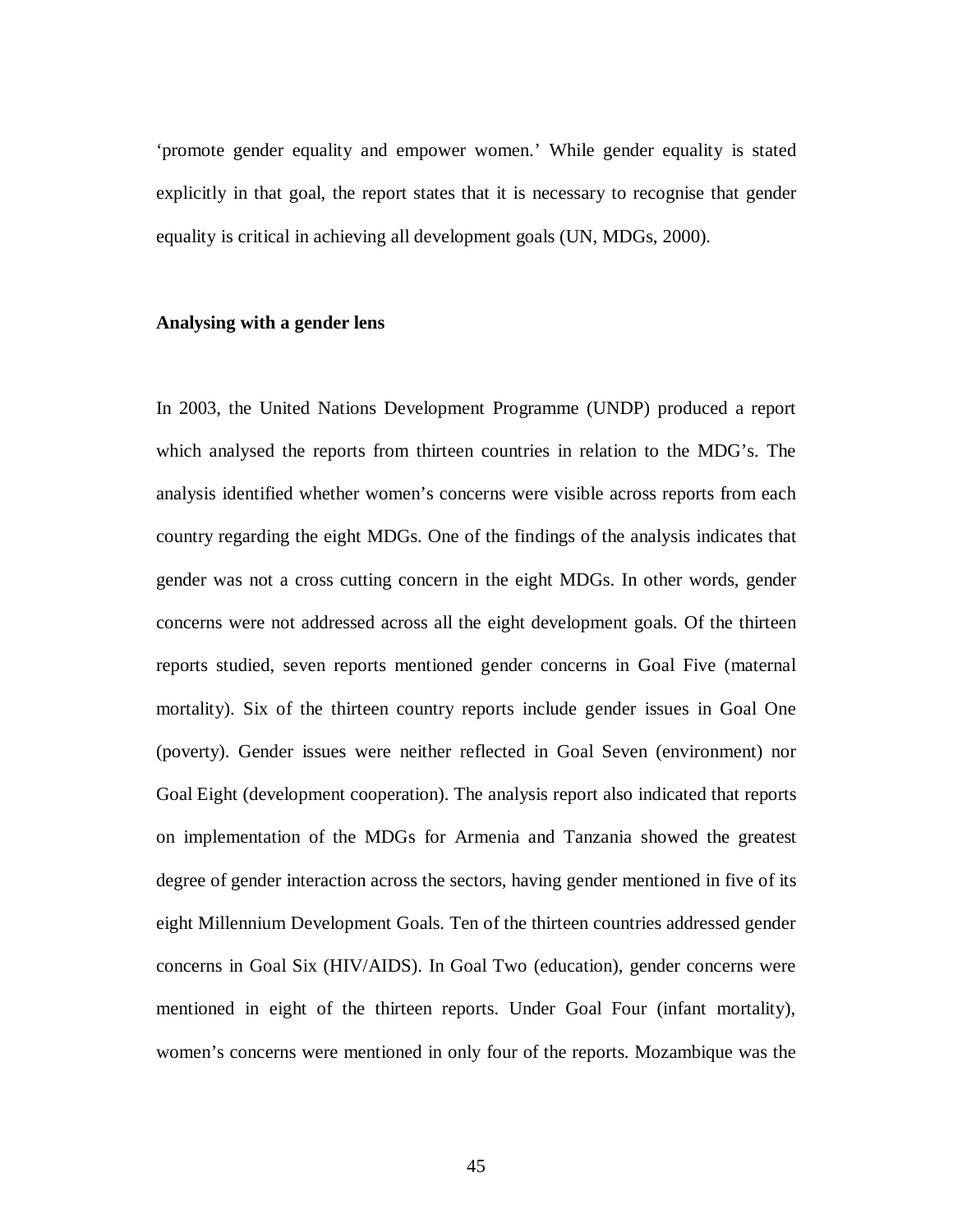'promote gender equality and empower women.' While gender equality is stated explicitly in that goal, the report states that it is necessary to recognise that gender equality is critical in achieving all development goals (UN, MDGs, 2000).

**Analysing with a gender lens**

In 2003, the United Nations Development Programme (UNDP) produced a report which analysed the reports from thirteen countries in relation to the MDG's. The analysis identified whether women's concerns were visible across reports from each country regarding the eight MDGs. One of the findings of the analysis indicates that gender was not a cross cutting concern in the eight MDGs. In other words, gender concerns were not addressed across all the eight development goals. Of the thirteen reports studied, seven reports mentioned gender concerns in Goal Five (maternal mortality). Six of the thirteen country reports include gender issues in Goal One (poverty). Gender issues were neither reflected in Goal Seven (environment) nor Goal Eight (development cooperation). The analysis report also indicated that reports on implementation of the MDGs for Armenia and Tanzania showed the greatest degree of gender interaction across the sectors, having gender mentioned in five of its eight Millennium Development Goals. Ten of the thirteen countries addressed gender concerns in Goal Six (HIV/AIDS). In Goal Two (education), gender concerns were mentioned in eight of the thirteen reports. Under Goal Four (infant mortality), women's concerns were mentioned in only four of the reports. Mozambique was the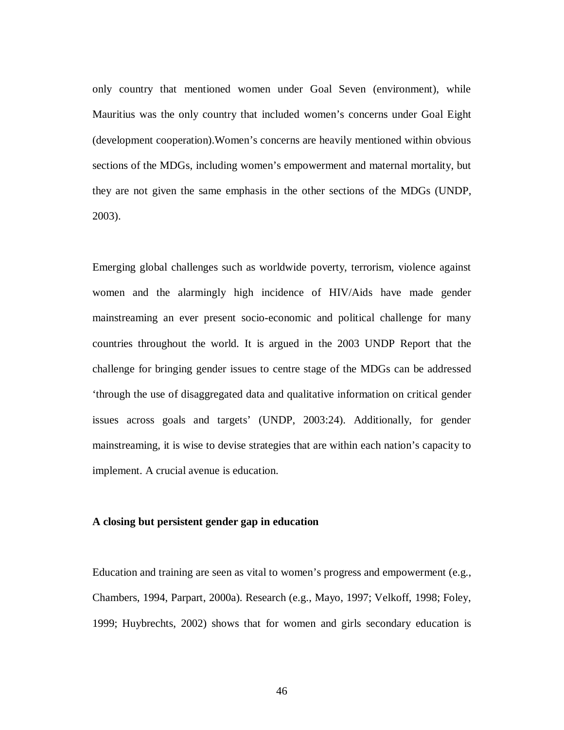only country that mentioned women under Goal Seven (environment), while Mauritius was the only country that included women's concerns under Goal Eight (development cooperation).Women's concerns are heavily mentioned within obvious sections of the MDGs, including women's empowerment and maternal mortality, but they are not given the same emphasis in the other sections of the MDGs (UNDP, 2003).

Emerging global challenges such as worldwide poverty, terrorism, violence against women and the alarmingly high incidence of HIV/Aids have made gender mainstreaming an ever present socio-economic and political challenge for many countries throughout the world. It is argued in the 2003 UNDP Report that the challenge for bringing gender issues to centre stage of the MDGs can be addressed 'through the use of disaggregated data and qualitative information on critical gender issues across goals and targets' (UNDP, 2003:24). Additionally, for gender mainstreaming, it is wise to devise strategies that are within each nation's capacity to implement. A crucial avenue is education.

**A closing but persistent gender gap in education**

Education and training are seen as vital to women's progress and empowerment (e.g., Chambers, 1994, Parpart, 2000a). Research (e.g., Mayo, 1997; Velkoff, 1998; Foley, 1999; Huybrechts, 2002) shows that for women and girls secondary education is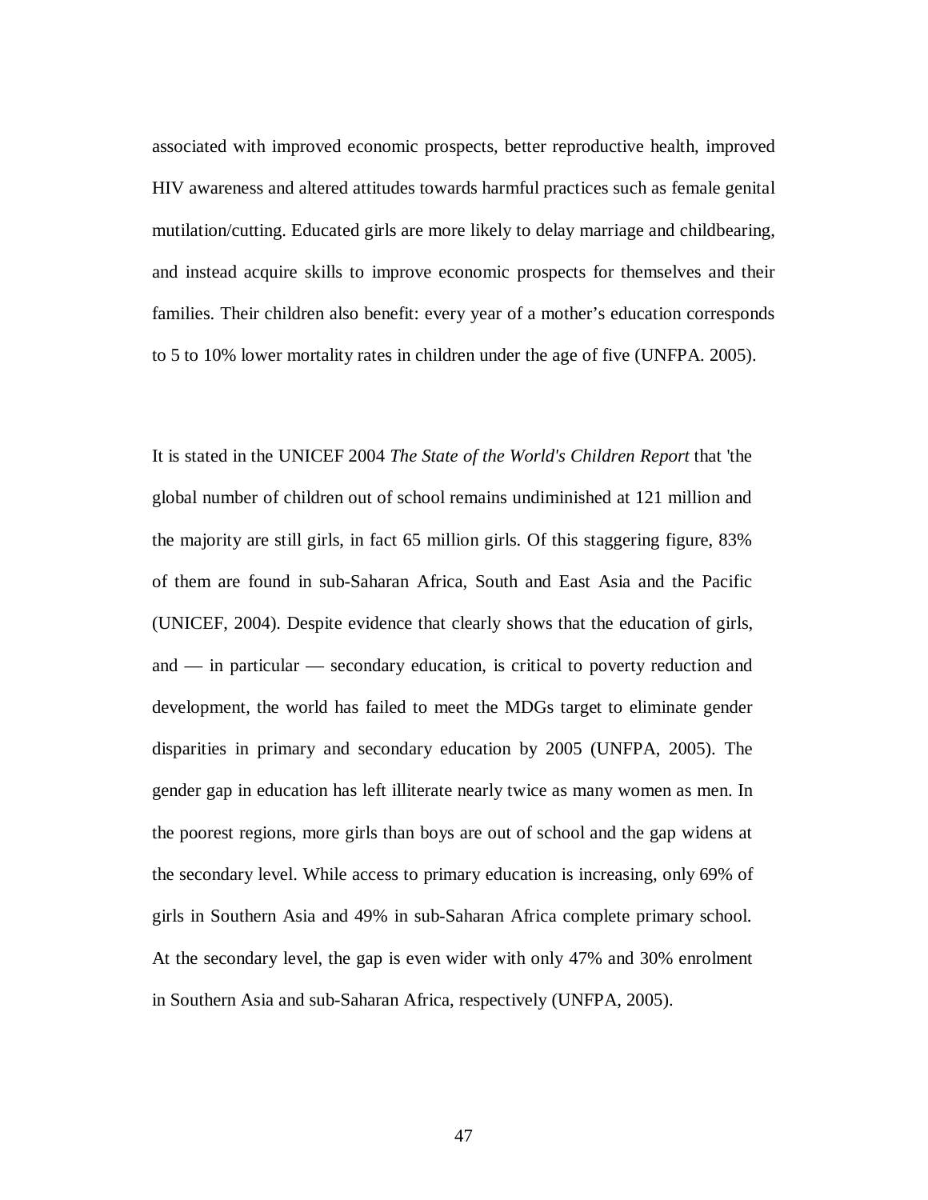associated with improved economic prospects, better reproductive health, improved HIV awareness and altered attitudes towards harmful practices such as female genital mutilation/cutting. Educated girls are more likely to delay marriage and childbearing, and instead acquire skills to improve economic prospects for themselves and their families. Their children also benefit: every year of a mother's education corresponds to 5 to 10% lower mortality rates in children under the age of five (UNFPA. 2005).

It is stated in the UNICEF 2004 *The State of the World's Children Report* that 'the global number of children out of school remains undiminished at 121 million and the majority are still girls, in fact 65 million girls. Of this staggering figure, 83% of them are found in sub-Saharan Africa, South and East Asia and the Pacific (UNICEF, 2004). Despite evidence that clearly shows that the education of girls, and — in particular — secondary education, is critical to poverty reduction and development, the world has failed to meet the MDGs target to eliminate gender disparities in primary and secondary education by 2005 (UNFPA, 2005). The gender gap in education has left illiterate nearly twice as many women as men. In the poorest regions, more girls than boys are out of school and the gap widens at the secondary level. While access to primary education is increasing, only 69% of girls in Southern Asia and 49% in sub-Saharan Africa complete primary school. At the secondary level, the gap is even wider with only 47% and 30% enrolment in Southern Asia and sub-Saharan Africa, respectively (UNFPA, 2005).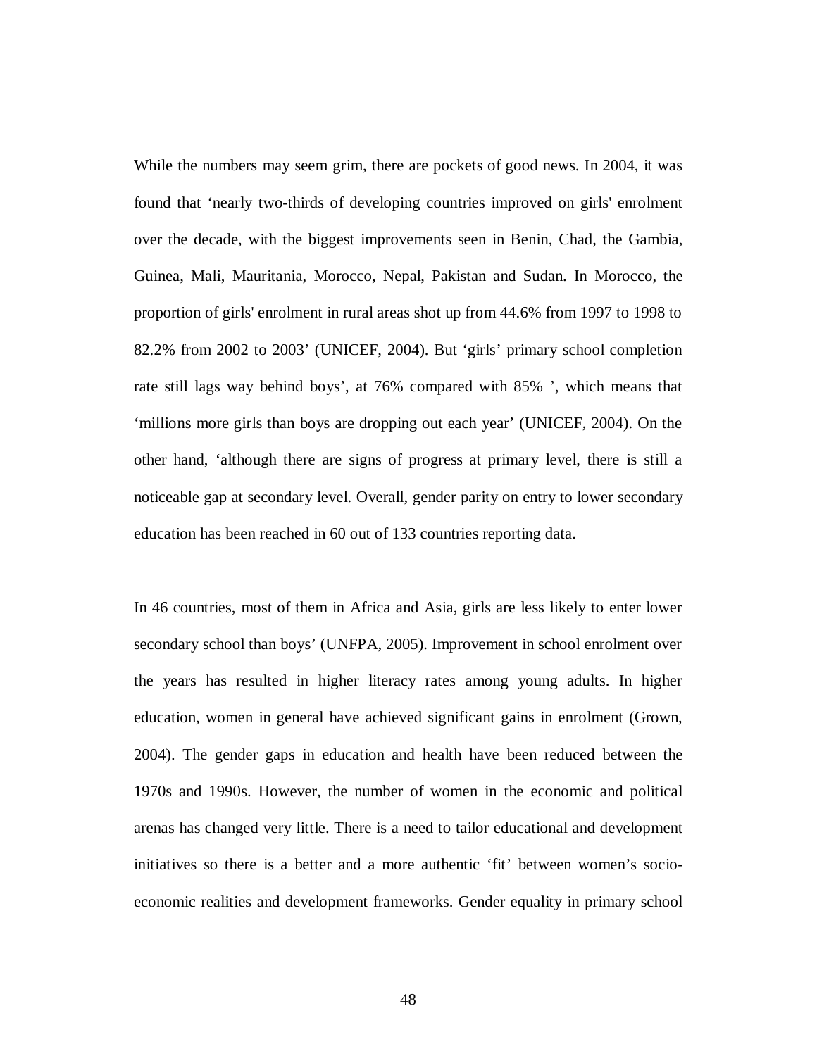While the numbers may seem grim, there are pockets of good news. In 2004, it was found that ‘nearly two-thirds of developing countries improved on girls' enrolment over the decade, with the biggest improvements seen in Benin, Chad, the Gambia, Guinea, Mali, Mauritania, Morocco, Nepal, Pakistan and Sudan. In Morocco, the proportion of girls' enrolment in rural areas shot up from 44.6% from 1997 to 1998 to 82.2% from 2002 to 2003’ (UNICEF, 2004). But ‘girls’ primary school completion rate still lags way behind boys’, at 76% compared with 85% ’, which means that ‘millions more girls than boys are dropping out each year’ (UNICEF, 2004). On the other hand, ‘although there are signs of progress at primary level, there is still a noticeable gap at secondary level. Overall, gender parity on entry to lower secondary education has been reached in 60 out of 133 countries reporting data.

In 46 countries, most of them in Africa and Asia, girls are less likely to enter lower secondary school than boys’ (UNFPA, 2005). Improvement in school enrolment over the years has resulted in higher literacy rates among young adults. In higher education, women in general have achieved significant gains in enrolment (Grown, 2004). The gender gaps in education and health have been reduced between the 1970s and 1990s. However, the number of women in the economic and political arenas has changed very little. There is a need to tailor educational and development initiatives so there is a better and a more authentic ‘fit’ between women’s socio-economic realities and development frameworks. Gender equality in primary school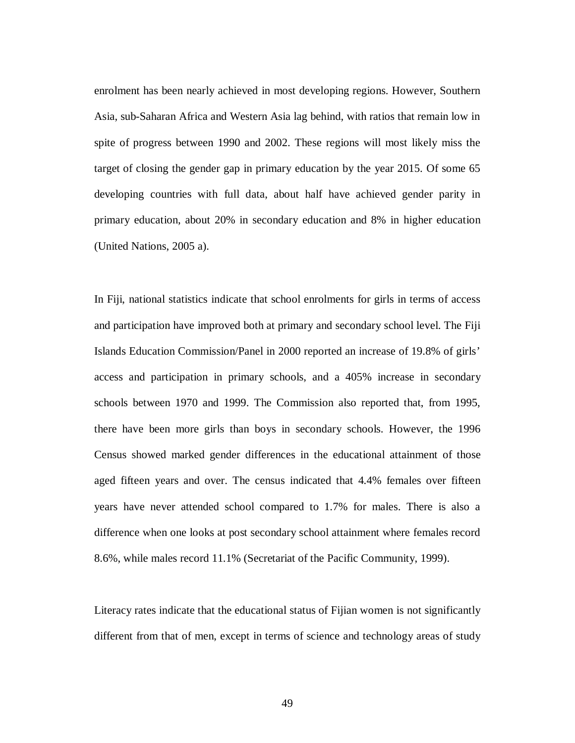enrolment has been nearly achieved in most developing regions. However, Southern Asia, sub-Saharan Africa and Western Asia lag behind, with ratios that remain low in spite of progress between 1990 and 2002. These regions will most likely miss the target of closing the gender gap in primary education by the year 2015. Of some 65 developing countries with full data, about half have achieved gender parity in primary education, about 20% in secondary education and 8% in higher education (United Nations, 2005 a).

In Fiji, national statistics indicate that school enrolments for girls in terms of access and participation have improved both at primary and secondary school level. The Fiji Islands Education Commission/Panel in 2000 reported an increase of 19.8% of girls' access and participation in primary schools, and a 405% increase in secondary schools between 1970 and 1999. The Commission also reported that, from 1995, there have been more girls than boys in secondary schools. However, the 1996 Census showed marked gender differences in the educational attainment of those aged fifteen years and over. The census indicated that 4.4% females over fifteen years have never attended school compared to 1.7% for males. There is also a difference when one looks at post secondary school attainment where females record 8.6%, while males record 11.1% (Secretariat of the Pacific Community, 1999).

Literacy rates indicate that the educational status of Fijian women is not significantly different from that of men, except in terms of science and technology areas of study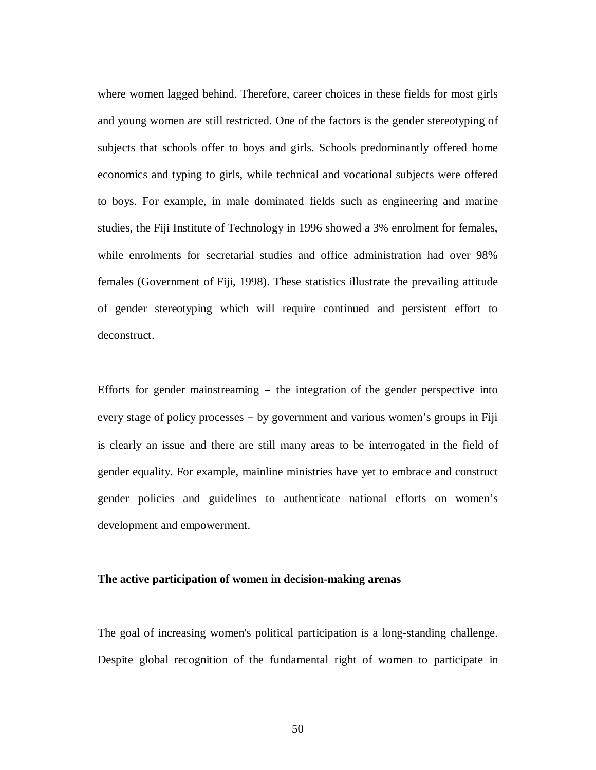where women lagged behind. Therefore, career choices in these fields for most girls and young women are still restricted. One of the factors is the gender stereotyping of subjects that schools offer to boys and girls. Schools predominantly offered home economics and typing to girls, while technical and vocational subjects were offered to boys. For example, in male dominated fields such as engineering and marine studies, the Fiji Institute of Technology in 1996 showed a 3% enrolment for females, while enrolments for secretarial studies and office administration had over 98% females (Government of Fiji, 1998). These statistics illustrate the prevailing attitude of gender stereotyping which will require continued and persistent effort to deconstruct.

Efforts for gender mainstreaming – the integration of the gender perspective into every stage of policy processes – by government and various women's groups in Fiji is clearly an issue and there are still many areas to be interrogated in the field of gender equality. For example, mainline ministries have yet to embrace and construct gender policies and guidelines to authenticate national efforts on women's development and empowerment.

**The active participation of women in decision-making arenas**

The goal of increasing women's political participation is a long-standing challenge. Despite global recognition of the fundamental right of women to participate in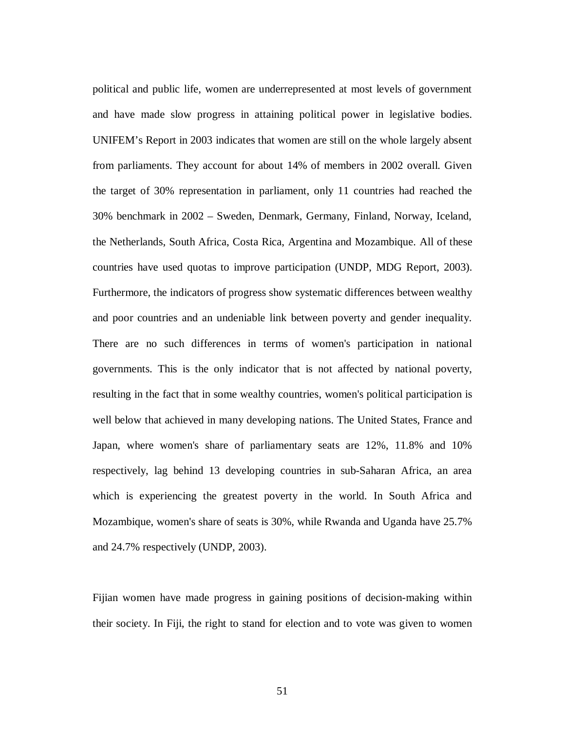political and public life, women are underrepresented at most levels of government and have made slow progress in attaining political power in legislative bodies. UNIFEM's Report in 2003 indicates that women are still on the whole largely absent from parliaments. They account for about 14% of members in 2002 overall. Given the target of 30% representation in parliament, only 11 countries had reached the 30% benchmark in 2002 – Sweden, Denmark, Germany, Finland, Norway, Iceland, the Netherlands, South Africa, Costa Rica, Argentina and Mozambique. All of these countries have used quotas to improve participation (UNDP, MDG Report, 2003). Furthermore, the indicators of progress show systematic differences between wealthy and poor countries and an undeniable link between poverty and gender inequality. There are no such differences in terms of women's participation in national governments. This is the only indicator that is not affected by national poverty, resulting in the fact that in some wealthy countries, women's political participation is well below that achieved in many developing nations. The United States, France and Japan, where women's share of parliamentary seats are 12%, 11.8% and 10% respectively, lag behind 13 developing countries in sub-Saharan Africa, an area which is experiencing the greatest poverty in the world. In South Africa and Mozambique, women's share of seats is 30%, while Rwanda and Uganda have 25.7% and 24.7% respectively (UNDP, 2003).

Fijian women have made progress in gaining positions of decision-making within their society. In Fiji, the right to stand for election and to vote was given to women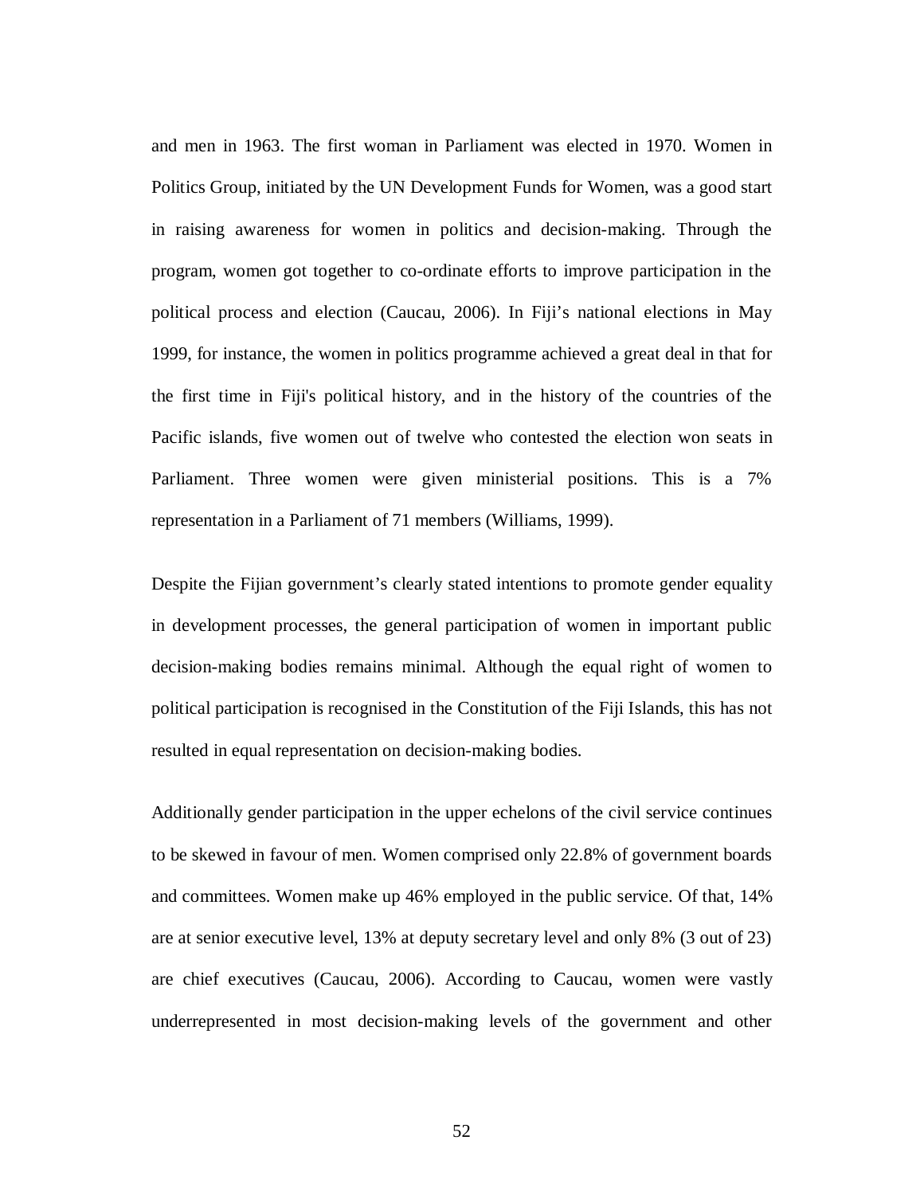and men in 1963. The first woman in Parliament was elected in 1970. Women in Politics Group, initiated by the UN Development Funds for Women, was a good start in raising awareness for women in politics and decision-making. Through the program, women got together to co-ordinate efforts to improve participation in the political process and election (Caucau, 2006). In Fiji's national elections in May 1999, for instance, the women in politics programme achieved a great deal in that for the first time in Fiji's political history, and in the history of the countries of the Pacific islands, five women out of twelve who contested the election won seats in Parliament. Three women were given ministerial positions. This is a 7% representation in a Parliament of 71 members (Williams, 1999).

Despite the Fijian government's clearly stated intentions to promote gender equality in development processes, the general participation of women in important public decision-making bodies remains minimal. Although the equal right of women to political participation is recognised in the Constitution of the Fiji Islands, this has not resulted in equal representation on decision-making bodies.

Additionally gender participation in the upper echelons of the civil service continues to be skewed in favour of men. Women comprised only 22.8% of government boards and committees. Women make up 46% employed in the public service. Of that, 14% are at senior executive level, 13% at deputy secretary level and only 8% (3 out of 23) are chief executives (Caucau, 2006). According to Caucau, women were vastly underrepresented in most decision-making levels of the government and other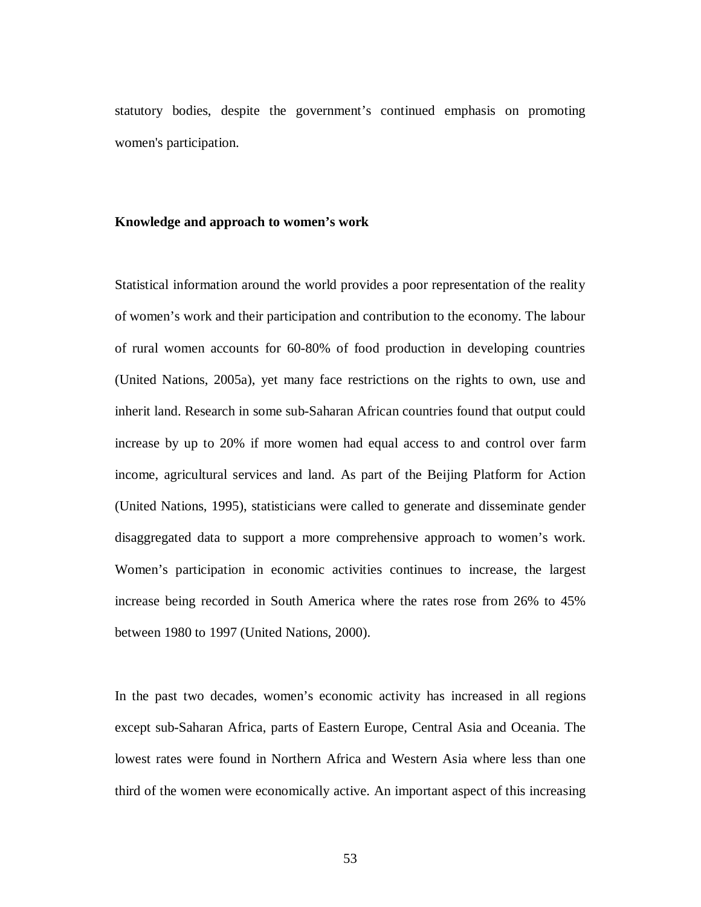statutory bodies, despite the government's continued emphasis on promoting women's participation.

**Knowledge and approach to women's work**

Statistical information around the world provides a poor representation of the reality of women's work and their participation and contribution to the economy. The labour of rural women accounts for 60-80% of food production in developing countries (United Nations, 2005a), yet many face restrictions on the rights to own, use and inherit land. Research in some sub-Saharan African countries found that output could increase by up to 20% if more women had equal access to and control over farm income, agricultural services and land. As part of the Beijing Platform for Action (United Nations, 1995), statisticians were called to generate and disseminate gender disaggregated data to support a more comprehensive approach to women's work. Women's participation in economic activities continues to increase, the largest increase being recorded in South America where the rates rose from 26% to 45% between 1980 to 1997 (United Nations, 2000).

In the past two decades, women's economic activity has increased in all regions except sub-Saharan Africa, parts of Eastern Europe, Central Asia and Oceania. The lowest rates were found in Northern Africa and Western Asia where less than one third of the women were economically active. An important aspect of this increasing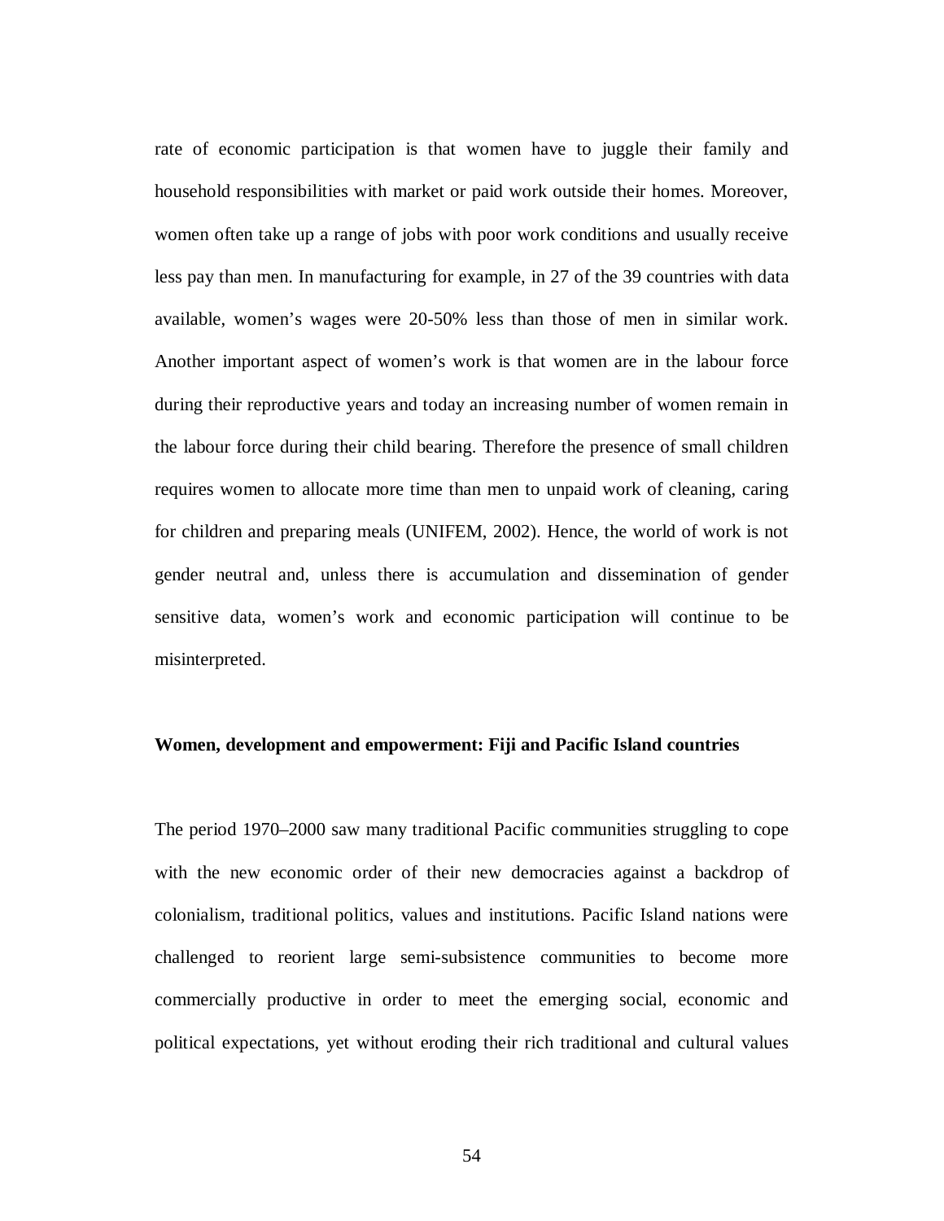rate of economic participation is that women have to juggle their family and household responsibilities with market or paid work outside their homes. Moreover, women often take up a range of jobs with poor work conditions and usually receive less pay than men. In manufacturing for example, in 27 of the 39 countries with data available, women's wages were 20-50% less than those of men in similar work. Another important aspect of women's work is that women are in the labour force during their reproductive years and today an increasing number of women remain in the labour force during their child bearing. Therefore the presence of small children requires women to allocate more time than men to unpaid work of cleaning, caring for children and preparing meals (UNIFEM, 2002). Hence, the world of work is not gender neutral and, unless there is accumulation and dissemination of gender sensitive data, women's work and economic participation will continue to be misinterpreted.

**Women, development and empowerment: Fiji and Pacific Island countries**

The period 1970–2000 saw many traditional Pacific communities struggling to cope with the new economic order of their new democracies against a backdrop of colonialism, traditional politics, values and institutions. Pacific Island nations were challenged to reorient large semi-subsistence communities to become more commercially productive in order to meet the emerging social, economic and political expectations, yet without eroding their rich traditional and cultural values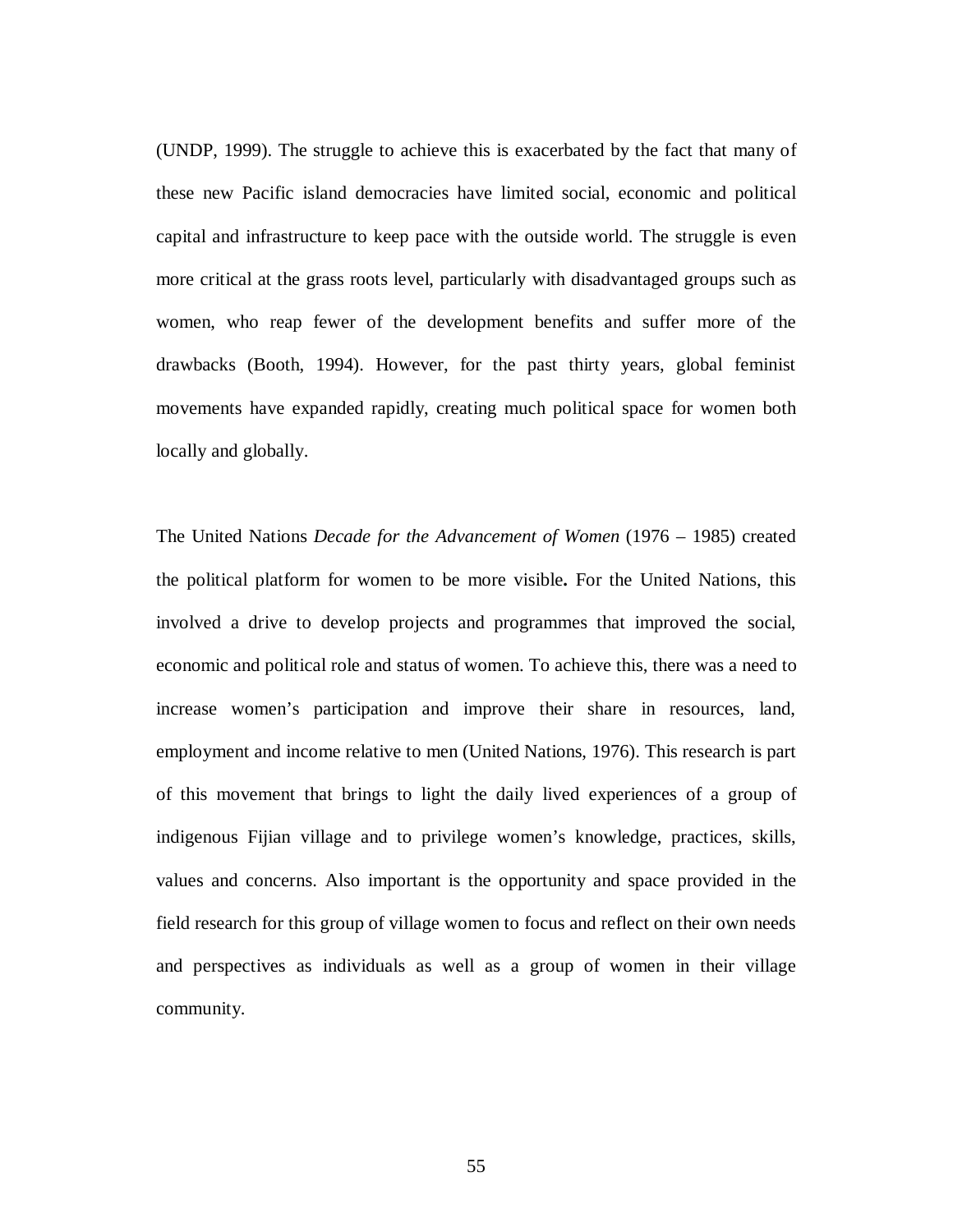(UNDP, 1999). The struggle to achieve this is exacerbated by the fact that many of these new Pacific island democracies have limited social, economic and political capital and infrastructure to keep pace with the outside world. The struggle is even more critical at the grass roots level, particularly with disadvantaged groups such as women, who reap fewer of the development benefits and suffer more of the drawbacks (Booth, 1994). However, for the past thirty years, global feminist movements have expanded rapidly, creating much political space for women both locally and globally.

The United Nations *Decade for the Advancement of Women* (1976 – 1985) created the political platform for women to be more visible**.** For the United Nations, this involved a drive to develop projects and programmes that improved the social, economic and political role and status of women. To achieve this, there was a need to increase women's participation and improve their share in resources, land, employment and income relative to men (United Nations, 1976). This research is part of this movement that brings to light the daily lived experiences of a group of indigenous Fijian village and to privilege women's knowledge, practices, skills, values and concerns. Also important is the opportunity and space provided in the field research for this group of village women to focus and reflect on their own needs and perspectives as individuals as well as a group of women in their village community.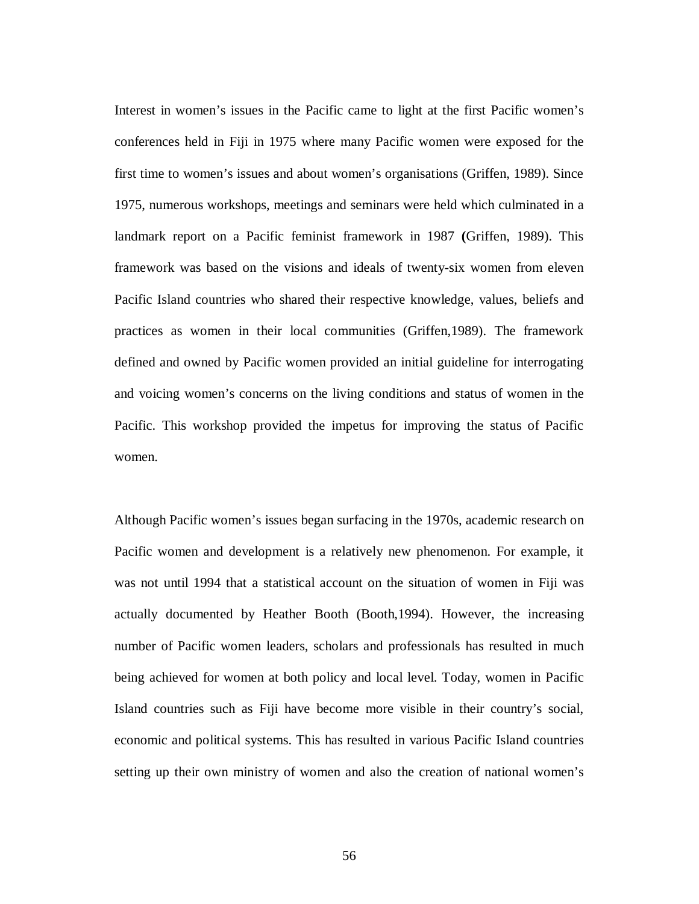Interest in women's issues in the Pacific came to light at the first Pacific women's conferences held in Fiji in 1975 where many Pacific women were exposed for the first time to women's issues and about women's organisations (Griffen, 1989). Since 1975, numerous workshops, meetings and seminars were held which culminated in a landmark report on a Pacific feminist framework in 1987 **(**Griffen, 1989). This framework was based on the visions and ideals of twenty-six women from eleven Pacific Island countries who shared their respective knowledge, values, beliefs and practices as women in their local communities (Griffen,1989). The framework defined and owned by Pacific women provided an initial guideline for interrogating and voicing women's concerns on the living conditions and status of women in the Pacific. This workshop provided the impetus for improving the status of Pacific women.

Although Pacific women's issues began surfacing in the 1970s, academic research on Pacific women and development is a relatively new phenomenon. For example, it was not until 1994 that a statistical account on the situation of women in Fiji was actually documented by Heather Booth (Booth,1994). However, the increasing number of Pacific women leaders, scholars and professionals has resulted in much being achieved for women at both policy and local level. Today, women in Pacific Island countries such as Fiji have become more visible in their country's social, economic and political systems. This has resulted in various Pacific Island countries setting up their own ministry of women and also the creation of national women's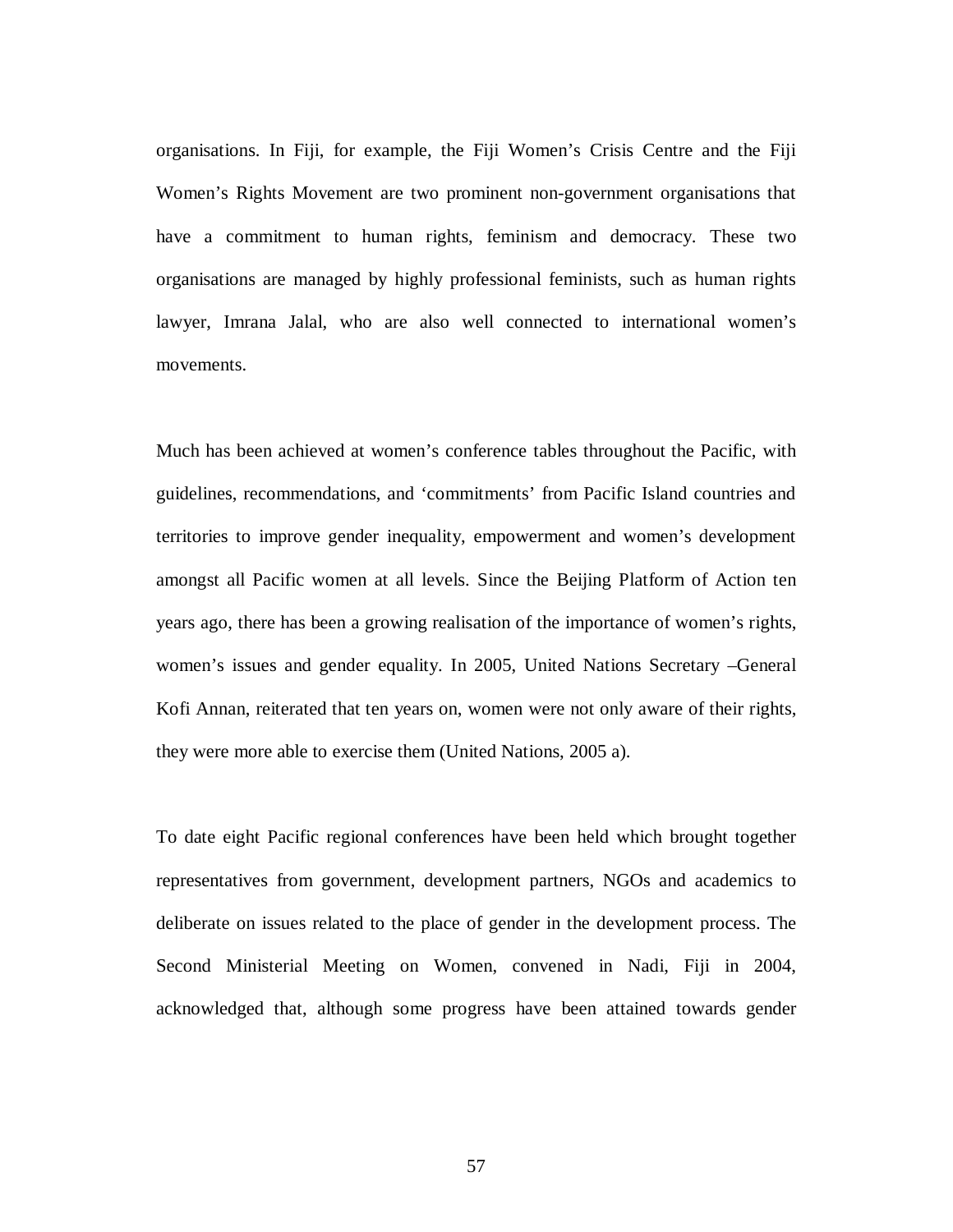organisations. In Fiji, for example, the Fiji Women's Crisis Centre and the Fiji Women's Rights Movement are two prominent non-government organisations that have a commitment to human rights, feminism and democracy. These two organisations are managed by highly professional feminists, such as human rights lawyer, Imrana Jalal, who are also well connected to international women's movements.

Much has been achieved at women's conference tables throughout the Pacific, with guidelines, recommendations, and 'commitments' from Pacific Island countries and territories to improve gender inequality, empowerment and women's development amongst all Pacific women at all levels. Since the Beijing Platform of Action ten years ago, there has been a growing realisation of the importance of women's rights, women's issues and gender equality. In 2005, United Nations Secretary –General Kofi Annan, reiterated that ten years on, women were not only aware of their rights, they were more able to exercise them (United Nations, 2005 a).

To date eight Pacific regional conferences have been held which brought together representatives from government, development partners, NGOs and academics to deliberate on issues related to the place of gender in the development process. The Second Ministerial Meeting on Women, convened in Nadi, Fiji in 2004, acknowledged that, although some progress have been attained towards gender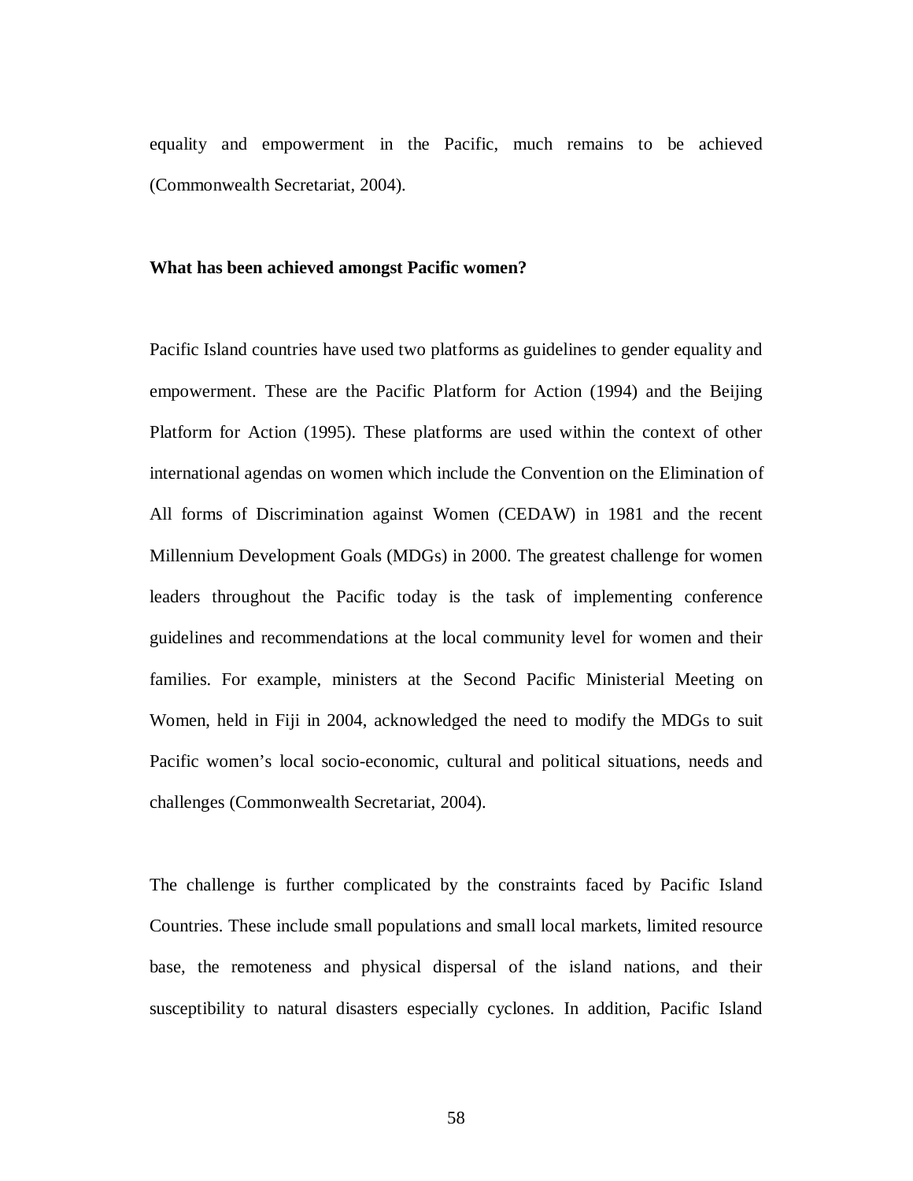equality and empowerment in the Pacific, much remains to be achieved (Commonwealth Secretariat, 2004).

**What has been achieved amongst Pacific women?**

Pacific Island countries have used two platforms as guidelines to gender equality and empowerment. These are the Pacific Platform for Action (1994) and the Beijing Platform for Action (1995). These platforms are used within the context of other international agendas on women which include the Convention on the Elimination of All forms of Discrimination against Women (CEDAW) in 1981 and the recent Millennium Development Goals (MDGs) in 2000. The greatest challenge for women leaders throughout the Pacific today is the task of implementing conference guidelines and recommendations at the local community level for women and their families. For example, ministers at the Second Pacific Ministerial Meeting on Women, held in Fiji in 2004, acknowledged the need to modify the MDGs to suit Pacific women's local socio-economic, cultural and political situations, needs and challenges (Commonwealth Secretariat, 2004).

The challenge is further complicated by the constraints faced by Pacific Island Countries. These include small populations and small local markets, limited resource base, the remoteness and physical dispersal of the island nations, and their susceptibility to natural disasters especially cyclones. In addition, Pacific Island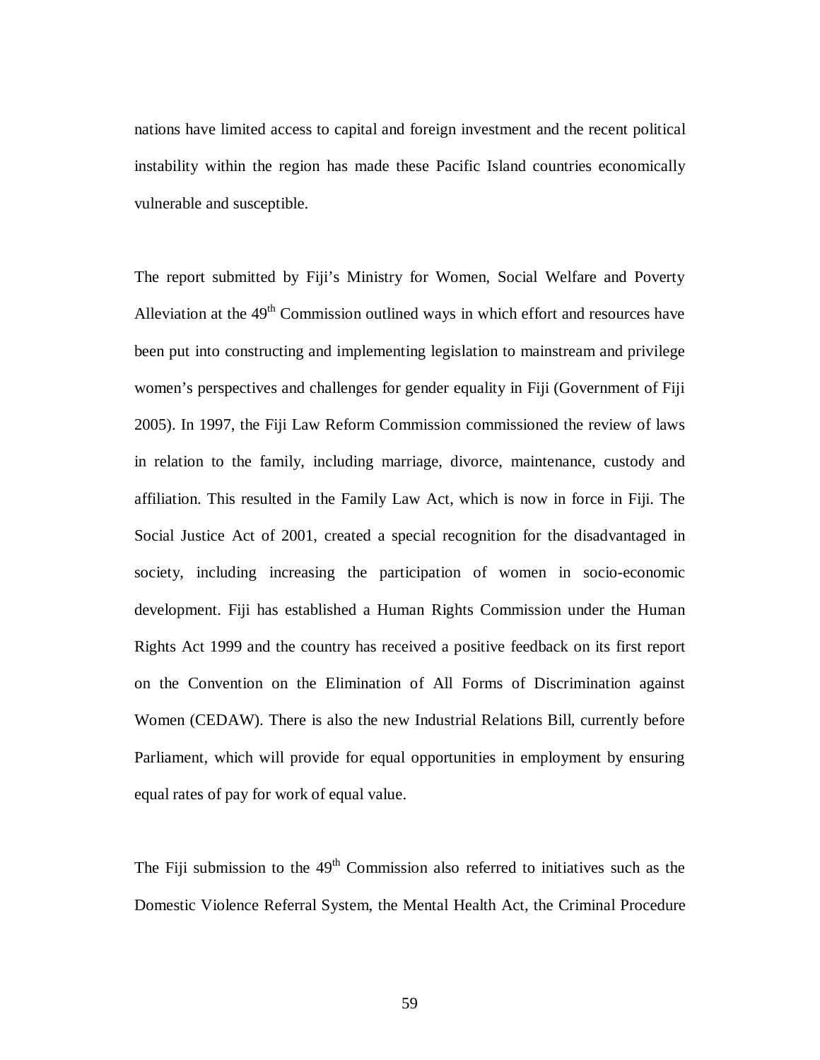nations have limited access to capital and foreign investment and the recent political instability within the region has made these Pacific Island countries economically vulnerable and susceptible.

The report submitted by Fiji's Ministry for Women, Social Welfare and Poverty Alleviation at the 49th Commission outlined ways in which effort and resources have been put into constructing and implementing legislation to mainstream and privilege women's perspectives and challenges for gender equality in Fiji (Government of Fiji 2005). In 1997, the Fiji Law Reform Commission commissioned the review of laws in relation to the family, including marriage, divorce, maintenance, custody and affiliation. This resulted in the Family Law Act, which is now in force in Fiji. The Social Justice Act of 2001, created a special recognition for the disadvantaged in society, including increasing the participation of women in socio-economic development. Fiji has established a Human Rights Commission under the Human Rights Act 1999 and the country has received a positive feedback on its first report on the Convention on the Elimination of All Forms of Discrimination against Women (CEDAW). There is also the new Industrial Relations Bill, currently before Parliament, which will provide for equal opportunities in employment by ensuring equal rates of pay for work of equal value.

The Fiji submission to the 49th Commission also referred to initiatives such as the Domestic Violence Referral System, the Mental Health Act, the Criminal Procedure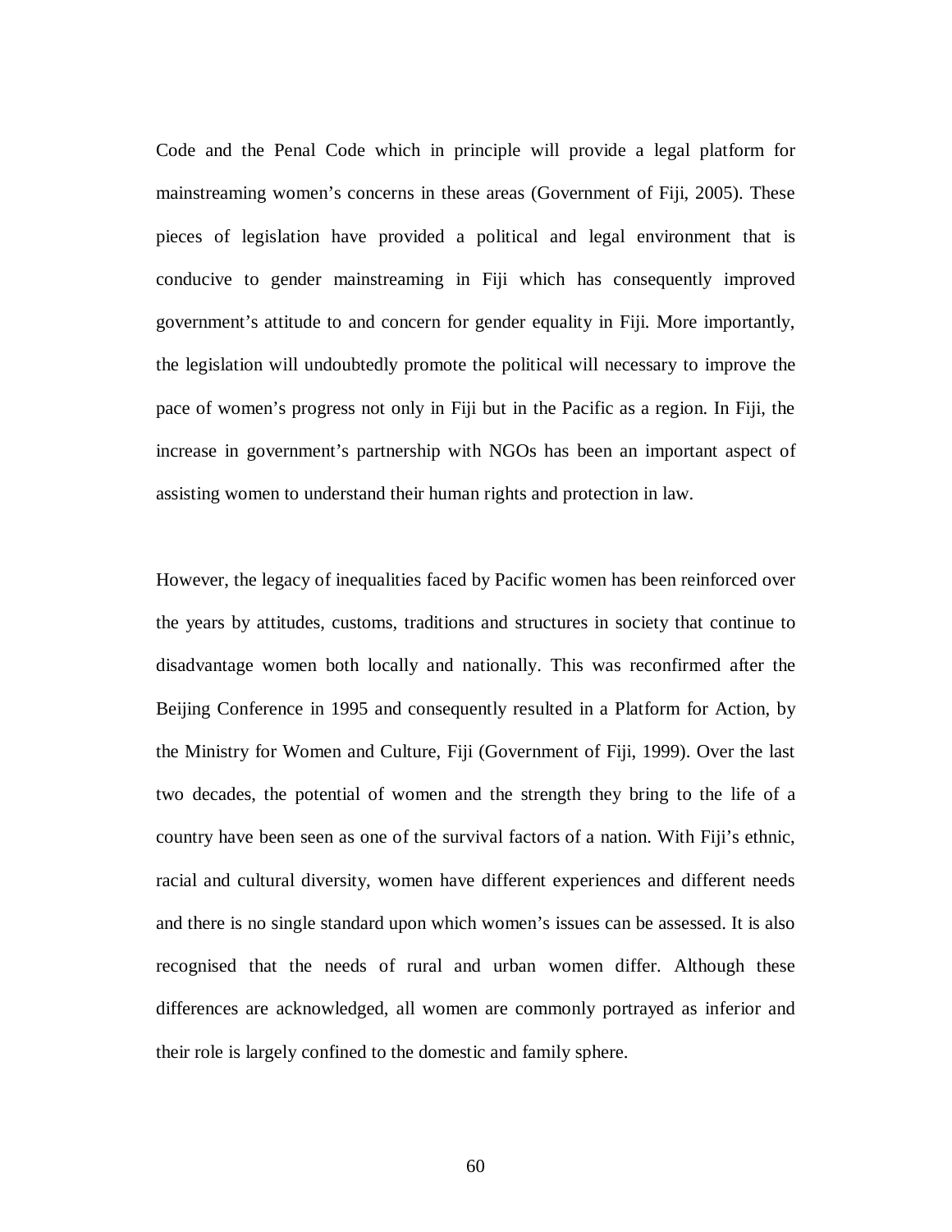Code and the Penal Code which in principle will provide a legal platform for mainstreaming women's concerns in these areas (Government of Fiji, 2005). These pieces of legislation have provided a political and legal environment that is conducive to gender mainstreaming in Fiji which has consequently improved government's attitude to and concern for gender equality in Fiji. More importantly, the legislation will undoubtedly promote the political will necessary to improve the pace of women's progress not only in Fiji but in the Pacific as a region. In Fiji, the increase in government's partnership with NGOs has been an important aspect of assisting women to understand their human rights and protection in law.

However, the legacy of inequalities faced by Pacific women has been reinforced over the years by attitudes, customs, traditions and structures in society that continue to disadvantage women both locally and nationally. This was reconfirmed after the Beijing Conference in 1995 and consequently resulted in a Platform for Action, by the Ministry for Women and Culture, Fiji (Government of Fiji, 1999). Over the last two decades, the potential of women and the strength they bring to the life of a country have been seen as one of the survival factors of a nation. With Fiji's ethnic, racial and cultural diversity, women have different experiences and different needs and there is no single standard upon which women's issues can be assessed. It is also recognised that the needs of rural and urban women differ. Although these differences are acknowledged, all women are commonly portrayed as inferior and their role is largely confined to the domestic and family sphere.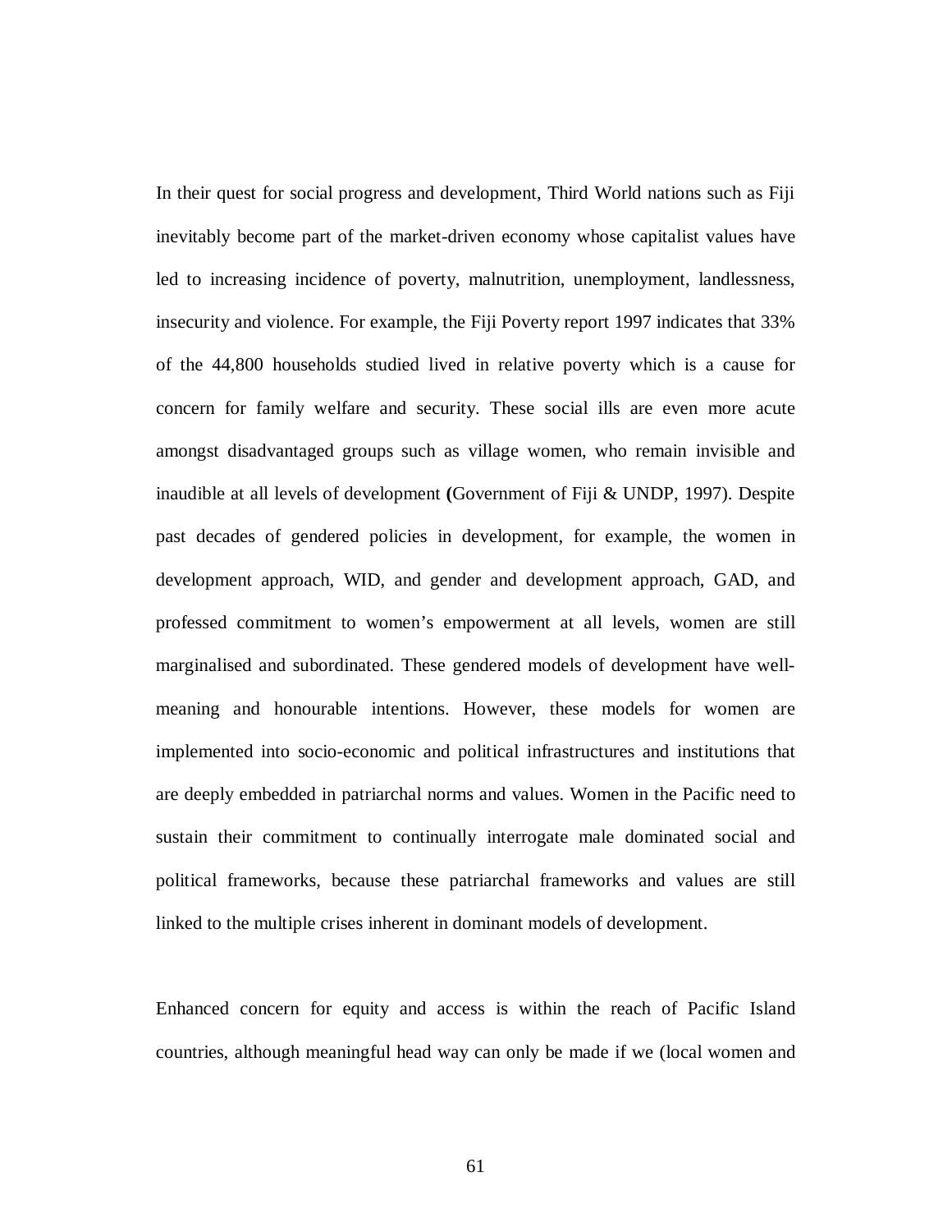In their quest for social progress and development, Third World nations such as Fiji inevitably become part of the market-driven economy whose capitalist values have led to increasing incidence of poverty, malnutrition, unemployment, landlessness, insecurity and violence. For example, the Fiji Poverty report 1997 indicates that 33% of the 44,800 households studied lived in relative poverty which is a cause for concern for family welfare and security. These social ills are even more acute amongst disadvantaged groups such as village women, who remain invisible and inaudible at all levels of development **(**Government of Fiji & UNDP, 1997). Despite past decades of gendered policies in development, for example, the women in development approach, WID, and gender and development approach, GAD, and professed commitment to women's empowerment at all levels, women are still marginalised and subordinated. These gendered models of development have well-meaning and honourable intentions. However, these models for women are implemented into socio-economic and political infrastructures and institutions that are deeply embedded in patriarchal norms and values. Women in the Pacific need to sustain their commitment to continually interrogate male dominated social and political frameworks, because these patriarchal frameworks and values are still linked to the multiple crises inherent in dominant models of development.

Enhanced concern for equity and access is within the reach of Pacific Island countries, although meaningful head way can only be made if we (local women and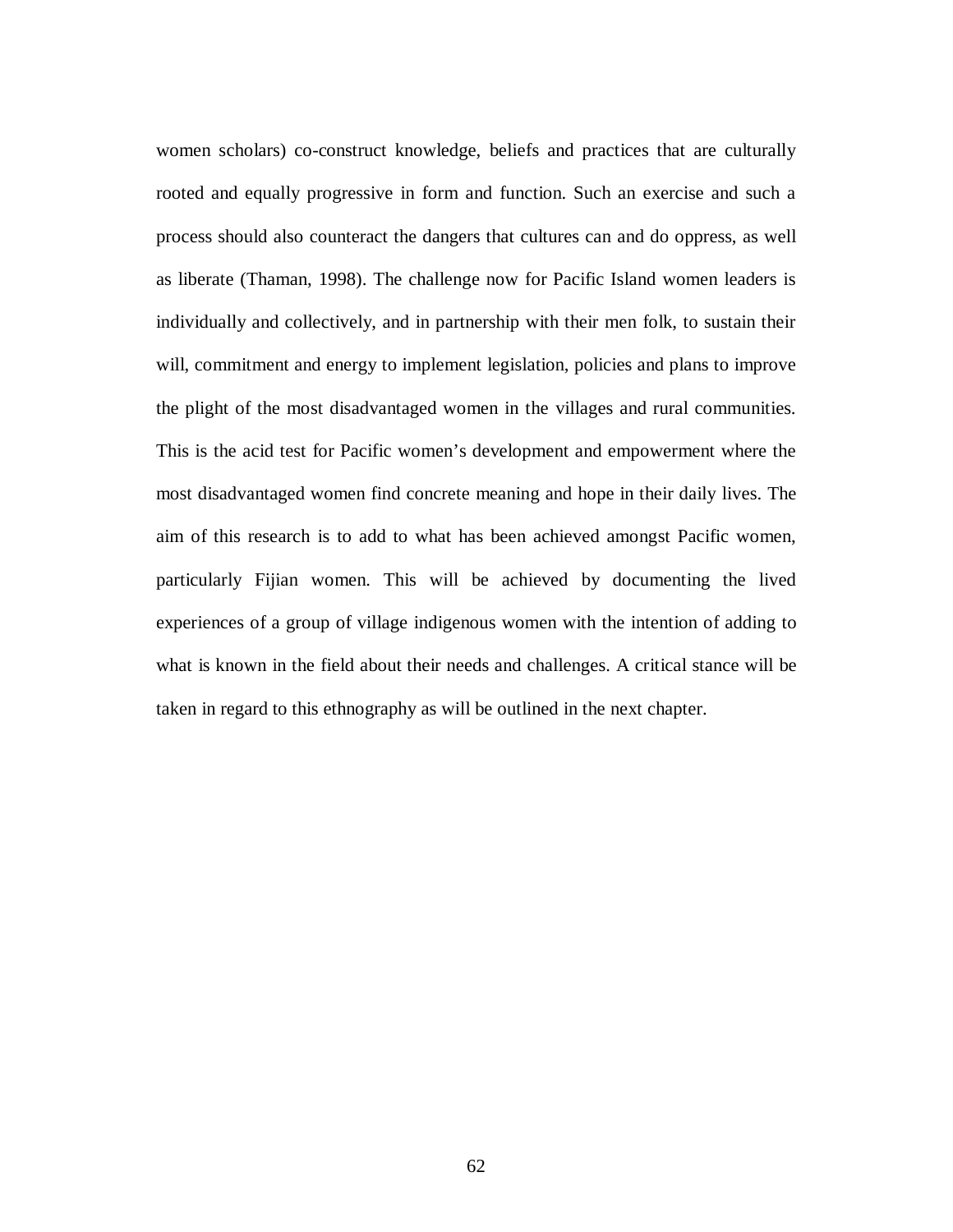women scholars) co-construct knowledge, beliefs and practices that are culturally rooted and equally progressive in form and function. Such an exercise and such a process should also counteract the dangers that cultures can and do oppress, as well as liberate (Thaman, 1998). The challenge now for Pacific Island women leaders is individually and collectively, and in partnership with their men folk, to sustain their will, commitment and energy to implement legislation, policies and plans to improve the plight of the most disadvantaged women in the villages and rural communities. This is the acid test for Pacific women's development and empowerment where the most disadvantaged women find concrete meaning and hope in their daily lives. The aim of this research is to add to what has been achieved amongst Pacific women, particularly Fijian women. This will be achieved by documenting the lived experiences of a group of village indigenous women with the intention of adding to what is known in the field about their needs and challenges. A critical stance will be taken in regard to this ethnography as will be outlined in the next chapter.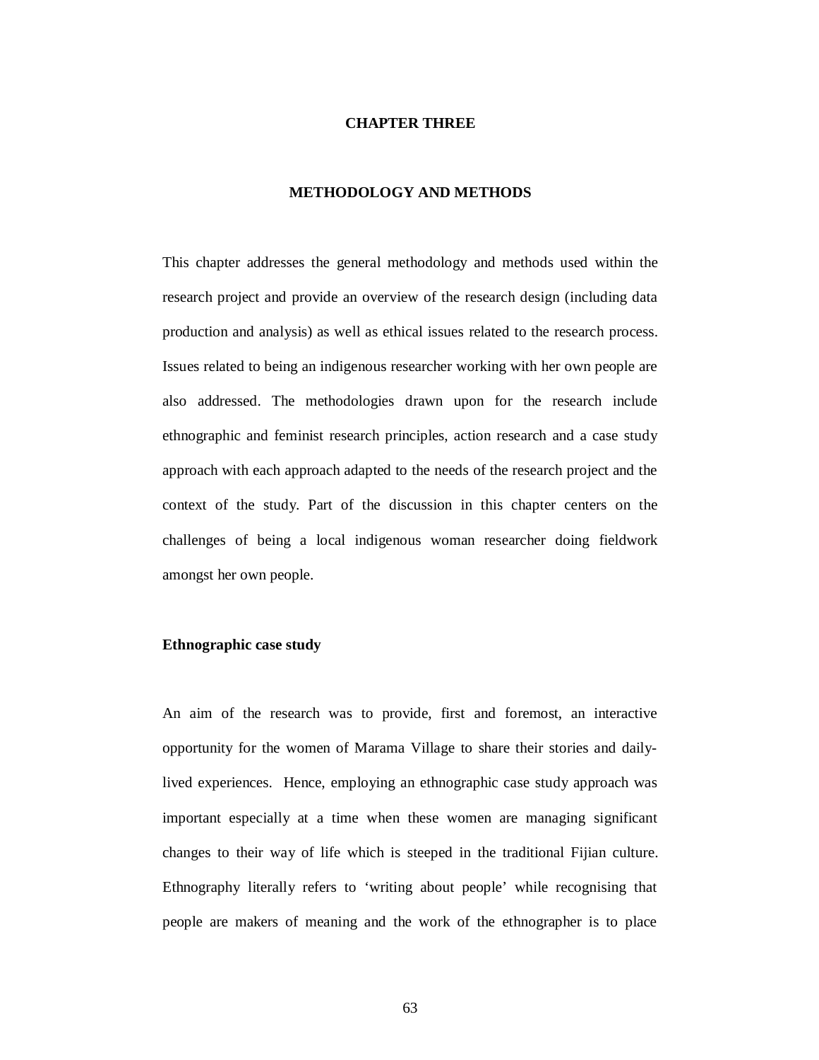# CHAPTER THREE

## METHODOLOGY AND METHODS

This chapter addresses the general methodology and methods used within the research project and provide an overview of the research design (including data production and analysis) as well as ethical issues related to the research process. Issues related to being an indigenous researcher working with her own people are also addressed. The methodologies drawn upon for the research include ethnographic and feminist research principles, action research and a case study approach with each approach adapted to the needs of the research project and the context of the study. Part of the discussion in this chapter centers on the challenges of being a local indigenous woman researcher doing fieldwork amongst her own people.

### Ethnographic case study

An aim of the research was to provide, first and foremost, an interactive opportunity for the women of Marama Village to share their stories and daily-lived experiences. Hence, employing an ethnographic case study approach was important especially at a time when these women are managing significant changes to their way of life which is steeped in the traditional Fijian culture. Ethnography literally refers to 'writing about people' while recognising that people are makers of meaning and the work of the ethnographer is to place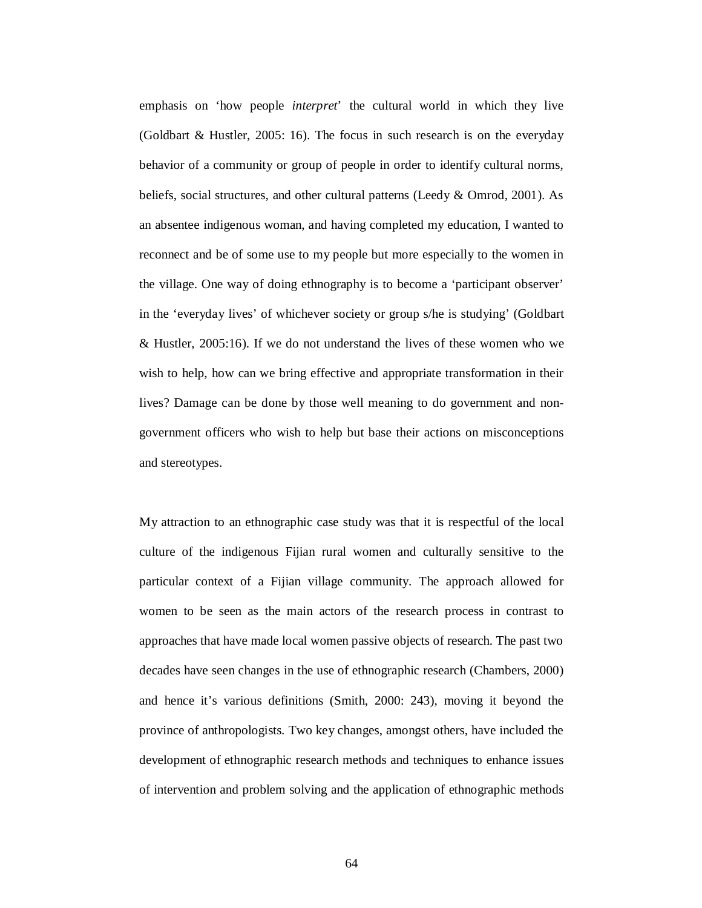emphasis on 'how people *interpret*' the cultural world in which they live (Goldbart & Hustler, 2005: 16). The focus in such research is on the everyday behavior of a community or group of people in order to identify cultural norms, beliefs, social structures, and other cultural patterns (Leedy & Omrod, 2001). As an absentee indigenous woman, and having completed my education, I wanted to reconnect and be of some use to my people but more especially to the women in the village. One way of doing ethnography is to become a 'participant observer' in the 'everyday lives' of whichever society or group s/he is studying' (Goldbart & Hustler, 2005:16). If we do not understand the lives of these women who we wish to help, how can we bring effective and appropriate transformation in their lives? Damage can be done by those well meaning to do government and non-government officers who wish to help but base their actions on misconceptions and stereotypes.

My attraction to an ethnographic case study was that it is respectful of the local culture of the indigenous Fijian rural women and culturally sensitive to the particular context of a Fijian village community. The approach allowed for women to be seen as the main actors of the research process in contrast to approaches that have made local women passive objects of research. The past two decades have seen changes in the use of ethnographic research (Chambers, 2000) and hence it's various definitions (Smith, 2000: 243), moving it beyond the province of anthropologists. Two key changes, amongst others, have included the development of ethnographic research methods and techniques to enhance issues of intervention and problem solving and the application of ethnographic methods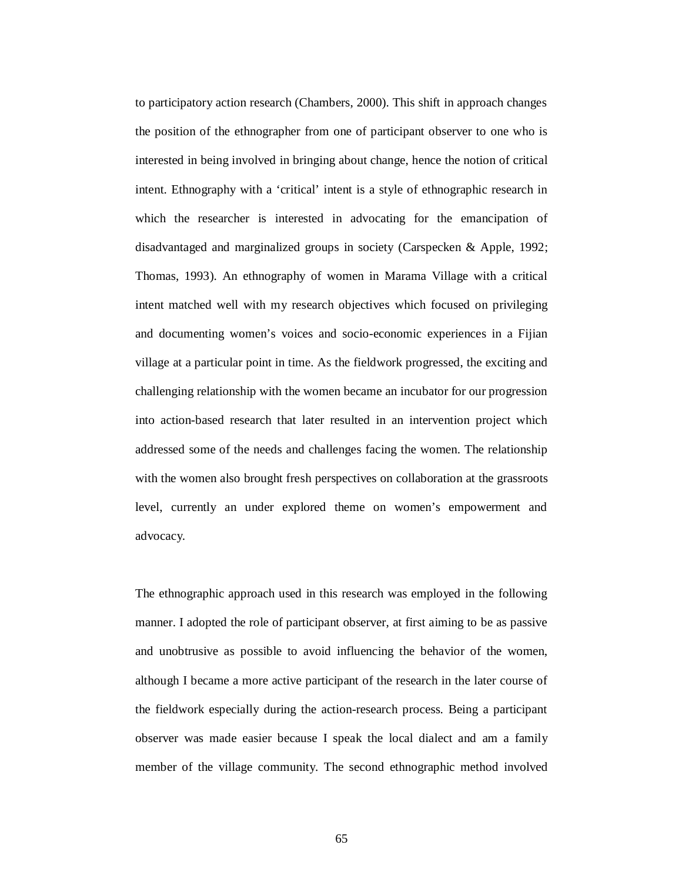to participatory action research (Chambers, 2000). This shift in approach changes the position of the ethnographer from one of participant observer to one who is interested in being involved in bringing about change, hence the notion of critical intent. Ethnography with a 'critical' intent is a style of ethnographic research in which the researcher is interested in advocating for the emancipation of disadvantaged and marginalized groups in society (Carspecken & Apple, 1992; Thomas, 1993). An ethnography of women in Marama Village with a critical intent matched well with my research objectives which focused on privileging and documenting women's voices and socio-economic experiences in a Fijian village at a particular point in time. As the fieldwork progressed, the exciting and challenging relationship with the women became an incubator for our progression into action-based research that later resulted in an intervention project which addressed some of the needs and challenges facing the women. The relationship with the women also brought fresh perspectives on collaboration at the grassroots level, currently an under explored theme on women's empowerment and advocacy.

The ethnographic approach used in this research was employed in the following manner. I adopted the role of participant observer, at first aiming to be as passive and unobtrusive as possible to avoid influencing the behavior of the women, although I became a more active participant of the research in the later course of the fieldwork especially during the action-research process. Being a participant observer was made easier because I speak the local dialect and am a family member of the village community. The second ethnographic method involved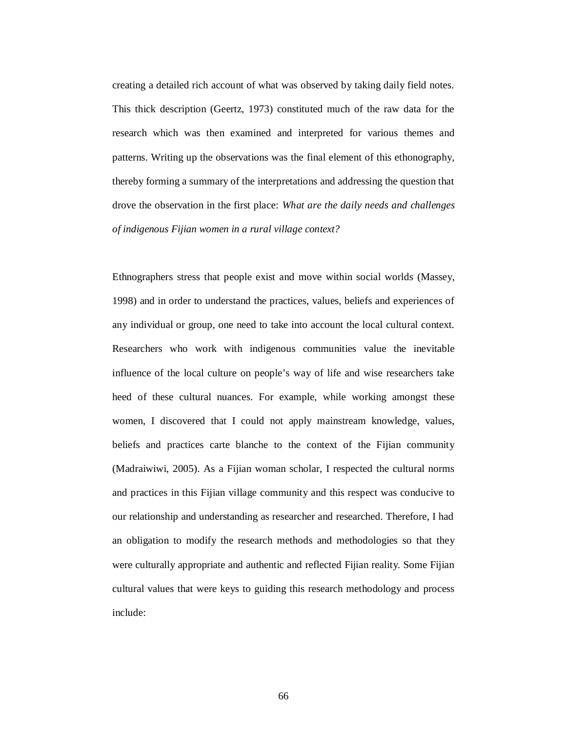creating a detailed rich account of what was observed by taking daily field notes. This thick description (Geertz, 1973) constituted much of the raw data for the research which was then examined and interpreted for various themes and patterns. Writing up the observations was the final element of this ethonography, thereby forming a summary of the interpretations and addressing the question that drove the observation in the first place: *What are the daily needs and challenges of indigenous Fijian women in a rural village context?*

Ethnographers stress that people exist and move within social worlds (Massey, 1998) and in order to understand the practices, values, beliefs and experiences of any individual or group, one need to take into account the local cultural context. Researchers who work with indigenous communities value the inevitable influence of the local culture on people's way of life and wise researchers take heed of these cultural nuances. For example, while working amongst these women, I discovered that I could not apply mainstream knowledge, values, beliefs and practices carte blanche to the context of the Fijian community (Madraiwiwi, 2005). As a Fijian woman scholar, I respected the cultural norms and practices in this Fijian village community and this respect was conducive to our relationship and understanding as researcher and researched. Therefore, I had an obligation to modify the research methods and methodologies so that they were culturally appropriate and authentic and reflected Fijian reality. Some Fijian cultural values that were keys to guiding this research methodology and process include: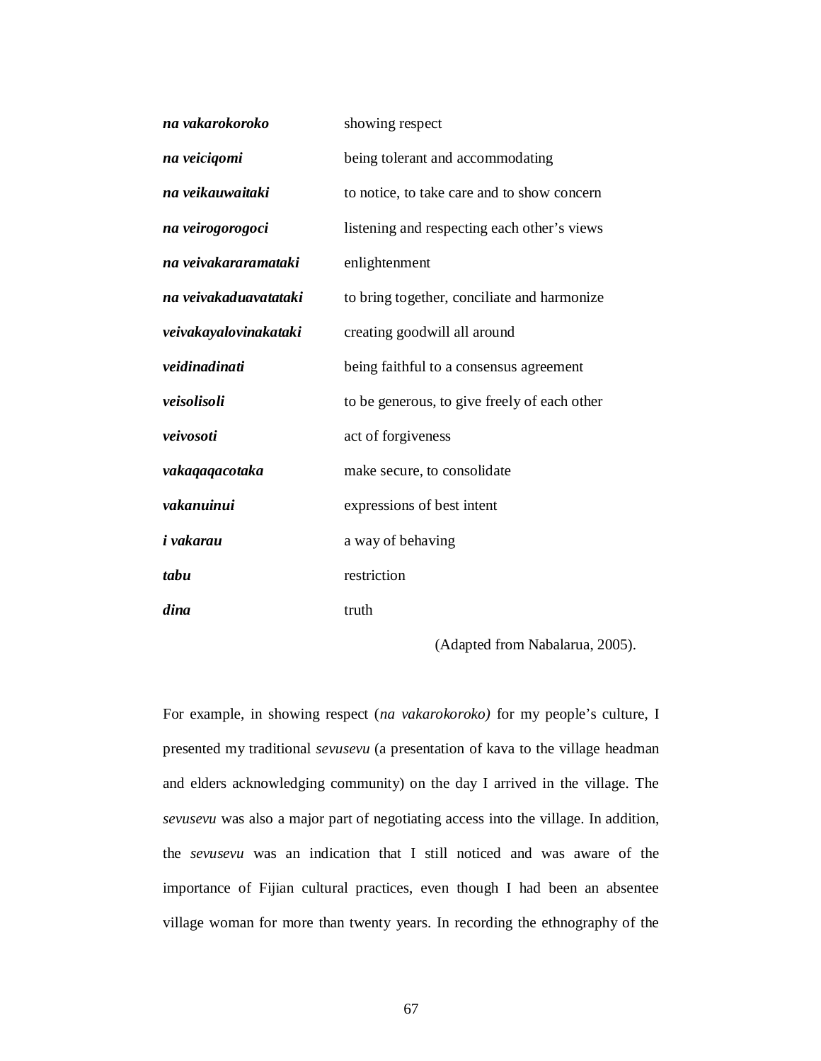| | |
|---|---|
| ***na vakarokoroko*** | showing respect |
| ***na veiciqomi*** | being tolerant and accommodating |
| ***na veikauwaitaki*** | to notice, to take care and to show concern |
| ***na veirogorogoci*** | listening and respecting each other's views |
| ***na veivakararamataki*** | enlightenment |
| ***na veivakaduavatataki*** | to bring together, conciliate and harmonize |
| ***veivakayalovinakataki*** | creating goodwill all around |
| ***veidinadinati*** | being faithful to a consensus agreement |
| ***veisolisoli*** | to be generous, to give freely of each other |
| ***veivosoti*** | act of forgiveness |
| ***vakaqaqacotaka*** | make secure, to consolidate |
| ***vakanuinui*** | expressions of best intent |
| ***i vakarau*** | a way of behaving |
| ***tabu*** | restriction |
| ***dina*** | truth |

(Adapted from Nabalarua, 2005).

For example, in showing respect (*na vakarokoroko)* for my people's culture, I presented my traditional *sevusevu* (a presentation of kava to the village headman and elders acknowledging community) on the day I arrived in the village. The *sevusevu* was also a major part of negotiating access into the village. In addition, the *sevusevu* was an indication that I still noticed and was aware of the importance of Fijian cultural practices, even though I had been an absentee village woman for more than twenty years. In recording the ethnography of the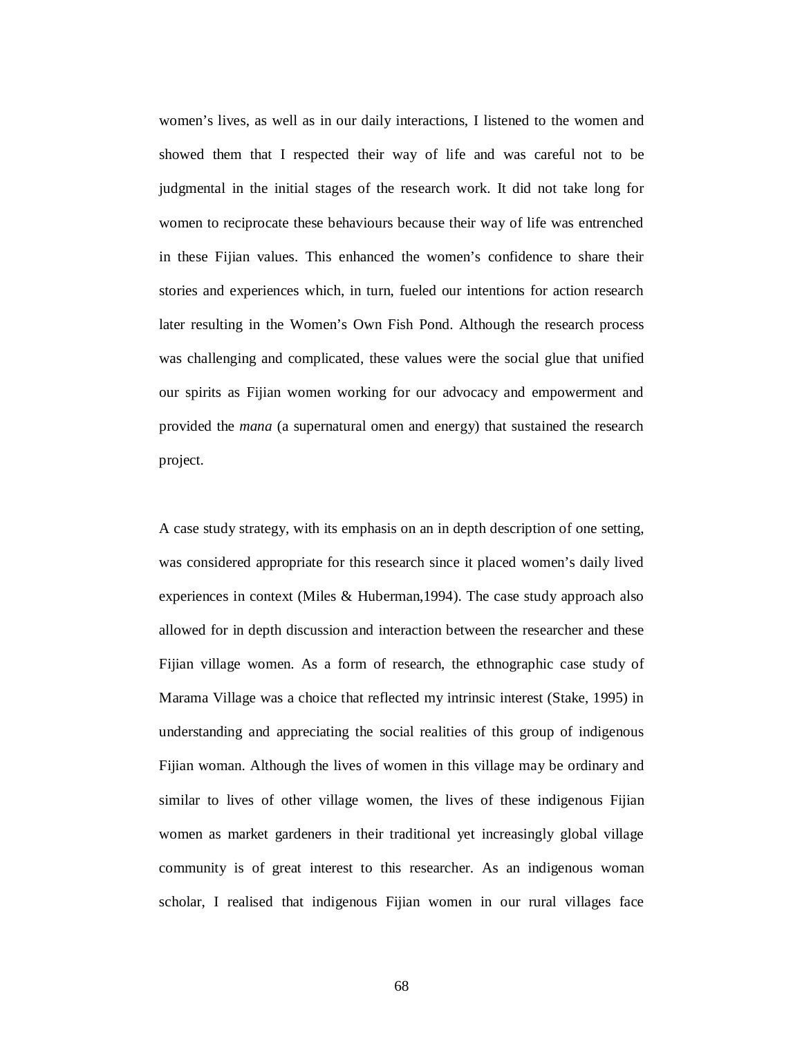women's lives, as well as in our daily interactions, I listened to the women and showed them that I respected their way of life and was careful not to be judgmental in the initial stages of the research work. It did not take long for women to reciprocate these behaviours because their way of life was entrenched in these Fijian values. This enhanced the women's confidence to share their stories and experiences which, in turn, fueled our intentions for action research later resulting in the Women's Own Fish Pond. Although the research process was challenging and complicated, these values were the social glue that unified our spirits as Fijian women working for our advocacy and empowerment and provided the *mana* (a supernatural omen and energy) that sustained the research project.

A case study strategy, with its emphasis on an in depth description of one setting, was considered appropriate for this research since it placed women's daily lived experiences in context (Miles & Huberman,1994). The case study approach also allowed for in depth discussion and interaction between the researcher and these Fijian village women. As a form of research, the ethnographic case study of Marama Village was a choice that reflected my intrinsic interest (Stake, 1995) in understanding and appreciating the social realities of this group of indigenous Fijian woman. Although the lives of women in this village may be ordinary and similar to lives of other village women, the lives of these indigenous Fijian women as market gardeners in their traditional yet increasingly global village community is of great interest to this researcher. As an indigenous woman scholar, I realised that indigenous Fijian women in our rural villages face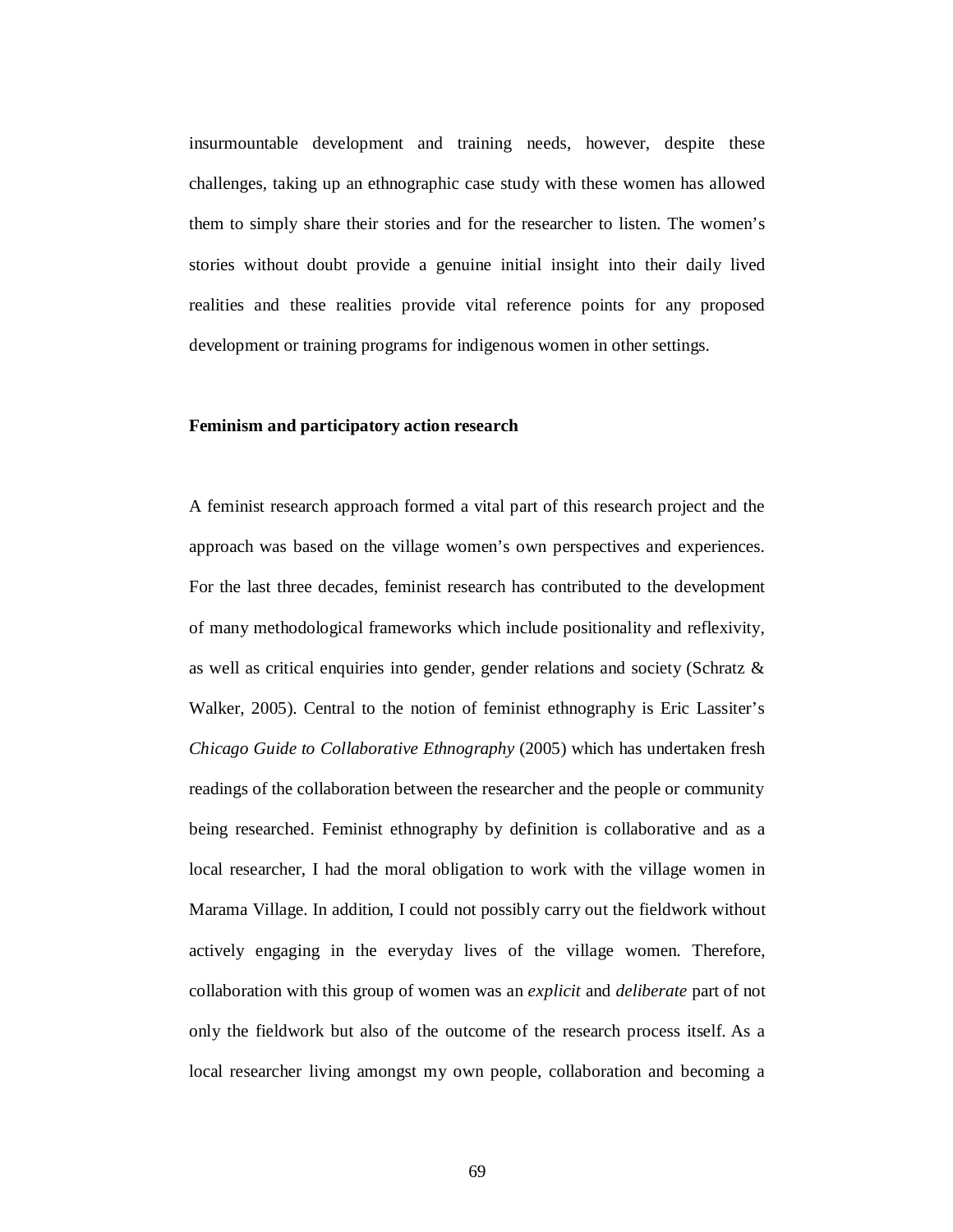insurmountable development and training needs, however, despite these challenges, taking up an ethnographic case study with these women has allowed them to simply share their stories and for the researcher to listen. The women's stories without doubt provide a genuine initial insight into their daily lived realities and these realities provide vital reference points for any proposed development or training programs for indigenous women in other settings.

**Feminism and participatory action research**

A feminist research approach formed a vital part of this research project and the approach was based on the village women's own perspectives and experiences. For the last three decades, feminist research has contributed to the development of many methodological frameworks which include positionality and reflexivity, as well as critical enquiries into gender, gender relations and society (Schratz & Walker, 2005). Central to the notion of feminist ethnography is Eric Lassiter's *Chicago Guide to Collaborative Ethnography* (2005) which has undertaken fresh readings of the collaboration between the researcher and the people or community being researched. Feminist ethnography by definition is collaborative and as a local researcher, I had the moral obligation to work with the village women in Marama Village. In addition, I could not possibly carry out the fieldwork without actively engaging in the everyday lives of the village women. Therefore, collaboration with this group of women was an *explicit* and *deliberate* part of not only the fieldwork but also of the outcome of the research process itself. As a local researcher living amongst my own people, collaboration and becoming a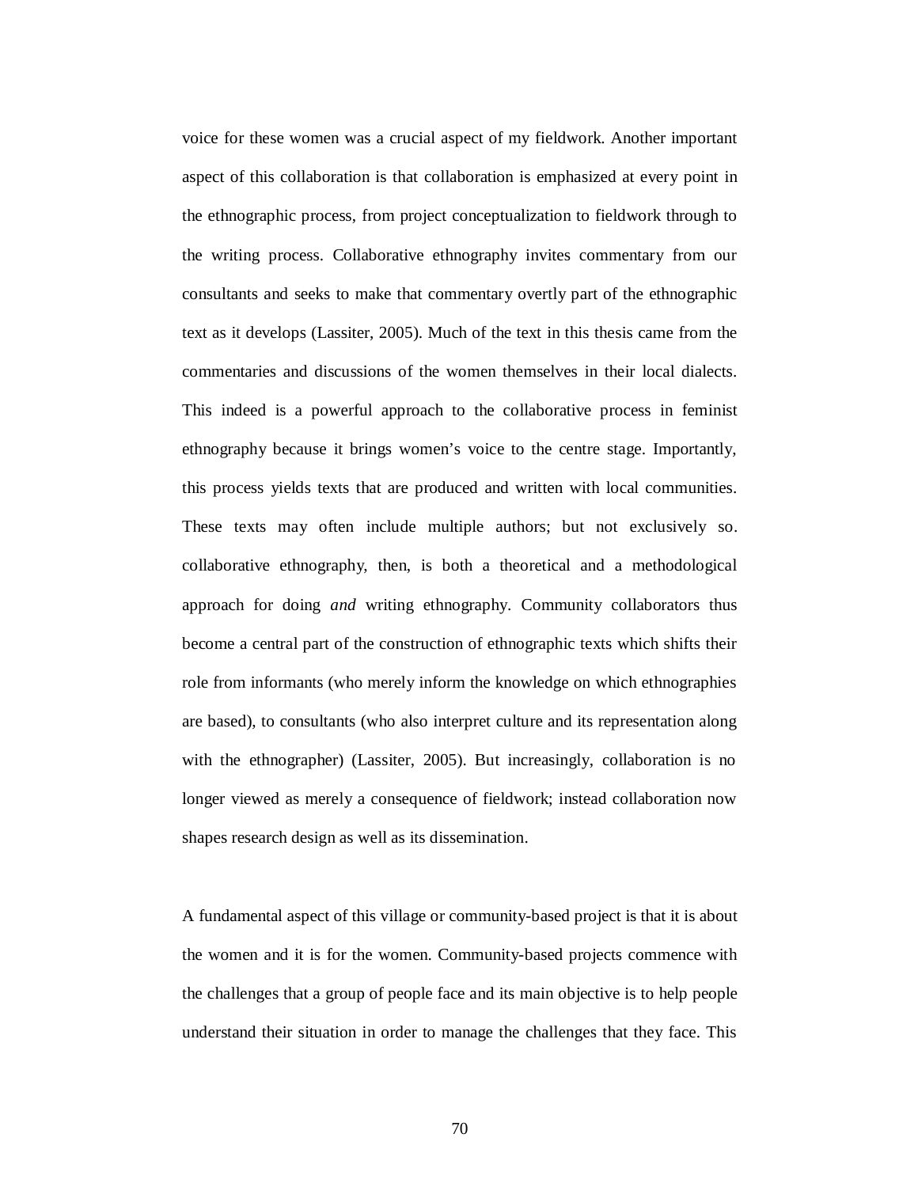voice for these women was a crucial aspect of my fieldwork. Another important aspect of this collaboration is that collaboration is emphasized at every point in the ethnographic process, from project conceptualization to fieldwork through to the writing process. Collaborative ethnography invites commentary from our consultants and seeks to make that commentary overtly part of the ethnographic text as it develops (Lassiter, 2005). Much of the text in this thesis came from the commentaries and discussions of the women themselves in their local dialects. This indeed is a powerful approach to the collaborative process in feminist ethnography because it brings women's voice to the centre stage. Importantly, this process yields texts that are produced and written with local communities. These texts may often include multiple authors; but not exclusively so. collaborative ethnography, then, is both a theoretical and a methodological approach for doing *and* writing ethnography. Community collaborators thus become a central part of the construction of ethnographic texts which shifts their role from informants (who merely inform the knowledge on which ethnographies are based), to consultants (who also interpret culture and its representation along with the ethnographer) (Lassiter, 2005). But increasingly, collaboration is no longer viewed as merely a consequence of fieldwork; instead collaboration now shapes research design as well as its dissemination.

A fundamental aspect of this village or community-based project is that it is about the women and it is for the women. Community-based projects commence with the challenges that a group of people face and its main objective is to help people understand their situation in order to manage the challenges that they face. This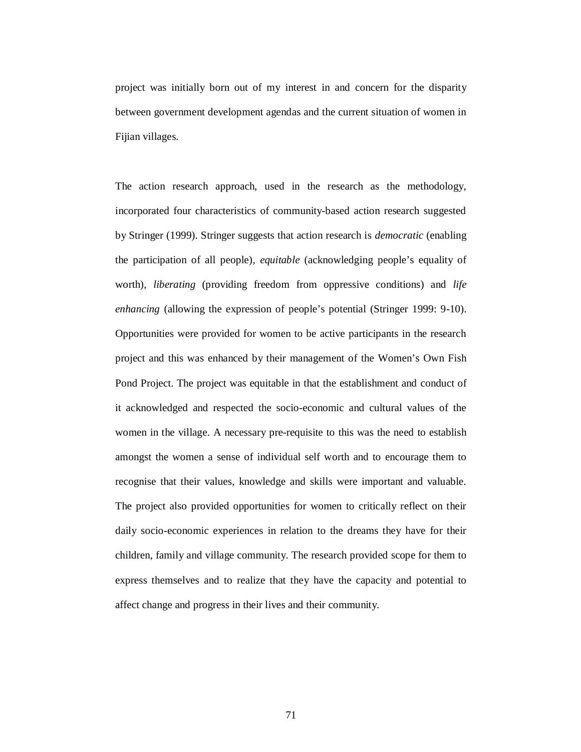project was initially born out of my interest in and concern for the disparity between government development agendas and the current situation of women in Fijian villages.

The action research approach, used in the research as the methodology, incorporated four characteristics of community-based action research suggested by Stringer (1999). Stringer suggests that action research is *democratic* (enabling the participation of all people), *equitable* (acknowledging people's equality of worth), *liberating* (providing freedom from oppressive conditions) and *life enhancing* (allowing the expression of people's potential (Stringer 1999: 9-10). Opportunities were provided for women to be active participants in the research project and this was enhanced by their management of the Women's Own Fish Pond Project. The project was equitable in that the establishment and conduct of it acknowledged and respected the socio-economic and cultural values of the women in the village. A necessary pre-requisite to this was the need to establish amongst the women a sense of individual self worth and to encourage them to recognise that their values, knowledge and skills were important and valuable. The project also provided opportunities for women to critically reflect on their daily socio-economic experiences in relation to the dreams they have for their children, family and village community. The research provided scope for them to express themselves and to realize that they have the capacity and potential to affect change and progress in their lives and their community.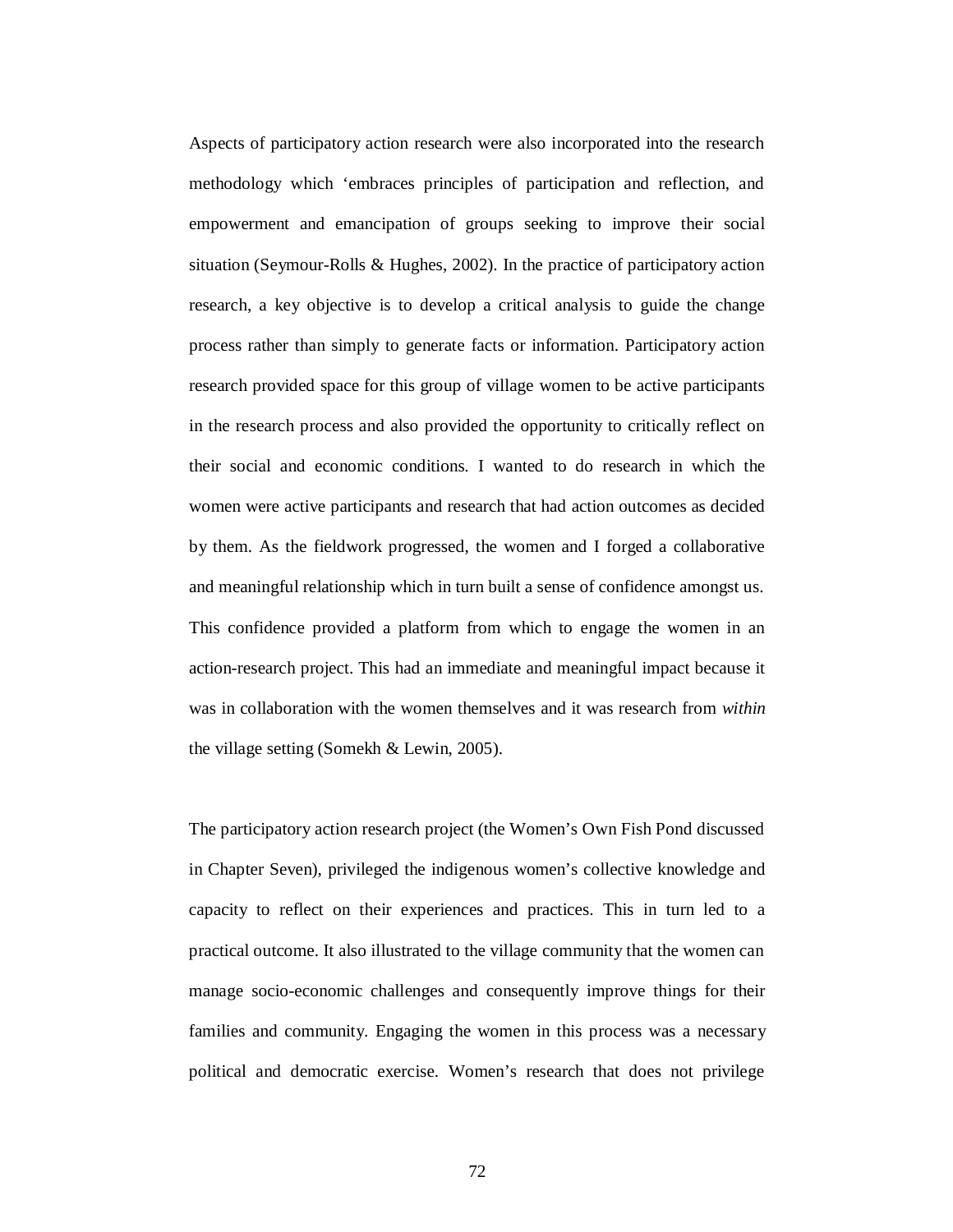Aspects of participatory action research were also incorporated into the research methodology which 'embraces principles of participation and reflection, and empowerment and emancipation of groups seeking to improve their social situation (Seymour-Rolls & Hughes, 2002). In the practice of participatory action research, a key objective is to develop a critical analysis to guide the change process rather than simply to generate facts or information. Participatory action research provided space for this group of village women to be active participants in the research process and also provided the opportunity to critically reflect on their social and economic conditions. I wanted to do research in which the women were active participants and research that had action outcomes as decided by them. As the fieldwork progressed, the women and I forged a collaborative and meaningful relationship which in turn built a sense of confidence amongst us. This confidence provided a platform from which to engage the women in an action-research project. This had an immediate and meaningful impact because it was in collaboration with the women themselves and it was research from *within* the village setting (Somekh & Lewin, 2005).

The participatory action research project (the Women's Own Fish Pond discussed in Chapter Seven), privileged the indigenous women's collective knowledge and capacity to reflect on their experiences and practices. This in turn led to a practical outcome. It also illustrated to the village community that the women can manage socio-economic challenges and consequently improve things for their families and community. Engaging the women in this process was a necessary political and democratic exercise. Women's research that does not privilege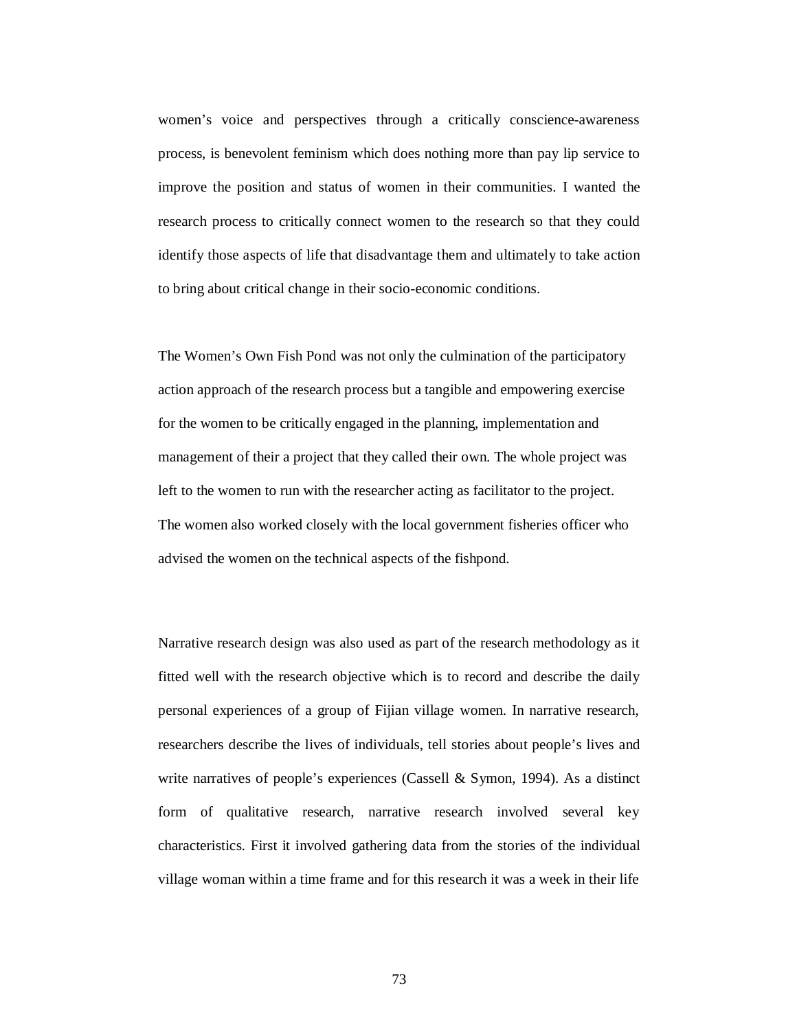women's voice and perspectives through a critically conscience-awareness process, is benevolent feminism which does nothing more than pay lip service to improve the position and status of women in their communities. I wanted the research process to critically connect women to the research so that they could identify those aspects of life that disadvantage them and ultimately to take action to bring about critical change in their socio-economic conditions.

The Women's Own Fish Pond was not only the culmination of the participatory action approach of the research process but a tangible and empowering exercise for the women to be critically engaged in the planning, implementation and management of their a project that they called their own. The whole project was left to the women to run with the researcher acting as facilitator to the project. The women also worked closely with the local government fisheries officer who advised the women on the technical aspects of the fishpond.

Narrative research design was also used as part of the research methodology as it fitted well with the research objective which is to record and describe the daily personal experiences of a group of Fijian village women. In narrative research, researchers describe the lives of individuals, tell stories about people's lives and write narratives of people's experiences (Cassell & Symon, 1994). As a distinct form of qualitative research, narrative research involved several key characteristics. First it involved gathering data from the stories of the individual village woman within a time frame and for this research it was a week in their life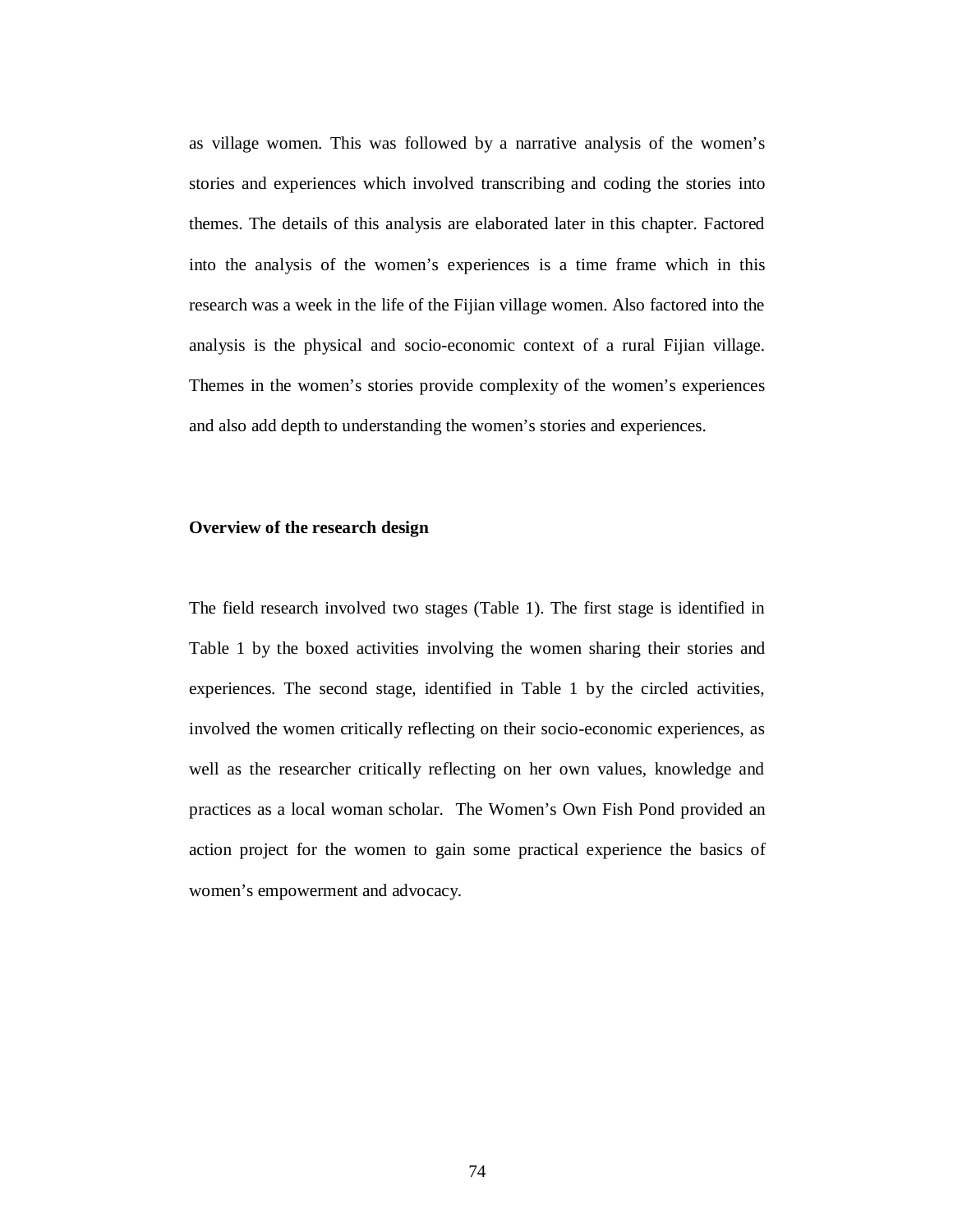as village women. This was followed by a narrative analysis of the women's stories and experiences which involved transcribing and coding the stories into themes. The details of this analysis are elaborated later in this chapter. Factored into the analysis of the women's experiences is a time frame which in this research was a week in the life of the Fijian village women. Also factored into the analysis is the physical and socio-economic context of a rural Fijian village. Themes in the women's stories provide complexity of the women's experiences and also add depth to understanding the women's stories and experiences.

**Overview of the research design**

The field research involved two stages (Table 1). The first stage is identified in Table 1 by the boxed activities involving the women sharing their stories and experiences. The second stage, identified in Table 1 by the circled activities, involved the women critically reflecting on their socio-economic experiences, as well as the researcher critically reflecting on her own values, knowledge and practices as a local woman scholar. The Women's Own Fish Pond provided an action project for the women to gain some practical experience the basics of women's empowerment and advocacy.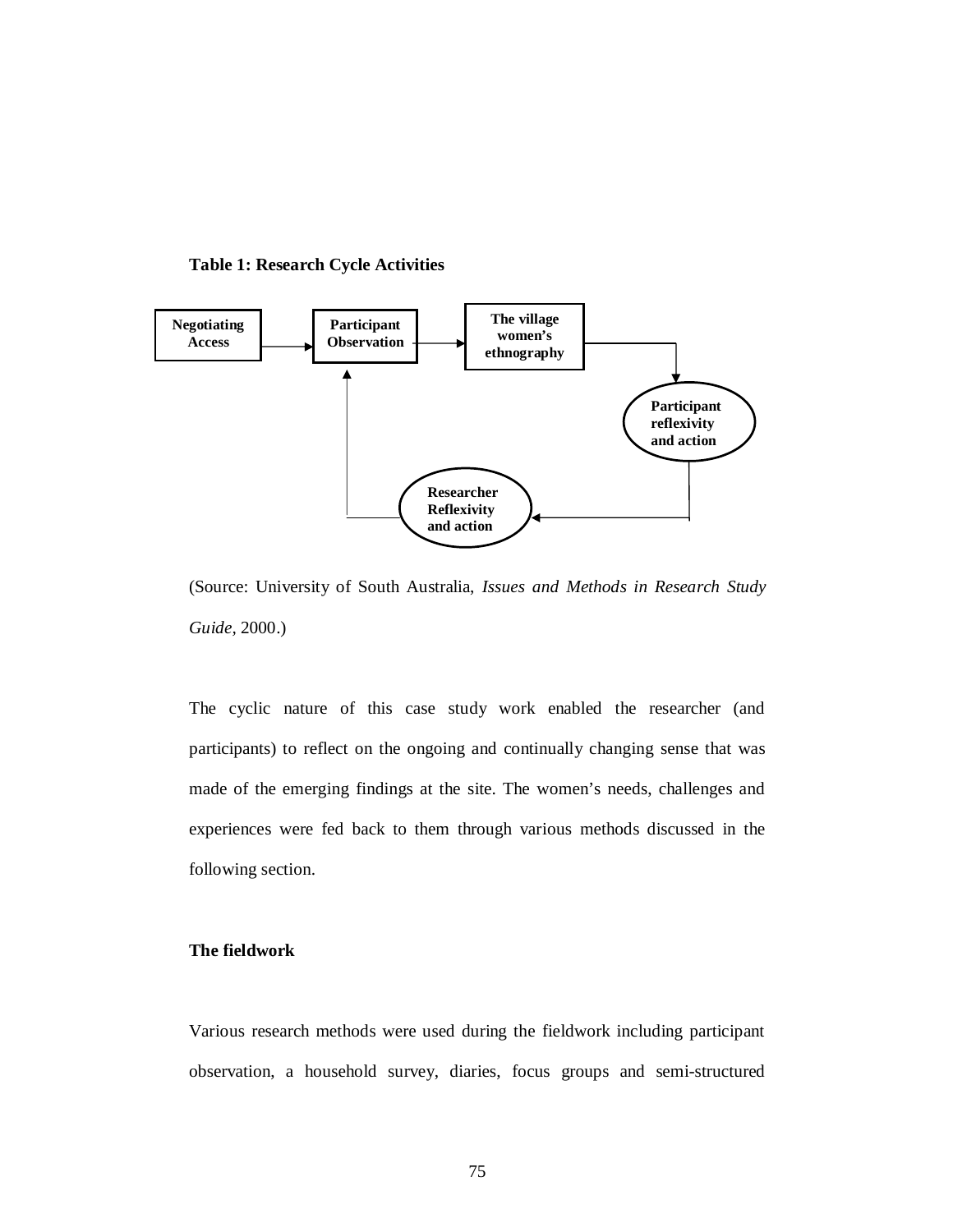**Table 1: Research Cycle Activities**

Negotiating Access → Participant Observation → The village women's ethnography → Participant reflexivity and action → Researcher Reflexivity and action → Participant Observation

(Source: University of South Australia, *Issues and Methods in Research Study Guide,* 2000.)

The cyclic nature of this case study work enabled the researcher (and participants) to reflect on the ongoing and continually changing sense that was made of the emerging findings at the site. The women's needs, challenges and experiences were fed back to them through various methods discussed in the following section.

**The fieldwork**

Various research methods were used during the fieldwork including participant observation, a household survey, diaries, focus groups and semi-structured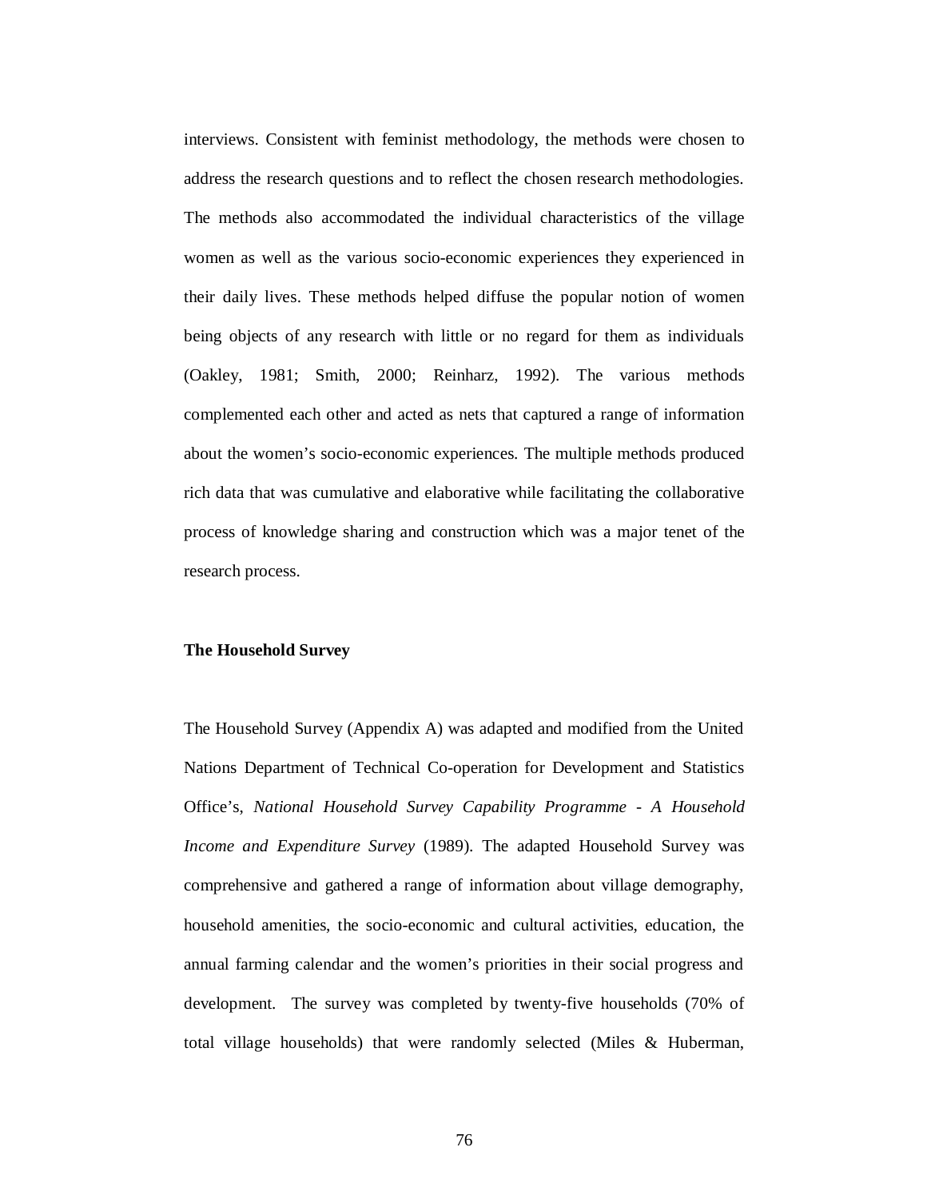interviews. Consistent with feminist methodology, the methods were chosen to address the research questions and to reflect the chosen research methodologies. The methods also accommodated the individual characteristics of the village women as well as the various socio-economic experiences they experienced in their daily lives. These methods helped diffuse the popular notion of women being objects of any research with little or no regard for them as individuals (Oakley, 1981; Smith, 2000; Reinharz, 1992). The various methods complemented each other and acted as nets that captured a range of information about the women's socio-economic experiences. The multiple methods produced rich data that was cumulative and elaborative while facilitating the collaborative process of knowledge sharing and construction which was a major tenet of the research process.

**The Household Survey**

The Household Survey (Appendix A) was adapted and modified from the United Nations Department of Technical Co-operation for Development and Statistics Office's, *National Household Survey Capability Programme - A Household Income and Expenditure Survey* (1989). The adapted Household Survey was comprehensive and gathered a range of information about village demography, household amenities, the socio-economic and cultural activities, education, the annual farming calendar and the women's priorities in their social progress and development. The survey was completed by twenty-five households (70% of total village households) that were randomly selected (Miles & Huberman,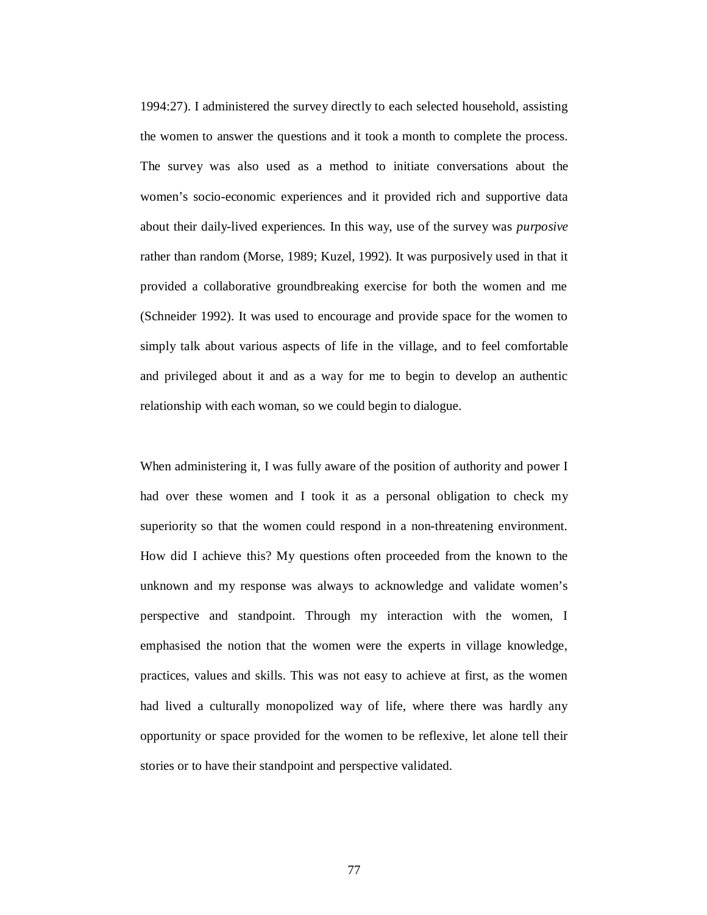1994:27). I administered the survey directly to each selected household, assisting the women to answer the questions and it took a month to complete the process. The survey was also used as a method to initiate conversations about the women's socio-economic experiences and it provided rich and supportive data about their daily-lived experiences. In this way, use of the survey was *purposive* rather than random (Morse, 1989; Kuzel, 1992). It was purposively used in that it provided a collaborative groundbreaking exercise for both the women and me (Schneider 1992). It was used to encourage and provide space for the women to simply talk about various aspects of life in the village, and to feel comfortable and privileged about it and as a way for me to begin to develop an authentic relationship with each woman, so we could begin to dialogue.

When administering it, I was fully aware of the position of authority and power I had over these women and I took it as a personal obligation to check my superiority so that the women could respond in a non-threatening environment. How did I achieve this? My questions often proceeded from the known to the unknown and my response was always to acknowledge and validate women's perspective and standpoint. Through my interaction with the women, I emphasised the notion that the women were the experts in village knowledge, practices, values and skills. This was not easy to achieve at first, as the women had lived a culturally monopolized way of life, where there was hardly any opportunity or space provided for the women to be reflexive, let alone tell their stories or to have their standpoint and perspective validated.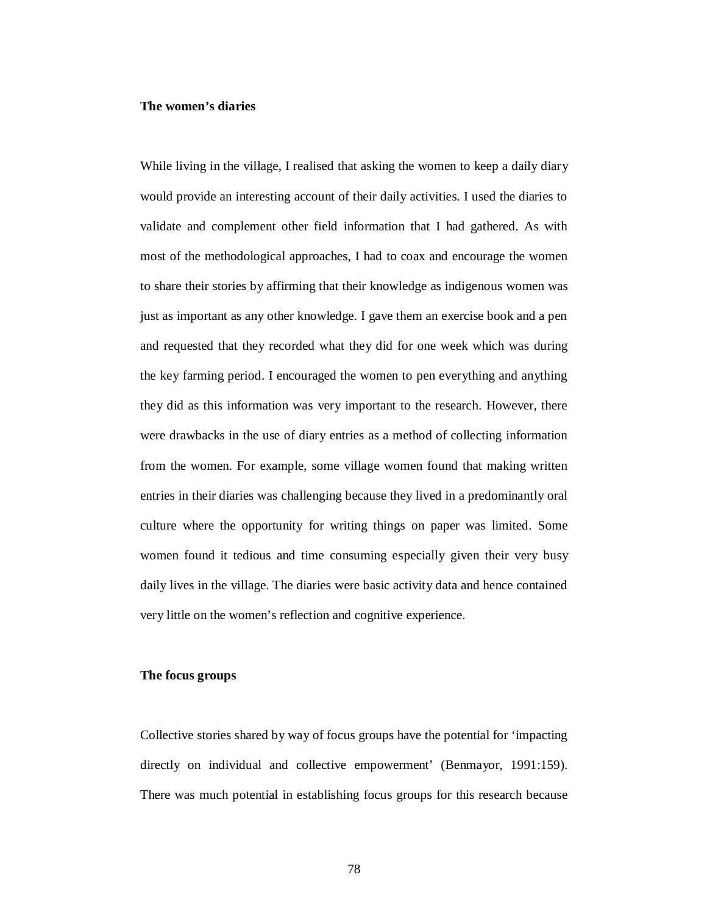### The women's diaries

While living in the village, I realised that asking the women to keep a daily diary would provide an interesting account of their daily activities. I used the diaries to validate and complement other field information that I had gathered. As with most of the methodological approaches, I had to coax and encourage the women to share their stories by affirming that their knowledge as indigenous women was just as important as any other knowledge. I gave them an exercise book and a pen and requested that they recorded what they did for one week which was during the key farming period. I encouraged the women to pen everything and anything they did as this information was very important to the research. However, there were drawbacks in the use of diary entries as a method of collecting information from the women. For example, some village women found that making written entries in their diaries was challenging because they lived in a predominantly oral culture where the opportunity for writing things on paper was limited. Some women found it tedious and time consuming especially given their very busy daily lives in the village. The diaries were basic activity data and hence contained very little on the women's reflection and cognitive experience.

### The focus groups

Collective stories shared by way of focus groups have the potential for 'impacting directly on individual and collective empowerment' (Benmayor, 1991:159). There was much potential in establishing focus groups for this research because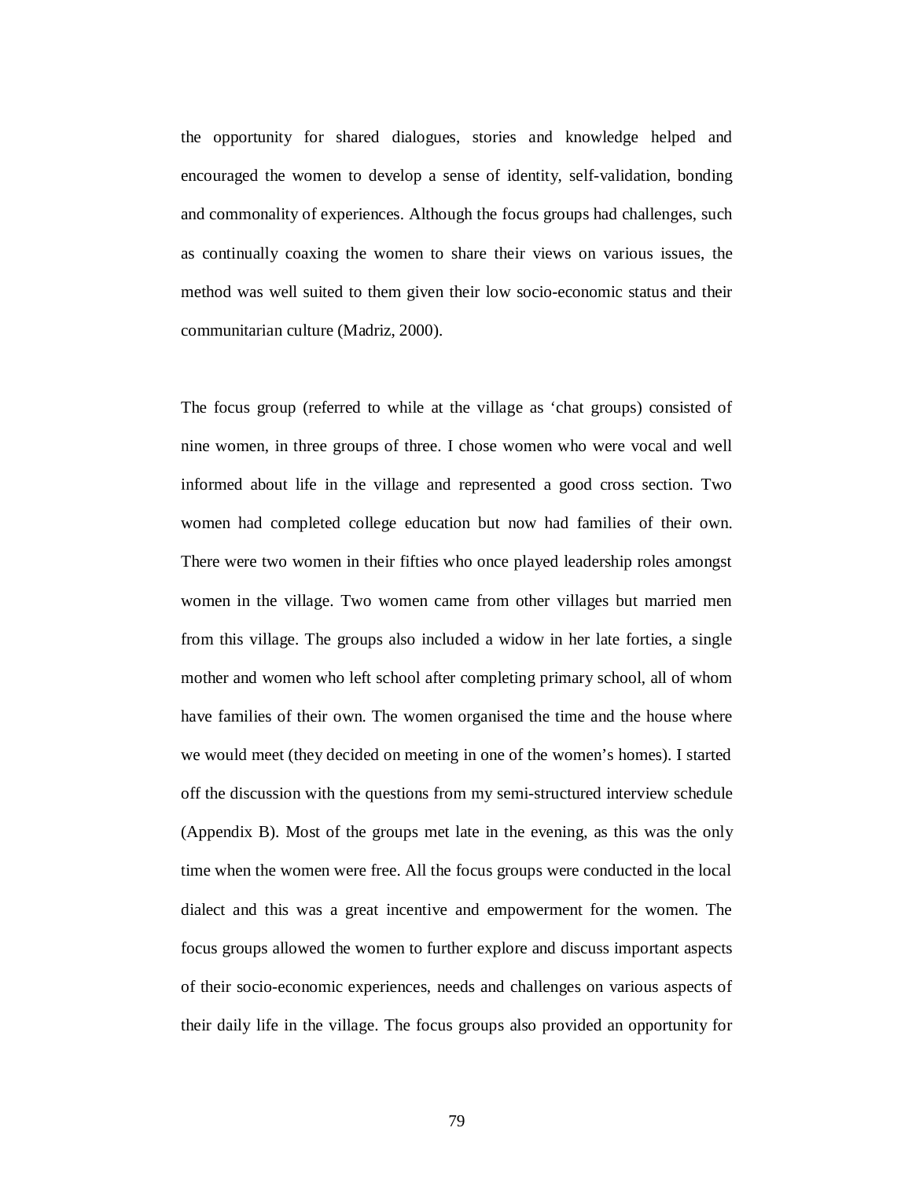the opportunity for shared dialogues, stories and knowledge helped and encouraged the women to develop a sense of identity, self-validation, bonding and commonality of experiences. Although the focus groups had challenges, such as continually coaxing the women to share their views on various issues, the method was well suited to them given their low socio-economic status and their communitarian culture (Madriz, 2000).

The focus group (referred to while at the village as 'chat groups) consisted of nine women, in three groups of three. I chose women who were vocal and well informed about life in the village and represented a good cross section. Two women had completed college education but now had families of their own. There were two women in their fifties who once played leadership roles amongst women in the village. Two women came from other villages but married men from this village. The groups also included a widow in her late forties, a single mother and women who left school after completing primary school, all of whom have families of their own. The women organised the time and the house where we would meet (they decided on meeting in one of the women's homes). I started off the discussion with the questions from my semi-structured interview schedule (Appendix B). Most of the groups met late in the evening, as this was the only time when the women were free. All the focus groups were conducted in the local dialect and this was a great incentive and empowerment for the women. The focus groups allowed the women to further explore and discuss important aspects of their socio-economic experiences, needs and challenges on various aspects of their daily life in the village. The focus groups also provided an opportunity for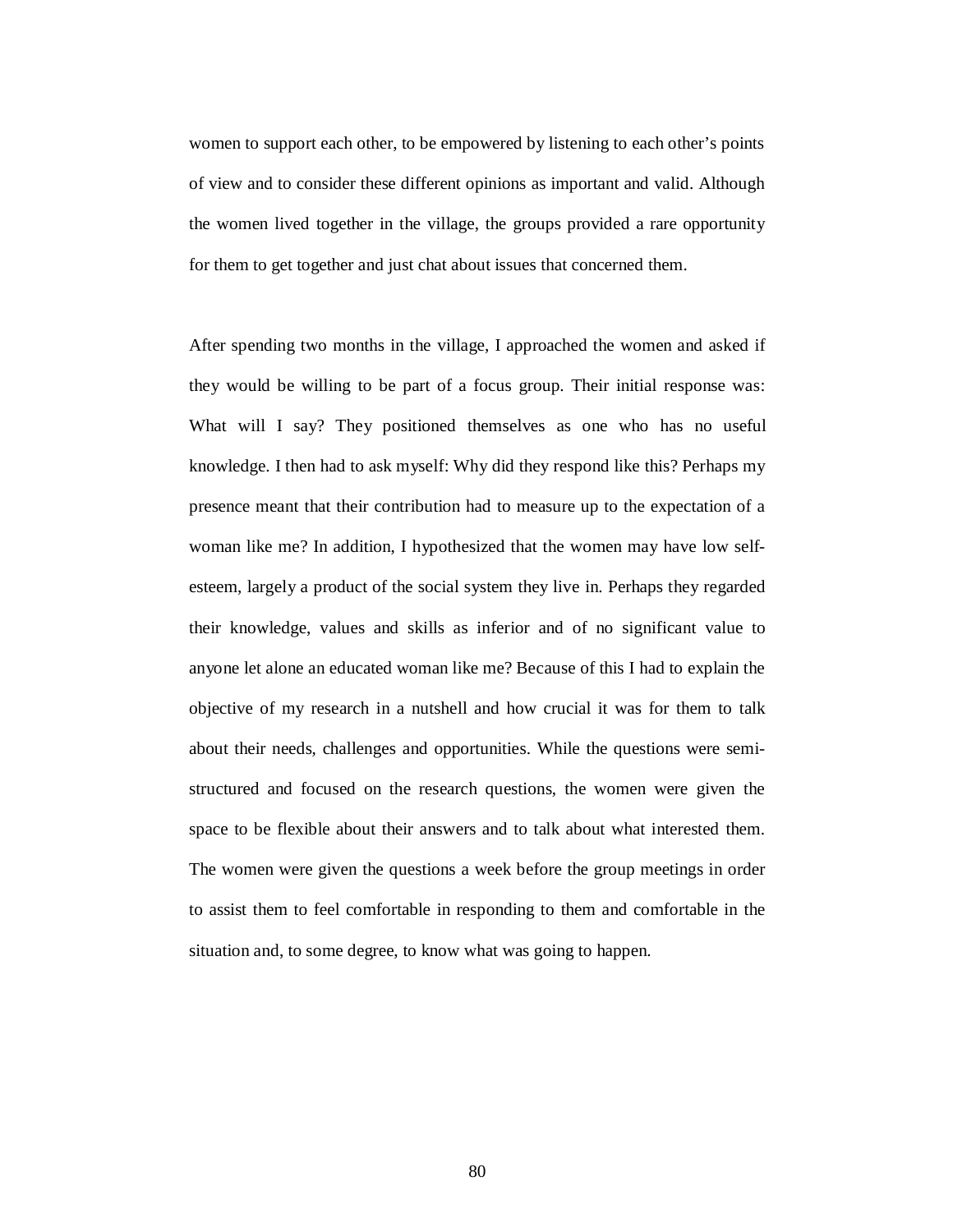women to support each other, to be empowered by listening to each other's points of view and to consider these different opinions as important and valid. Although the women lived together in the village, the groups provided a rare opportunity for them to get together and just chat about issues that concerned them.

After spending two months in the village, I approached the women and asked if they would be willing to be part of a focus group. Their initial response was: What will I say? They positioned themselves as one who has no useful knowledge. I then had to ask myself: Why did they respond like this? Perhaps my presence meant that their contribution had to measure up to the expectation of a woman like me? In addition, I hypothesized that the women may have low self-esteem, largely a product of the social system they live in. Perhaps they regarded their knowledge, values and skills as inferior and of no significant value to anyone let alone an educated woman like me? Because of this I had to explain the objective of my research in a nutshell and how crucial it was for them to talk about their needs, challenges and opportunities. While the questions were semi-structured and focused on the research questions, the women were given the space to be flexible about their answers and to talk about what interested them. The women were given the questions a week before the group meetings in order to assist them to feel comfortable in responding to them and comfortable in the situation and, to some degree, to know what was going to happen.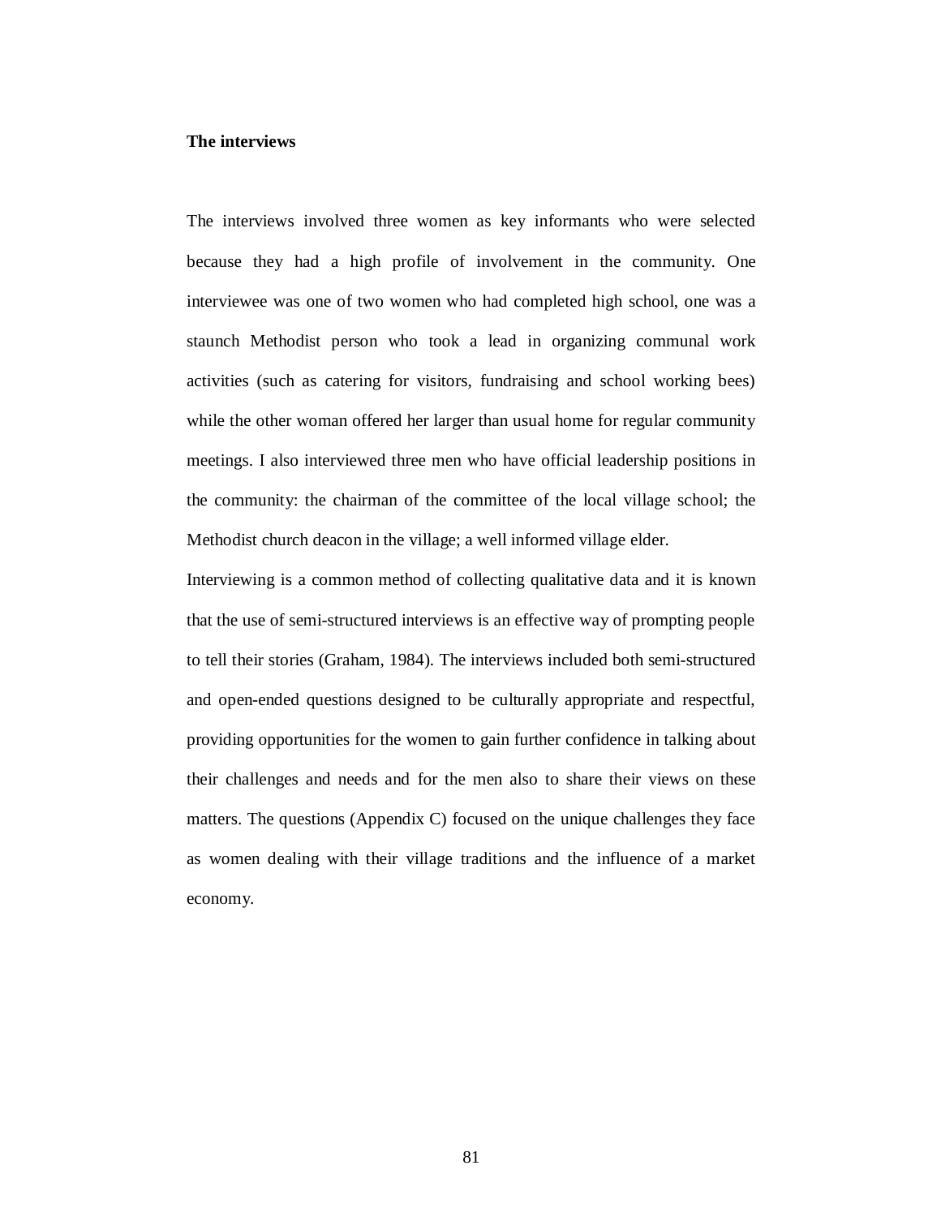**The interviews**

The interviews involved three women as key informants who were selected because they had a high profile of involvement in the community. One interviewee was one of two women who had completed high school, one was a staunch Methodist person who took a lead in organizing communal work activities (such as catering for visitors, fundraising and school working bees) while the other woman offered her larger than usual home for regular community meetings. I also interviewed three men who have official leadership positions in the community: the chairman of the committee of the local village school; the Methodist church deacon in the village; a well informed village elder.

Interviewing is a common method of collecting qualitative data and it is known that the use of semi-structured interviews is an effective way of prompting people to tell their stories (Graham, 1984). The interviews included both semi-structured and open-ended questions designed to be culturally appropriate and respectful, providing opportunities for the women to gain further confidence in talking about their challenges and needs and for the men also to share their views on these matters. The questions (Appendix C) focused on the unique challenges they face as women dealing with their village traditions and the influence of a market economy.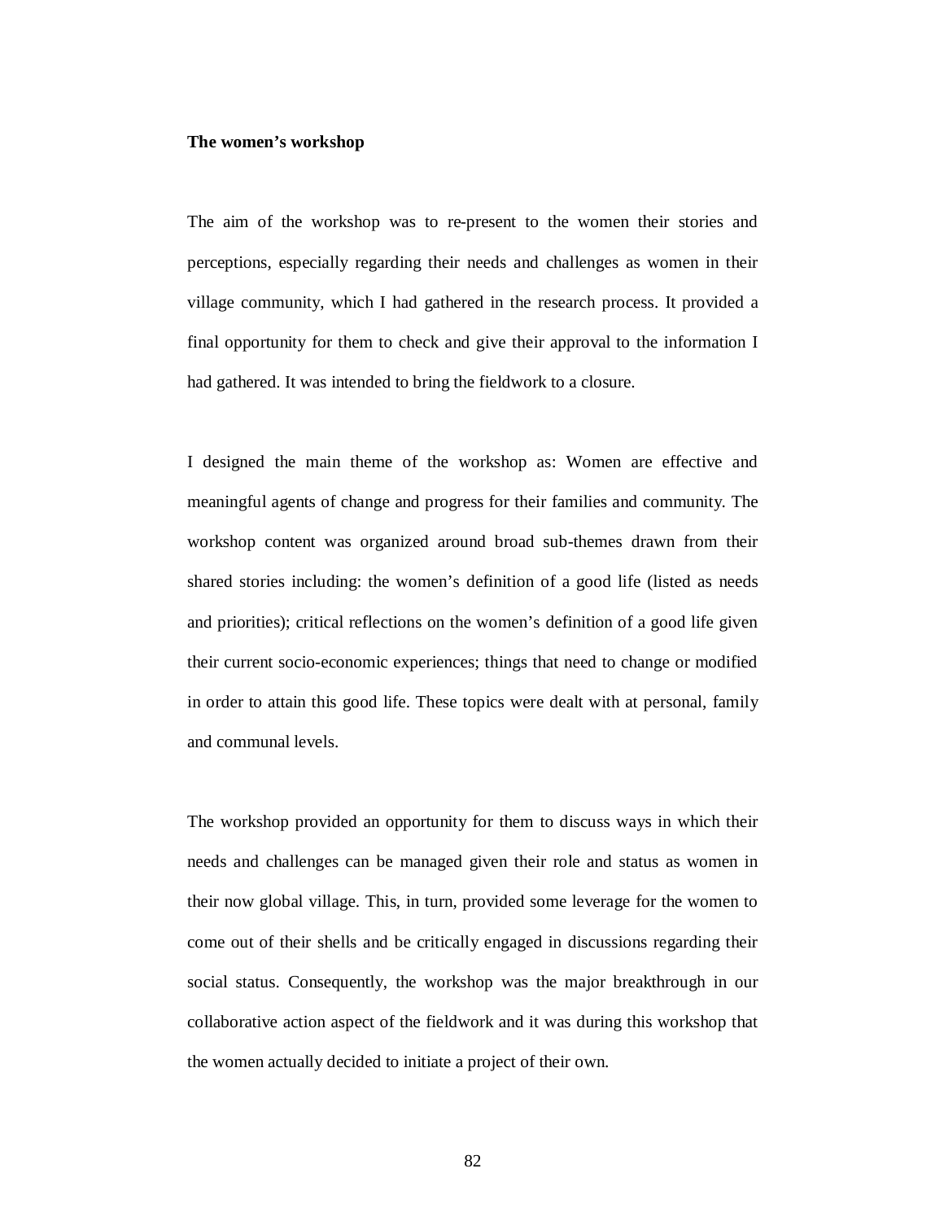**The women's workshop**

The aim of the workshop was to re-present to the women their stories and perceptions, especially regarding their needs and challenges as women in their village community, which I had gathered in the research process. It provided a final opportunity for them to check and give their approval to the information I had gathered. It was intended to bring the fieldwork to a closure.

I designed the main theme of the workshop as: Women are effective and meaningful agents of change and progress for their families and community. The workshop content was organized around broad sub-themes drawn from their shared stories including: the women's definition of a good life (listed as needs and priorities); critical reflections on the women's definition of a good life given their current socio-economic experiences; things that need to change or modified in order to attain this good life. These topics were dealt with at personal, family and communal levels.

The workshop provided an opportunity for them to discuss ways in which their needs and challenges can be managed given their role and status as women in their now global village. This, in turn, provided some leverage for the women to come out of their shells and be critically engaged in discussions regarding their social status. Consequently, the workshop was the major breakthrough in our collaborative action aspect of the fieldwork and it was during this workshop that the women actually decided to initiate a project of their own.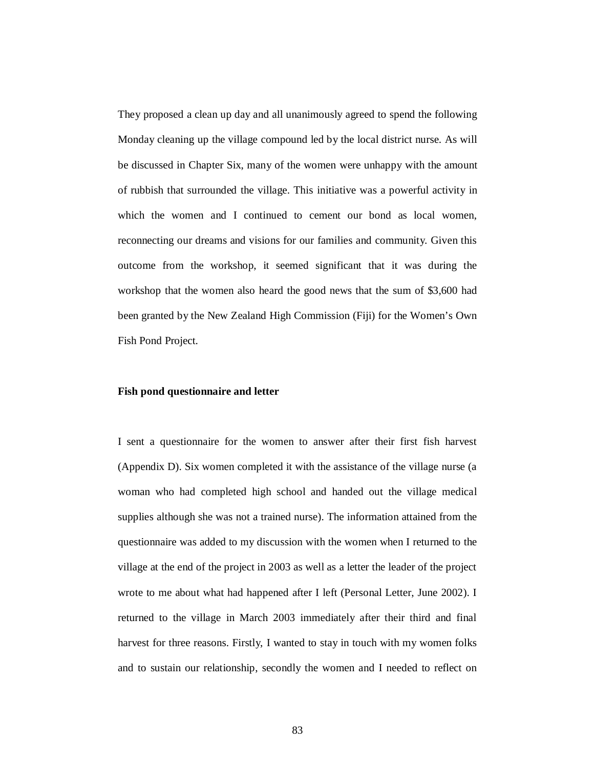They proposed a clean up day and all unanimously agreed to spend the following Monday cleaning up the village compound led by the local district nurse. As will be discussed in Chapter Six, many of the women were unhappy with the amount of rubbish that surrounded the village. This initiative was a powerful activity in which the women and I continued to cement our bond as local women, reconnecting our dreams and visions for our families and community. Given this outcome from the workshop, it seemed significant that it was during the workshop that the women also heard the good news that the sum of $3,600 had been granted by the New Zealand High Commission (Fiji) for the Women's Own Fish Pond Project.

**Fish pond questionnaire and letter**

I sent a questionnaire for the women to answer after their first fish harvest (Appendix D). Six women completed it with the assistance of the village nurse (a woman who had completed high school and handed out the village medical supplies although she was not a trained nurse). The information attained from the questionnaire was added to my discussion with the women when I returned to the village at the end of the project in 2003 as well as a letter the leader of the project wrote to me about what had happened after I left (Personal Letter, June 2002). I returned to the village in March 2003 immediately after their third and final harvest for three reasons. Firstly, I wanted to stay in touch with my women folks and to sustain our relationship, secondly the women and I needed to reflect on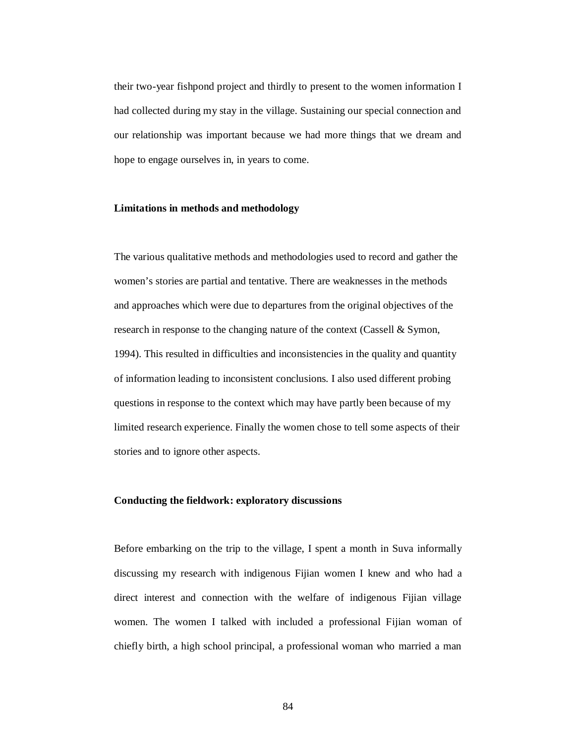their two-year fishpond project and thirdly to present to the women information I had collected during my stay in the village. Sustaining our special connection and our relationship was important because we had more things that we dream and hope to engage ourselves in, in years to come.

**Limitations in methods and methodology**

The various qualitative methods and methodologies used to record and gather the women's stories are partial and tentative. There are weaknesses in the methods and approaches which were due to departures from the original objectives of the research in response to the changing nature of the context (Cassell & Symon, 1994). This resulted in difficulties and inconsistencies in the quality and quantity of information leading to inconsistent conclusions. I also used different probing questions in response to the context which may have partly been because of my limited research experience. Finally the women chose to tell some aspects of their stories and to ignore other aspects.

**Conducting the fieldwork: exploratory discussions**

Before embarking on the trip to the village, I spent a month in Suva informally discussing my research with indigenous Fijian women I knew and who had a direct interest and connection with the welfare of indigenous Fijian village women. The women I talked with included a professional Fijian woman of chiefly birth, a high school principal, a professional woman who married a man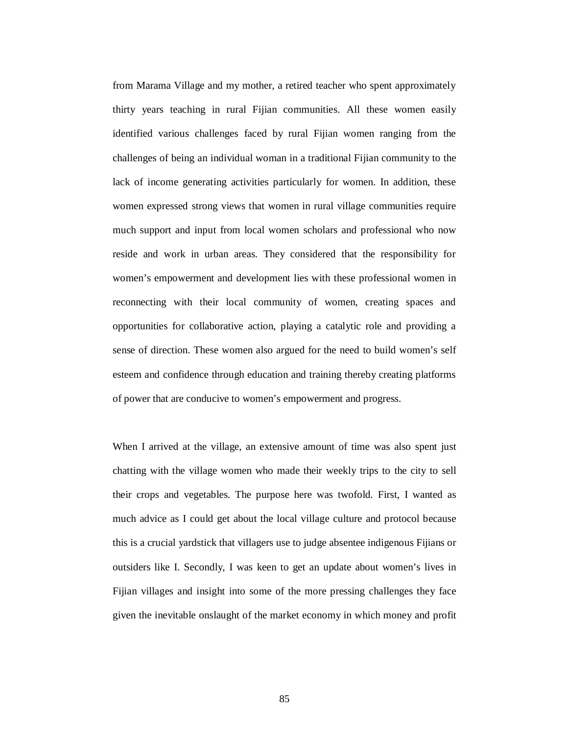from Marama Village and my mother, a retired teacher who spent approximately thirty years teaching in rural Fijian communities. All these women easily identified various challenges faced by rural Fijian women ranging from the challenges of being an individual woman in a traditional Fijian community to the lack of income generating activities particularly for women. In addition, these women expressed strong views that women in rural village communities require much support and input from local women scholars and professional who now reside and work in urban areas. They considered that the responsibility for women's empowerment and development lies with these professional women in reconnecting with their local community of women, creating spaces and opportunities for collaborative action, playing a catalytic role and providing a sense of direction. These women also argued for the need to build women's self esteem and confidence through education and training thereby creating platforms of power that are conducive to women's empowerment and progress.

When I arrived at the village, an extensive amount of time was also spent just chatting with the village women who made their weekly trips to the city to sell their crops and vegetables. The purpose here was twofold. First, I wanted as much advice as I could get about the local village culture and protocol because this is a crucial yardstick that villagers use to judge absentee indigenous Fijians or outsiders like I. Secondly, I was keen to get an update about women's lives in Fijian villages and insight into some of the more pressing challenges they face given the inevitable onslaught of the market economy in which money and profit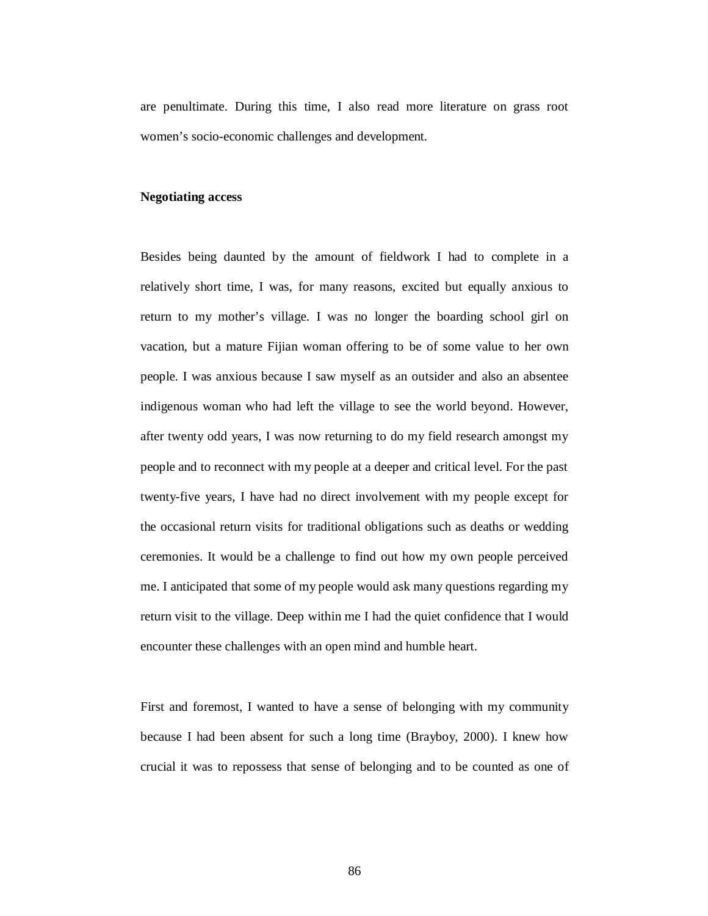are penultimate. During this time, I also read more literature on grass root women's socio-economic challenges and development.

**Negotiating access**

Besides being daunted by the amount of fieldwork I had to complete in a relatively short time, I was, for many reasons, excited but equally anxious to return to my mother's village. I was no longer the boarding school girl on vacation, but a mature Fijian woman offering to be of some value to her own people. I was anxious because I saw myself as an outsider and also an absentee indigenous woman who had left the village to see the world beyond. However, after twenty odd years, I was now returning to do my field research amongst my people and to reconnect with my people at a deeper and critical level. For the past twenty-five years, I have had no direct involvement with my people except for the occasional return visits for traditional obligations such as deaths or wedding ceremonies. It would be a challenge to find out how my own people perceived me. I anticipated that some of my people would ask many questions regarding my return visit to the village. Deep within me I had the quiet confidence that I would encounter these challenges with an open mind and humble heart.

First and foremost, I wanted to have a sense of belonging with my community because I had been absent for such a long time (Brayboy, 2000). I knew how crucial it was to repossess that sense of belonging and to be counted as one of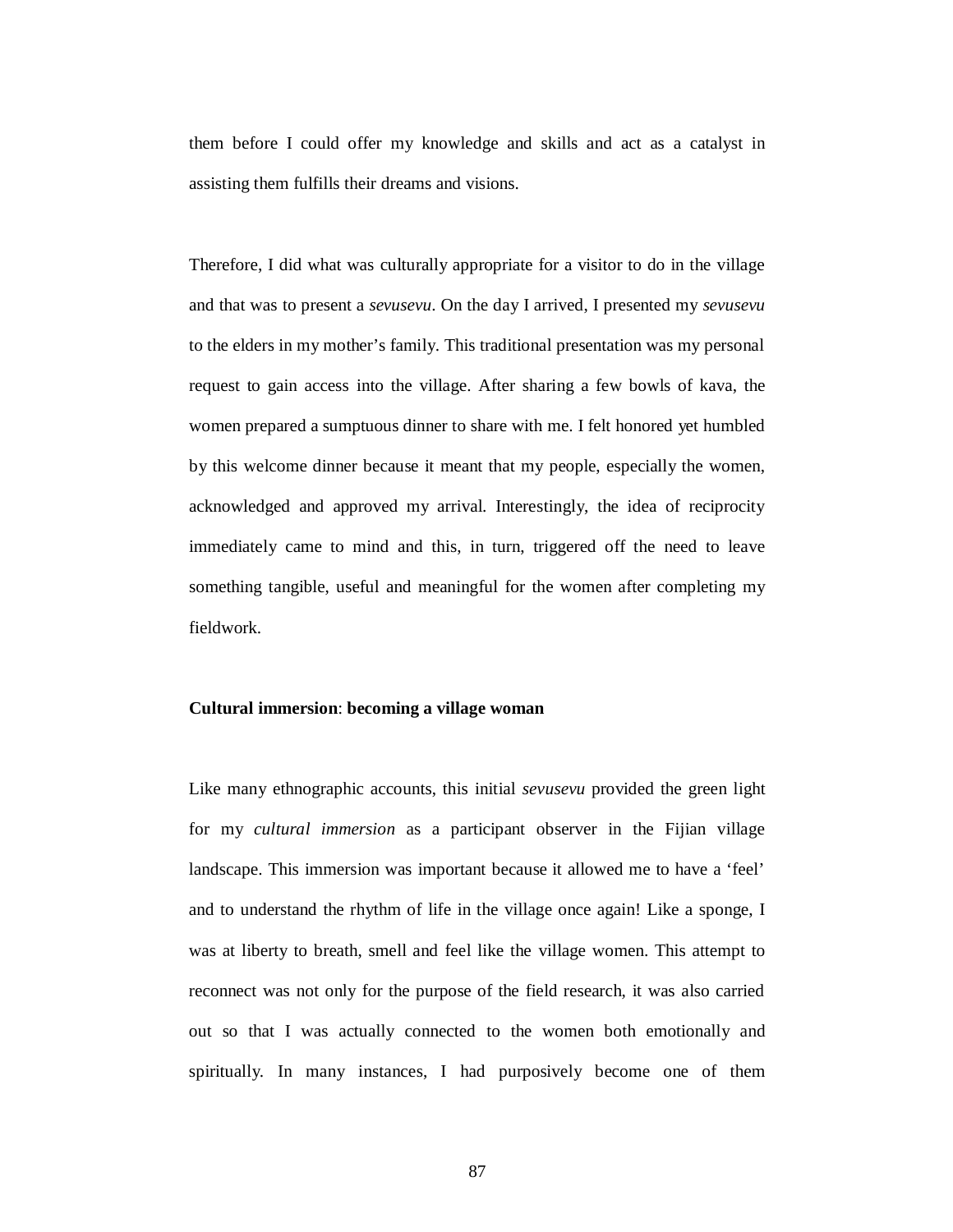them before I could offer my knowledge and skills and act as a catalyst in assisting them fulfills their dreams and visions.

Therefore, I did what was culturally appropriate for a visitor to do in the village and that was to present a *sevusevu*. On the day I arrived, I presented my *sevusevu* to the elders in my mother's family. This traditional presentation was my personal request to gain access into the village. After sharing a few bowls of kava, the women prepared a sumptuous dinner to share with me. I felt honored yet humbled by this welcome dinner because it meant that my people, especially the women, acknowledged and approved my arrival. Interestingly, the idea of reciprocity immediately came to mind and this, in turn, triggered off the need to leave something tangible, useful and meaningful for the women after completing my fieldwork.

**Cultural immersion**: **becoming a village woman**

Like many ethnographic accounts, this initial *sevusevu* provided the green light for my *cultural immersion* as a participant observer in the Fijian village landscape. This immersion was important because it allowed me to have a 'feel' and to understand the rhythm of life in the village once again! Like a sponge, I was at liberty to breath, smell and feel like the village women. This attempt to reconnect was not only for the purpose of the field research, it was also carried out so that I was actually connected to the women both emotionally and spiritually. In many instances, I had purposively become one of them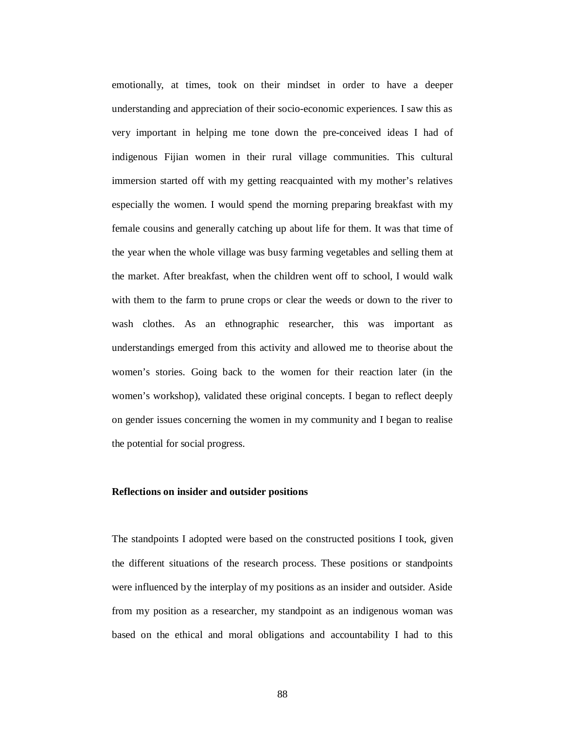emotionally, at times, took on their mindset in order to have a deeper understanding and appreciation of their socio-economic experiences. I saw this as very important in helping me tone down the pre-conceived ideas I had of indigenous Fijian women in their rural village communities. This cultural immersion started off with my getting reacquainted with my mother's relatives especially the women. I would spend the morning preparing breakfast with my female cousins and generally catching up about life for them. It was that time of the year when the whole village was busy farming vegetables and selling them at the market. After breakfast, when the children went off to school, I would walk with them to the farm to prune crops or clear the weeds or down to the river to wash clothes. As an ethnographic researcher, this was important as understandings emerged from this activity and allowed me to theorise about the women's stories. Going back to the women for their reaction later (in the women's workshop), validated these original concepts. I began to reflect deeply on gender issues concerning the women in my community and I began to realise the potential for social progress.

**Reflections on insider and outsider positions**

The standpoints I adopted were based on the constructed positions I took, given the different situations of the research process. These positions or standpoints were influenced by the interplay of my positions as an insider and outsider. Aside from my position as a researcher, my standpoint as an indigenous woman was based on the ethical and moral obligations and accountability I had to this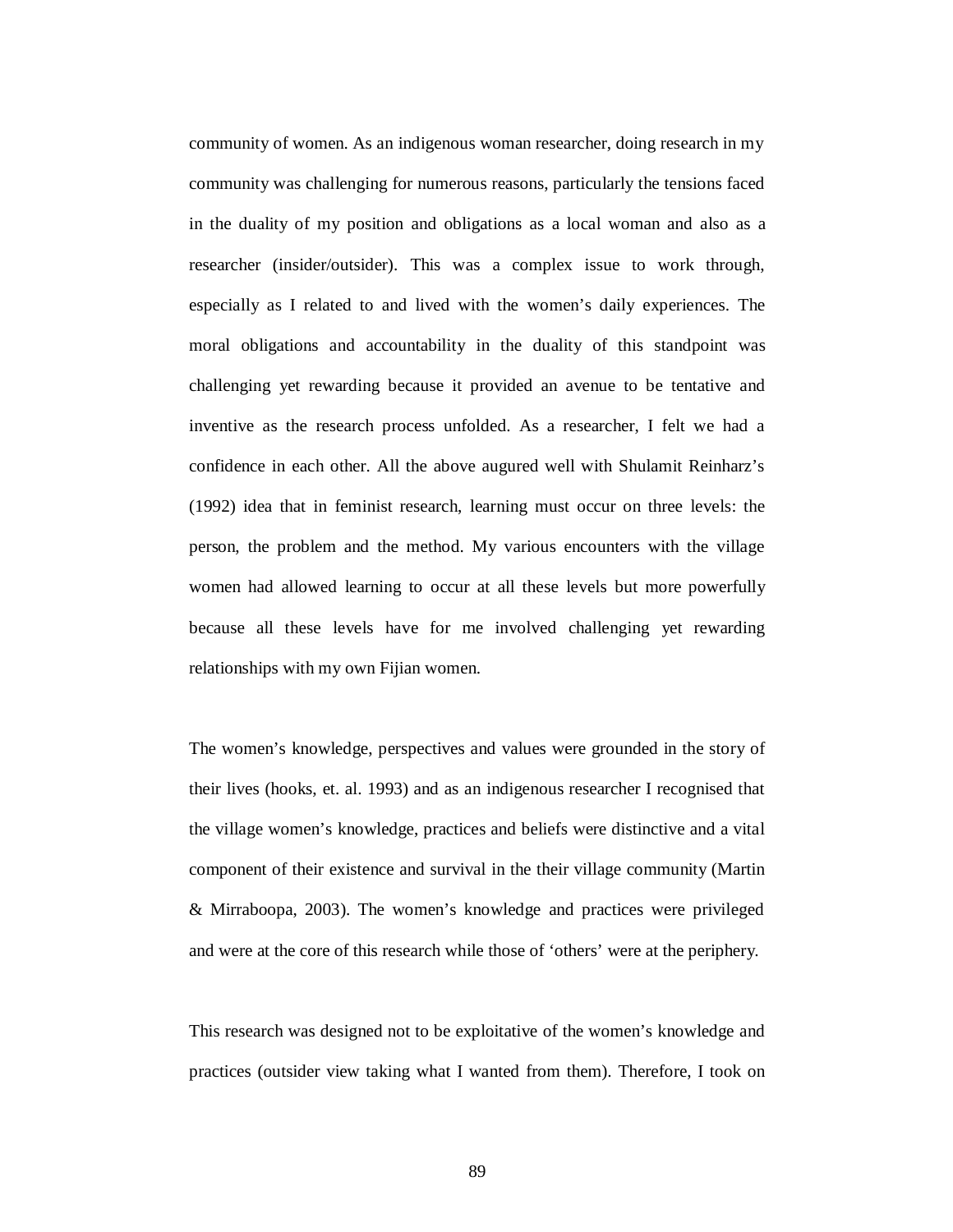community of women. As an indigenous woman researcher, doing research in my community was challenging for numerous reasons, particularly the tensions faced in the duality of my position and obligations as a local woman and also as a researcher (insider/outsider). This was a complex issue to work through, especially as I related to and lived with the women's daily experiences. The moral obligations and accountability in the duality of this standpoint was challenging yet rewarding because it provided an avenue to be tentative and inventive as the research process unfolded. As a researcher, I felt we had a confidence in each other. All the above augured well with Shulamit Reinharz's (1992) idea that in feminist research, learning must occur on three levels: the person, the problem and the method. My various encounters with the village women had allowed learning to occur at all these levels but more powerfully because all these levels have for me involved challenging yet rewarding relationships with my own Fijian women.

The women's knowledge, perspectives and values were grounded in the story of their lives (hooks, et. al. 1993) and as an indigenous researcher I recognised that the village women's knowledge, practices and beliefs were distinctive and a vital component of their existence and survival in the their village community (Martin & Mirraboopa, 2003). The women's knowledge and practices were privileged and were at the core of this research while those of 'others' were at the periphery.

This research was designed not to be exploitative of the women's knowledge and practices (outsider view taking what I wanted from them). Therefore, I took on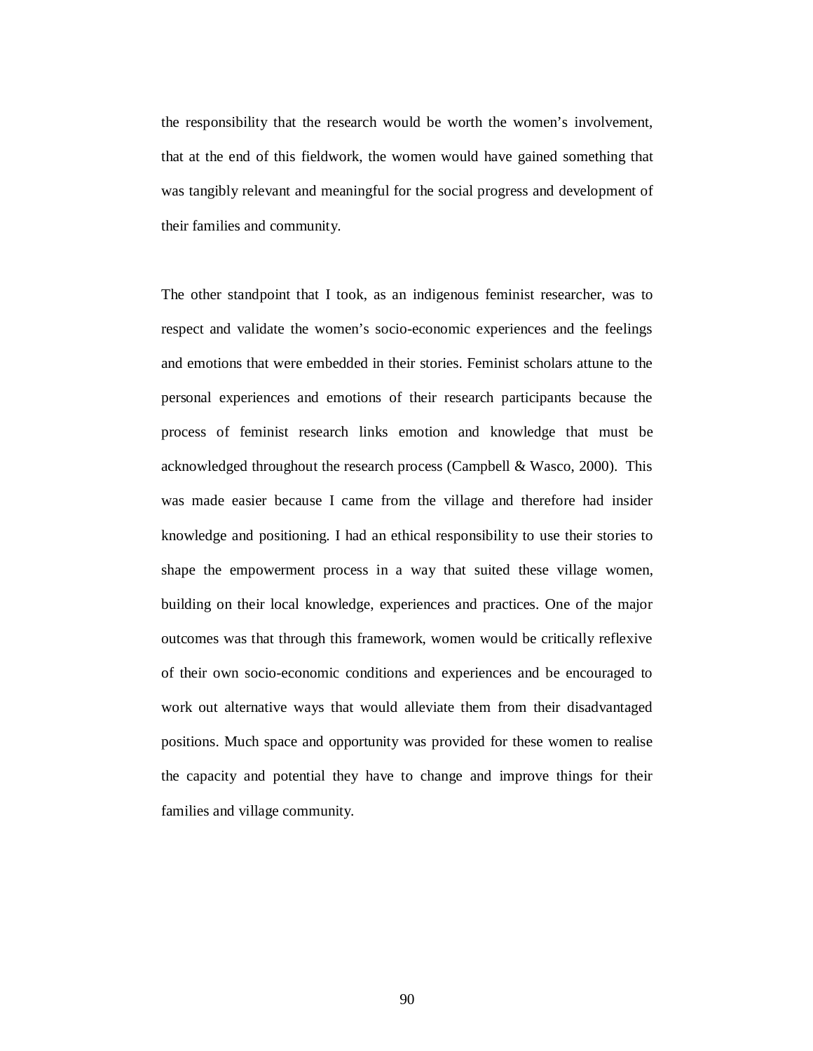the responsibility that the research would be worth the women's involvement, that at the end of this fieldwork, the women would have gained something that was tangibly relevant and meaningful for the social progress and development of their families and community.

The other standpoint that I took, as an indigenous feminist researcher, was to respect and validate the women's socio-economic experiences and the feelings and emotions that were embedded in their stories. Feminist scholars attune to the personal experiences and emotions of their research participants because the process of feminist research links emotion and knowledge that must be acknowledged throughout the research process (Campbell & Wasco, 2000). This was made easier because I came from the village and therefore had insider knowledge and positioning. I had an ethical responsibility to use their stories to shape the empowerment process in a way that suited these village women, building on their local knowledge, experiences and practices. One of the major outcomes was that through this framework, women would be critically reflexive of their own socio-economic conditions and experiences and be encouraged to work out alternative ways that would alleviate them from their disadvantaged positions. Much space and opportunity was provided for these women to realise the capacity and potential they have to change and improve things for their families and village community.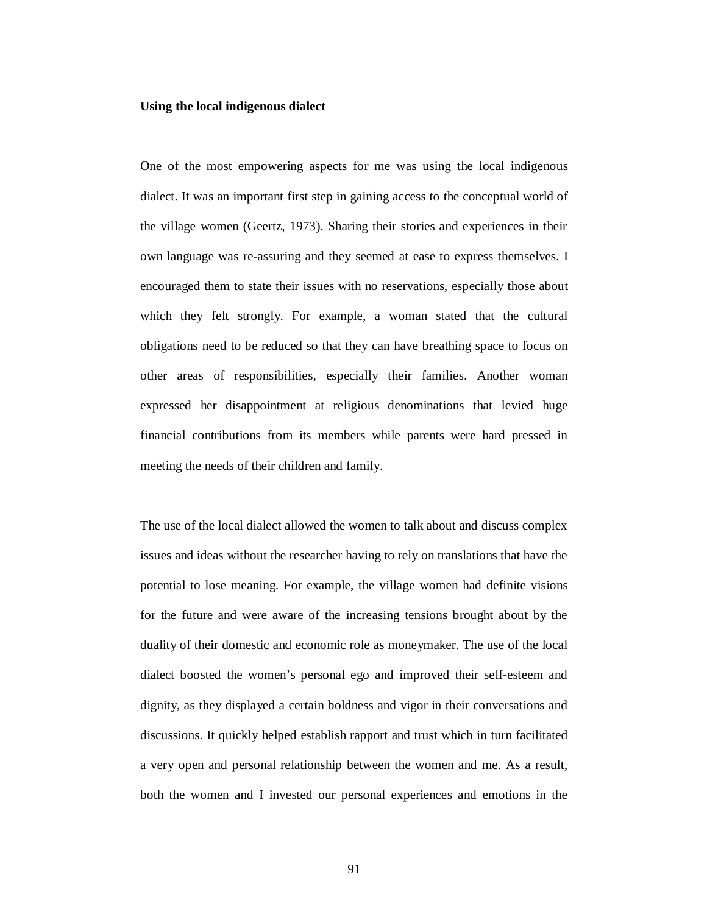**Using the local indigenous dialect**

One of the most empowering aspects for me was using the local indigenous dialect. It was an important first step in gaining access to the conceptual world of the village women (Geertz, 1973). Sharing their stories and experiences in their own language was re-assuring and they seemed at ease to express themselves. I encouraged them to state their issues with no reservations, especially those about which they felt strongly. For example, a woman stated that the cultural obligations need to be reduced so that they can have breathing space to focus on other areas of responsibilities, especially their families. Another woman expressed her disappointment at religious denominations that levied huge financial contributions from its members while parents were hard pressed in meeting the needs of their children and family.

The use of the local dialect allowed the women to talk about and discuss complex issues and ideas without the researcher having to rely on translations that have the potential to lose meaning. For example, the village women had definite visions for the future and were aware of the increasing tensions brought about by the duality of their domestic and economic role as moneymaker. The use of the local dialect boosted the women's personal ego and improved their self-esteem and dignity, as they displayed a certain boldness and vigor in their conversations and discussions. It quickly helped establish rapport and trust which in turn facilitated a very open and personal relationship between the women and me. As a result, both the women and I invested our personal experiences and emotions in the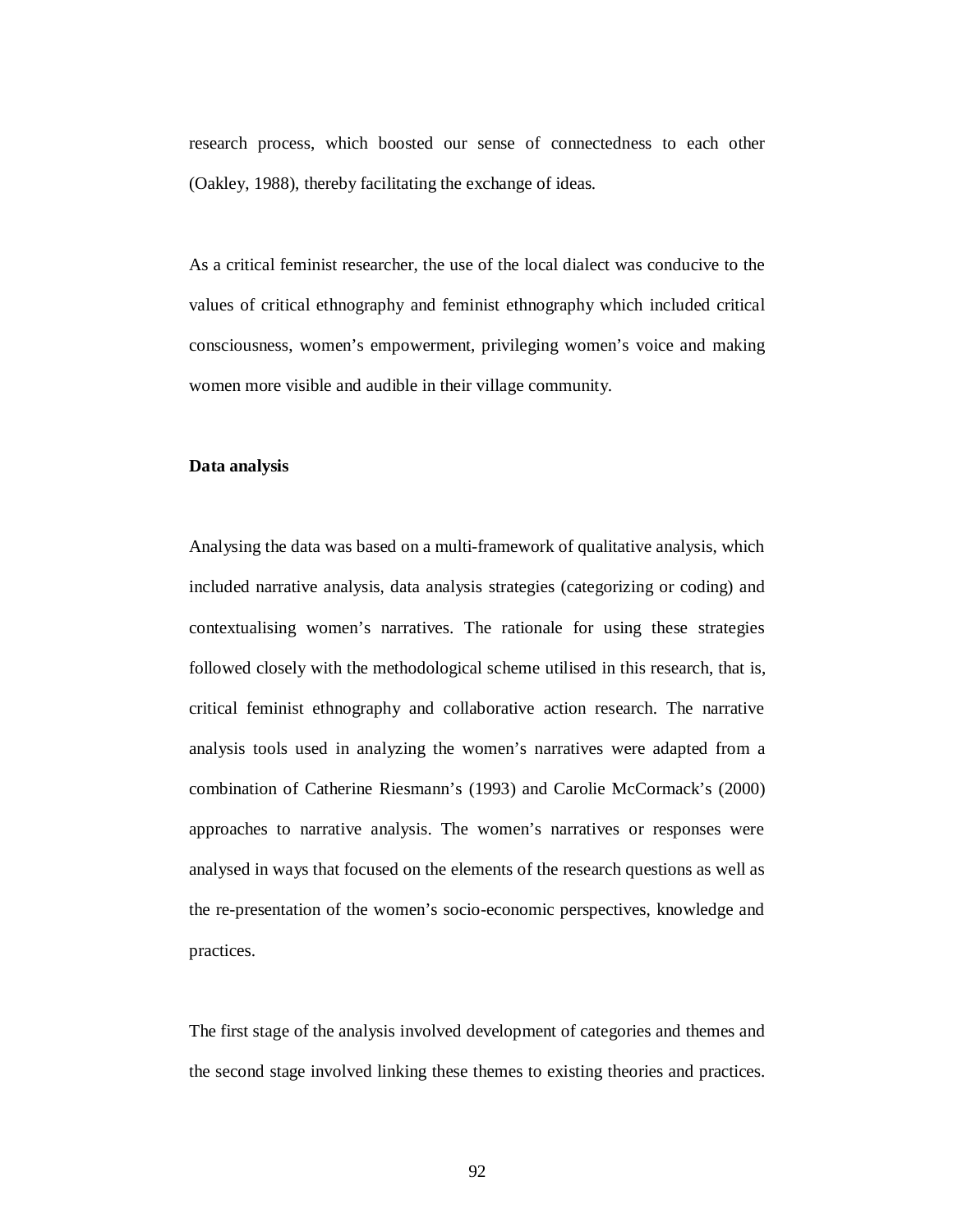research process, which boosted our sense of connectedness to each other (Oakley, 1988), thereby facilitating the exchange of ideas.

As a critical feminist researcher, the use of the local dialect was conducive to the values of critical ethnography and feminist ethnography which included critical consciousness, women's empowerment, privileging women's voice and making women more visible and audible in their village community.

**Data analysis**

Analysing the data was based on a multi-framework of qualitative analysis, which included narrative analysis, data analysis strategies (categorizing or coding) and contextualising women's narratives. The rationale for using these strategies followed closely with the methodological scheme utilised in this research, that is, critical feminist ethnography and collaborative action research. The narrative analysis tools used in analyzing the women's narratives were adapted from a combination of Catherine Riesmann's (1993) and Carolie McCormack's (2000) approaches to narrative analysis. The women's narratives or responses were analysed in ways that focused on the elements of the research questions as well as the re-presentation of the women's socio-economic perspectives, knowledge and practices.

The first stage of the analysis involved development of categories and themes and the second stage involved linking these themes to existing theories and practices.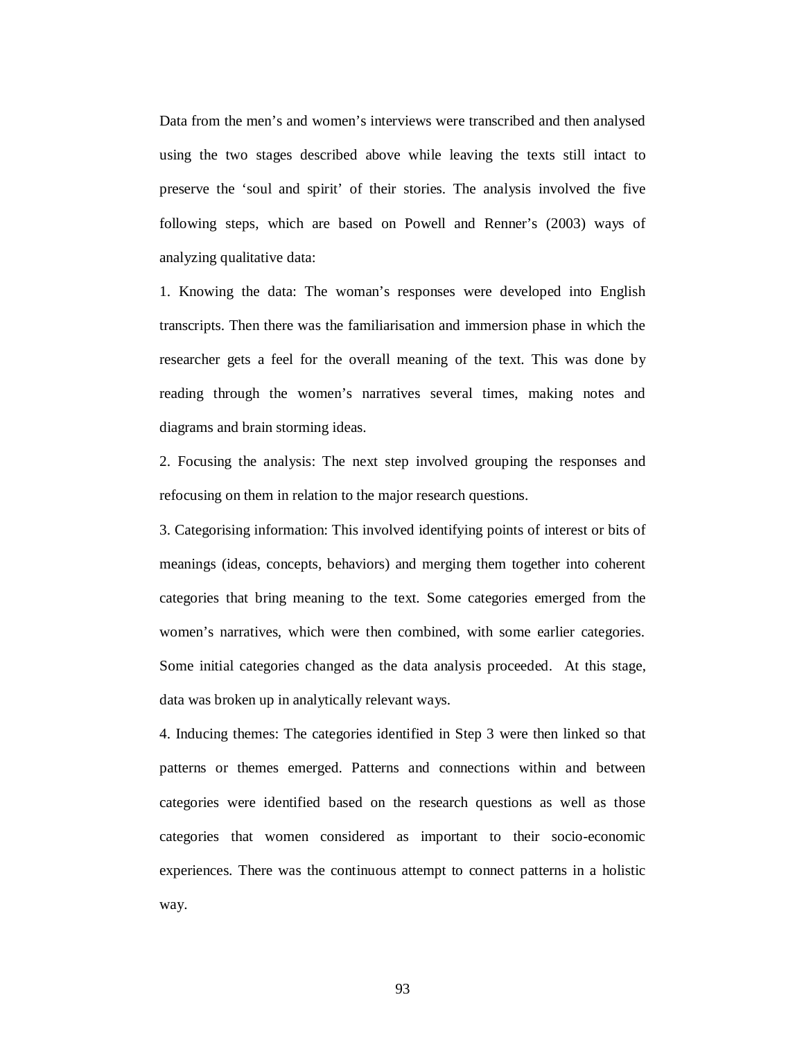Data from the men's and women's interviews were transcribed and then analysed using the two stages described above while leaving the texts still intact to preserve the 'soul and spirit' of their stories. The analysis involved the five following steps, which are based on Powell and Renner's (2003) ways of analyzing qualitative data:

1. Knowing the data: The woman's responses were developed into English transcripts. Then there was the familiarisation and immersion phase in which the researcher gets a feel for the overall meaning of the text. This was done by reading through the women's narratives several times, making notes and diagrams and brain storming ideas.

2. Focusing the analysis: The next step involved grouping the responses and refocusing on them in relation to the major research questions.

3. Categorising information: This involved identifying points of interest or bits of meanings (ideas, concepts, behaviors) and merging them together into coherent categories that bring meaning to the text. Some categories emerged from the women's narratives, which were then combined, with some earlier categories. Some initial categories changed as the data analysis proceeded. At this stage, data was broken up in analytically relevant ways.

4. Inducing themes: The categories identified in Step 3 were then linked so that patterns or themes emerged. Patterns and connections within and between categories were identified based on the research questions as well as those categories that women considered as important to their socio-economic experiences. There was the continuous attempt to connect patterns in a holistic way.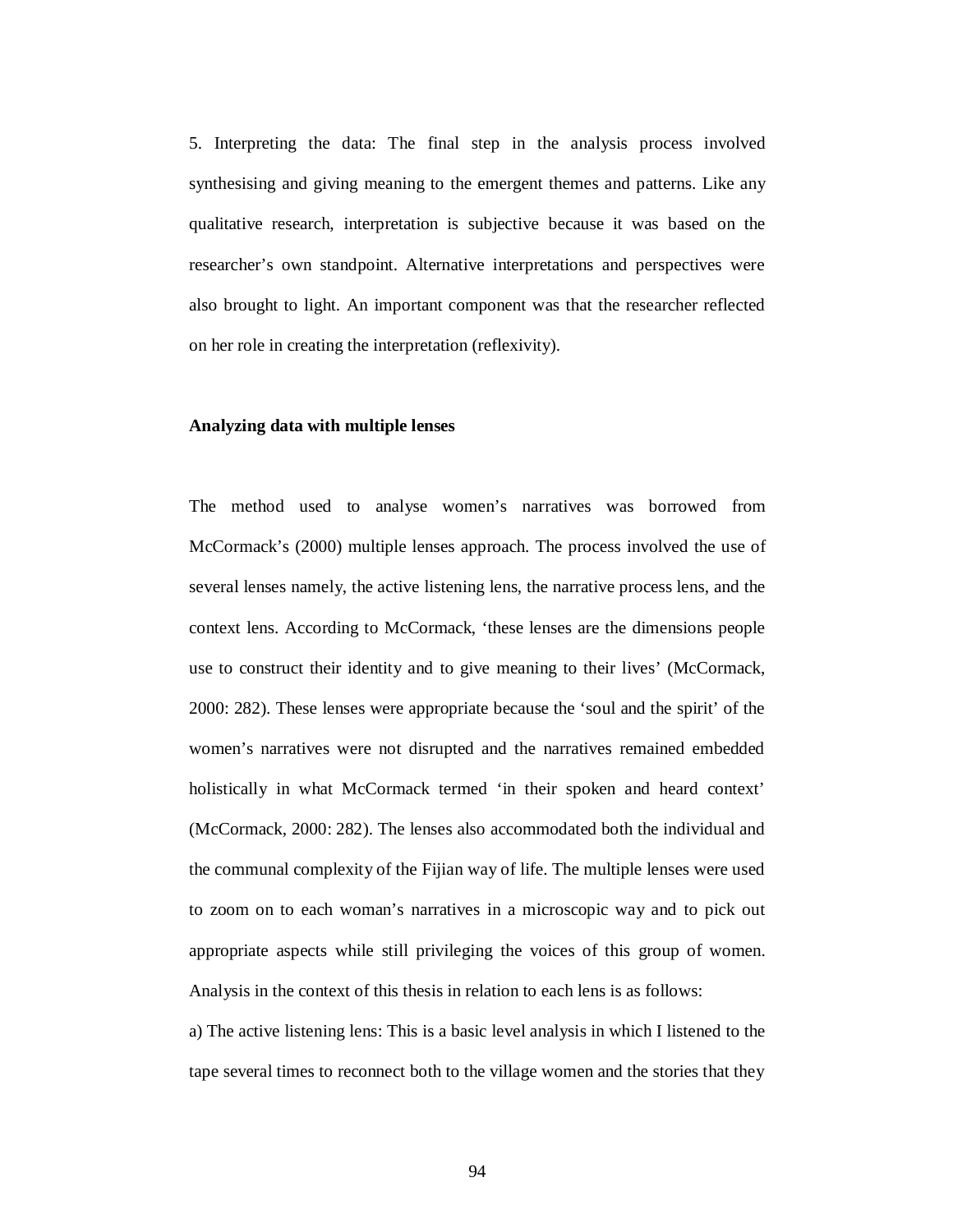5. Interpreting the data: The final step in the analysis process involved synthesising and giving meaning to the emergent themes and patterns. Like any qualitative research, interpretation is subjective because it was based on the researcher's own standpoint. Alternative interpretations and perspectives were also brought to light. An important component was that the researcher reflected on her role in creating the interpretation (reflexivity).

**Analyzing data with multiple lenses**

The method used to analyse women's narratives was borrowed from McCormack's (2000) multiple lenses approach. The process involved the use of several lenses namely, the active listening lens, the narrative process lens, and the context lens. According to McCormack, 'these lenses are the dimensions people use to construct their identity and to give meaning to their lives' (McCormack, 2000: 282). These lenses were appropriate because the 'soul and the spirit' of the women's narratives were not disrupted and the narratives remained embedded holistically in what McCormack termed 'in their spoken and heard context' (McCormack, 2000: 282). The lenses also accommodated both the individual and the communal complexity of the Fijian way of life. The multiple lenses were used to zoom on to each woman's narratives in a microscopic way and to pick out appropriate aspects while still privileging the voices of this group of women. Analysis in the context of this thesis in relation to each lens is as follows:

a) The active listening lens: This is a basic level analysis in which I listened to the tape several times to reconnect both to the village women and the stories that they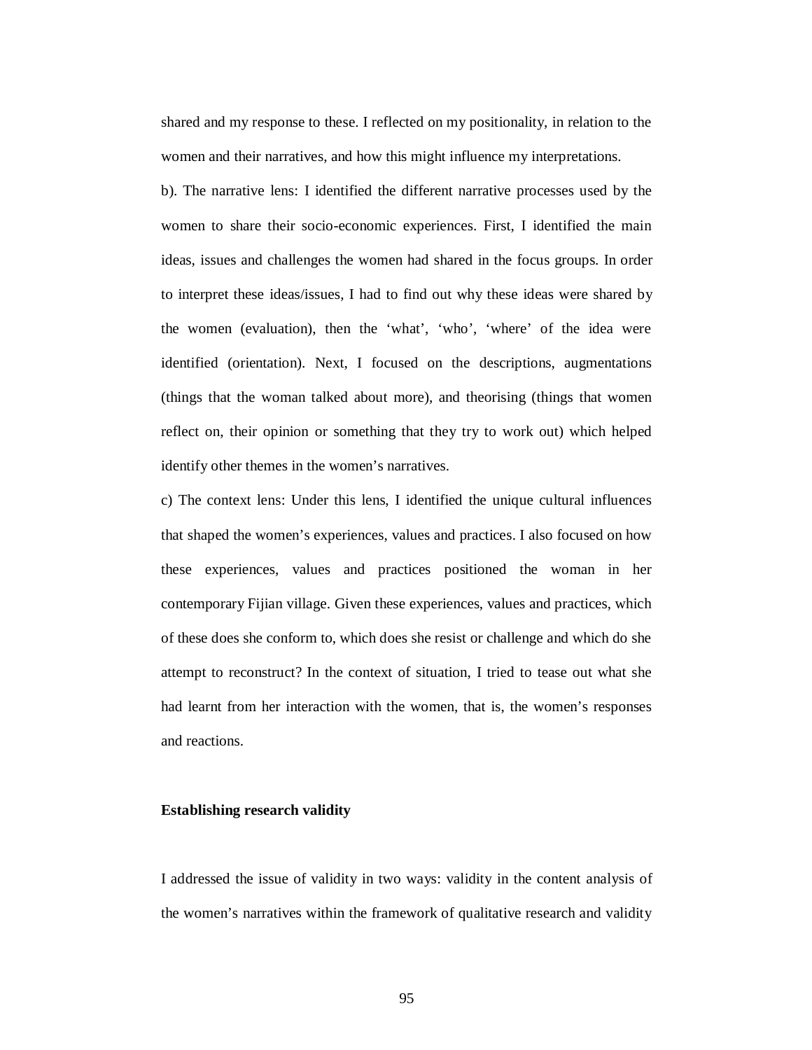shared and my response to these. I reflected on my positionality, in relation to the women and their narratives, and how this might influence my interpretations.

b). The narrative lens: I identified the different narrative processes used by the women to share their socio-economic experiences. First, I identified the main ideas, issues and challenges the women had shared in the focus groups. In order to interpret these ideas/issues, I had to find out why these ideas were shared by the women (evaluation), then the 'what', 'who', 'where' of the idea were identified (orientation). Next, I focused on the descriptions, augmentations (things that the woman talked about more), and theorising (things that women reflect on, their opinion or something that they try to work out) which helped identify other themes in the women's narratives.

c) The context lens: Under this lens, I identified the unique cultural influences that shaped the women's experiences, values and practices. I also focused on how these experiences, values and practices positioned the woman in her contemporary Fijian village. Given these experiences, values and practices, which of these does she conform to, which does she resist or challenge and which do she attempt to reconstruct? In the context of situation, I tried to tease out what she had learnt from her interaction with the women, that is, the women's responses and reactions.

**Establishing research validity**

I addressed the issue of validity in two ways: validity in the content analysis of the women's narratives within the framework of qualitative research and validity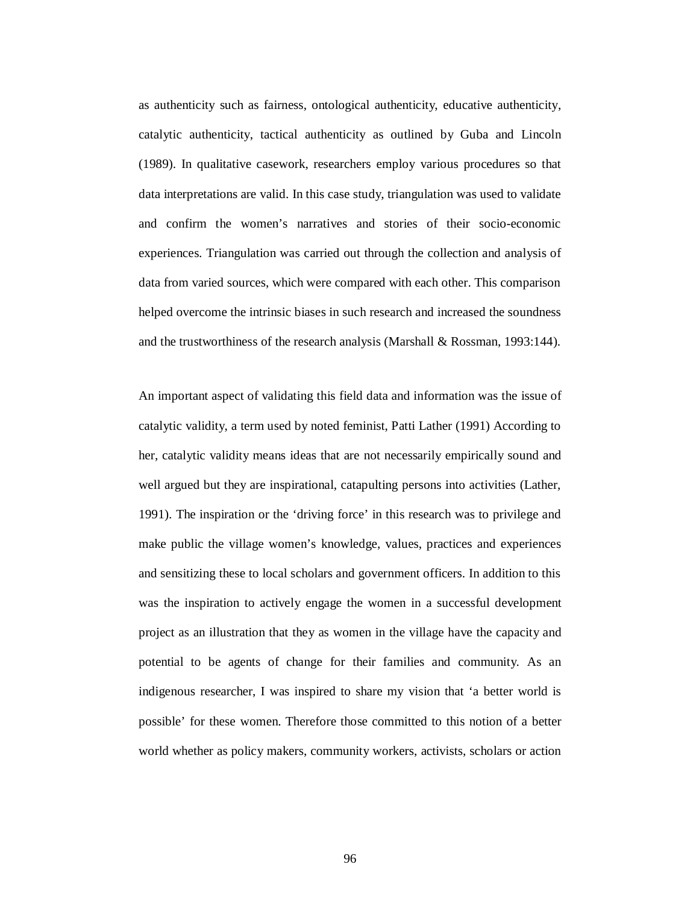as authenticity such as fairness, ontological authenticity, educative authenticity, catalytic authenticity, tactical authenticity as outlined by Guba and Lincoln (1989). In qualitative casework, researchers employ various procedures so that data interpretations are valid. In this case study, triangulation was used to validate and confirm the women's narratives and stories of their socio-economic experiences. Triangulation was carried out through the collection and analysis of data from varied sources, which were compared with each other. This comparison helped overcome the intrinsic biases in such research and increased the soundness and the trustworthiness of the research analysis (Marshall & Rossman, 1993:144).

An important aspect of validating this field data and information was the issue of catalytic validity, a term used by noted feminist, Patti Lather (1991) According to her, catalytic validity means ideas that are not necessarily empirically sound and well argued but they are inspirational, catapulting persons into activities (Lather, 1991). The inspiration or the 'driving force' in this research was to privilege and make public the village women's knowledge, values, practices and experiences and sensitizing these to local scholars and government officers. In addition to this was the inspiration to actively engage the women in a successful development project as an illustration that they as women in the village have the capacity and potential to be agents of change for their families and community. As an indigenous researcher, I was inspired to share my vision that 'a better world is possible' for these women. Therefore those committed to this notion of a better world whether as policy makers, community workers, activists, scholars or action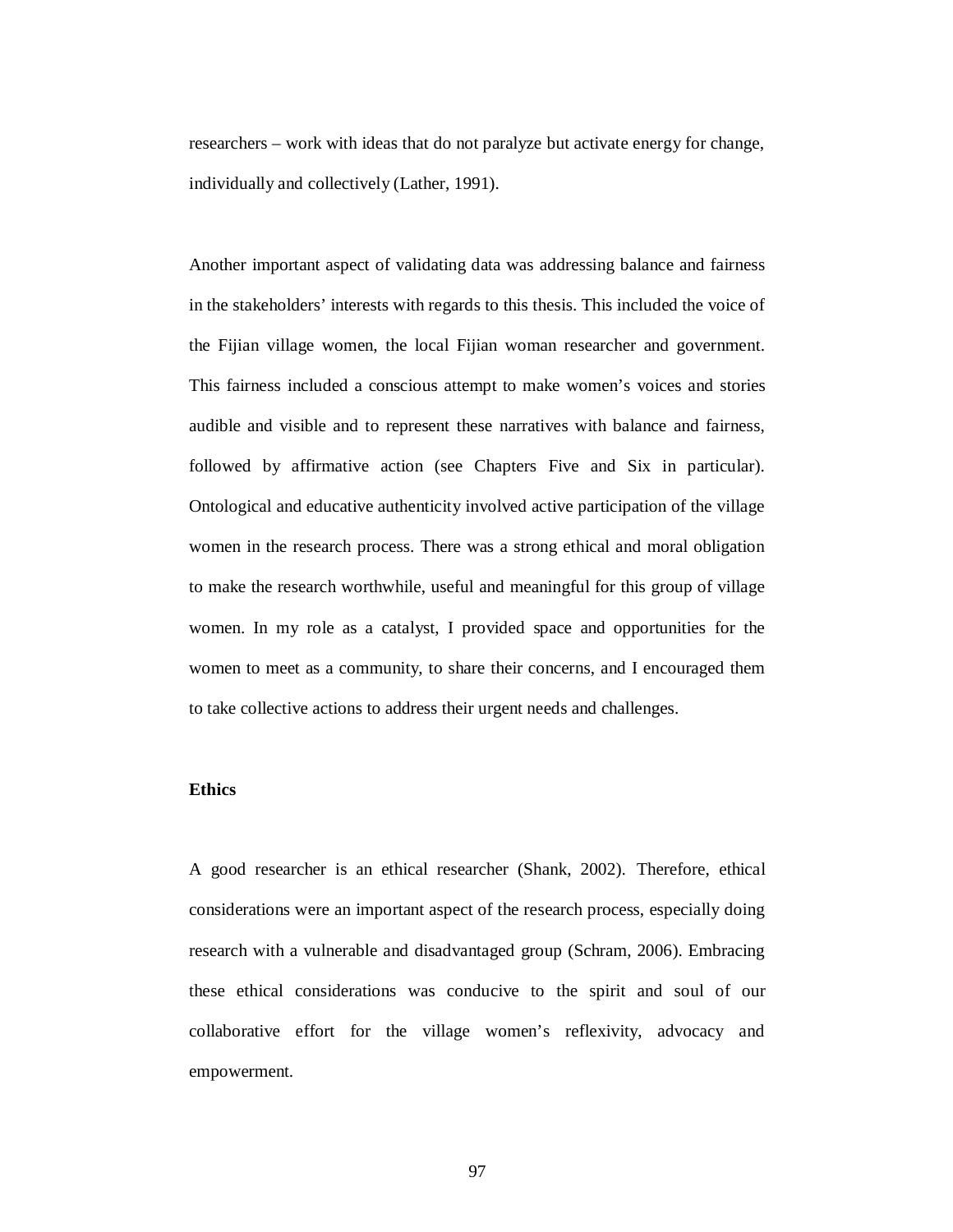researchers – work with ideas that do not paralyze but activate energy for change, individually and collectively (Lather, 1991).

Another important aspect of validating data was addressing balance and fairness in the stakeholders' interests with regards to this thesis. This included the voice of the Fijian village women, the local Fijian woman researcher and government. This fairness included a conscious attempt to make women's voices and stories audible and visible and to represent these narratives with balance and fairness, followed by affirmative action (see Chapters Five and Six in particular). Ontological and educative authenticity involved active participation of the village women in the research process. There was a strong ethical and moral obligation to make the research worthwhile, useful and meaningful for this group of village women. In my role as a catalyst, I provided space and opportunities for the women to meet as a community, to share their concerns, and I encouraged them to take collective actions to address their urgent needs and challenges.

**Ethics**

A good researcher is an ethical researcher (Shank, 2002). Therefore, ethical considerations were an important aspect of the research process, especially doing research with a vulnerable and disadvantaged group (Schram, 2006). Embracing these ethical considerations was conducive to the spirit and soul of our collaborative effort for the village women's reflexivity, advocacy and empowerment.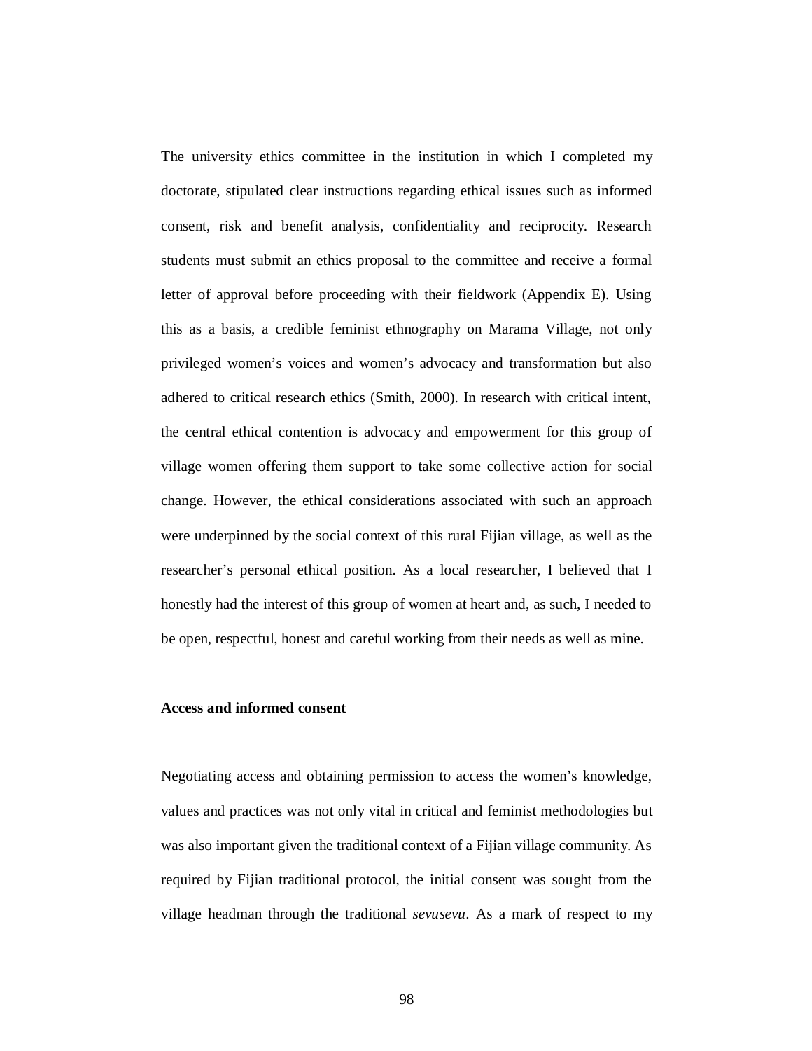The university ethics committee in the institution in which I completed my doctorate, stipulated clear instructions regarding ethical issues such as informed consent, risk and benefit analysis, confidentiality and reciprocity. Research students must submit an ethics proposal to the committee and receive a formal letter of approval before proceeding with their fieldwork (Appendix E). Using this as a basis, a credible feminist ethnography on Marama Village, not only privileged women's voices and women's advocacy and transformation but also adhered to critical research ethics (Smith, 2000). In research with critical intent, the central ethical contention is advocacy and empowerment for this group of village women offering them support to take some collective action for social change. However, the ethical considerations associated with such an approach were underpinned by the social context of this rural Fijian village, as well as the researcher's personal ethical position. As a local researcher, I believed that I honestly had the interest of this group of women at heart and, as such, I needed to be open, respectful, honest and careful working from their needs as well as mine.

**Access and informed consent**

Negotiating access and obtaining permission to access the women's knowledge, values and practices was not only vital in critical and feminist methodologies but was also important given the traditional context of a Fijian village community. As required by Fijian traditional protocol, the initial consent was sought from the village headman through the traditional *sevusevu*. As a mark of respect to my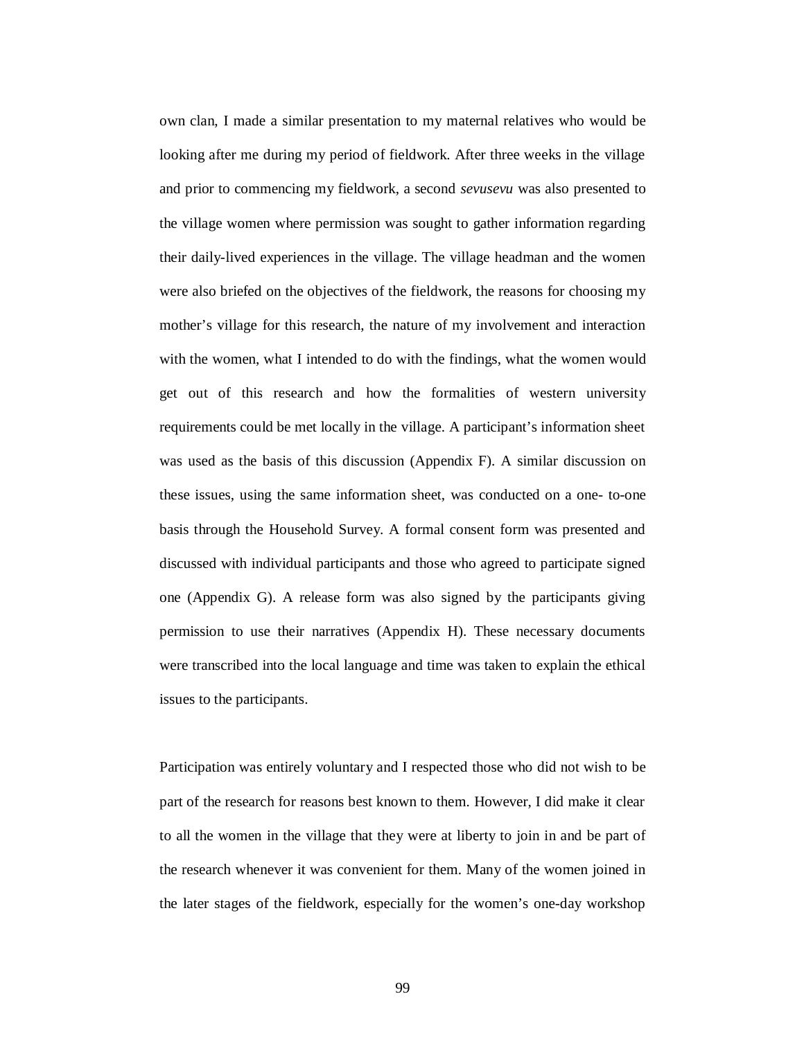own clan, I made a similar presentation to my maternal relatives who would be looking after me during my period of fieldwork. After three weeks in the village and prior to commencing my fieldwork, a second *sevusevu* was also presented to the village women where permission was sought to gather information regarding their daily-lived experiences in the village. The village headman and the women were also briefed on the objectives of the fieldwork, the reasons for choosing my mother's village for this research, the nature of my involvement and interaction with the women, what I intended to do with the findings, what the women would get out of this research and how the formalities of western university requirements could be met locally in the village. A participant's information sheet was used as the basis of this discussion (Appendix F). A similar discussion on these issues, using the same information sheet, was conducted on a one- to-one basis through the Household Survey. A formal consent form was presented and discussed with individual participants and those who agreed to participate signed one (Appendix G). A release form was also signed by the participants giving permission to use their narratives (Appendix H). These necessary documents were transcribed into the local language and time was taken to explain the ethical issues to the participants.

Participation was entirely voluntary and I respected those who did not wish to be part of the research for reasons best known to them. However, I did make it clear to all the women in the village that they were at liberty to join in and be part of the research whenever it was convenient for them. Many of the women joined in the later stages of the fieldwork, especially for the women's one-day workshop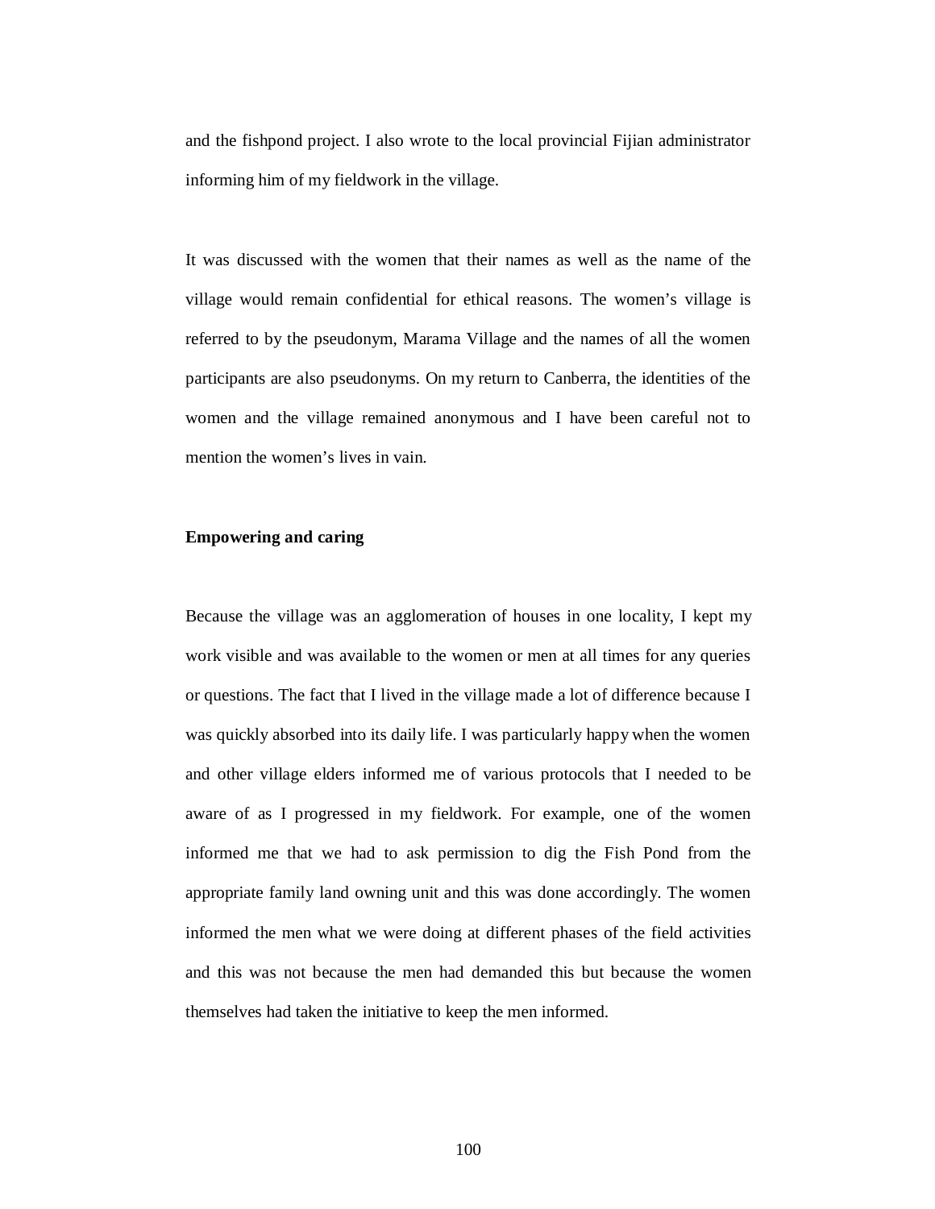and the fishpond project. I also wrote to the local provincial Fijian administrator informing him of my fieldwork in the village.

It was discussed with the women that their names as well as the name of the village would remain confidential for ethical reasons. The women's village is referred to by the pseudonym, Marama Village and the names of all the women participants are also pseudonyms. On my return to Canberra, the identities of the women and the village remained anonymous and I have been careful not to mention the women's lives in vain.

**Empowering and caring**

Because the village was an agglomeration of houses in one locality, I kept my work visible and was available to the women or men at all times for any queries or questions. The fact that I lived in the village made a lot of difference because I was quickly absorbed into its daily life. I was particularly happy when the women and other village elders informed me of various protocols that I needed to be aware of as I progressed in my fieldwork. For example, one of the women informed me that we had to ask permission to dig the Fish Pond from the appropriate family land owning unit and this was done accordingly. The women informed the men what we were doing at different phases of the field activities and this was not because the men had demanded this but because the women themselves had taken the initiative to keep the men informed.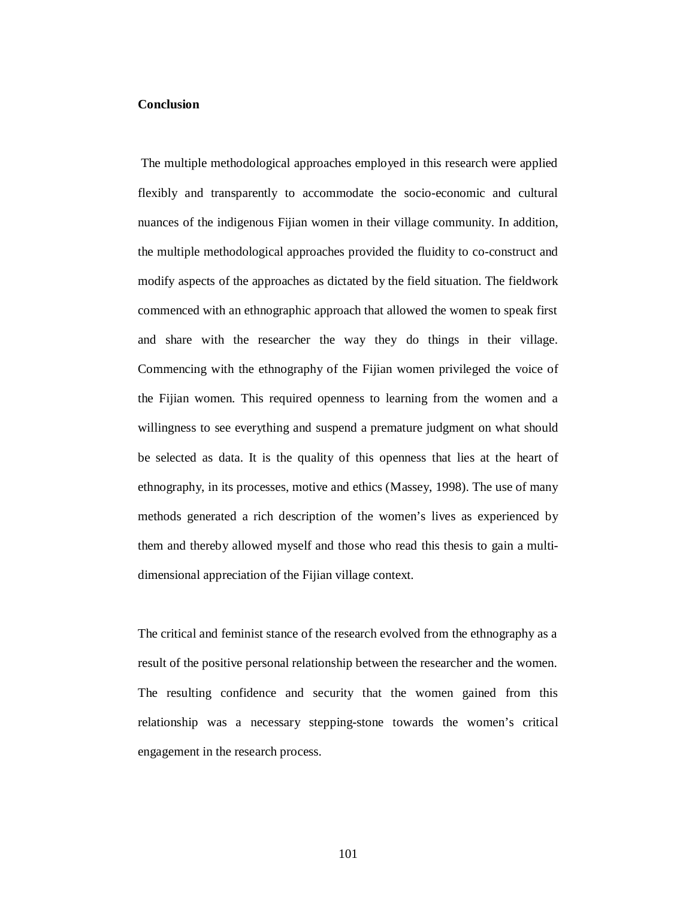**Conclusion**

The multiple methodological approaches employed in this research were applied flexibly and transparently to accommodate the socio-economic and cultural nuances of the indigenous Fijian women in their village community. In addition, the multiple methodological approaches provided the fluidity to co-construct and modify aspects of the approaches as dictated by the field situation. The fieldwork commenced with an ethnographic approach that allowed the women to speak first and share with the researcher the way they do things in their village. Commencing with the ethnography of the Fijian women privileged the voice of the Fijian women. This required openness to learning from the women and a willingness to see everything and suspend a premature judgment on what should be selected as data. It is the quality of this openness that lies at the heart of ethnography, in its processes, motive and ethics (Massey, 1998). The use of many methods generated a rich description of the women's lives as experienced by them and thereby allowed myself and those who read this thesis to gain a multi-dimensional appreciation of the Fijian village context.

The critical and feminist stance of the research evolved from the ethnography as a result of the positive personal relationship between the researcher and the women. The resulting confidence and security that the women gained from this relationship was a necessary stepping-stone towards the women's critical engagement in the research process.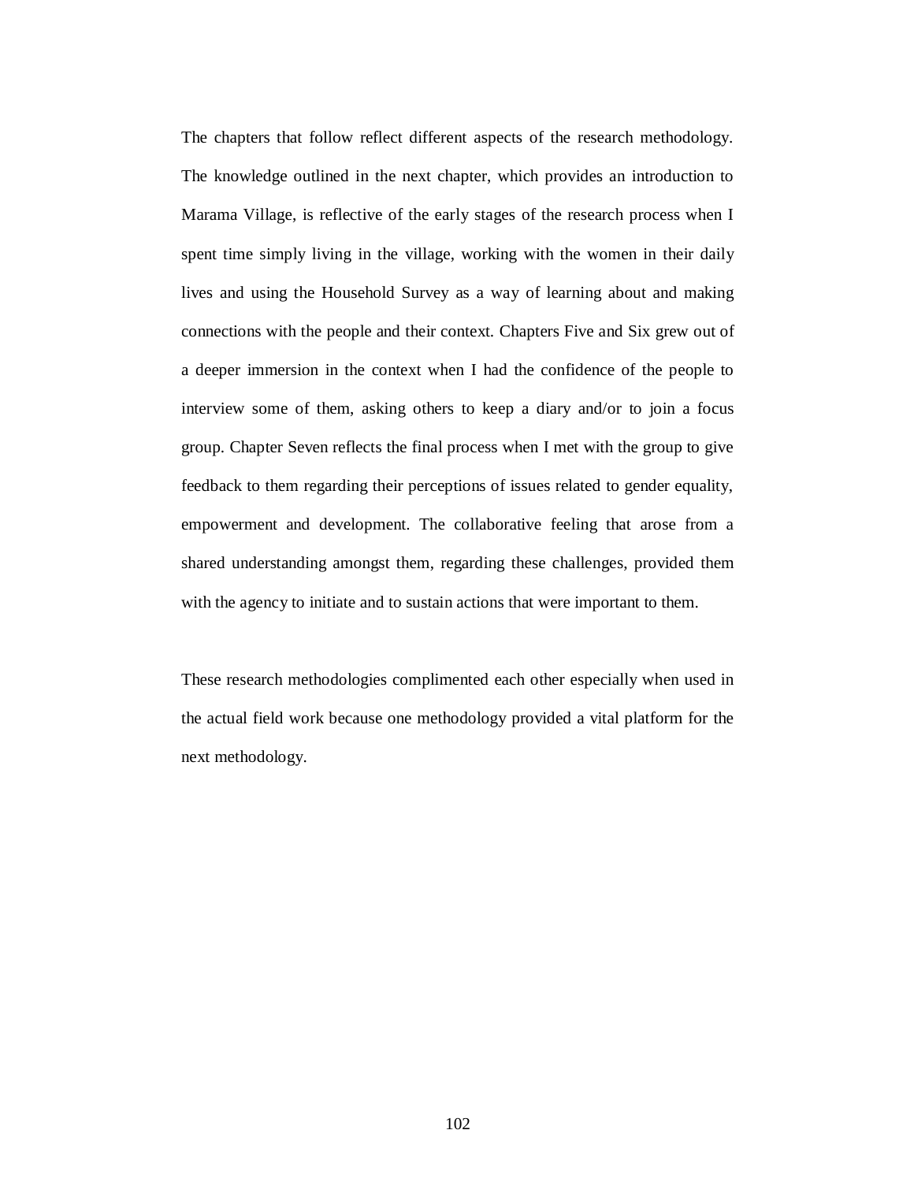The chapters that follow reflect different aspects of the research methodology. The knowledge outlined in the next chapter, which provides an introduction to Marama Village, is reflective of the early stages of the research process when I spent time simply living in the village, working with the women in their daily lives and using the Household Survey as a way of learning about and making connections with the people and their context. Chapters Five and Six grew out of a deeper immersion in the context when I had the confidence of the people to interview some of them, asking others to keep a diary and/or to join a focus group. Chapter Seven reflects the final process when I met with the group to give feedback to them regarding their perceptions of issues related to gender equality, empowerment and development. The collaborative feeling that arose from a shared understanding amongst them, regarding these challenges, provided them with the agency to initiate and to sustain actions that were important to them.

These research methodologies complimented each other especially when used in the actual field work because one methodology provided a vital platform for the next methodology.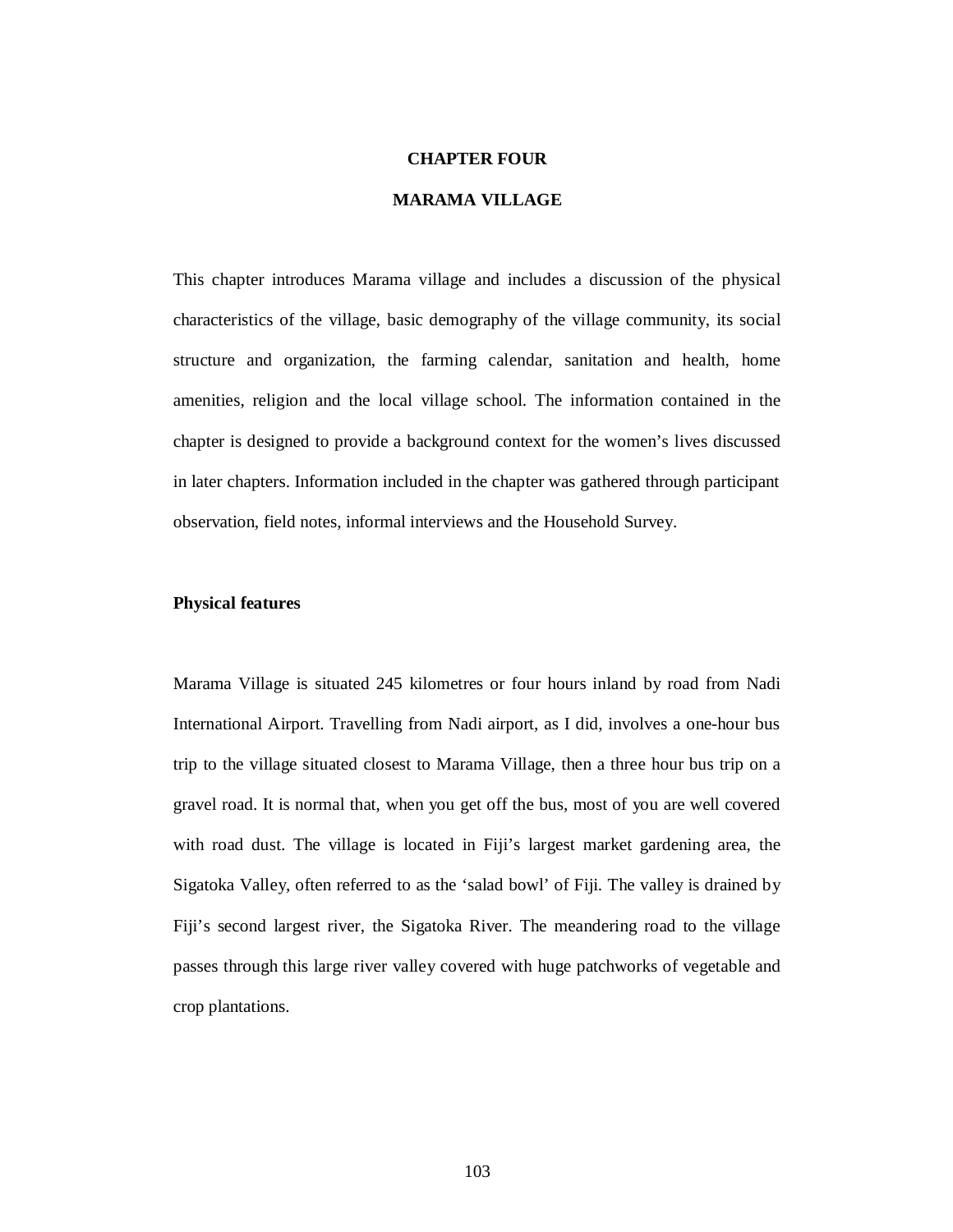# CHAPTER FOUR

# MARAMA VILLAGE

This chapter introduces Marama village and includes a discussion of the physical characteristics of the village, basic demography of the village community, its social structure and organization, the farming calendar, sanitation and health, home amenities, religion and the local village school. The information contained in the chapter is designed to provide a background context for the women's lives discussed in later chapters. Information included in the chapter was gathered through participant observation, field notes, informal interviews and the Household Survey.

## Physical features

Marama Village is situated 245 kilometres or four hours inland by road from Nadi International Airport. Travelling from Nadi airport, as I did, involves a one-hour bus trip to the village situated closest to Marama Village, then a three hour bus trip on a gravel road. It is normal that, when you get off the bus, most of you are well covered with road dust. The village is located in Fiji's largest market gardening area, the Sigatoka Valley, often referred to as the 'salad bowl' of Fiji. The valley is drained by Fiji's second largest river, the Sigatoka River. The meandering road to the village passes through this large river valley covered with huge patchworks of vegetable and crop plantations.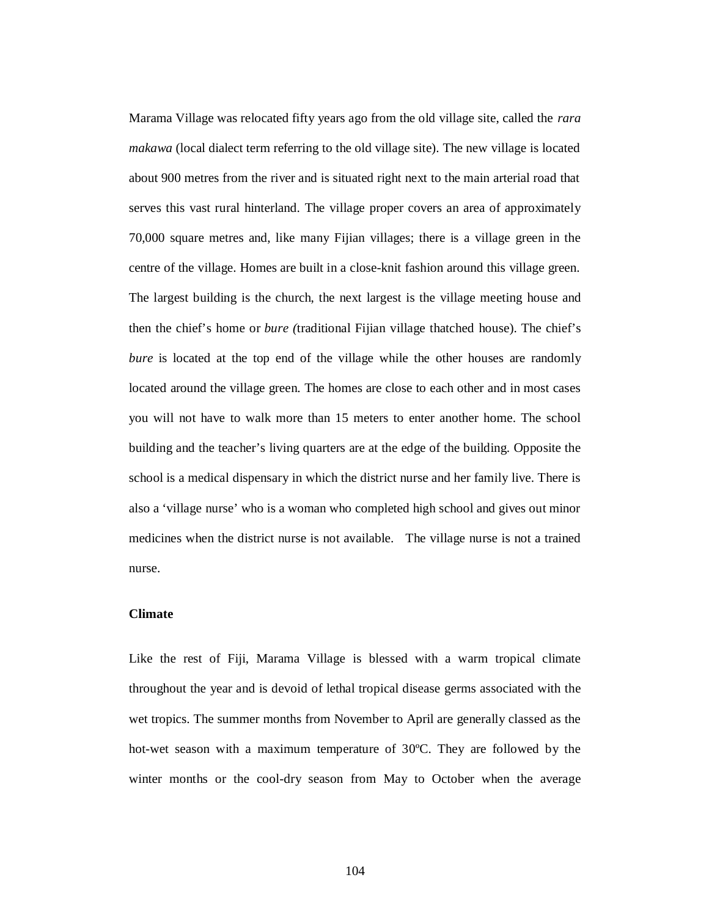Marama Village was relocated fifty years ago from the old village site, called the *rara makawa* (local dialect term referring to the old village site). The new village is located about 900 metres from the river and is situated right next to the main arterial road that serves this vast rural hinterland. The village proper covers an area of approximately 70,000 square metres and, like many Fijian villages; there is a village green in the centre of the village. Homes are built in a close-knit fashion around this village green. The largest building is the church, the next largest is the village meeting house and then the chief's home or *bure (*traditional Fijian village thatched house). The chief's *bure* is located at the top end of the village while the other houses are randomly located around the village green. The homes are close to each other and in most cases you will not have to walk more than 15 meters to enter another home. The school building and the teacher's living quarters are at the edge of the building. Opposite the school is a medical dispensary in which the district nurse and her family live. There is also a 'village nurse' who is a woman who completed high school and gives out minor medicines when the district nurse is not available.  The village nurse is not a trained nurse.

**Climate**

Like the rest of Fiji, Marama Village is blessed with a warm tropical climate throughout the year and is devoid of lethal tropical disease germs associated with the wet tropics. The summer months from November to April are generally classed as the hot-wet season with a maximum temperature of 30ºC. They are followed by the winter months or the cool-dry season from May to October when the average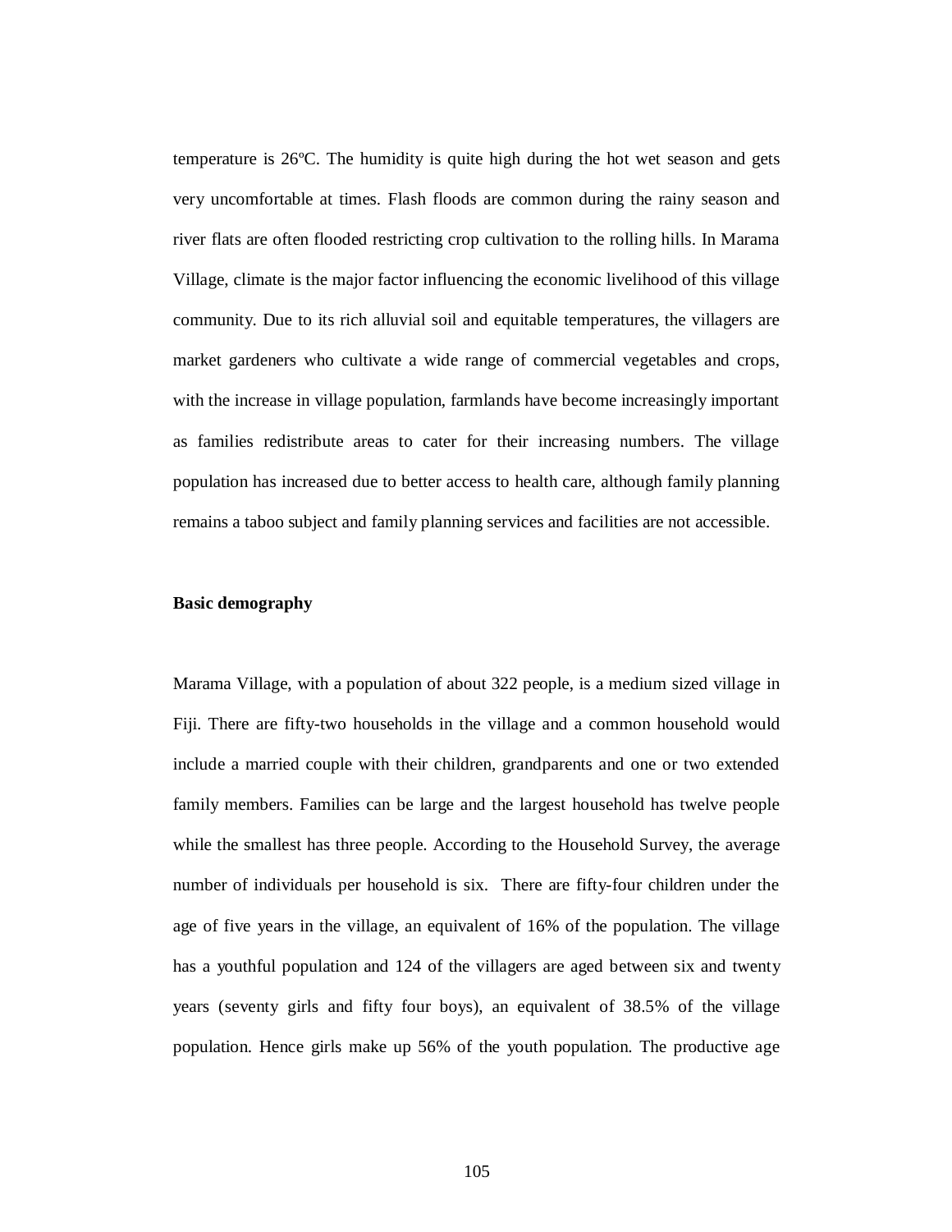temperature is 26ºC. The humidity is quite high during the hot wet season and gets very uncomfortable at times. Flash floods are common during the rainy season and river flats are often flooded restricting crop cultivation to the rolling hills. In Marama Village, climate is the major factor influencing the economic livelihood of this village community. Due to its rich alluvial soil and equitable temperatures, the villagers are market gardeners who cultivate a wide range of commercial vegetables and crops, with the increase in village population, farmlands have become increasingly important as families redistribute areas to cater for their increasing numbers. The village population has increased due to better access to health care, although family planning remains a taboo subject and family planning services and facilities are not accessible.

**Basic demography**

Marama Village, with a population of about 322 people, is a medium sized village in Fiji. There are fifty-two households in the village and a common household would include a married couple with their children, grandparents and one or two extended family members. Families can be large and the largest household has twelve people while the smallest has three people. According to the Household Survey, the average number of individuals per household is six. There are fifty-four children under the age of five years in the village, an equivalent of 16% of the population. The village has a youthful population and 124 of the villagers are aged between six and twenty years (seventy girls and fifty four boys), an equivalent of 38.5% of the village population. Hence girls make up 56% of the youth population. The productive age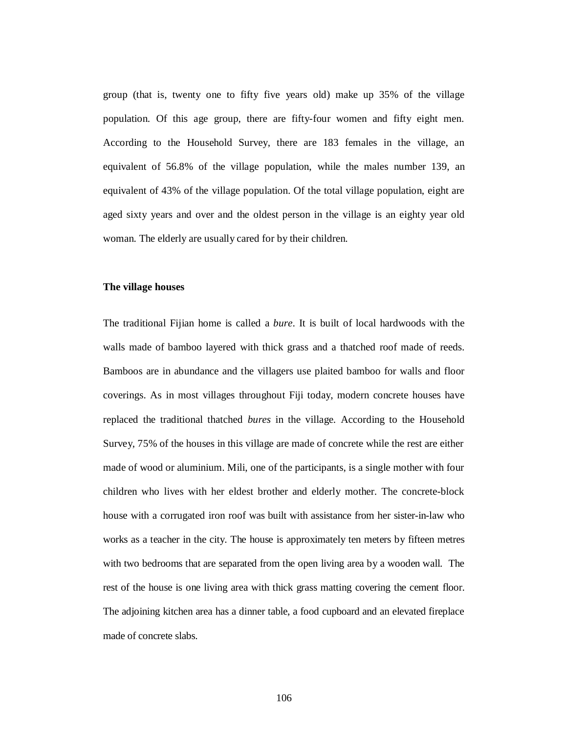group (that is, twenty one to fifty five years old) make up 35% of the village population. Of this age group, there are fifty-four women and fifty eight men. According to the Household Survey, there are 183 females in the village, an equivalent of 56.8% of the village population, while the males number 139, an equivalent of 43% of the village population. Of the total village population, eight are aged sixty years and over and the oldest person in the village is an eighty year old woman. The elderly are usually cared for by their children.

**The village houses**

The traditional Fijian home is called a *bure*. It is built of local hardwoods with the walls made of bamboo layered with thick grass and a thatched roof made of reeds. Bamboos are in abundance and the villagers use plaited bamboo for walls and floor coverings. As in most villages throughout Fiji today, modern concrete houses have replaced the traditional thatched *bures* in the village. According to the Household Survey, 75% of the houses in this village are made of concrete while the rest are either made of wood or aluminium. Mili, one of the participants, is a single mother with four children who lives with her eldest brother and elderly mother. The concrete-block house with a corrugated iron roof was built with assistance from her sister-in-law who works as a teacher in the city. The house is approximately ten meters by fifteen metres with two bedrooms that are separated from the open living area by a wooden wall. The rest of the house is one living area with thick grass matting covering the cement floor. The adjoining kitchen area has a dinner table, a food cupboard and an elevated fireplace made of concrete slabs.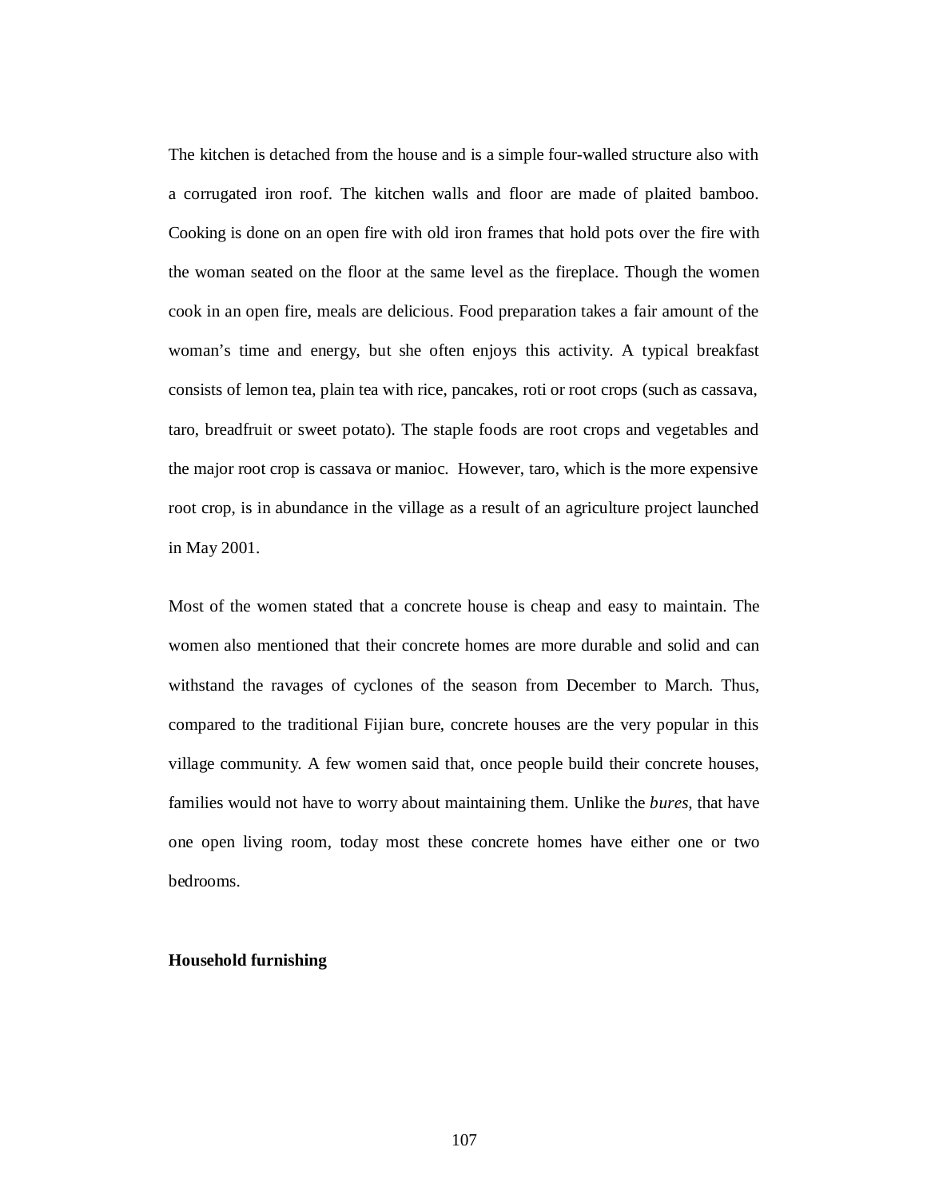The kitchen is detached from the house and is a simple four-walled structure also with a corrugated iron roof. The kitchen walls and floor are made of plaited bamboo. Cooking is done on an open fire with old iron frames that hold pots over the fire with the woman seated on the floor at the same level as the fireplace. Though the women cook in an open fire, meals are delicious. Food preparation takes a fair amount of the woman's time and energy, but she often enjoys this activity. A typical breakfast consists of lemon tea, plain tea with rice, pancakes, roti or root crops (such as cassava, taro, breadfruit or sweet potato). The staple foods are root crops and vegetables and the major root crop is cassava or manioc. However, taro, which is the more expensive root crop, is in abundance in the village as a result of an agriculture project launched in May 2001.

Most of the women stated that a concrete house is cheap and easy to maintain. The women also mentioned that their concrete homes are more durable and solid and can withstand the ravages of cyclones of the season from December to March. Thus, compared to the traditional Fijian bure, concrete houses are the very popular in this village community. A few women said that, once people build their concrete houses, families would not have to worry about maintaining them. Unlike the *bures*, that have one open living room, today most these concrete homes have either one or two bedrooms.

**Household furnishing**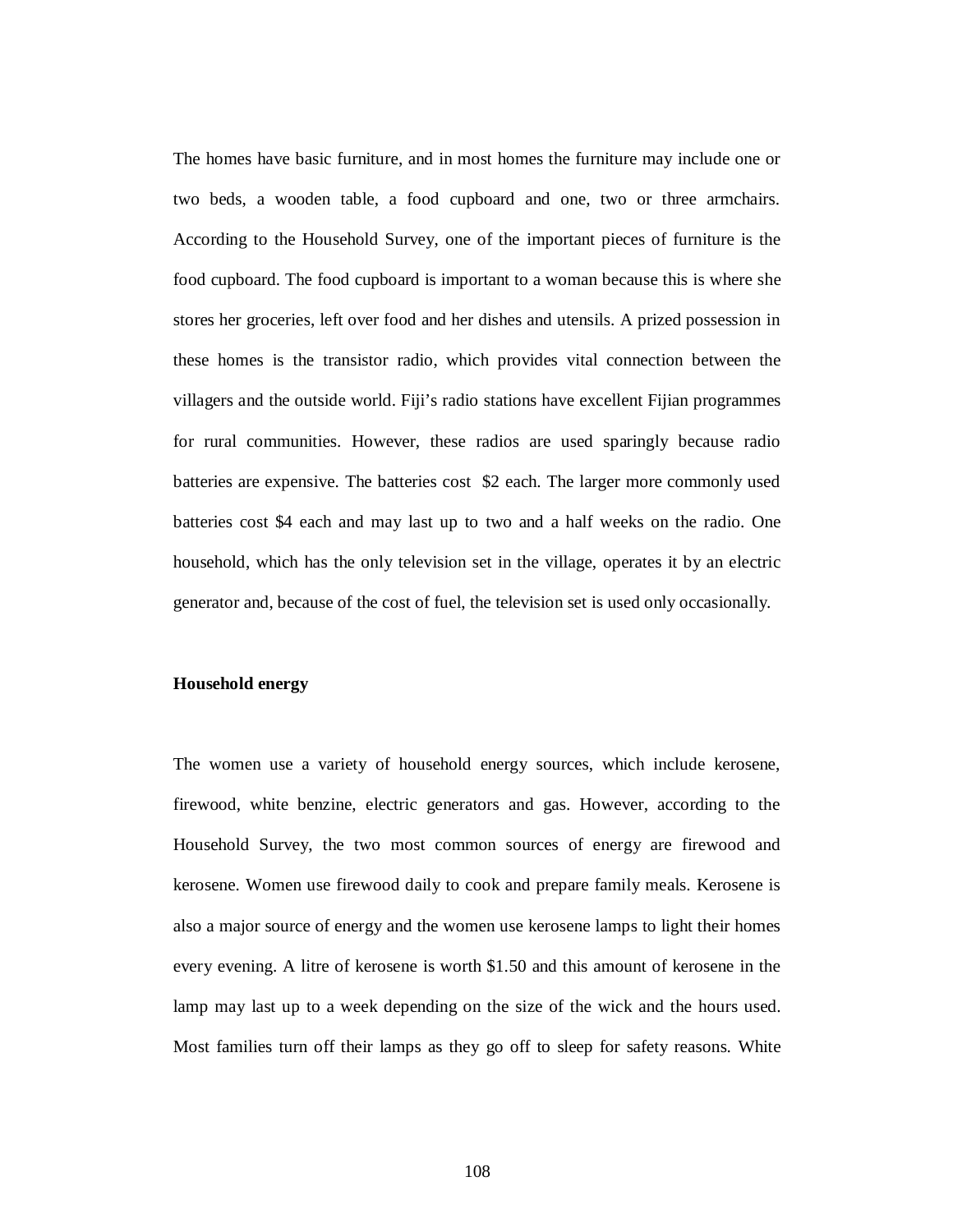The homes have basic furniture, and in most homes the furniture may include one or two beds, a wooden table, a food cupboard and one, two or three armchairs. According to the Household Survey, one of the important pieces of furniture is the food cupboard. The food cupboard is important to a woman because this is where she stores her groceries, left over food and her dishes and utensils. A prized possession in these homes is the transistor radio, which provides vital connection between the villagers and the outside world. Fiji's radio stations have excellent Fijian programmes for rural communities. However, these radios are used sparingly because radio batteries are expensive. The batteries cost $2 each. The larger more commonly used batteries cost $4 each and may last up to two and a half weeks on the radio. One household, which has the only television set in the village, operates it by an electric generator and, because of the cost of fuel, the television set is used only occasionally.

**Household energy**

The women use a variety of household energy sources, which include kerosene, firewood, white benzine, electric generators and gas. However, according to the Household Survey, the two most common sources of energy are firewood and kerosene. Women use firewood daily to cook and prepare family meals. Kerosene is also a major source of energy and the women use kerosene lamps to light their homes every evening. A litre of kerosene is worth $1.50 and this amount of kerosene in the lamp may last up to a week depending on the size of the wick and the hours used. Most families turn off their lamps as they go off to sleep for safety reasons. White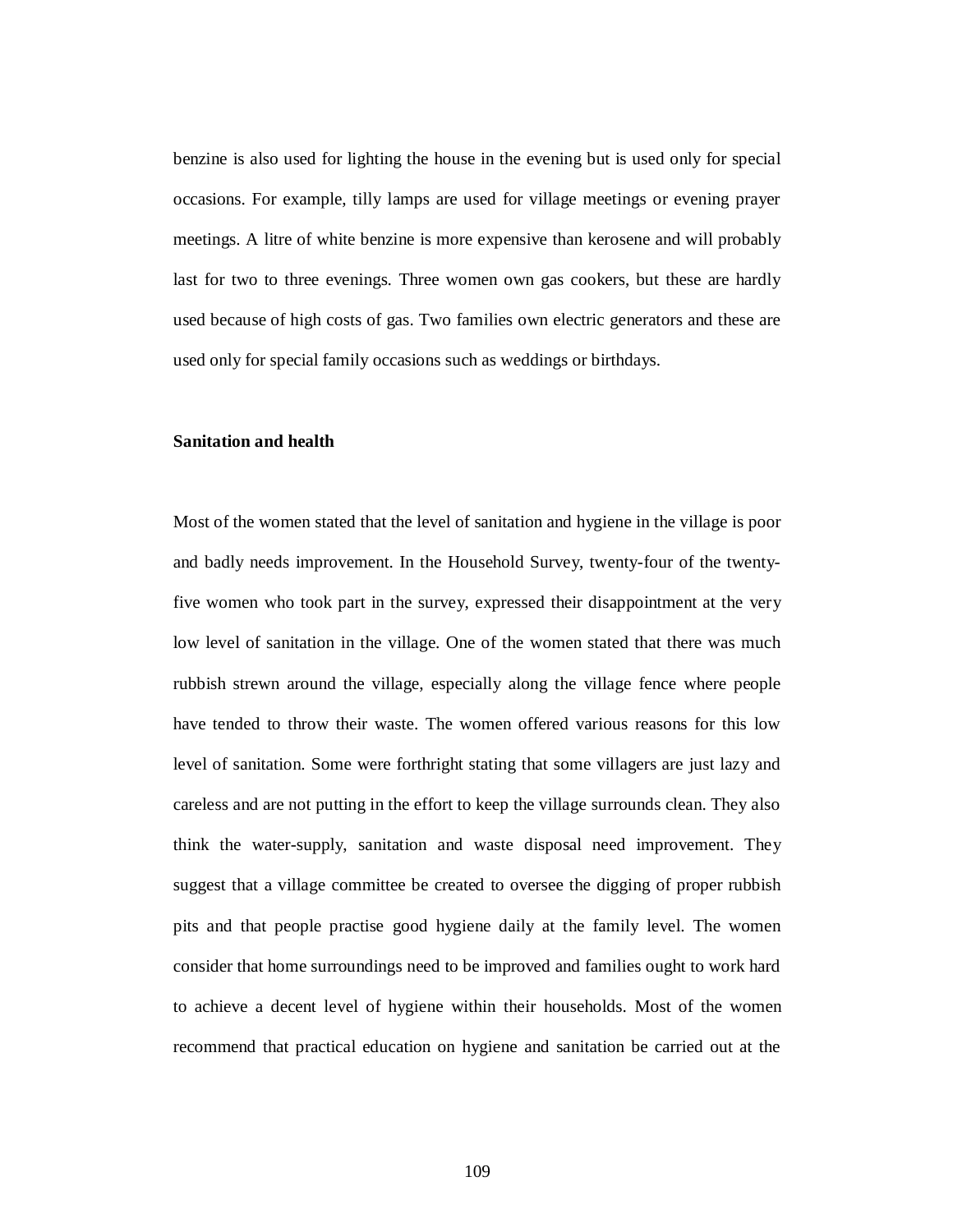benzine is also used for lighting the house in the evening but is used only for special occasions. For example, tilly lamps are used for village meetings or evening prayer meetings. A litre of white benzine is more expensive than kerosene and will probably last for two to three evenings. Three women own gas cookers, but these are hardly used because of high costs of gas. Two families own electric generators and these are used only for special family occasions such as weddings or birthdays.

**Sanitation and health**

Most of the women stated that the level of sanitation and hygiene in the village is poor and badly needs improvement. In the Household Survey, twenty-four of the twenty-five women who took part in the survey, expressed their disappointment at the very low level of sanitation in the village. One of the women stated that there was much rubbish strewn around the village, especially along the village fence where people have tended to throw their waste. The women offered various reasons for this low level of sanitation. Some were forthright stating that some villagers are just lazy and careless and are not putting in the effort to keep the village surrounds clean. They also think the water-supply, sanitation and waste disposal need improvement. They suggest that a village committee be created to oversee the digging of proper rubbish pits and that people practise good hygiene daily at the family level. The women consider that home surroundings need to be improved and families ought to work hard to achieve a decent level of hygiene within their households. Most of the women recommend that practical education on hygiene and sanitation be carried out at the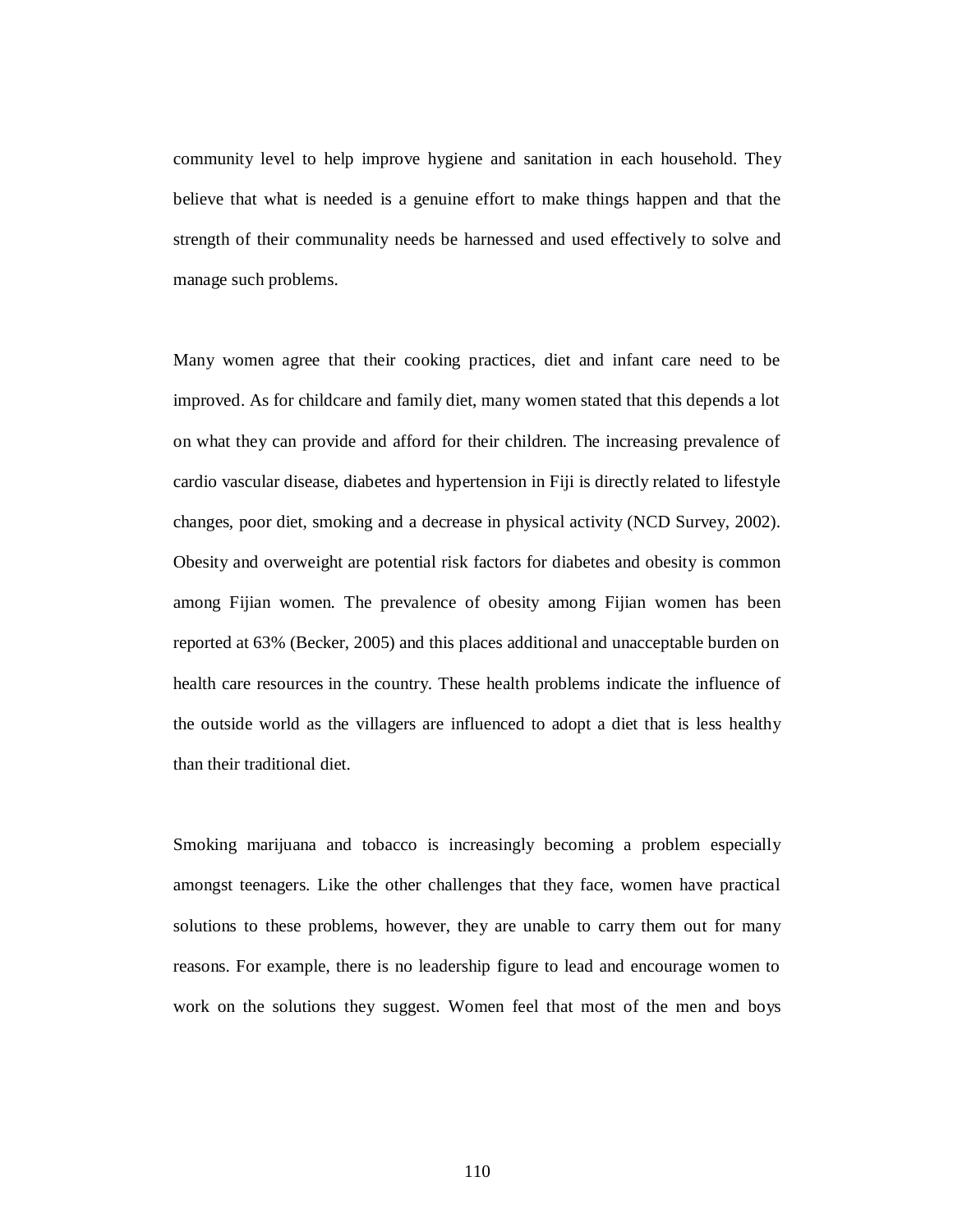community level to help improve hygiene and sanitation in each household. They believe that what is needed is a genuine effort to make things happen and that the strength of their communality needs be harnessed and used effectively to solve and manage such problems.

Many women agree that their cooking practices, diet and infant care need to be improved. As for childcare and family diet, many women stated that this depends a lot on what they can provide and afford for their children. The increasing prevalence of cardio vascular disease, diabetes and hypertension in Fiji is directly related to lifestyle changes, poor diet, smoking and a decrease in physical activity (NCD Survey, 2002). Obesity and overweight are potential risk factors for diabetes and obesity is common among Fijian women. The prevalence of obesity among Fijian women has been reported at 63% (Becker, 2005) and this places additional and unacceptable burden on health care resources in the country. These health problems indicate the influence of the outside world as the villagers are influenced to adopt a diet that is less healthy than their traditional diet.

Smoking marijuana and tobacco is increasingly becoming a problem especially amongst teenagers. Like the other challenges that they face, women have practical solutions to these problems, however, they are unable to carry them out for many reasons. For example, there is no leadership figure to lead and encourage women to work on the solutions they suggest. Women feel that most of the men and boys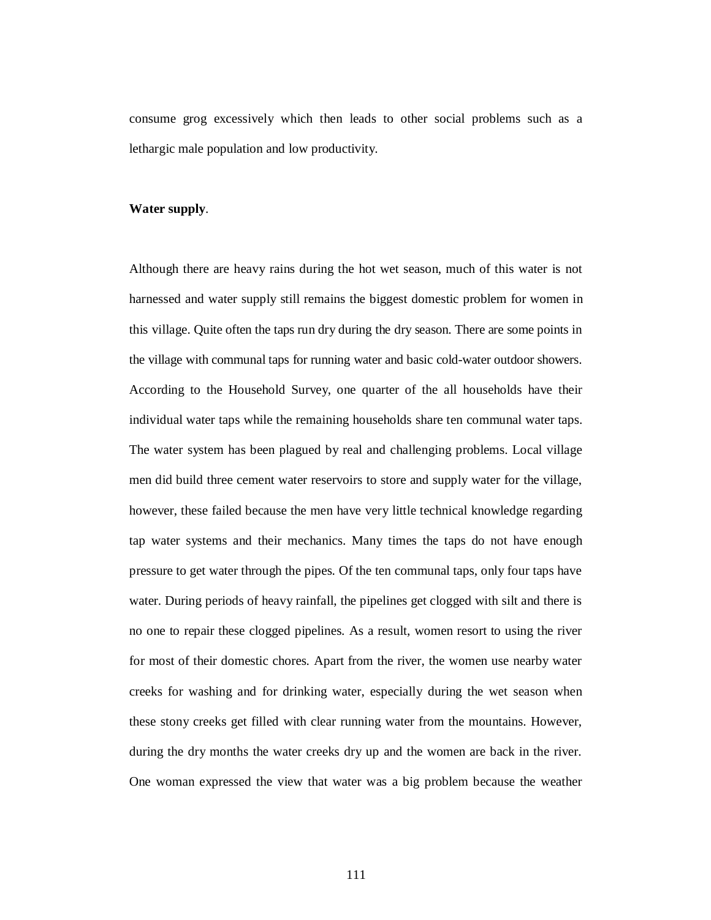consume grog excessively which then leads to other social problems such as a lethargic male population and low productivity.

**Water supply**.

Although there are heavy rains during the hot wet season, much of this water is not harnessed and water supply still remains the biggest domestic problem for women in this village. Quite often the taps run dry during the dry season. There are some points in the village with communal taps for running water and basic cold-water outdoor showers. According to the Household Survey, one quarter of the all households have their individual water taps while the remaining households share ten communal water taps. The water system has been plagued by real and challenging problems. Local village men did build three cement water reservoirs to store and supply water for the village, however, these failed because the men have very little technical knowledge regarding tap water systems and their mechanics. Many times the taps do not have enough pressure to get water through the pipes. Of the ten communal taps, only four taps have water. During periods of heavy rainfall, the pipelines get clogged with silt and there is no one to repair these clogged pipelines. As a result, women resort to using the river for most of their domestic chores. Apart from the river, the women use nearby water creeks for washing and for drinking water, especially during the wet season when these stony creeks get filled with clear running water from the mountains. However, during the dry months the water creeks dry up and the women are back in the river. One woman expressed the view that water was a big problem because the weather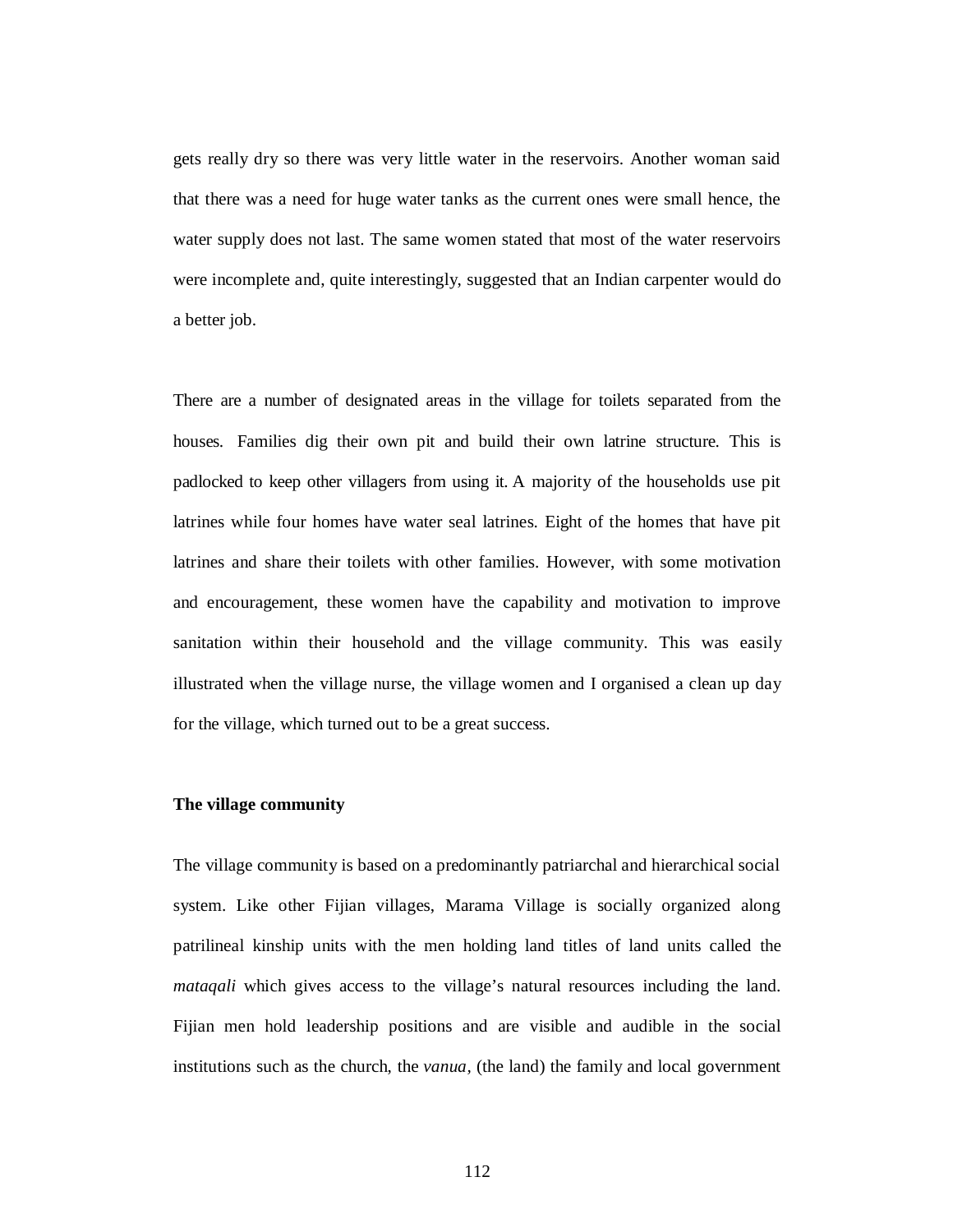gets really dry so there was very little water in the reservoirs. Another woman said that there was a need for huge water tanks as the current ones were small hence, the water supply does not last. The same women stated that most of the water reservoirs were incomplete and, quite interestingly, suggested that an Indian carpenter would do a better job.

There are a number of designated areas in the village for toilets separated from the houses. Families dig their own pit and build their own latrine structure. This is padlocked to keep other villagers from using it. A majority of the households use pit latrines while four homes have water seal latrines. Eight of the homes that have pit latrines and share their toilets with other families. However, with some motivation and encouragement, these women have the capability and motivation to improve sanitation within their household and the village community. This was easily illustrated when the village nurse, the village women and I organised a clean up day for the village, which turned out to be a great success.

**The village community**

The village community is based on a predominantly patriarchal and hierarchical social system. Like other Fijian villages, Marama Village is socially organized along patrilineal kinship units with the men holding land titles of land units called the *mataqali* which gives access to the village's natural resources including the land. Fijian men hold leadership positions and are visible and audible in the social institutions such as the church, the *vanua*, (the land) the family and local government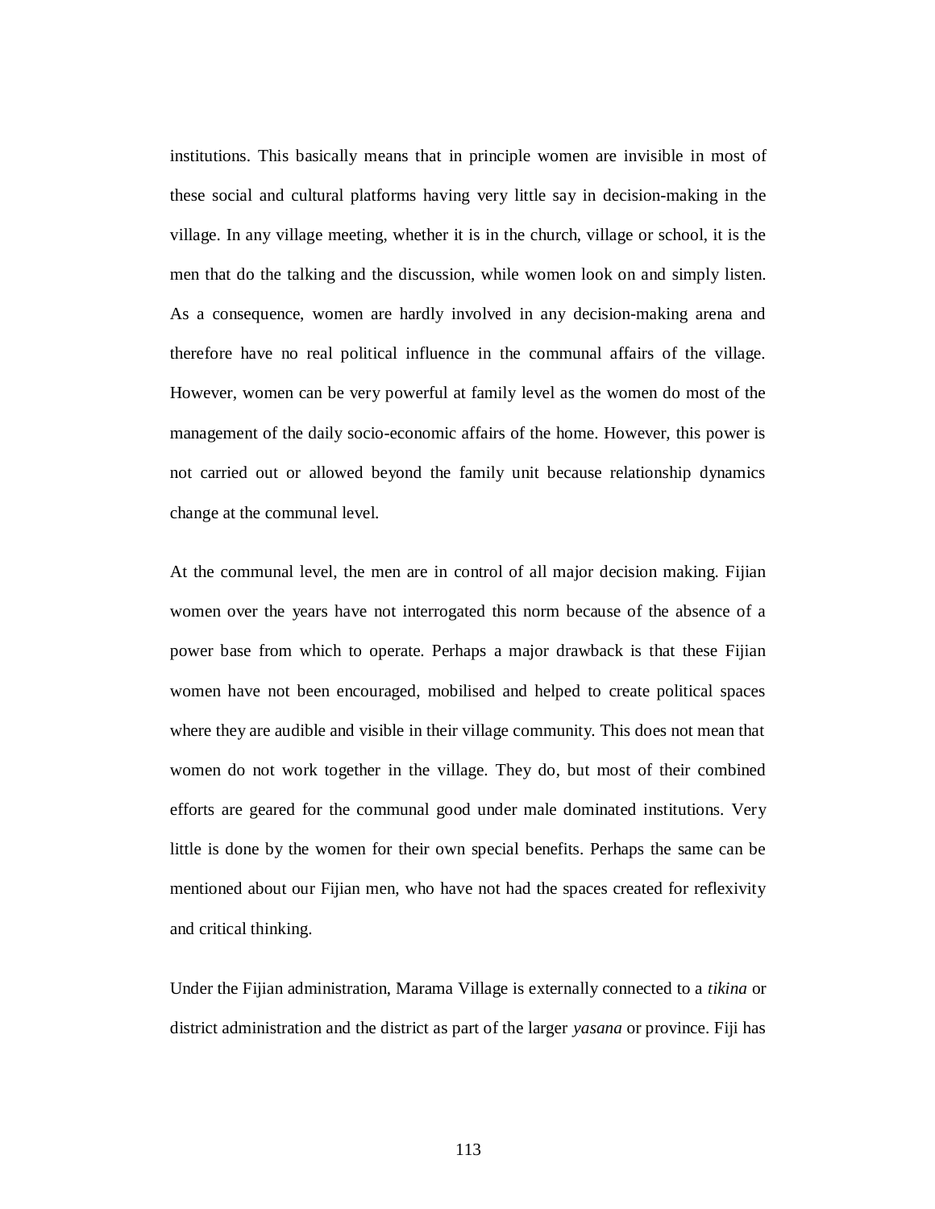institutions. This basically means that in principle women are invisible in most of these social and cultural platforms having very little say in decision-making in the village. In any village meeting, whether it is in the church, village or school, it is the men that do the talking and the discussion, while women look on and simply listen. As a consequence, women are hardly involved in any decision-making arena and therefore have no real political influence in the communal affairs of the village. However, women can be very powerful at family level as the women do most of the management of the daily socio-economic affairs of the home. However, this power is not carried out or allowed beyond the family unit because relationship dynamics change at the communal level.

At the communal level, the men are in control of all major decision making. Fijian women over the years have not interrogated this norm because of the absence of a power base from which to operate. Perhaps a major drawback is that these Fijian women have not been encouraged, mobilised and helped to create political spaces where they are audible and visible in their village community. This does not mean that women do not work together in the village. They do, but most of their combined efforts are geared for the communal good under male dominated institutions. Very little is done by the women for their own special benefits. Perhaps the same can be mentioned about our Fijian men, who have not had the spaces created for reflexivity and critical thinking.

Under the Fijian administration, Marama Village is externally connected to a *tikina* or district administration and the district as part of the larger *yasana* or province. Fiji has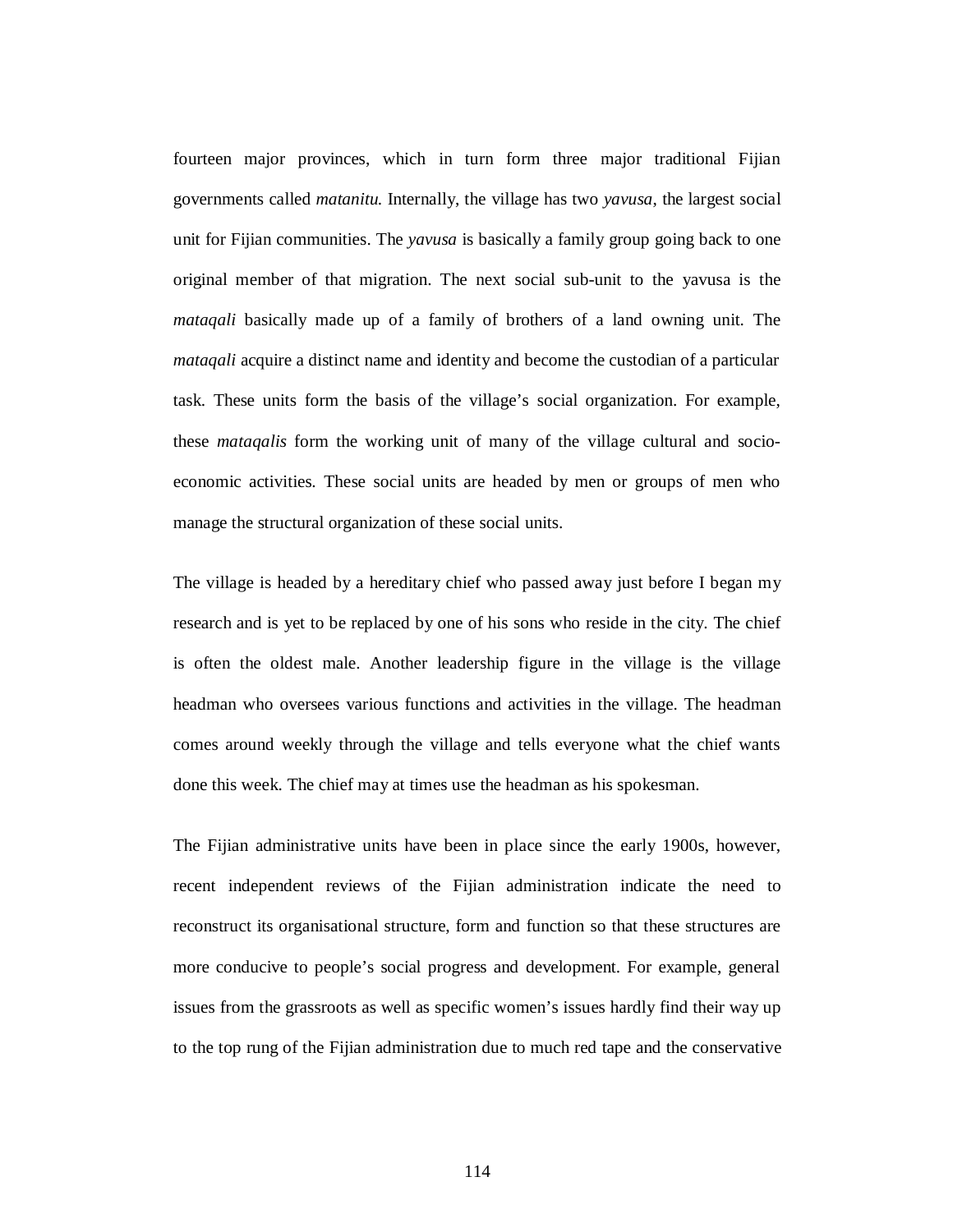fourteen major provinces, which in turn form three major traditional Fijian governments called *matanitu.* Internally, the village has two *yavusa*, the largest social unit for Fijian communities. The *yavusa* is basically a family group going back to one original member of that migration. The next social sub-unit to the yavusa is the *mataqali* basically made up of a family of brothers of a land owning unit. The *mataqali* acquire a distinct name and identity and become the custodian of a particular task. These units form the basis of the village's social organization. For example, these *mataqalis* form the working unit of many of the village cultural and socio-economic activities. These social units are headed by men or groups of men who manage the structural organization of these social units.

The village is headed by a hereditary chief who passed away just before I began my research and is yet to be replaced by one of his sons who reside in the city. The chief is often the oldest male. Another leadership figure in the village is the village headman who oversees various functions and activities in the village. The headman comes around weekly through the village and tells everyone what the chief wants done this week. The chief may at times use the headman as his spokesman.

The Fijian administrative units have been in place since the early 1900s, however, recent independent reviews of the Fijian administration indicate the need to reconstruct its organisational structure, form and function so that these structures are more conducive to people's social progress and development. For example, general issues from the grassroots as well as specific women's issues hardly find their way up to the top rung of the Fijian administration due to much red tape and the conservative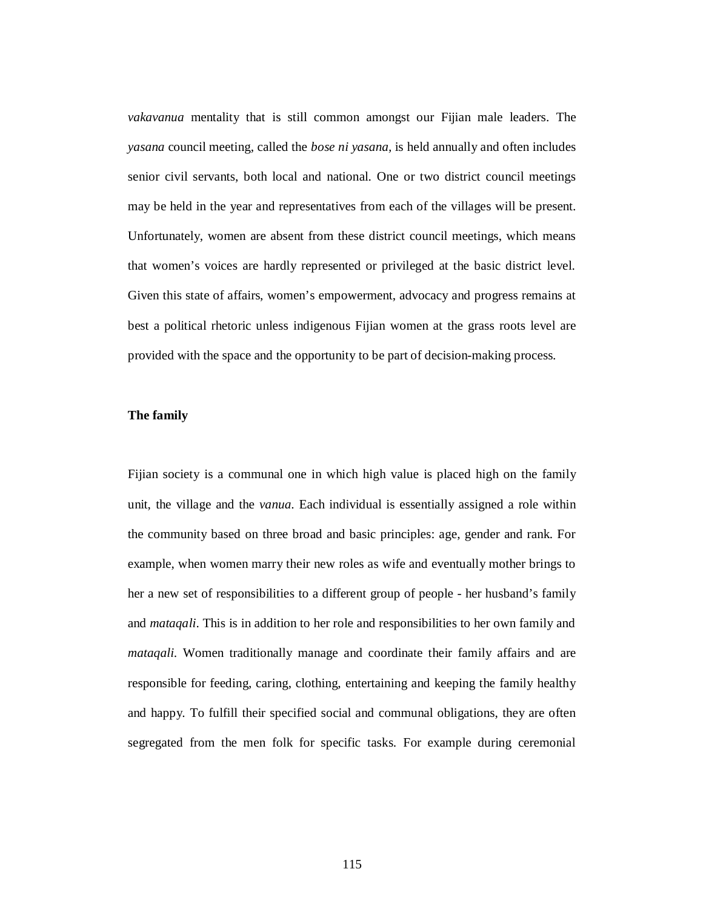*vakavanua* mentality that is still common amongst our Fijian male leaders. The *yasana* council meeting, called the *bose ni yasana*, is held annually and often includes senior civil servants, both local and national. One or two district council meetings may be held in the year and representatives from each of the villages will be present. Unfortunately, women are absent from these district council meetings, which means that women's voices are hardly represented or privileged at the basic district level. Given this state of affairs, women's empowerment, advocacy and progress remains at best a political rhetoric unless indigenous Fijian women at the grass roots level are provided with the space and the opportunity to be part of decision-making process.

**The family**

Fijian society is a communal one in which high value is placed high on the family unit, the village and the *vanua*. Each individual is essentially assigned a role within the community based on three broad and basic principles: age, gender and rank. For example, when women marry their new roles as wife and eventually mother brings to her a new set of responsibilities to a different group of people - her husband's family and *mataqali*. This is in addition to her role and responsibilities to her own family and *mataqali*. Women traditionally manage and coordinate their family affairs and are responsible for feeding, caring, clothing, entertaining and keeping the family healthy and happy. To fulfill their specified social and communal obligations, they are often segregated from the men folk for specific tasks. For example during ceremonial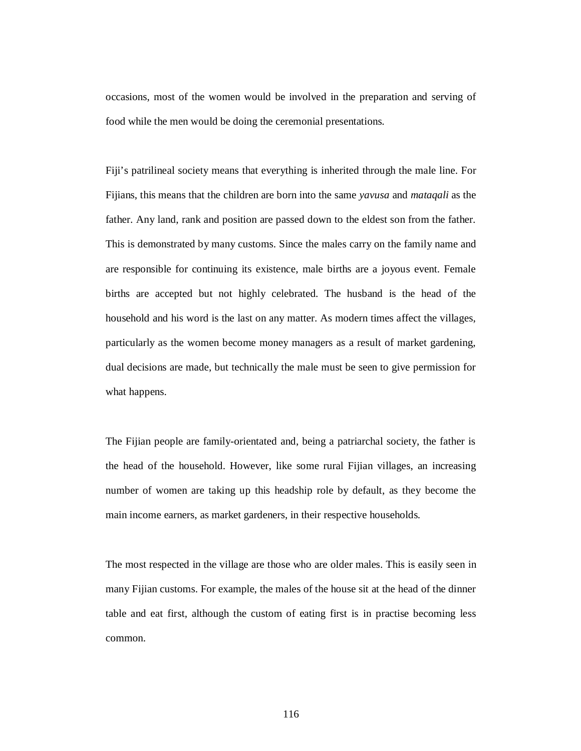occasions, most of the women would be involved in the preparation and serving of food while the men would be doing the ceremonial presentations.

Fiji's patrilineal society means that everything is inherited through the male line. For Fijians, this means that the children are born into the same *yavusa* and *mataqali* as the father. Any land, rank and position are passed down to the eldest son from the father. This is demonstrated by many customs. Since the males carry on the family name and are responsible for continuing its existence, male births are a joyous event. Female births are accepted but not highly celebrated. The husband is the head of the household and his word is the last on any matter. As modern times affect the villages, particularly as the women become money managers as a result of market gardening, dual decisions are made, but technically the male must be seen to give permission for what happens.

The Fijian people are family-orientated and, being a patriarchal society, the father is the head of the household. However, like some rural Fijian villages, an increasing number of women are taking up this headship role by default, as they become the main income earners, as market gardeners, in their respective households.

The most respected in the village are those who are older males. This is easily seen in many Fijian customs. For example, the males of the house sit at the head of the dinner table and eat first, although the custom of eating first is in practise becoming less common.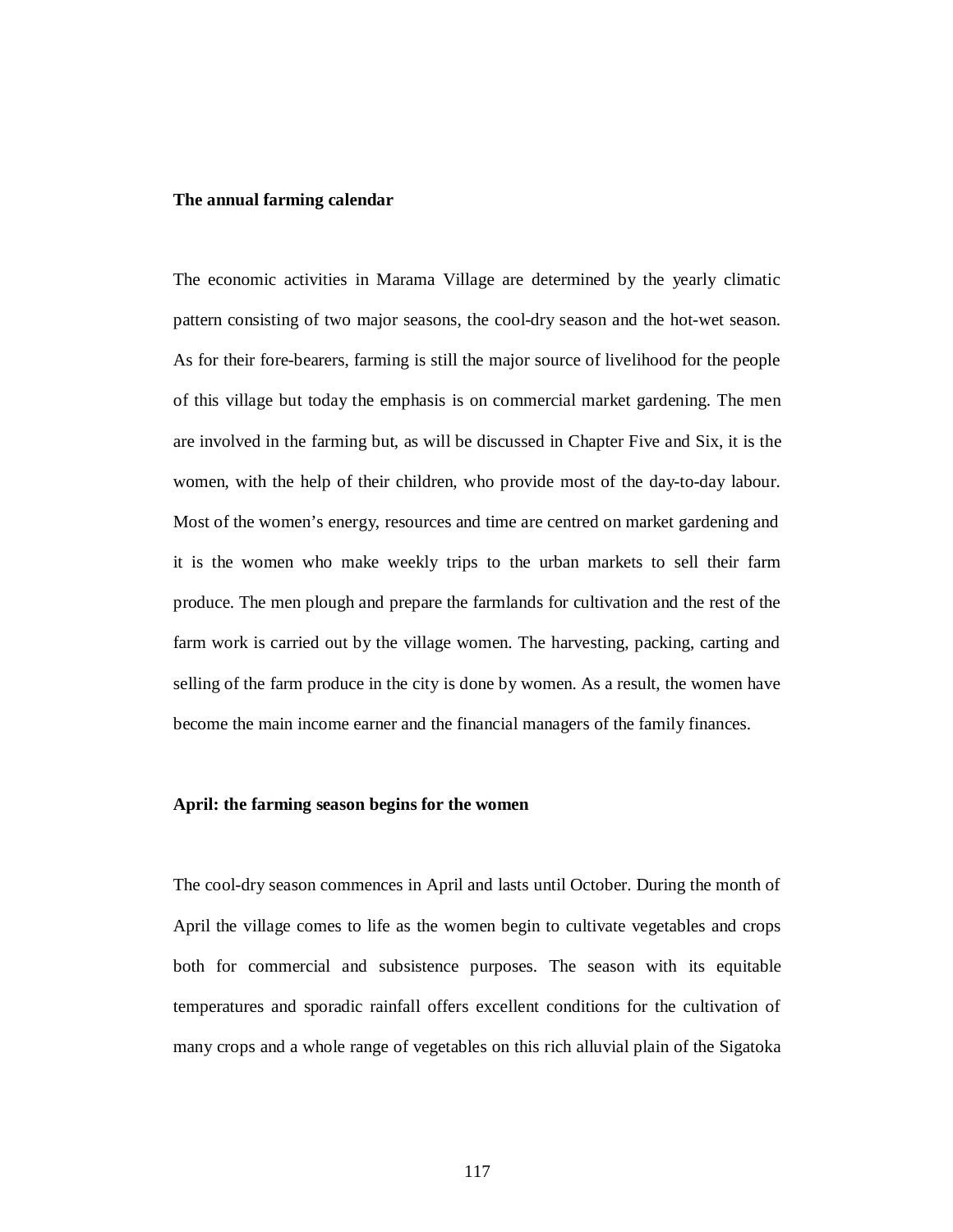**The annual farming calendar**

The economic activities in Marama Village are determined by the yearly climatic pattern consisting of two major seasons, the cool-dry season and the hot-wet season. As for their fore-bearers, farming is still the major source of livelihood for the people of this village but today the emphasis is on commercial market gardening. The men are involved in the farming but, as will be discussed in Chapter Five and Six, it is the women, with the help of their children, who provide most of the day-to-day labour. Most of the women's energy, resources and time are centred on market gardening and it is the women who make weekly trips to the urban markets to sell their farm produce. The men plough and prepare the farmlands for cultivation and the rest of the farm work is carried out by the village women. The harvesting, packing, carting and selling of the farm produce in the city is done by women. As a result, the women have become the main income earner and the financial managers of the family finances.

**April: the farming season begins for the women**

The cool-dry season commences in April and lasts until October. During the month of April the village comes to life as the women begin to cultivate vegetables and crops both for commercial and subsistence purposes. The season with its equitable temperatures and sporadic rainfall offers excellent conditions for the cultivation of many crops and a whole range of vegetables on this rich alluvial plain of the Sigatoka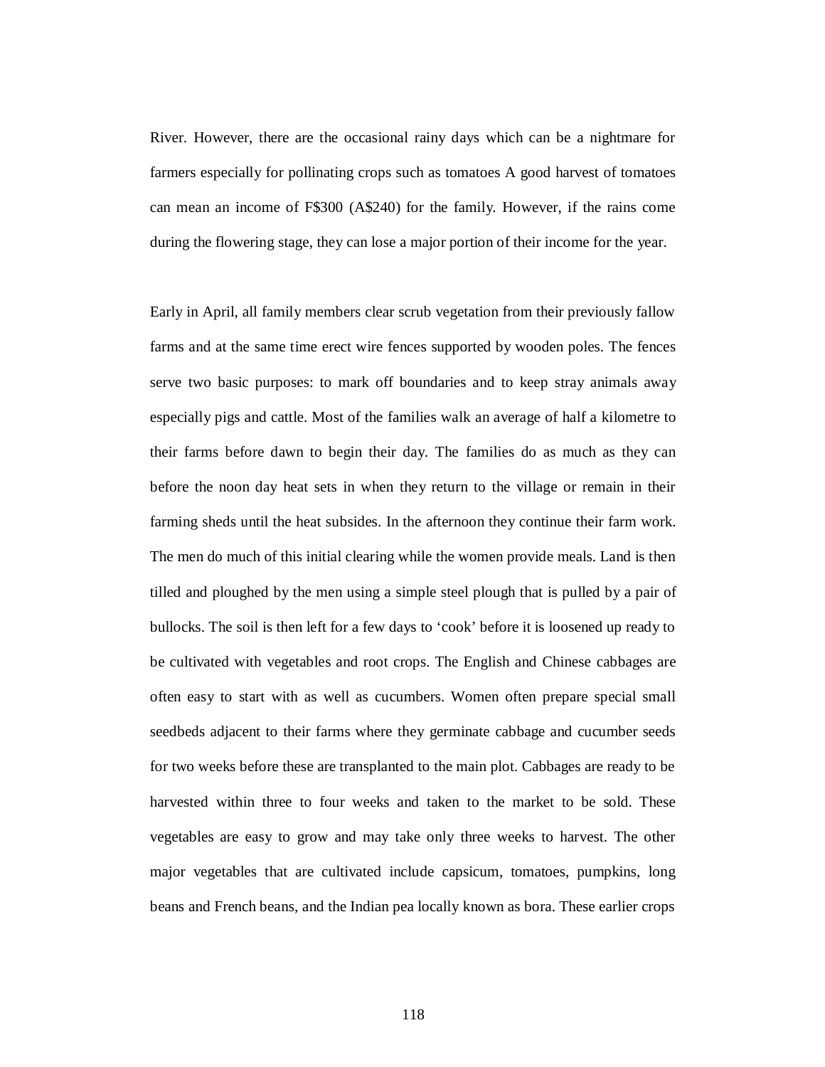River. However, there are the occasional rainy days which can be a nightmare for farmers especially for pollinating crops such as tomatoes A good harvest of tomatoes can mean an income of F$300 (A$240) for the family. However, if the rains come during the flowering stage, they can lose a major portion of their income for the year.

Early in April, all family members clear scrub vegetation from their previously fallow farms and at the same time erect wire fences supported by wooden poles. The fences serve two basic purposes: to mark off boundaries and to keep stray animals away especially pigs and cattle. Most of the families walk an average of half a kilometre to their farms before dawn to begin their day. The families do as much as they can before the noon day heat sets in when they return to the village or remain in their farming sheds until the heat subsides. In the afternoon they continue their farm work. The men do much of this initial clearing while the women provide meals. Land is then tilled and ploughed by the men using a simple steel plough that is pulled by a pair of bullocks. The soil is then left for a few days to 'cook' before it is loosened up ready to be cultivated with vegetables and root crops. The English and Chinese cabbages are often easy to start with as well as cucumbers. Women often prepare special small seedbeds adjacent to their farms where they germinate cabbage and cucumber seeds for two weeks before these are transplanted to the main plot. Cabbages are ready to be harvested within three to four weeks and taken to the market to be sold. These vegetables are easy to grow and may take only three weeks to harvest. The other major vegetables that are cultivated include capsicum, tomatoes, pumpkins, long beans and French beans, and the Indian pea locally known as bora. These earlier crops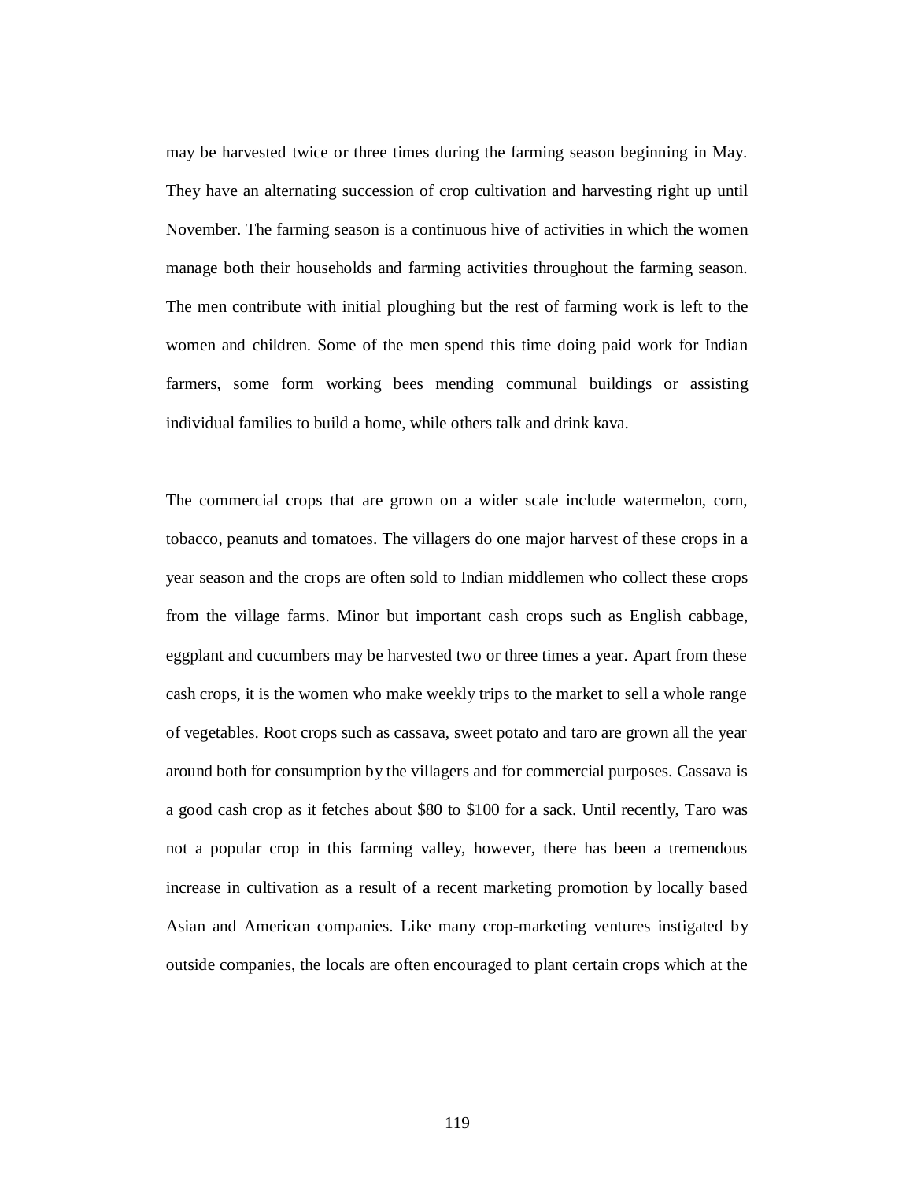may be harvested twice or three times during the farming season beginning in May. They have an alternating succession of crop cultivation and harvesting right up until November. The farming season is a continuous hive of activities in which the women manage both their households and farming activities throughout the farming season. The men contribute with initial ploughing but the rest of farming work is left to the women and children. Some of the men spend this time doing paid work for Indian farmers, some form working bees mending communal buildings or assisting individual families to build a home, while others talk and drink kava.

The commercial crops that are grown on a wider scale include watermelon, corn, tobacco, peanuts and tomatoes. The villagers do one major harvest of these crops in a year season and the crops are often sold to Indian middlemen who collect these crops from the village farms. Minor but important cash crops such as English cabbage, eggplant and cucumbers may be harvested two or three times a year. Apart from these cash crops, it is the women who make weekly trips to the market to sell a whole range of vegetables. Root crops such as cassava, sweet potato and taro are grown all the year around both for consumption by the villagers and for commercial purposes. Cassava is a good cash crop as it fetches about $80 to $100 for a sack. Until recently, Taro was not a popular crop in this farming valley, however, there has been a tremendous increase in cultivation as a result of a recent marketing promotion by locally based Asian and American companies. Like many crop-marketing ventures instigated by outside companies, the locals are often encouraged to plant certain crops which at the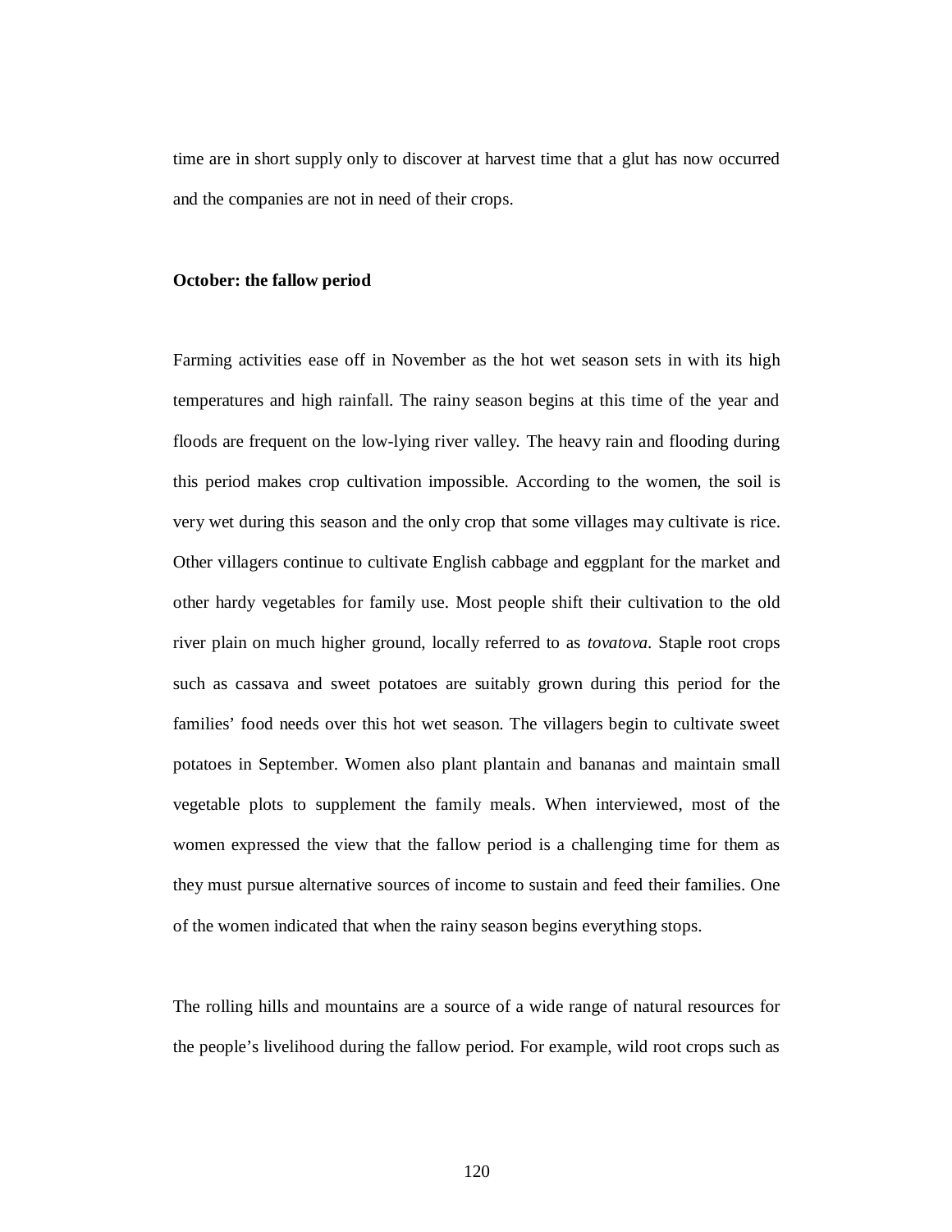time are in short supply only to discover at harvest time that a glut has now occurred and the companies are not in need of their crops.

**October: the fallow period**

Farming activities ease off in November as the hot wet season sets in with its high temperatures and high rainfall. The rainy season begins at this time of the year and floods are frequent on the low-lying river valley. The heavy rain and flooding during this period makes crop cultivation impossible. According to the women, the soil is very wet during this season and the only crop that some villages may cultivate is rice. Other villagers continue to cultivate English cabbage and eggplant for the market and other hardy vegetables for family use. Most people shift their cultivation to the old river plain on much higher ground, locally referred to as *tovatova*. Staple root crops such as cassava and sweet potatoes are suitably grown during this period for the families' food needs over this hot wet season. The villagers begin to cultivate sweet potatoes in September. Women also plant plantain and bananas and maintain small vegetable plots to supplement the family meals. When interviewed, most of the women expressed the view that the fallow period is a challenging time for them as they must pursue alternative sources of income to sustain and feed their families. One of the women indicated that when the rainy season begins everything stops.

The rolling hills and mountains are a source of a wide range of natural resources for the people's livelihood during the fallow period. For example, wild root crops such as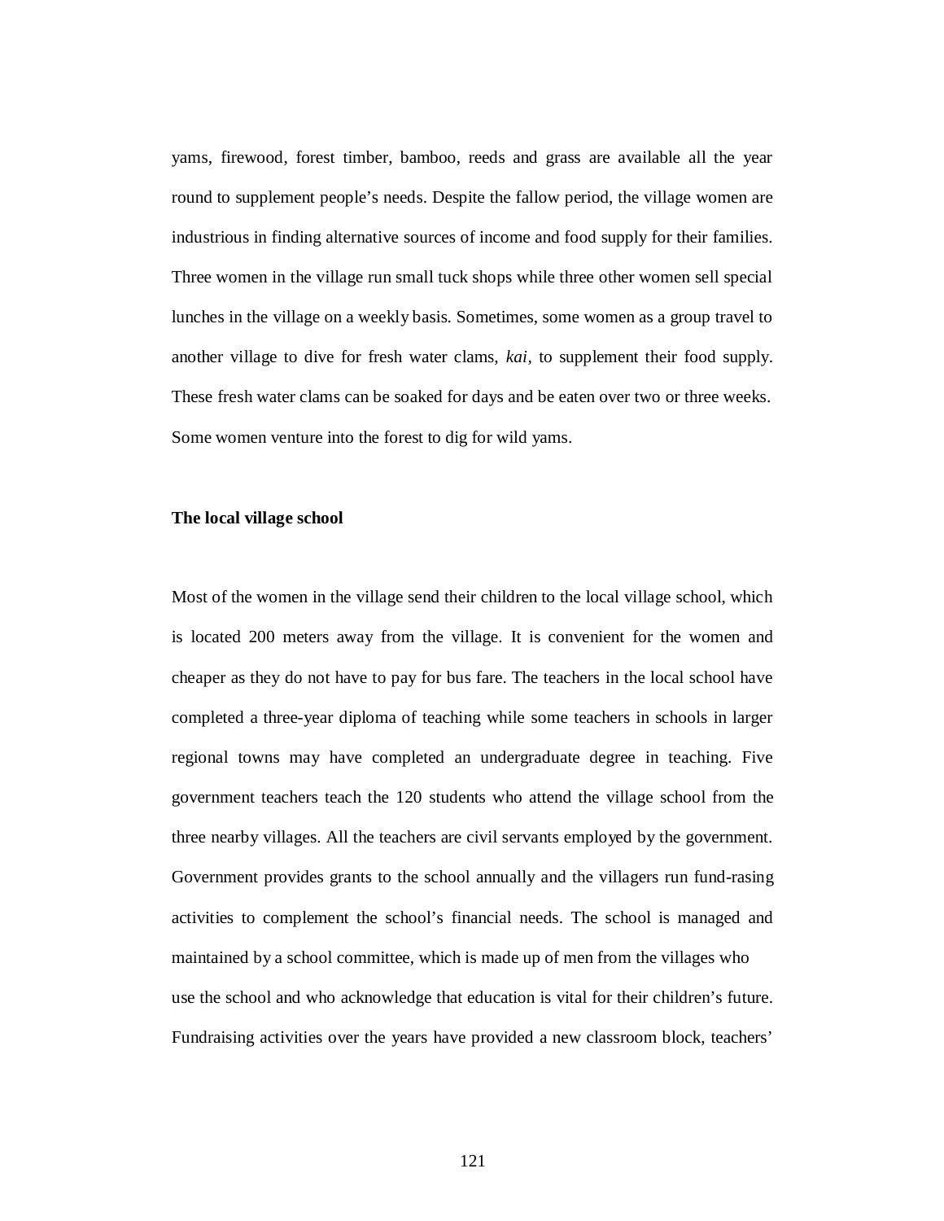yams, firewood, forest timber, bamboo, reeds and grass are available all the year round to supplement people's needs. Despite the fallow period, the village women are industrious in finding alternative sources of income and food supply for their families. Three women in the village run small tuck shops while three other women sell special lunches in the village on a weekly basis. Sometimes, some women as a group travel to another village to dive for fresh water clams, *kai*, to supplement their food supply. These fresh water clams can be soaked for days and be eaten over two or three weeks. Some women venture into the forest to dig for wild yams.

**The local village school**

Most of the women in the village send their children to the local village school, which is located 200 meters away from the village. It is convenient for the women and cheaper as they do not have to pay for bus fare. The teachers in the local school have completed a three-year diploma of teaching while some teachers in schools in larger regional towns may have completed an undergraduate degree in teaching. Five government teachers teach the 120 students who attend the village school from the three nearby villages. All the teachers are civil servants employed by the government. Government provides grants to the school annually and the villagers run fund-rasing activities to complement the school's financial needs. The school is managed and maintained by a school committee, which is made up of men from the villages who use the school and who acknowledge that education is vital for their children's future. Fundraising activities over the years have provided a new classroom block, teachers'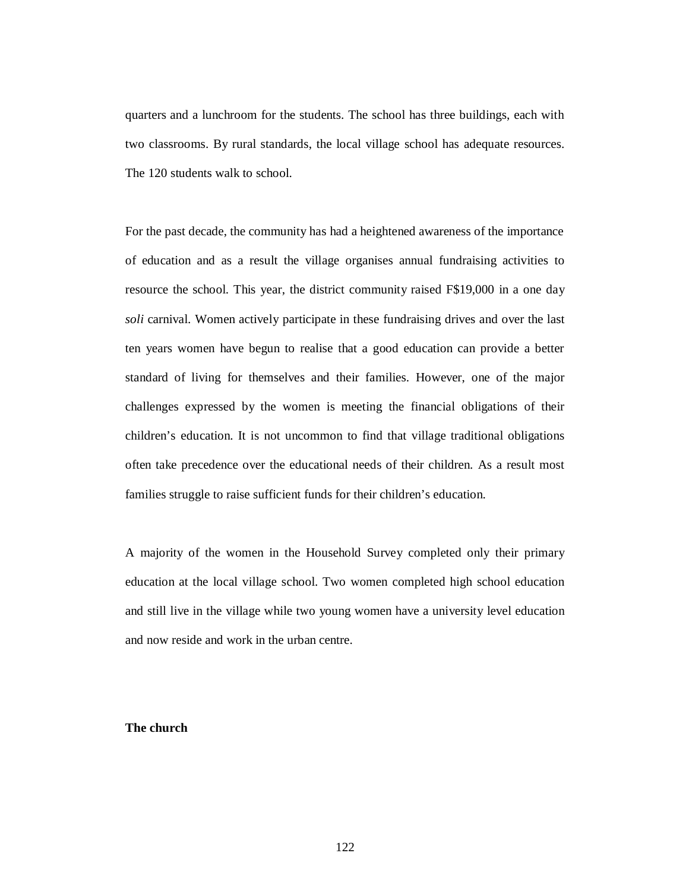quarters and a lunchroom for the students. The school has three buildings, each with two classrooms. By rural standards, the local village school has adequate resources. The 120 students walk to school.

For the past decade, the community has had a heightened awareness of the importance of education and as a result the village organises annual fundraising activities to resource the school. This year, the district community raised F$19,000 in a one day *soli* carnival. Women actively participate in these fundraising drives and over the last ten years women have begun to realise that a good education can provide a better standard of living for themselves and their families. However, one of the major challenges expressed by the women is meeting the financial obligations of their children's education. It is not uncommon to find that village traditional obligations often take precedence over the educational needs of their children. As a result most families struggle to raise sufficient funds for their children's education.

A majority of the women in the Household Survey completed only their primary education at the local village school. Two women completed high school education and still live in the village while two young women have a university level education and now reside and work in the urban centre.

**The church**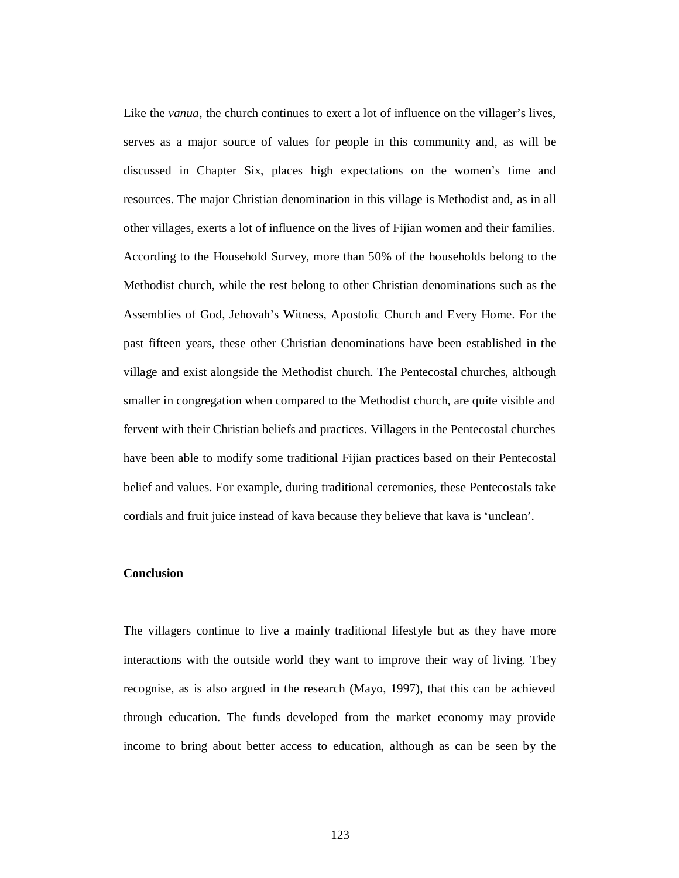Like the *vanua*, the church continues to exert a lot of influence on the villager's lives, serves as a major source of values for people in this community and, as will be discussed in Chapter Six, places high expectations on the women's time and resources. The major Christian denomination in this village is Methodist and, as in all other villages, exerts a lot of influence on the lives of Fijian women and their families. According to the Household Survey, more than 50% of the households belong to the Methodist church, while the rest belong to other Christian denominations such as the Assemblies of God, Jehovah's Witness, Apostolic Church and Every Home. For the past fifteen years, these other Christian denominations have been established in the village and exist alongside the Methodist church. The Pentecostal churches, although smaller in congregation when compared to the Methodist church, are quite visible and fervent with their Christian beliefs and practices. Villagers in the Pentecostal churches have been able to modify some traditional Fijian practices based on their Pentecostal belief and values. For example, during traditional ceremonies, these Pentecostals take cordials and fruit juice instead of kava because they believe that kava is 'unclean'.

**Conclusion**

The villagers continue to live a mainly traditional lifestyle but as they have more interactions with the outside world they want to improve their way of living. They recognise, as is also argued in the research (Mayo, 1997), that this can be achieved through education. The funds developed from the market economy may provide income to bring about better access to education, although as can be seen by the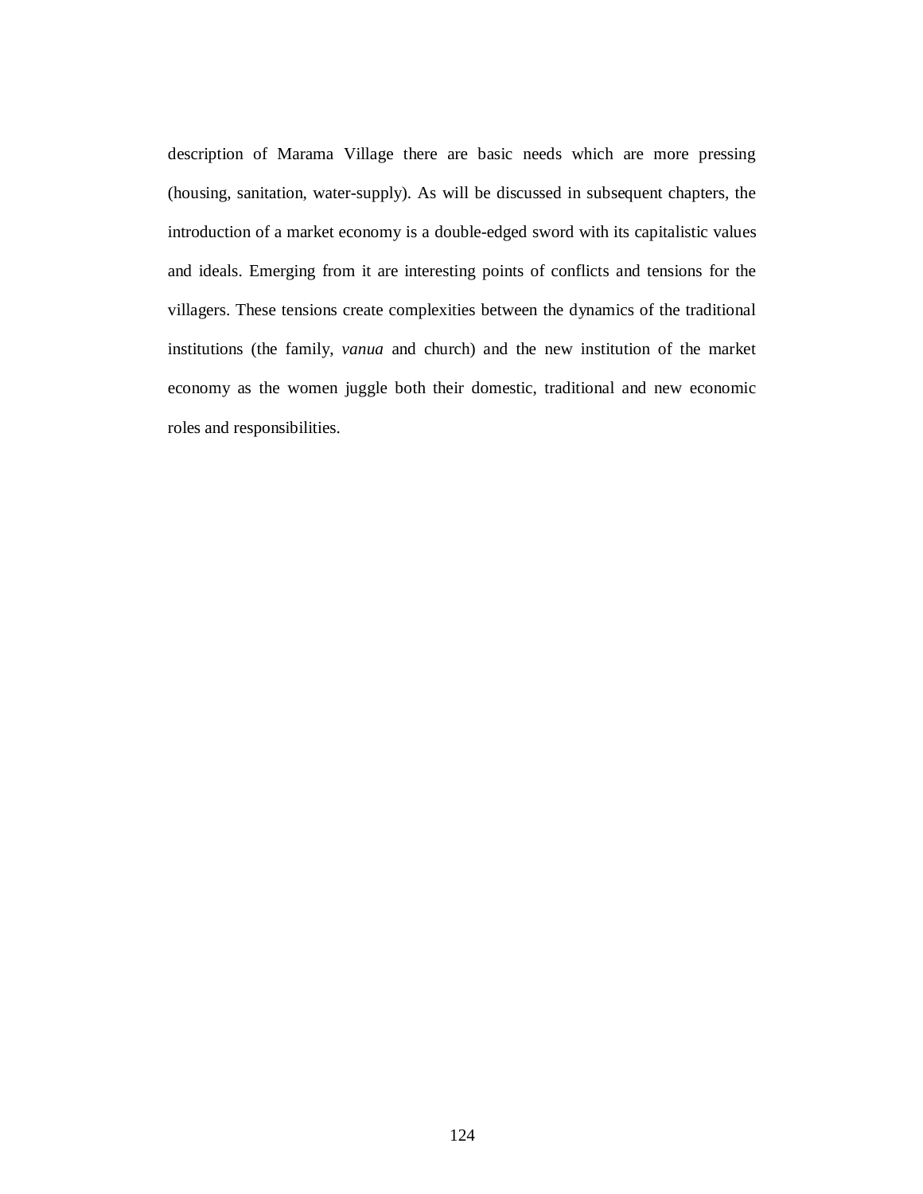description of Marama Village there are basic needs which are more pressing (housing, sanitation, water-supply). As will be discussed in subsequent chapters, the introduction of a market economy is a double-edged sword with its capitalistic values and ideals. Emerging from it are interesting points of conflicts and tensions for the villagers. These tensions create complexities between the dynamics of the traditional institutions (the family, *vanua* and church) and the new institution of the market economy as the women juggle both their domestic, traditional and new economic roles and responsibilities.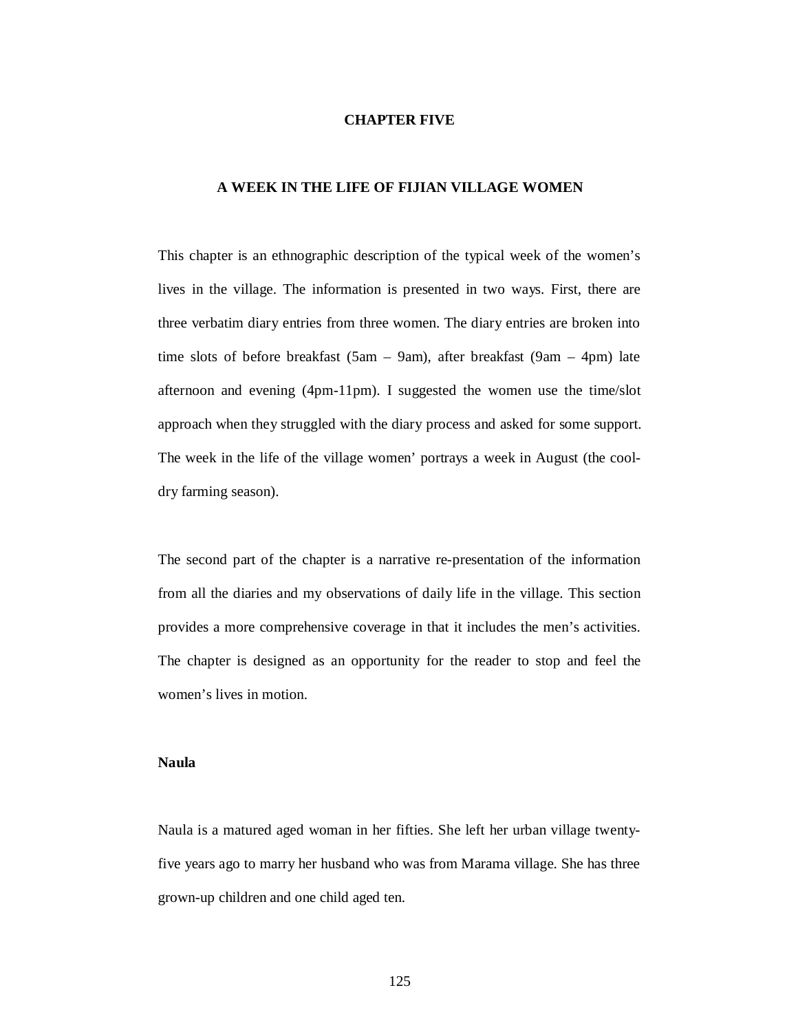# CHAPTER FIVE

## A WEEK IN THE LIFE OF FIJIAN VILLAGE WOMEN

This chapter is an ethnographic description of the typical week of the women's lives in the village. The information is presented in two ways. First, there are three verbatim diary entries from three women. The diary entries are broken into time slots of before breakfast (5am – 9am), after breakfast (9am – 4pm) late afternoon and evening (4pm-11pm). I suggested the women use the time/slot approach when they struggled with the diary process and asked for some support. The week in the life of the village women' portrays a week in August (the cool-dry farming season).

The second part of the chapter is a narrative re-presentation of the information from all the diaries and my observations of daily life in the village. This section provides a more comprehensive coverage in that it includes the men's activities. The chapter is designed as an opportunity for the reader to stop and feel the women's lives in motion.

### Naula

Naula is a matured aged woman in her fifties. She left her urban village twenty-five years ago to marry her husband who was from Marama village. She has three grown-up children and one child aged ten.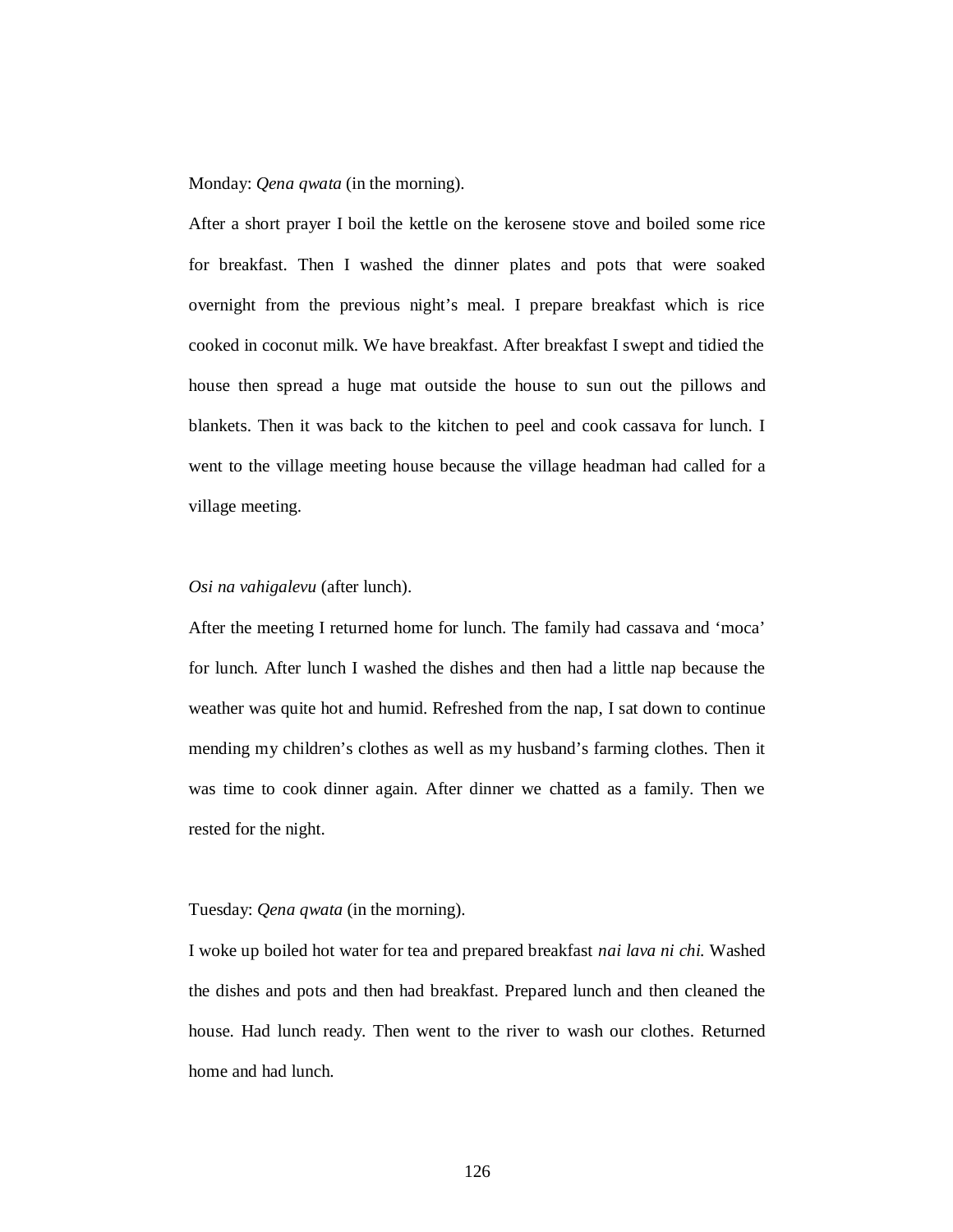Monday: *Qena qwata* (in the morning).

After a short prayer I boil the kettle on the kerosene stove and boiled some rice for breakfast. Then I washed the dinner plates and pots that were soaked overnight from the previous night's meal. I prepare breakfast which is rice cooked in coconut milk. We have breakfast. After breakfast I swept and tidied the house then spread a huge mat outside the house to sun out the pillows and blankets. Then it was back to the kitchen to peel and cook cassava for lunch. I went to the village meeting house because the village headman had called for a village meeting.

*Osi na vahigalevu* (after lunch).

After the meeting I returned home for lunch. The family had cassava and 'moca' for lunch. After lunch I washed the dishes and then had a little nap because the weather was quite hot and humid. Refreshed from the nap, I sat down to continue mending my children's clothes as well as my husband's farming clothes. Then it was time to cook dinner again. After dinner we chatted as a family. Then we rested for the night.

Tuesday: *Qena qwata* (in the morning).

I woke up boiled hot water for tea and prepared breakfast *nai lava ni chi.* Washed the dishes and pots and then had breakfast. Prepared lunch and then cleaned the house. Had lunch ready. Then went to the river to wash our clothes. Returned home and had lunch.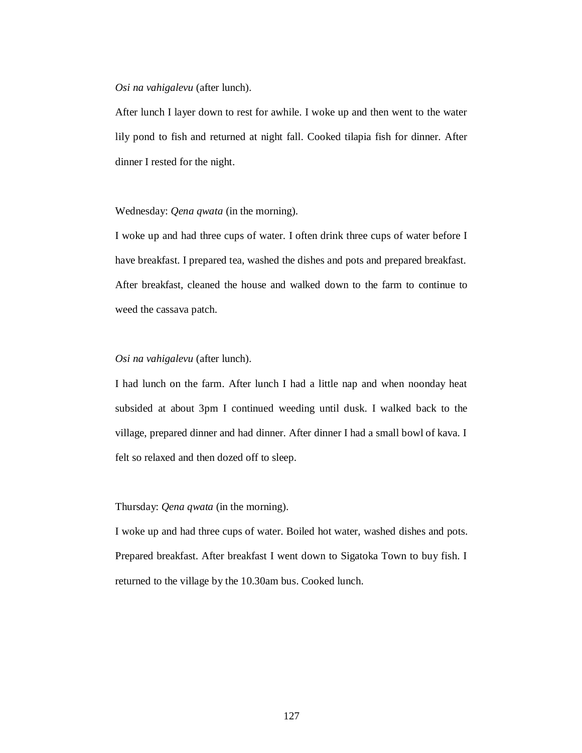*Osi na vahigalevu* (after lunch).

After lunch I layer down to rest for awhile. I woke up and then went to the water lily pond to fish and returned at night fall. Cooked tilapia fish for dinner. After dinner I rested for the night.

Wednesday: *Qena qwata* (in the morning).

I woke up and had three cups of water. I often drink three cups of water before I have breakfast. I prepared tea, washed the dishes and pots and prepared breakfast. After breakfast, cleaned the house and walked down to the farm to continue to weed the cassava patch.

*Osi na vahigalevu* (after lunch).

I had lunch on the farm. After lunch I had a little nap and when noonday heat subsided at about 3pm I continued weeding until dusk. I walked back to the village, prepared dinner and had dinner. After dinner I had a small bowl of kava. I felt so relaxed and then dozed off to sleep.

Thursday: *Qena qwata* (in the morning).

I woke up and had three cups of water. Boiled hot water, washed dishes and pots. Prepared breakfast. After breakfast I went down to Sigatoka Town to buy fish. I returned to the village by the 10.30am bus. Cooked lunch.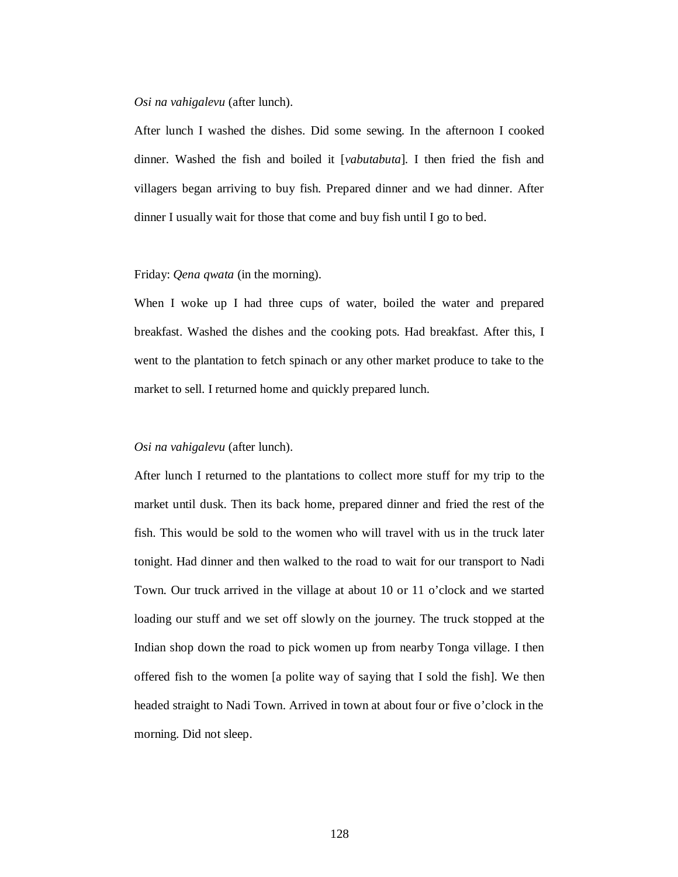*Osi na vahigalevu* (after lunch).

After lunch I washed the dishes. Did some sewing. In the afternoon I cooked dinner. Washed the fish and boiled it [*vabutabuta*]. I then fried the fish and villagers began arriving to buy fish. Prepared dinner and we had dinner. After dinner I usually wait for those that come and buy fish until I go to bed.

Friday: *Qena qwata* (in the morning).

When I woke up I had three cups of water, boiled the water and prepared breakfast. Washed the dishes and the cooking pots. Had breakfast. After this, I went to the plantation to fetch spinach or any other market produce to take to the market to sell. I returned home and quickly prepared lunch.

*Osi na vahigalevu* (after lunch).

After lunch I returned to the plantations to collect more stuff for my trip to the market until dusk. Then its back home, prepared dinner and fried the rest of the fish. This would be sold to the women who will travel with us in the truck later tonight. Had dinner and then walked to the road to wait for our transport to Nadi Town. Our truck arrived in the village at about 10 or 11 o'clock and we started loading our stuff and we set off slowly on the journey. The truck stopped at the Indian shop down the road to pick women up from nearby Tonga village. I then offered fish to the women [a polite way of saying that I sold the fish]. We then headed straight to Nadi Town. Arrived in town at about four or five o'clock in the morning. Did not sleep.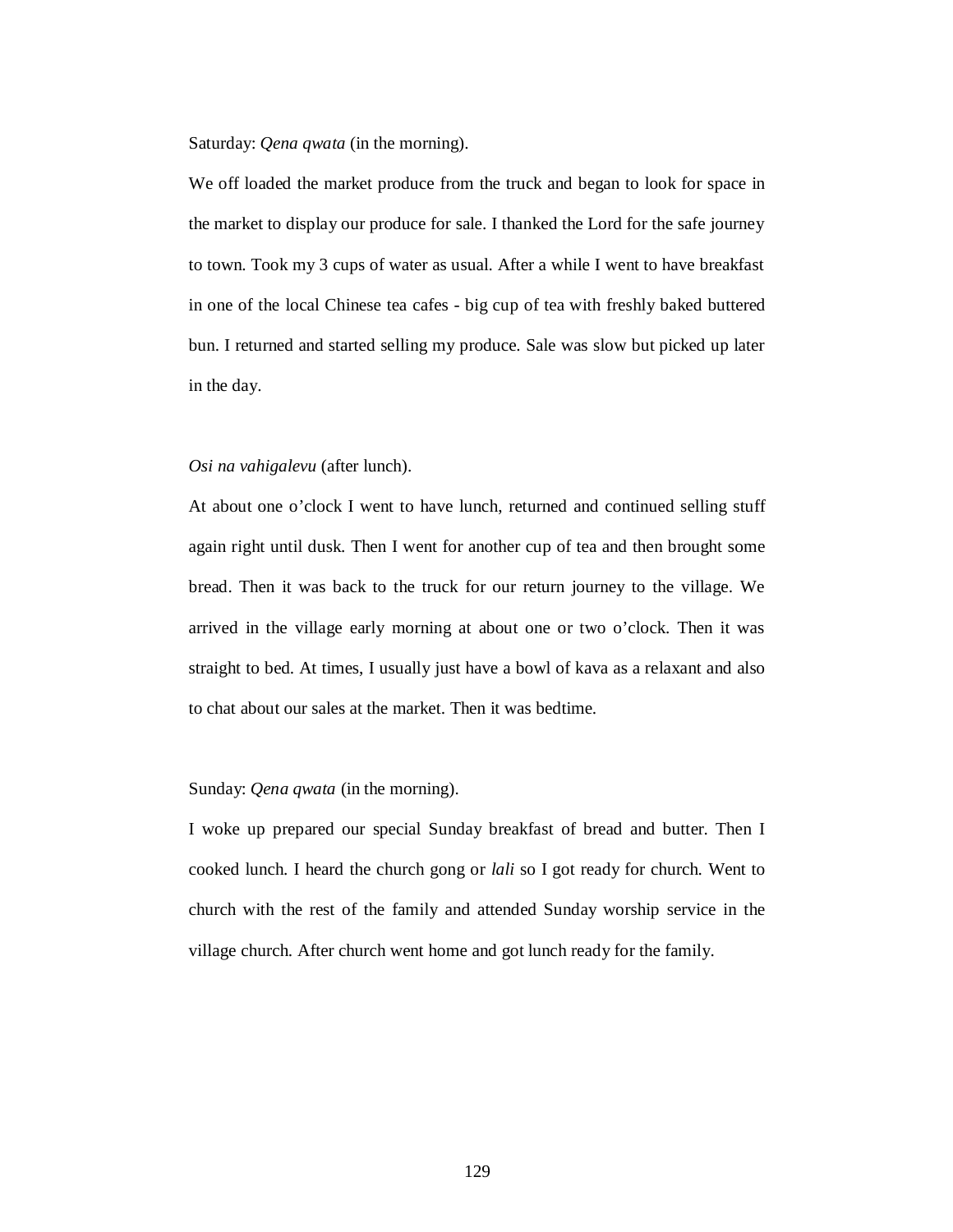Saturday: *Qena qwata* (in the morning).

We off loaded the market produce from the truck and began to look for space in the market to display our produce for sale. I thanked the Lord for the safe journey to town. Took my 3 cups of water as usual. After a while I went to have breakfast in one of the local Chinese tea cafes - big cup of tea with freshly baked buttered bun. I returned and started selling my produce. Sale was slow but picked up later in the day.

*Osi na vahigalevu* (after lunch).

At about one o'clock I went to have lunch, returned and continued selling stuff again right until dusk. Then I went for another cup of tea and then brought some bread. Then it was back to the truck for our return journey to the village. We arrived in the village early morning at about one or two o'clock. Then it was straight to bed. At times, I usually just have a bowl of kava as a relaxant and also to chat about our sales at the market. Then it was bedtime.

Sunday: *Qena qwata* (in the morning).

I woke up prepared our special Sunday breakfast of bread and butter. Then I cooked lunch. I heard the church gong or *lali* so I got ready for church. Went to church with the rest of the family and attended Sunday worship service in the village church. After church went home and got lunch ready for the family.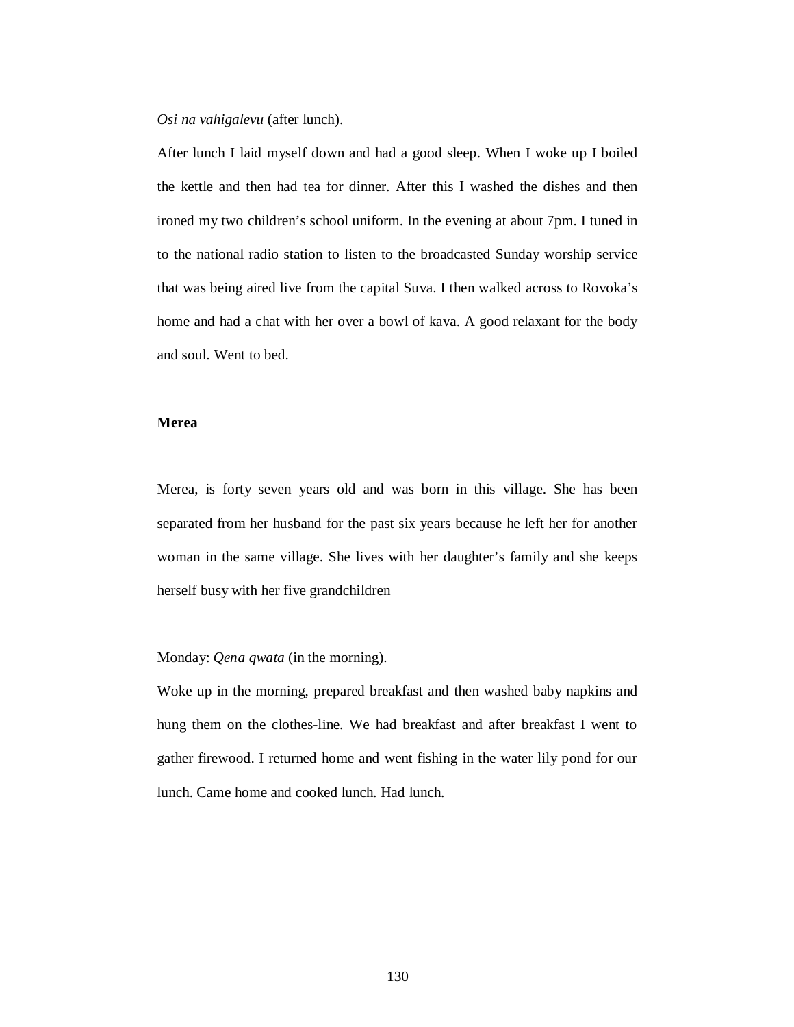*Osi na vahigalevu* (after lunch).

After lunch I laid myself down and had a good sleep. When I woke up I boiled the kettle and then had tea for dinner. After this I washed the dishes and then ironed my two children's school uniform. In the evening at about 7pm. I tuned in to the national radio station to listen to the broadcasted Sunday worship service that was being aired live from the capital Suva. I then walked across to Rovoka's home and had a chat with her over a bowl of kava. A good relaxant for the body and soul. Went to bed.

**Merea**

Merea, is forty seven years old and was born in this village. She has been separated from her husband for the past six years because he left her for another woman in the same village. She lives with her daughter's family and she keeps herself busy with her five grandchildren

Monday: *Qena qwata* (in the morning).

Woke up in the morning, prepared breakfast and then washed baby napkins and hung them on the clothes-line. We had breakfast and after breakfast I went to gather firewood. I returned home and went fishing in the water lily pond for our lunch. Came home and cooked lunch. Had lunch.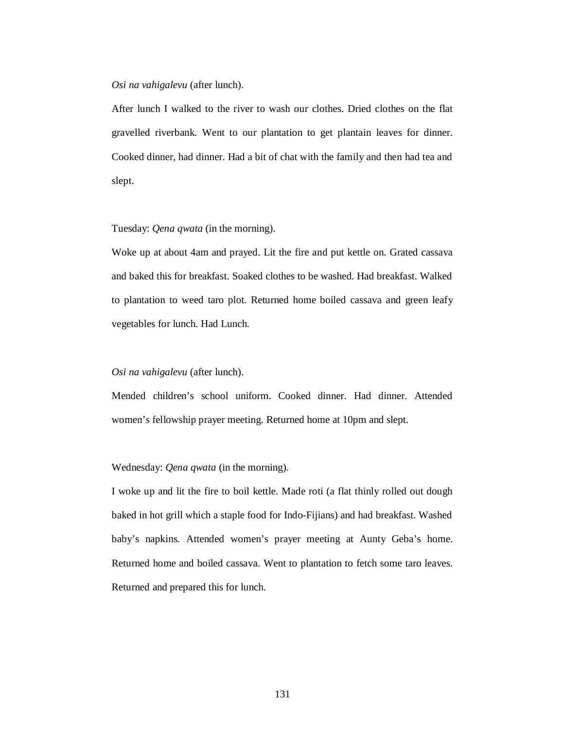*Osi na vahigalevu* (after lunch).

After lunch I walked to the river to wash our clothes. Dried clothes on the flat gravelled riverbank. Went to our plantation to get plantain leaves for dinner. Cooked dinner, had dinner. Had a bit of chat with the family and then had tea and slept.

Tuesday: *Qena qwata* (in the morning).

Woke up at about 4am and prayed. Lit the fire and put kettle on. Grated cassava and baked this for breakfast. Soaked clothes to be washed. Had breakfast. Walked to plantation to weed taro plot. Returned home boiled cassava and green leafy vegetables for lunch. Had Lunch.

*Osi na vahigalevu* (after lunch).

Mended children's school uniform. Cooked dinner. Had dinner. Attended women's fellowship prayer meeting. Returned home at 10pm and slept.

Wednesday: *Qena qwata* (in the morning).

I woke up and lit the fire to boil kettle. Made roti (a flat thinly rolled out dough baked in hot grill which a staple food for Indo-Fijians) and had breakfast. Washed baby's napkins. Attended women's prayer meeting at Aunty Geba's home. Returned home and boiled cassava. Went to plantation to fetch some taro leaves. Returned and prepared this for lunch.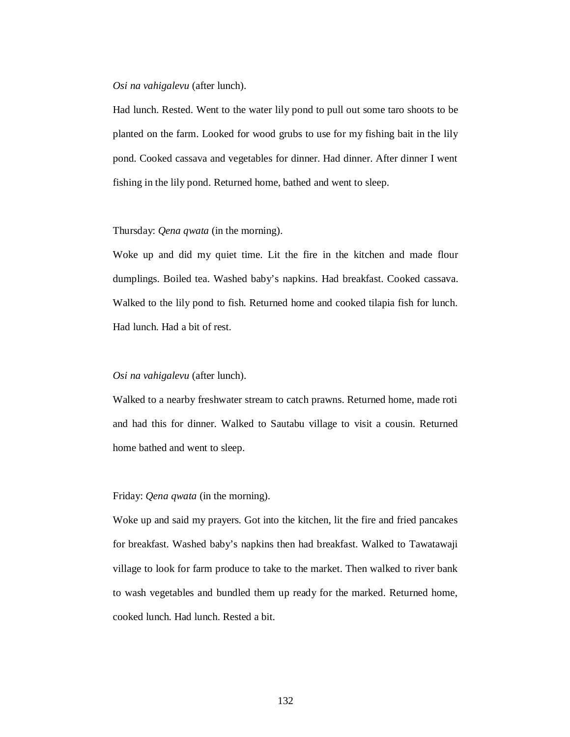*Osi na vahigalevu* (after lunch).

Had lunch. Rested. Went to the water lily pond to pull out some taro shoots to be planted on the farm. Looked for wood grubs to use for my fishing bait in the lily pond. Cooked cassava and vegetables for dinner. Had dinner. After dinner I went fishing in the lily pond. Returned home, bathed and went to sleep.

Thursday: *Qena qwata* (in the morning).

Woke up and did my quiet time. Lit the fire in the kitchen and made flour dumplings. Boiled tea. Washed baby's napkins. Had breakfast. Cooked cassava. Walked to the lily pond to fish. Returned home and cooked tilapia fish for lunch. Had lunch. Had a bit of rest.

*Osi na vahigalevu* (after lunch).

Walked to a nearby freshwater stream to catch prawns. Returned home, made roti and had this for dinner. Walked to Sautabu village to visit a cousin. Returned home bathed and went to sleep.

Friday: *Qena qwata* (in the morning).

Woke up and said my prayers. Got into the kitchen, lit the fire and fried pancakes for breakfast. Washed baby's napkins then had breakfast. Walked to Tawatawaji village to look for farm produce to take to the market. Then walked to river bank to wash vegetables and bundled them up ready for the marked. Returned home, cooked lunch. Had lunch. Rested a bit.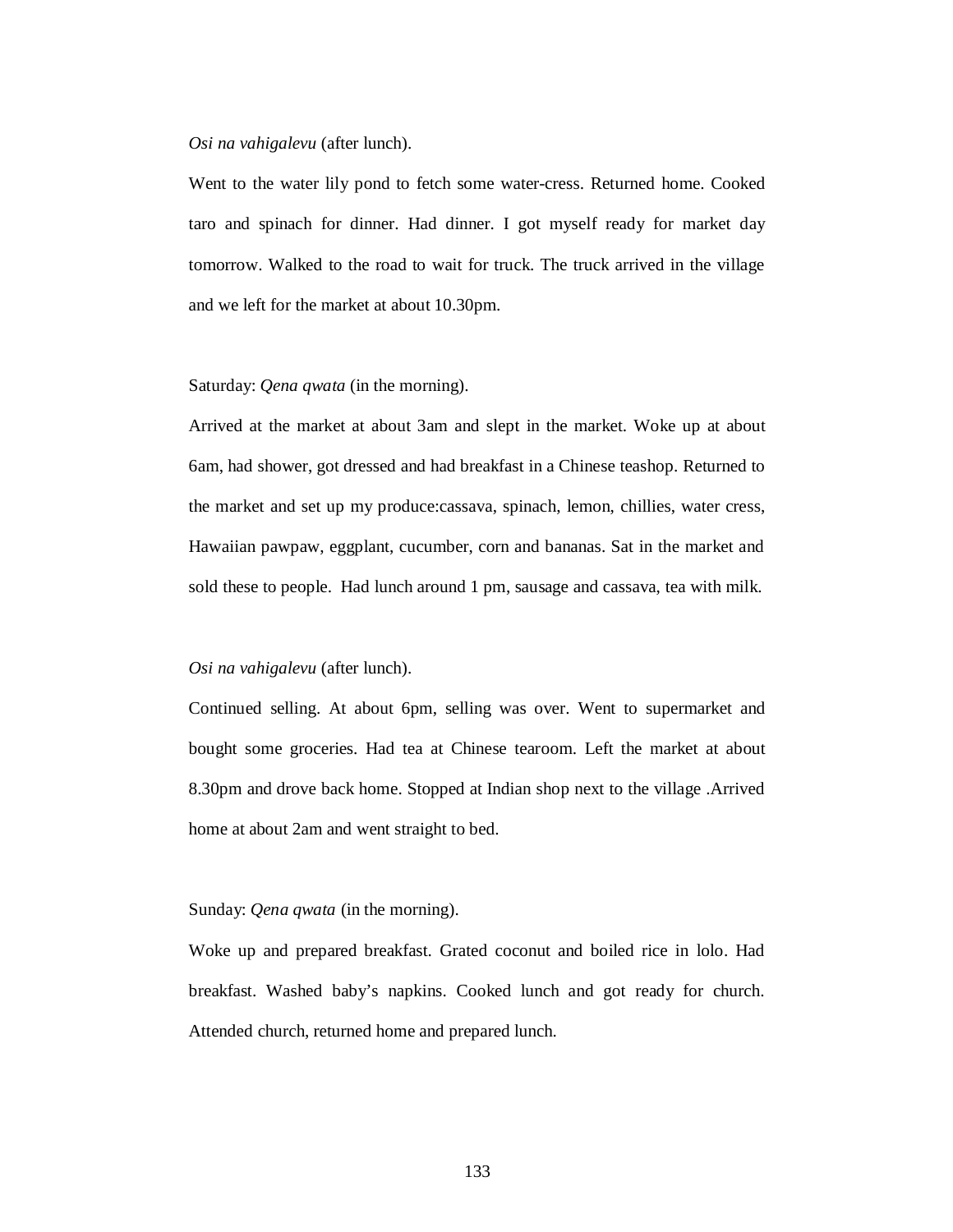*Osi na vahigalevu* (after lunch).

Went to the water lily pond to fetch some water-cress. Returned home. Cooked taro and spinach for dinner. Had dinner. I got myself ready for market day tomorrow. Walked to the road to wait for truck. The truck arrived in the village and we left for the market at about 10.30pm.

Saturday: *Qena qwata* (in the morning).

Arrived at the market at about 3am and slept in the market. Woke up at about 6am, had shower, got dressed and had breakfast in a Chinese teashop. Returned to the market and set up my produce:cassava, spinach, lemon, chillies, water cress, Hawaiian pawpaw, eggplant, cucumber, corn and bananas. Sat in the market and sold these to people. Had lunch around 1 pm, sausage and cassava, tea with milk.

*Osi na vahigalevu* (after lunch).

Continued selling. At about 6pm, selling was over. Went to supermarket and bought some groceries. Had tea at Chinese tearoom. Left the market at about 8.30pm and drove back home. Stopped at Indian shop next to the village .Arrived home at about 2am and went straight to bed.

Sunday: *Qena qwata* (in the morning).

Woke up and prepared breakfast. Grated coconut and boiled rice in lolo. Had breakfast. Washed baby's napkins. Cooked lunch and got ready for church. Attended church, returned home and prepared lunch.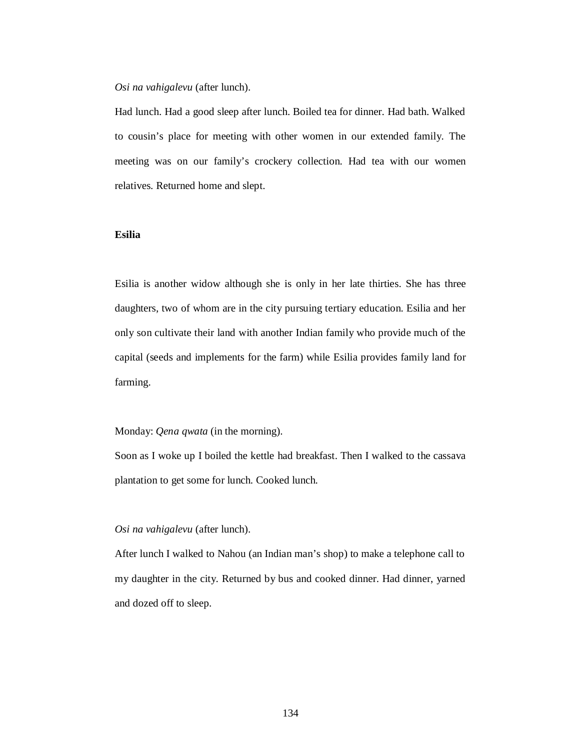*Osi na vahigalevu* (after lunch).

Had lunch. Had a good sleep after lunch. Boiled tea for dinner. Had bath. Walked to cousin's place for meeting with other women in our extended family. The meeting was on our family's crockery collection. Had tea with our women relatives. Returned home and slept.

**Esilia**

Esilia is another widow although she is only in her late thirties. She has three daughters, two of whom are in the city pursuing tertiary education. Esilia and her only son cultivate their land with another Indian family who provide much of the capital (seeds and implements for the farm) while Esilia provides family land for farming.

Monday: *Qena qwata* (in the morning).

Soon as I woke up I boiled the kettle had breakfast. Then I walked to the cassava plantation to get some for lunch. Cooked lunch.

*Osi na vahigalevu* (after lunch).

After lunch I walked to Nahou (an Indian man's shop) to make a telephone call to my daughter in the city. Returned by bus and cooked dinner. Had dinner, yarned and dozed off to sleep.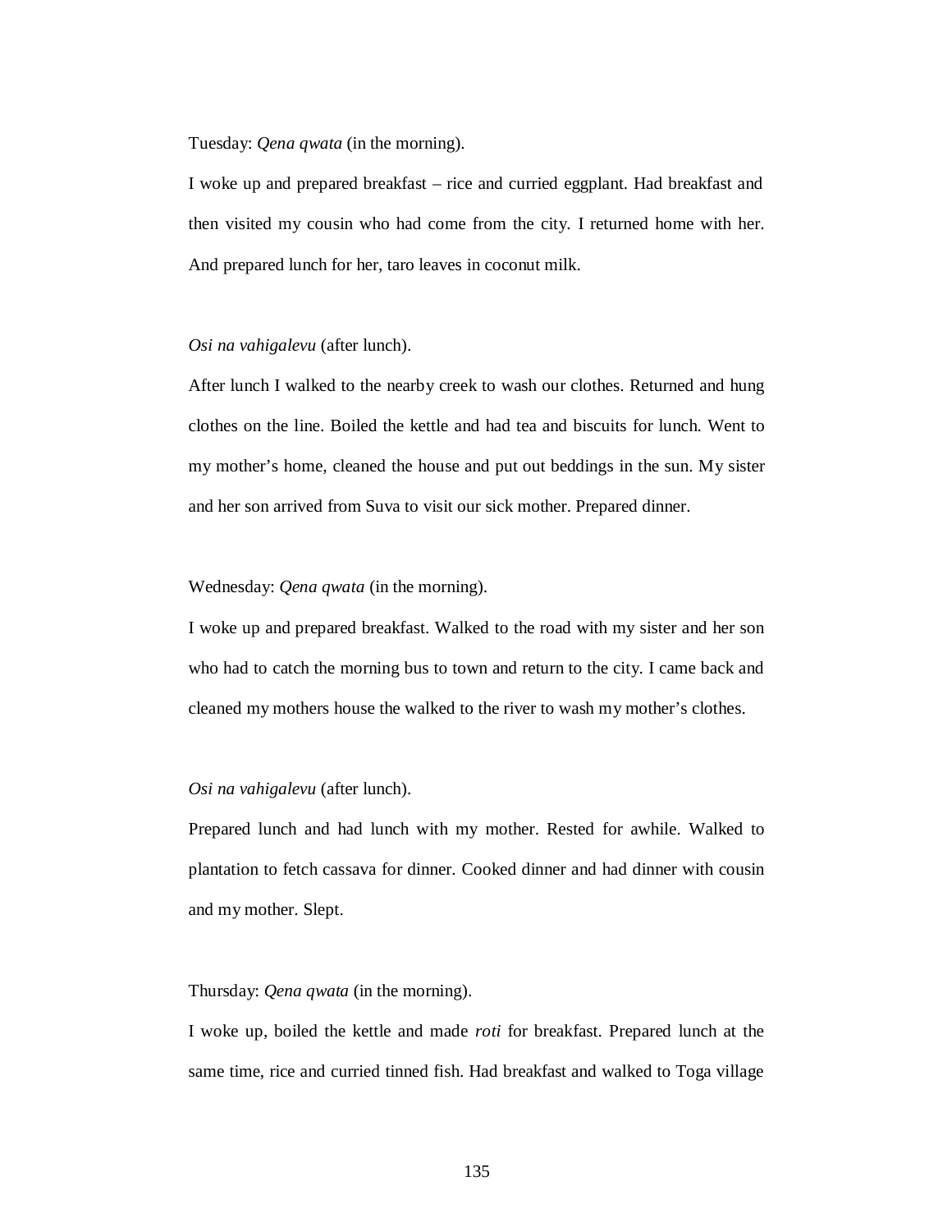Tuesday: *Qena qwata* (in the morning).

I woke up and prepared breakfast – rice and curried eggplant. Had breakfast and then visited my cousin who had come from the city. I returned home with her. And prepared lunch for her, taro leaves in coconut milk.

*Osi na vahigalevu* (after lunch).

After lunch I walked to the nearby creek to wash our clothes. Returned and hung clothes on the line. Boiled the kettle and had tea and biscuits for lunch. Went to my mother's home, cleaned the house and put out beddings in the sun. My sister and her son arrived from Suva to visit our sick mother. Prepared dinner.

Wednesday: *Qena qwata* (in the morning).

I woke up and prepared breakfast. Walked to the road with my sister and her son who had to catch the morning bus to town and return to the city. I came back and cleaned my mothers house the walked to the river to wash my mother's clothes.

*Osi na vahigalevu* (after lunch).

Prepared lunch and had lunch with my mother. Rested for awhile. Walked to plantation to fetch cassava for dinner. Cooked dinner and had dinner with cousin and my mother. Slept.

Thursday: *Qena qwata* (in the morning).

I woke up, boiled the kettle and made *roti* for breakfast. Prepared lunch at the same time, rice and curried tinned fish. Had breakfast and walked to Toga village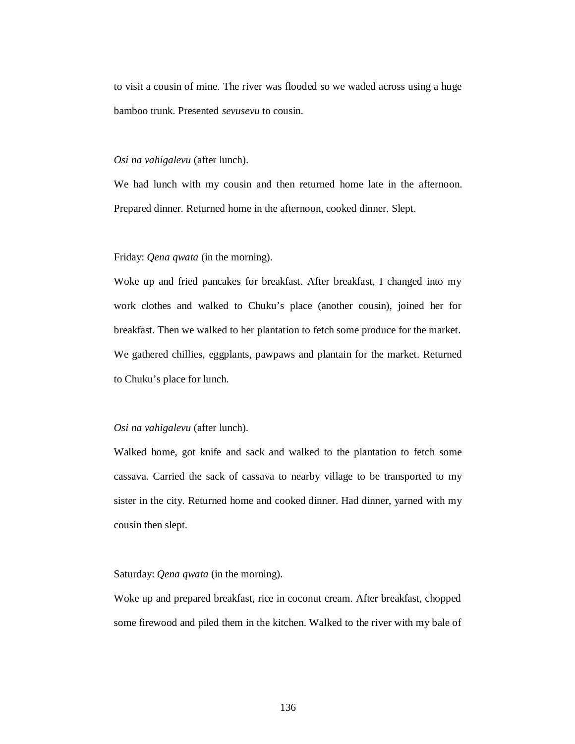to visit a cousin of mine. The river was flooded so we waded across using a huge bamboo trunk. Presented *sevusevu* to cousin.

*Osi na vahigalevu* (after lunch).

We had lunch with my cousin and then returned home late in the afternoon. Prepared dinner. Returned home in the afternoon, cooked dinner. Slept.

Friday: *Qena qwata* (in the morning).

Woke up and fried pancakes for breakfast. After breakfast, I changed into my work clothes and walked to Chuku's place (another cousin), joined her for breakfast. Then we walked to her plantation to fetch some produce for the market. We gathered chillies, eggplants, pawpaws and plantain for the market. Returned to Chuku's place for lunch.

*Osi na vahigalevu* (after lunch).

Walked home, got knife and sack and walked to the plantation to fetch some cassava. Carried the sack of cassava to nearby village to be transported to my sister in the city. Returned home and cooked dinner. Had dinner, yarned with my cousin then slept.

Saturday: *Qena qwata* (in the morning).

Woke up and prepared breakfast, rice in coconut cream. After breakfast, chopped some firewood and piled them in the kitchen. Walked to the river with my bale of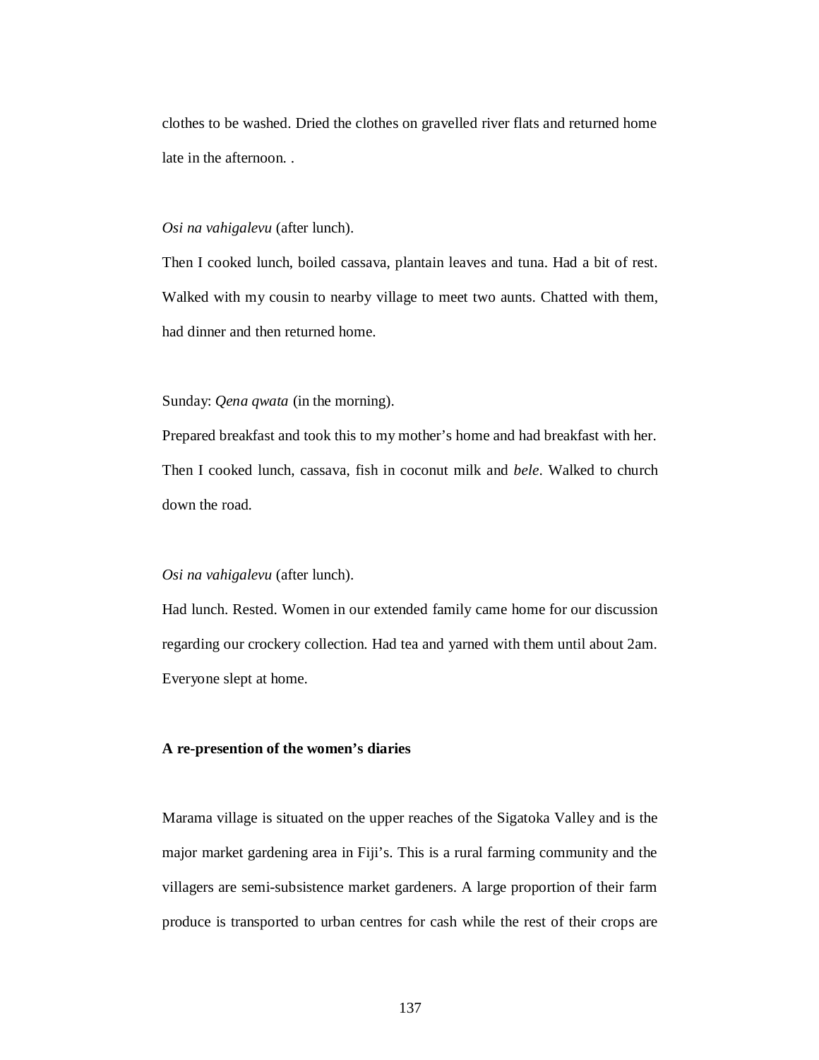clothes to be washed. Dried the clothes on gravelled river flats and returned home late in the afternoon. .

*Osi na vahigalevu* (after lunch).

Then I cooked lunch, boiled cassava, plantain leaves and tuna. Had a bit of rest. Walked with my cousin to nearby village to meet two aunts. Chatted with them, had dinner and then returned home.

Sunday: *Qena qwata* (in the morning).

Prepared breakfast and took this to my mother's home and had breakfast with her. Then I cooked lunch, cassava, fish in coconut milk and *bele*. Walked to church down the road.

*Osi na vahigalevu* (after lunch).

Had lunch. Rested. Women in our extended family came home for our discussion regarding our crockery collection. Had tea and yarned with them until about 2am. Everyone slept at home.

**A re-presention of the women's diaries**

Marama village is situated on the upper reaches of the Sigatoka Valley and is the major market gardening area in Fiji's. This is a rural farming community and the villagers are semi-subsistence market gardeners. A large proportion of their farm produce is transported to urban centres for cash while the rest of their crops are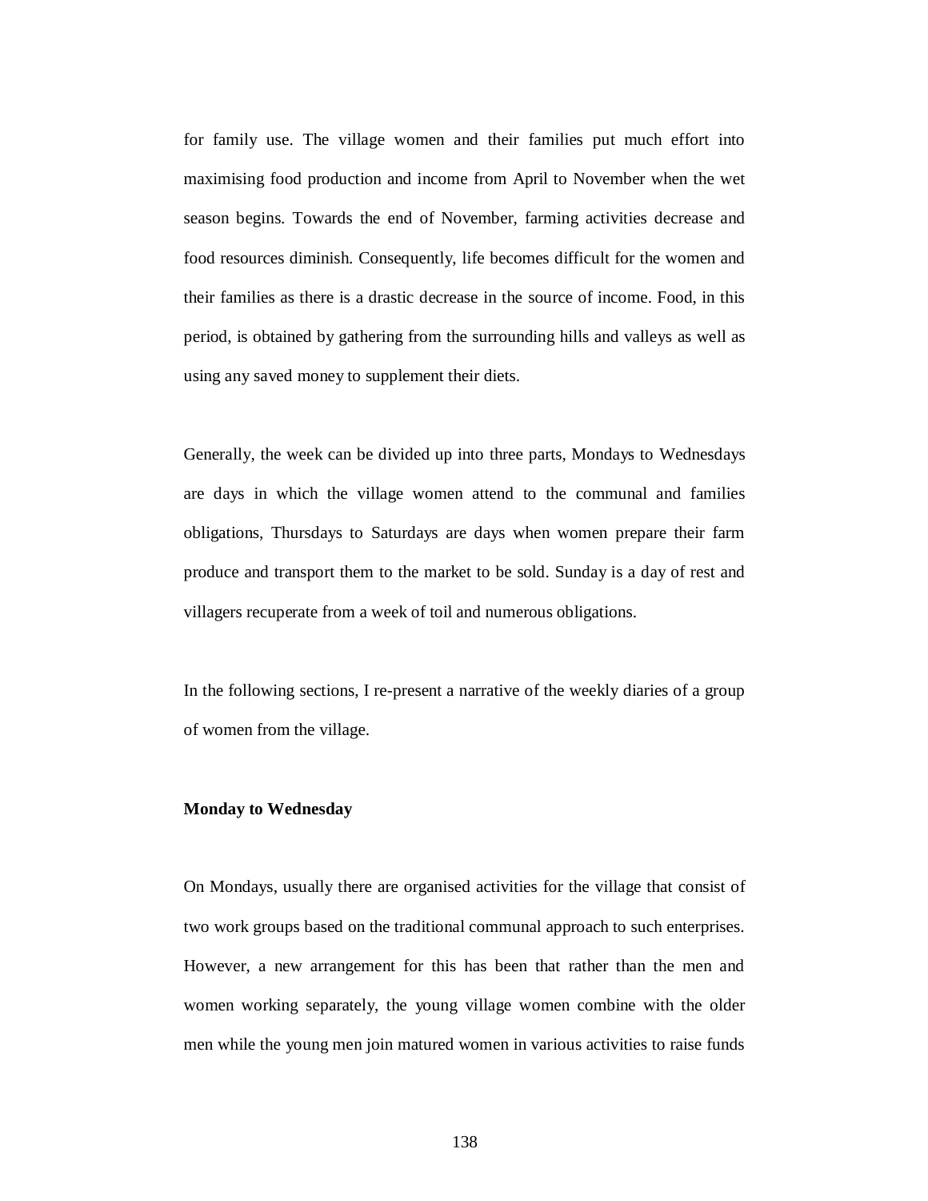for family use. The village women and their families put much effort into maximising food production and income from April to November when the wet season begins. Towards the end of November, farming activities decrease and food resources diminish. Consequently, life becomes difficult for the women and their families as there is a drastic decrease in the source of income. Food, in this period, is obtained by gathering from the surrounding hills and valleys as well as using any saved money to supplement their diets.

Generally, the week can be divided up into three parts, Mondays to Wednesdays are days in which the village women attend to the communal and families obligations, Thursdays to Saturdays are days when women prepare their farm produce and transport them to the market to be sold. Sunday is a day of rest and villagers recuperate from a week of toil and numerous obligations.

In the following sections, I re-present a narrative of the weekly diaries of a group of women from the village.

**Monday to Wednesday**

On Mondays, usually there are organised activities for the village that consist of two work groups based on the traditional communal approach to such enterprises. However, a new arrangement for this has been that rather than the men and women working separately, the young village women combine with the older men while the young men join matured women in various activities to raise funds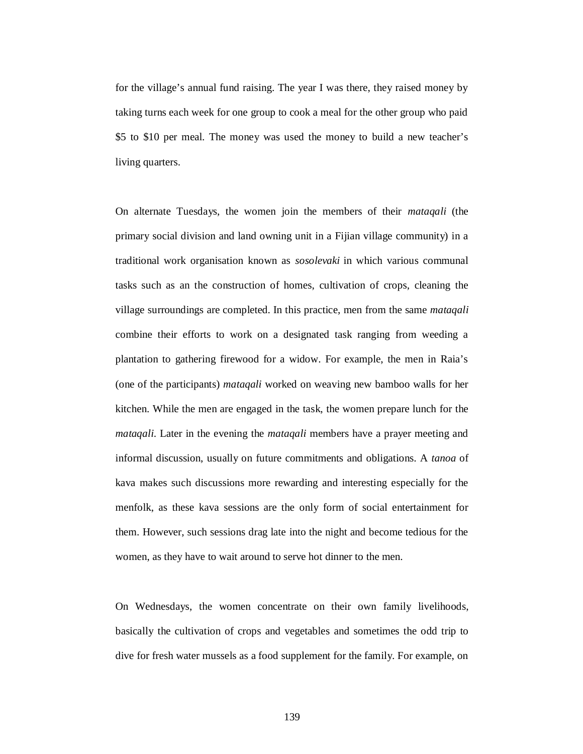for the village's annual fund raising. The year I was there, they raised money by taking turns each week for one group to cook a meal for the other group who paid $5 to $10 per meal. The money was used the money to build a new teacher's living quarters.

On alternate Tuesdays, the women join the members of their *mataqali* (the primary social division and land owning unit in a Fijian village community) in a traditional work organisation known as *sosolevaki* in which various communal tasks such as an the construction of homes, cultivation of crops, cleaning the village surroundings are completed. In this practice, men from the same *mataqali* combine their efforts to work on a designated task ranging from weeding a plantation to gathering firewood for a widow. For example, the men in Raia's (one of the participants) *mataqali* worked on weaving new bamboo walls for her kitchen. While the men are engaged in the task, the women prepare lunch for the *mataqali*. Later in the evening the *mataqali* members have a prayer meeting and informal discussion, usually on future commitments and obligations. A *tanoa* of kava makes such discussions more rewarding and interesting especially for the menfolk, as these kava sessions are the only form of social entertainment for them. However, such sessions drag late into the night and become tedious for the women, as they have to wait around to serve hot dinner to the men.

On Wednesdays, the women concentrate on their own family livelihoods, basically the cultivation of crops and vegetables and sometimes the odd trip to dive for fresh water mussels as a food supplement for the family. For example, on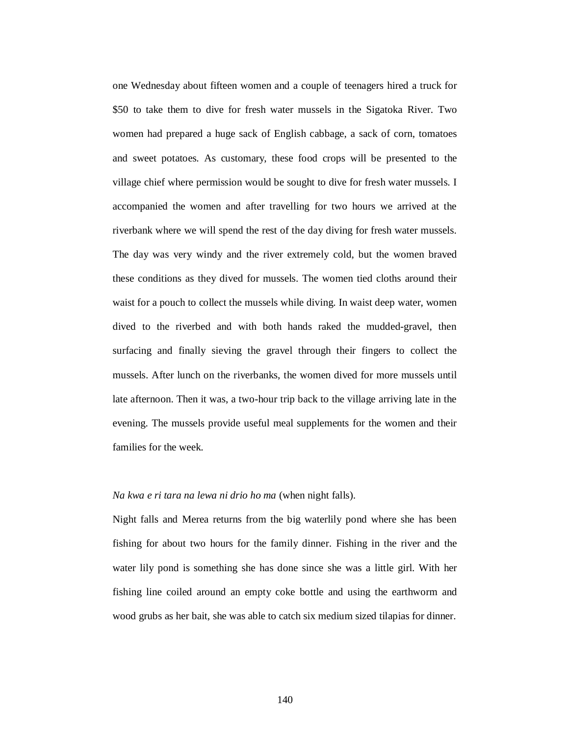one Wednesday about fifteen women and a couple of teenagers hired a truck for $50 to take them to dive for fresh water mussels in the Sigatoka River. Two women had prepared a huge sack of English cabbage, a sack of corn, tomatoes and sweet potatoes. As customary, these food crops will be presented to the village chief where permission would be sought to dive for fresh water mussels. I accompanied the women and after travelling for two hours we arrived at the riverbank where we will spend the rest of the day diving for fresh water mussels. The day was very windy and the river extremely cold, but the women braved these conditions as they dived for mussels. The women tied cloths around their waist for a pouch to collect the mussels while diving. In waist deep water, women dived to the riverbed and with both hands raked the mudded-gravel, then surfacing and finally sieving the gravel through their fingers to collect the mussels. After lunch on the riverbanks, the women dived for more mussels until late afternoon. Then it was, a two-hour trip back to the village arriving late in the evening. The mussels provide useful meal supplements for the women and their families for the week.

*Na kwa e ri tara na lewa ni drio ho ma* (when night falls).

Night falls and Merea returns from the big waterlily pond where she has been fishing for about two hours for the family dinner. Fishing in the river and the water lily pond is something she has done since she was a little girl. With her fishing line coiled around an empty coke bottle and using the earthworm and wood grubs as her bait, she was able to catch six medium sized tilapias for dinner.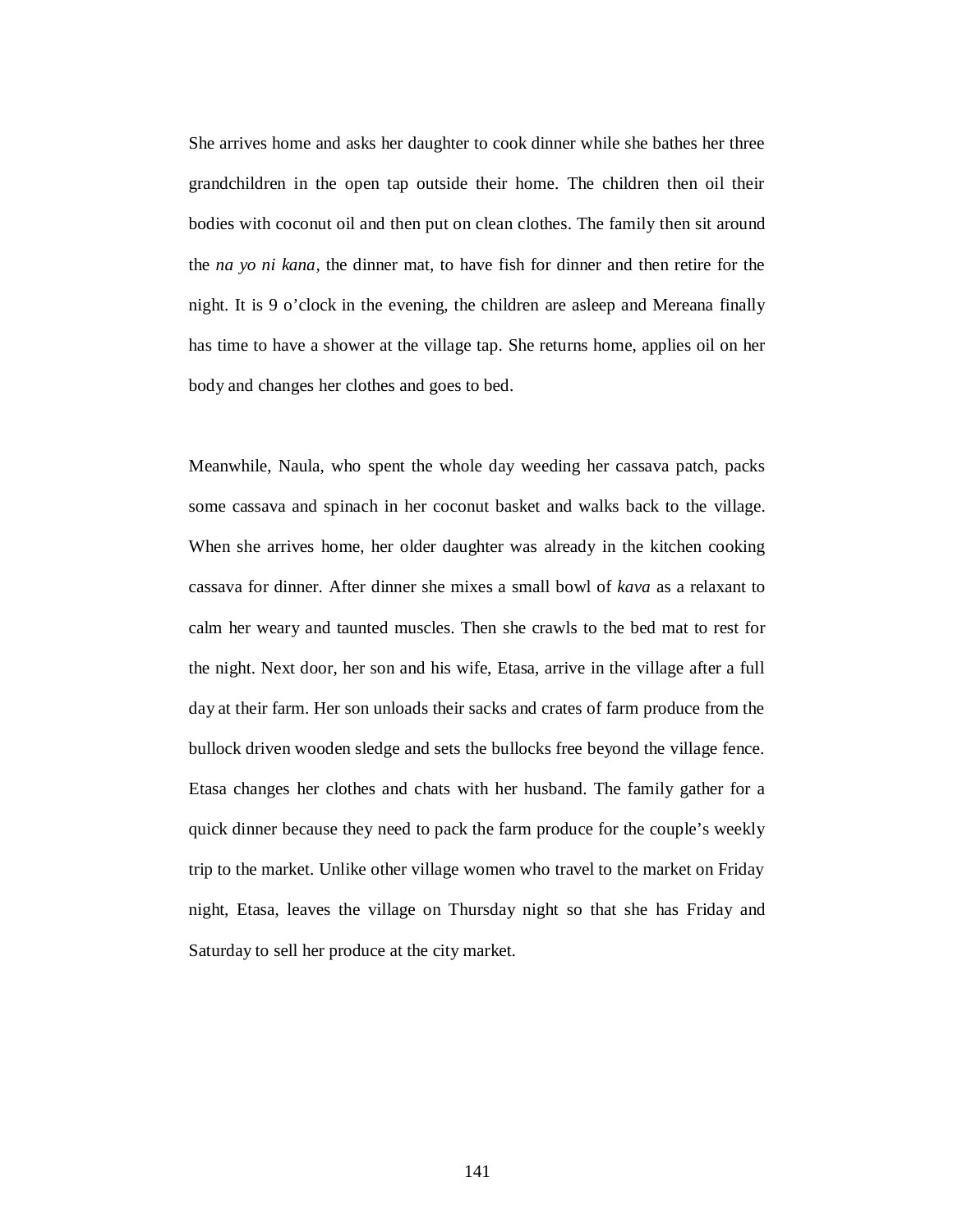She arrives home and asks her daughter to cook dinner while she bathes her three grandchildren in the open tap outside their home. The children then oil their bodies with coconut oil and then put on clean clothes. The family then sit around the *na yo ni kana*, the dinner mat, to have fish for dinner and then retire for the night. It is 9 o'clock in the evening, the children are asleep and Mereana finally has time to have a shower at the village tap. She returns home, applies oil on her body and changes her clothes and goes to bed.

Meanwhile, Naula, who spent the whole day weeding her cassava patch, packs some cassava and spinach in her coconut basket and walks back to the village. When she arrives home, her older daughter was already in the kitchen cooking cassava for dinner. After dinner she mixes a small bowl of *kava* as a relaxant to calm her weary and taunted muscles. Then she crawls to the bed mat to rest for the night. Next door, her son and his wife, Etasa, arrive in the village after a full day at their farm. Her son unloads their sacks and crates of farm produce from the bullock driven wooden sledge and sets the bullocks free beyond the village fence. Etasa changes her clothes and chats with her husband. The family gather for a quick dinner because they need to pack the farm produce for the couple's weekly trip to the market. Unlike other village women who travel to the market on Friday night, Etasa, leaves the village on Thursday night so that she has Friday and Saturday to sell her produce at the city market.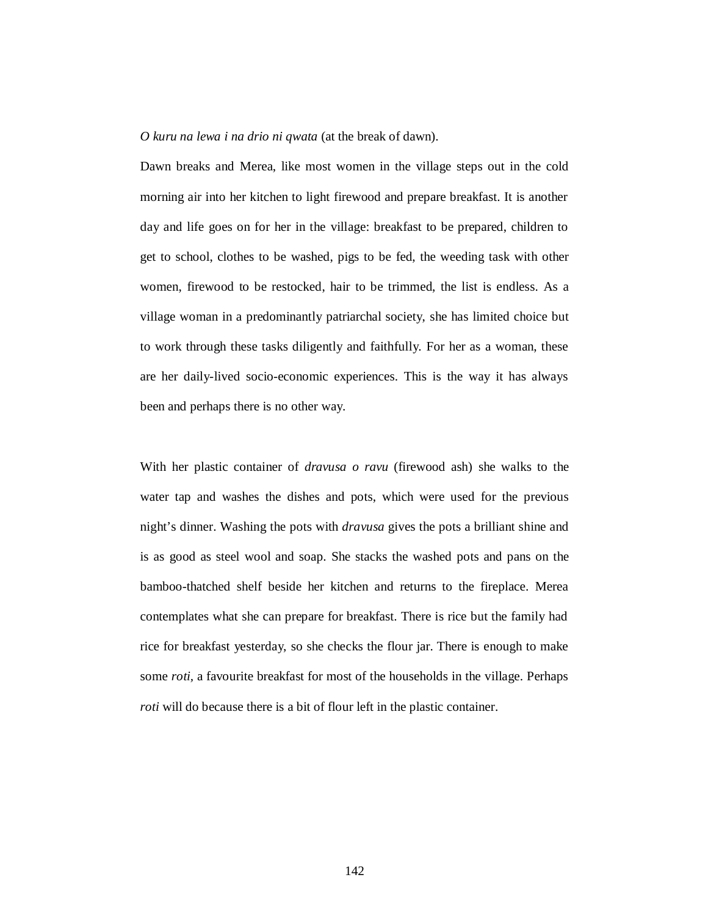*O kuru na lewa i na drio ni qwata* (at the break of dawn).

Dawn breaks and Merea, like most women in the village steps out in the cold morning air into her kitchen to light firewood and prepare breakfast. It is another day and life goes on for her in the village: breakfast to be prepared, children to get to school, clothes to be washed, pigs to be fed, the weeding task with other women, firewood to be restocked, hair to be trimmed, the list is endless. As a village woman in a predominantly patriarchal society, she has limited choice but to work through these tasks diligently and faithfully. For her as a woman, these are her daily-lived socio-economic experiences. This is the way it has always been and perhaps there is no other way.

With her plastic container of *dravusa o ravu* (firewood ash) she walks to the water tap and washes the dishes and pots, which were used for the previous night's dinner. Washing the pots with *dravusa* gives the pots a brilliant shine and is as good as steel wool and soap. She stacks the washed pots and pans on the bamboo-thatched shelf beside her kitchen and returns to the fireplace. Merea contemplates what she can prepare for breakfast. There is rice but the family had rice for breakfast yesterday, so she checks the flour jar. There is enough to make some *roti*, a favourite breakfast for most of the households in the village. Perhaps *roti* will do because there is a bit of flour left in the plastic container.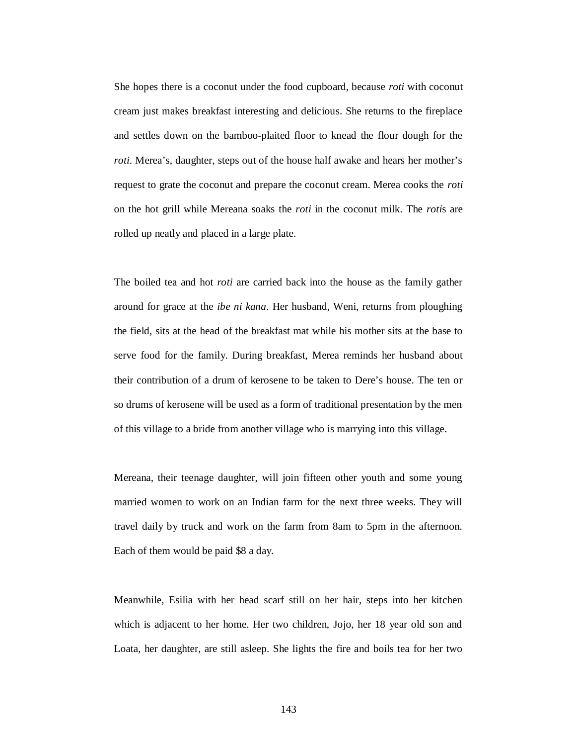She hopes there is a coconut under the food cupboard, because *roti* with coconut cream just makes breakfast interesting and delicious. She returns to the fireplace and settles down on the bamboo-plaited floor to knead the flour dough for the *roti*. Merea's, daughter, steps out of the house half awake and hears her mother's request to grate the coconut and prepare the coconut cream. Merea cooks the *roti* on the hot grill while Mereana soaks the *roti* in the coconut milk. The *roti*s are rolled up neatly and placed in a large plate.

The boiled tea and hot *roti* are carried back into the house as the family gather around for grace at the *ibe ni kana*. Her husband, Weni, returns from ploughing the field, sits at the head of the breakfast mat while his mother sits at the base to serve food for the family. During breakfast, Merea reminds her husband about their contribution of a drum of kerosene to be taken to Dere's house. The ten or so drums of kerosene will be used as a form of traditional presentation by the men of this village to a bride from another village who is marrying into this village.

Mereana, their teenage daughter, will join fifteen other youth and some young married women to work on an Indian farm for the next three weeks. They will travel daily by truck and work on the farm from 8am to 5pm in the afternoon. Each of them would be paid $8 a day.

Meanwhile, Esilia with her head scarf still on her hair, steps into her kitchen which is adjacent to her home. Her two children, Jojo, her 18 year old son and Loata, her daughter, are still asleep. She lights the fire and boils tea for her two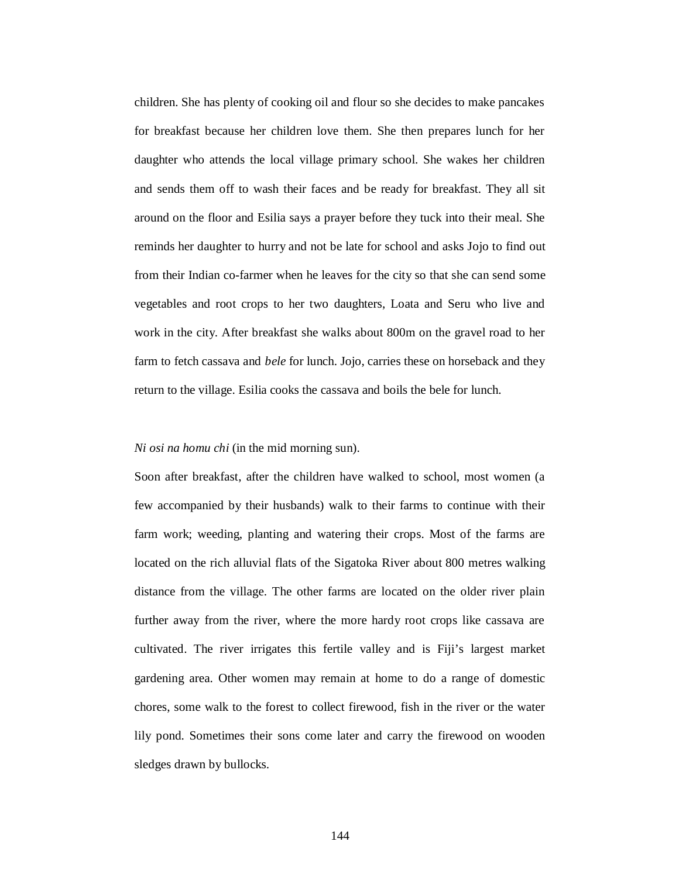children. She has plenty of cooking oil and flour so she decides to make pancakes for breakfast because her children love them. She then prepares lunch for her daughter who attends the local village primary school. She wakes her children and sends them off to wash their faces and be ready for breakfast. They all sit around on the floor and Esilia says a prayer before they tuck into their meal. She reminds her daughter to hurry and not be late for school and asks Jojo to find out from their Indian co-farmer when he leaves for the city so that she can send some vegetables and root crops to her two daughters, Loata and Seru who live and work in the city. After breakfast she walks about 800m on the gravel road to her farm to fetch cassava and *bele* for lunch. Jojo, carries these on horseback and they return to the village. Esilia cooks the cassava and boils the bele for lunch.

*Ni osi na homu chi* (in the mid morning sun).

Soon after breakfast, after the children have walked to school, most women (a few accompanied by their husbands) walk to their farms to continue with their farm work; weeding, planting and watering their crops. Most of the farms are located on the rich alluvial flats of the Sigatoka River about 800 metres walking distance from the village. The other farms are located on the older river plain further away from the river, where the more hardy root crops like cassava are cultivated. The river irrigates this fertile valley and is Fiji's largest market gardening area. Other women may remain at home to do a range of domestic chores, some walk to the forest to collect firewood, fish in the river or the water lily pond. Sometimes their sons come later and carry the firewood on wooden sledges drawn by bullocks.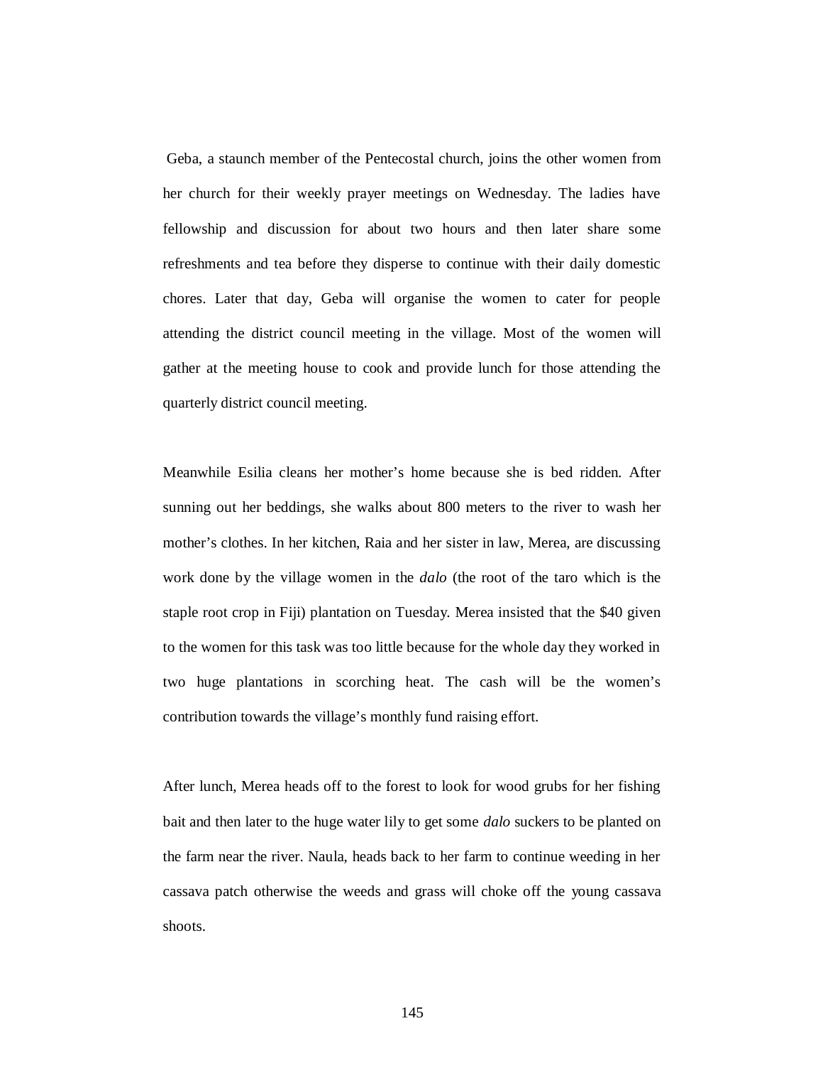Geba, a staunch member of the Pentecostal church, joins the other women from her church for their weekly prayer meetings on Wednesday. The ladies have fellowship and discussion for about two hours and then later share some refreshments and tea before they disperse to continue with their daily domestic chores. Later that day, Geba will organise the women to cater for people attending the district council meeting in the village. Most of the women will gather at the meeting house to cook and provide lunch for those attending the quarterly district council meeting.

Meanwhile Esilia cleans her mother's home because she is bed ridden. After sunning out her beddings, she walks about 800 meters to the river to wash her mother's clothes. In her kitchen, Raia and her sister in law, Merea, are discussing work done by the village women in the *dalo* (the root of the taro which is the staple root crop in Fiji) plantation on Tuesday. Merea insisted that the $40 given to the women for this task was too little because for the whole day they worked in two huge plantations in scorching heat. The cash will be the women's contribution towards the village's monthly fund raising effort.

After lunch, Merea heads off to the forest to look for wood grubs for her fishing bait and then later to the huge water lily to get some *dalo* suckers to be planted on the farm near the river. Naula, heads back to her farm to continue weeding in her cassava patch otherwise the weeds and grass will choke off the young cassava shoots.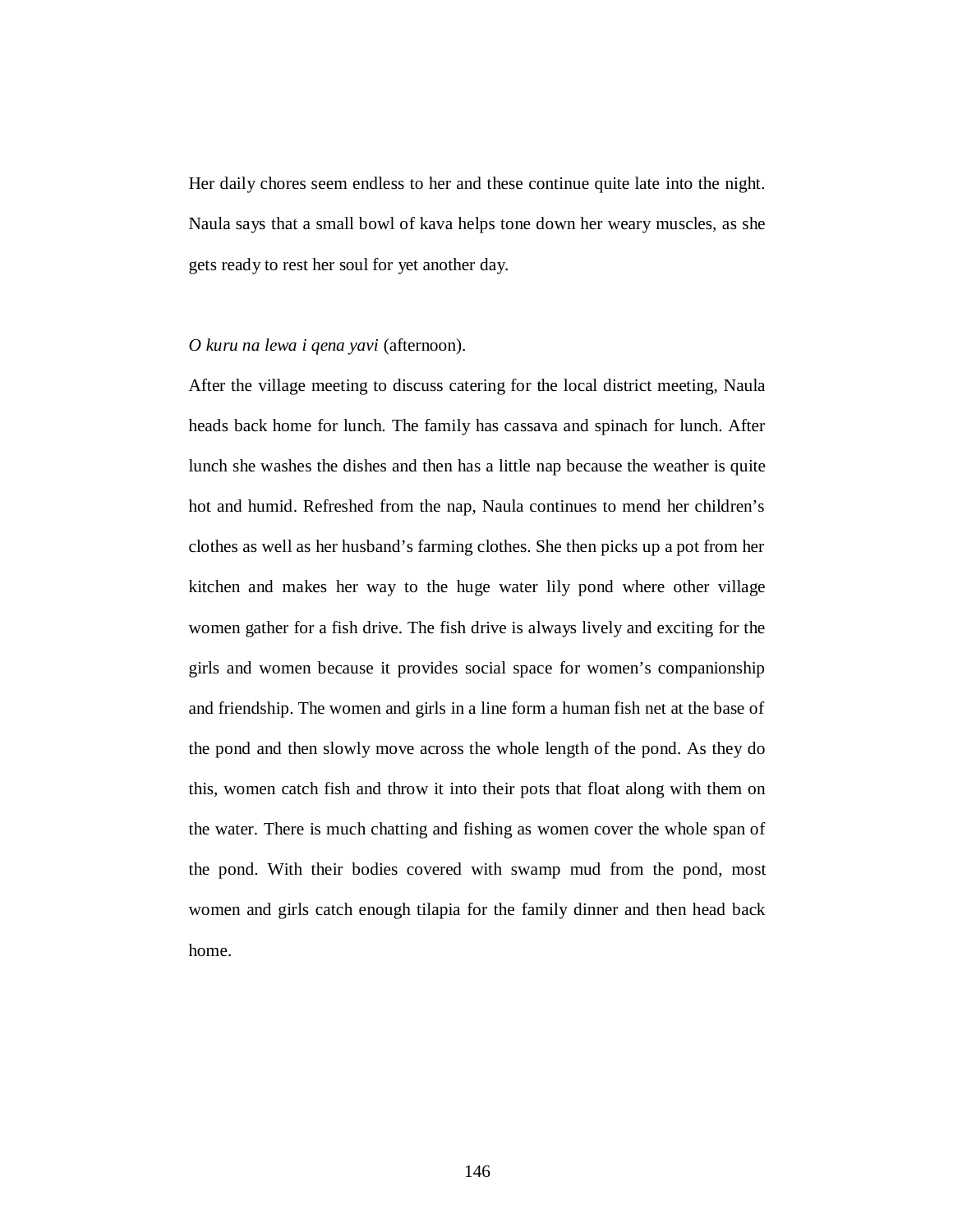Her daily chores seem endless to her and these continue quite late into the night. Naula says that a small bowl of kava helps tone down her weary muscles, as she gets ready to rest her soul for yet another day.

*O kuru na lewa i qena yavi* (afternoon).

After the village meeting to discuss catering for the local district meeting, Naula heads back home for lunch. The family has cassava and spinach for lunch. After lunch she washes the dishes and then has a little nap because the weather is quite hot and humid. Refreshed from the nap, Naula continues to mend her children's clothes as well as her husband's farming clothes. She then picks up a pot from her kitchen and makes her way to the huge water lily pond where other village women gather for a fish drive. The fish drive is always lively and exciting for the girls and women because it provides social space for women's companionship and friendship. The women and girls in a line form a human fish net at the base of the pond and then slowly move across the whole length of the pond. As they do this, women catch fish and throw it into their pots that float along with them on the water. There is much chatting and fishing as women cover the whole span of the pond. With their bodies covered with swamp mud from the pond, most women and girls catch enough tilapia for the family dinner and then head back home.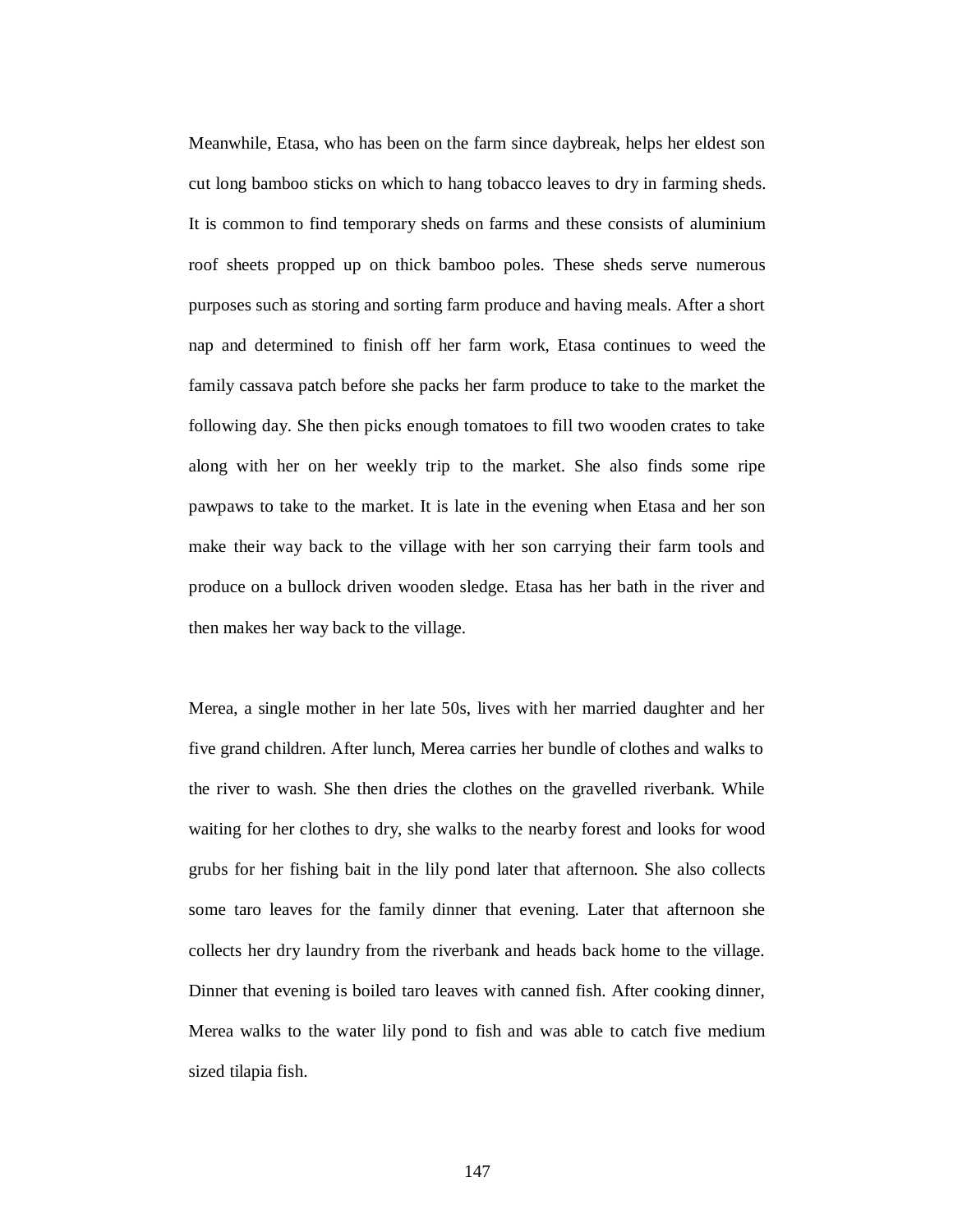Meanwhile, Etasa, who has been on the farm since daybreak, helps her eldest son cut long bamboo sticks on which to hang tobacco leaves to dry in farming sheds. It is common to find temporary sheds on farms and these consists of aluminium roof sheets propped up on thick bamboo poles. These sheds serve numerous purposes such as storing and sorting farm produce and having meals. After a short nap and determined to finish off her farm work, Etasa continues to weed the family cassava patch before she packs her farm produce to take to the market the following day. She then picks enough tomatoes to fill two wooden crates to take along with her on her weekly trip to the market. She also finds some ripe pawpaws to take to the market. It is late in the evening when Etasa and her son make their way back to the village with her son carrying their farm tools and produce on a bullock driven wooden sledge. Etasa has her bath in the river and then makes her way back to the village.

Merea, a single mother in her late 50s, lives with her married daughter and her five grand children. After lunch, Merea carries her bundle of clothes and walks to the river to wash. She then dries the clothes on the gravelled riverbank. While waiting for her clothes to dry, she walks to the nearby forest and looks for wood grubs for her fishing bait in the lily pond later that afternoon. She also collects some taro leaves for the family dinner that evening. Later that afternoon she collects her dry laundry from the riverbank and heads back home to the village. Dinner that evening is boiled taro leaves with canned fish. After cooking dinner, Merea walks to the water lily pond to fish and was able to catch five medium sized tilapia fish.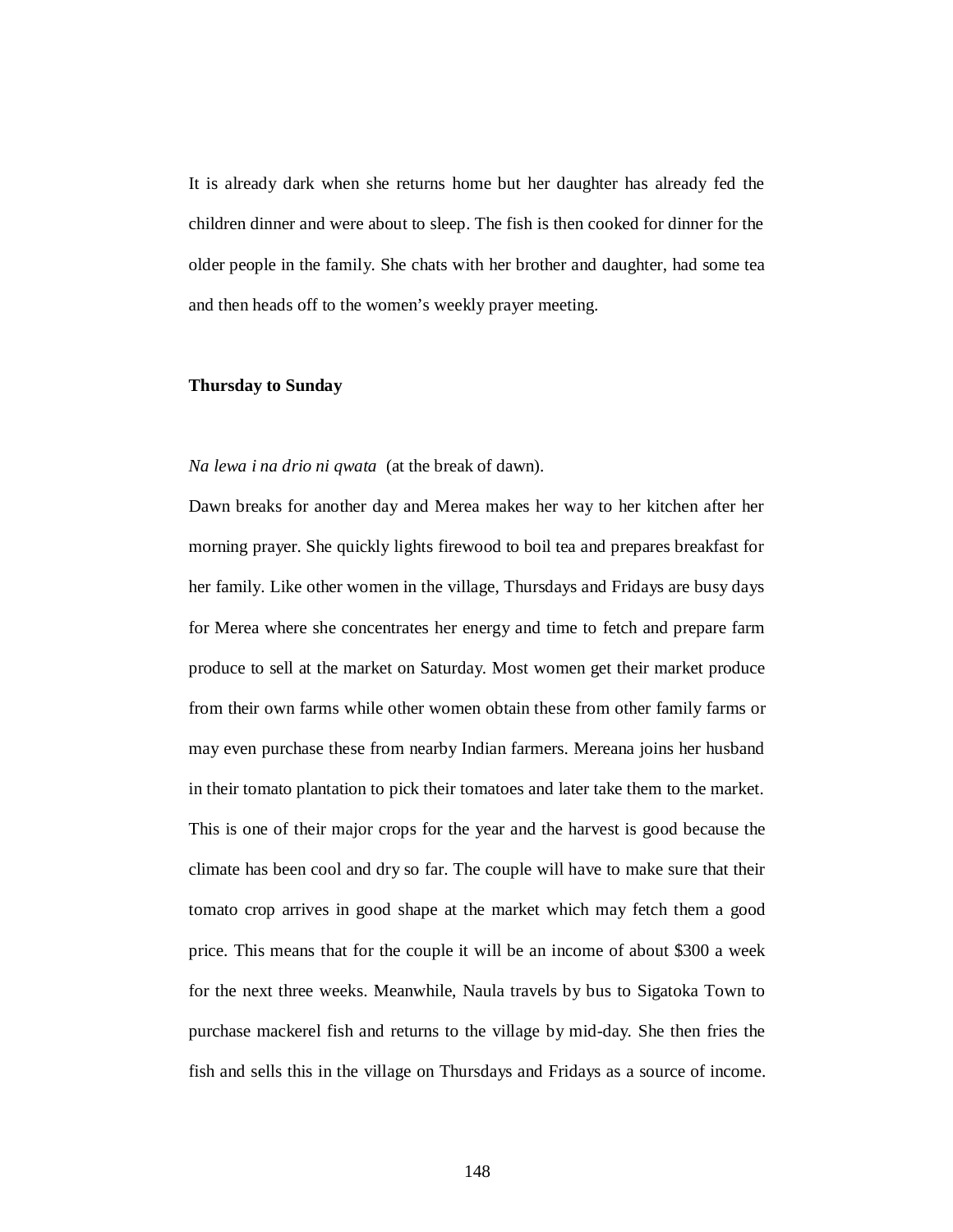It is already dark when she returns home but her daughter has already fed the children dinner and were about to sleep. The fish is then cooked for dinner for the older people in the family. She chats with her brother and daughter, had some tea and then heads off to the women's weekly prayer meeting.

**Thursday to Sunday**

*Na lewa i na drio ni qwata* (at the break of dawn).

Dawn breaks for another day and Merea makes her way to her kitchen after her morning prayer. She quickly lights firewood to boil tea and prepares breakfast for her family. Like other women in the village, Thursdays and Fridays are busy days for Merea where she concentrates her energy and time to fetch and prepare farm produce to sell at the market on Saturday. Most women get their market produce from their own farms while other women obtain these from other family farms or may even purchase these from nearby Indian farmers. Mereana joins her husband in their tomato plantation to pick their tomatoes and later take them to the market. This is one of their major crops for the year and the harvest is good because the climate has been cool and dry so far. The couple will have to make sure that their tomato crop arrives in good shape at the market which may fetch them a good price. This means that for the couple it will be an income of about $300 a week for the next three weeks. Meanwhile, Naula travels by bus to Sigatoka Town to purchase mackerel fish and returns to the village by mid-day. She then fries the fish and sells this in the village on Thursdays and Fridays as a source of income.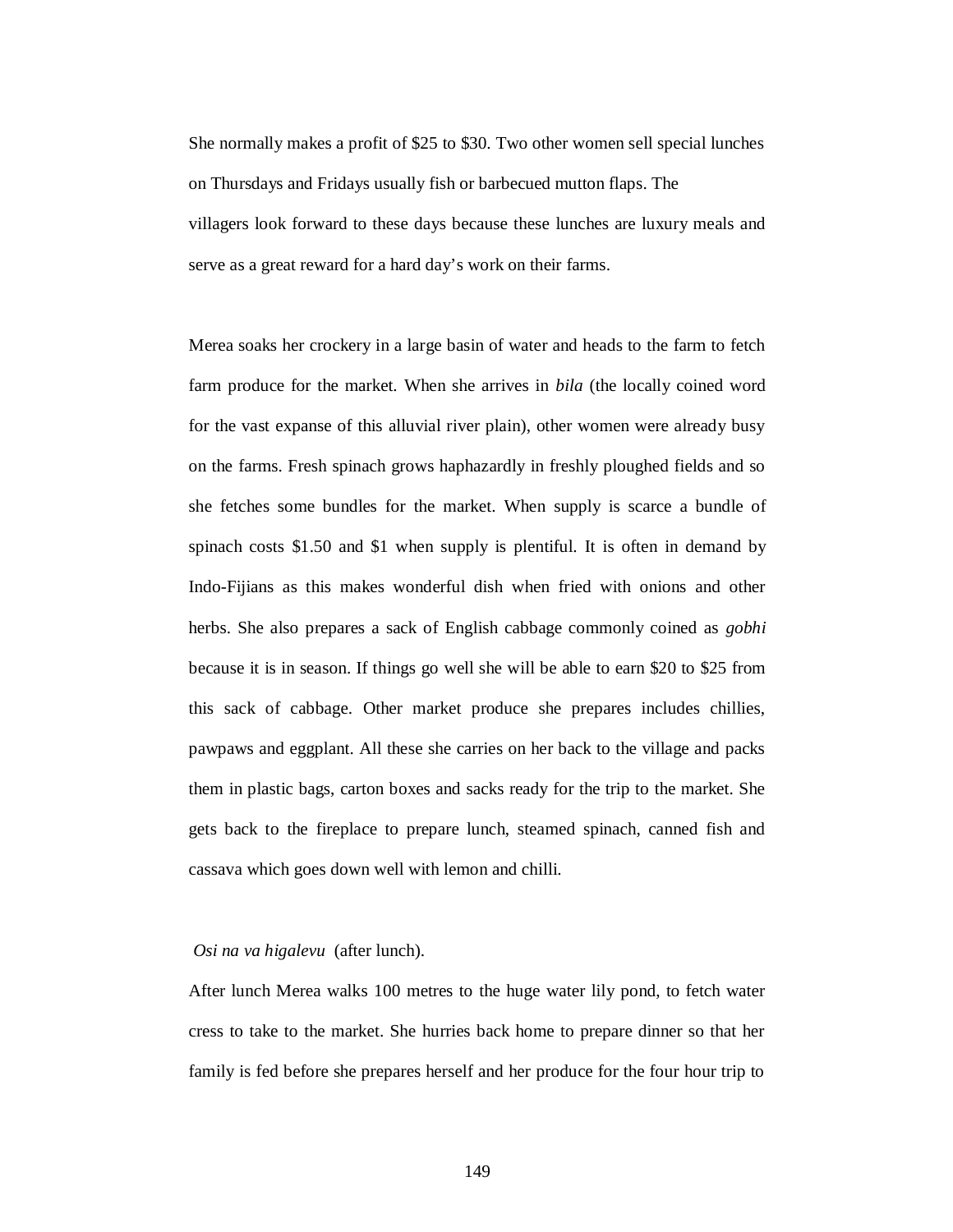She normally makes a profit of $25 to $30. Two other women sell special lunches on Thursdays and Fridays usually fish or barbecued mutton flaps. The villagers look forward to these days because these lunches are luxury meals and serve as a great reward for a hard day's work on their farms.

Merea soaks her crockery in a large basin of water and heads to the farm to fetch farm produce for the market. When she arrives in *bila* (the locally coined word for the vast expanse of this alluvial river plain), other women were already busy on the farms. Fresh spinach grows haphazardly in freshly ploughed fields and so she fetches some bundles for the market. When supply is scarce a bundle of spinach costs $1.50 and $1 when supply is plentiful. It is often in demand by Indo-Fijians as this makes wonderful dish when fried with onions and other herbs. She also prepares a sack of English cabbage commonly coined as *gobhi* because it is in season. If things go well she will be able to earn $20 to $25 from this sack of cabbage. Other market produce she prepares includes chillies, pawpaws and eggplant. All these she carries on her back to the village and packs them in plastic bags, carton boxes and sacks ready for the trip to the market. She gets back to the fireplace to prepare lunch, steamed spinach, canned fish and cassava which goes down well with lemon and chilli.

*Osi na va higalevu* (after lunch).

After lunch Merea walks 100 metres to the huge water lily pond, to fetch water cress to take to the market. She hurries back home to prepare dinner so that her family is fed before she prepares herself and her produce for the four hour trip to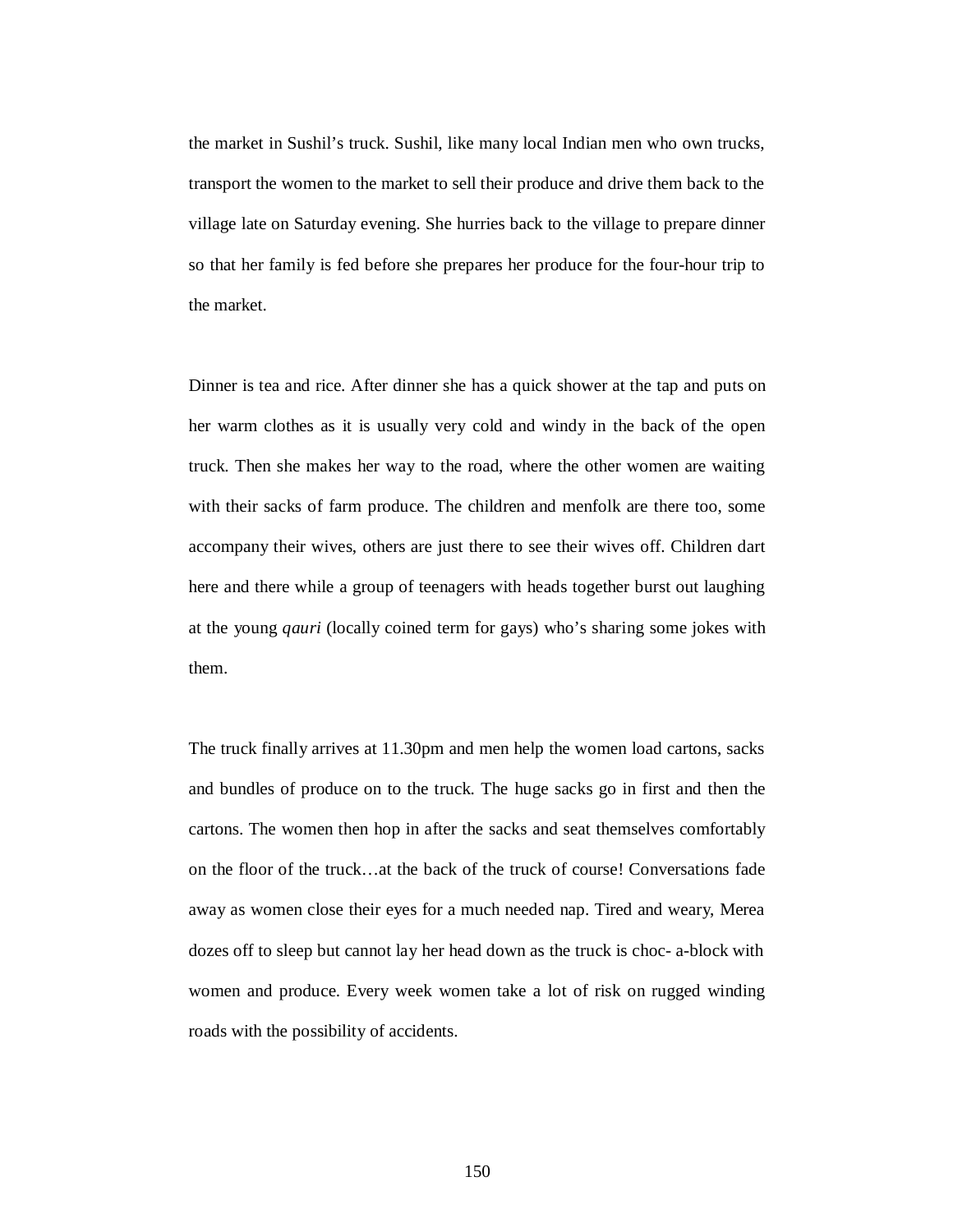the market in Sushil's truck. Sushil, like many local Indian men who own trucks, transport the women to the market to sell their produce and drive them back to the village late on Saturday evening. She hurries back to the village to prepare dinner so that her family is fed before she prepares her produce for the four-hour trip to the market.

Dinner is tea and rice. After dinner she has a quick shower at the tap and puts on her warm clothes as it is usually very cold and windy in the back of the open truck. Then she makes her way to the road, where the other women are waiting with their sacks of farm produce. The children and menfolk are there too, some accompany their wives, others are just there to see their wives off. Children dart here and there while a group of teenagers with heads together burst out laughing at the young *qauri* (locally coined term for gays) who's sharing some jokes with them.

The truck finally arrives at 11.30pm and men help the women load cartons, sacks and bundles of produce on to the truck. The huge sacks go in first and then the cartons. The women then hop in after the sacks and seat themselves comfortably on the floor of the truck…at the back of the truck of course! Conversations fade away as women close their eyes for a much needed nap. Tired and weary, Merea dozes off to sleep but cannot lay her head down as the truck is choc- a-block with women and produce. Every week women take a lot of risk on rugged winding roads with the possibility of accidents.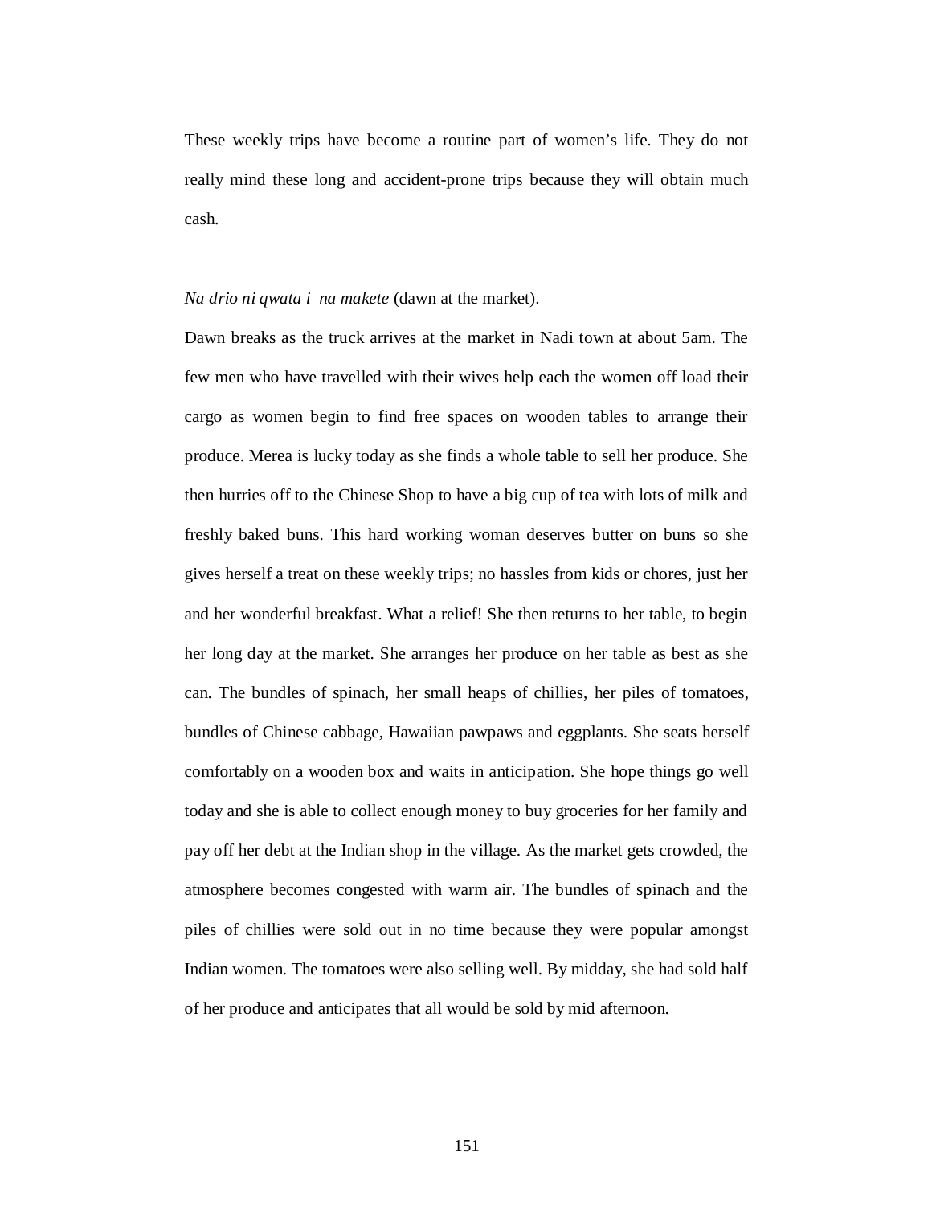These weekly trips have become a routine part of women's life. They do not really mind these long and accident-prone trips because they will obtain much cash.

*Na drio ni qwata i na makete* (dawn at the market).

Dawn breaks as the truck arrives at the market in Nadi town at about 5am. The few men who have travelled with their wives help each the women off load their cargo as women begin to find free spaces on wooden tables to arrange their produce. Merea is lucky today as she finds a whole table to sell her produce. She then hurries off to the Chinese Shop to have a big cup of tea with lots of milk and freshly baked buns. This hard working woman deserves butter on buns so she gives herself a treat on these weekly trips; no hassles from kids or chores, just her and her wonderful breakfast. What a relief! She then returns to her table, to begin her long day at the market. She arranges her produce on her table as best as she can. The bundles of spinach, her small heaps of chillies, her piles of tomatoes, bundles of Chinese cabbage, Hawaiian pawpaws and eggplants. She seats herself comfortably on a wooden box and waits in anticipation. She hope things go well today and she is able to collect enough money to buy groceries for her family and pay off her debt at the Indian shop in the village. As the market gets crowded, the atmosphere becomes congested with warm air. The bundles of spinach and the piles of chillies were sold out in no time because they were popular amongst Indian women. The tomatoes were also selling well. By midday, she had sold half of her produce and anticipates that all would be sold by mid afternoon.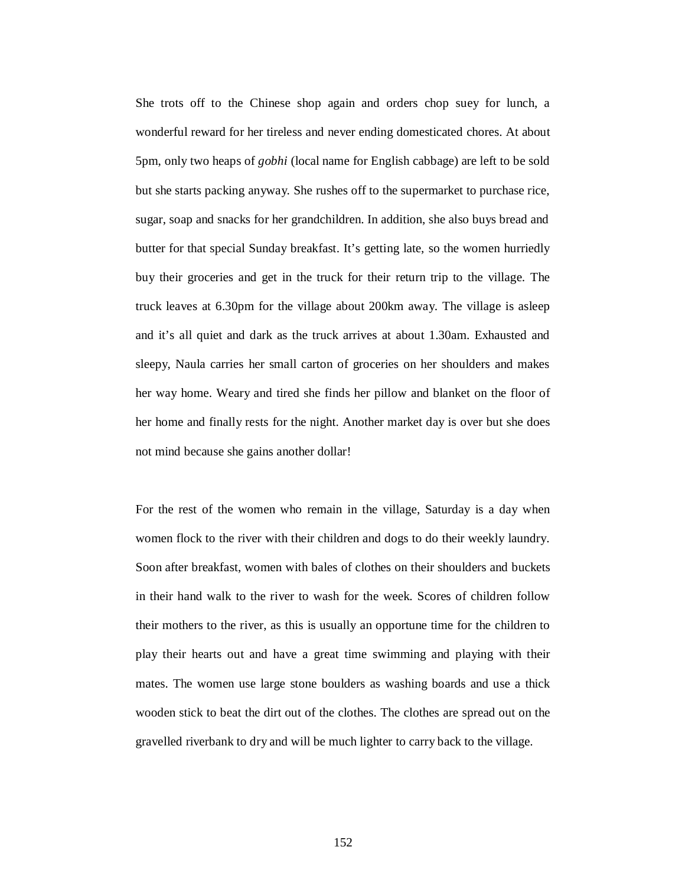She trots off to the Chinese shop again and orders chop suey for lunch, a wonderful reward for her tireless and never ending domesticated chores. At about 5pm, only two heaps of *gobhi* (local name for English cabbage) are left to be sold but she starts packing anyway. She rushes off to the supermarket to purchase rice, sugar, soap and snacks for her grandchildren. In addition, she also buys bread and butter for that special Sunday breakfast. It's getting late, so the women hurriedly buy their groceries and get in the truck for their return trip to the village. The truck leaves at 6.30pm for the village about 200km away. The village is asleep and it's all quiet and dark as the truck arrives at about 1.30am. Exhausted and sleepy, Naula carries her small carton of groceries on her shoulders and makes her way home. Weary and tired she finds her pillow and blanket on the floor of her home and finally rests for the night. Another market day is over but she does not mind because she gains another dollar!

For the rest of the women who remain in the village, Saturday is a day when women flock to the river with their children and dogs to do their weekly laundry. Soon after breakfast, women with bales of clothes on their shoulders and buckets in their hand walk to the river to wash for the week. Scores of children follow their mothers to the river, as this is usually an opportune time for the children to play their hearts out and have a great time swimming and playing with their mates. The women use large stone boulders as washing boards and use a thick wooden stick to beat the dirt out of the clothes. The clothes are spread out on the gravelled riverbank to dry and will be much lighter to carry back to the village.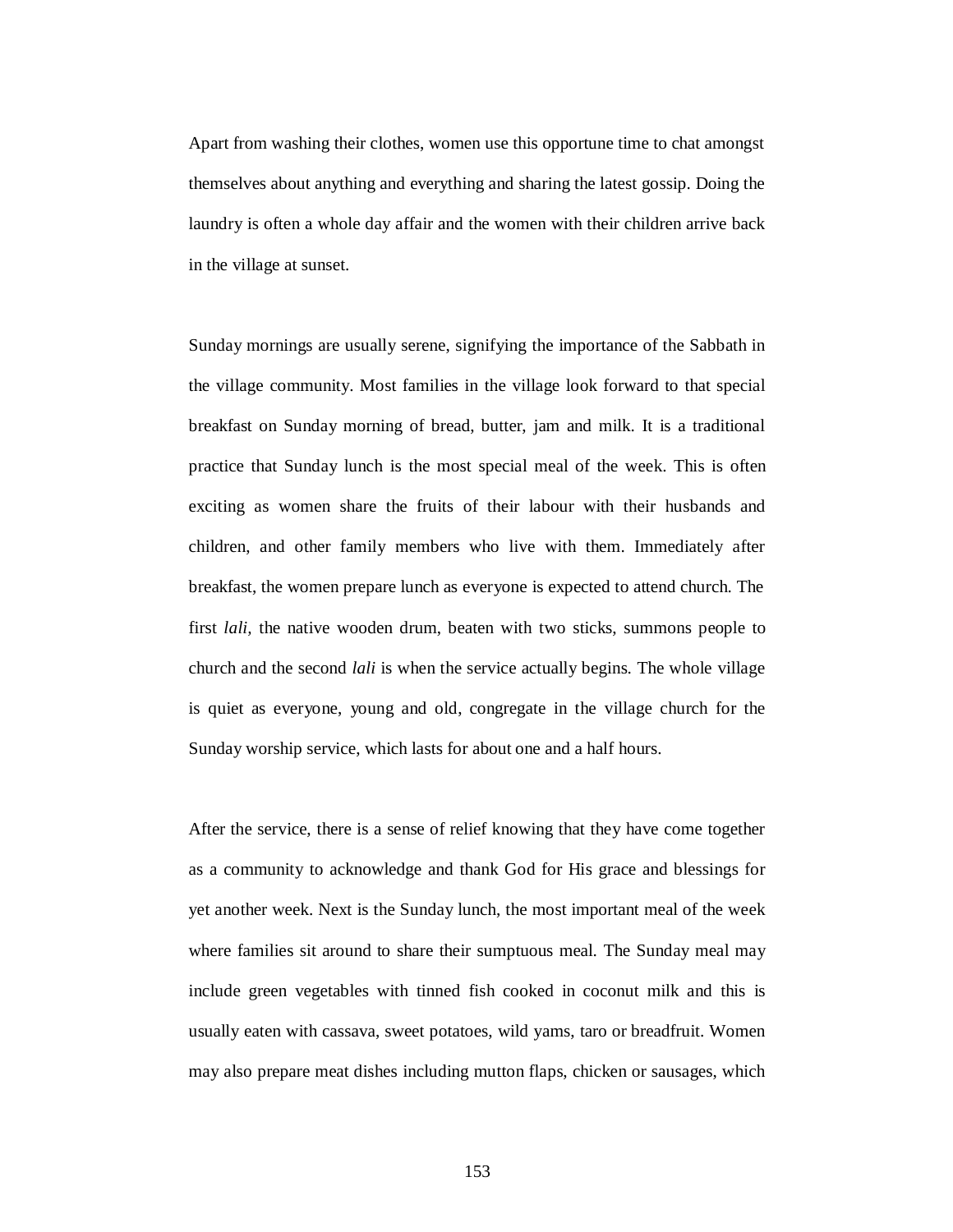Apart from washing their clothes, women use this opportune time to chat amongst themselves about anything and everything and sharing the latest gossip. Doing the laundry is often a whole day affair and the women with their children arrive back in the village at sunset.

Sunday mornings are usually serene, signifying the importance of the Sabbath in the village community. Most families in the village look forward to that special breakfast on Sunday morning of bread, butter, jam and milk. It is a traditional practice that Sunday lunch is the most special meal of the week. This is often exciting as women share the fruits of their labour with their husbands and children, and other family members who live with them. Immediately after breakfast, the women prepare lunch as everyone is expected to attend church. The first *lali*, the native wooden drum, beaten with two sticks, summons people to church and the second *lali* is when the service actually begins. The whole village is quiet as everyone, young and old, congregate in the village church for the Sunday worship service, which lasts for about one and a half hours.

After the service, there is a sense of relief knowing that they have come together as a community to acknowledge and thank God for His grace and blessings for yet another week. Next is the Sunday lunch, the most important meal of the week where families sit around to share their sumptuous meal. The Sunday meal may include green vegetables with tinned fish cooked in coconut milk and this is usually eaten with cassava, sweet potatoes, wild yams, taro or breadfruit. Women may also prepare meat dishes including mutton flaps, chicken or sausages, which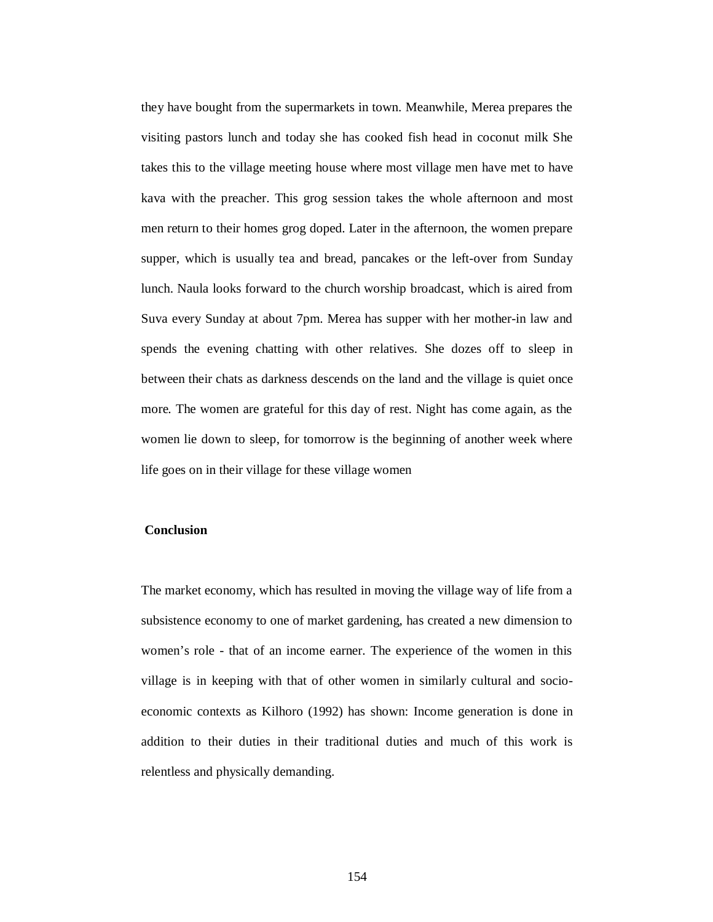they have bought from the supermarkets in town. Meanwhile, Merea prepares the visiting pastors lunch and today she has cooked fish head in coconut milk She takes this to the village meeting house where most village men have met to have kava with the preacher. This grog session takes the whole afternoon and most men return to their homes grog doped. Later in the afternoon, the women prepare supper, which is usually tea and bread, pancakes or the left-over from Sunday lunch. Naula looks forward to the church worship broadcast, which is aired from Suva every Sunday at about 7pm. Merea has supper with her mother-in law and spends the evening chatting with other relatives. She dozes off to sleep in between their chats as darkness descends on the land and the village is quiet once more. The women are grateful for this day of rest. Night has come again, as the women lie down to sleep, for tomorrow is the beginning of another week where life goes on in their village for these village women

**Conclusion**

The market economy, which has resulted in moving the village way of life from a subsistence economy to one of market gardening, has created a new dimension to women's role - that of an income earner. The experience of the women in this village is in keeping with that of other women in similarly cultural and socio-economic contexts as Kilhoro (1992) has shown: Income generation is done in addition to their duties in their traditional duties and much of this work is relentless and physically demanding.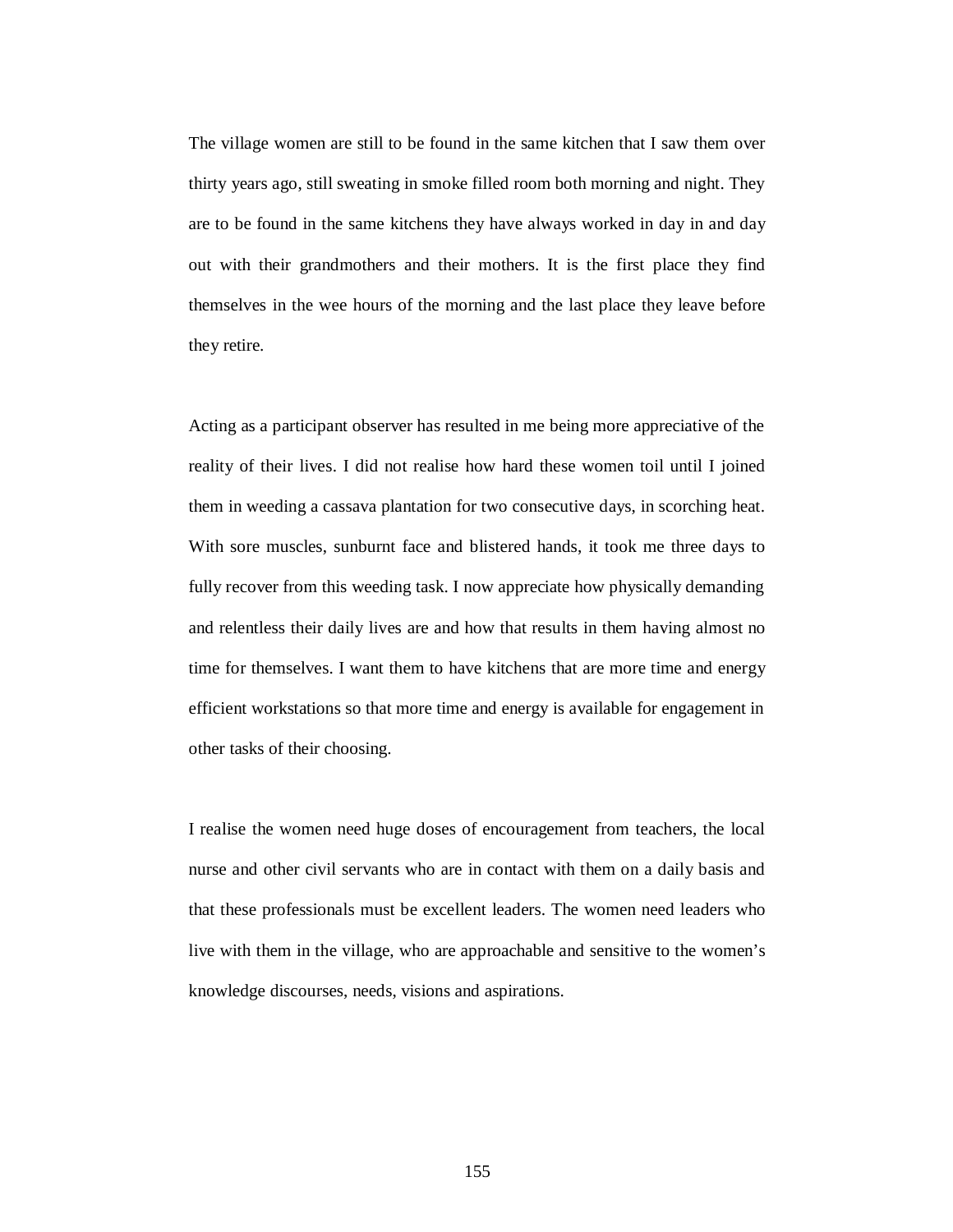The village women are still to be found in the same kitchen that I saw them over thirty years ago, still sweating in smoke filled room both morning and night. They are to be found in the same kitchens they have always worked in day in and day out with their grandmothers and their mothers. It is the first place they find themselves in the wee hours of the morning and the last place they leave before they retire.

Acting as a participant observer has resulted in me being more appreciative of the reality of their lives. I did not realise how hard these women toil until I joined them in weeding a cassava plantation for two consecutive days, in scorching heat. With sore muscles, sunburnt face and blistered hands, it took me three days to fully recover from this weeding task. I now appreciate how physically demanding and relentless their daily lives are and how that results in them having almost no time for themselves. I want them to have kitchens that are more time and energy efficient workstations so that more time and energy is available for engagement in other tasks of their choosing.

I realise the women need huge doses of encouragement from teachers, the local nurse and other civil servants who are in contact with them on a daily basis and that these professionals must be excellent leaders. The women need leaders who live with them in the village, who are approachable and sensitive to the women's knowledge discourses, needs, visions and aspirations.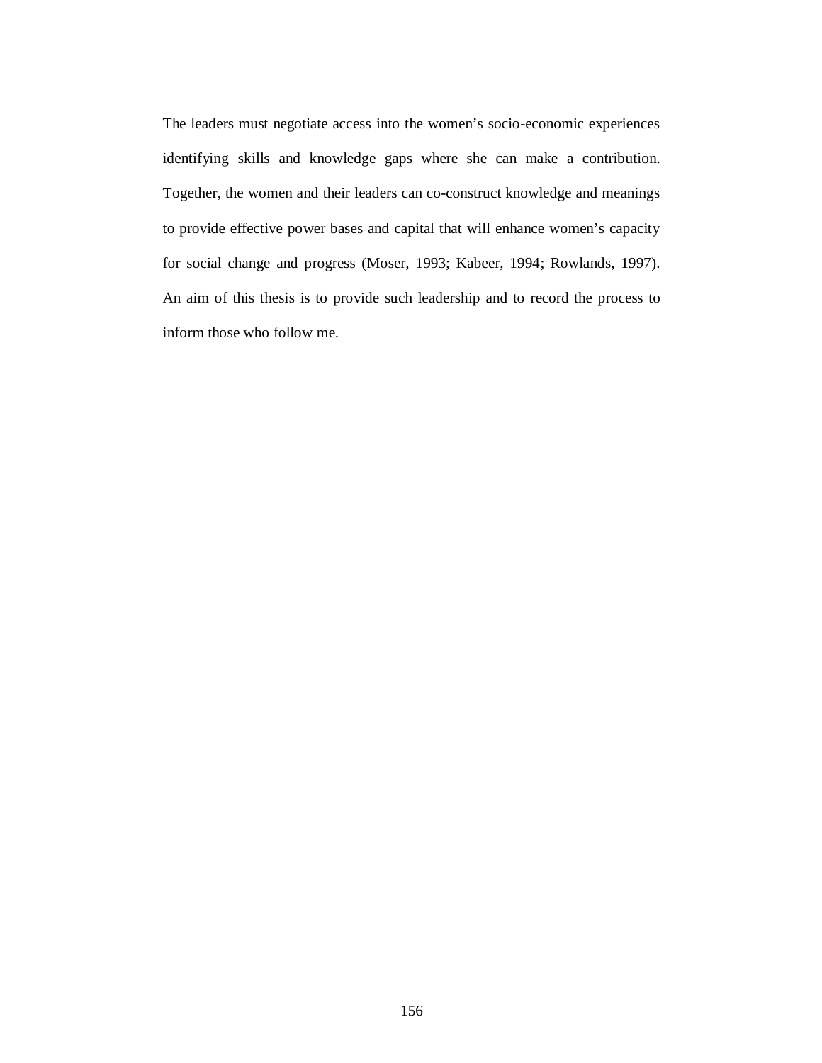The leaders must negotiate access into the women's socio-economic experiences identifying skills and knowledge gaps where she can make a contribution. Together, the women and their leaders can co-construct knowledge and meanings to provide effective power bases and capital that will enhance women's capacity for social change and progress (Moser, 1993; Kabeer, 1994; Rowlands, 1997). An aim of this thesis is to provide such leadership and to record the process to inform those who follow me.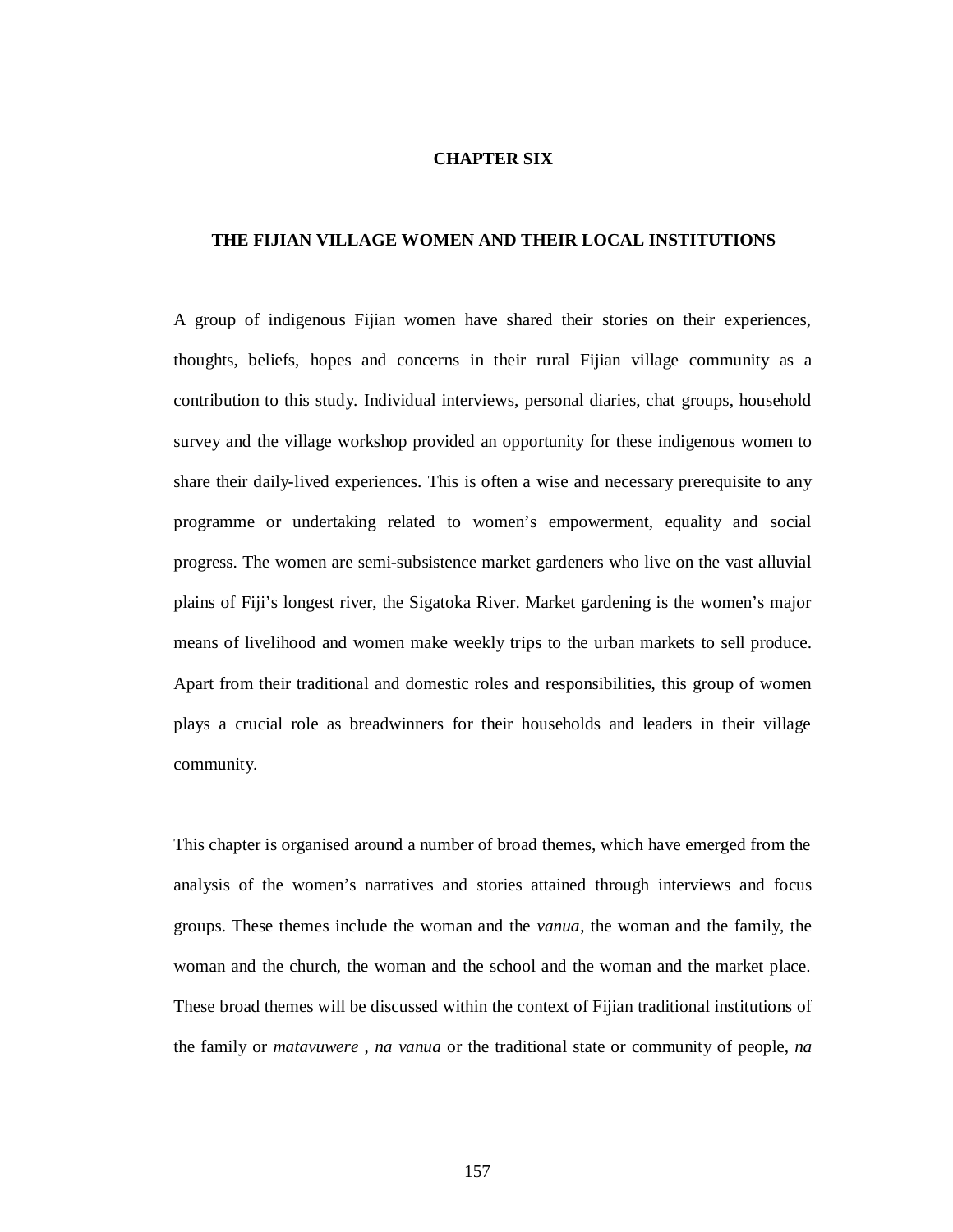# CHAPTER SIX

## THE FIJIAN VILLAGE WOMEN AND THEIR LOCAL INSTITUTIONS

A group of indigenous Fijian women have shared their stories on their experiences, thoughts, beliefs, hopes and concerns in their rural Fijian village community as a contribution to this study. Individual interviews, personal diaries, chat groups, household survey and the village workshop provided an opportunity for these indigenous women to share their daily-lived experiences. This is often a wise and necessary prerequisite to any programme or undertaking related to women's empowerment, equality and social progress. The women are semi-subsistence market gardeners who live on the vast alluvial plains of Fiji's longest river, the Sigatoka River. Market gardening is the women's major means of livelihood and women make weekly trips to the urban markets to sell produce. Apart from their traditional and domestic roles and responsibilities, this group of women plays a crucial role as breadwinners for their households and leaders in their village community.

This chapter is organised around a number of broad themes, which have emerged from the analysis of the women's narratives and stories attained through interviews and focus groups. These themes include the woman and the *vanua*, the woman and the family, the woman and the church, the woman and the school and the woman and the market place. These broad themes will be discussed within the context of Fijian traditional institutions of the family or *matavuwere* , *na vanua* or the traditional state or community of people, *na*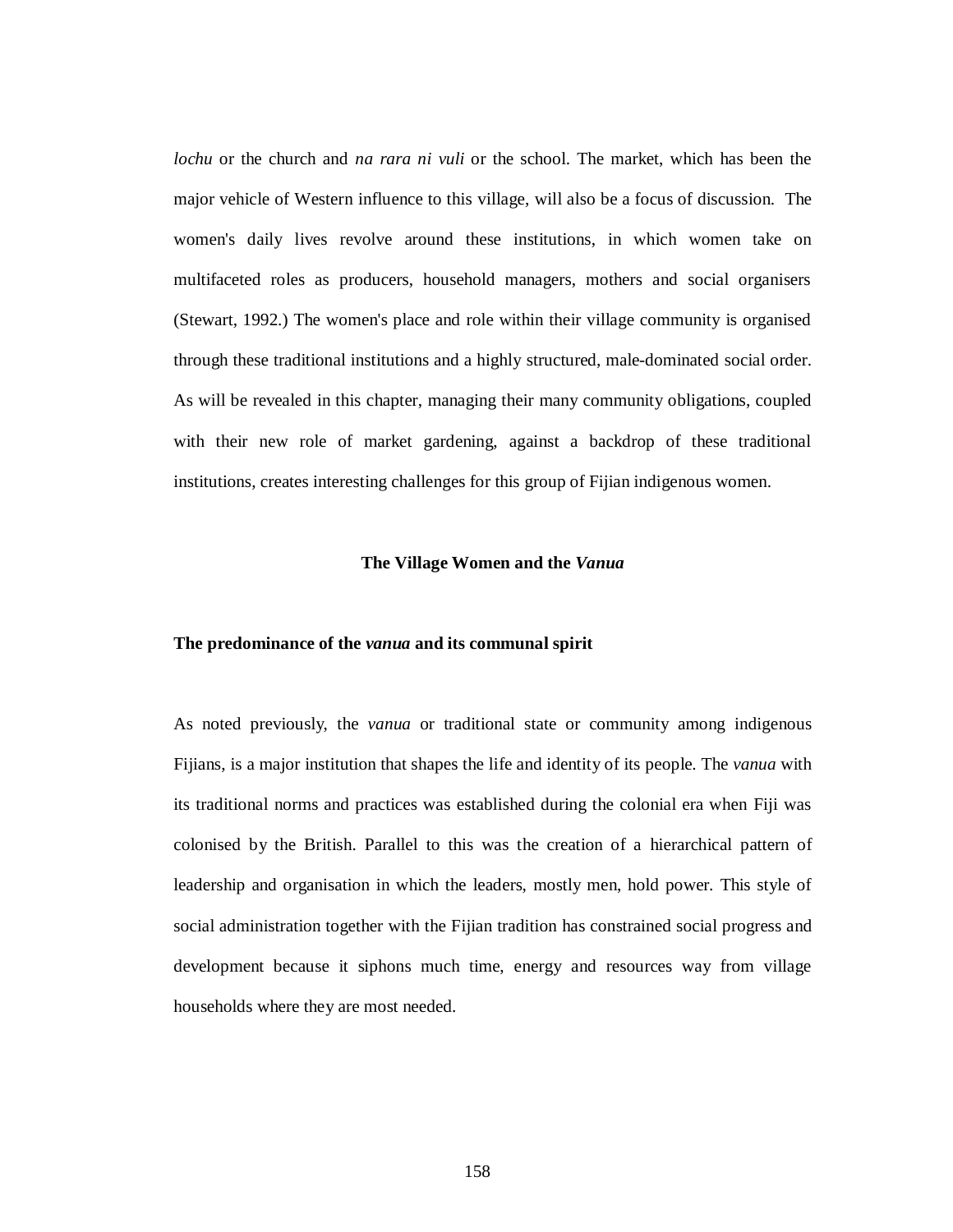*lochu* or the church and *na rara ni vuli* or the school. The market, which has been the major vehicle of Western influence to this village, will also be a focus of discussion. The women's daily lives revolve around these institutions, in which women take on multifaceted roles as producers, household managers, mothers and social organisers (Stewart, 1992.) The women's place and role within their village community is organised through these traditional institutions and a highly structured, male-dominated social order. As will be revealed in this chapter, managing their many community obligations, coupled with their new role of market gardening, against a backdrop of these traditional institutions, creates interesting challenges for this group of Fijian indigenous women.

## The Village Women and the *Vanua*

### The predominance of the *vanua* and its communal spirit

As noted previously, the *vanua* or traditional state or community among indigenous Fijians, is a major institution that shapes the life and identity of its people. The *vanua* with its traditional norms and practices was established during the colonial era when Fiji was colonised by the British. Parallel to this was the creation of a hierarchical pattern of leadership and organisation in which the leaders, mostly men, hold power. This style of social administration together with the Fijian tradition has constrained social progress and development because it siphons much time, energy and resources way from village households where they are most needed.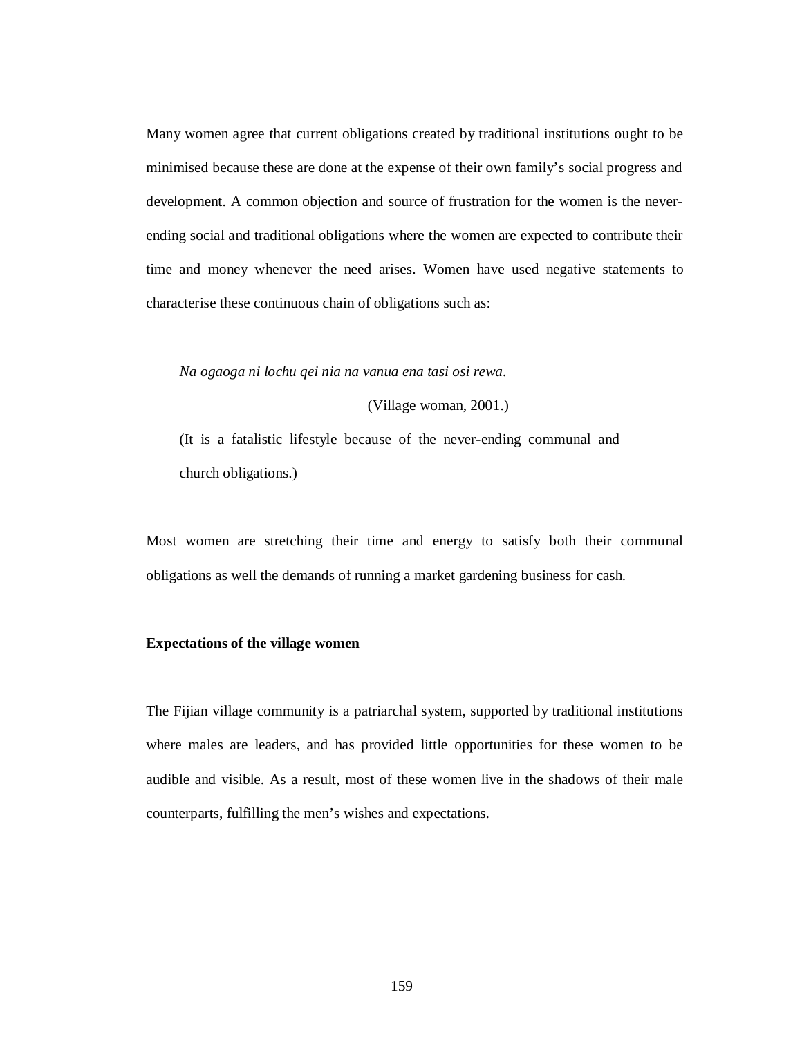Many women agree that current obligations created by traditional institutions ought to be minimised because these are done at the expense of their own family's social progress and development. A common objection and source of frustration for the women is the never-ending social and traditional obligations where the women are expected to contribute their time and money whenever the need arises. Women have used negative statements to characterise these continuous chain of obligations such as:

> *Na ogaoga ni lochu qei nia na vanua ena tasi osi rewa*.
>
> (Village woman, 2001.)
>
> (It is a fatalistic lifestyle because of the never-ending communal and church obligations.)

Most women are stretching their time and energy to satisfy both their communal obligations as well the demands of running a market gardening business for cash.

**Expectations of the village women**

The Fijian village community is a patriarchal system, supported by traditional institutions where males are leaders, and has provided little opportunities for these women to be audible and visible. As a result, most of these women live in the shadows of their male counterparts, fulfilling the men's wishes and expectations.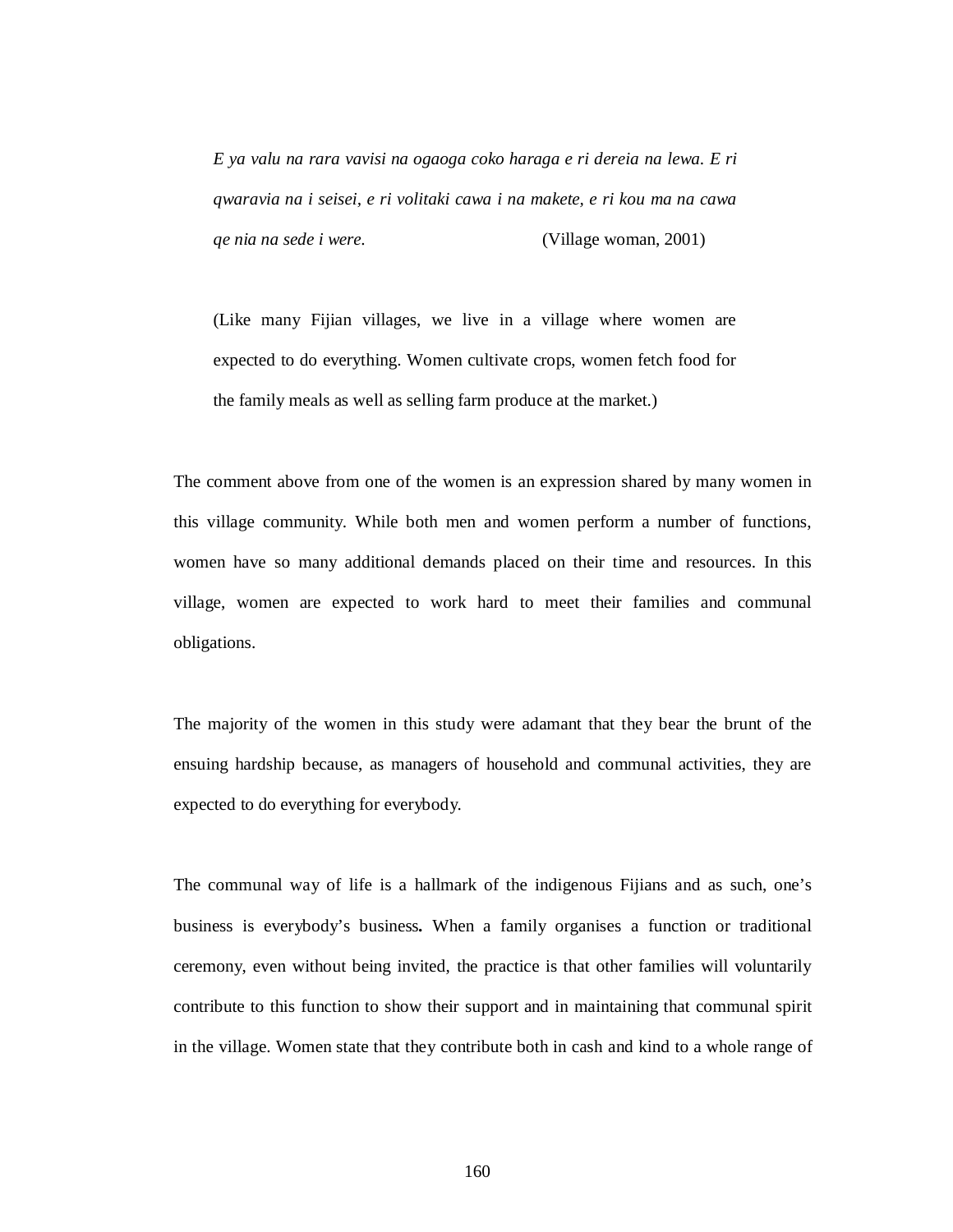> *E ya valu na rara vavisi na ogaoga coko haraga e ri dereia na lewa. E ri qwaravia na i seisei, e ri volitaki cawa i na makete, e ri kou ma na cawa qe nia na sede i were.* (Village woman, 2001)
>
> (Like many Fijian villages, we live in a village where women are expected to do everything. Women cultivate crops, women fetch food for the family meals as well as selling farm produce at the market.)

The comment above from one of the women is an expression shared by many women in this village community. While both men and women perform a number of functions, women have so many additional demands placed on their time and resources. In this village, women are expected to work hard to meet their families and communal obligations.

The majority of the women in this study were adamant that they bear the brunt of the ensuing hardship because, as managers of household and communal activities, they are expected to do everything for everybody.

The communal way of life is a hallmark of the indigenous Fijians and as such, one's business is everybody's business**.** When a family organises a function or traditional ceremony, even without being invited, the practice is that other families will voluntarily contribute to this function to show their support and in maintaining that communal spirit in the village. Women state that they contribute both in cash and kind to a whole range of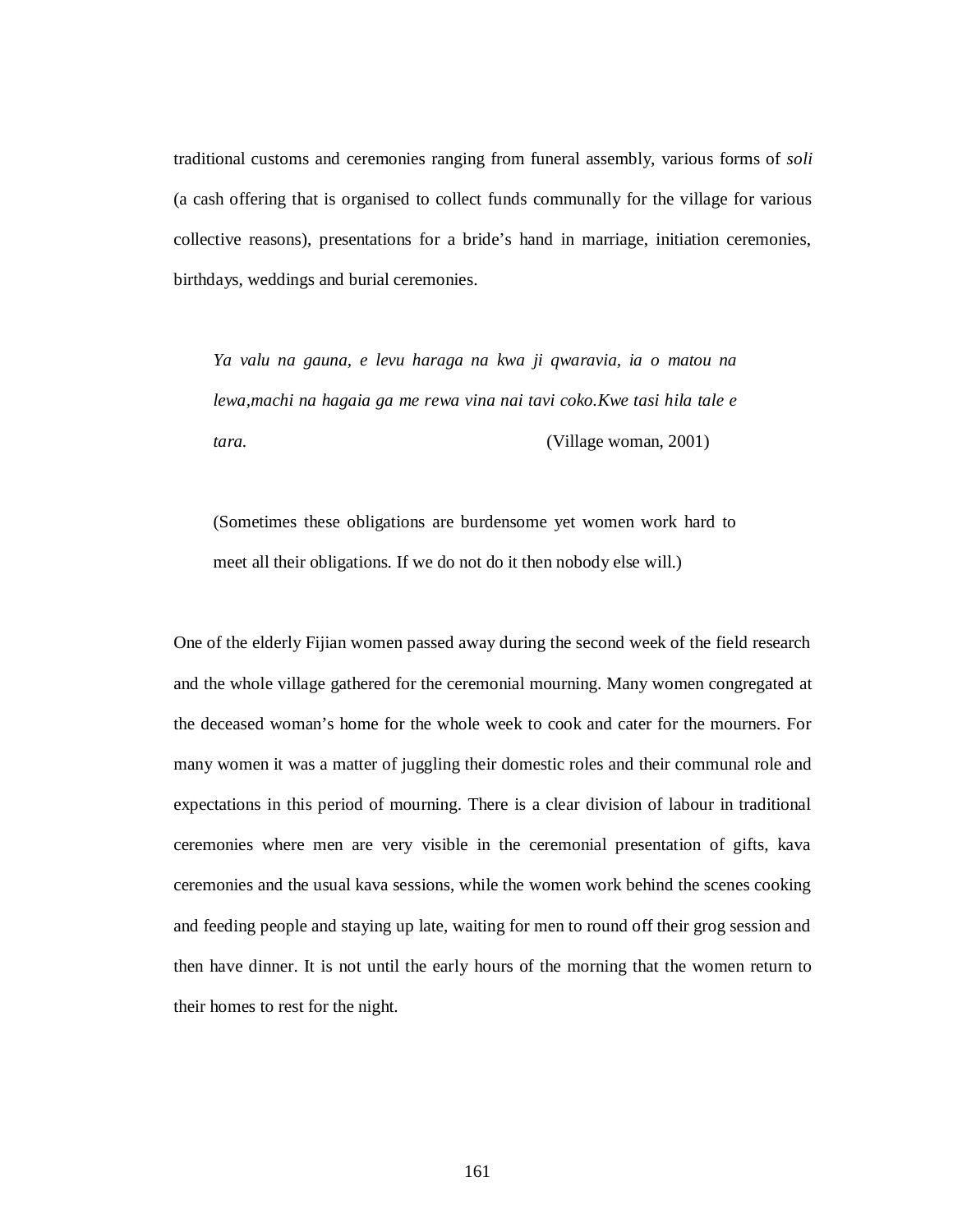traditional customs and ceremonies ranging from funeral assembly, various forms of *soli* (a cash offering that is organised to collect funds communally for the village for various collective reasons), presentations for a bride's hand in marriage, initiation ceremonies, birthdays, weddings and burial ceremonies.

> *Ya valu na gauna, e levu haraga na kwa ji qwaravia, ia o matou na lewa,machi na hagaia ga me rewa vina nai tavi coko.Kwe tasi hila tale e tara.* (Village woman, 2001)
>
> (Sometimes these obligations are burdensome yet women work hard to meet all their obligations. If we do not do it then nobody else will.)

One of the elderly Fijian women passed away during the second week of the field research and the whole village gathered for the ceremonial mourning. Many women congregated at the deceased woman's home for the whole week to cook and cater for the mourners. For many women it was a matter of juggling their domestic roles and their communal role and expectations in this period of mourning. There is a clear division of labour in traditional ceremonies where men are very visible in the ceremonial presentation of gifts, kava ceremonies and the usual kava sessions, while the women work behind the scenes cooking and feeding people and staying up late, waiting for men to round off their grog session and then have dinner. It is not until the early hours of the morning that the women return to their homes to rest for the night.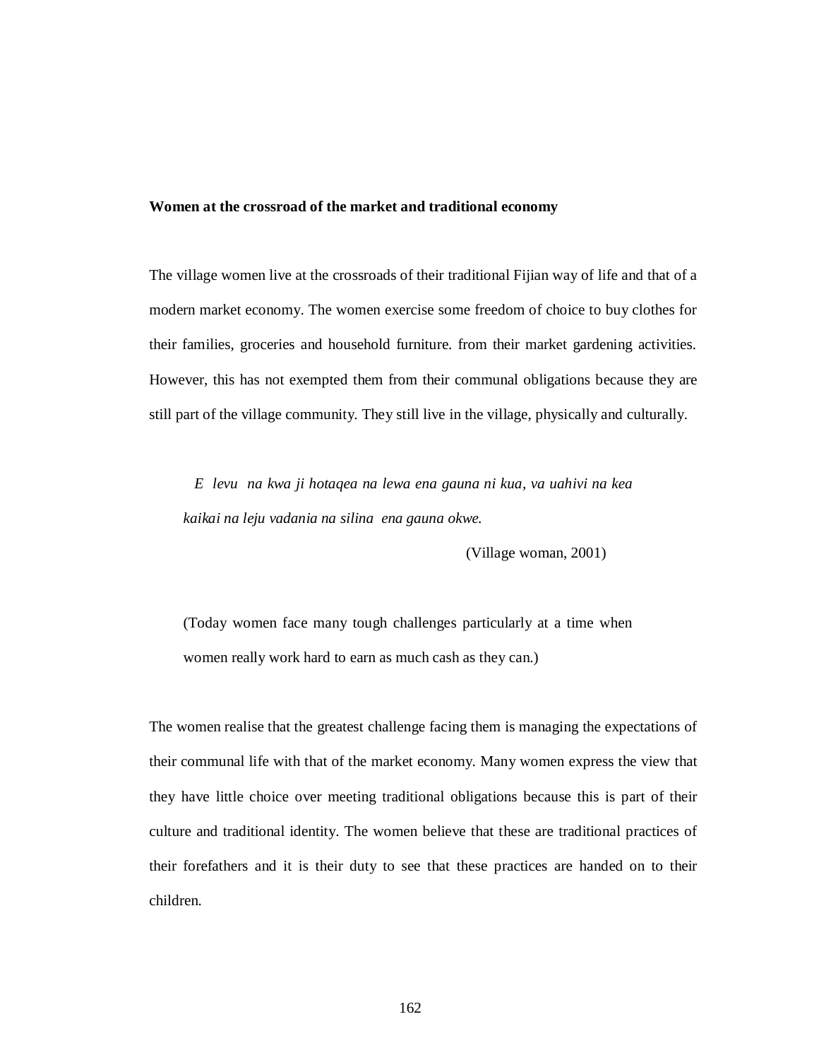**Women at the crossroad of the market and traditional economy**

The village women live at the crossroads of their traditional Fijian way of life and that of a modern market economy. The women exercise some freedom of choice to buy clothes for their families, groceries and household furniture. from their market gardening activities. However, this has not exempted them from their communal obligations because they are still part of the village community. They still live in the village, physically and culturally.

> *E levu na kwa ji hotaqea na lewa ena gauna ni kua, va uahivi na kea kaikai na leju vadania na silina ena gauna okwe.*
>
> (Village woman, 2001)

> (Today women face many tough challenges particularly at a time when women really work hard to earn as much cash as they can.)

The women realise that the greatest challenge facing them is managing the expectations of their communal life with that of the market economy. Many women express the view that they have little choice over meeting traditional obligations because this is part of their culture and traditional identity. The women believe that these are traditional practices of their forefathers and it is their duty to see that these practices are handed on to their children.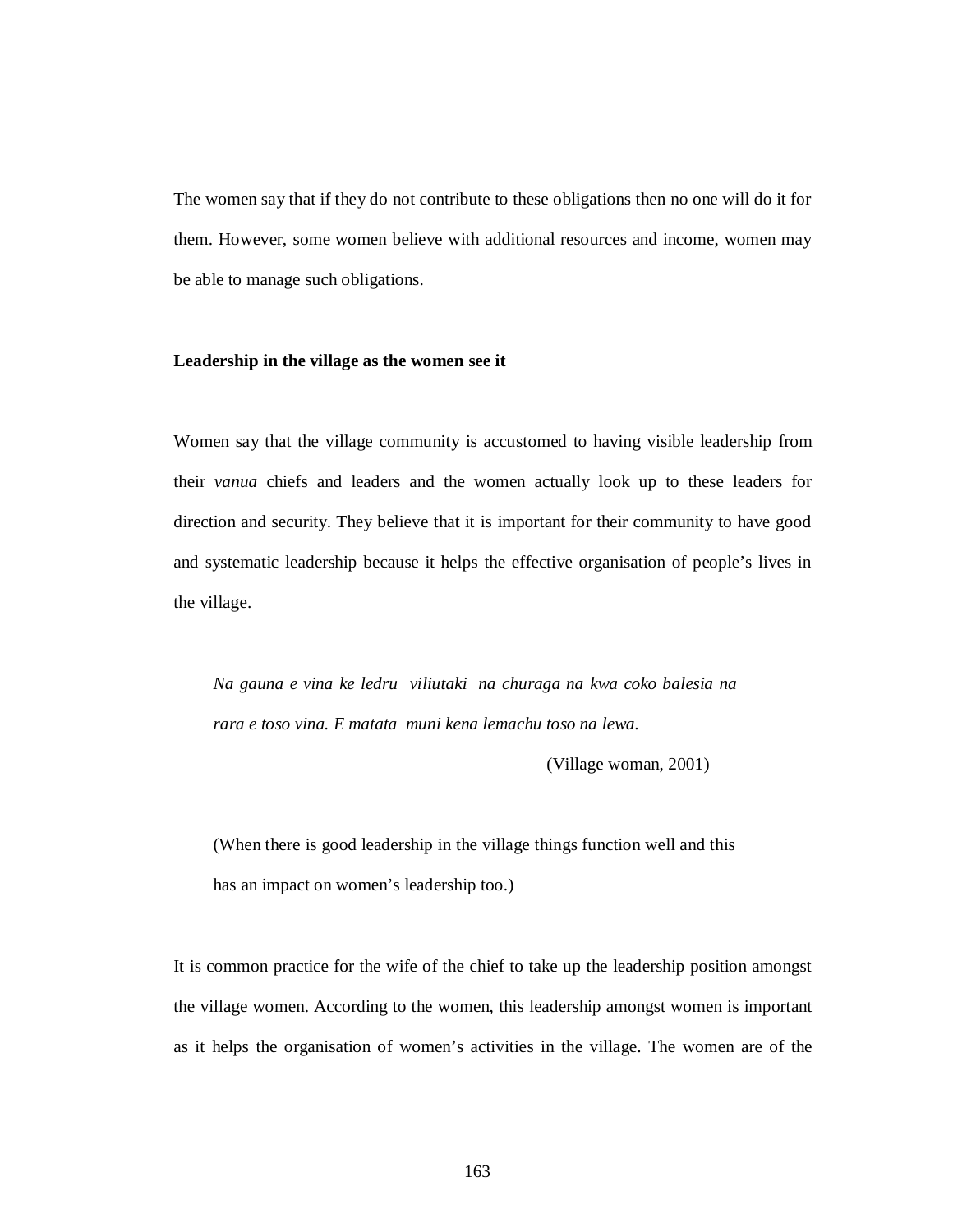The women say that if they do not contribute to these obligations then no one will do it for them. However, some women believe with additional resources and income, women may be able to manage such obligations.

**Leadership in the village as the women see it**

Women say that the village community is accustomed to having visible leadership from their *vanua* chiefs and leaders and the women actually look up to these leaders for direction and security. They believe that it is important for their community to have good and systematic leadership because it helps the effective organisation of people's lives in the village.

> *Na gauna e vina ke ledru viliutaki na churaga na kwa coko balesia na rara e toso vina. E matata muni kena lemachu toso na lewa.*
>
> (Village woman, 2001)
>
> (When there is good leadership in the village things function well and this has an impact on women's leadership too.)

It is common practice for the wife of the chief to take up the leadership position amongst the village women. According to the women, this leadership amongst women is important as it helps the organisation of women's activities in the village. The women are of the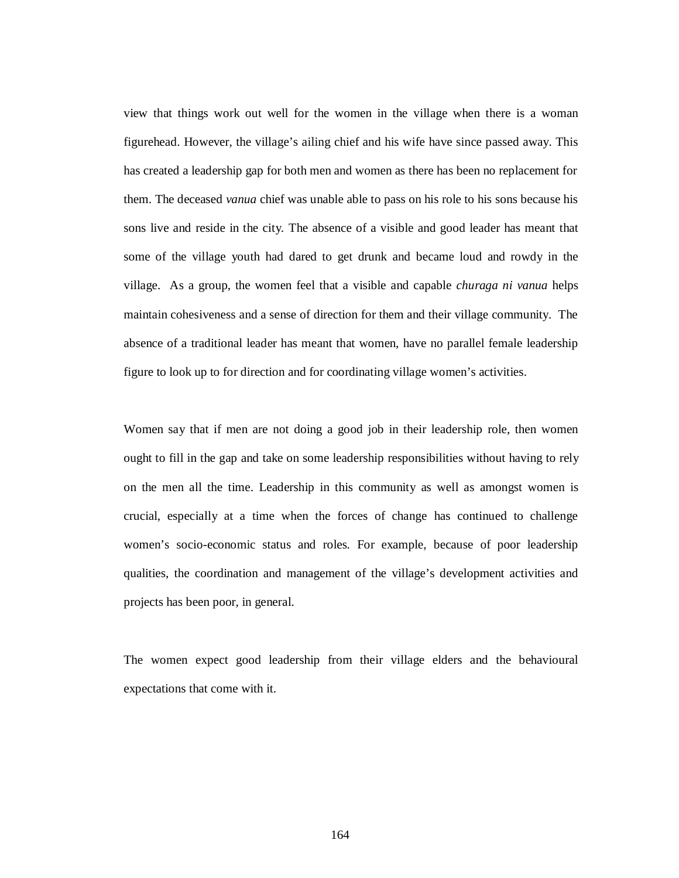view that things work out well for the women in the village when there is a woman figurehead. However, the village's ailing chief and his wife have since passed away. This has created a leadership gap for both men and women as there has been no replacement for them. The deceased *vanua* chief was unable able to pass on his role to his sons because his sons live and reside in the city. The absence of a visible and good leader has meant that some of the village youth had dared to get drunk and became loud and rowdy in the village. As a group, the women feel that a visible and capable *churaga ni vanua* helps maintain cohesiveness and a sense of direction for them and their village community. The absence of a traditional leader has meant that women, have no parallel female leadership figure to look up to for direction and for coordinating village women's activities.

Women say that if men are not doing a good job in their leadership role, then women ought to fill in the gap and take on some leadership responsibilities without having to rely on the men all the time. Leadership in this community as well as amongst women is crucial, especially at a time when the forces of change has continued to challenge women's socio-economic status and roles. For example, because of poor leadership qualities, the coordination and management of the village's development activities and projects has been poor, in general.

The women expect good leadership from their village elders and the behavioural expectations that come with it.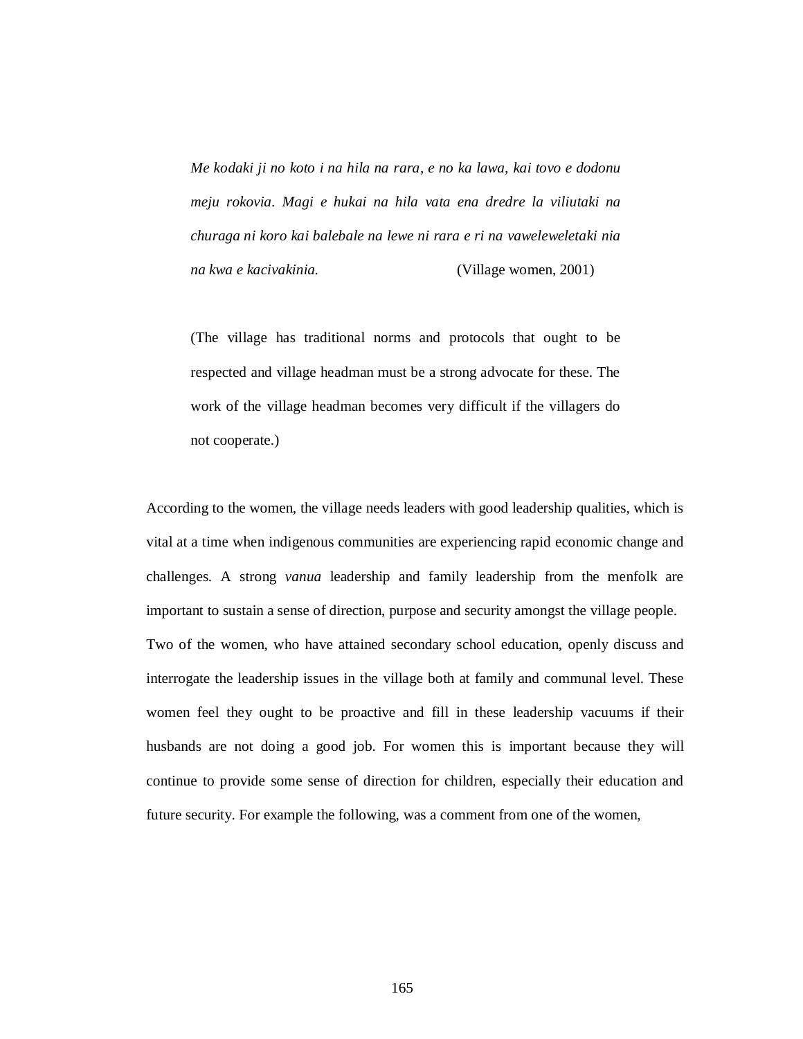> *Me kodaki ji no koto i na hila na rara, e no ka lawa, kai tovo e dodonu meju rokovia. Magi e hukai na hila vata ena dredre la viliutaki na churaga ni koro kai balebale na lewe ni rara e ri na vaweleweletaki nia na kwa e kacivakinia.* (Village women, 2001)
>
> (The village has traditional norms and protocols that ought to be respected and village headman must be a strong advocate for these. The work of the village headman becomes very difficult if the villagers do not cooperate.)

According to the women, the village needs leaders with good leadership qualities, which is vital at a time when indigenous communities are experiencing rapid economic change and challenges. A strong *vanua* leadership and family leadership from the menfolk are important to sustain a sense of direction, purpose and security amongst the village people. Two of the women, who have attained secondary school education, openly discuss and interrogate the leadership issues in the village both at family and communal level. These women feel they ought to be proactive and fill in these leadership vacuums if their husbands are not doing a good job. For women this is important because they will continue to provide some sense of direction for children, especially their education and future security. For example the following, was a comment from one of the women,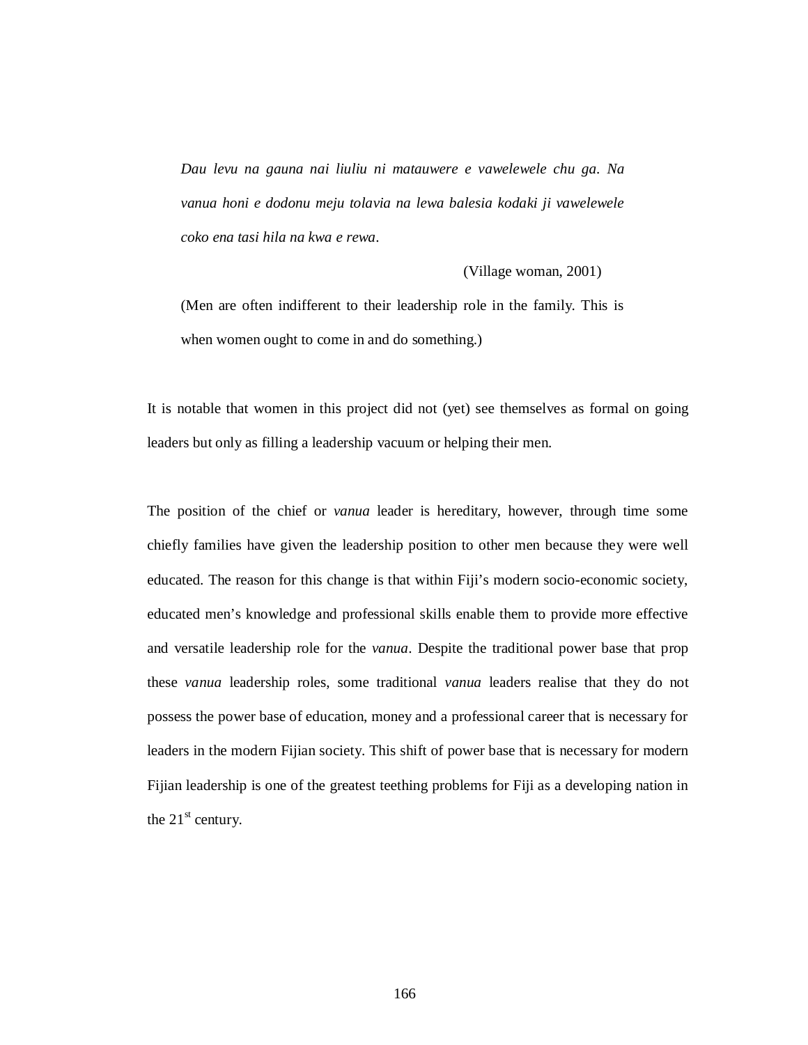> *Dau levu na gauna nai liuliu ni matauwere e vawelewele chu ga. Na vanua honi e dodonu meju tolavia na lewa balesia kodaki ji vawelewele coko ena tasi hila na kwa e rewa.*
>
> (Village woman, 2001)
>
> (Men are often indifferent to their leadership role in the family. This is when women ought to come in and do something.)

It is notable that women in this project did not (yet) see themselves as formal on going leaders but only as filling a leadership vacuum or helping their men.

The position of the chief or *vanua* leader is hereditary, however, through time some chiefly families have given the leadership position to other men because they were well educated. The reason for this change is that within Fiji's modern socio-economic society, educated men's knowledge and professional skills enable them to provide more effective and versatile leadership role for the *vanua*. Despite the traditional power base that prop these *vanua* leadership roles, some traditional *vanua* leaders realise that they do not possess the power base of education, money and a professional career that is necessary for leaders in the modern Fijian society. This shift of power base that is necessary for modern Fijian leadership is one of the greatest teething problems for Fiji as a developing nation in the 21st century.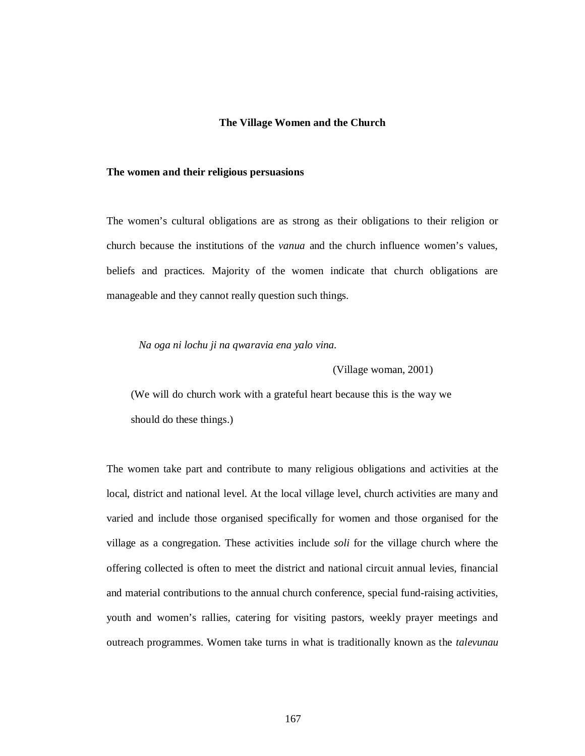## The Village Women and the Church

### The women and their religious persuasions

The women's cultural obligations are as strong as their obligations to their religion or church because the institutions of the *vanua* and the church influence women's values, beliefs and practices. Majority of the women indicate that church obligations are manageable and they cannot really question such things.

> *Na oga ni lochu ji na qwaravia ena yalo vina.*
>
> (Village woman, 2001)
>
> (We will do church work with a grateful heart because this is the way we should do these things.)

The women take part and contribute to many religious obligations and activities at the local, district and national level. At the local village level, church activities are many and varied and include those organised specifically for women and those organised for the village as a congregation. These activities include *soli* for the village church where the offering collected is often to meet the district and national circuit annual levies, financial and material contributions to the annual church conference, special fund-raising activities, youth and women's rallies, catering for visiting pastors, weekly prayer meetings and outreach programmes. Women take turns in what is traditionally known as the *talevunau*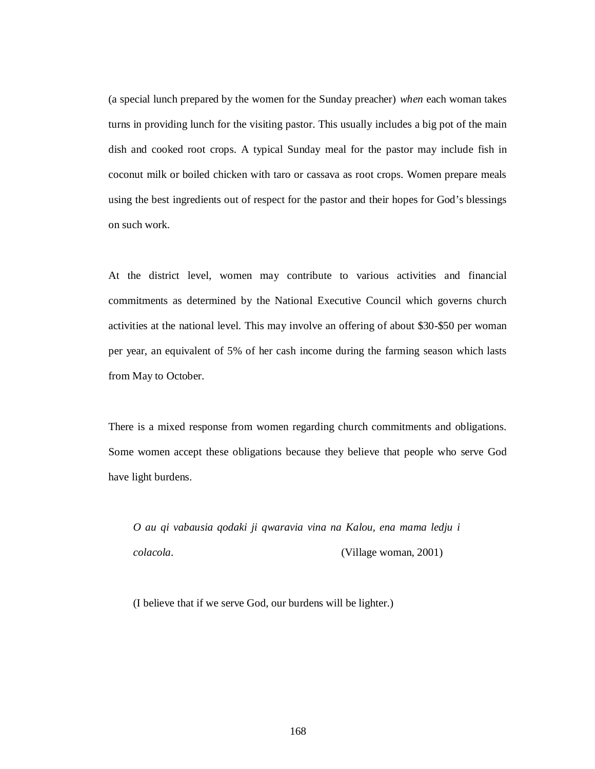(a special lunch prepared by the women for the Sunday preacher) *when* each woman takes turns in providing lunch for the visiting pastor. This usually includes a big pot of the main dish and cooked root crops. A typical Sunday meal for the pastor may include fish in coconut milk or boiled chicken with taro or cassava as root crops. Women prepare meals using the best ingredients out of respect for the pastor and their hopes for God's blessings on such work.

At the district level, women may contribute to various activities and financial commitments as determined by the National Executive Council which governs church activities at the national level. This may involve an offering of about $30-$50 per woman per year, an equivalent of 5% of her cash income during the farming season which lasts from May to October.

There is a mixed response from women regarding church commitments and obligations. Some women accept these obligations because they believe that people who serve God have light burdens.

> *O au qi vabausia qodaki ji qwaravia vina na Kalou, ena mama ledju i colacola.* (Village woman, 2001)
>
> (I believe that if we serve God, our burdens will be lighter.)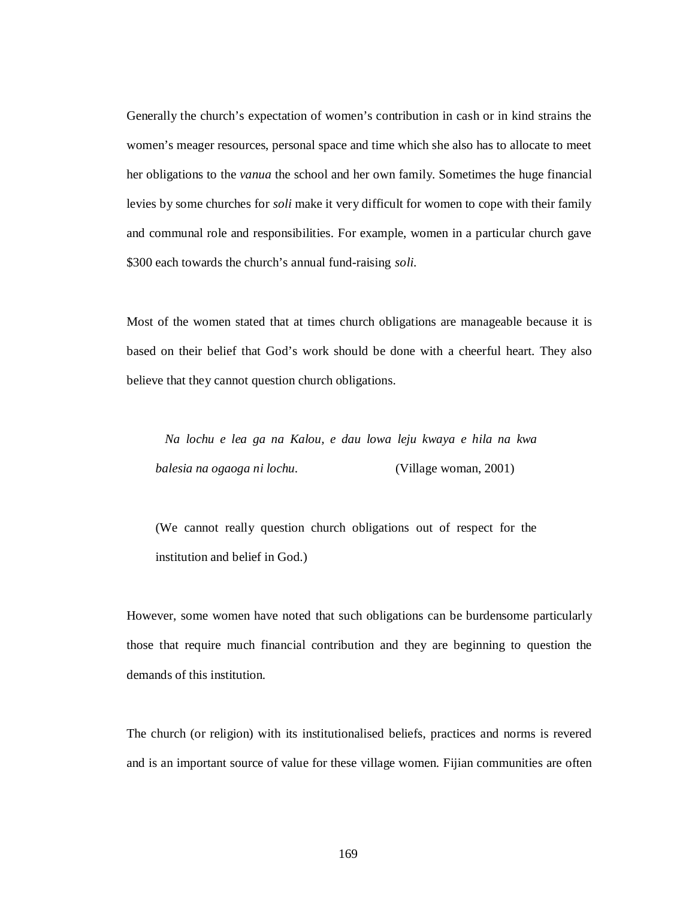Generally the church's expectation of women's contribution in cash or in kind strains the women's meager resources, personal space and time which she also has to allocate to meet her obligations to the *vanua* the school and her own family. Sometimes the huge financial levies by some churches for *soli* make it very difficult for women to cope with their family and communal role and responsibilities. For example, women in a particular church gave $300 each towards the church's annual fund-raising *soli.*

Most of the women stated that at times church obligations are manageable because it is based on their belief that God's work should be done with a cheerful heart. They also believe that they cannot question church obligations.

> *Na lochu e lea ga na Kalou, e dau lowa leju kwaya e hila na kwa balesia na ogaoga ni lochu.* (Village woman, 2001)
>
> (We cannot really question church obligations out of respect for the institution and belief in God.)

However, some women have noted that such obligations can be burdensome particularly those that require much financial contribution and they are beginning to question the demands of this institution.

The church (or religion) with its institutionalised beliefs, practices and norms is revered and is an important source of value for these village women. Fijian communities are often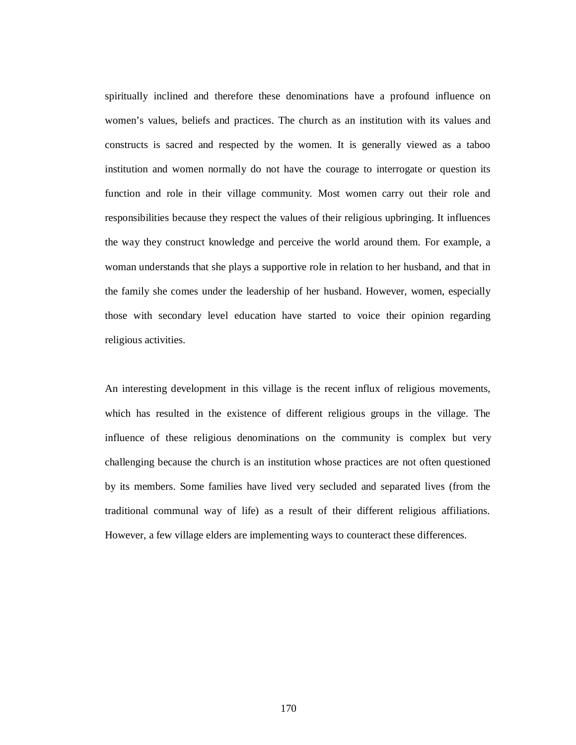spiritually inclined and therefore these denominations have a profound influence on women's values, beliefs and practices. The church as an institution with its values and constructs is sacred and respected by the women. It is generally viewed as a taboo institution and women normally do not have the courage to interrogate or question its function and role in their village community. Most women carry out their role and responsibilities because they respect the values of their religious upbringing. It influences the way they construct knowledge and perceive the world around them. For example, a woman understands that she plays a supportive role in relation to her husband, and that in the family she comes under the leadership of her husband. However, women, especially those with secondary level education have started to voice their opinion regarding religious activities.

An interesting development in this village is the recent influx of religious movements, which has resulted in the existence of different religious groups in the village. The influence of these religious denominations on the community is complex but very challenging because the church is an institution whose practices are not often questioned by its members. Some families have lived very secluded and separated lives (from the traditional communal way of life) as a result of their different religious affiliations. However, a few village elders are implementing ways to counteract these differences.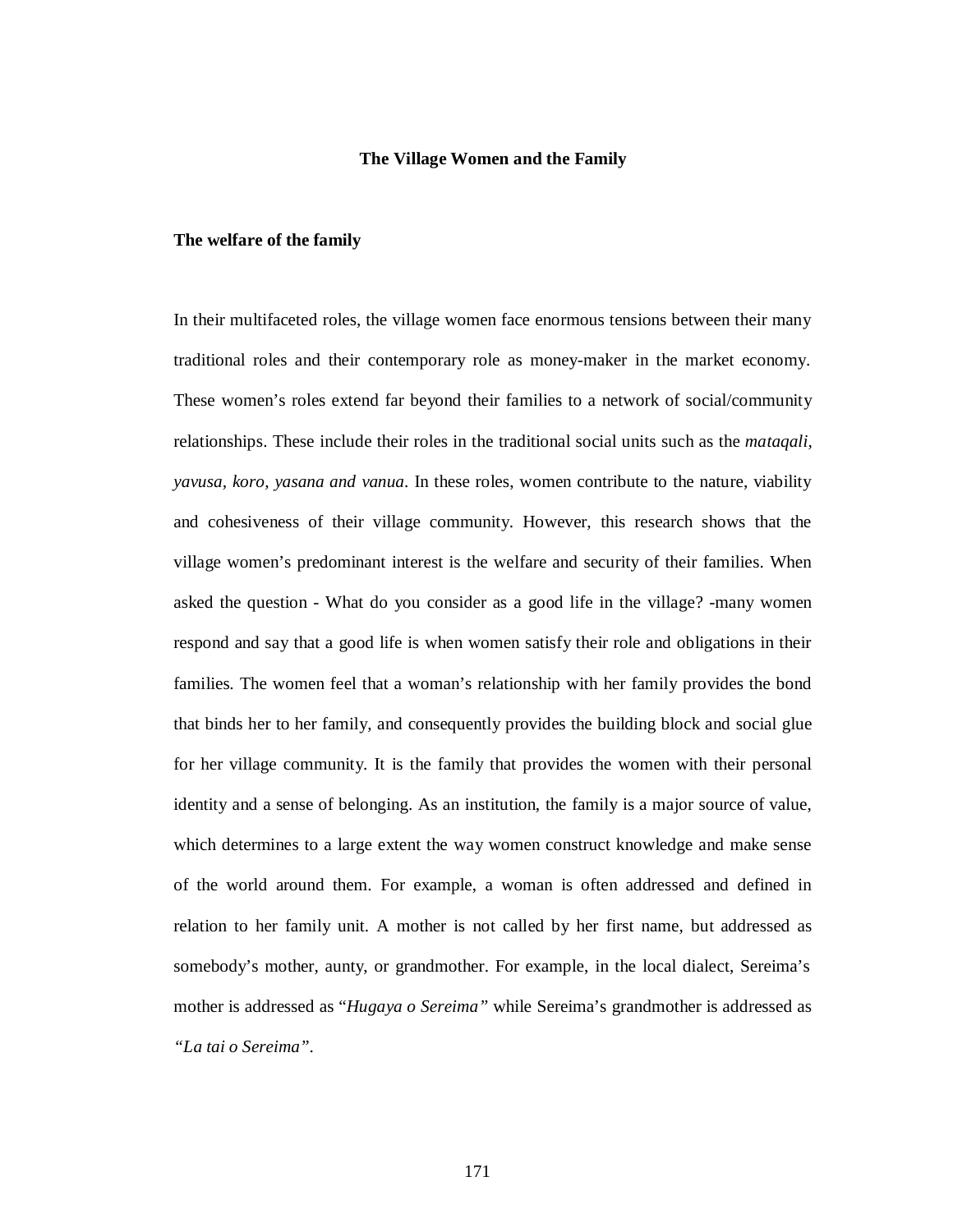## The Village Women and the Family

### The welfare of the family

In their multifaceted roles, the village women face enormous tensions between their many traditional roles and their contemporary role as money-maker in the market economy. These women's roles extend far beyond their families to a network of social/community relationships. These include their roles in the traditional social units such as the *mataqali, yavusa, koro, yasana and vanua*. In these roles, women contribute to the nature, viability and cohesiveness of their village community. However, this research shows that the village women's predominant interest is the welfare and security of their families. When asked the question - What do you consider as a good life in the village? -many women respond and say that a good life is when women satisfy their role and obligations in their families. The women feel that a woman's relationship with her family provides the bond that binds her to her family, and consequently provides the building block and social glue for her village community. It is the family that provides the women with their personal identity and a sense of belonging. As an institution, the family is a major source of value, which determines to a large extent the way women construct knowledge and make sense of the world around them. For example, a woman is often addressed and defined in relation to her family unit. A mother is not called by her first name, but addressed as somebody's mother, aunty, or grandmother. For example, in the local dialect, Sereima's mother is addressed as "*Hugaya o Sereima"* while Sereima's grandmother is addressed as *"La tai o Sereima"*.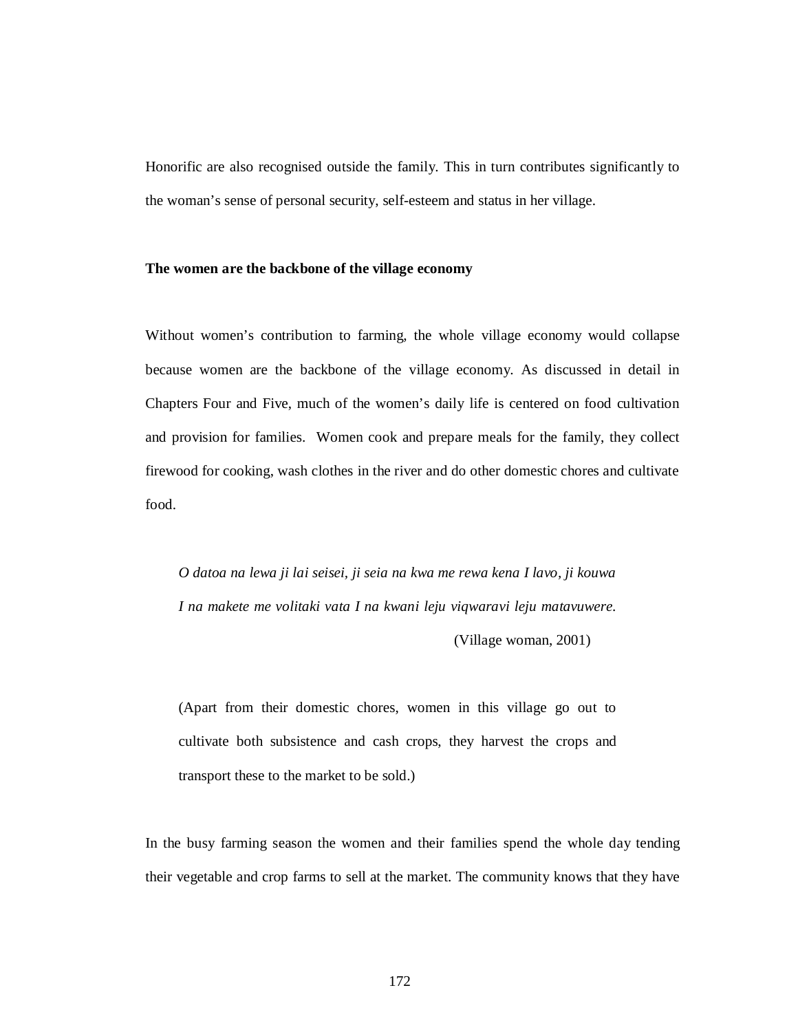Honorific are also recognised outside the family. This in turn contributes significantly to the woman's sense of personal security, self-esteem and status in her village.

**The women are the backbone of the village economy**

Without women's contribution to farming, the whole village economy would collapse because women are the backbone of the village economy. As discussed in detail in Chapters Four and Five, much of the women's daily life is centered on food cultivation and provision for families. Women cook and prepare meals for the family, they collect firewood for cooking, wash clothes in the river and do other domestic chores and cultivate food.

> *O datoa na lewa ji lai seisei, ji seia na kwa me rewa kena I lavo, ji kouwa I na makete me volitaki vata I na kwani leju viqwaravi leju matavuwere.*
>
> (Village woman, 2001)
>
> (Apart from their domestic chores, women in this village go out to cultivate both subsistence and cash crops, they harvest the crops and transport these to the market to be sold.)

In the busy farming season the women and their families spend the whole day tending their vegetable and crop farms to sell at the market. The community knows that they have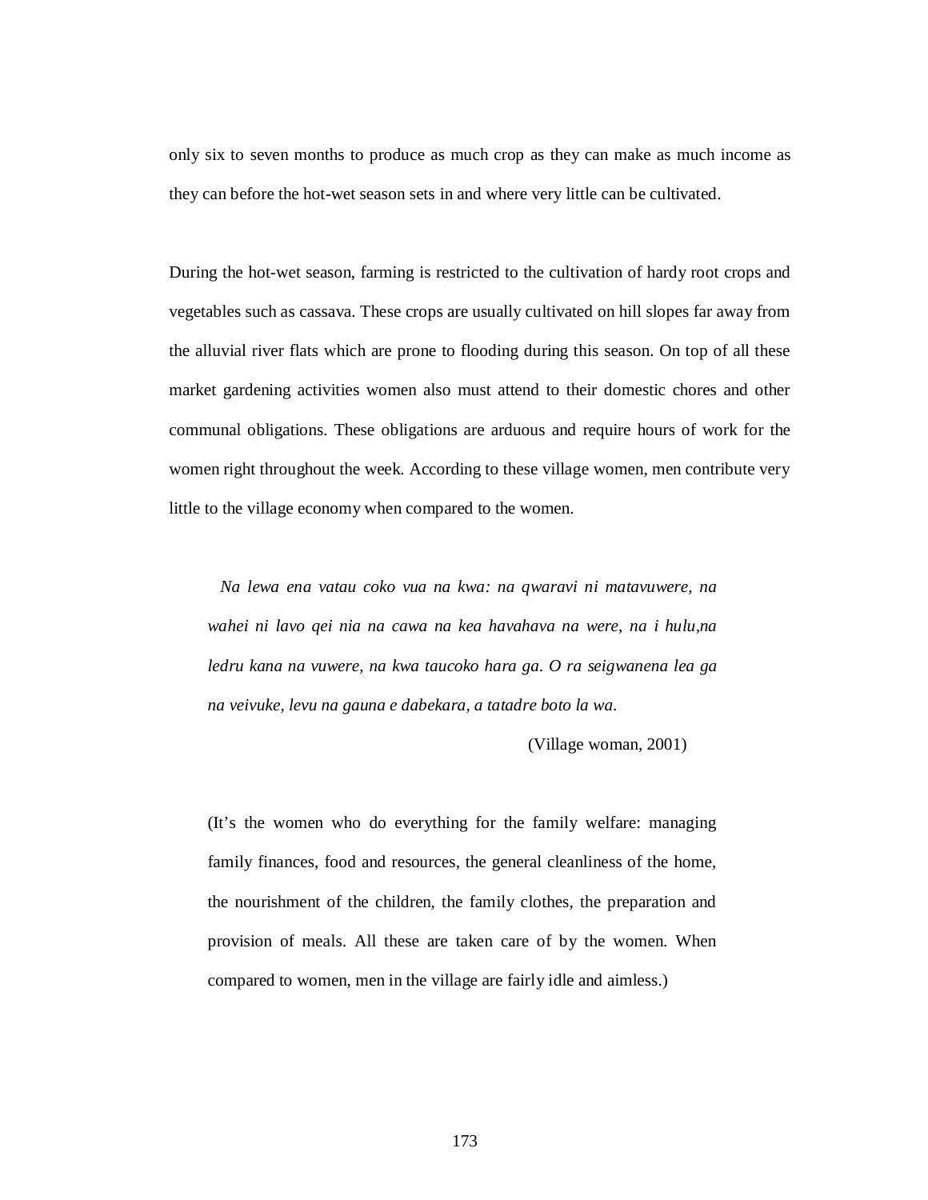only six to seven months to produce as much crop as they can make as much income as they can before the hot-wet season sets in and where very little can be cultivated.

During the hot-wet season, farming is restricted to the cultivation of hardy root crops and vegetables such as cassava. These crops are usually cultivated on hill slopes far away from the alluvial river flats which are prone to flooding during this season. On top of all these market gardening activities women also must attend to their domestic chores and other communal obligations. These obligations are arduous and require hours of work for the women right throughout the week. According to these village women, men contribute very little to the village economy when compared to the women.

> *Na lewa ena vatau coko vua na kwa: na qwaravi ni matavuwere, na wahei ni lavo qei nia na cawa na kea havahava na were, na i hulu,na ledru kana na vuwere, na kwa taucoko hara ga. O ra seigwanena lea ga na veivuke, levu na gauna e dabekara, a tatadre boto la wa.*
>
> (Village woman, 2001)

> (It's the women who do everything for the family welfare: managing family finances, food and resources, the general cleanliness of the home, the nourishment of the children, the family clothes, the preparation and provision of meals. All these are taken care of by the women. When compared to women, men in the village are fairly idle and aimless.)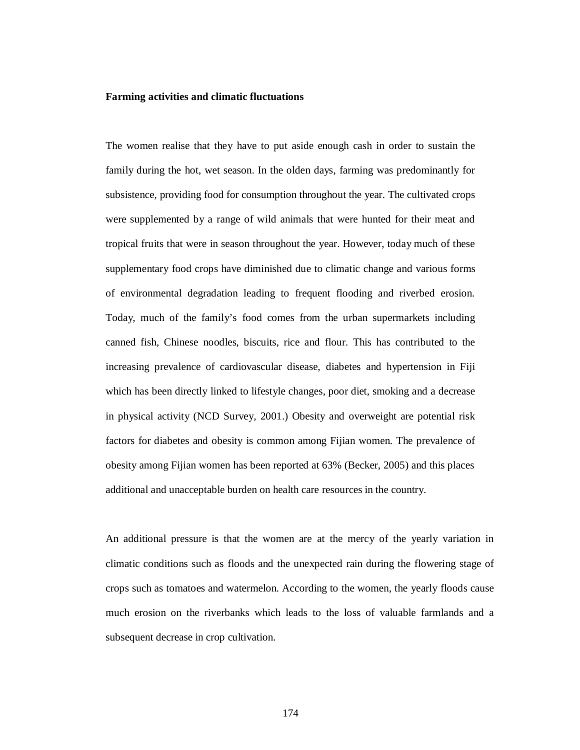**Farming activities and climatic fluctuations**

The women realise that they have to put aside enough cash in order to sustain the family during the hot, wet season. In the olden days, farming was predominantly for subsistence, providing food for consumption throughout the year. The cultivated crops were supplemented by a range of wild animals that were hunted for their meat and tropical fruits that were in season throughout the year. However, today much of these supplementary food crops have diminished due to climatic change and various forms of environmental degradation leading to frequent flooding and riverbed erosion. Today, much of the family's food comes from the urban supermarkets including canned fish, Chinese noodles, biscuits, rice and flour. This has contributed to the increasing prevalence of cardiovascular disease, diabetes and hypertension in Fiji which has been directly linked to lifestyle changes, poor diet, smoking and a decrease in physical activity (NCD Survey, 2001.) Obesity and overweight are potential risk factors for diabetes and obesity is common among Fijian women. The prevalence of obesity among Fijian women has been reported at 63% (Becker, 2005) and this places additional and unacceptable burden on health care resources in the country.

An additional pressure is that the women are at the mercy of the yearly variation in climatic conditions such as floods and the unexpected rain during the flowering stage of crops such as tomatoes and watermelon. According to the women, the yearly floods cause much erosion on the riverbanks which leads to the loss of valuable farmlands and a subsequent decrease in crop cultivation.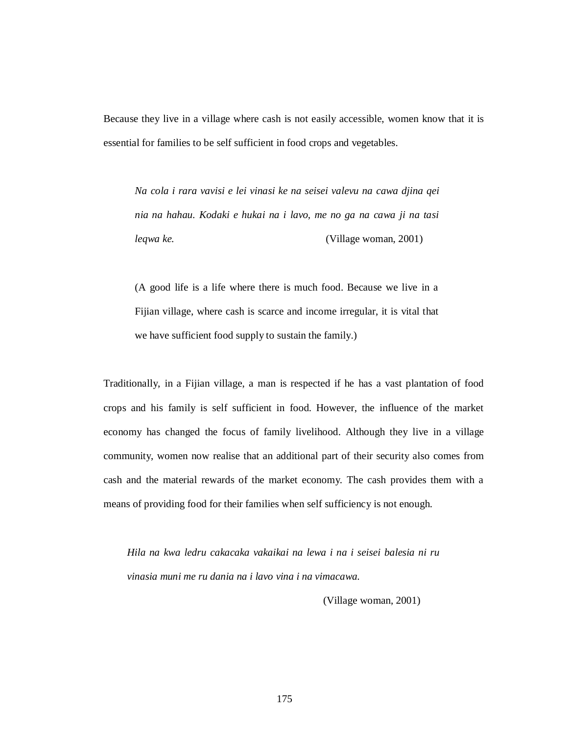Because they live in a village where cash is not easily accessible, women know that it is essential for families to be self sufficient in food crops and vegetables.

> *Na cola i rara vavisi e lei vinasi ke na seisei valevu na cawa djina qei nia na hahau. Kodaki e hukai na i lavo, me no ga na cawa ji na tasi leqwa ke.* (Village woman, 2001)
>
> (A good life is a life where there is much food. Because we live in a Fijian village, where cash is scarce and income irregular, it is vital that we have sufficient food supply to sustain the family.)

Traditionally, in a Fijian village, a man is respected if he has a vast plantation of food crops and his family is self sufficient in food. However, the influence of the market economy has changed the focus of family livelihood. Although they live in a village community, women now realise that an additional part of their security also comes from cash and the material rewards of the market economy. The cash provides them with a means of providing food for their families when self sufficiency is not enough.

> *Hila na kwa ledru cakacaka vakaikai na lewa i na i seisei balesia ni ru vinasia muni me ru dania na i lavo vina i na vimacawa.*
>
> (Village woman, 2001)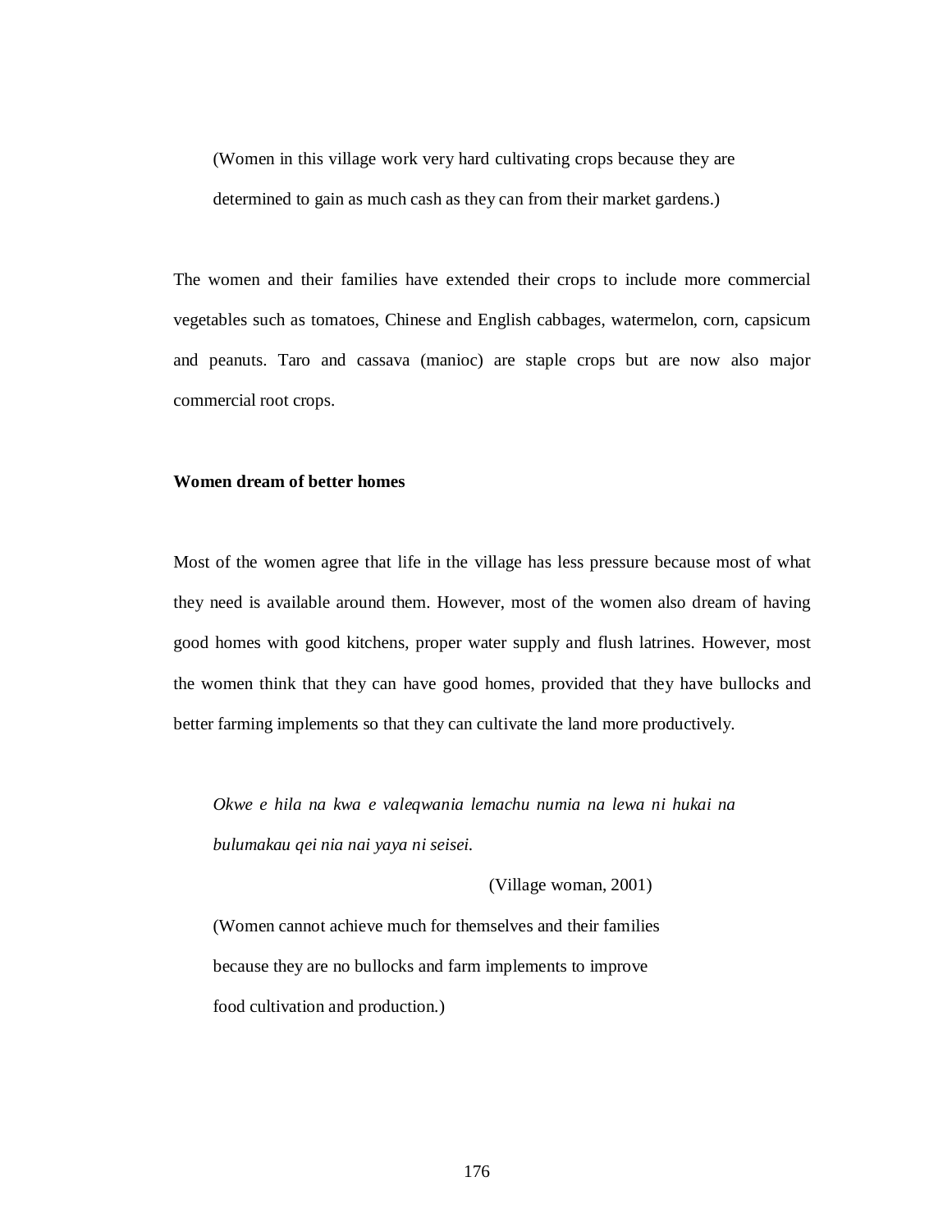(Women in this village work very hard cultivating crops because they are determined to gain as much cash as they can from their market gardens.)

The women and their families have extended their crops to include more commercial vegetables such as tomatoes, Chinese and English cabbages, watermelon, corn, capsicum and peanuts. Taro and cassava (manioc) are staple crops but are now also major commercial root crops.

**Women dream of better homes**

Most of the women agree that life in the village has less pressure because most of what they need is available around them. However, most of the women also dream of having good homes with good kitchens, proper water supply and flush latrines. However, most the women think that they can have good homes, provided that they have bullocks and better farming implements so that they can cultivate the land more productively.

> *Okwe e hila na kwa e valeqwania lemachu numia na lewa ni hukai na bulumakau qei nia nai yaya ni seisei.*
>
> (Village woman, 2001)
>
> (Women cannot achieve much for themselves and their families because they are no bullocks and farm implements to improve food cultivation and production.)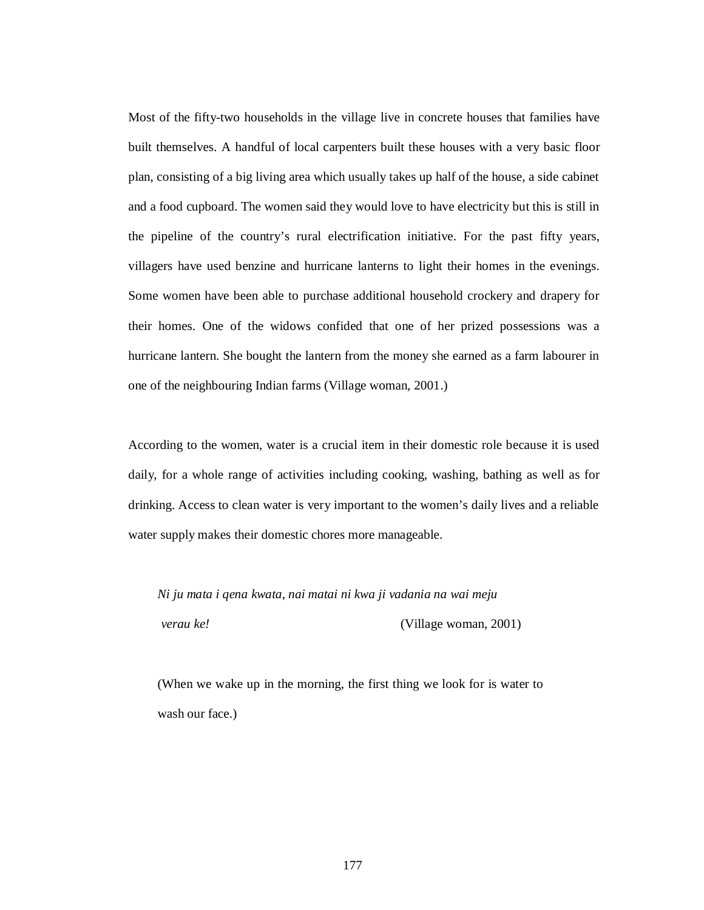Most of the fifty-two households in the village live in concrete houses that families have built themselves. A handful of local carpenters built these houses with a very basic floor plan, consisting of a big living area which usually takes up half of the house, a side cabinet and a food cupboard. The women said they would love to have electricity but this is still in the pipeline of the country's rural electrification initiative. For the past fifty years, villagers have used benzine and hurricane lanterns to light their homes in the evenings. Some women have been able to purchase additional household crockery and drapery for their homes. One of the widows confided that one of her prized possessions was a hurricane lantern. She bought the lantern from the money she earned as a farm labourer in one of the neighbouring Indian farms (Village woman, 2001.)

According to the women, water is a crucial item in their domestic role because it is used daily, for a whole range of activities including cooking, washing, bathing as well as for drinking. Access to clean water is very important to the women's daily lives and a reliable water supply makes their domestic chores more manageable.

> *Ni ju mata i qena kwata, nai matai ni kwa ji vadania na wai meju verau ke!* (Village woman, 2001)
>
> (When we wake up in the morning, the first thing we look for is water to wash our face.)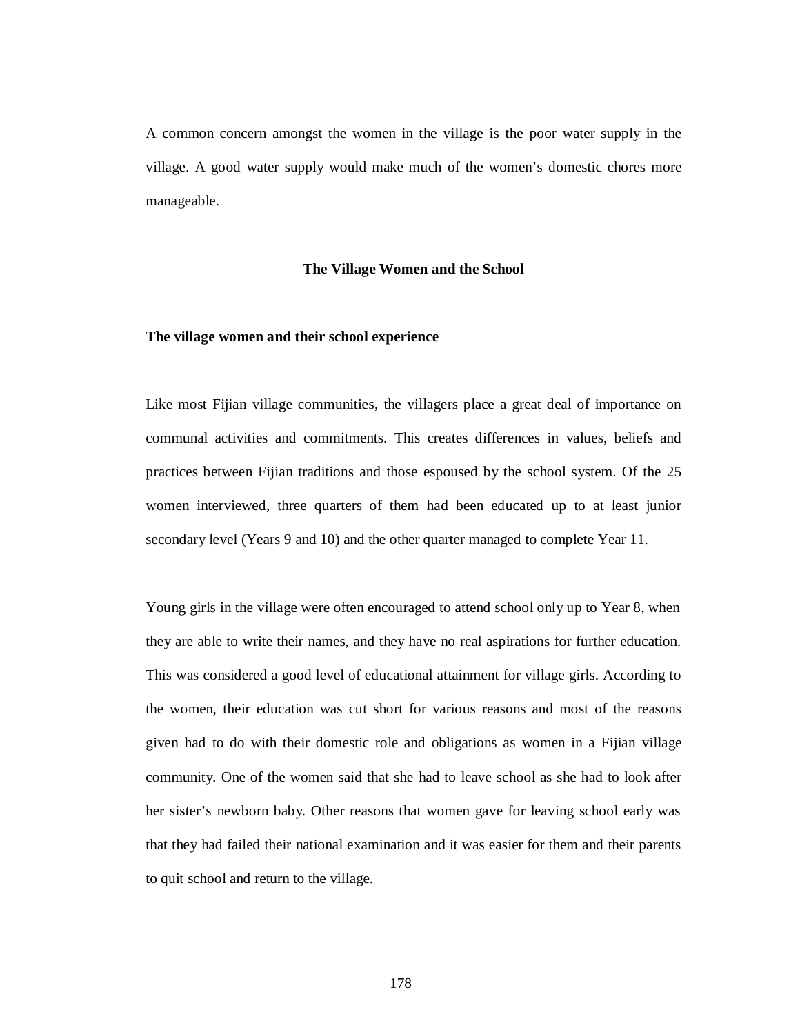A common concern amongst the women in the village is the poor water supply in the village. A good water supply would make much of the women's domestic chores more manageable.

## The Village Women and the School

### The village women and their school experience

Like most Fijian village communities, the villagers place a great deal of importance on communal activities and commitments. This creates differences in values, beliefs and practices between Fijian traditions and those espoused by the school system. Of the 25 women interviewed, three quarters of them had been educated up to at least junior secondary level (Years 9 and 10) and the other quarter managed to complete Year 11.

Young girls in the village were often encouraged to attend school only up to Year 8, when they are able to write their names, and they have no real aspirations for further education. This was considered a good level of educational attainment for village girls. According to the women, their education was cut short for various reasons and most of the reasons given had to do with their domestic role and obligations as women in a Fijian village community. One of the women said that she had to leave school as she had to look after her sister's newborn baby. Other reasons that women gave for leaving school early was that they had failed their national examination and it was easier for them and their parents to quit school and return to the village.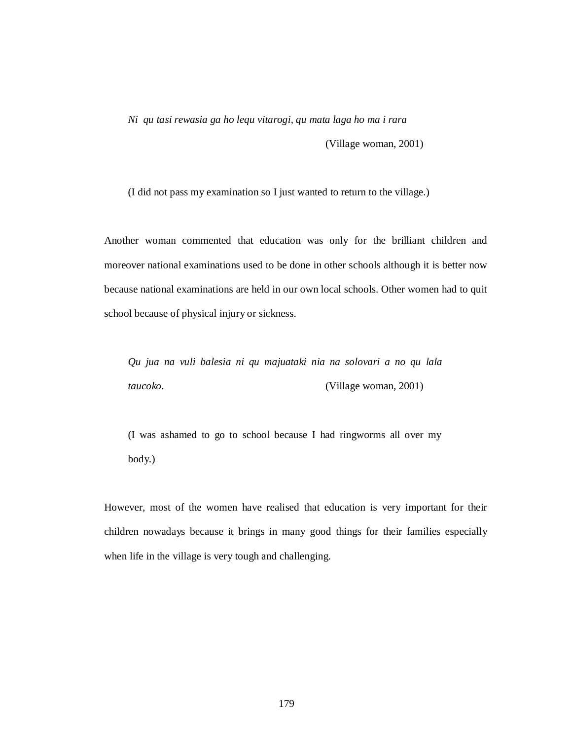> *Ni qu tasi rewasia ga ho lequ vitarogi, qu mata laga ho ma i rara*
>
> (Village woman, 2001)
>
> (I did not pass my examination so I just wanted to return to the village.)

Another woman commented that education was only for the brilliant children and moreover national examinations used to be done in other schools although it is better now because national examinations are held in our own local schools. Other women had to quit school because of physical injury or sickness.

> *Qu jua na vuli balesia ni qu majuataki nia na solovari a no qu lala taucoko*. (Village woman, 2001)
>
> (I was ashamed to go to school because I had ringworms all over my body.)

However, most of the women have realised that education is very important for their children nowadays because it brings in many good things for their families especially when life in the village is very tough and challenging.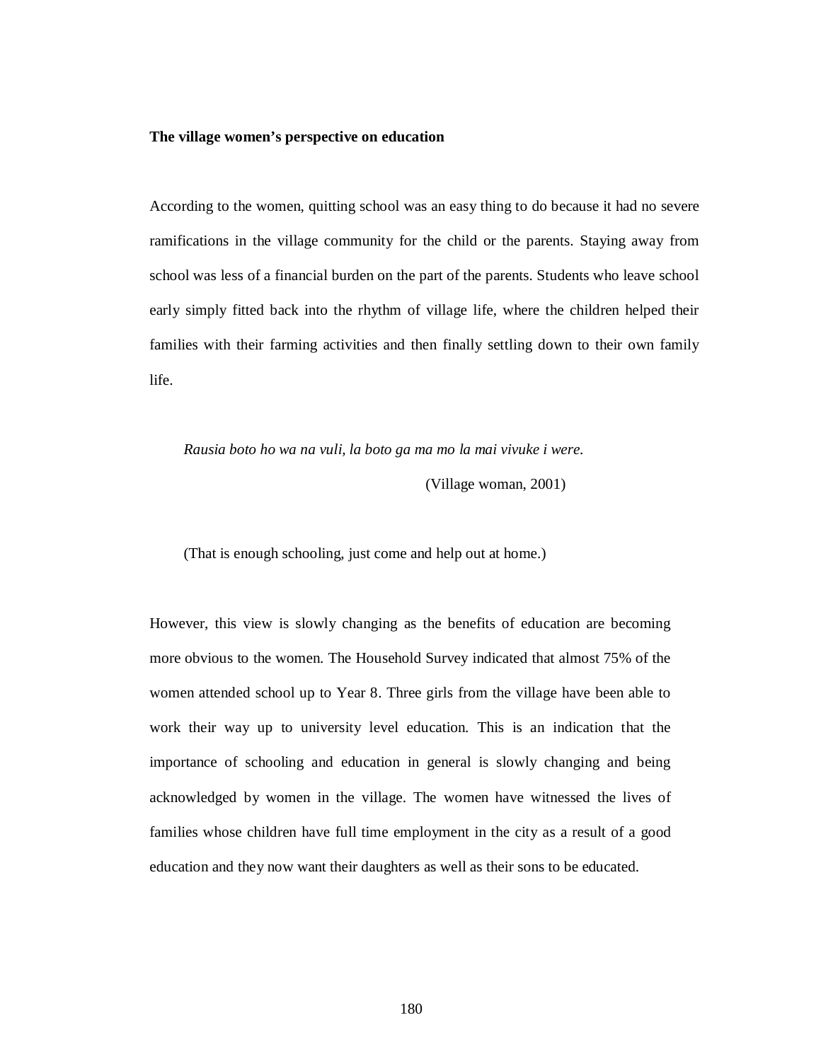**The village women's perspective on education**

According to the women, quitting school was an easy thing to do because it had no severe ramifications in the village community for the child or the parents. Staying away from school was less of a financial burden on the part of the parents. Students who leave school early simply fitted back into the rhythm of village life, where the children helped their families with their farming activities and then finally settling down to their own family life.

> *Rausia boto ho wa na vuli, la boto ga ma mo la mai vivuke i were.*
>
> (Village woman, 2001)
>
> (That is enough schooling, just come and help out at home.)

However, this view is slowly changing as the benefits of education are becoming more obvious to the women. The Household Survey indicated that almost 75% of the women attended school up to Year 8. Three girls from the village have been able to work their way up to university level education. This is an indication that the importance of schooling and education in general is slowly changing and being acknowledged by women in the village. The women have witnessed the lives of families whose children have full time employment in the city as a result of a good education and they now want their daughters as well as their sons to be educated.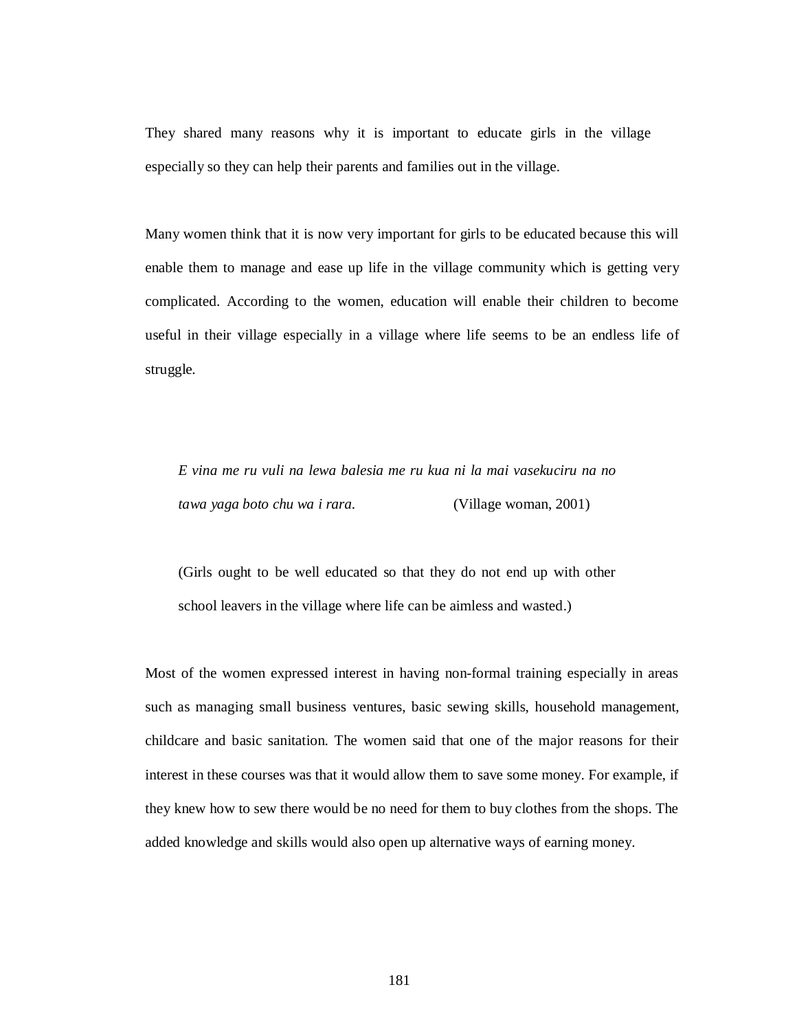They shared many reasons why it is important to educate girls in the village especially so they can help their parents and families out in the village.

Many women think that it is now very important for girls to be educated because this will enable them to manage and ease up life in the village community which is getting very complicated. According to the women, education will enable their children to become useful in their village especially in a village where life seems to be an endless life of struggle.

> *E vina me ru vuli na lewa balesia me ru kua ni la mai vasekuciru na no tawa yaga boto chu wa i rara.* (Village woman, 2001)
>
> (Girls ought to be well educated so that they do not end up with other school leavers in the village where life can be aimless and wasted.)

Most of the women expressed interest in having non-formal training especially in areas such as managing small business ventures, basic sewing skills, household management, childcare and basic sanitation. The women said that one of the major reasons for their interest in these courses was that it would allow them to save some money. For example, if they knew how to sew there would be no need for them to buy clothes from the shops. The added knowledge and skills would also open up alternative ways of earning money.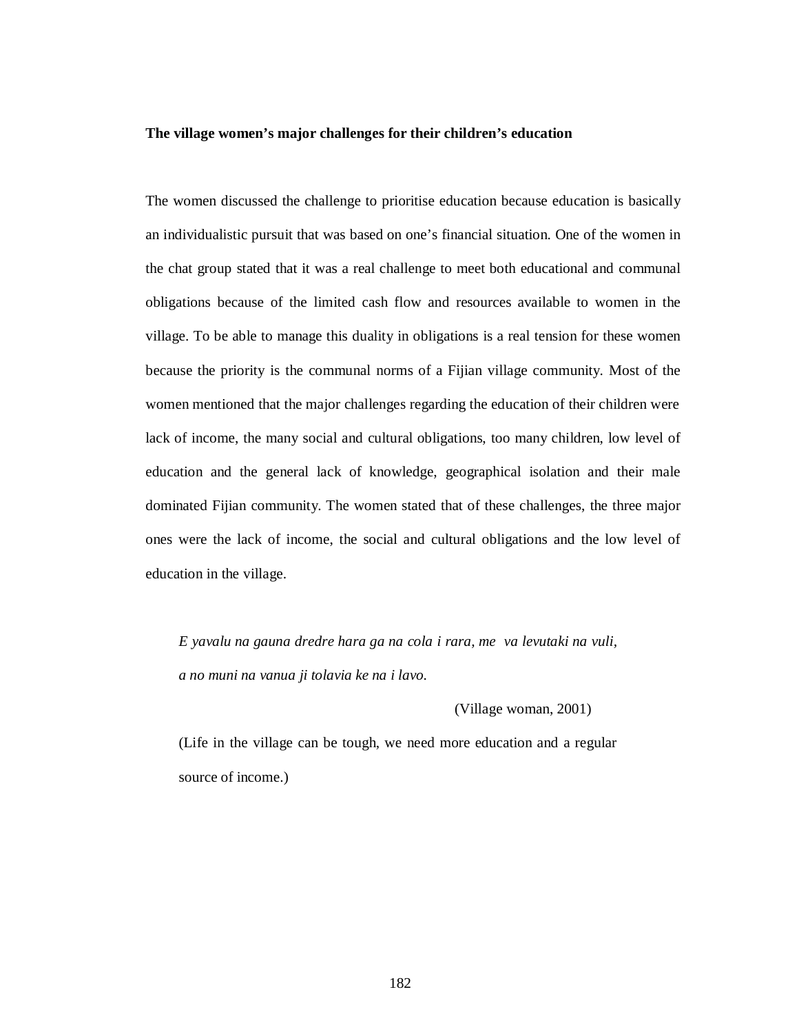**The village women's major challenges for their children's education**

The women discussed the challenge to prioritise education because education is basically an individualistic pursuit that was based on one's financial situation. One of the women in the chat group stated that it was a real challenge to meet both educational and communal obligations because of the limited cash flow and resources available to women in the village. To be able to manage this duality in obligations is a real tension for these women because the priority is the communal norms of a Fijian village community. Most of the women mentioned that the major challenges regarding the education of their children were lack of income, the many social and cultural obligations, too many children, low level of education and the general lack of knowledge, geographical isolation and their male dominated Fijian community. The women stated that of these challenges, the three major ones were the lack of income, the social and cultural obligations and the low level of education in the village.

> *E yavalu na gauna dredre hara ga na cola i rara, me va levutaki na vuli, a no muni na vanua ji tolavia ke na i lavo.*
>
> (Village woman, 2001)
>
> (Life in the village can be tough, we need more education and a regular source of income.)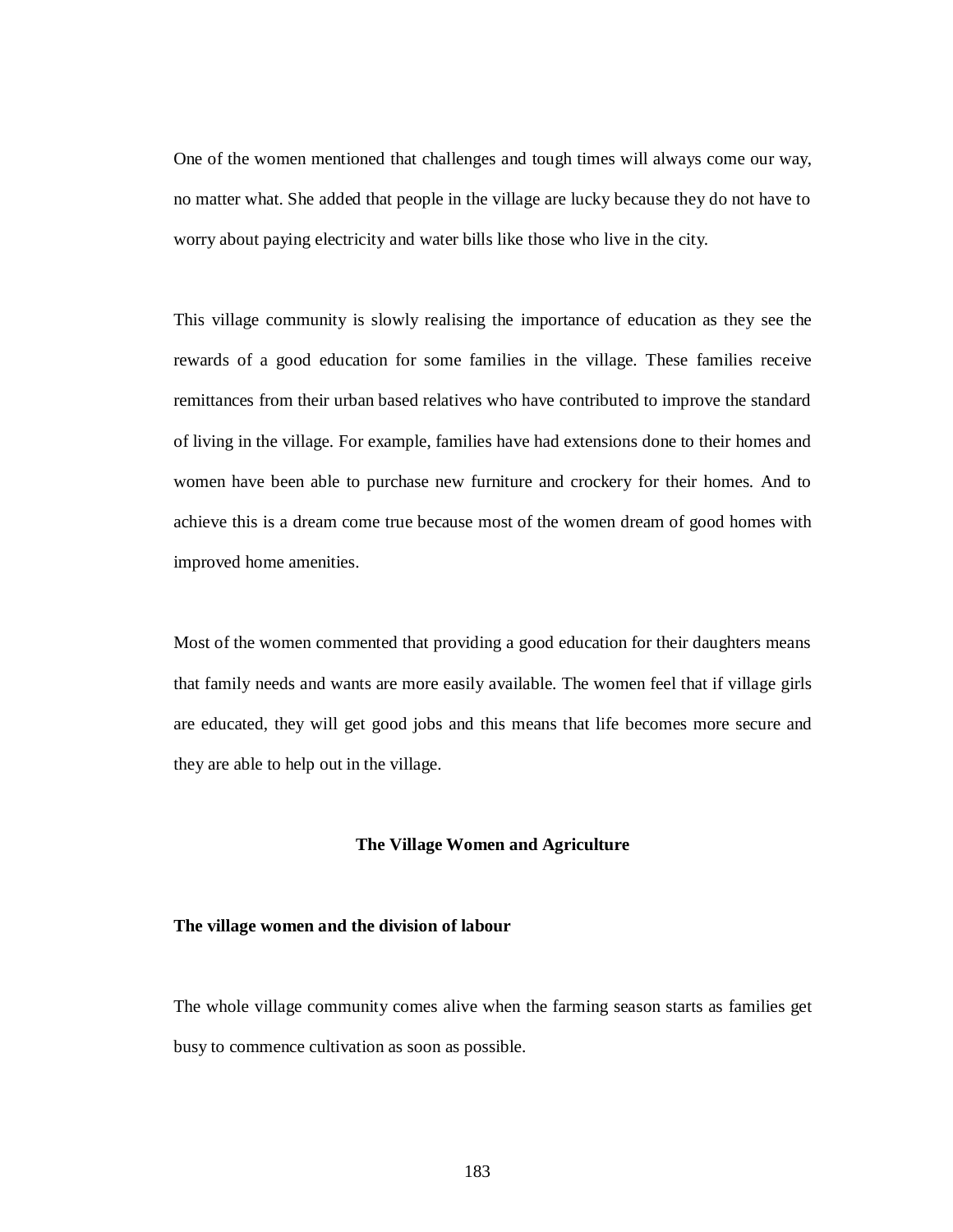One of the women mentioned that challenges and tough times will always come our way, no matter what. She added that people in the village are lucky because they do not have to worry about paying electricity and water bills like those who live in the city.

This village community is slowly realising the importance of education as they see the rewards of a good education for some families in the village. These families receive remittances from their urban based relatives who have contributed to improve the standard of living in the village. For example, families have had extensions done to their homes and women have been able to purchase new furniture and crockery for their homes. And to achieve this is a dream come true because most of the women dream of good homes with improved home amenities.

Most of the women commented that providing a good education for their daughters means that family needs and wants are more easily available. The women feel that if village girls are educated, they will get good jobs and this means that life becomes more secure and they are able to help out in the village.

## The Village Women and Agriculture

### The village women and the division of labour

The whole village community comes alive when the farming season starts as families get busy to commence cultivation as soon as possible.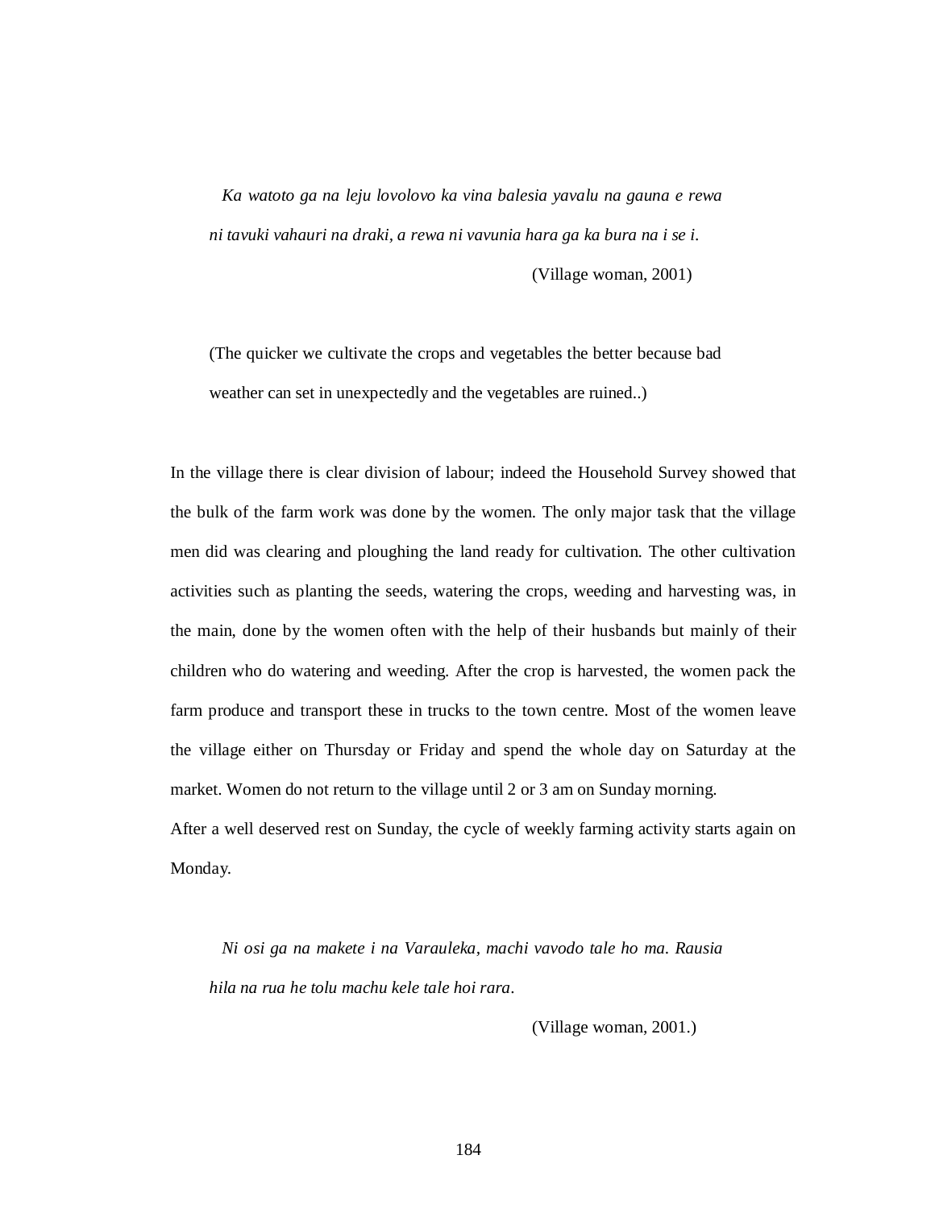> *Ka watoto ga na leju lovolovo ka vina balesia yavalu na gauna e rewa ni tavuki vahauri na draki, a rewa ni vavunia hara ga ka bura na i se i.*
>
> (Village woman, 2001)
>
> (The quicker we cultivate the crops and vegetables the better because bad weather can set in unexpectedly and the vegetables are ruined..)

In the village there is clear division of labour; indeed the Household Survey showed that the bulk of the farm work was done by the women. The only major task that the village men did was clearing and ploughing the land ready for cultivation. The other cultivation activities such as planting the seeds, watering the crops, weeding and harvesting was, in the main, done by the women often with the help of their husbands but mainly of their children who do watering and weeding. After the crop is harvested, the women pack the farm produce and transport these in trucks to the town centre. Most of the women leave the village either on Thursday or Friday and spend the whole day on Saturday at the market. Women do not return to the village until 2 or 3 am on Sunday morning.

After a well deserved rest on Sunday, the cycle of weekly farming activity starts again on Monday.

> *Ni osi ga na makete i na Varauleka, machi vavodo tale ho ma. Rausia hila na rua he tolu machu kele tale hoi rara*.
>
> (Village woman, 2001.)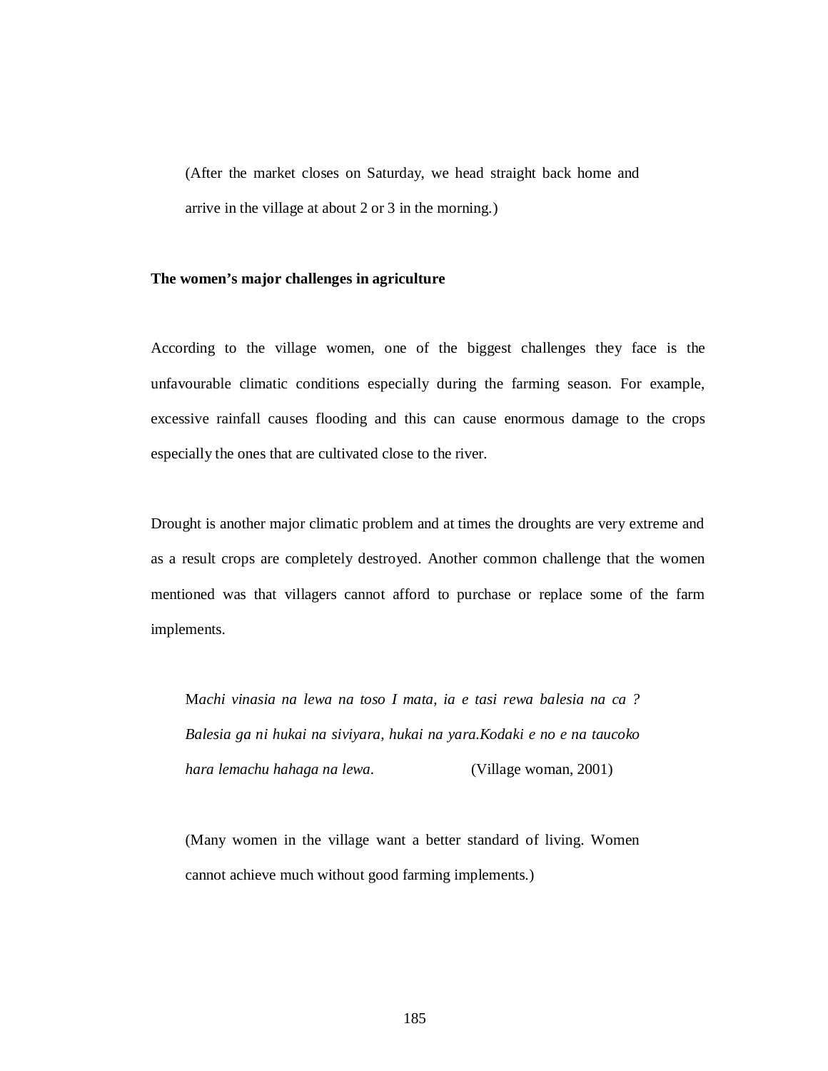(After the market closes on Saturday, we head straight back home and arrive in the village at about 2 or 3 in the morning.)

**The women's major challenges in agriculture**

According to the village women, one of the biggest challenges they face is the unfavourable climatic conditions especially during the farming season. For example, excessive rainfall causes flooding and this can cause enormous damage to the crops especially the ones that are cultivated close to the river.

Drought is another major climatic problem and at times the droughts are very extreme and as a result crops are completely destroyed. Another common challenge that the women mentioned was that villagers cannot afford to purchase or replace some of the farm implements.

> M*achi vinasia na lewa na toso I mata, ia e tasi rewa balesia na ca ? Balesia ga ni hukai na siviyara, hukai na yara.Kodaki e no e na taucoko hara lemachu hahaga na lewa*. (Village woman, 2001)
>
> (Many women in the village want a better standard of living. Women cannot achieve much without good farming implements.)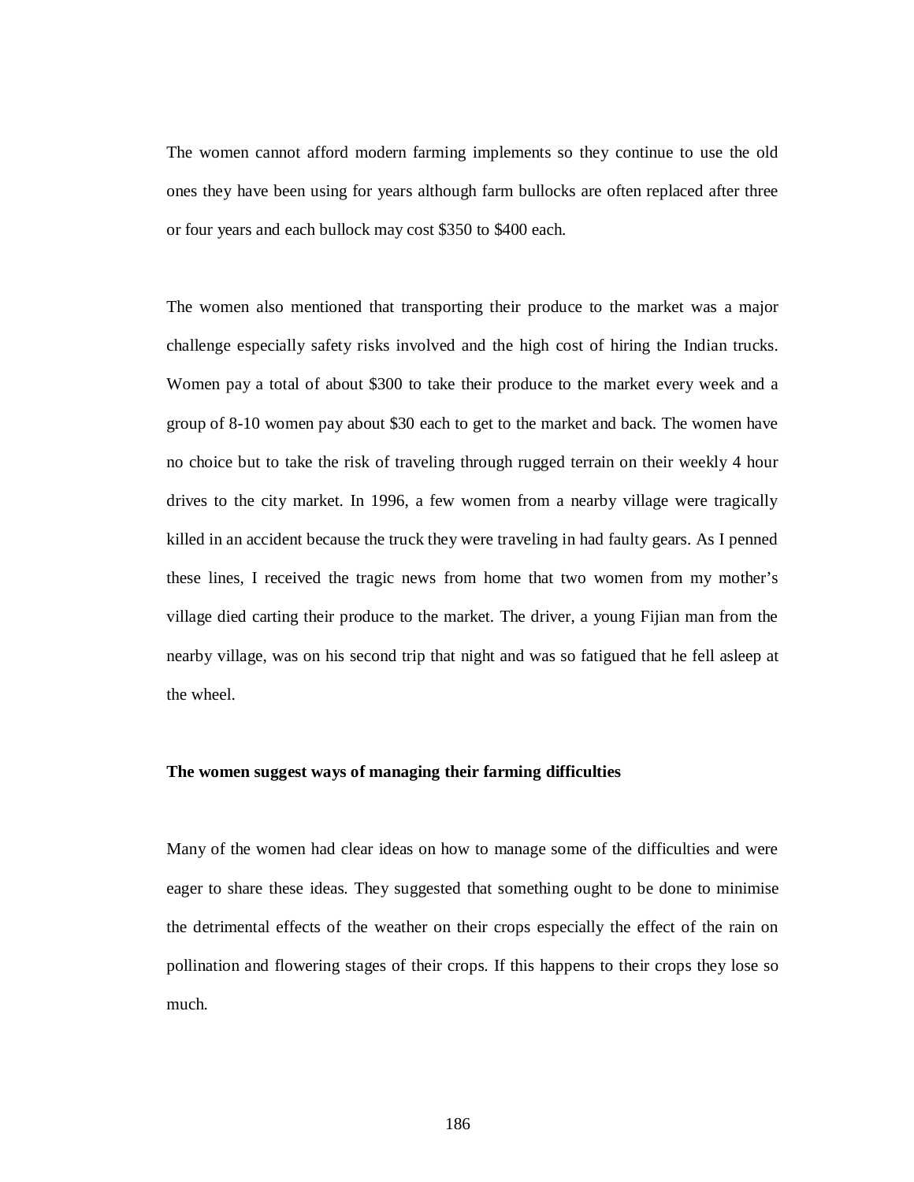The women cannot afford modern farming implements so they continue to use the old ones they have been using for years although farm bullocks are often replaced after three or four years and each bullock may cost $350 to $400 each.

The women also mentioned that transporting their produce to the market was a major challenge especially safety risks involved and the high cost of hiring the Indian trucks. Women pay a total of about $300 to take their produce to the market every week and a group of 8-10 women pay about $30 each to get to the market and back. The women have no choice but to take the risk of traveling through rugged terrain on their weekly 4 hour drives to the city market. In 1996, a few women from a nearby village were tragically killed in an accident because the truck they were traveling in had faulty gears. As I penned these lines, I received the tragic news from home that two women from my mother's village died carting their produce to the market. The driver, a young Fijian man from the nearby village, was on his second trip that night and was so fatigued that he fell asleep at the wheel.

**The women suggest ways of managing their farming difficulties**

Many of the women had clear ideas on how to manage some of the difficulties and were eager to share these ideas. They suggested that something ought to be done to minimise the detrimental effects of the weather on their crops especially the effect of the rain on pollination and flowering stages of their crops. If this happens to their crops they lose so much.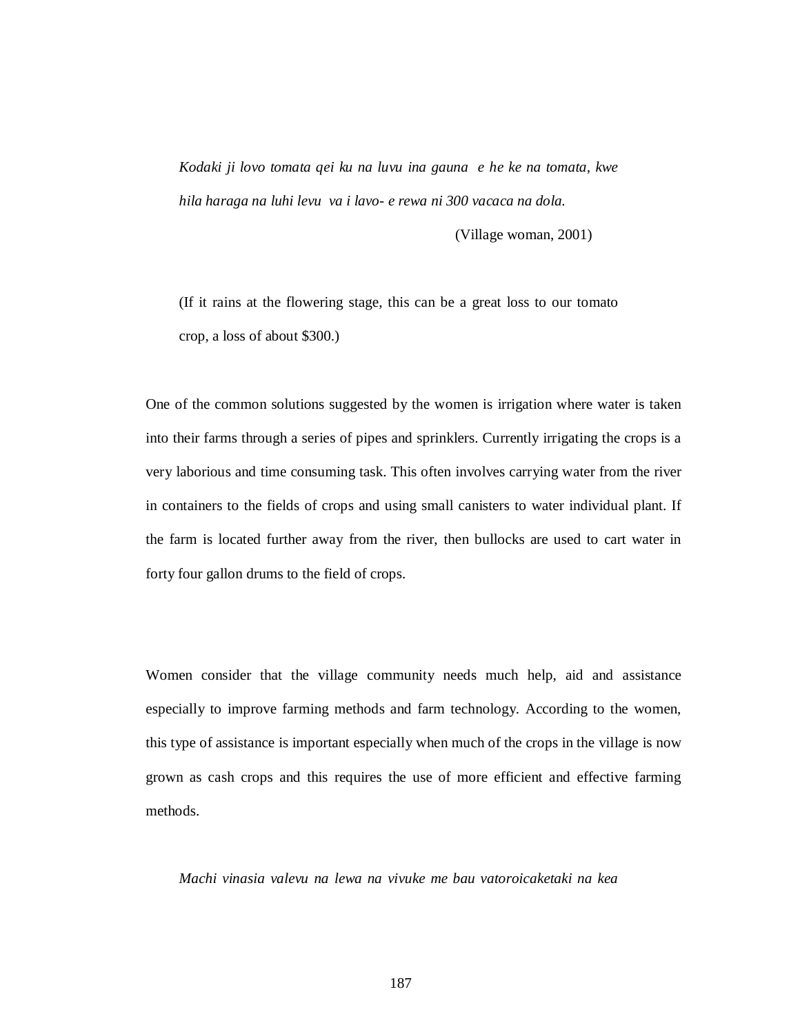*Kodaki ji lovo tomata qei ku na luvu ina gauna e he ke na tomata, kwe hila haraga na luhi levu va i lavo- e rewa ni 300 vacaca na dola.*

(Village woman, 2001)

(If it rains at the flowering stage, this can be a great loss to our tomato crop, a loss of about $300.)

One of the common solutions suggested by the women is irrigation where water is taken into their farms through a series of pipes and sprinklers. Currently irrigating the crops is a very laborious and time consuming task. This often involves carrying water from the river in containers to the fields of crops and using small canisters to water individual plant. If the farm is located further away from the river, then bullocks are used to cart water in forty four gallon drums to the field of crops.

Women consider that the village community needs much help, aid and assistance especially to improve farming methods and farm technology. According to the women, this type of assistance is important especially when much of the crops in the village is now grown as cash crops and this requires the use of more efficient and effective farming methods.

*Machi vinasia valevu na lewa na vivuke me bau vatoroicaketaki na kea*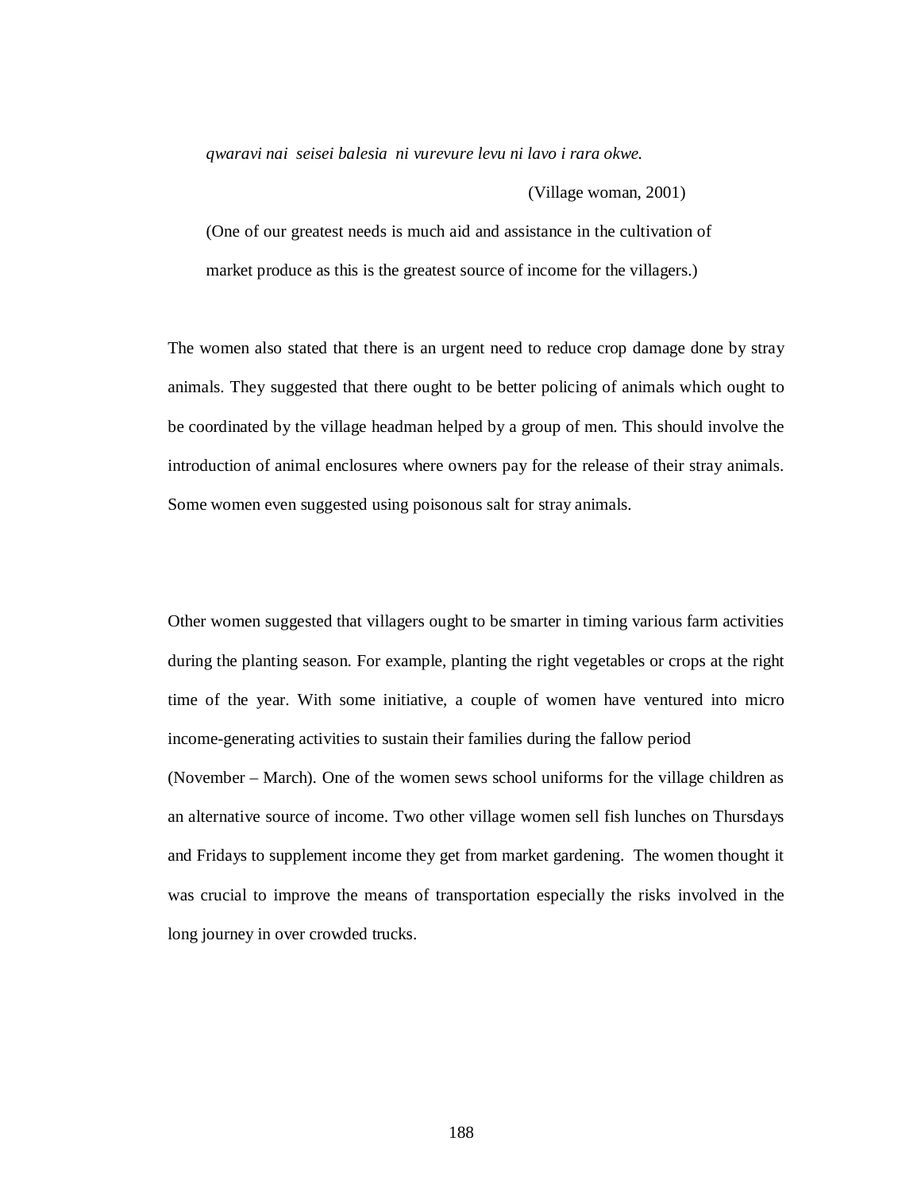> *qwaravi nai seisei balesia ni vurevure levu ni lavo i rara okwe.*
>
> (Village woman, 2001)
>
> (One of our greatest needs is much aid and assistance in the cultivation of market produce as this is the greatest source of income for the villagers.)

The women also stated that there is an urgent need to reduce crop damage done by stray animals. They suggested that there ought to be better policing of animals which ought to be coordinated by the village headman helped by a group of men. This should involve the introduction of animal enclosures where owners pay for the release of their stray animals. Some women even suggested using poisonous salt for stray animals.

Other women suggested that villagers ought to be smarter in timing various farm activities during the planting season. For example, planting the right vegetables or crops at the right time of the year. With some initiative, a couple of women have ventured into micro income-generating activities to sustain their families during the fallow period (November – March). One of the women sews school uniforms for the village children as an alternative source of income. Two other village women sell fish lunches on Thursdays and Fridays to supplement income they get from market gardening. The women thought it was crucial to improve the means of transportation especially the risks involved in the long journey in over crowded trucks.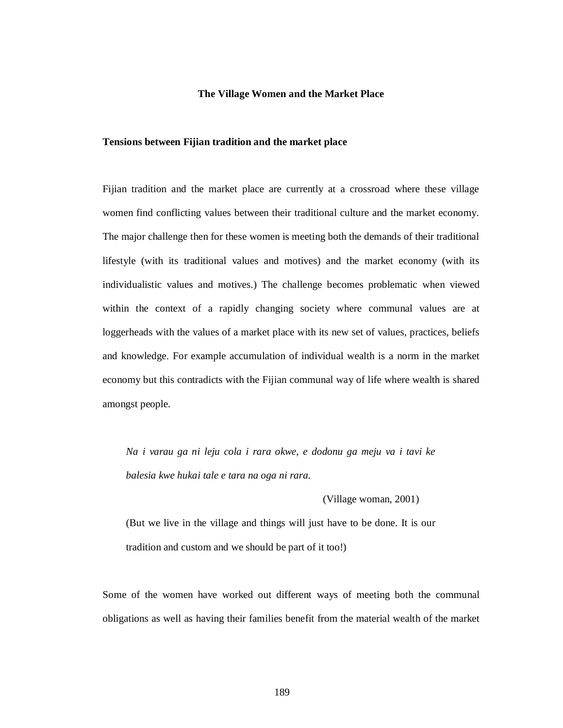## The Village Women and the Market Place

### Tensions between Fijian tradition and the market place

Fijian tradition and the market place are currently at a crossroad where these village women find conflicting values between their traditional culture and the market economy. The major challenge then for these women is meeting both the demands of their traditional lifestyle (with its traditional values and motives) and the market economy (with its individualistic values and motives.) The challenge becomes problematic when viewed within the context of a rapidly changing society where communal values are at loggerheads with the values of a market place with its new set of values, practices, beliefs and knowledge. For example accumulation of individual wealth is a norm in the market economy but this contradicts with the Fijian communal way of life where wealth is shared amongst people.

> *Na i varau ga ni leju cola i rara okwe, e dodonu ga meju va i tavi ke balesia kwe hukai tale e tara na oga ni rara.*
>
> (Village woman, 2001)
>
> (But we live in the village and things will just have to be done. It is our tradition and custom and we should be part of it too!)

Some of the women have worked out different ways of meeting both the communal obligations as well as having their families benefit from the material wealth of the market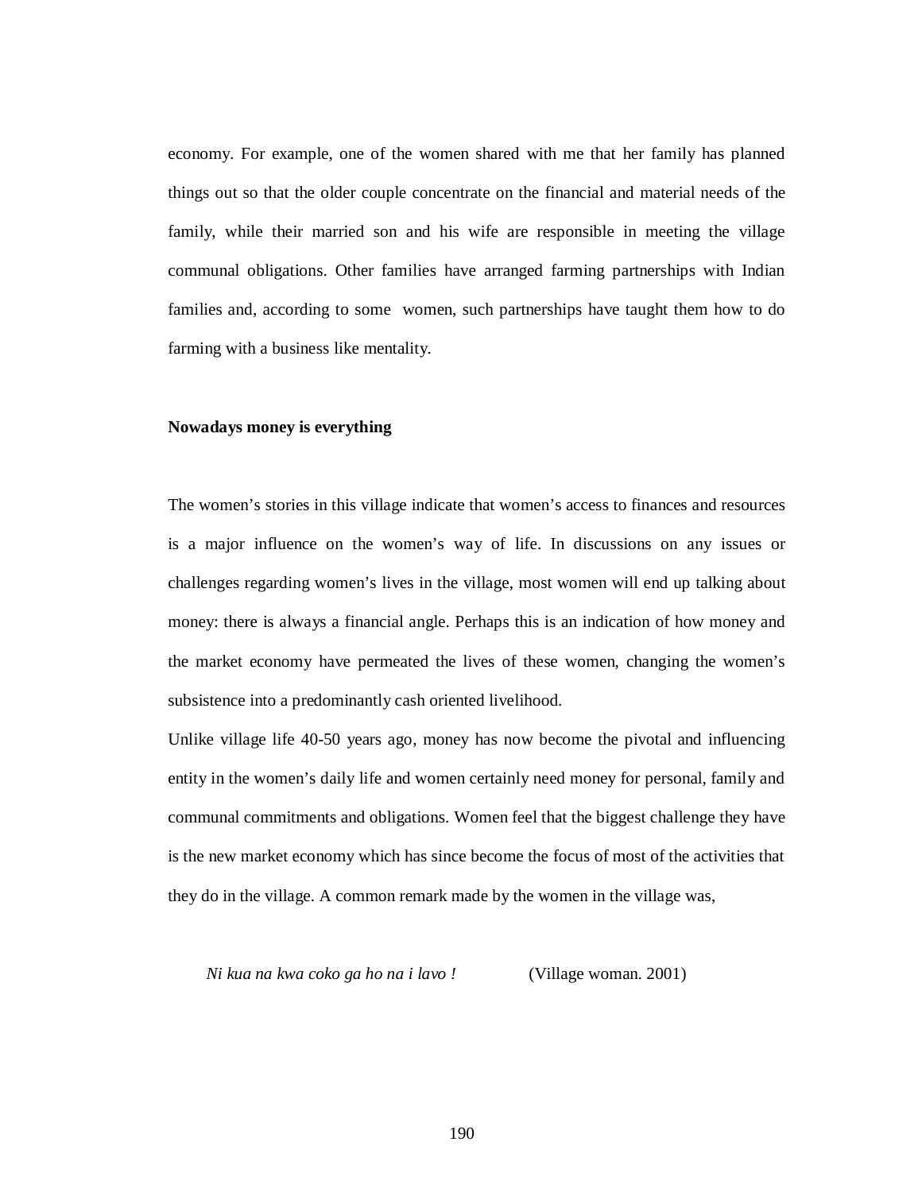economy. For example, one of the women shared with me that her family has planned things out so that the older couple concentrate on the financial and material needs of the family, while their married son and his wife are responsible in meeting the village communal obligations. Other families have arranged farming partnerships with Indian families and, according to some women, such partnerships have taught them how to do farming with a business like mentality.

**Nowadays money is everything**

The women's stories in this village indicate that women's access to finances and resources is a major influence on the women's way of life. In discussions on any issues or challenges regarding women's lives in the village, most women will end up talking about money: there is always a financial angle. Perhaps this is an indication of how money and the market economy have permeated the lives of these women, changing the women's subsistence into a predominantly cash oriented livelihood.

Unlike village life 40-50 years ago, money has now become the pivotal and influencing entity in the women's daily life and women certainly need money for personal, family and communal commitments and obligations. Women feel that the biggest challenge they have is the new market economy which has since become the focus of most of the activities that they do in the village. A common remark made by the women in the village was,

> *Ni kua na kwa coko ga ho na i lavo !* (Village woman. 2001)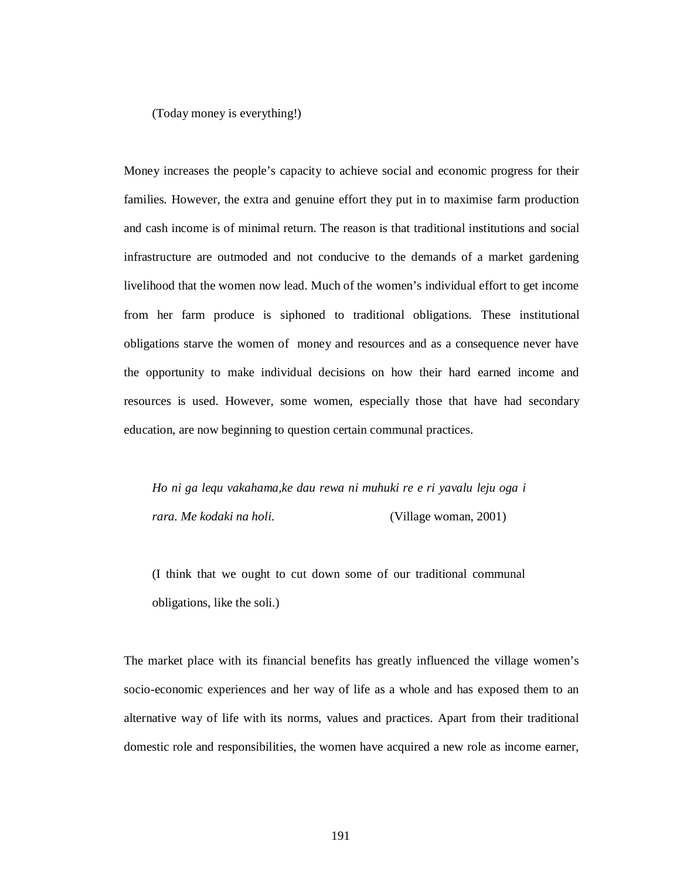(Today money is everything!)

Money increases the people's capacity to achieve social and economic progress for their families. However, the extra and genuine effort they put in to maximise farm production and cash income is of minimal return. The reason is that traditional institutions and social infrastructure are outmoded and not conducive to the demands of a market gardening livelihood that the women now lead. Much of the women's individual effort to get income from her farm produce is siphoned to traditional obligations. These institutional obligations starve the women of money and resources and as a consequence never have the opportunity to make individual decisions on how their hard earned income and resources is used. However, some women, especially those that have had secondary education, are now beginning to question certain communal practices.

> *Ho ni ga lequ vakahama,ke dau rewa ni muhuki re e ri yavalu leju oga i rara. Me kodaki na holi.* (Village woman, 2001)
>
> (I think that we ought to cut down some of our traditional communal obligations, like the soli.)

The market place with its financial benefits has greatly influenced the village women's socio-economic experiences and her way of life as a whole and has exposed them to an alternative way of life with its norms, values and practices. Apart from their traditional domestic role and responsibilities, the women have acquired a new role as income earner,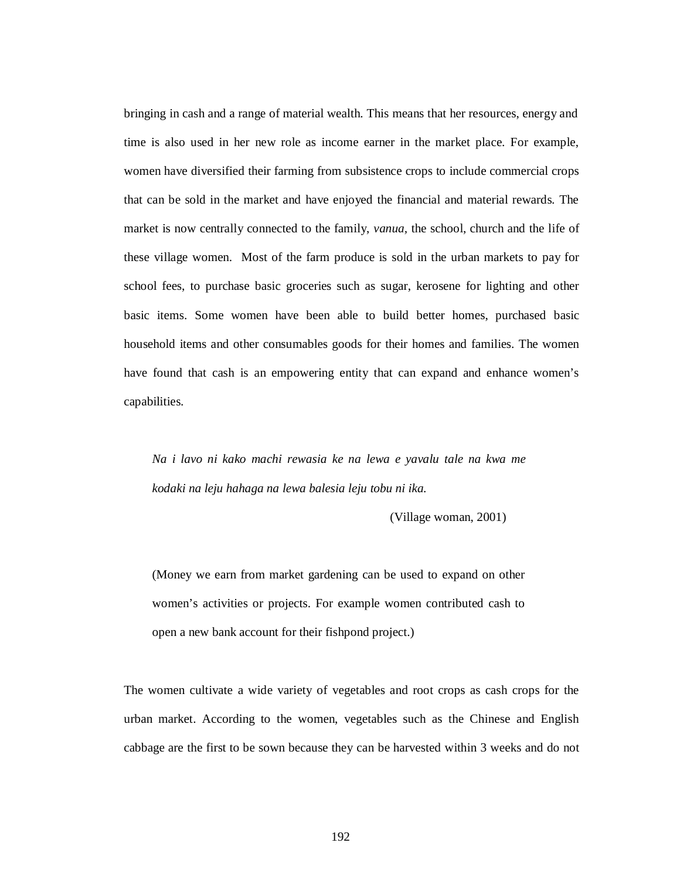bringing in cash and a range of material wealth. This means that her resources, energy and time is also used in her new role as income earner in the market place. For example, women have diversified their farming from subsistence crops to include commercial crops that can be sold in the market and have enjoyed the financial and material rewards. The market is now centrally connected to the family, *vanua*, the school, church and the life of these village women. Most of the farm produce is sold in the urban markets to pay for school fees, to purchase basic groceries such as sugar, kerosene for lighting and other basic items. Some women have been able to build better homes, purchased basic household items and other consumables goods for their homes and families. The women have found that cash is an empowering entity that can expand and enhance women's capabilities.

> *Na i lavo ni kako machi rewasia ke na lewa e yavalu tale na kwa me kodaki na leju hahaga na lewa balesia leju tobu ni ika.*
>
> (Village woman, 2001)
>
> (Money we earn from market gardening can be used to expand on other women's activities or projects. For example women contributed cash to open a new bank account for their fishpond project.)

The women cultivate a wide variety of vegetables and root crops as cash crops for the urban market. According to the women, vegetables such as the Chinese and English cabbage are the first to be sown because they can be harvested within 3 weeks and do not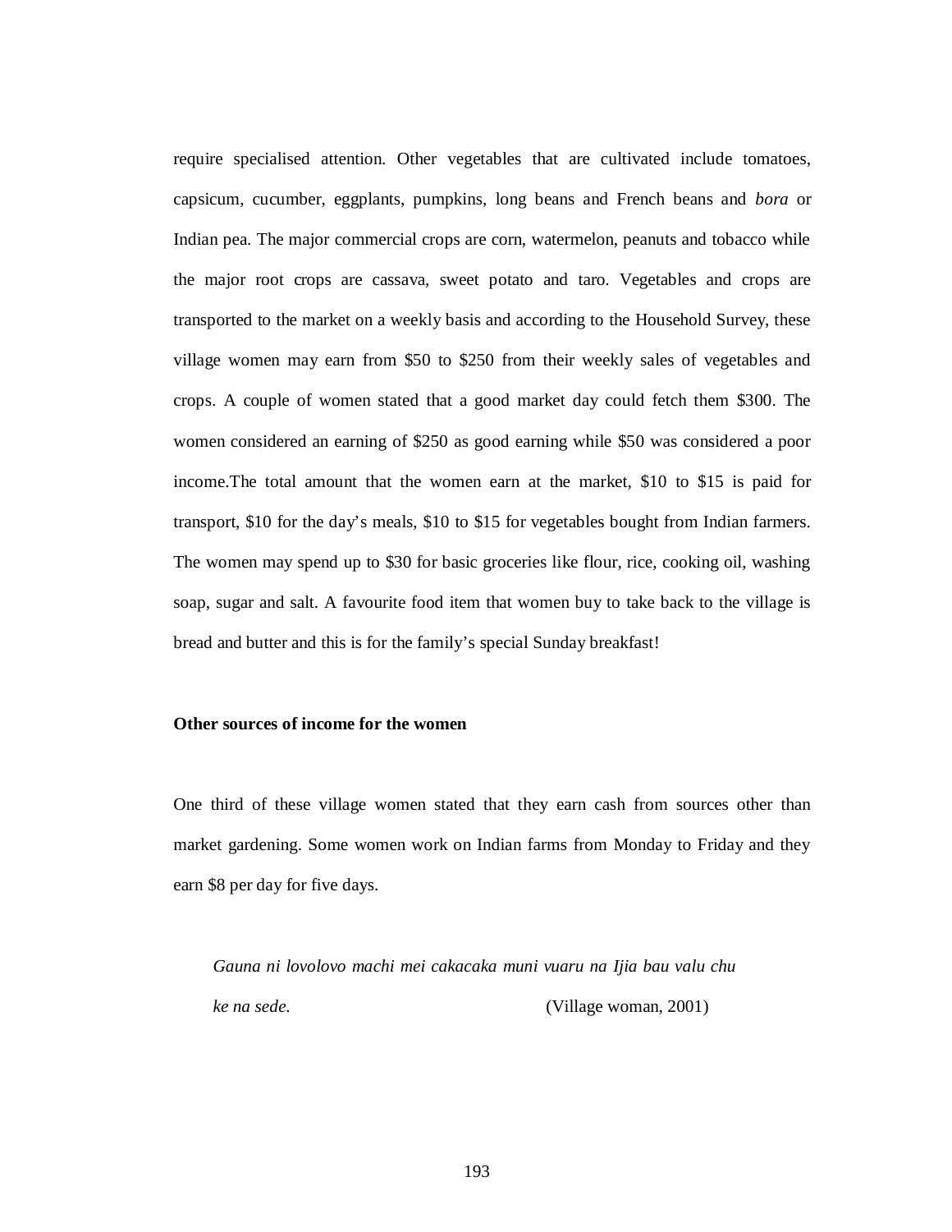require specialised attention. Other vegetables that are cultivated include tomatoes, capsicum, cucumber, eggplants, pumpkins, long beans and French beans and *bora* or Indian pea. The major commercial crops are corn, watermelon, peanuts and tobacco while the major root crops are cassava, sweet potato and taro. Vegetables and crops are transported to the market on a weekly basis and according to the Household Survey, these village women may earn from $50 to $250 from their weekly sales of vegetables and crops. A couple of women stated that a good market day could fetch them $300. The women considered an earning of $250 as good earning while $50 was considered a poor income.The total amount that the women earn at the market, $10 to $15 is paid for transport, $10 for the day's meals, $10 to $15 for vegetables bought from Indian farmers. The women may spend up to $30 for basic groceries like flour, rice, cooking oil, washing soap, sugar and salt. A favourite food item that women buy to take back to the village is bread and butter and this is for the family's special Sunday breakfast!

**Other sources of income for the women**

One third of these village women stated that they earn cash from sources other than market gardening. Some women work on Indian farms from Monday to Friday and they earn $8 per day for five days.

> *Gauna ni lovolovo machi mei cakacaka muni vuaru na Ijia bau valu chu ke na sede.* (Village woman, 2001)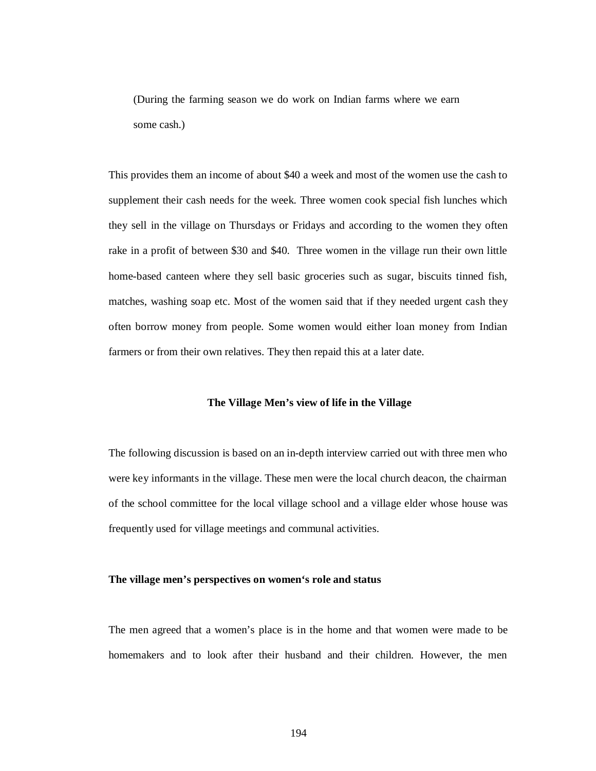(During the farming season we do work on Indian farms where we earn some cash.)

This provides them an income of about $40 a week and most of the women use the cash to supplement their cash needs for the week. Three women cook special fish lunches which they sell in the village on Thursdays or Fridays and according to the women they often rake in a profit of between $30 and $40. Three women in the village run their own little home-based canteen where they sell basic groceries such as sugar, biscuits tinned fish, matches, washing soap etc. Most of the women said that if they needed urgent cash they often borrow money from people. Some women would either loan money from Indian farmers or from their own relatives. They then repaid this at a later date.

## The Village Men's view of life in the Village

The following discussion is based on an in-depth interview carried out with three men who were key informants in the village. These men were the local church deacon, the chairman of the school committee for the local village school and a village elder whose house was frequently used for village meetings and communal activities.

### The village men's perspectives on women's role and status

The men agreed that a women's place is in the home and that women were made to be homemakers and to look after their husband and their children. However, the men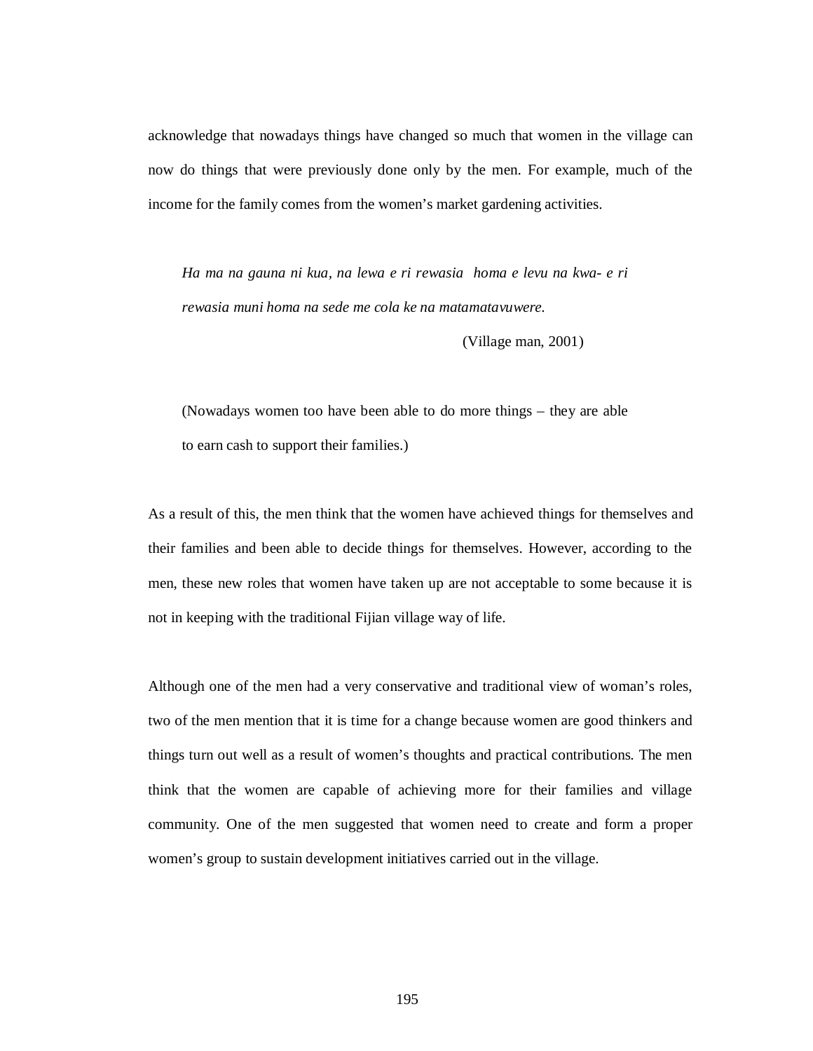acknowledge that nowadays things have changed so much that women in the village can now do things that were previously done only by the men. For example, much of the income for the family comes from the women's market gardening activities.

> *Ha ma na gauna ni kua, na lewa e ri rewasia  homa e levu na kwa- e ri rewasia muni homa na sede me cola ke na matamatavuwere.*
>
> (Village man, 2001)

> (Nowadays women too have been able to do more things – they are able to earn cash to support their families.)

As a result of this, the men think that the women have achieved things for themselves and their families and been able to decide things for themselves. However, according to the men, these new roles that women have taken up are not acceptable to some because it is not in keeping with the traditional Fijian village way of life.

Although one of the men had a very conservative and traditional view of woman's roles, two of the men mention that it is time for a change because women are good thinkers and things turn out well as a result of women's thoughts and practical contributions. The men think that the women are capable of achieving more for their families and village community. One of the men suggested that women need to create and form a proper women's group to sustain development initiatives carried out in the village.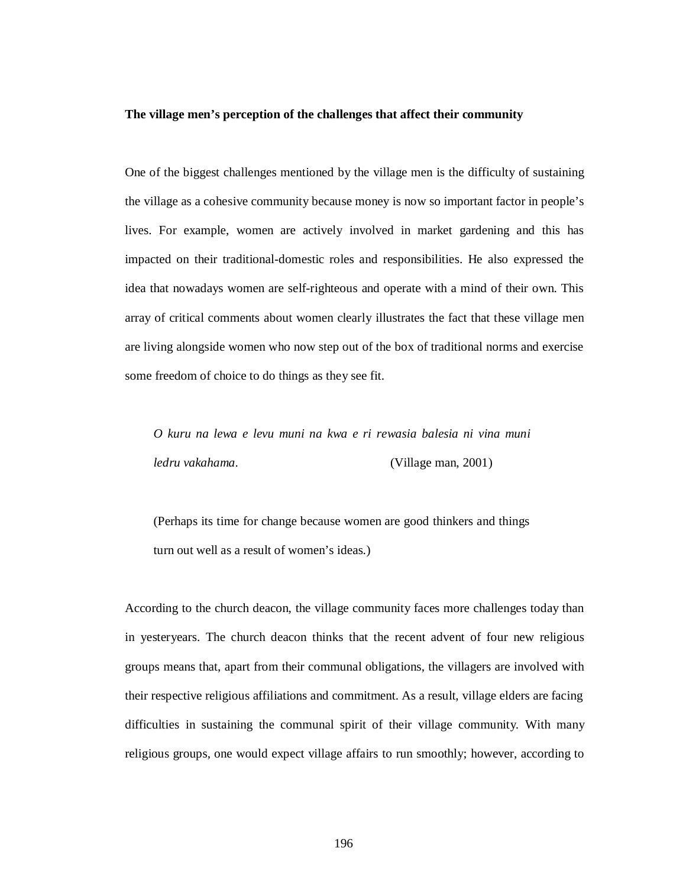**The village men's perception of the challenges that affect their community**

One of the biggest challenges mentioned by the village men is the difficulty of sustaining the village as a cohesive community because money is now so important factor in people's lives. For example, women are actively involved in market gardening and this has impacted on their traditional-domestic roles and responsibilities. He also expressed the idea that nowadays women are self-righteous and operate with a mind of their own. This array of critical comments about women clearly illustrates the fact that these village men are living alongside women who now step out of the box of traditional norms and exercise some freedom of choice to do things as they see fit.

> *O kuru na lewa e levu muni na kwa e ri rewasia balesia ni vina muni ledru vakahama.* (Village man, 2001)
>
> (Perhaps its time for change because women are good thinkers and things turn out well as a result of women's ideas.)

According to the church deacon, the village community faces more challenges today than in yesteryears. The church deacon thinks that the recent advent of four new religious groups means that, apart from their communal obligations, the villagers are involved with their respective religious affiliations and commitment. As a result, village elders are facing difficulties in sustaining the communal spirit of their village community. With many religious groups, one would expect village affairs to run smoothly; however, according to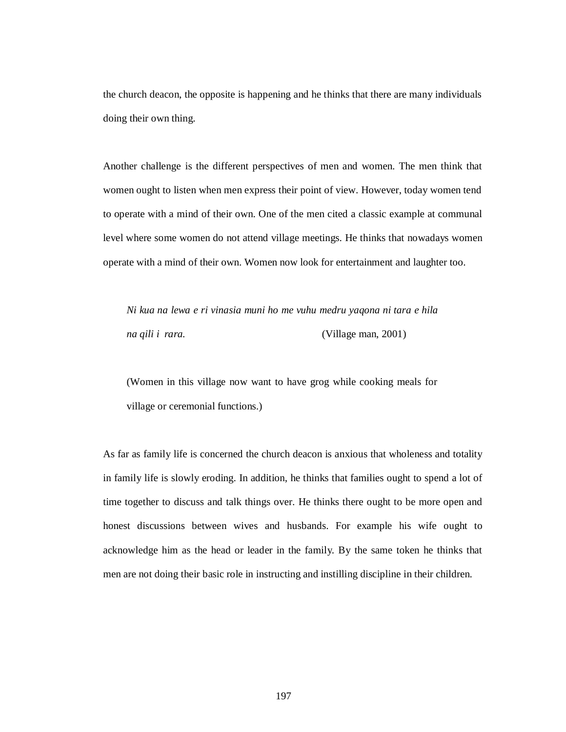the church deacon, the opposite is happening and he thinks that there are many individuals doing their own thing.

Another challenge is the different perspectives of men and women. The men think that women ought to listen when men express their point of view. However, today women tend to operate with a mind of their own. One of the men cited a classic example at communal level where some women do not attend village meetings. He thinks that nowadays women operate with a mind of their own. Women now look for entertainment and laughter too.

> *Ni kua na lewa e ri vinasia muni ho me vuhu medru yaqona ni tara e hila na qili i rara.* (Village man, 2001)
>
> (Women in this village now want to have grog while cooking meals for village or ceremonial functions.)

As far as family life is concerned the church deacon is anxious that wholeness and totality in family life is slowly eroding. In addition, he thinks that families ought to spend a lot of time together to discuss and talk things over. He thinks there ought to be more open and honest discussions between wives and husbands. For example his wife ought to acknowledge him as the head or leader in the family. By the same token he thinks that men are not doing their basic role in instructing and instilling discipline in their children.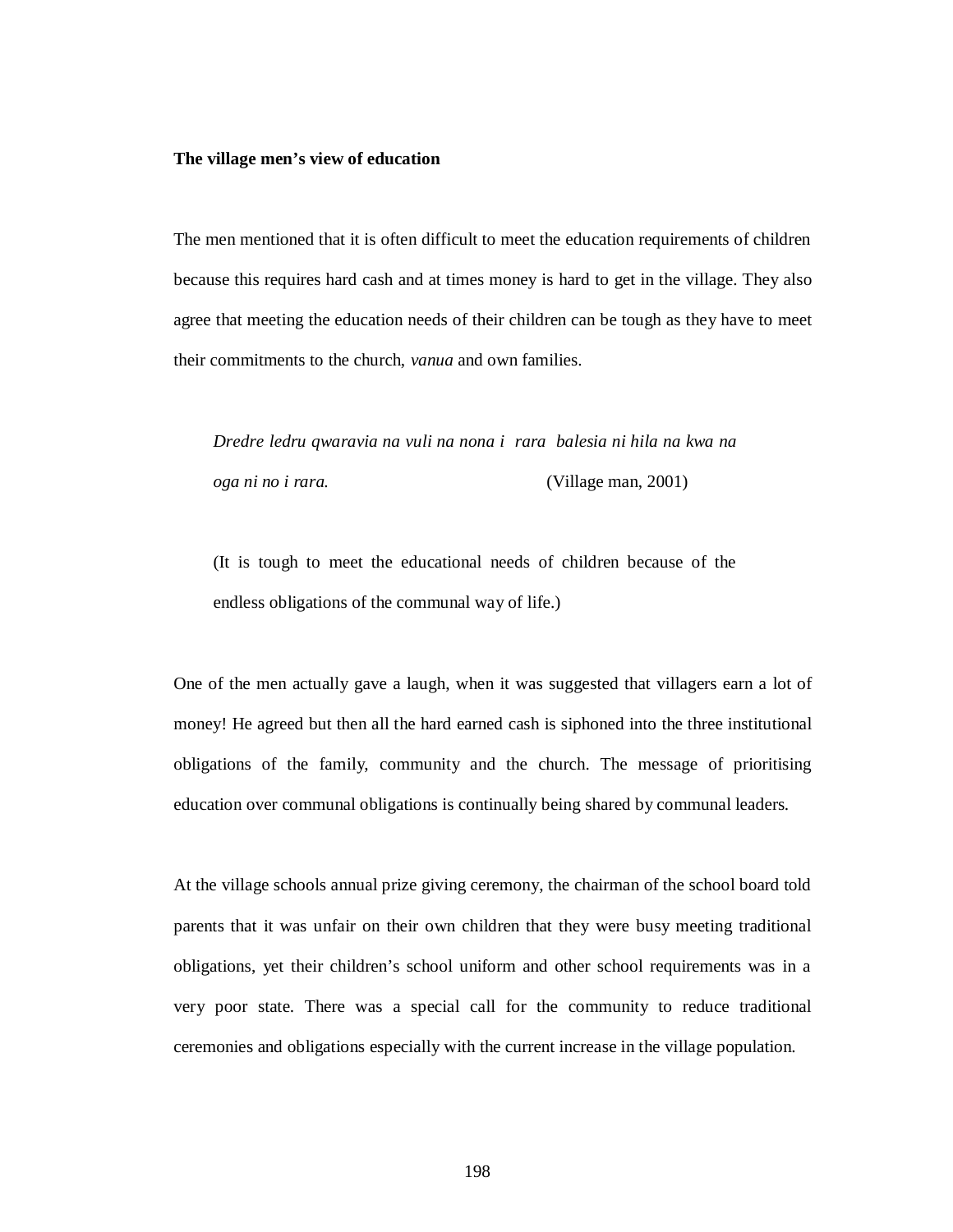**The village men's view of education**

The men mentioned that it is often difficult to meet the education requirements of children because this requires hard cash and at times money is hard to get in the village. They also agree that meeting the education needs of their children can be tough as they have to meet their commitments to the church, *vanua* and own families.

> *Dredre ledru qwaravia na vuli na nona i rara balesia ni hila na kwa na oga ni no i rara.* (Village man, 2001)
>
> (It is tough to meet the educational needs of children because of the endless obligations of the communal way of life.)

One of the men actually gave a laugh, when it was suggested that villagers earn a lot of money! He agreed but then all the hard earned cash is siphoned into the three institutional obligations of the family, community and the church. The message of prioritising education over communal obligations is continually being shared by communal leaders.

At the village schools annual prize giving ceremony, the chairman of the school board told parents that it was unfair on their own children that they were busy meeting traditional obligations, yet their children's school uniform and other school requirements was in a very poor state. There was a special call for the community to reduce traditional ceremonies and obligations especially with the current increase in the village population.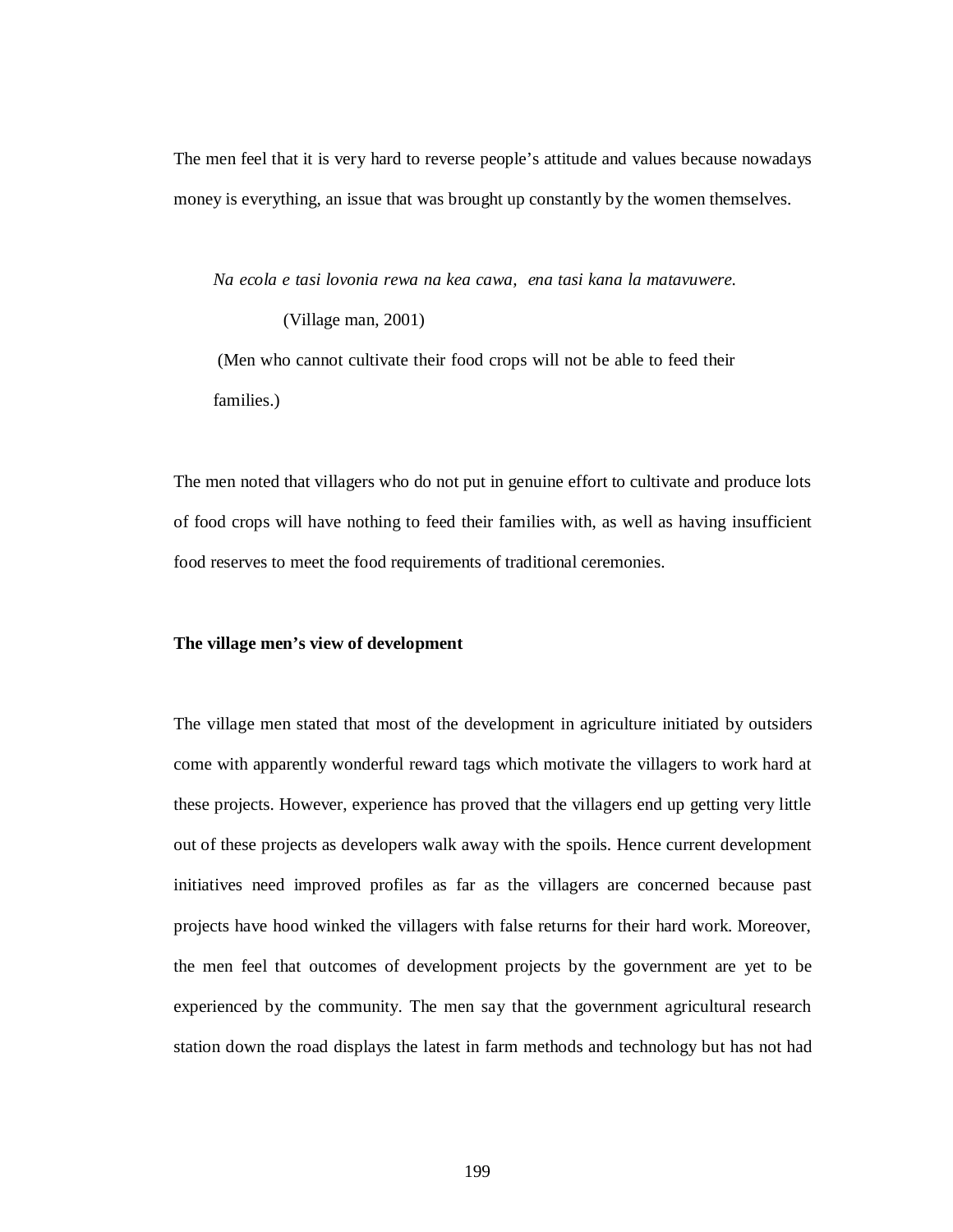The men feel that it is very hard to reverse people's attitude and values because nowadays money is everything, an issue that was brought up constantly by the women themselves.

> *Na ecola e tasi lovonia rewa na kea cawa, ena tasi kana la matavuwere.*
>
> (Village man, 2001)
>
> (Men who cannot cultivate their food crops will not be able to feed their families.)

The men noted that villagers who do not put in genuine effort to cultivate and produce lots of food crops will have nothing to feed their families with, as well as having insufficient food reserves to meet the food requirements of traditional ceremonies.

**The village men's view of development**

The village men stated that most of the development in agriculture initiated by outsiders come with apparently wonderful reward tags which motivate the villagers to work hard at these projects. However, experience has proved that the villagers end up getting very little out of these projects as developers walk away with the spoils. Hence current development initiatives need improved profiles as far as the villagers are concerned because past projects have hood winked the villagers with false returns for their hard work. Moreover, the men feel that outcomes of development projects by the government are yet to be experienced by the community. The men say that the government agricultural research station down the road displays the latest in farm methods and technology but has not had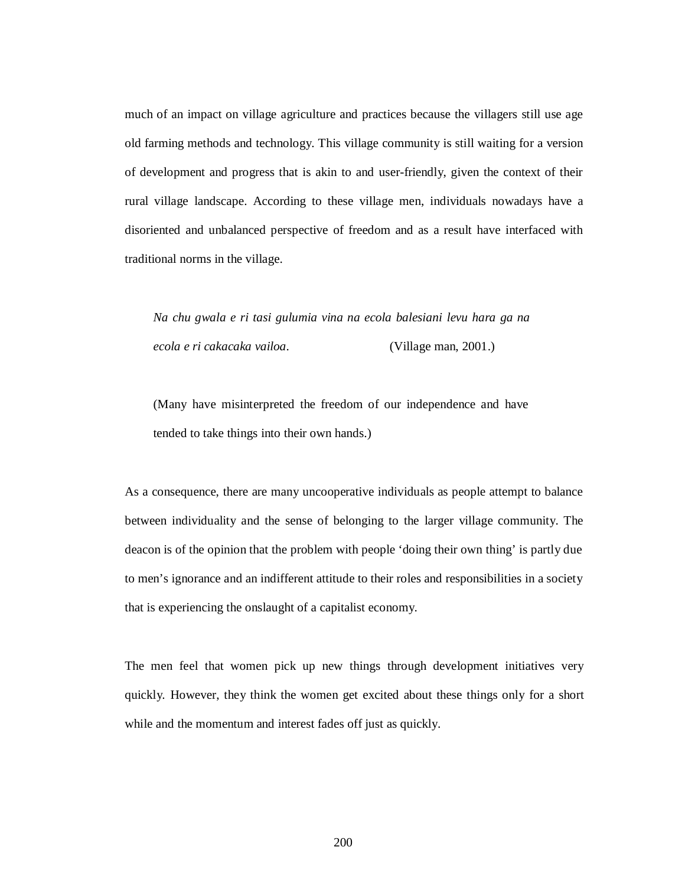much of an impact on village agriculture and practices because the villagers still use age old farming methods and technology. This village community is still waiting for a version of development and progress that is akin to and user-friendly, given the context of their rural village landscape. According to these village men, individuals nowadays have a disoriented and unbalanced perspective of freedom and as a result have interfaced with traditional norms in the village.

> *Na chu gwala e ri tasi gulumia vina na ecola balesiani levu hara ga na ecola e ri cakacaka vailoa*. (Village man, 2001.)
>
> (Many have misinterpreted the freedom of our independence and have tended to take things into their own hands.)

As a consequence, there are many uncooperative individuals as people attempt to balance between individuality and the sense of belonging to the larger village community. The deacon is of the opinion that the problem with people 'doing their own thing' is partly due to men's ignorance and an indifferent attitude to their roles and responsibilities in a society that is experiencing the onslaught of a capitalist economy.

The men feel that women pick up new things through development initiatives very quickly. However, they think the women get excited about these things only for a short while and the momentum and interest fades off just as quickly.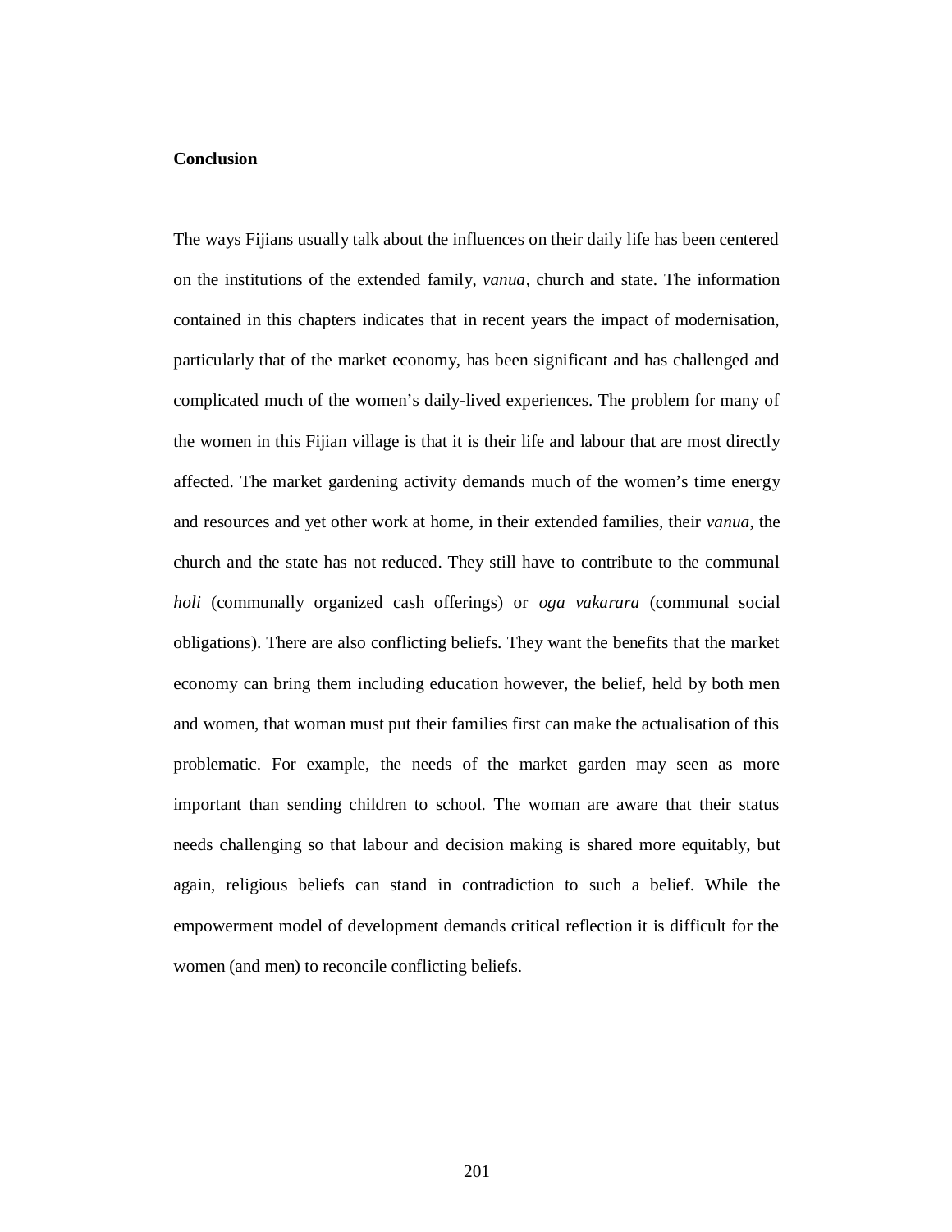**Conclusion**

The ways Fijians usually talk about the influences on their daily life has been centered on the institutions of the extended family, *vanua*, church and state. The information contained in this chapters indicates that in recent years the impact of modernisation, particularly that of the market economy, has been significant and has challenged and complicated much of the women's daily-lived experiences. The problem for many of the women in this Fijian village is that it is their life and labour that are most directly affected. The market gardening activity demands much of the women's time energy and resources and yet other work at home, in their extended families, their *vanua*, the church and the state has not reduced. They still have to contribute to the communal *holi* (communally organized cash offerings) or *oga vakarara* (communal social obligations). There are also conflicting beliefs. They want the benefits that the market economy can bring them including education however, the belief, held by both men and women, that woman must put their families first can make the actualisation of this problematic. For example, the needs of the market garden may seen as more important than sending children to school. The woman are aware that their status needs challenging so that labour and decision making is shared more equitably, but again, religious beliefs can stand in contradiction to such a belief. While the empowerment model of development demands critical reflection it is difficult for the women (and men) to reconcile conflicting beliefs.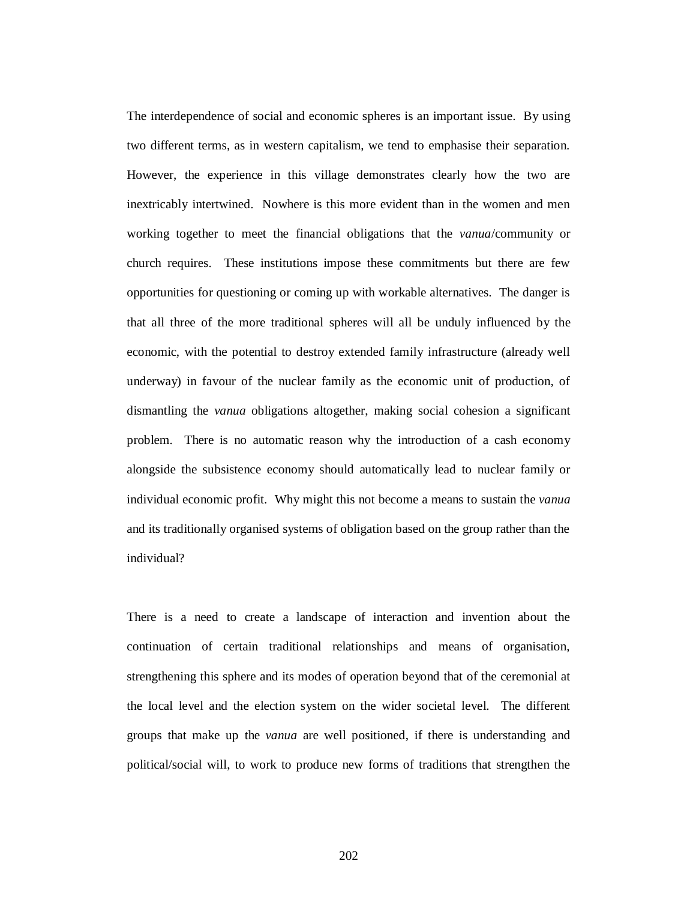The interdependence of social and economic spheres is an important issue. By using two different terms, as in western capitalism, we tend to emphasise their separation. However, the experience in this village demonstrates clearly how the two are inextricably intertwined. Nowhere is this more evident than in the women and men working together to meet the financial obligations that the *vanua*/community or church requires. These institutions impose these commitments but there are few opportunities for questioning or coming up with workable alternatives. The danger is that all three of the more traditional spheres will all be unduly influenced by the economic, with the potential to destroy extended family infrastructure (already well underway) in favour of the nuclear family as the economic unit of production, of dismantling the *vanua* obligations altogether, making social cohesion a significant problem. There is no automatic reason why the introduction of a cash economy alongside the subsistence economy should automatically lead to nuclear family or individual economic profit. Why might this not become a means to sustain the *vanua* and its traditionally organised systems of obligation based on the group rather than the individual?

There is a need to create a landscape of interaction and invention about the continuation of certain traditional relationships and means of organisation, strengthening this sphere and its modes of operation beyond that of the ceremonial at the local level and the election system on the wider societal level. The different groups that make up the *vanua* are well positioned, if there is understanding and political/social will, to work to produce new forms of traditions that strengthen the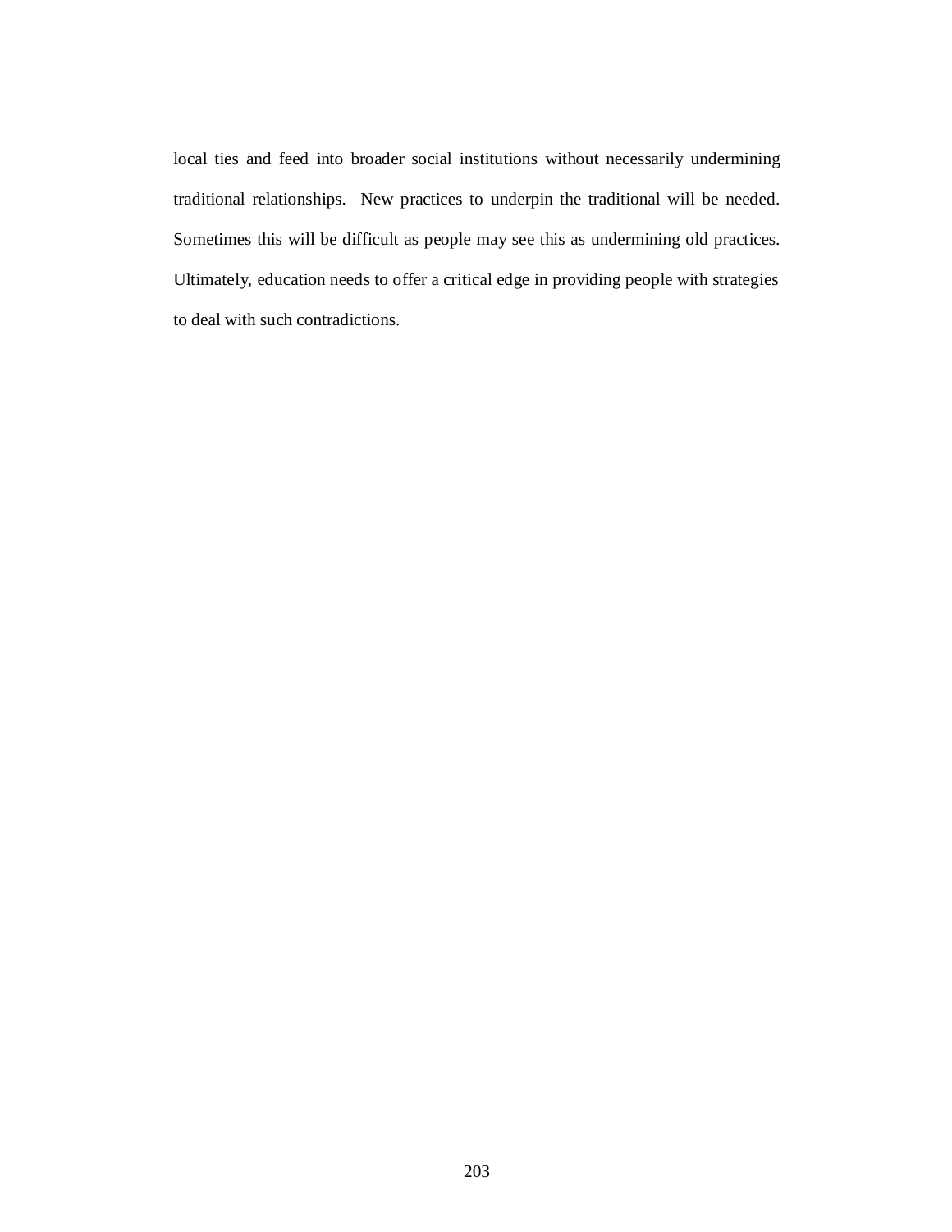local ties and feed into broader social institutions without necessarily undermining traditional relationships. New practices to underpin the traditional will be needed. Sometimes this will be difficult as people may see this as undermining old practices. Ultimately, education needs to offer a critical edge in providing people with strategies to deal with such contradictions.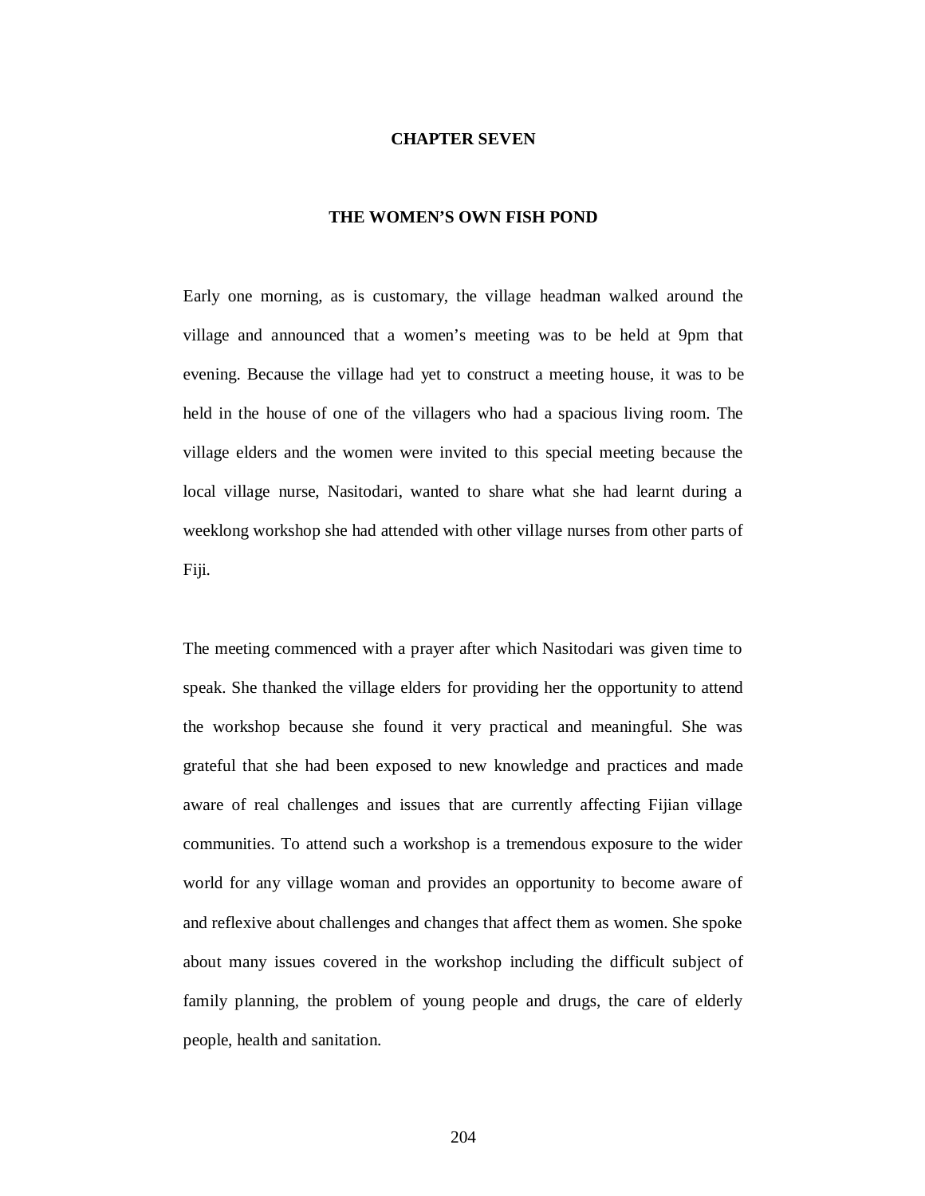# CHAPTER SEVEN

## THE WOMEN'S OWN FISH POND

Early one morning, as is customary, the village headman walked around the village and announced that a women's meeting was to be held at 9pm that evening. Because the village had yet to construct a meeting house, it was to be held in the house of one of the villagers who had a spacious living room. The village elders and the women were invited to this special meeting because the local village nurse, Nasitodari, wanted to share what she had learnt during a weeklong workshop she had attended with other village nurses from other parts of Fiji.

The meeting commenced with a prayer after which Nasitodari was given time to speak. She thanked the village elders for providing her the opportunity to attend the workshop because she found it very practical and meaningful. She was grateful that she had been exposed to new knowledge and practices and made aware of real challenges and issues that are currently affecting Fijian village communities. To attend such a workshop is a tremendous exposure to the wider world for any village woman and provides an opportunity to become aware of and reflexive about challenges and changes that affect them as women. She spoke about many issues covered in the workshop including the difficult subject of family planning, the problem of young people and drugs, the care of elderly people, health and sanitation.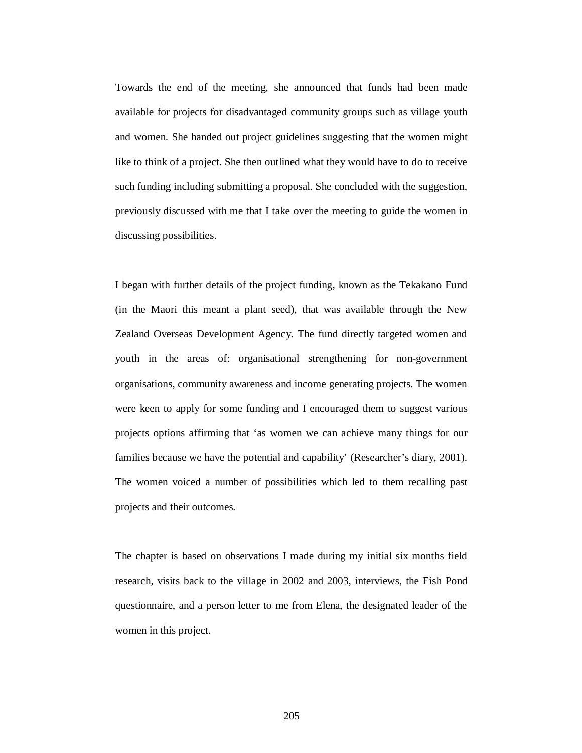Towards the end of the meeting, she announced that funds had been made available for projects for disadvantaged community groups such as village youth and women. She handed out project guidelines suggesting that the women might like to think of a project. She then outlined what they would have to do to receive such funding including submitting a proposal. She concluded with the suggestion, previously discussed with me that I take over the meeting to guide the women in discussing possibilities.

I began with further details of the project funding, known as the Tekakano Fund (in the Maori this meant a plant seed), that was available through the New Zealand Overseas Development Agency. The fund directly targeted women and youth in the areas of: organisational strengthening for non-government organisations, community awareness and income generating projects. The women were keen to apply for some funding and I encouraged them to suggest various projects options affirming that 'as women we can achieve many things for our families because we have the potential and capability' (Researcher's diary, 2001). The women voiced a number of possibilities which led to them recalling past projects and their outcomes.

The chapter is based on observations I made during my initial six months field research, visits back to the village in 2002 and 2003, interviews, the Fish Pond questionnaire, and a person letter to me from Elena, the designated leader of the women in this project.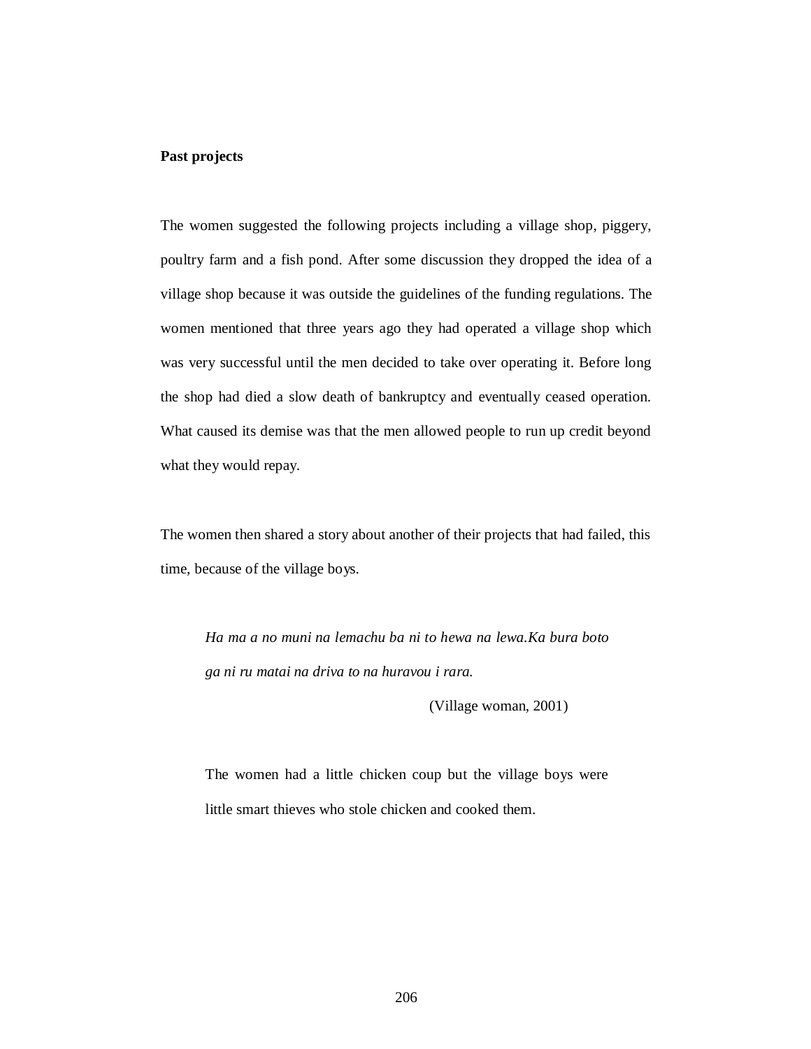**Past projects**

The women suggested the following projects including a village shop, piggery, poultry farm and a fish pond. After some discussion they dropped the idea of a village shop because it was outside the guidelines of the funding regulations. The women mentioned that three years ago they had operated a village shop which was very successful until the men decided to take over operating it. Before long the shop had died a slow death of bankruptcy and eventually ceased operation. What caused its demise was that the men allowed people to run up credit beyond what they would repay.

The women then shared a story about another of their projects that had failed, this time, because of the village boys.

> *Ha ma a no muni na lemachu ba ni to hewa na lewa.Ka bura boto ga ni ru matai na driva to na huravou i rara.*
>
> (Village woman, 2001)

> The women had a little chicken coup but the village boys were little smart thieves who stole chicken and cooked them.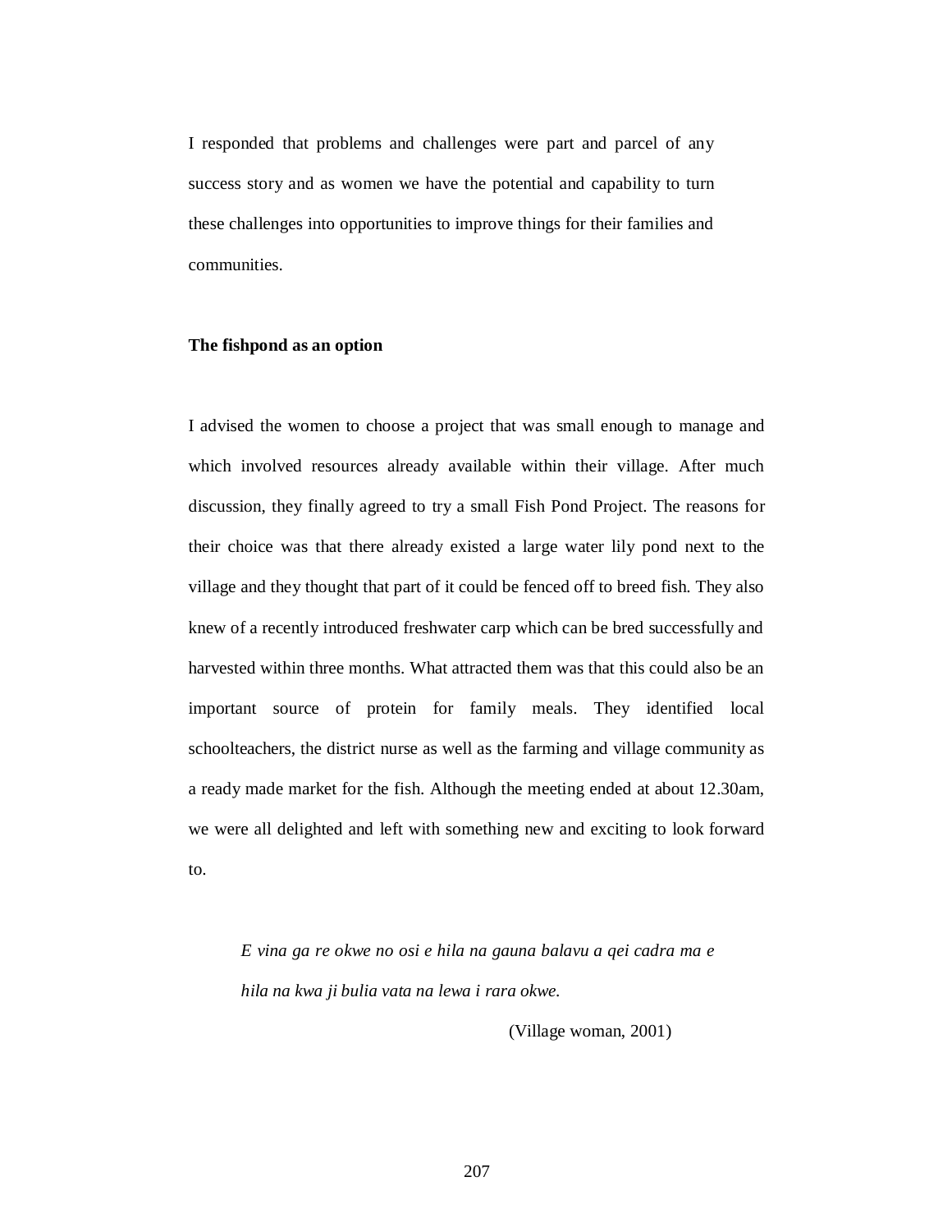I responded that problems and challenges were part and parcel of any success story and as women we have the potential and capability to turn these challenges into opportunities to improve things for their families and communities.

**The fishpond as an option**

I advised the women to choose a project that was small enough to manage and which involved resources already available within their village. After much discussion, they finally agreed to try a small Fish Pond Project. The reasons for their choice was that there already existed a large water lily pond next to the village and they thought that part of it could be fenced off to breed fish. They also knew of a recently introduced freshwater carp which can be bred successfully and harvested within three months. What attracted them was that this could also be an important source of protein for family meals. They identified local schoolteachers, the district nurse as well as the farming and village community as a ready made market for the fish. Although the meeting ended at about 12.30am, we were all delighted and left with something new and exciting to look forward to.

> *E vina ga re okwe no osi e hila na gauna balavu a qei cadra ma e hila na kwa ji bulia vata na lewa i rara okwe.*
>
> (Village woman, 2001)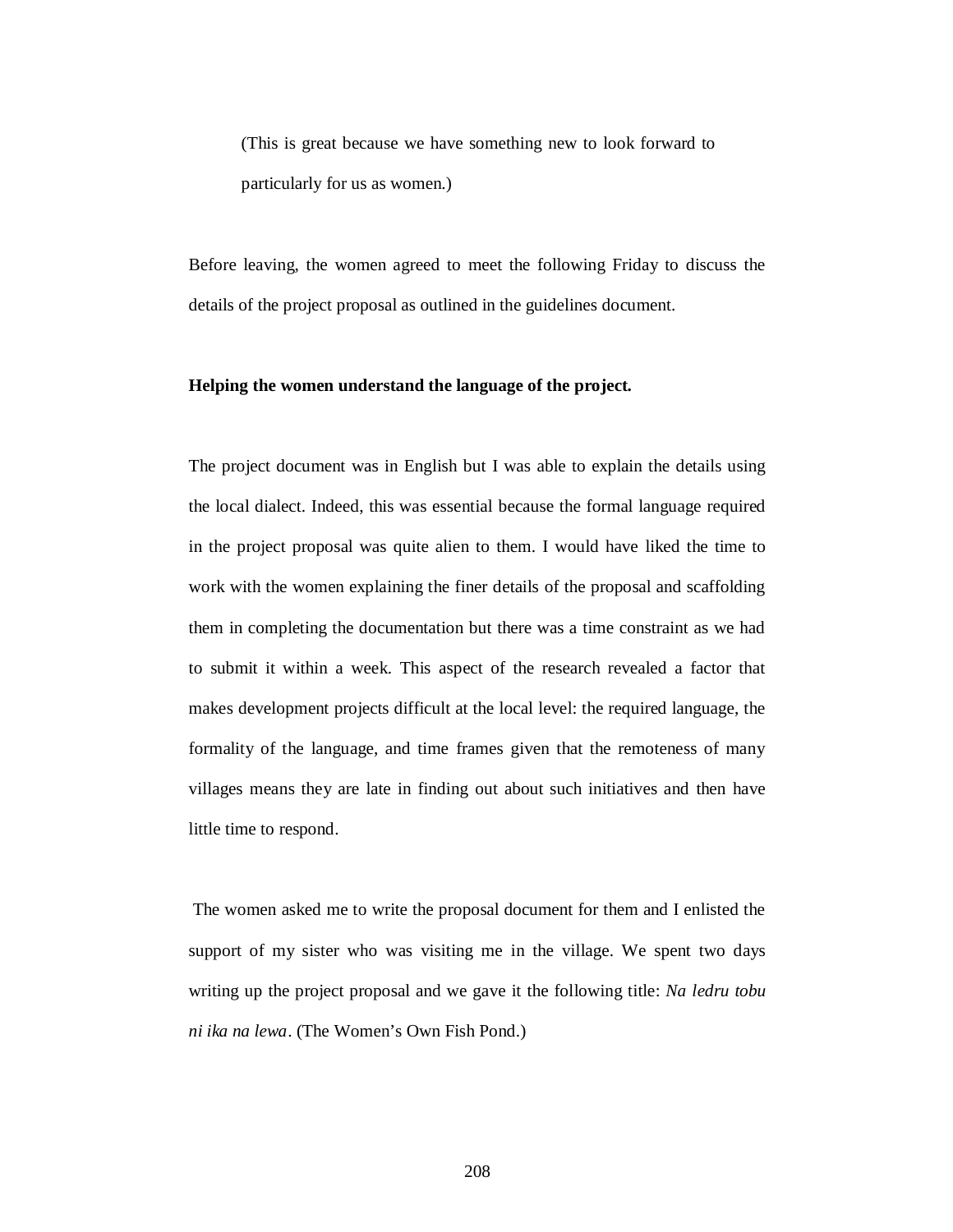(This is great because we have something new to look forward to particularly for us as women.)

Before leaving, the women agreed to meet the following Friday to discuss the details of the project proposal as outlined in the guidelines document.

**Helping the women understand the language of the project.**

The project document was in English but I was able to explain the details using the local dialect. Indeed, this was essential because the formal language required in the project proposal was quite alien to them. I would have liked the time to work with the women explaining the finer details of the proposal and scaffolding them in completing the documentation but there was a time constraint as we had to submit it within a week. This aspect of the research revealed a factor that makes development projects difficult at the local level: the required language, the formality of the language, and time frames given that the remoteness of many villages means they are late in finding out about such initiatives and then have little time to respond.

The women asked me to write the proposal document for them and I enlisted the support of my sister who was visiting me in the village. We spent two days writing up the project proposal and we gave it the following title: *Na ledru tobu ni ika na lewa*. (The Women's Own Fish Pond.)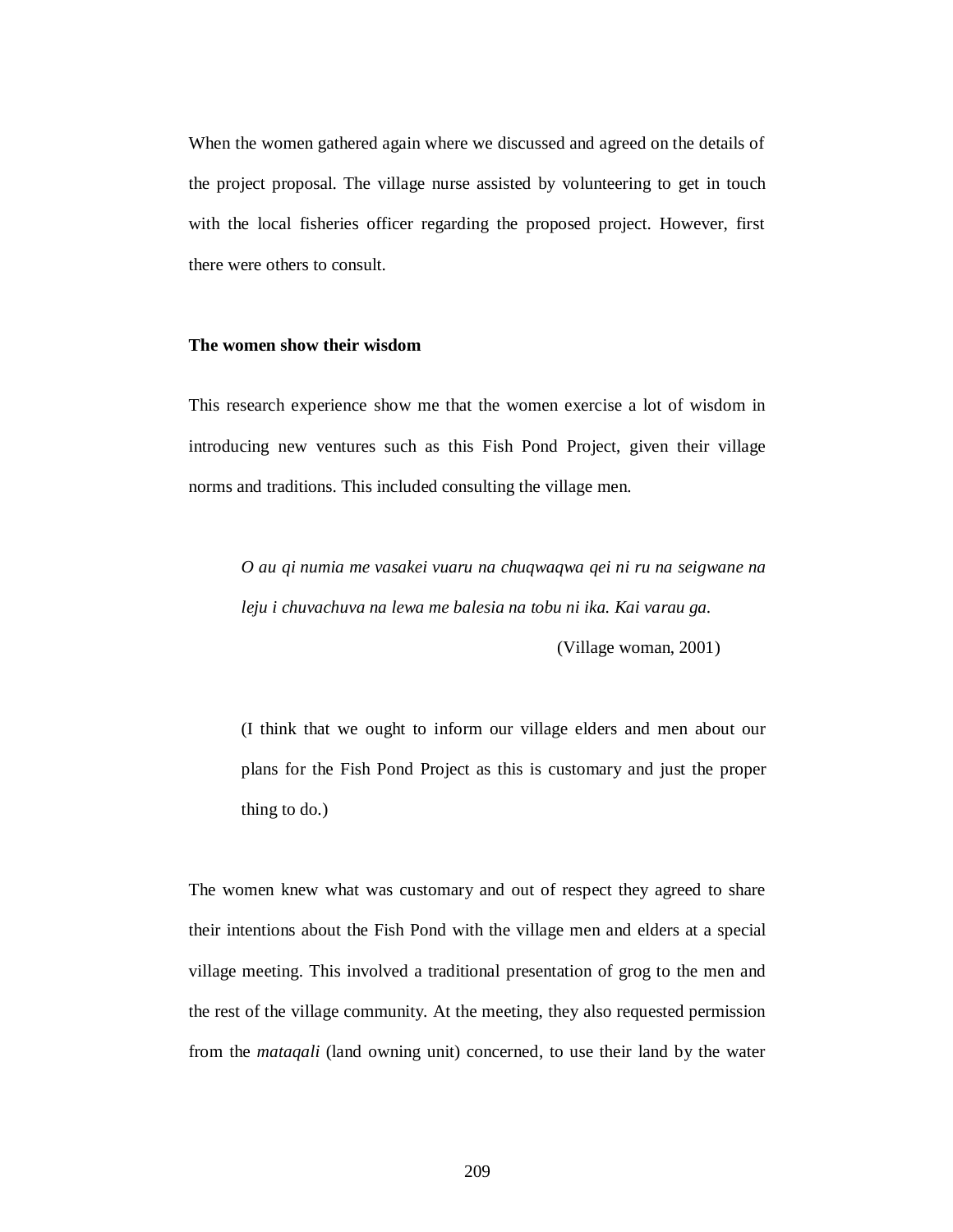When the women gathered again where we discussed and agreed on the details of the project proposal. The village nurse assisted by volunteering to get in touch with the local fisheries officer regarding the proposed project. However, first there were others to consult.

**The women show their wisdom**

This research experience show me that the women exercise a lot of wisdom in introducing new ventures such as this Fish Pond Project, given their village norms and traditions. This included consulting the village men.

> *O au qi numia me vasakei vuaru na chuqwaqwa qei ni ru na seigwane na leju i chuvachuva na lewa me balesia na tobu ni ika. Kai varau ga.*
>
> (Village woman, 2001)
>
> (I think that we ought to inform our village elders and men about our plans for the Fish Pond Project as this is customary and just the proper thing to do.)

The women knew what was customary and out of respect they agreed to share their intentions about the Fish Pond with the village men and elders at a special village meeting. This involved a traditional presentation of grog to the men and the rest of the village community. At the meeting, they also requested permission from the *mataqali* (land owning unit) concerned, to use their land by the water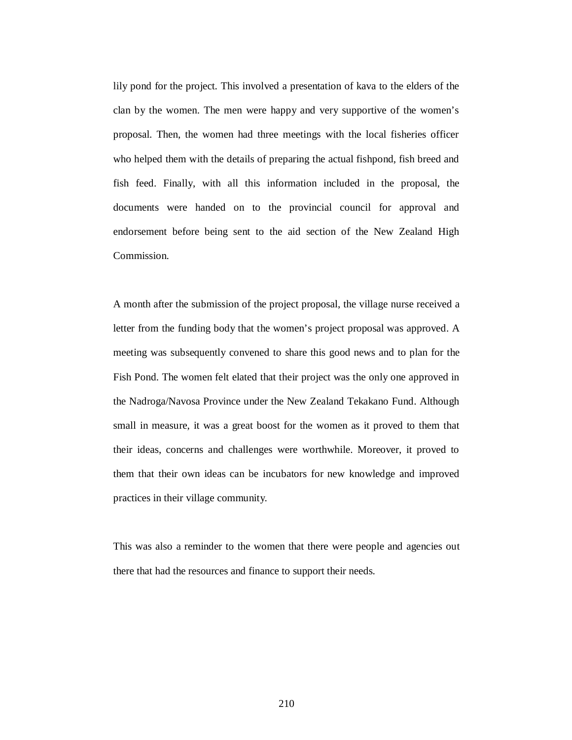lily pond for the project. This involved a presentation of kava to the elders of the clan by the women. The men were happy and very supportive of the women's proposal. Then, the women had three meetings with the local fisheries officer who helped them with the details of preparing the actual fishpond, fish breed and fish feed. Finally, with all this information included in the proposal, the documents were handed on to the provincial council for approval and endorsement before being sent to the aid section of the New Zealand High Commission.

A month after the submission of the project proposal, the village nurse received a letter from the funding body that the women's project proposal was approved. A meeting was subsequently convened to share this good news and to plan for the Fish Pond. The women felt elated that their project was the only one approved in the Nadroga/Navosa Province under the New Zealand Tekakano Fund. Although small in measure, it was a great boost for the women as it proved to them that their ideas, concerns and challenges were worthwhile. Moreover, it proved to them that their own ideas can be incubators for new knowledge and improved practices in their village community.

This was also a reminder to the women that there were people and agencies out there that had the resources and finance to support their needs.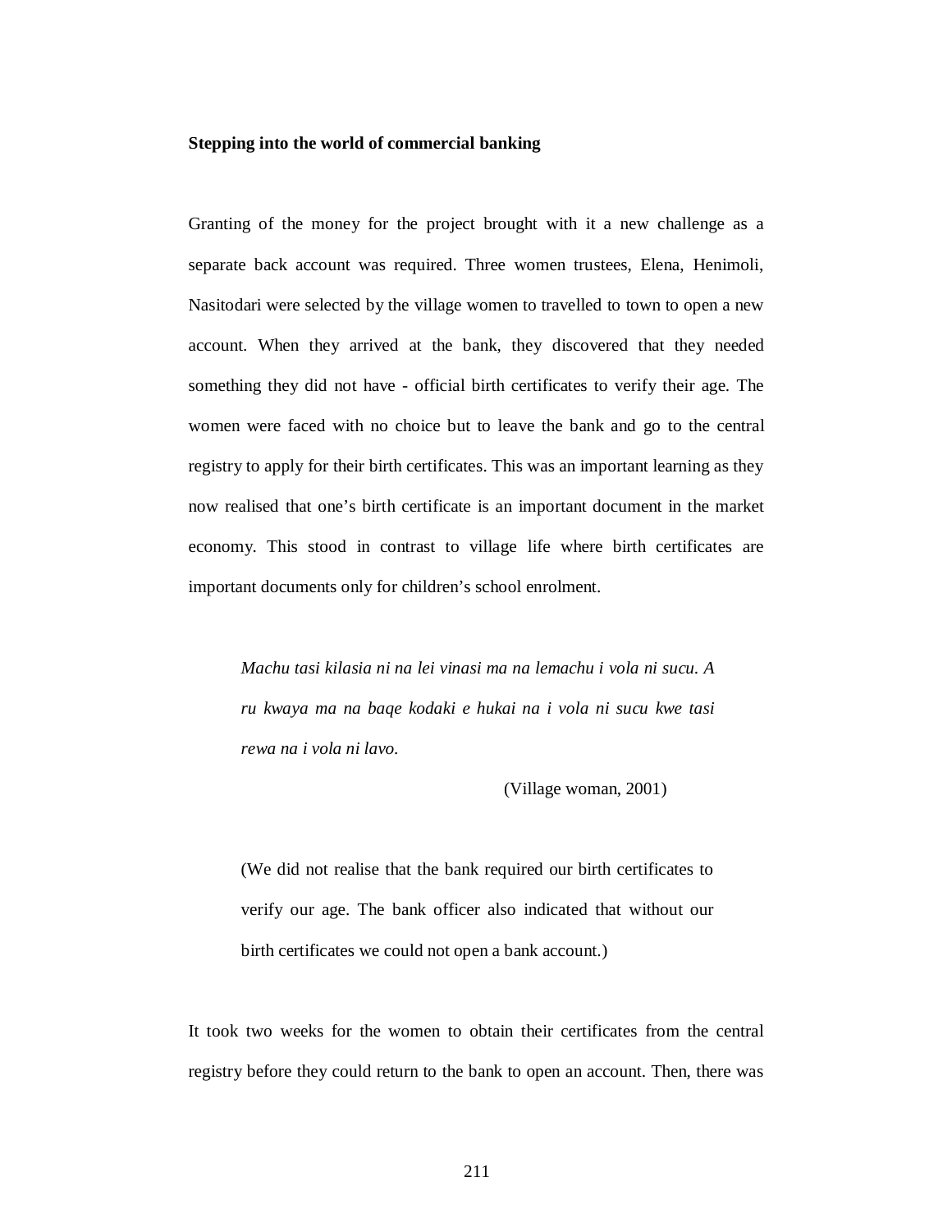**Stepping into the world of commercial banking**

Granting of the money for the project brought with it a new challenge as a separate back account was required. Three women trustees, Elena, Henimoli, Nasitodari were selected by the village women to travelled to town to open a new account. When they arrived at the bank, they discovered that they needed something they did not have - official birth certificates to verify their age. The women were faced with no choice but to leave the bank and go to the central registry to apply for their birth certificates. This was an important learning as they now realised that one's birth certificate is an important document in the market economy. This stood in contrast to village life where birth certificates are important documents only for children's school enrolment.

> *Machu tasi kilasia ni na lei vinasi ma na lemachu i vola ni sucu. A ru kwaya ma na baqe kodaki e hukai na i vola ni sucu kwe tasi rewa na i vola ni lavo.*
>
> (Village woman, 2001)
>
> (We did not realise that the bank required our birth certificates to verify our age. The bank officer also indicated that without our birth certificates we could not open a bank account.)

It took two weeks for the women to obtain their certificates from the central registry before they could return to the bank to open an account. Then, there was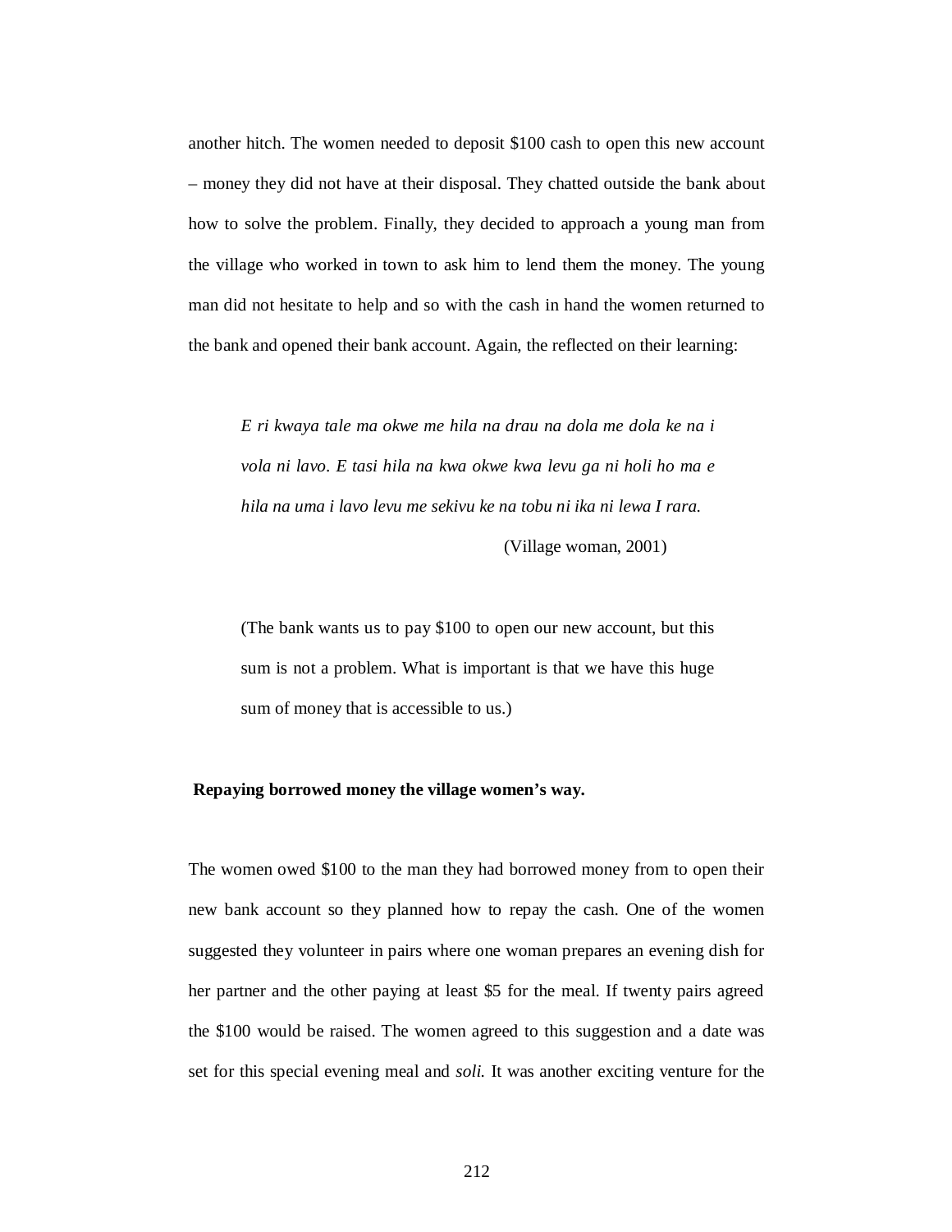another hitch. The women needed to deposit $100 cash to open this new account – money they did not have at their disposal. They chatted outside the bank about how to solve the problem. Finally, they decided to approach a young man from the village who worked in town to ask him to lend them the money. The young man did not hesitate to help and so with the cash in hand the women returned to the bank and opened their bank account. Again, the reflected on their learning:

> *E ri kwaya tale ma okwe me hila na drau na dola me dola ke na i vola ni lavo. E tasi hila na kwa okwe kwa levu ga ni holi ho ma e hila na uma i lavo levu me sekivu ke na tobu ni ika ni lewa I rara.*
>
> (Village woman, 2001)

> (The bank wants us to pay $100 to open our new account, but this sum is not a problem. What is important is that we have this huge sum of money that is accessible to us.)

**Repaying borrowed money the village women's way.**

The women owed $100 to the man they had borrowed money from to open their new bank account so they planned how to repay the cash. One of the women suggested they volunteer in pairs where one woman prepares an evening dish for her partner and the other paying at least $5 for the meal. If twenty pairs agreed the $100 would be raised. The women agreed to this suggestion and a date was set for this special evening meal and *soli.* It was another exciting venture for the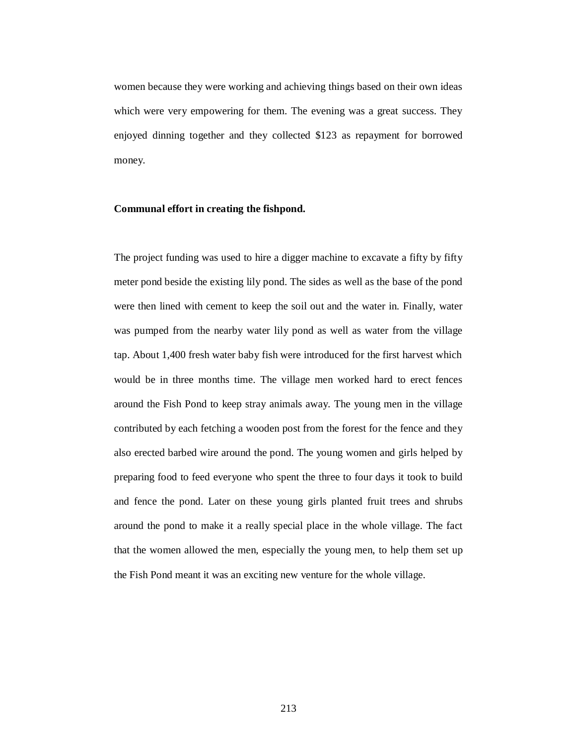women because they were working and achieving things based on their own ideas which were very empowering for them. The evening was a great success. They enjoyed dinning together and they collected $123 as repayment for borrowed money.

**Communal effort in creating the fishpond.**

The project funding was used to hire a digger machine to excavate a fifty by fifty meter pond beside the existing lily pond. The sides as well as the base of the pond were then lined with cement to keep the soil out and the water in. Finally, water was pumped from the nearby water lily pond as well as water from the village tap. About 1,400 fresh water baby fish were introduced for the first harvest which would be in three months time. The village men worked hard to erect fences around the Fish Pond to keep stray animals away. The young men in the village contributed by each fetching a wooden post from the forest for the fence and they also erected barbed wire around the pond. The young women and girls helped by preparing food to feed everyone who spent the three to four days it took to build and fence the pond. Later on these young girls planted fruit trees and shrubs around the pond to make it a really special place in the whole village. The fact that the women allowed the men, especially the young men, to help them set up the Fish Pond meant it was an exciting new venture for the whole village.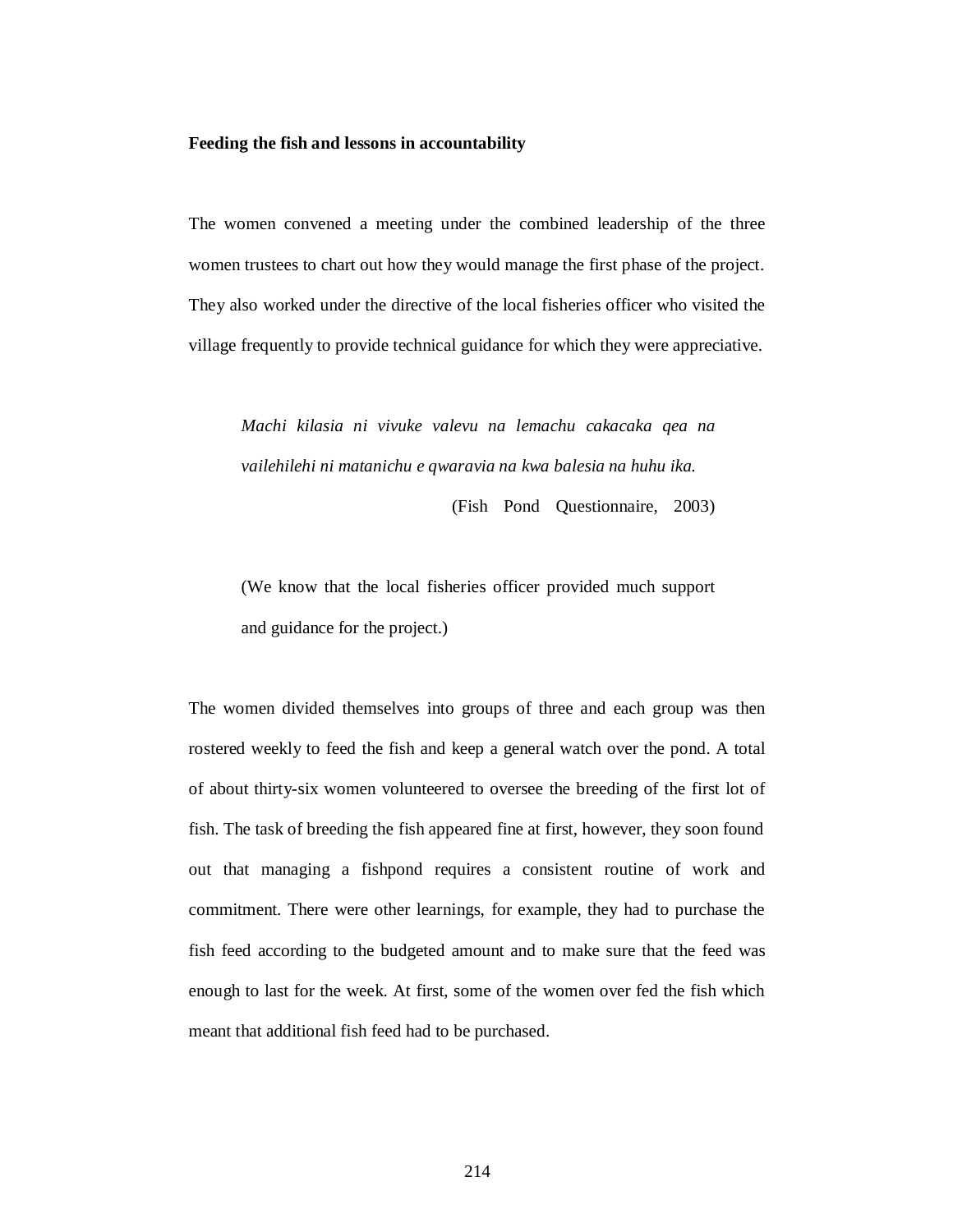**Feeding the fish and lessons in accountability**

The women convened a meeting under the combined leadership of the three women trustees to chart out how they would manage the first phase of the project. They also worked under the directive of the local fisheries officer who visited the village frequently to provide technical guidance for which they were appreciative.

> *Machi kilasia ni vivuke valevu na lemachu cakacaka qea na vailehilehi ni matanichu e qwaravia na kwa balesia na huhu ika.*
>
> (Fish Pond Questionnaire, 2003)
>
> (We know that the local fisheries officer provided much support and guidance for the project.)

The women divided themselves into groups of three and each group was then rostered weekly to feed the fish and keep a general watch over the pond. A total of about thirty-six women volunteered to oversee the breeding of the first lot of fish. The task of breeding the fish appeared fine at first, however, they soon found out that managing a fishpond requires a consistent routine of work and commitment. There were other learnings, for example, they had to purchase the fish feed according to the budgeted amount and to make sure that the feed was enough to last for the week. At first, some of the women over fed the fish which meant that additional fish feed had to be purchased.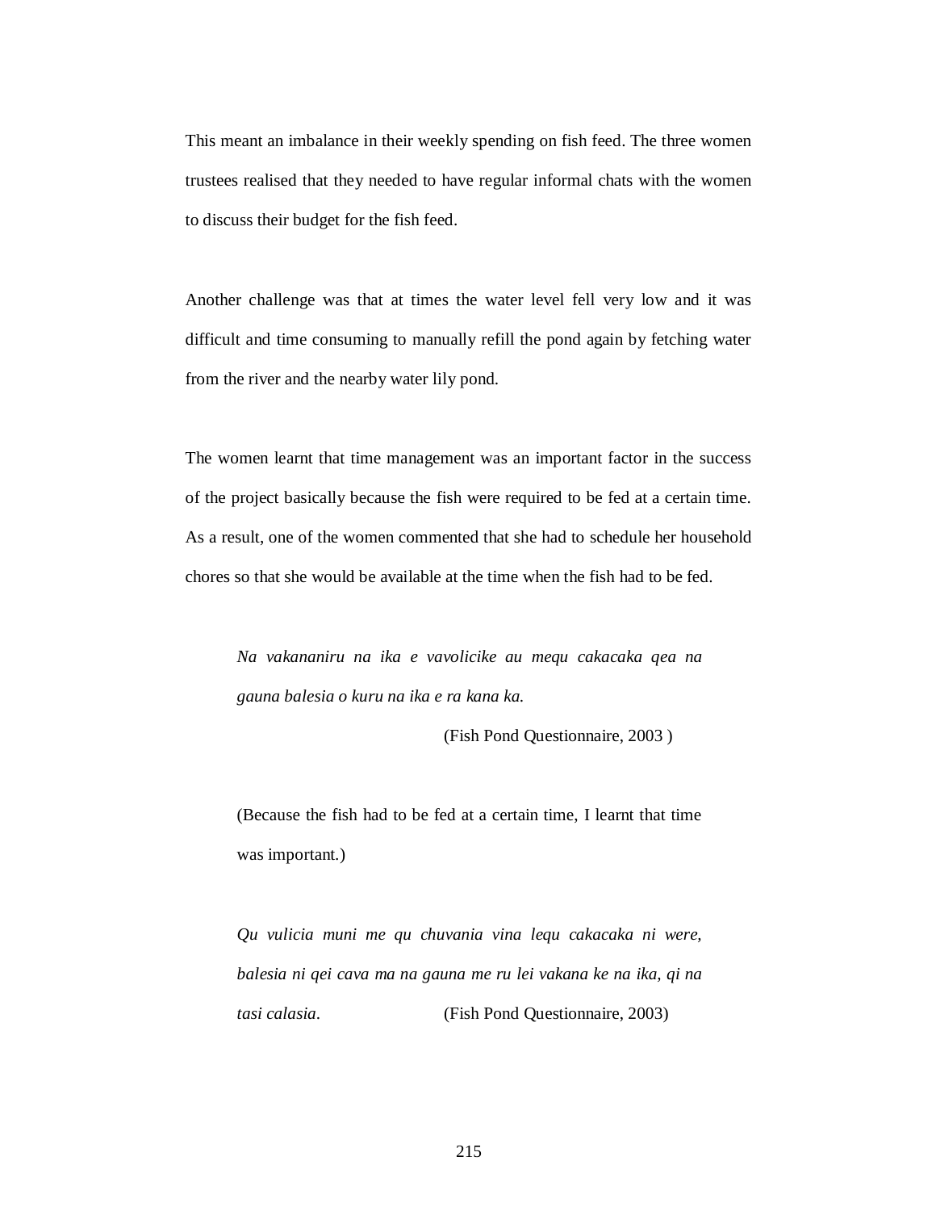This meant an imbalance in their weekly spending on fish feed. The three women trustees realised that they needed to have regular informal chats with the women to discuss their budget for the fish feed.

Another challenge was that at times the water level fell very low and it was difficult and time consuming to manually refill the pond again by fetching water from the river and the nearby water lily pond.

The women learnt that time management was an important factor in the success of the project basically because the fish were required to be fed at a certain time. As a result, one of the women commented that she had to schedule her household chores so that she would be available at the time when the fish had to be fed.

> *Na vakananiru na ika e vavolicike au mequ cakacaka qea na gauna balesia o kuru na ika e ra kana ka.*
>
> (Fish Pond Questionnaire, 2003 )
>
> (Because the fish had to be fed at a certain time, I learnt that time was important.)
>
> *Qu vulicia muni me qu chuvania vina lequ cakacaka ni were, balesia ni qei cava ma na gauna me ru lei vakana ke na ika, qi na tasi calasia.* (Fish Pond Questionnaire, 2003)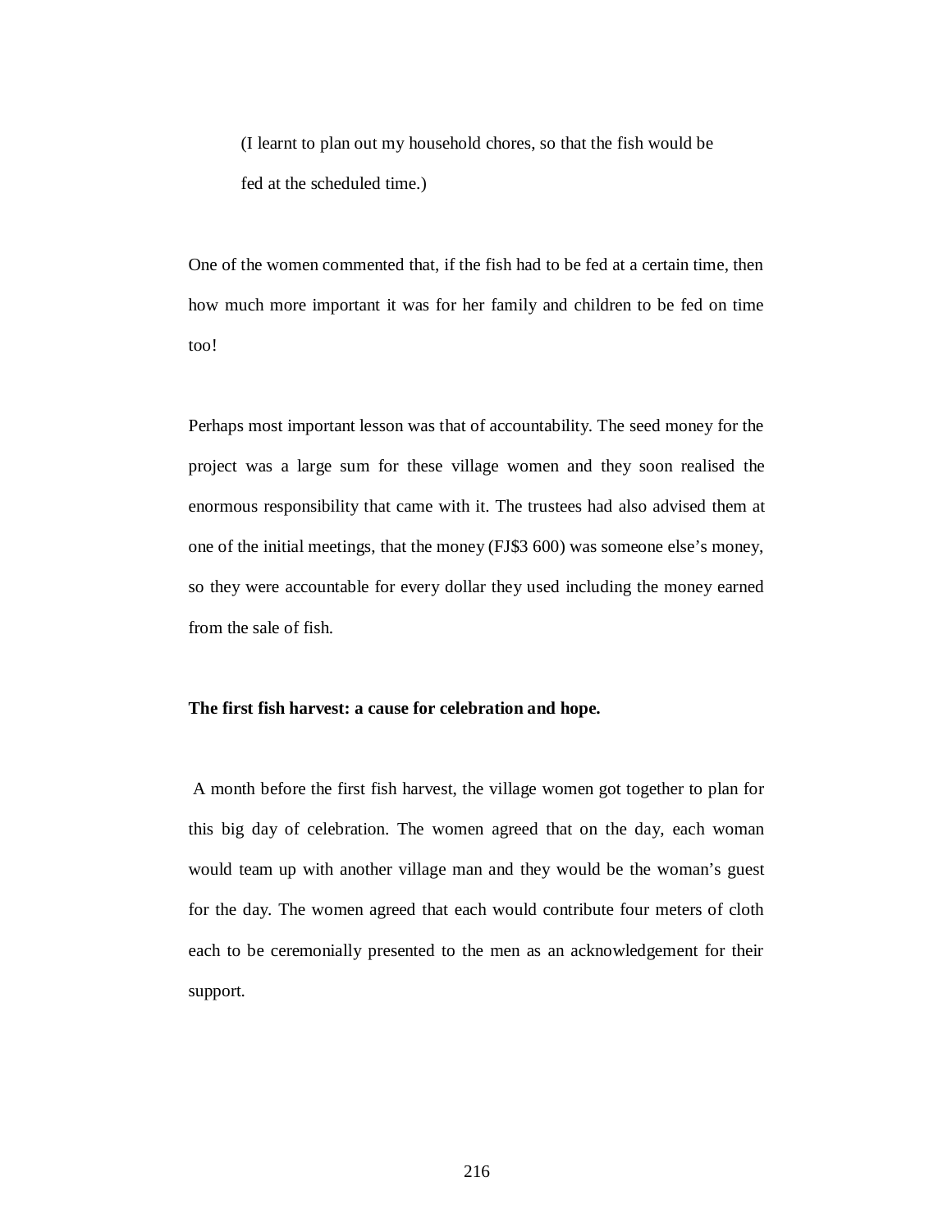> (I learnt to plan out my household chores, so that the fish would be fed at the scheduled time.)

One of the women commented that, if the fish had to be fed at a certain time, then how much more important it was for her family and children to be fed on time too!

Perhaps most important lesson was that of accountability. The seed money for the project was a large sum for these village women and they soon realised the enormous responsibility that came with it. The trustees had also advised them at one of the initial meetings, that the money (FJ$3 600) was someone else's money, so they were accountable for every dollar they used including the money earned from the sale of fish.

**The first fish harvest: a cause for celebration and hope.**

A month before the first fish harvest, the village women got together to plan for this big day of celebration. The women agreed that on the day, each woman would team up with another village man and they would be the woman's guest for the day. The women agreed that each would contribute four meters of cloth each to be ceremonially presented to the men as an acknowledgement for their support.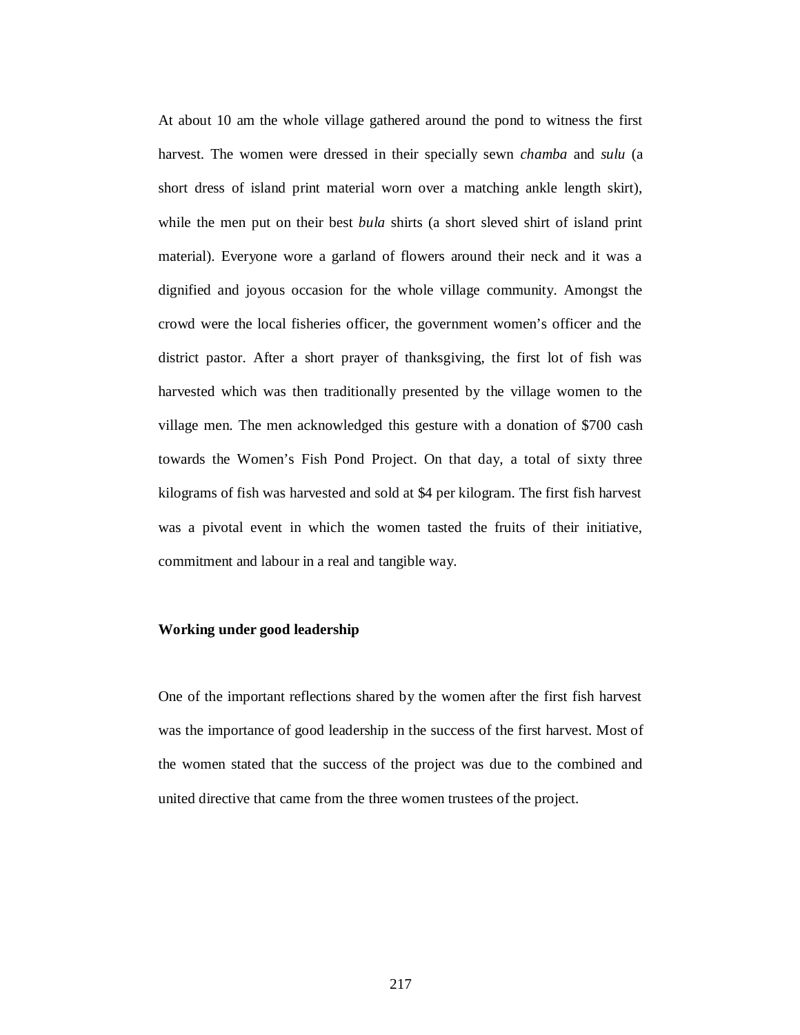At about 10 am the whole village gathered around the pond to witness the first harvest. The women were dressed in their specially sewn *chamba* and *sulu* (a short dress of island print material worn over a matching ankle length skirt), while the men put on their best *bula* shirts (a short sleved shirt of island print material). Everyone wore a garland of flowers around their neck and it was a dignified and joyous occasion for the whole village community. Amongst the crowd were the local fisheries officer, the government women's officer and the district pastor. After a short prayer of thanksgiving, the first lot of fish was harvested which was then traditionally presented by the village women to the village men. The men acknowledged this gesture with a donation of $700 cash towards the Women's Fish Pond Project. On that day, a total of sixty three kilograms of fish was harvested and sold at $4 per kilogram. The first fish harvest was a pivotal event in which the women tasted the fruits of their initiative, commitment and labour in a real and tangible way.

**Working under good leadership**

One of the important reflections shared by the women after the first fish harvest was the importance of good leadership in the success of the first harvest. Most of the women stated that the success of the project was due to the combined and united directive that came from the three women trustees of the project.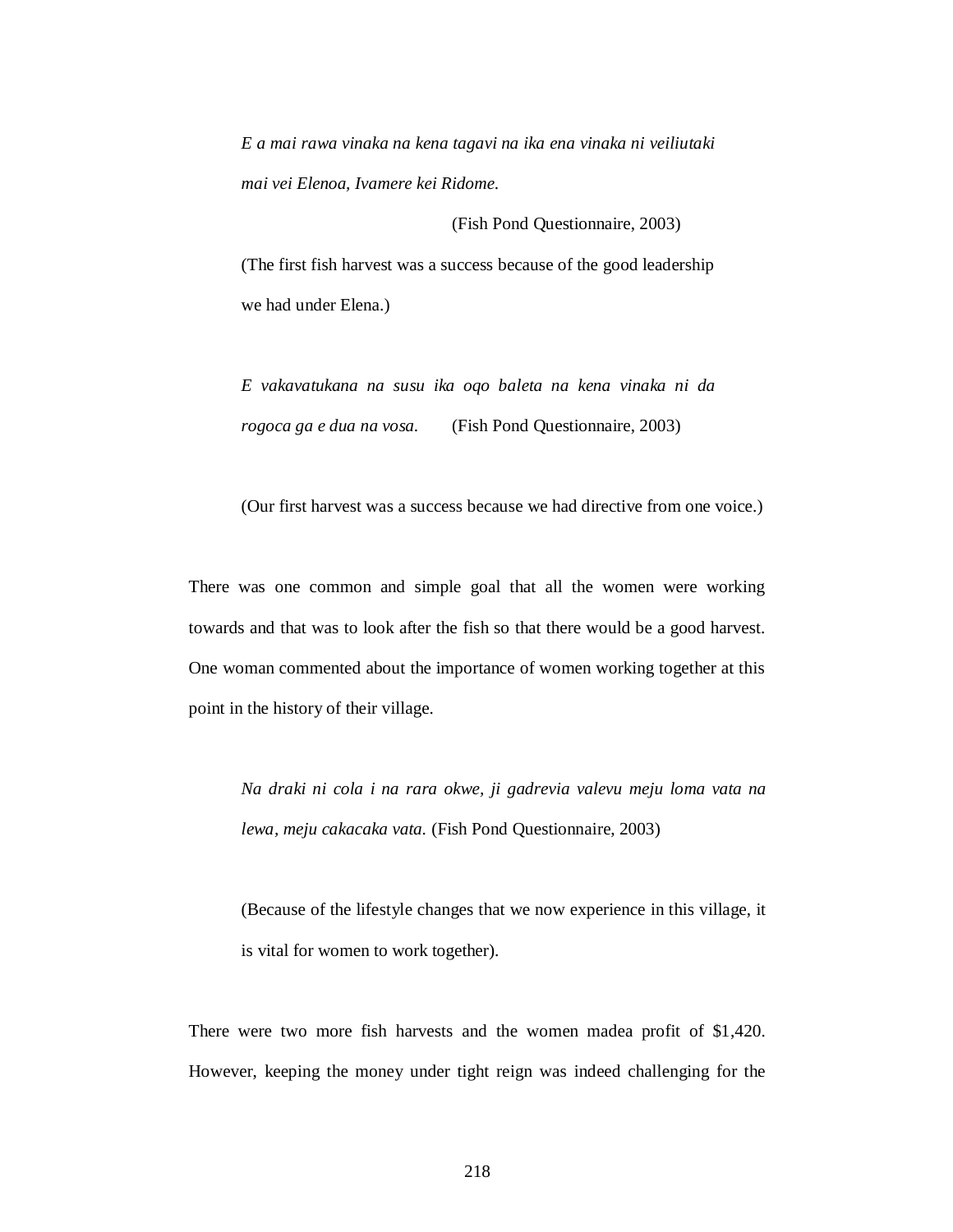> *E a mai rawa vinaka na kena tagavi na ika ena vinaka ni veiliutaki mai vei Elenoa, Ivamere kei Ridome.*
>
> (Fish Pond Questionnaire, 2003)
>
> (The first fish harvest was a success because of the good leadership we had under Elena.)

> *E vakavatukana na susu ika oqo baleta na kena vinaka ni da rogoca ga e dua na vosa.* (Fish Pond Questionnaire, 2003)
>
> (Our first harvest was a success because we had directive from one voice.)

There was one common and simple goal that all the women were working towards and that was to look after the fish so that there would be a good harvest. One woman commented about the importance of women working together at this point in the history of their village.

> *Na draki ni cola i na rara okwe, ji gadrevia valevu meju loma vata na lewa, meju cakacaka vata.* (Fish Pond Questionnaire, 2003)
>
> (Because of the lifestyle changes that we now experience in this village, it is vital for women to work together).

There were two more fish harvests and the women madea profit of $1,420. However, keeping the money under tight reign was indeed challenging for the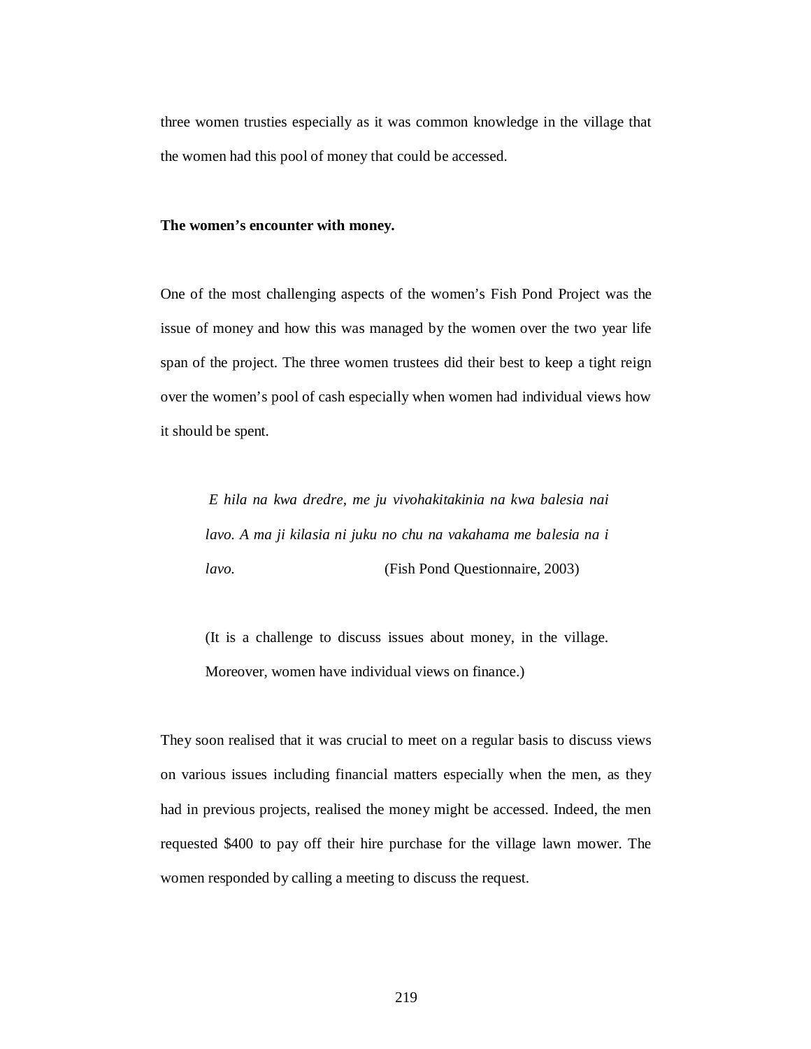three women trusties especially as it was common knowledge in the village that the women had this pool of money that could be accessed.

**The women's encounter with money.**

One of the most challenging aspects of the women's Fish Pond Project was the issue of money and how this was managed by the women over the two year life span of the project. The three women trustees did their best to keep a tight reign over the women's pool of cash especially when women had individual views how it should be spent.

> *E hila na kwa dredre, me ju vivohakitakinia na kwa balesia nai lavo. A ma ji kilasia ni juku no chu na vakahama me balesia na i lavo.* (Fish Pond Questionnaire, 2003)
>
> (It is a challenge to discuss issues about money, in the village. Moreover, women have individual views on finance.)

They soon realised that it was crucial to meet on a regular basis to discuss views on various issues including financial matters especially when the men, as they had in previous projects, realised the money might be accessed. Indeed, the men requested $400 to pay off their hire purchase for the village lawn mower. The women responded by calling a meeting to discuss the request.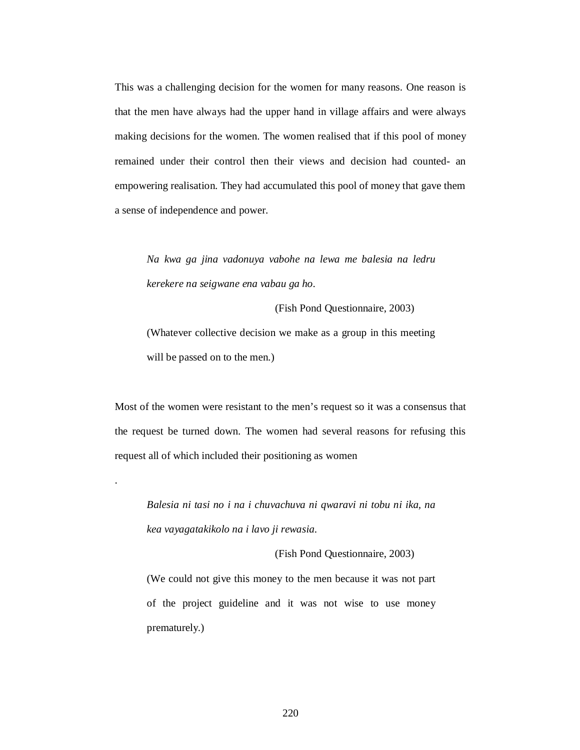This was a challenging decision for the women for many reasons. One reason is that the men have always had the upper hand in village affairs and were always making decisions for the women. The women realised that if this pool of money remained under their control then their views and decision had counted- an empowering realisation. They had accumulated this pool of money that gave them a sense of independence and power.

> *Na kwa ga jina vadonuya vabohe na lewa me balesia na ledru kerekere na seigwane ena vabau ga ho.*
>
> (Fish Pond Questionnaire, 2003)
>
> (Whatever collective decision we make as a group in this meeting will be passed on to the men.)

Most of the women were resistant to the men's request so it was a consensus that the request be turned down. The women had several reasons for refusing this request all of which included their positioning as women

.

> *Balesia ni tasi no i na i chuvachuva ni qwaravi ni tobu ni ika, na kea vayagatakikolo na i lavo ji rewasia.*
>
> (Fish Pond Questionnaire, 2003)
>
> (We could not give this money to the men because it was not part of the project guideline and it was not wise to use money prematurely.)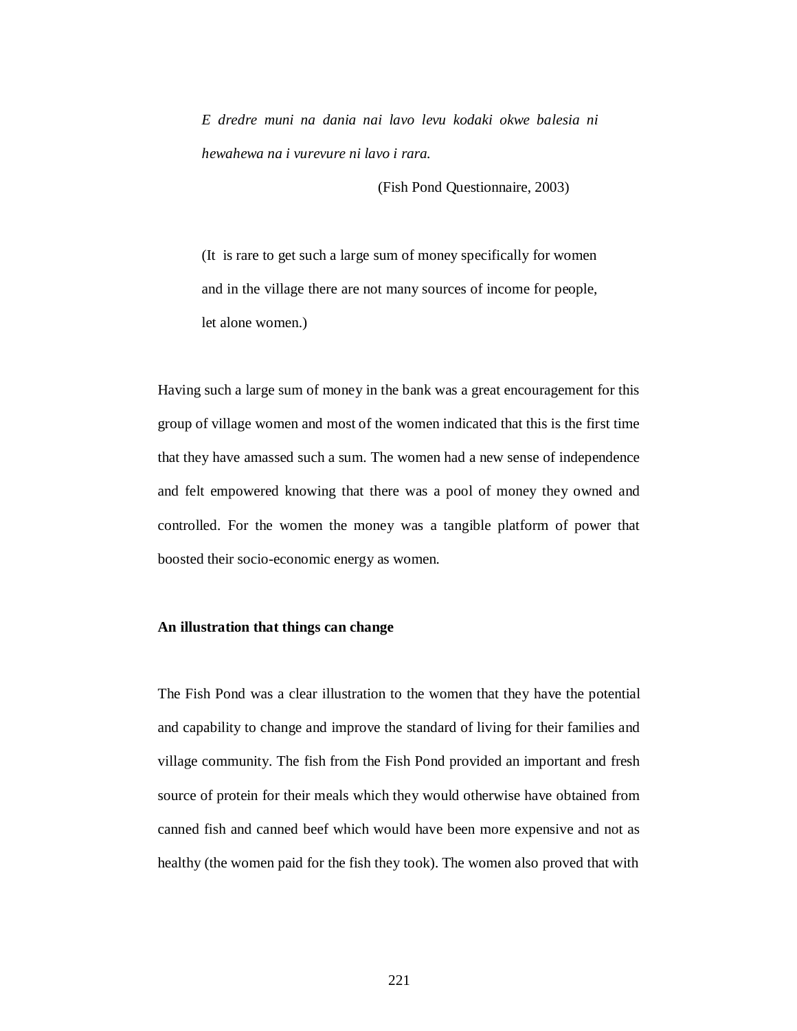> *E dredre muni na dania nai lavo levu kodaki okwe balesia ni hewahewa na i vurevure ni lavo i rara.*
>
> (Fish Pond Questionnaire, 2003)

> (It is rare to get such a large sum of money specifically for women and in the village there are not many sources of income for people, let alone women.)

Having such a large sum of money in the bank was a great encouragement for this group of village women and most of the women indicated that this is the first time that they have amassed such a sum. The women had a new sense of independence and felt empowered knowing that there was a pool of money they owned and controlled. For the women the money was a tangible platform of power that boosted their socio-economic energy as women.

**An illustration that things can change**

The Fish Pond was a clear illustration to the women that they have the potential and capability to change and improve the standard of living for their families and village community. The fish from the Fish Pond provided an important and fresh source of protein for their meals which they would otherwise have obtained from canned fish and canned beef which would have been more expensive and not as healthy (the women paid for the fish they took). The women also proved that with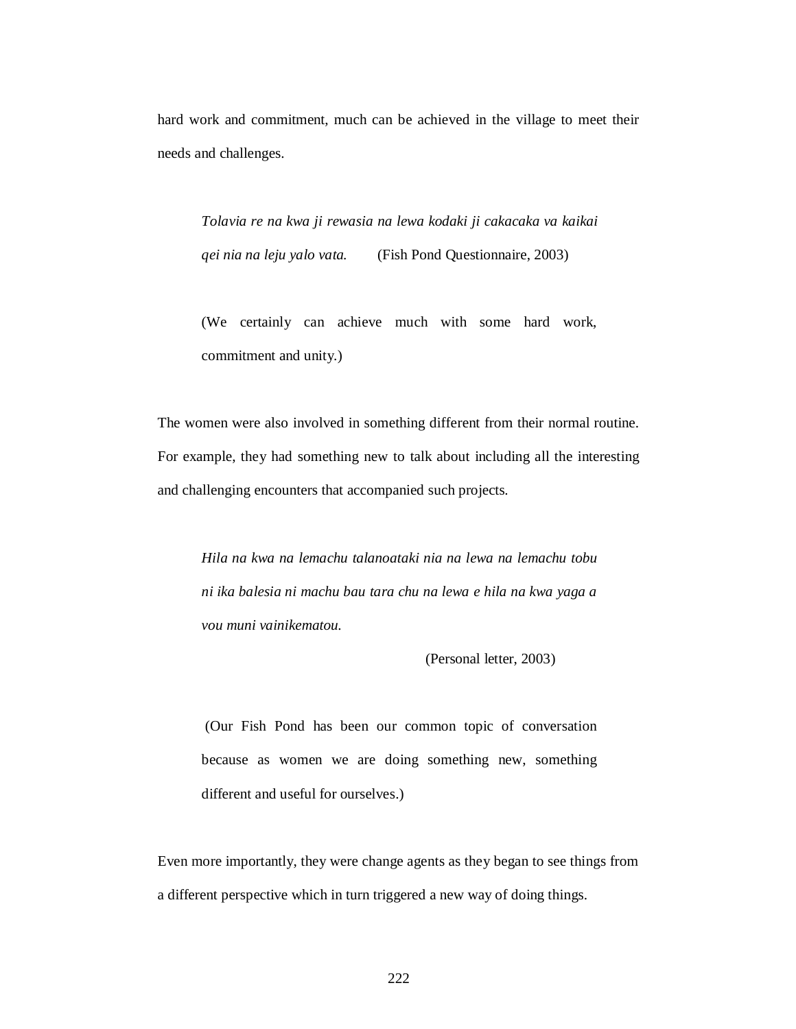hard work and commitment, much can be achieved in the village to meet their needs and challenges.

> *Tolavia re na kwa ji rewasia na lewa kodaki ji cakacaka va kaikai qei nia na leju yalo vata.* (Fish Pond Questionnaire, 2003)
>
> (We certainly can achieve much with some hard work, commitment and unity.)

The women were also involved in something different from their normal routine. For example, they had something new to talk about including all the interesting and challenging encounters that accompanied such projects.

> *Hila na kwa na lemachu talanoataki nia na lewa na lemachu tobu ni ika balesia ni machu bau tara chu na lewa e hila na kwa yaga a vou muni vainikematou.*
>
> (Personal letter, 2003)
>
> (Our Fish Pond has been our common topic of conversation because as women we are doing something new, something different and useful for ourselves.)

Even more importantly, they were change agents as they began to see things from a different perspective which in turn triggered a new way of doing things.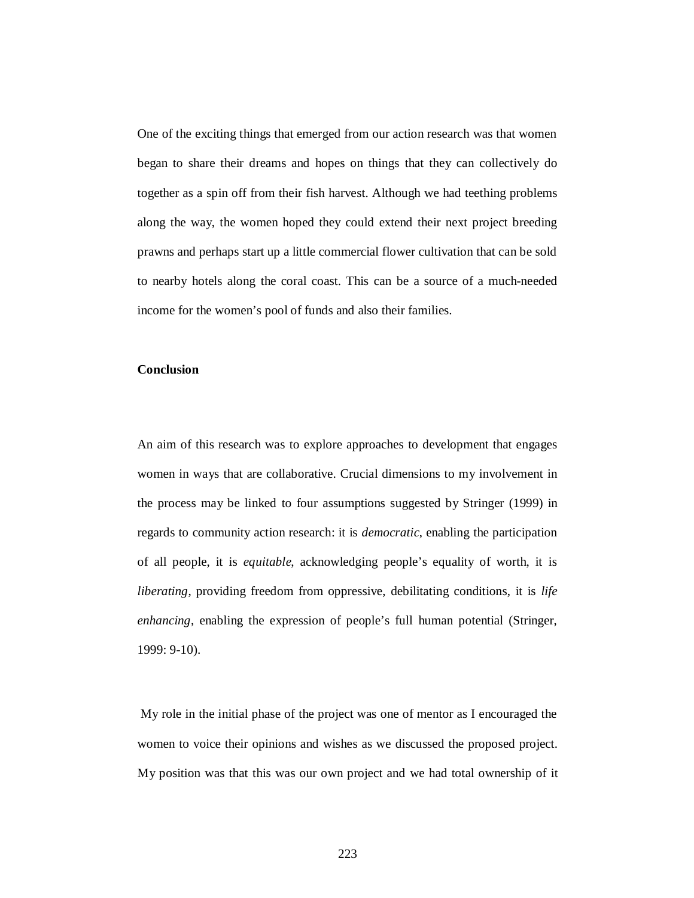One of the exciting things that emerged from our action research was that women began to share their dreams and hopes on things that they can collectively do together as a spin off from their fish harvest. Although we had teething problems along the way, the women hoped they could extend their next project breeding prawns and perhaps start up a little commercial flower cultivation that can be sold to nearby hotels along the coral coast. This can be a source of a much-needed income for the women's pool of funds and also their families.

## Conclusion

An aim of this research was to explore approaches to development that engages women in ways that are collaborative. Crucial dimensions to my involvement in the process may be linked to four assumptions suggested by Stringer (1999) in regards to community action research: it is *democratic*, enabling the participation of all people, it is *equitable*, acknowledging people's equality of worth, it is *liberating*, providing freedom from oppressive, debilitating conditions, it is *life enhancing*, enabling the expression of people's full human potential (Stringer, 1999: 9-10).

My role in the initial phase of the project was one of mentor as I encouraged the women to voice their opinions and wishes as we discussed the proposed project. My position was that this was our own project and we had total ownership of it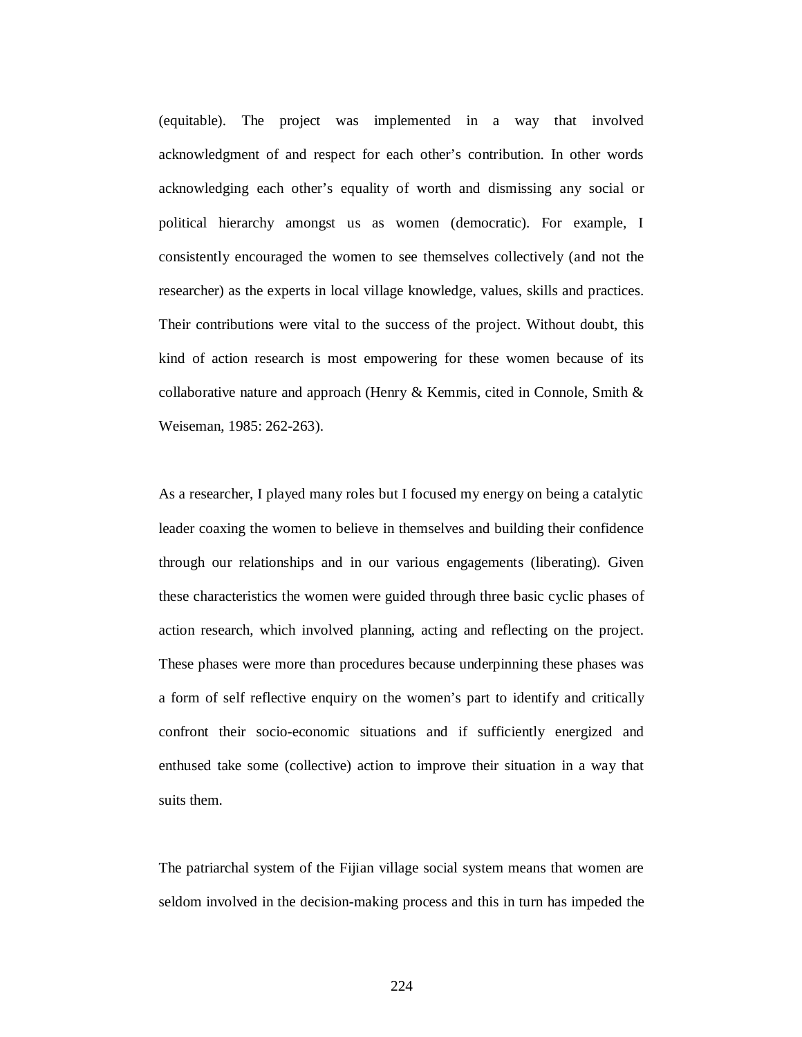(equitable). The project was implemented in a way that involved acknowledgment of and respect for each other's contribution. In other words acknowledging each other's equality of worth and dismissing any social or political hierarchy amongst us as women (democratic). For example, I consistently encouraged the women to see themselves collectively (and not the researcher) as the experts in local village knowledge, values, skills and practices. Their contributions were vital to the success of the project. Without doubt, this kind of action research is most empowering for these women because of its collaborative nature and approach (Henry & Kemmis, cited in Connole, Smith & Weiseman, 1985: 262-263).

As a researcher, I played many roles but I focused my energy on being a catalytic leader coaxing the women to believe in themselves and building their confidence through our relationships and in our various engagements (liberating). Given these characteristics the women were guided through three basic cyclic phases of action research, which involved planning, acting and reflecting on the project. These phases were more than procedures because underpinning these phases was a form of self reflective enquiry on the women's part to identify and critically confront their socio-economic situations and if sufficiently energized and enthused take some (collective) action to improve their situation in a way that suits them.

The patriarchal system of the Fijian village social system means that women are seldom involved in the decision-making process and this in turn has impeded the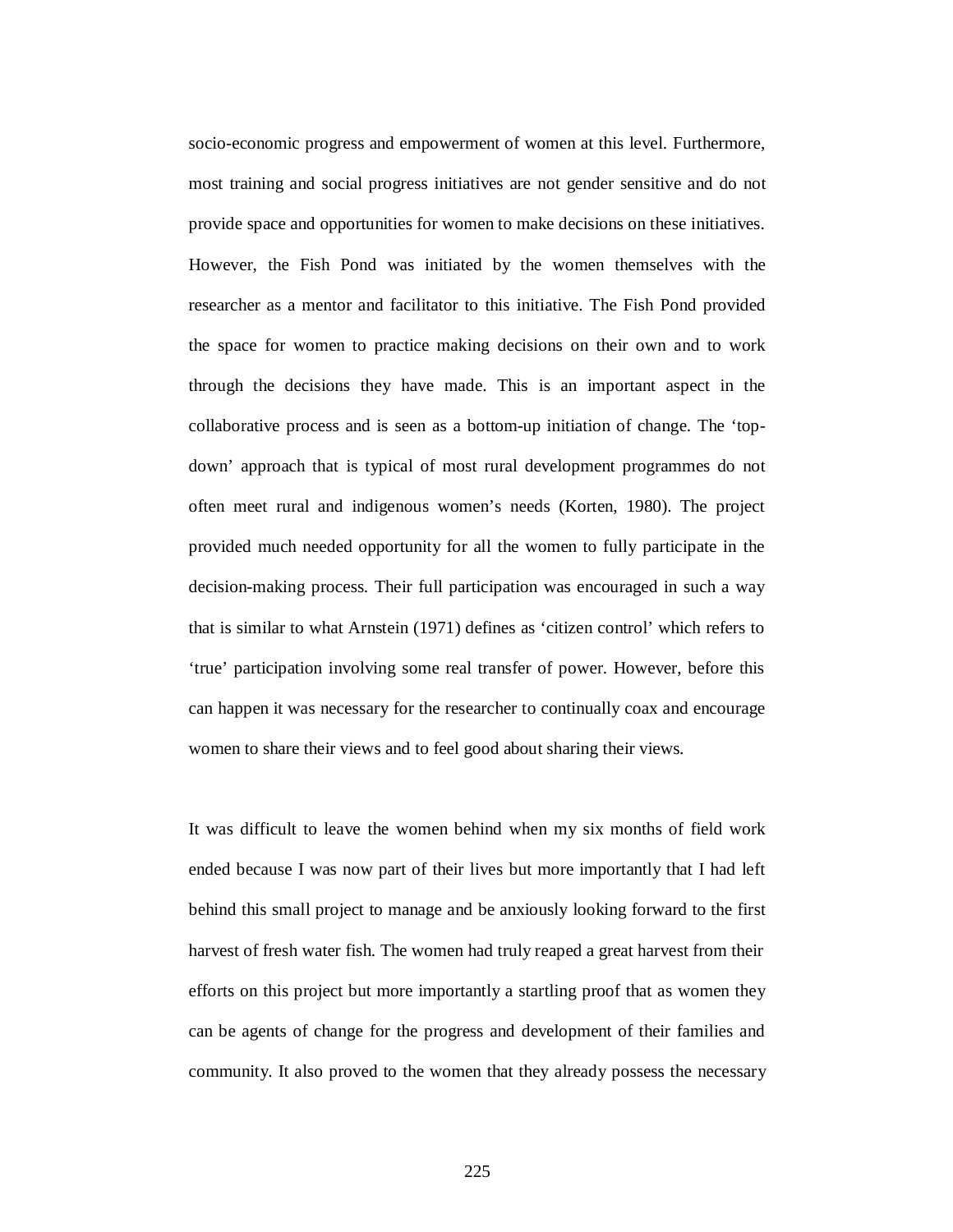socio-economic progress and empowerment of women at this level. Furthermore, most training and social progress initiatives are not gender sensitive and do not provide space and opportunities for women to make decisions on these initiatives. However, the Fish Pond was initiated by the women themselves with the researcher as a mentor and facilitator to this initiative. The Fish Pond provided the space for women to practice making decisions on their own and to work through the decisions they have made. This is an important aspect in the collaborative process and is seen as a bottom-up initiation of change. The 'top-down' approach that is typical of most rural development programmes do not often meet rural and indigenous women's needs (Korten, 1980). The project provided much needed opportunity for all the women to fully participate in the decision-making process. Their full participation was encouraged in such a way that is similar to what Arnstein (1971) defines as 'citizen control' which refers to 'true' participation involving some real transfer of power. However, before this can happen it was necessary for the researcher to continually coax and encourage women to share their views and to feel good about sharing their views.

It was difficult to leave the women behind when my six months of field work ended because I was now part of their lives but more importantly that I had left behind this small project to manage and be anxiously looking forward to the first harvest of fresh water fish. The women had truly reaped a great harvest from their efforts on this project but more importantly a startling proof that as women they can be agents of change for the progress and development of their families and community. It also proved to the women that they already possess the necessary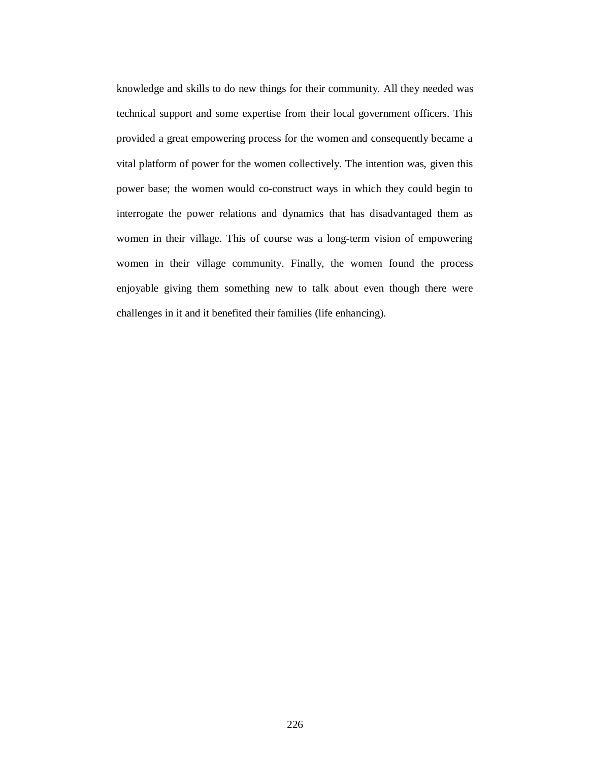knowledge and skills to do new things for their community. All they needed was technical support and some expertise from their local government officers. This provided a great empowering process for the women and consequently became a vital platform of power for the women collectively. The intention was, given this power base; the women would co-construct ways in which they could begin to interrogate the power relations and dynamics that has disadvantaged them as women in their village. This of course was a long-term vision of empowering women in their village community. Finally, the women found the process enjoyable giving them something new to talk about even though there were challenges in it and it benefited their families (life enhancing).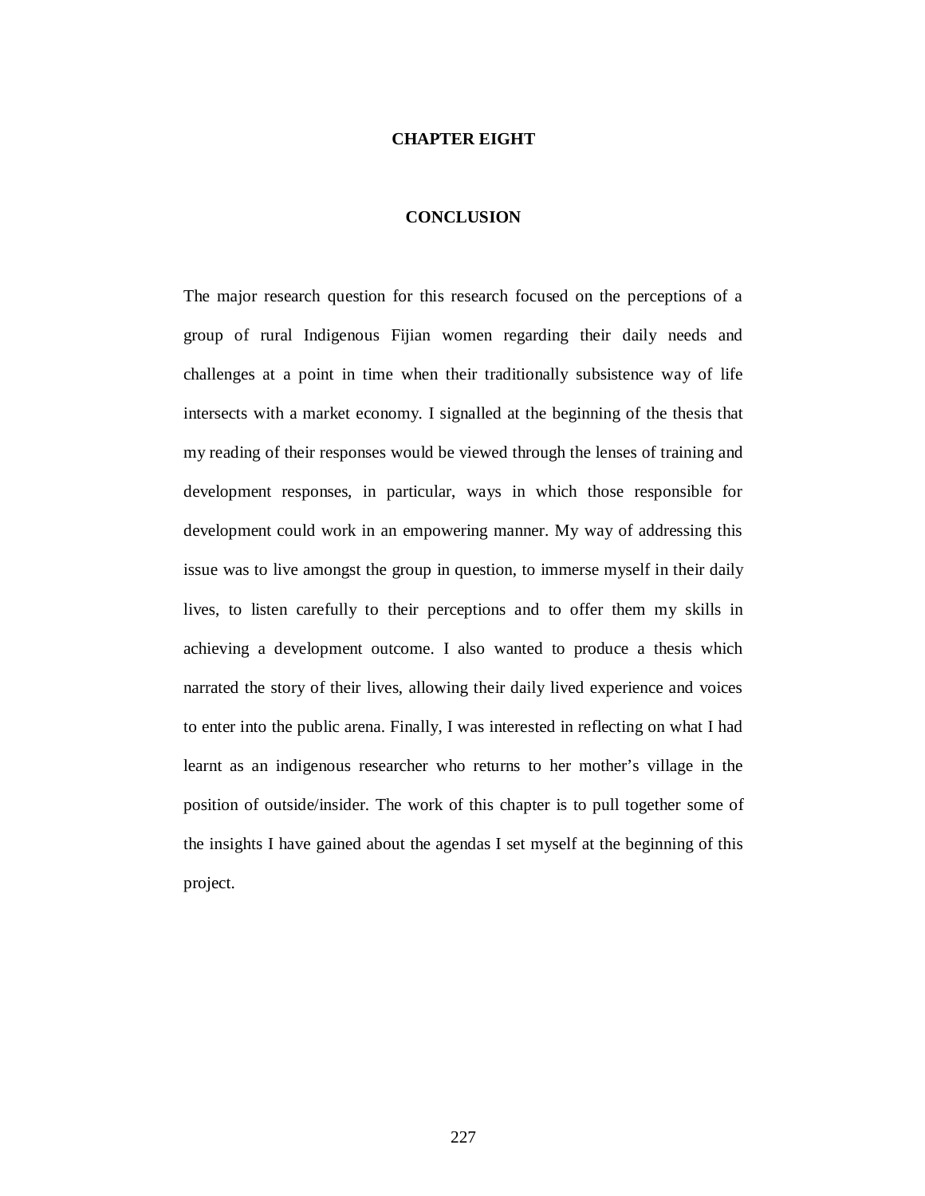# CHAPTER EIGHT

# CONCLUSION

The major research question for this research focused on the perceptions of a group of rural Indigenous Fijian women regarding their daily needs and challenges at a point in time when their traditionally subsistence way of life intersects with a market economy. I signalled at the beginning of the thesis that my reading of their responses would be viewed through the lenses of training and development responses, in particular, ways in which those responsible for development could work in an empowering manner. My way of addressing this issue was to live amongst the group in question, to immerse myself in their daily lives, to listen carefully to their perceptions and to offer them my skills in achieving a development outcome. I also wanted to produce a thesis which narrated the story of their lives, allowing their daily lived experience and voices to enter into the public arena. Finally, I was interested in reflecting on what I had learnt as an indigenous researcher who returns to her mother's village in the position of outside/insider. The work of this chapter is to pull together some of the insights I have gained about the agendas I set myself at the beginning of this project.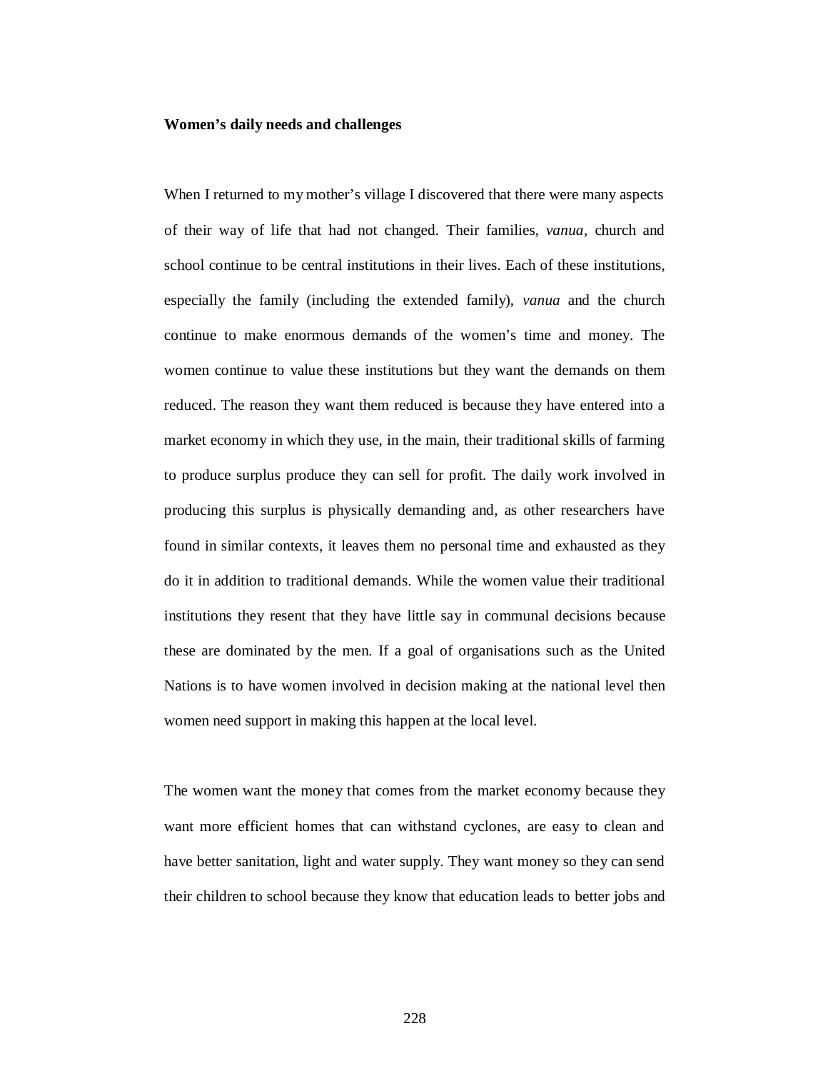### Women's daily needs and challenges

When I returned to my mother's village I discovered that there were many aspects of their way of life that had not changed. Their families, *vanua*, church and school continue to be central institutions in their lives. Each of these institutions, especially the family (including the extended family), *vanua* and the church continue to make enormous demands of the women's time and money. The women continue to value these institutions but they want the demands on them reduced. The reason they want them reduced is because they have entered into a market economy in which they use, in the main, their traditional skills of farming to produce surplus produce they can sell for profit. The daily work involved in producing this surplus is physically demanding and, as other researchers have found in similar contexts, it leaves them no personal time and exhausted as they do it in addition to traditional demands. While the women value their traditional institutions they resent that they have little say in communal decisions because these are dominated by the men. If a goal of organisations such as the United Nations is to have women involved in decision making at the national level then women need support in making this happen at the local level.

The women want the money that comes from the market economy because they want more efficient homes that can withstand cyclones, are easy to clean and have better sanitation, light and water supply. They want money so they can send their children to school because they know that education leads to better jobs and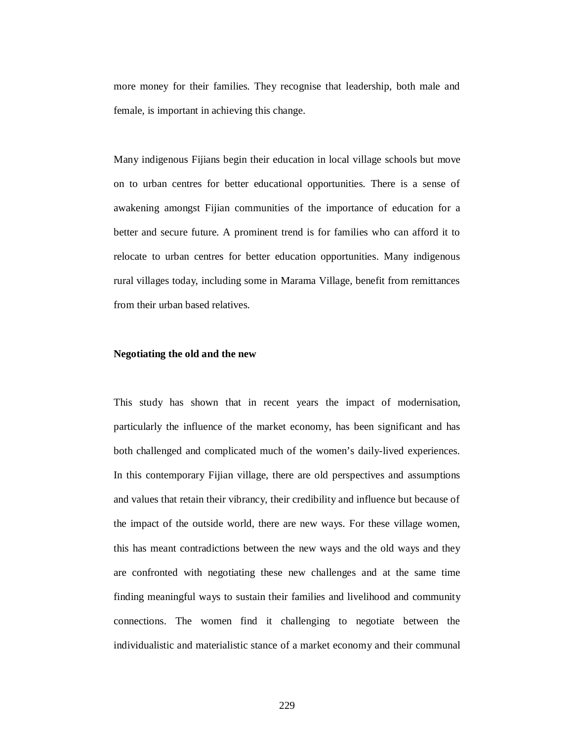more money for their families. They recognise that leadership, both male and female, is important in achieving this change.

Many indigenous Fijians begin their education in local village schools but move on to urban centres for better educational opportunities. There is a sense of awakening amongst Fijian communities of the importance of education for a better and secure future. A prominent trend is for families who can afford it to relocate to urban centres for better education opportunities. Many indigenous rural villages today, including some in Marama Village, benefit from remittances from their urban based relatives.

**Negotiating the old and the new**

This study has shown that in recent years the impact of modernisation, particularly the influence of the market economy, has been significant and has both challenged and complicated much of the women's daily-lived experiences. In this contemporary Fijian village, there are old perspectives and assumptions and values that retain their vibrancy, their credibility and influence but because of the impact of the outside world, there are new ways. For these village women, this has meant contradictions between the new ways and the old ways and they are confronted with negotiating these new challenges and at the same time finding meaningful ways to sustain their families and livelihood and community connections. The women find it challenging to negotiate between the individualistic and materialistic stance of a market economy and their communal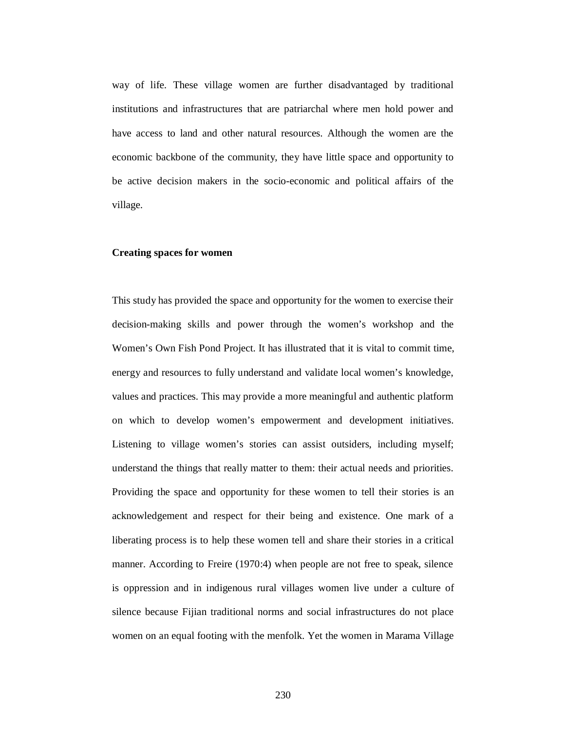way of life. These village women are further disadvantaged by traditional institutions and infrastructures that are patriarchal where men hold power and have access to land and other natural resources. Although the women are the economic backbone of the community, they have little space and opportunity to be active decision makers in the socio-economic and political affairs of the village.

**Creating spaces for women**

This study has provided the space and opportunity for the women to exercise their decision-making skills and power through the women's workshop and the Women's Own Fish Pond Project. It has illustrated that it is vital to commit time, energy and resources to fully understand and validate local women's knowledge, values and practices. This may provide a more meaningful and authentic platform on which to develop women's empowerment and development initiatives. Listening to village women's stories can assist outsiders, including myself; understand the things that really matter to them: their actual needs and priorities. Providing the space and opportunity for these women to tell their stories is an acknowledgement and respect for their being and existence. One mark of a liberating process is to help these women tell and share their stories in a critical manner. According to Freire (1970:4) when people are not free to speak, silence is oppression and in indigenous rural villages women live under a culture of silence because Fijian traditional norms and social infrastructures do not place women on an equal footing with the menfolk. Yet the women in Marama Village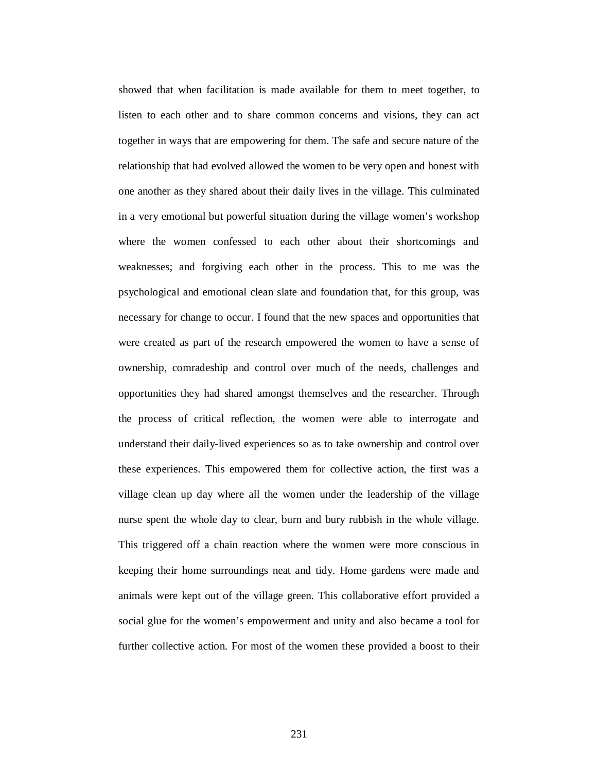showed that when facilitation is made available for them to meet together, to listen to each other and to share common concerns and visions, they can act together in ways that are empowering for them. The safe and secure nature of the relationship that had evolved allowed the women to be very open and honest with one another as they shared about their daily lives in the village. This culminated in a very emotional but powerful situation during the village women's workshop where the women confessed to each other about their shortcomings and weaknesses; and forgiving each other in the process. This to me was the psychological and emotional clean slate and foundation that, for this group, was necessary for change to occur. I found that the new spaces and opportunities that were created as part of the research empowered the women to have a sense of ownership, comradeship and control over much of the needs, challenges and opportunities they had shared amongst themselves and the researcher. Through the process of critical reflection, the women were able to interrogate and understand their daily-lived experiences so as to take ownership and control over these experiences. This empowered them for collective action, the first was a village clean up day where all the women under the leadership of the village nurse spent the whole day to clear, burn and bury rubbish in the whole village. This triggered off a chain reaction where the women were more conscious in keeping their home surroundings neat and tidy. Home gardens were made and animals were kept out of the village green. This collaborative effort provided a social glue for the women's empowerment and unity and also became a tool for further collective action. For most of the women these provided a boost to their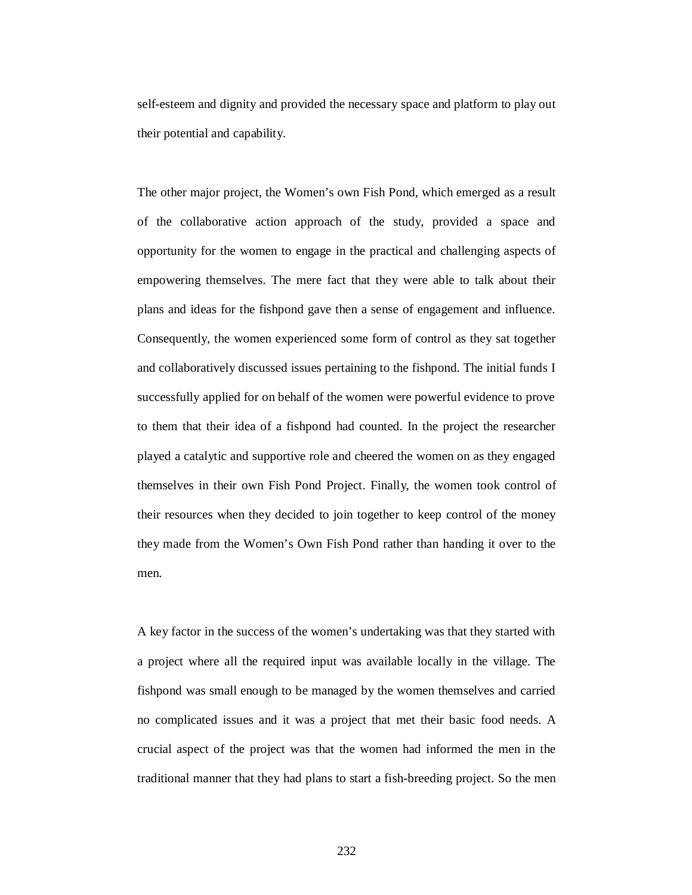self-esteem and dignity and provided the necessary space and platform to play out their potential and capability.

The other major project, the Women's own Fish Pond, which emerged as a result of the collaborative action approach of the study, provided a space and opportunity for the women to engage in the practical and challenging aspects of empowering themselves. The mere fact that they were able to talk about their plans and ideas for the fishpond gave then a sense of engagement and influence. Consequently, the women experienced some form of control as they sat together and collaboratively discussed issues pertaining to the fishpond. The initial funds I successfully applied for on behalf of the women were powerful evidence to prove to them that their idea of a fishpond had counted. In the project the researcher played a catalytic and supportive role and cheered the women on as they engaged themselves in their own Fish Pond Project. Finally, the women took control of their resources when they decided to join together to keep control of the money they made from the Women's Own Fish Pond rather than handing it over to the men.

A key factor in the success of the women's undertaking was that they started with a project where all the required input was available locally in the village. The fishpond was small enough to be managed by the women themselves and carried no complicated issues and it was a project that met their basic food needs. A crucial aspect of the project was that the women had informed the men in the traditional manner that they had plans to start a fish-breeding project. So the men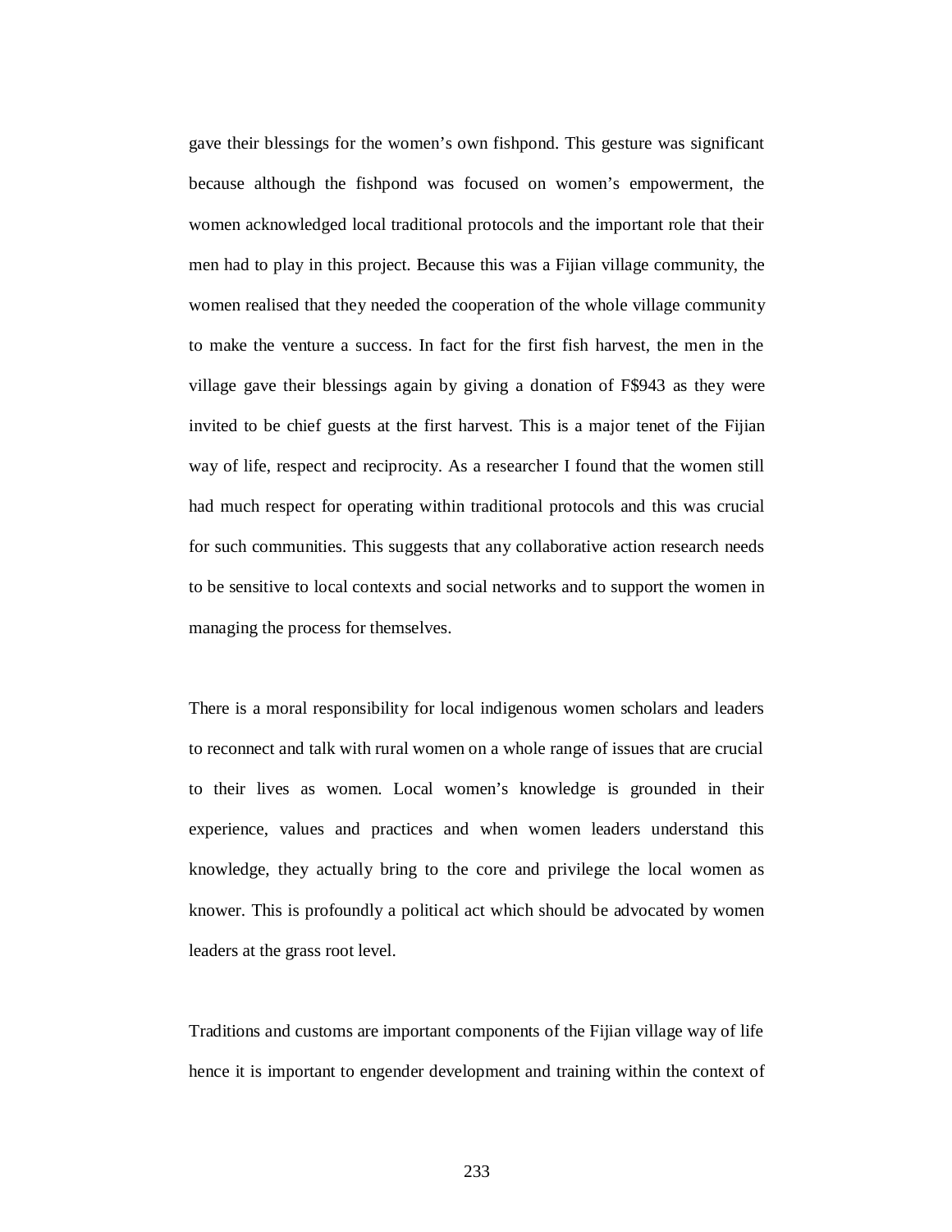gave their blessings for the women's own fishpond. This gesture was significant because although the fishpond was focused on women's empowerment, the women acknowledged local traditional protocols and the important role that their men had to play in this project. Because this was a Fijian village community, the women realised that they needed the cooperation of the whole village community to make the venture a success. In fact for the first fish harvest, the men in the village gave their blessings again by giving a donation of F$943 as they were invited to be chief guests at the first harvest. This is a major tenet of the Fijian way of life, respect and reciprocity. As a researcher I found that the women still had much respect for operating within traditional protocols and this was crucial for such communities. This suggests that any collaborative action research needs to be sensitive to local contexts and social networks and to support the women in managing the process for themselves.

There is a moral responsibility for local indigenous women scholars and leaders to reconnect and talk with rural women on a whole range of issues that are crucial to their lives as women. Local women's knowledge is grounded in their experience, values and practices and when women leaders understand this knowledge, they actually bring to the core and privilege the local women as knower. This is profoundly a political act which should be advocated by women leaders at the grass root level.

Traditions and customs are important components of the Fijian village way of life hence it is important to engender development and training within the context of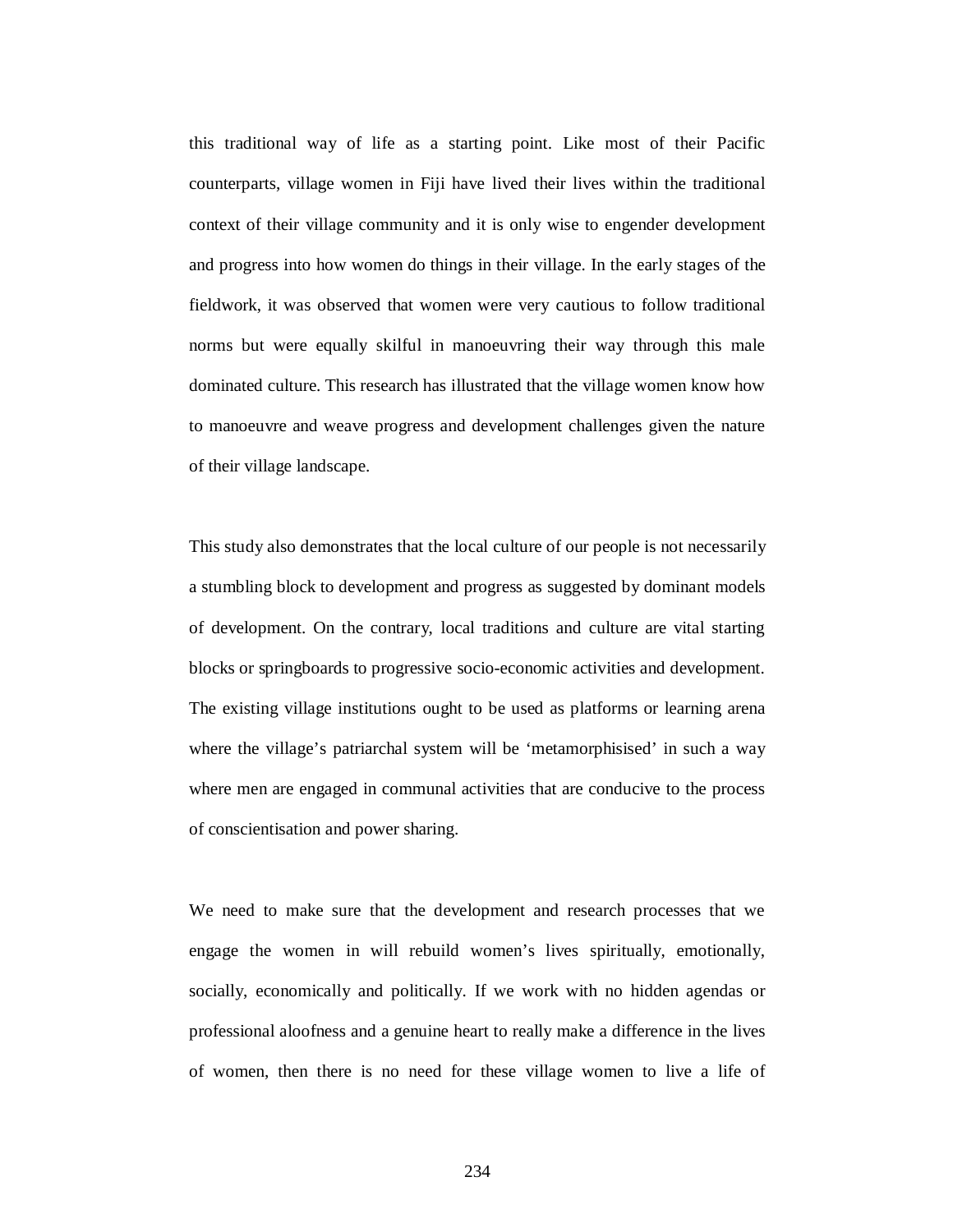this traditional way of life as a starting point. Like most of their Pacific counterparts, village women in Fiji have lived their lives within the traditional context of their village community and it is only wise to engender development and progress into how women do things in their village. In the early stages of the fieldwork, it was observed that women were very cautious to follow traditional norms but were equally skilful in manoeuvring their way through this male dominated culture. This research has illustrated that the village women know how to manoeuvre and weave progress and development challenges given the nature of their village landscape.

This study also demonstrates that the local culture of our people is not necessarily a stumbling block to development and progress as suggested by dominant models of development. On the contrary, local traditions and culture are vital starting blocks or springboards to progressive socio-economic activities and development. The existing village institutions ought to be used as platforms or learning arena where the village's patriarchal system will be 'metamorphisised' in such a way where men are engaged in communal activities that are conducive to the process of conscientisation and power sharing.

We need to make sure that the development and research processes that we engage the women in will rebuild women's lives spiritually, emotionally, socially, economically and politically. If we work with no hidden agendas or professional aloofness and a genuine heart to really make a difference in the lives of women, then there is no need for these village women to live a life of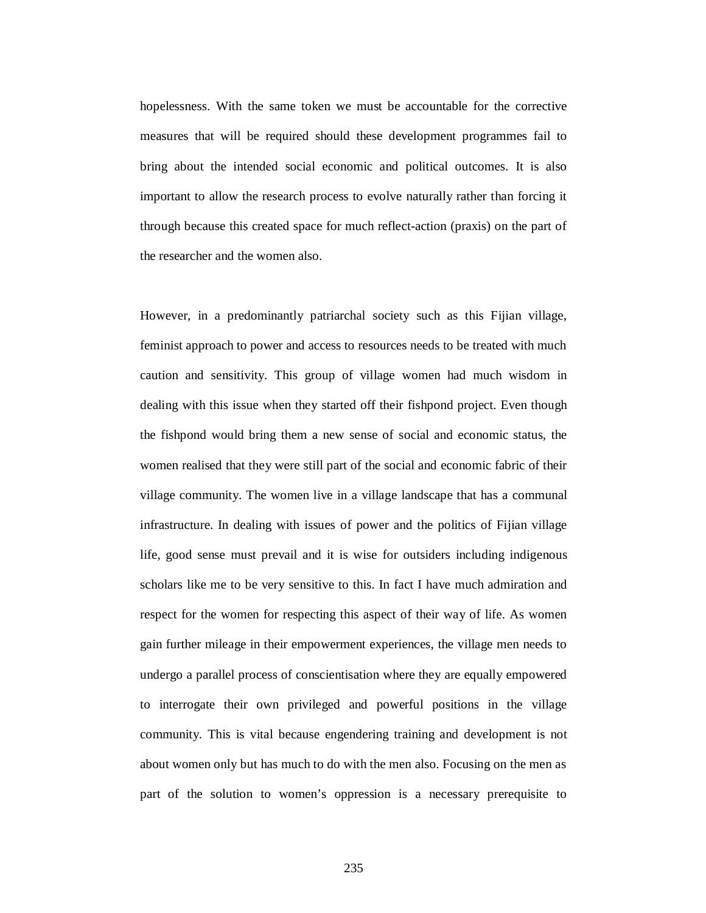hopelessness. With the same token we must be accountable for the corrective measures that will be required should these development programmes fail to bring about the intended social economic and political outcomes. It is also important to allow the research process to evolve naturally rather than forcing it through because this created space for much reflect-action (praxis) on the part of the researcher and the women also.

However, in a predominantly patriarchal society such as this Fijian village, feminist approach to power and access to resources needs to be treated with much caution and sensitivity. This group of village women had much wisdom in dealing with this issue when they started off their fishpond project. Even though the fishpond would bring them a new sense of social and economic status, the women realised that they were still part of the social and economic fabric of their village community. The women live in a village landscape that has a communal infrastructure. In dealing with issues of power and the politics of Fijian village life, good sense must prevail and it is wise for outsiders including indigenous scholars like me to be very sensitive to this. In fact I have much admiration and respect for the women for respecting this aspect of their way of life. As women gain further mileage in their empowerment experiences, the village men needs to undergo a parallel process of conscientisation where they are equally empowered to interrogate their own privileged and powerful positions in the village community. This is vital because engendering training and development is not about women only but has much to do with the men also. Focusing on the men as part of the solution to women's oppression is a necessary prerequisite to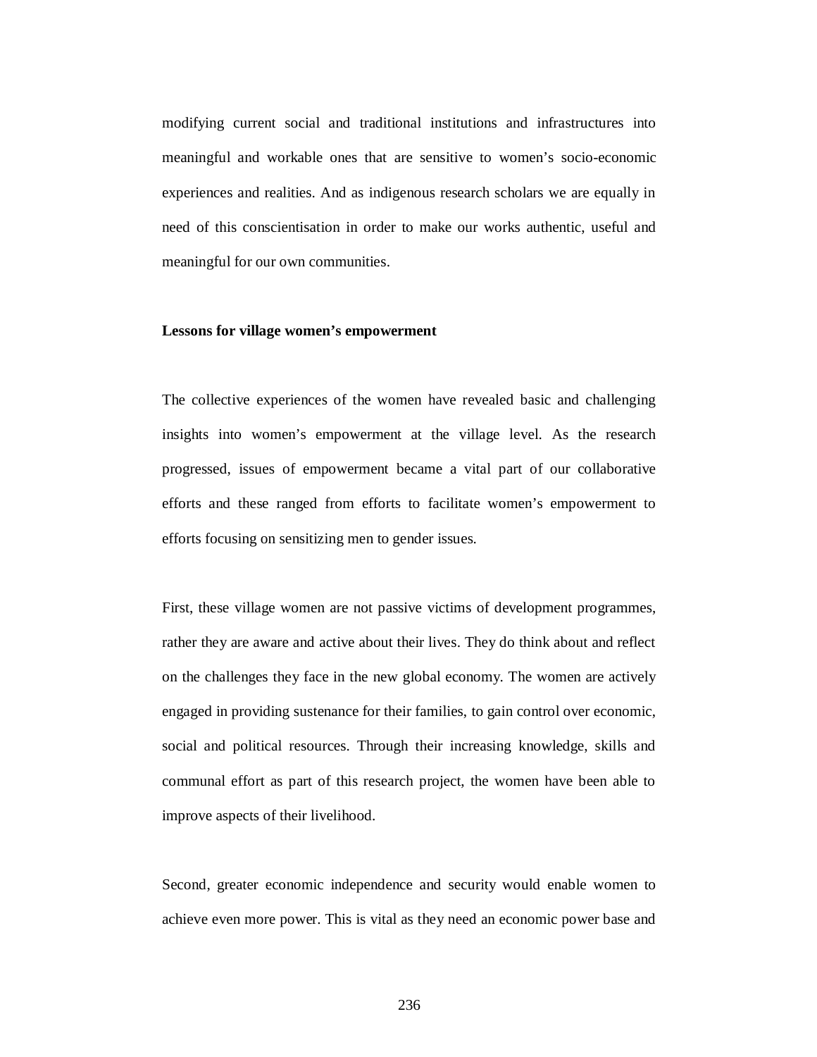modifying current social and traditional institutions and infrastructures into meaningful and workable ones that are sensitive to women's socio-economic experiences and realities. And as indigenous research scholars we are equally in need of this conscientisation in order to make our works authentic, useful and meaningful for our own communities.

**Lessons for village women's empowerment**

The collective experiences of the women have revealed basic and challenging insights into women's empowerment at the village level. As the research progressed, issues of empowerment became a vital part of our collaborative efforts and these ranged from efforts to facilitate women's empowerment to efforts focusing on sensitizing men to gender issues.

First, these village women are not passive victims of development programmes, rather they are aware and active about their lives. They do think about and reflect on the challenges they face in the new global economy. The women are actively engaged in providing sustenance for their families, to gain control over economic, social and political resources. Through their increasing knowledge, skills and communal effort as part of this research project, the women have been able to improve aspects of their livelihood.

Second, greater economic independence and security would enable women to achieve even more power. This is vital as they need an economic power base and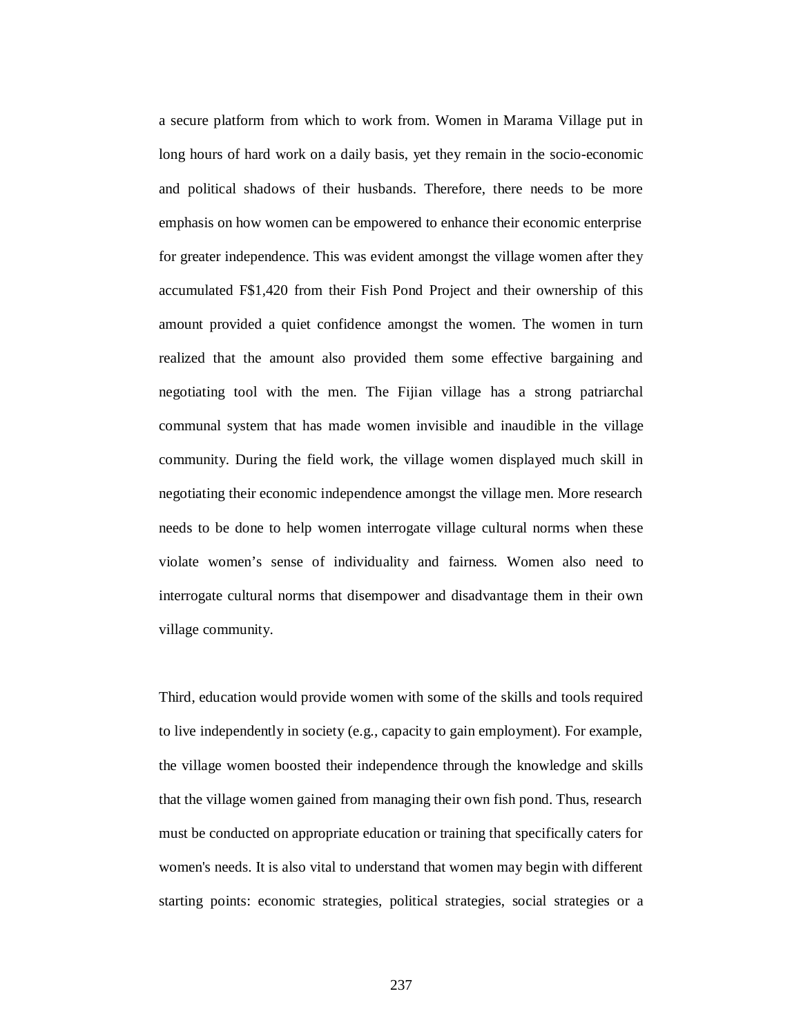a secure platform from which to work from. Women in Marama Village put in long hours of hard work on a daily basis, yet they remain in the socio-economic and political shadows of their husbands. Therefore, there needs to be more emphasis on how women can be empowered to enhance their economic enterprise for greater independence. This was evident amongst the village women after they accumulated F$1,420 from their Fish Pond Project and their ownership of this amount provided a quiet confidence amongst the women. The women in turn realized that the amount also provided them some effective bargaining and negotiating tool with the men. The Fijian village has a strong patriarchal communal system that has made women invisible and inaudible in the village community. During the field work, the village women displayed much skill in negotiating their economic independence amongst the village men. More research needs to be done to help women interrogate village cultural norms when these violate women's sense of individuality and fairness. Women also need to interrogate cultural norms that disempower and disadvantage them in their own village community.

Third, education would provide women with some of the skills and tools required to live independently in society (e.g., capacity to gain employment). For example, the village women boosted their independence through the knowledge and skills that the village women gained from managing their own fish pond. Thus, research must be conducted on appropriate education or training that specifically caters for women's needs. It is also vital to understand that women may begin with different starting points: economic strategies, political strategies, social strategies or a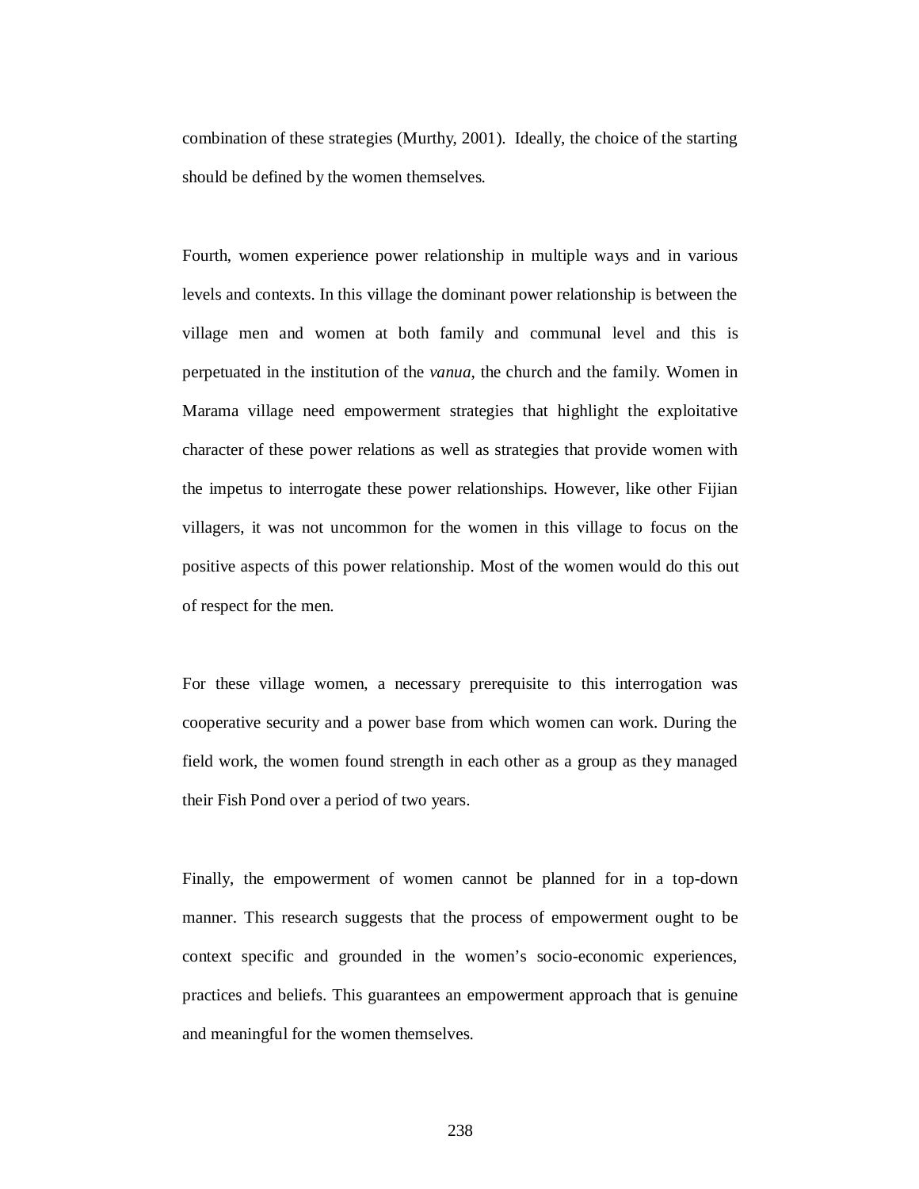combination of these strategies (Murthy, 2001). Ideally, the choice of the starting should be defined by the women themselves.

Fourth, women experience power relationship in multiple ways and in various levels and contexts. In this village the dominant power relationship is between the village men and women at both family and communal level and this is perpetuated in the institution of the *vanua*, the church and the family. Women in Marama village need empowerment strategies that highlight the exploitative character of these power relations as well as strategies that provide women with the impetus to interrogate these power relationships. However, like other Fijian villagers, it was not uncommon for the women in this village to focus on the positive aspects of this power relationship. Most of the women would do this out of respect for the men.

For these village women, a necessary prerequisite to this interrogation was cooperative security and a power base from which women can work. During the field work, the women found strength in each other as a group as they managed their Fish Pond over a period of two years.

Finally, the empowerment of women cannot be planned for in a top-down manner. This research suggests that the process of empowerment ought to be context specific and grounded in the women's socio-economic experiences, practices and beliefs. This guarantees an empowerment approach that is genuine and meaningful for the women themselves.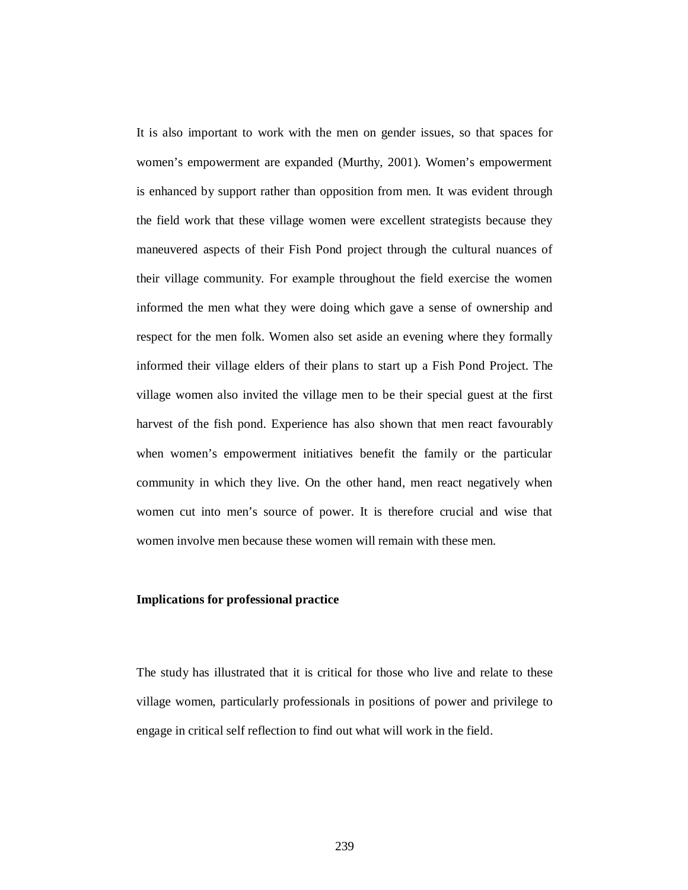It is also important to work with the men on gender issues, so that spaces for women's empowerment are expanded (Murthy, 2001). Women's empowerment is enhanced by support rather than opposition from men. It was evident through the field work that these village women were excellent strategists because they maneuvered aspects of their Fish Pond project through the cultural nuances of their village community. For example throughout the field exercise the women informed the men what they were doing which gave a sense of ownership and respect for the men folk. Women also set aside an evening where they formally informed their village elders of their plans to start up a Fish Pond Project. The village women also invited the village men to be their special guest at the first harvest of the fish pond. Experience has also shown that men react favourably when women's empowerment initiatives benefit the family or the particular community in which they live. On the other hand, men react negatively when women cut into men's source of power. It is therefore crucial and wise that women involve men because these women will remain with these men.

**Implications for professional practice**

The study has illustrated that it is critical for those who live and relate to these village women, particularly professionals in positions of power and privilege to engage in critical self reflection to find out what will work in the field.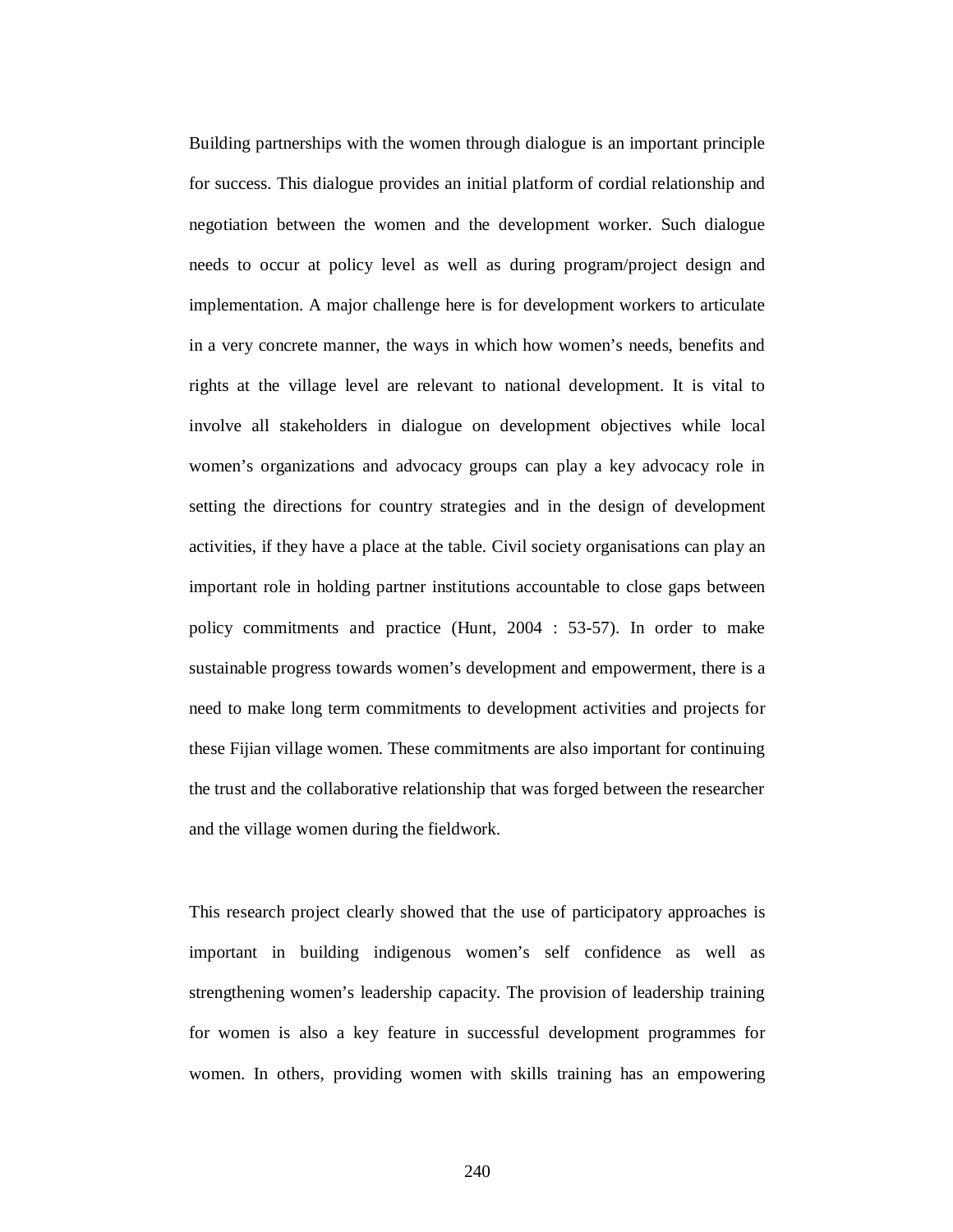Building partnerships with the women through dialogue is an important principle for success. This dialogue provides an initial platform of cordial relationship and negotiation between the women and the development worker. Such dialogue needs to occur at policy level as well as during program/project design and implementation. A major challenge here is for development workers to articulate in a very concrete manner, the ways in which how women's needs, benefits and rights at the village level are relevant to national development. It is vital to involve all stakeholders in dialogue on development objectives while local women's organizations and advocacy groups can play a key advocacy role in setting the directions for country strategies and in the design of development activities, if they have a place at the table. Civil society organisations can play an important role in holding partner institutions accountable to close gaps between policy commitments and practice (Hunt, 2004 : 53-57). In order to make sustainable progress towards women's development and empowerment, there is a need to make long term commitments to development activities and projects for these Fijian village women. These commitments are also important for continuing the trust and the collaborative relationship that was forged between the researcher and the village women during the fieldwork.

This research project clearly showed that the use of participatory approaches is important in building indigenous women's self confidence as well as strengthening women's leadership capacity. The provision of leadership training for women is also a key feature in successful development programmes for women. In others, providing women with skills training has an empowering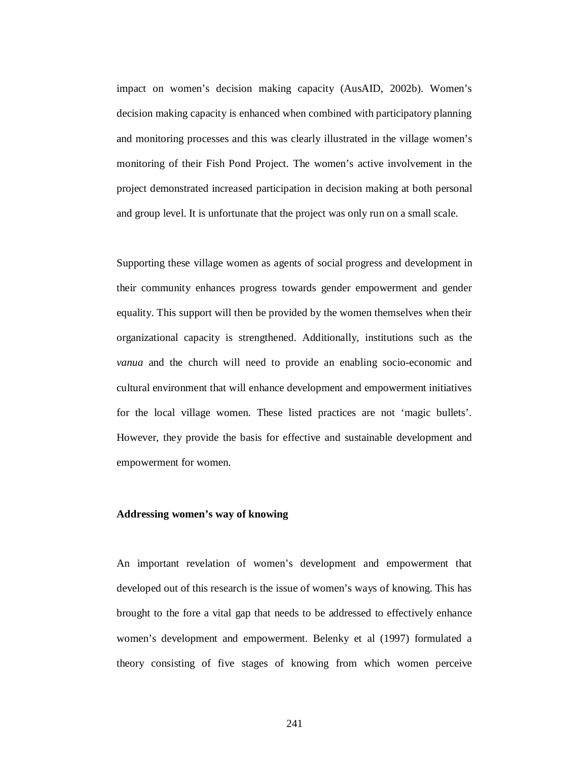impact on women's decision making capacity (AusAID, 2002b). Women's decision making capacity is enhanced when combined with participatory planning and monitoring processes and this was clearly illustrated in the village women's monitoring of their Fish Pond Project. The women's active involvement in the project demonstrated increased participation in decision making at both personal and group level. It is unfortunate that the project was only run on a small scale.

Supporting these village women as agents of social progress and development in their community enhances progress towards gender empowerment and gender equality. This support will then be provided by the women themselves when their organizational capacity is strengthened. Additionally, institutions such as the *vanua* and the church will need to provide an enabling socio-economic and cultural environment that will enhance development and empowerment initiatives for the local village women. These listed practices are not 'magic bullets'. However, they provide the basis for effective and sustainable development and empowerment for women.

**Addressing women's way of knowing**

An important revelation of women's development and empowerment that developed out of this research is the issue of women's ways of knowing. This has brought to the fore a vital gap that needs to be addressed to effectively enhance women's development and empowerment. Belenky et al (1997) formulated a theory consisting of five stages of knowing from which women perceive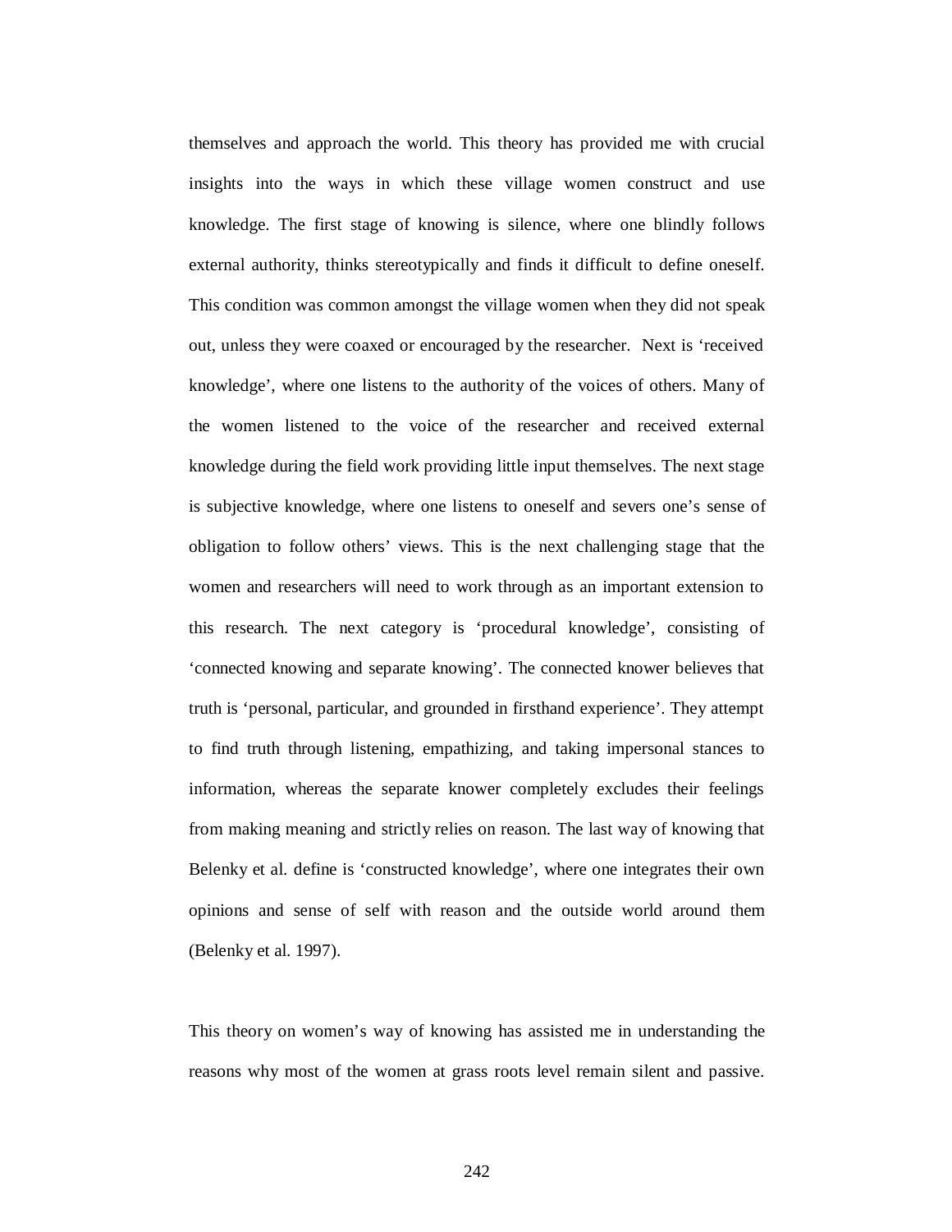themselves and approach the world. This theory has provided me with crucial insights into the ways in which these village women construct and use knowledge. The first stage of knowing is silence, where one blindly follows external authority, thinks stereotypically and finds it difficult to define oneself. This condition was common amongst the village women when they did not speak out, unless they were coaxed or encouraged by the researcher. Next is 'received knowledge', where one listens to the authority of the voices of others. Many of the women listened to the voice of the researcher and received external knowledge during the field work providing little input themselves. The next stage is subjective knowledge, where one listens to oneself and severs one's sense of obligation to follow others' views. This is the next challenging stage that the women and researchers will need to work through as an important extension to this research. The next category is 'procedural knowledge', consisting of 'connected knowing and separate knowing'. The connected knower believes that truth is 'personal, particular, and grounded in firsthand experience'. They attempt to find truth through listening, empathizing, and taking impersonal stances to information, whereas the separate knower completely excludes their feelings from making meaning and strictly relies on reason. The last way of knowing that Belenky et al. define is 'constructed knowledge', where one integrates their own opinions and sense of self with reason and the outside world around them (Belenky et al. 1997).

This theory on women's way of knowing has assisted me in understanding the reasons why most of the women at grass roots level remain silent and passive.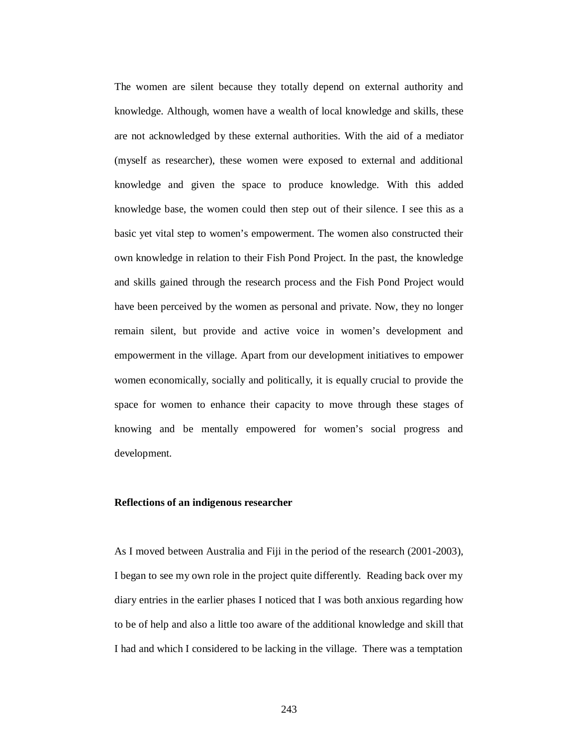The women are silent because they totally depend on external authority and knowledge. Although, women have a wealth of local knowledge and skills, these are not acknowledged by these external authorities. With the aid of a mediator (myself as researcher), these women were exposed to external and additional knowledge and given the space to produce knowledge. With this added knowledge base, the women could then step out of their silence. I see this as a basic yet vital step to women's empowerment. The women also constructed their own knowledge in relation to their Fish Pond Project. In the past, the knowledge and skills gained through the research process and the Fish Pond Project would have been perceived by the women as personal and private. Now, they no longer remain silent, but provide and active voice in women's development and empowerment in the village. Apart from our development initiatives to empower women economically, socially and politically, it is equally crucial to provide the space for women to enhance their capacity to move through these stages of knowing and be mentally empowered for women's social progress and development.

**Reflections of an indigenous researcher**

As I moved between Australia and Fiji in the period of the research (2001-2003), I began to see my own role in the project quite differently. Reading back over my diary entries in the earlier phases I noticed that I was both anxious regarding how to be of help and also a little too aware of the additional knowledge and skill that I had and which I considered to be lacking in the village. There was a temptation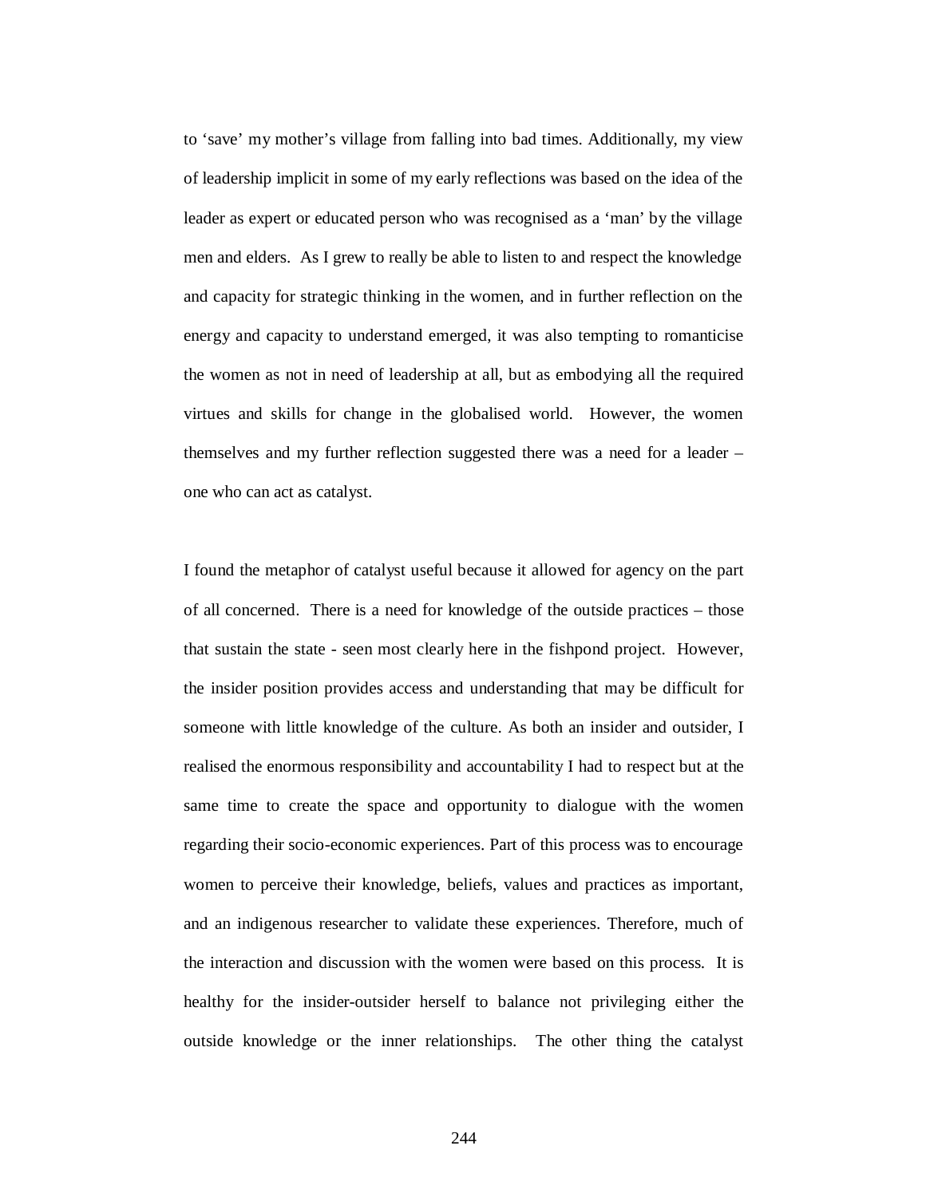to ‘save’ my mother’s village from falling into bad times. Additionally, my view of leadership implicit in some of my early reflections was based on the idea of the leader as expert or educated person who was recognised as a ‘man’ by the village men and elders. As I grew to really be able to listen to and respect the knowledge and capacity for strategic thinking in the women, and in further reflection on the energy and capacity to understand emerged, it was also tempting to romanticise the women as not in need of leadership at all, but as embodying all the required virtues and skills for change in the globalised world. However, the women themselves and my further reflection suggested there was a need for a leader – one who can act as catalyst.

I found the metaphor of catalyst useful because it allowed for agency on the part of all concerned. There is a need for knowledge of the outside practices – those that sustain the state - seen most clearly here in the fishpond project. However, the insider position provides access and understanding that may be difficult for someone with little knowledge of the culture. As both an insider and outsider, I realised the enormous responsibility and accountability I had to respect but at the same time to create the space and opportunity to dialogue with the women regarding their socio-economic experiences. Part of this process was to encourage women to perceive their knowledge, beliefs, values and practices as important, and an indigenous researcher to validate these experiences. Therefore, much of the interaction and discussion with the women were based on this process. It is healthy for the insider-outsider herself to balance not privileging either the outside knowledge or the inner relationships. The other thing the catalyst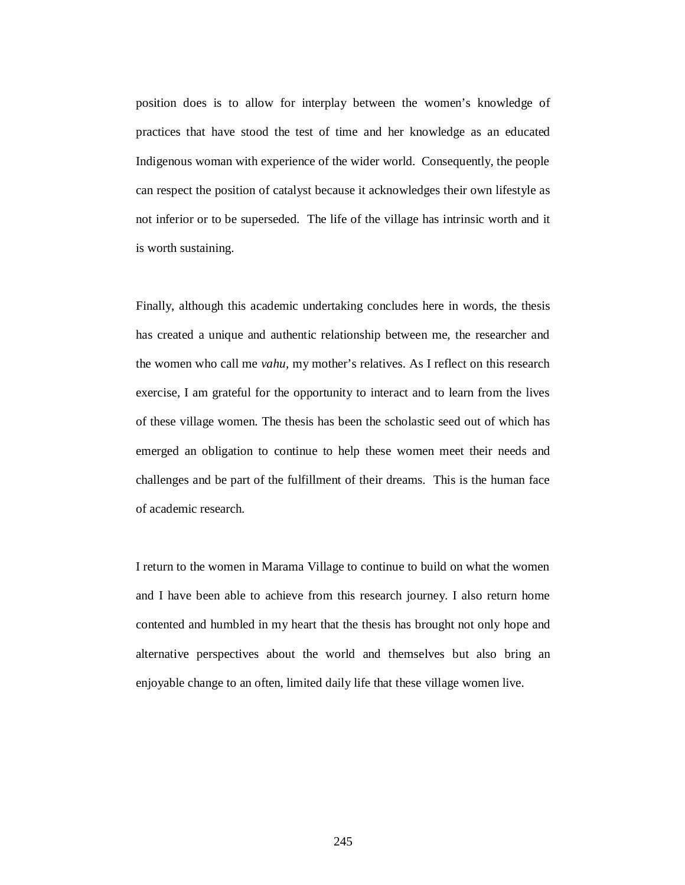position does is to allow for interplay between the women's knowledge of practices that have stood the test of time and her knowledge as an educated Indigenous woman with experience of the wider world. Consequently, the people can respect the position of catalyst because it acknowledges their own lifestyle as not inferior or to be superseded. The life of the village has intrinsic worth and it is worth sustaining.

Finally, although this academic undertaking concludes here in words, the thesis has created a unique and authentic relationship between me, the researcher and the women who call me *vahu*, my mother's relatives. As I reflect on this research exercise, I am grateful for the opportunity to interact and to learn from the lives of these village women. The thesis has been the scholastic seed out of which has emerged an obligation to continue to help these women meet their needs and challenges and be part of the fulfillment of their dreams. This is the human face of academic research.

I return to the women in Marama Village to continue to build on what the women and I have been able to achieve from this research journey. I also return home contented and humbled in my heart that the thesis has brought not only hope and alternative perspectives about the world and themselves but also bring an enjoyable change to an often, limited daily life that these village women live.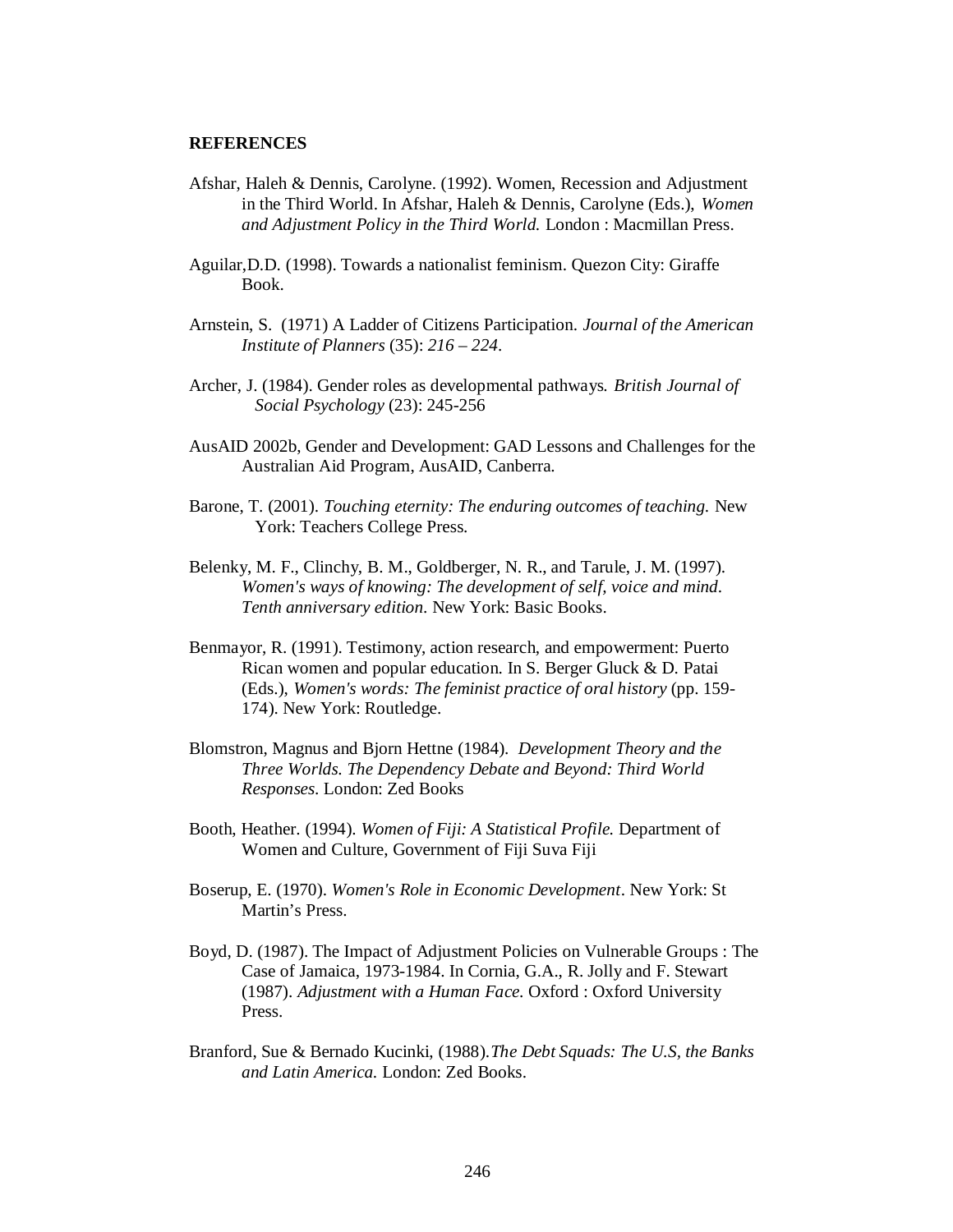**REFERENCES**

Afshar, Haleh & Dennis, Carolyne. (1992). Women, Recession and Adjustment in the Third World. In Afshar, Haleh & Dennis, Carolyne (Eds.), *Women and Adjustment Policy in the Third World.* London : Macmillan Press.

Aguilar,D.D. (1998). Towards a nationalist feminism. Quezon City: Giraffe Book.

Arnstein, S. (1971) A Ladder of Citizens Participation. *Journal of the American Institute of Planners* (35): *216 – 224*.

Archer, J. (1984). Gender roles as developmental pathways. *British Journal of Social Psychology* (23): 245-256

AusAID 2002b, Gender and Development: GAD Lessons and Challenges for the Australian Aid Program, AusAID, Canberra.

Barone, T. (2001). *Touching eternity: The enduring outcomes of teaching.* New York: Teachers College Press.

Belenky, M. F., Clinchy, B. M., Goldberger, N. R., and Tarule, J. M. (1997). *Women's ways of knowing: The development of self, voice and mind. Tenth anniversary edition*. New York: Basic Books.

Benmayor, R. (1991). Testimony, action research, and empowerment: Puerto Rican women and popular education. In S. Berger Gluck & D. Patai (Eds.), *Women's words: The feminist practice of oral history* (pp. 159-174). New York: Routledge.

Blomstron, Magnus and Bjorn Hettne (1984). *Development Theory and the Three Worlds. The Dependency Debate and Beyond: Third World Responses*. London: Zed Books

Booth, Heather. (1994). *Women of Fiji: A Statistical Profile.* Department of Women and Culture, Government of Fiji Suva Fiji

Boserup, E. (1970). *Women's Role in Economic Development*. New York: St Martin's Press.

Boyd, D. (1987). The Impact of Adjustment Policies on Vulnerable Groups : The Case of Jamaica, 1973-1984. In Cornia, G.A., R. Jolly and F. Stewart (1987). *Adjustment with a Human Face.* Oxford : Oxford University Press.

Branford, Sue & Bernado Kucinki, (1988).*The Debt Squads: The U.S, the Banks and Latin America.* London: Zed Books.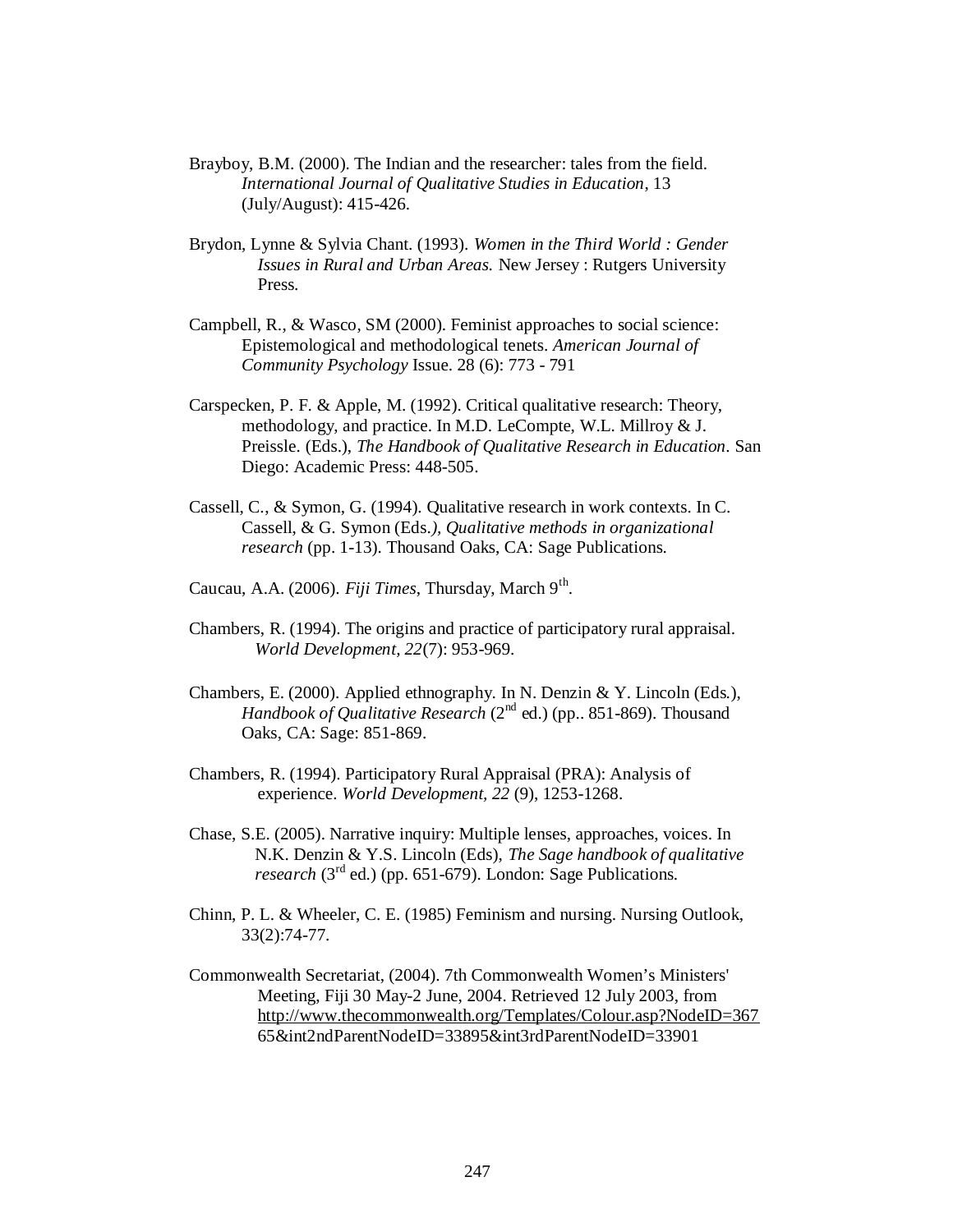Brayboy, B.M. (2000). The Indian and the researcher: tales from the field. *International Journal of Qualitative Studies in Education*, 13 (July/August): 415-426.

Brydon, Lynne & Sylvia Chant. (1993). *Women in the Third World : Gender Issues in Rural and Urban Areas.* New Jersey : Rutgers University Press.

Campbell, R., & Wasco, SM (2000). Feminist approaches to social science: Epistemological and methodological tenets. *American Journal of Community Psychology* Issue. 28 (6): 773 - 791

Carspecken, P. F. & Apple, M. (1992). Critical qualitative research: Theory, methodology, and practice. In M.D. LeCompte, W.L. Millroy & J. Preissle. (Eds.), *The Handbook of Qualitative Research in Education*. San Diego: Academic Press: 448-505.

Cassell, C., & Symon, G. (1994). Qualitative research in work contexts. In C. Cassell, & G. Symon (Eds.*), Qualitative methods in organizational research* (pp. 1-13). Thousand Oaks, CA: Sage Publications.

Caucau, A.A. (2006). *Fiji Times*, Thursday, March 9th.

Chambers, R. (1994). The origins and practice of participatory rural appraisal. *World Development, 22*(7): 953-969.

Chambers, E. (2000). Applied ethnography. In N. Denzin & Y. Lincoln (Eds.), *Handbook of Qualitative Research* (2nd ed.) (pp.. 851-869). Thousand Oaks, CA: Sage: 851-869.

Chambers, R. (1994). Participatory Rural Appraisal (PRA): Analysis of experience. *World Development, 22* (9), 1253-1268.

Chase, S.E. (2005). Narrative inquiry: Multiple lenses, approaches, voices. In N.K. Denzin & Y.S. Lincoln (Eds), *The Sage handbook of qualitative research* (3rd ed.) (pp. 651-679). London: Sage Publications.

Chinn, P. L. & Wheeler, C. E. (1985) Feminism and nursing. Nursing Outlook, 33(2):74-77.

Commonwealth Secretariat, (2004). 7th Commonwealth Women's Ministers' Meeting, Fiji 30 May-2 June, 2004. Retrieved 12 July 2003, from http://www.thecommonwealth.org/Templates/Colour.asp?NodeID=36765&int2ndParentNodeID=33895&int3rdParentNodeID=33901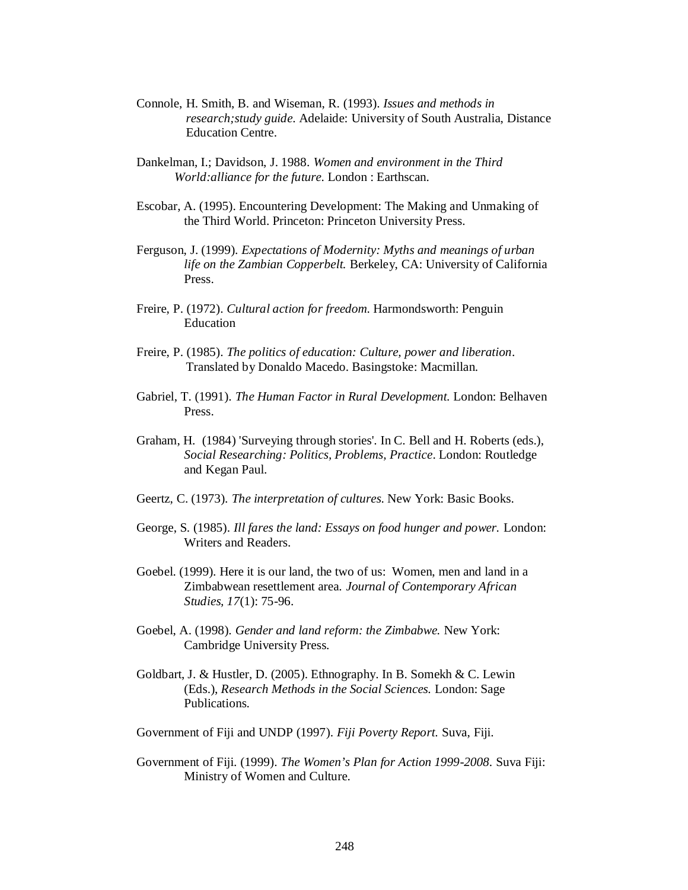Connole, H. Smith, B. and Wiseman, R. (1993). *Issues and methods in research;study guide.* Adelaide: University of South Australia, Distance Education Centre.

Dankelman, I.; Davidson, J. 1988. *Women and environment in the Third World:alliance for the future.* London : Earthscan.

Escobar, A. (1995). Encountering Development: The Making and Unmaking of the Third World. Princeton: Princeton University Press.

Ferguson, J. (1999). *Expectations of Modernity: Myths and meanings of urban life on the Zambian Copperbelt.* Berkeley, CA: University of California Press.

Freire, P. (1972). *Cultural action for freedom.* Harmondsworth: Penguin Education

Freire, P. (1985). *The politics of education: Culture, power and liberation*. Translated by Donaldo Macedo. Basingstoke: Macmillan.

Gabriel, T. (1991). *The Human Factor in Rural Development.* London: Belhaven Press.

Graham, H. (1984) 'Surveying through stories'. In C. Bell and H. Roberts (eds.), *Social Researching: Politics, Problems, Practice*. London: Routledge and Kegan Paul.

Geertz, C. (1973). *The interpretation of cultures.* New York: Basic Books.

George, S. (1985). *Ill fares the land: Essays on food hunger and power.* London: Writers and Readers.

Goebel. (1999). Here it is our land, the two of us: Women, men and land in a Zimbabwean resettlement area. *Journal of Contemporary African Studies, 17*(1): 75-96.

Goebel, A. (1998). *Gender and land reform: the Zimbabwe.* New York: Cambridge University Press.

Goldbart, J. & Hustler, D. (2005). Ethnography. In B. Somekh & C. Lewin (Eds.), *Research Methods in the Social Sciences.* London: Sage Publications.

Government of Fiji and UNDP (1997). *Fiji Poverty Report.* Suva, Fiji.

Government of Fiji. (1999). *The Women's Plan for Action 1999-2008*. Suva Fiji: Ministry of Women and Culture.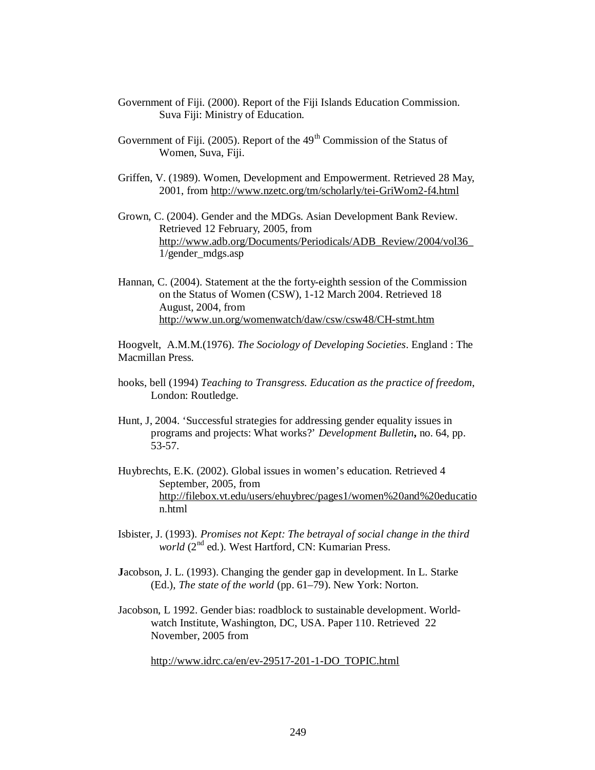Government of Fiji. (2000). Report of the Fiji Islands Education Commission. Suva Fiji: Ministry of Education.

Government of Fiji. (2005). Report of the 49th Commission of the Status of Women, Suva, Fiji.

Griffen, V. (1989). Women, Development and Empowerment. Retrieved 28 May, 2001, from http://www.nzetc.org/tm/scholarly/tei-GriWom2-f4.html

Grown, C. (2004). Gender and the MDGs. Asian Development Bank Review. Retrieved 12 February, 2005, from http://www.adb.org/Documents/Periodicals/ADB_Review/2004/vol36_1/gender_mdgs.asp

Hannan, C. (2004). Statement at the the forty-eighth session of the Commission on the Status of Women (CSW), 1-12 March 2004. Retrieved 18 August, 2004, from http://www.un.org/womenwatch/daw/csw/csw48/CH-stmt.htm

Hoogvelt, A.M.M.(1976). *The Sociology of Developing Societies*. England : The Macmillan Press.

hooks, bell (1994) *Teaching to Transgress. Education as the practice of freedom*, London: Routledge.

Hunt, J, 2004. 'Successful strategies for addressing gender equality issues in programs and projects: What works?' *Development Bulletin***,** no. 64, pp. 53-57.

Huybrechts, E.K. (2002). Global issues in women's education. Retrieved 4 September, 2005, from http://filebox.vt.edu/users/ehuybrec/pages1/women%20and%20education.html

Isbister, J. (1993). *Promises not Kept: The betrayal of social change in the third world* (2nd ed.). West Hartford, CN: Kumarian Press.

**J**acobson, J. L. (1993). Changing the gender gap in development. In L. Starke (Ed.), *The state of the world* (pp. 61–79). New York: Norton.

Jacobson, L 1992. Gender bias: roadblock to sustainable development. World-watch Institute, Washington, DC, USA. Paper 110. Retrieved 22 November, 2005 from

http://www.idrc.ca/en/ev-29517-201-1-DO_TOPIC.html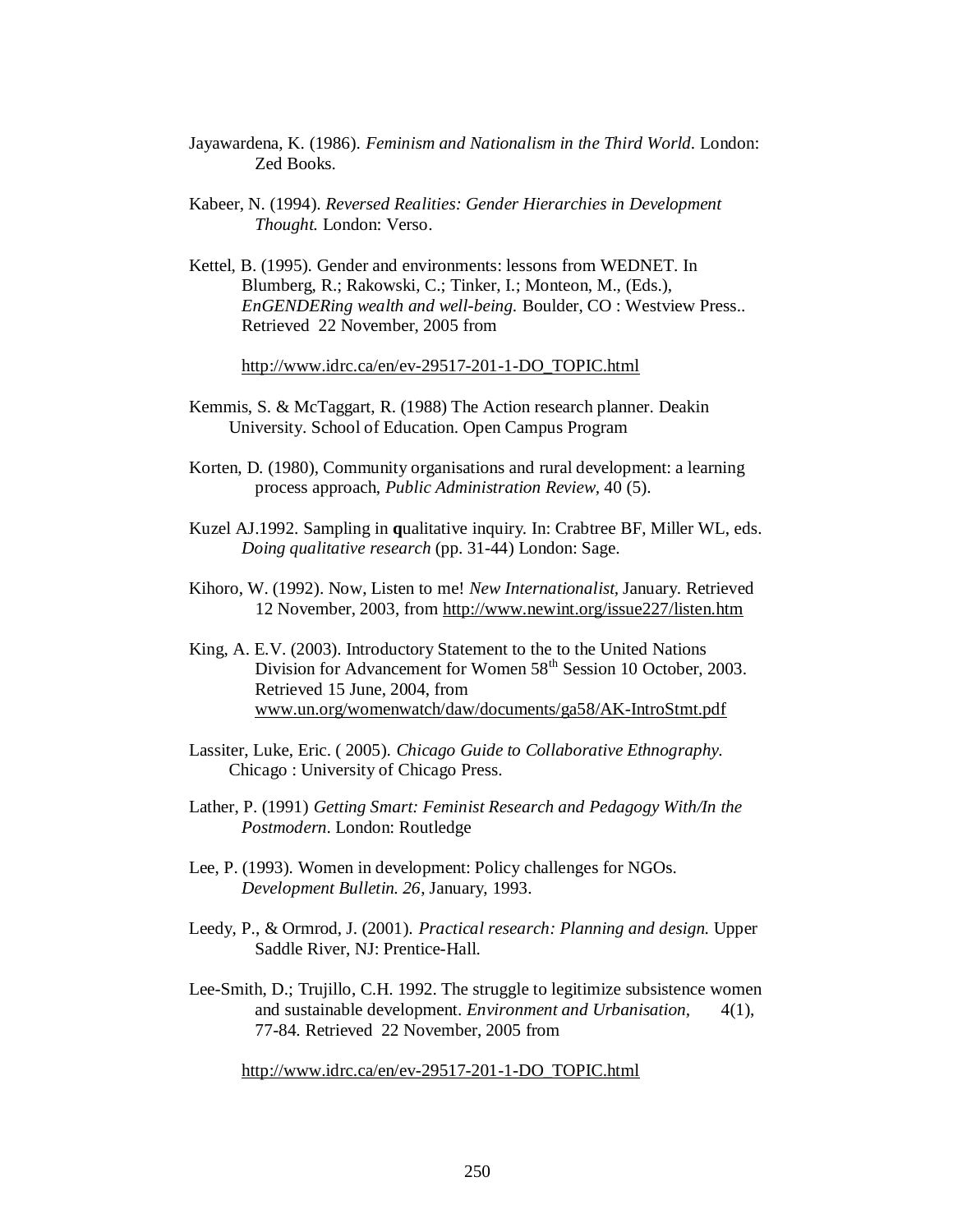Jayawardena, K. (1986). *Feminism and Nationalism in the Third World*. London: Zed Books.

Kabeer, N. (1994). *Reversed Realities: Gender Hierarchies in Development Thought.* London: Verso.

Kettel, B. (1995). Gender and environments: lessons from WEDNET. In Blumberg, R.; Rakowski, C.; Tinker, I.; Monteon, M., (Eds.), *EnGENDERing wealth and well-being.* Boulder, CO : Westview Press.. Retrieved 22 November, 2005 from

http://www.idrc.ca/en/ev-29517-201-1-DO_TOPIC.html

Kemmis, S. & McTaggart, R. (1988) The Action research planner. Deakin University. School of Education. Open Campus Program

Korten, D. (1980), Community organisations and rural development: a learning process approach, *Public Administration Review*, 40 (5).

Kuzel AJ.1992. Sampling in **q**ualitative inquiry. In: Crabtree BF, Miller WL, eds. *Doing qualitative research* (pp. 31-44) London: Sage.

Kihoro, W. (1992). Now, Listen to me! *New Internationalist*, January. Retrieved 12 November, 2003, from http://www.newint.org/issue227/listen.htm

King, A. E.V. (2003). Introductory Statement to the to the United Nations Division for Advancement for Women 58th Session 10 October, 2003. Retrieved 15 June, 2004, from www.un.org/womenwatch/daw/documents/ga58/AK-IntroStmt.pdf

Lassiter, Luke, Eric. ( 2005). *Chicago Guide to Collaborative Ethnography.* Chicago : University of Chicago Press.

Lather, P. (1991) *Getting Smart: Feminist Research and Pedagogy With/In the Postmodern*. London: Routledge

Lee, P. (1993). Women in development: Policy challenges for NGOs. *Development Bulletin. 26*, January, 1993.

Leedy, P., & Ormrod, J. (2001). *Practical research: Planning and design.* Upper Saddle River, NJ: Prentice-Hall.

Lee-Smith, D.; Trujillo, C.H. 1992. The struggle to legitimize subsistence women and sustainable development. *Environment and Urbanisation*, 4(1), 77-84. Retrieved 22 November, 2005 from

http://www.idrc.ca/en/ev-29517-201-1-DO_TOPIC.html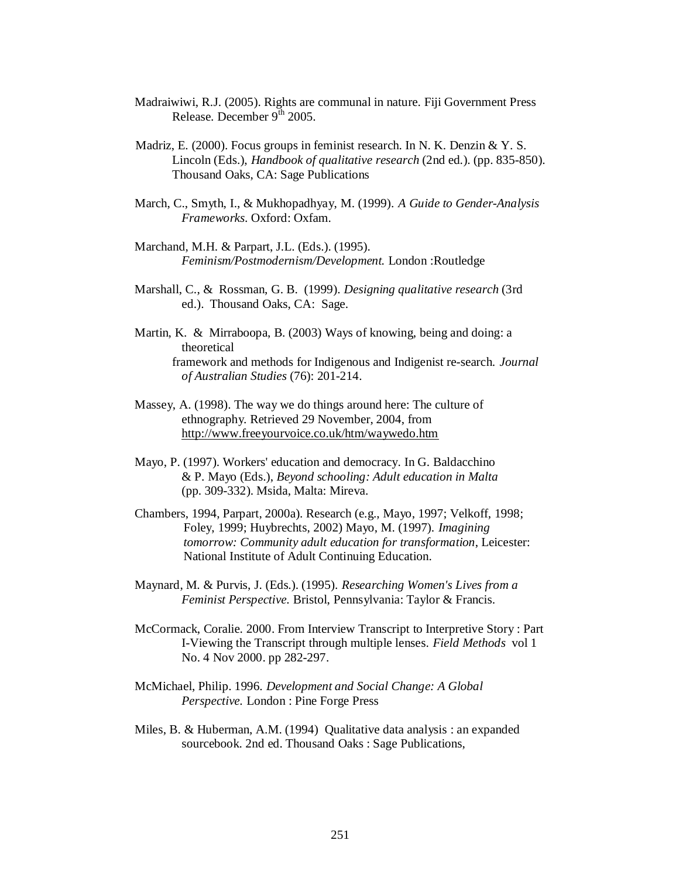Madraiwiwi, R.J. (2005). Rights are communal in nature. Fiji Government Press Release. December 9th 2005.

Madriz, E. (2000). Focus groups in feminist research. In N. K. Denzin & Y. S. Lincoln (Eds.), *Handbook of qualitative research* (2nd ed.). (pp. 835-850). Thousand Oaks, CA: Sage Publications

March, C., Smyth, I., & Mukhopadhyay, M. (1999). *A Guide to Gender-Analysis Frameworks*. Oxford: Oxfam.

Marchand, M.H. & Parpart, J.L. (Eds.). (1995). *Feminism/Postmodernism/Development.* London :Routledge

Marshall, C., & Rossman, G. B. (1999). *Designing qualitative research* (3rd ed.). Thousand Oaks, CA: Sage.

Martin, K. & Mirraboopa, B. (2003) Ways of knowing, being and doing: a theoretical framework and methods for Indigenous and Indigenist re-search. *Journal of Australian Studies* (76): 201-214.

Massey, A. (1998). The way we do things around here: The culture of ethnography. Retrieved 29 November, 2004, from http://www.freeyourvoice.co.uk/htm/waywedo.htm

Mayo, P. (1997). Workers' education and democracy. In G. Baldacchino & P. Mayo (Eds.), *Beyond schooling: Adult education in Malta* (pp. 309-332). Msida, Malta: Mireva.

Chambers, 1994, Parpart, 2000a). Research (e.g., Mayo, 1997; Velkoff, 1998; Foley, 1999; Huybrechts, 2002) Mayo, M. (1997). *Imagining tomorrow: Community adult education for transformation*, Leicester: National Institute of Adult Continuing Education.

Maynard, M. & Purvis, J. (Eds.). (1995). *Researching Women's Lives from a Feminist Perspective.* Bristol, Pennsylvania: Taylor & Francis.

McCormack, Coralie. 2000. From Interview Transcript to Interpretive Story : Part I-Viewing the Transcript through multiple lenses. *Field Methods* vol 1 No. 4 Nov 2000. pp 282-297.

McMichael, Philip. 1996. *Development and Social Change: A Global Perspective.* London : Pine Forge Press

Miles, B. & Huberman, A.M. (1994) Qualitative data analysis : an expanded sourcebook. 2nd ed. Thousand Oaks : Sage Publications,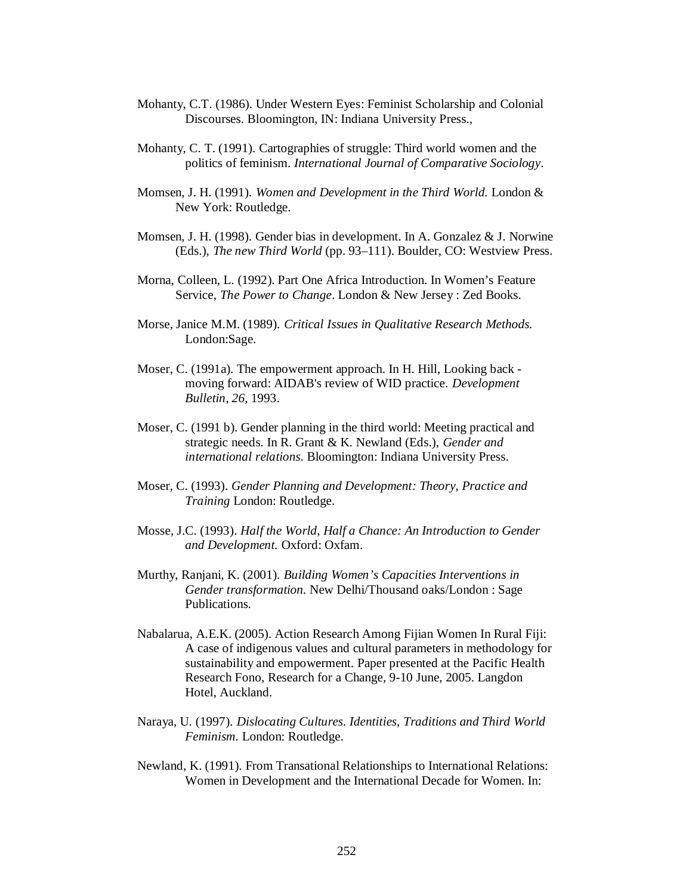Mohanty, C.T. (1986). Under Western Eyes: Feminist Scholarship and Colonial Discourses. Bloomington, IN: Indiana University Press.,

Mohanty, C. T. (1991). Cartographies of struggle: Third world women and the politics of feminism. *International Journal of Comparative Sociology*.

Momsen, J. H. (1991). *Women and Development in the Third World.* London & New York: Routledge.

Momsen, J. H. (1998). Gender bias in development. In A. Gonzalez & J. Norwine (Eds.), *The new Third World* (pp. 93–111). Boulder, CO: Westview Press.

Morna, Colleen, L. (1992). Part One Africa Introduction. In Women's Feature Service, *The Power to Change*. London & New Jersey : Zed Books.

Morse, Janice M.M. (1989). *Critical Issues in Qualitative Research Methods.* London:Sage.

Moser, C. (1991a). The empowerment approach. In H. Hill, Looking back - moving forward: AIDAB's review of WID practice. *Development Bulletin, 26*, 1993.

Moser, C. (1991 b). Gender planning in the third world: Meeting practical and strategic needs. In R. Grant & K. Newland (Eds.), *Gender and international relations.* Bloomington: Indiana University Press.

Moser, C. (1993). *Gender Planning and Development: Theory, Practice and Training* London: Routledge.

Mosse, J.C. (1993). *Half the World, Half a Chance: An Introduction to Gender and Development.* Oxford: Oxfam.

Murthy, Ranjani, K. (2001). *Building Women's Capacities Interventions in Gender transformation.* New Delhi/Thousand oaks/London : Sage Publications.

Nabalarua, A.E.K. (2005). Action Research Among Fijian Women In Rural Fiji: A case of indigenous values and cultural parameters in methodology for sustainability and empowerment. Paper presented at the Pacific Health Research Fono, Research for a Change, 9-10 June, 2005. Langdon Hotel, Auckland.

Naraya, U. (1997). *Dislocating Cultures. Identities, Traditions and Third World Feminism.* London: Routledge.

Newland, K. (1991). From Transational Relationships to International Relations: Women in Development and the International Decade for Women. In: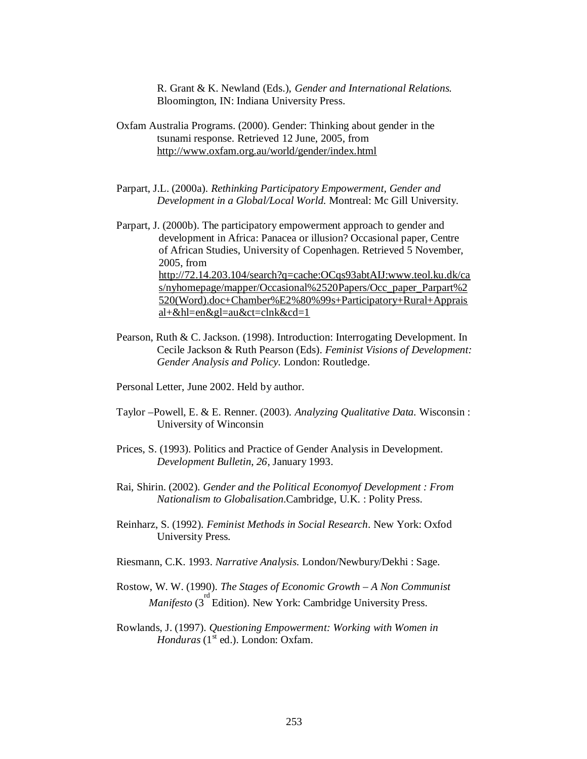R. Grant & K. Newland (Eds.), *Gender and International Relations.* Bloomington, IN: Indiana University Press.

Oxfam Australia Programs. (2000). Gender: Thinking about gender in the tsunami response. Retrieved 12 June, 2005, from http://www.oxfam.org.au/world/gender/index.html

Parpart, J.L. (2000a). *Rethinking Participatory Empowerment, Gender and Development in a Global/Local World.* Montreal: Mc Gill University.

Parpart, J. (2000b). The participatory empowerment approach to gender and development in Africa: Panacea or illusion? Occasional paper, Centre of African Studies, University of Copenhagen. Retrieved 5 November, 2005, from http://72.14.203.104/search?q=cache:OCqs93abtAIJ:www.teol.ku.dk/cas/nyhomepage/mapper/Occasional%2520Papers/Occ_paper_Parpart%2520(Word).doc+Chamber%E2%80%99s+Participatory+Rural+Appraisal+&hl=en&gl=au&ct=clnk&cd=1

Pearson, Ruth & C. Jackson. (1998). Introduction: Interrogating Development. In Cecile Jackson & Ruth Pearson (Eds). *Feminist Visions of Development: Gender Analysis and Policy*. London: Routledge.

Personal Letter, June 2002. Held by author.

Taylor –Powell, E. & E. Renner. (2003). *Analyzing Qualitative Data.* Wisconsin : University of Winconsin

Prices, S. (1993). Politics and Practice of Gender Analysis in Development. *Development Bulletin*, *26*, January 1993.

Rai, Shirin. (2002). *Gender and the Political Economyof Development : From Nationalism to Globalisation.*Cambridge, U.K. : Polity Press.

Reinharz, S. (1992). *Feminist Methods in Social Research*. New York: Oxfod University Press.

Riesmann, C.K. 1993. *Narrative Analysis.* London/Newbury/Dekhi : Sage.

Rostow, W. W. (1990). *The Stages of Economic Growth – A Non Communist Manifesto* (3rd Edition). New York: Cambridge University Press.

Rowlands, J. (1997). *Questioning Empowerment: Working with Women in Honduras* (1st ed.). London: Oxfam.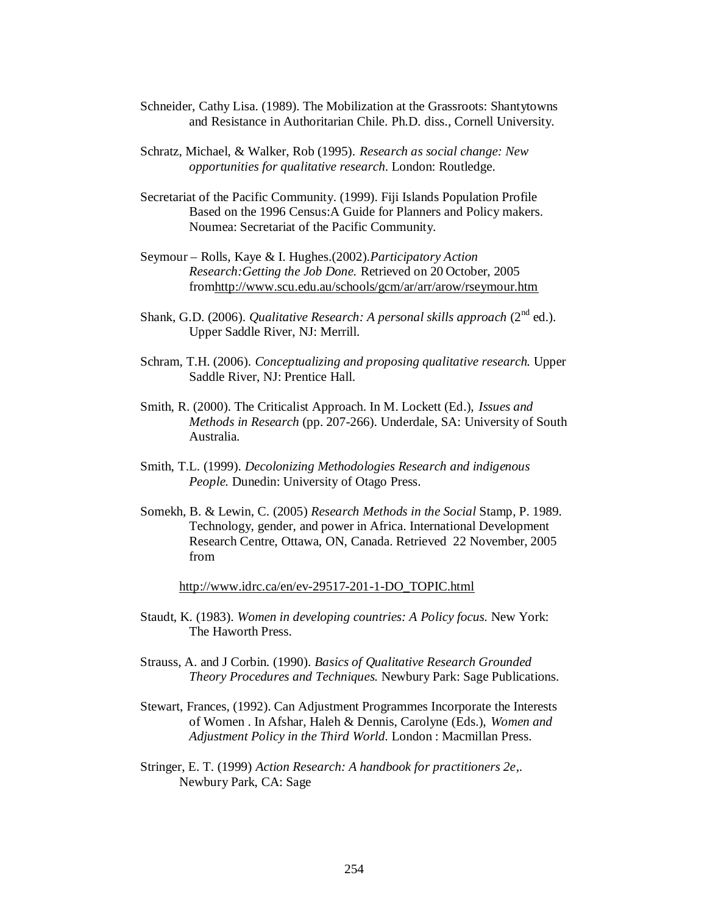Schneider, Cathy Lisa. (1989). The Mobilization at the Grassroots: Shantytowns and Resistance in Authoritarian Chile. Ph.D. diss., Cornell University.

Schratz, Michael, & Walker, Rob (1995). *Research as social change: New opportunities for qualitative research*. London: Routledge.

Secretariat of the Pacific Community. (1999). Fiji Islands Population Profile Based on the 1996 Census:A Guide for Planners and Policy makers. Noumea: Secretariat of the Pacific Community.

Seymour – Rolls, Kaye & I. Hughes.(2002).*Participatory Action Research:Getting the Job Done.* Retrieved on 20 October, 2005 fromhttp://www.scu.edu.au/schools/gcm/ar/arr/arow/rseymour.htm

Shank, G.D. (2006). *Qualitative Research: A personal skills approach* (2nd ed.). Upper Saddle River, NJ: Merrill.

Schram, T.H. (2006). *Conceptualizing and proposing qualitative research.* Upper Saddle River, NJ: Prentice Hall.

Smith, R. (2000). The Criticalist Approach. In M. Lockett (Ed.), *Issues and Methods in Research* (pp. 207-266). Underdale, SA: University of South Australia.

Smith, T.L. (1999). *Decolonizing Methodologies Research and indigenous People.* Dunedin: University of Otago Press.

Somekh, B. & Lewin, C. (2005) *Research Methods in the Social* Stamp, P. 1989. Technology, gender, and power in Africa. International Development Research Centre, Ottawa, ON, Canada. Retrieved 22 November, 2005 from

http://www.idrc.ca/en/ev-29517-201-1-DO_TOPIC.html

Staudt, K. (1983). *Women in developing countries: A Policy focus.* New York: The Haworth Press.

Strauss, A. and J Corbin. (1990). *Basics of Qualitative Research Grounded Theory Procedures and Techniques.* Newbury Park: Sage Publications.

Stewart, Frances, (1992). Can Adjustment Programmes Incorporate the Interests of Women . In Afshar, Haleh & Dennis, Carolyne (Eds.), *Women and Adjustment Policy in the Third World.* London : Macmillan Press.

Stringer, E. T. (1999) *Action Research: A handbook for practitioners 2e,.* Newbury Park, CA: Sage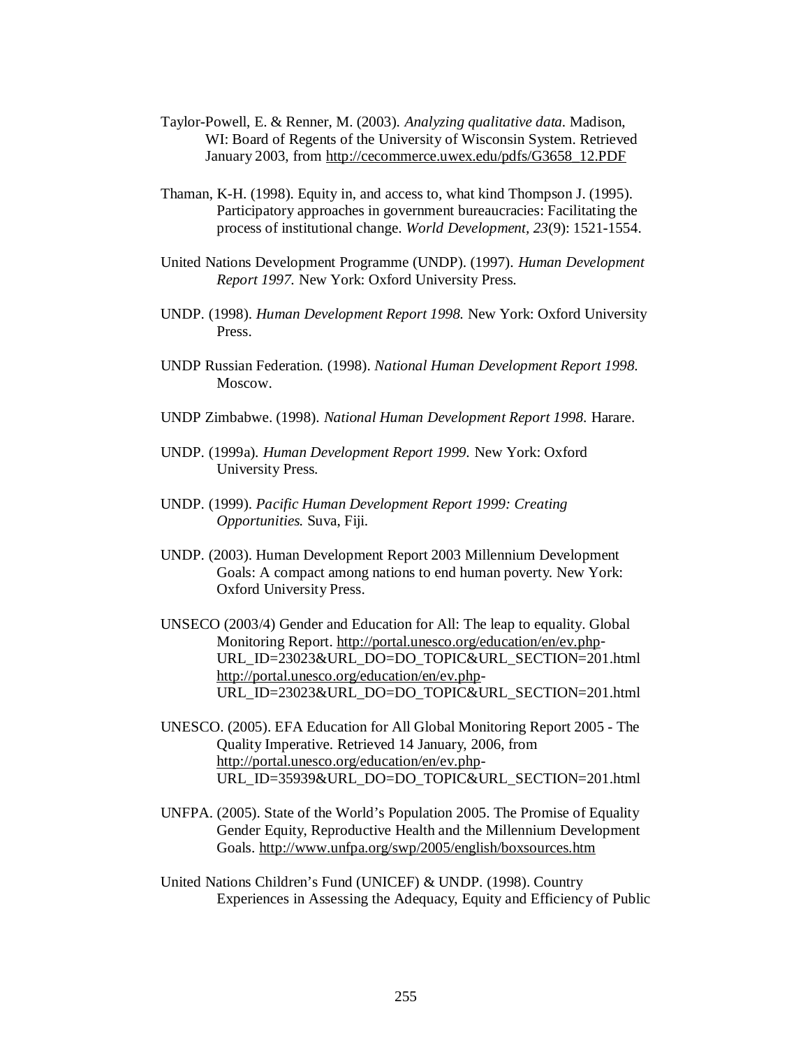Taylor-Powell, E. & Renner, M. (2003). *Analyzing qualitative data.* Madison, WI: Board of Regents of the University of Wisconsin System. Retrieved January 2003, from http://cecommerce.uwex.edu/pdfs/G3658_12.PDF

Thaman, K-H. (1998). Equity in, and access to, what kind Thompson J. (1995). Participatory approaches in government bureaucracies: Facilitating the process of institutional change. *World Development, 23*(9): 1521-1554.

United Nations Development Programme (UNDP). (1997). *Human Development Report 1997.* New York: Oxford University Press.

UNDP. (1998). *Human Development Report 1998.* New York: Oxford University Press.

UNDP Russian Federation. (1998). *National Human Development Report 1998.* Moscow.

UNDP Zimbabwe. (1998). *National Human Development Report 1998.* Harare.

UNDP. (1999a). *Human Development Report 1999.* New York: Oxford University Press.

UNDP. (1999). *Pacific Human Development Report 1999: Creating Opportunities.* Suva, Fiji.

UNDP. (2003). Human Development Report 2003 Millennium Development Goals: A compact among nations to end human poverty. New York: Oxford University Press.

UNSECO (2003/4) Gender and Education for All: The leap to equality. Global Monitoring Report. http://portal.unesco.org/education/en/ev.php-URL_ID=23023&URL_DO=DO_TOPIC&URL_SECTION=201.html http://portal.unesco.org/education/en/ev.php-URL_ID=23023&URL_DO=DO_TOPIC&URL_SECTION=201.html

UNESCO. (2005). EFA Education for All Global Monitoring Report 2005 - The Quality Imperative. Retrieved 14 January, 2006, from http://portal.unesco.org/education/en/ev.php-URL_ID=35939&URL_DO=DO_TOPIC&URL_SECTION=201.html

UNFPA. (2005). State of the World's Population 2005. The Promise of Equality Gender Equity, Reproductive Health and the Millennium Development Goals. http://www.unfpa.org/swp/2005/english/boxsources.htm

United Nations Children's Fund (UNICEF) & UNDP. (1998). Country Experiences in Assessing the Adequacy, Equity and Efficiency of Public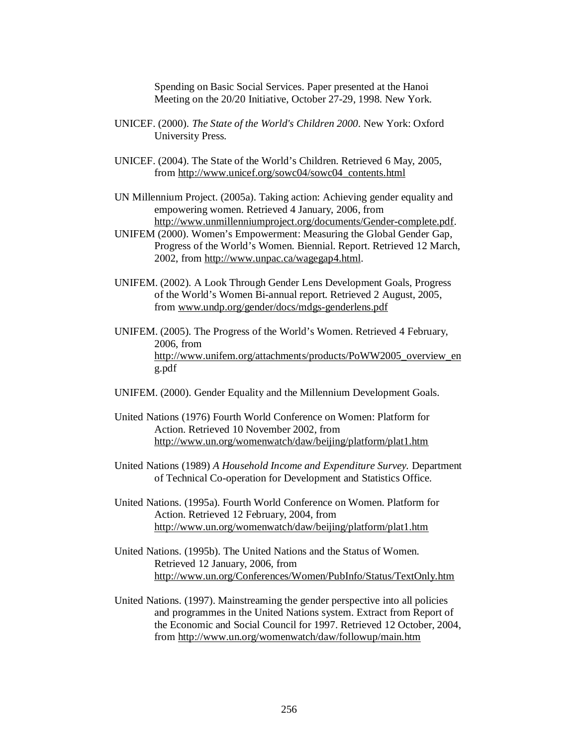Spending on Basic Social Services. Paper presented at the Hanoi Meeting on the 20/20 Initiative, October 27-29, 1998. New York.

UNICEF. (2000). *The State of the World's Children 2000*. New York: Oxford University Press.

UNICEF. (2004). The State of the World's Children. Retrieved 6 May, 2005, from http://www.unicef.org/sowc04/sowc04_contents.html

UN Millennium Project. (2005a). Taking action: Achieving gender equality and empowering women. Retrieved 4 January, 2006, from http://www.unmillenniumproject.org/documents/Gender-complete.pdf.

UNIFEM (2000). Women's Empowerment: Measuring the Global Gender Gap, Progress of the World's Women. Biennial. Report. Retrieved 12 March, 2002, from http://www.unpac.ca/wagegap4.html.

UNIFEM. (2002). A Look Through Gender Lens Development Goals, Progress of the World's Women Bi-annual report. Retrieved 2 August, 2005, from www.undp.org/gender/docs/mdgs-genderlens.pdf

UNIFEM. (2005). The Progress of the World's Women. Retrieved 4 February, 2006, from http://www.unifem.org/attachments/products/PoWW2005_overview_eng.pdf

UNIFEM. (2000). Gender Equality and the Millennium Development Goals.

United Nations (1976) Fourth World Conference on Women: Platform for Action. Retrieved 10 November 2002, from http://www.un.org/womenwatch/daw/beijing/platform/plat1.htm

United Nations (1989) *A Household Income and Expenditure Survey.* Department of Technical Co-operation for Development and Statistics Office.

United Nations. (1995a). Fourth World Conference on Women. Platform for Action. Retrieved 12 February, 2004, from http://www.un.org/womenwatch/daw/beijing/platform/plat1.htm

United Nations. (1995b). The United Nations and the Status of Women. Retrieved 12 January, 2006, from http://www.un.org/Conferences/Women/PubInfo/Status/TextOnly.htm

United Nations. (1997). Mainstreaming the gender perspective into all policies and programmes in the United Nations system. Extract from Report of the Economic and Social Council for 1997. Retrieved 12 October, 2004, from http://www.un.org/womenwatch/daw/followup/main.htm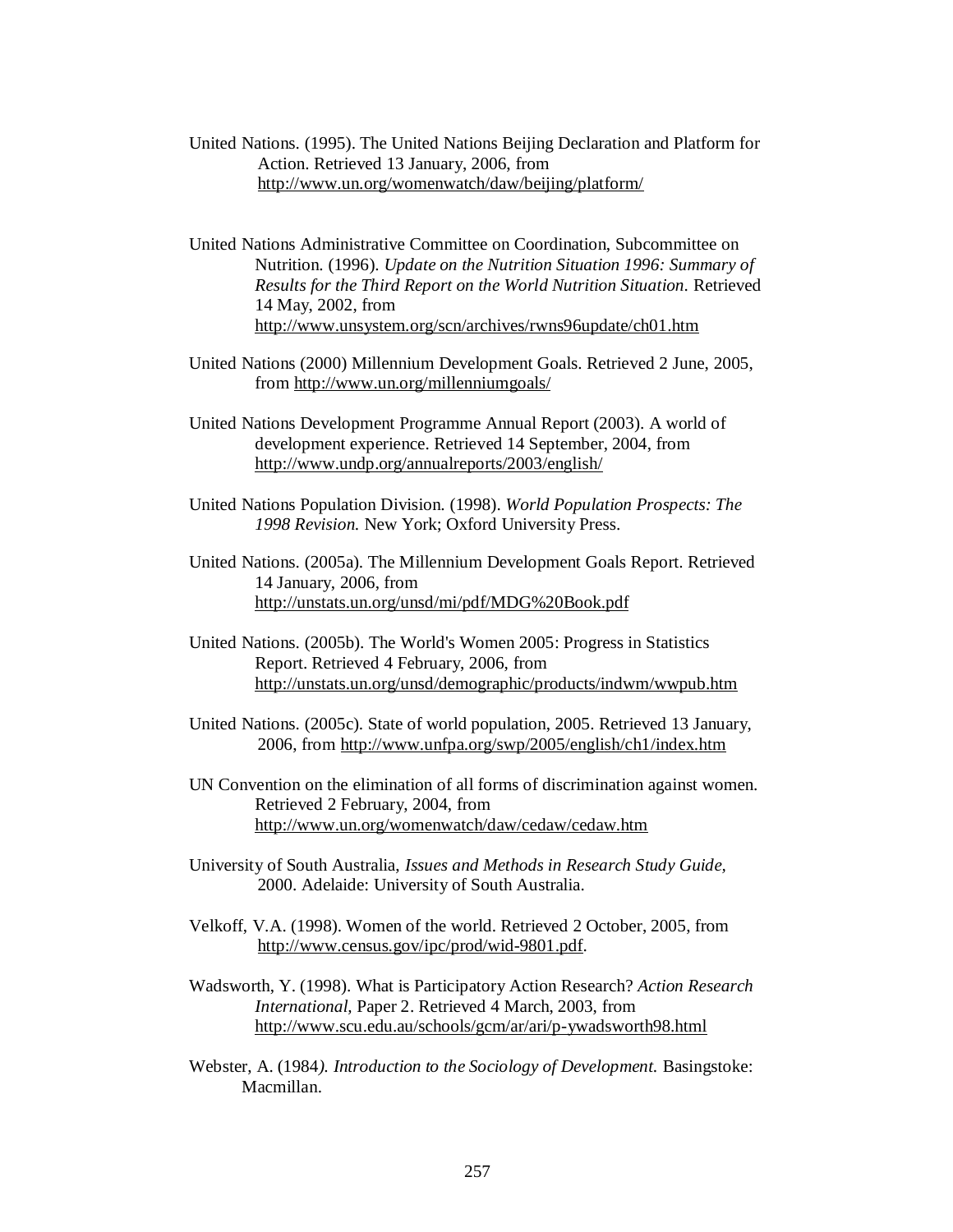United Nations. (1995). The United Nations Beijing Declaration and Platform for Action. Retrieved 13 January, 2006, from http://www.un.org/womenwatch/daw/beijing/platform/

United Nations Administrative Committee on Coordination, Subcommittee on Nutrition. (1996). *Update on the Nutrition Situation 1996: Summary of Results for the Third Report on the World Nutrition Situation*. Retrieved 14 May, 2002, from http://www.unsystem.org/scn/archives/rwns96update/ch01.htm

United Nations (2000) Millennium Development Goals. Retrieved 2 June, 2005, from http://www.un.org/millenniumgoals/

United Nations Development Programme Annual Report (2003). A world of development experience. Retrieved 14 September, 2004, from http://www.undp.org/annualreports/2003/english/

United Nations Population Division. (1998). *World Population Prospects: The 1998 Revision.* New York; Oxford University Press.

United Nations. (2005a). The Millennium Development Goals Report. Retrieved 14 January, 2006, from http://unstats.un.org/unsd/mi/pdf/MDG%20Book.pdf

United Nations. (2005b). The World's Women 2005: Progress in Statistics Report. Retrieved 4 February, 2006, from http://unstats.un.org/unsd/demographic/products/indwm/wwpub.htm

United Nations. (2005c). State of world population, 2005. Retrieved 13 January, 2006, from http://www.unfpa.org/swp/2005/english/ch1/index.htm

UN Convention on the elimination of all forms of discrimination against women. Retrieved 2 February, 2004, from http://www.un.org/womenwatch/daw/cedaw/cedaw.htm

University of South Australia, *Issues and Methods in Research Study Guide*, 2000. Adelaide: University of South Australia.

Velkoff, V.A. (1998). Women of the world. Retrieved 2 October, 2005, from http://www.census.gov/ipc/prod/wid-9801.pdf.

Wadsworth, Y. (1998). What is Participatory Action Research? *Action Research International*, Paper 2. Retrieved 4 March, 2003, from http://www.scu.edu.au/schools/gcm/ar/ari/p-ywadsworth98.html

Webster, A. (1984*). Introduction to the Sociology of Development.* Basingstoke: Macmillan.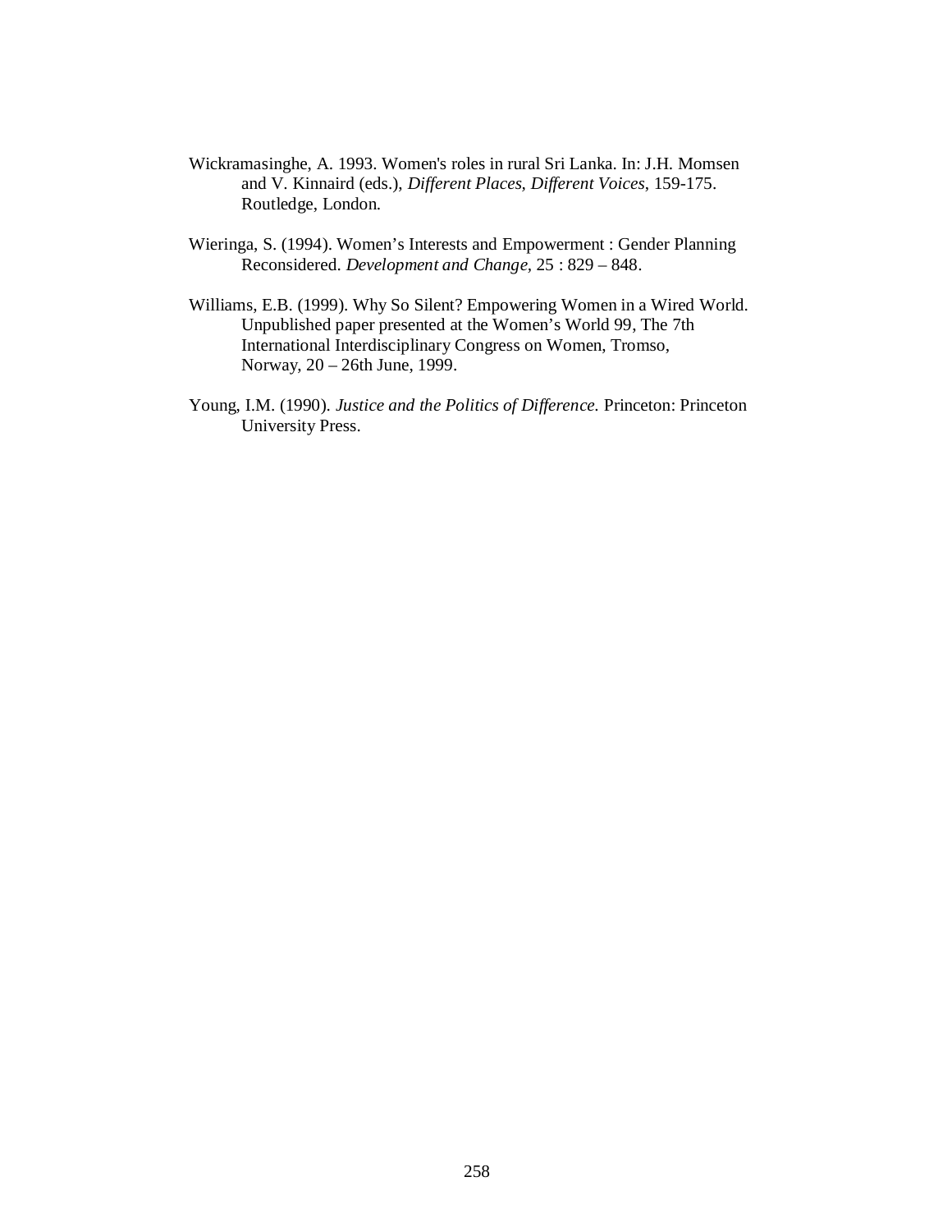Wickramasinghe, A. 1993. Women's roles in rural Sri Lanka. In: J.H. Momsen and V. Kinnaird (eds.), *Different Places, Different Voices*, 159-175. Routledge, London.

Wieringa, S. (1994). Women's Interests and Empowerment : Gender Planning Reconsidered. *Development and Change*, 25 : 829 – 848.

Williams, E.B. (1999). Why So Silent? Empowering Women in a Wired World. Unpublished paper presented at the Women's World 99, The 7th International Interdisciplinary Congress on Women, Tromso, Norway, 20 – 26th June, 1999.

Young, I.M. (1990). *Justice and the Politics of Difference.* Princeton: Princeton University Press.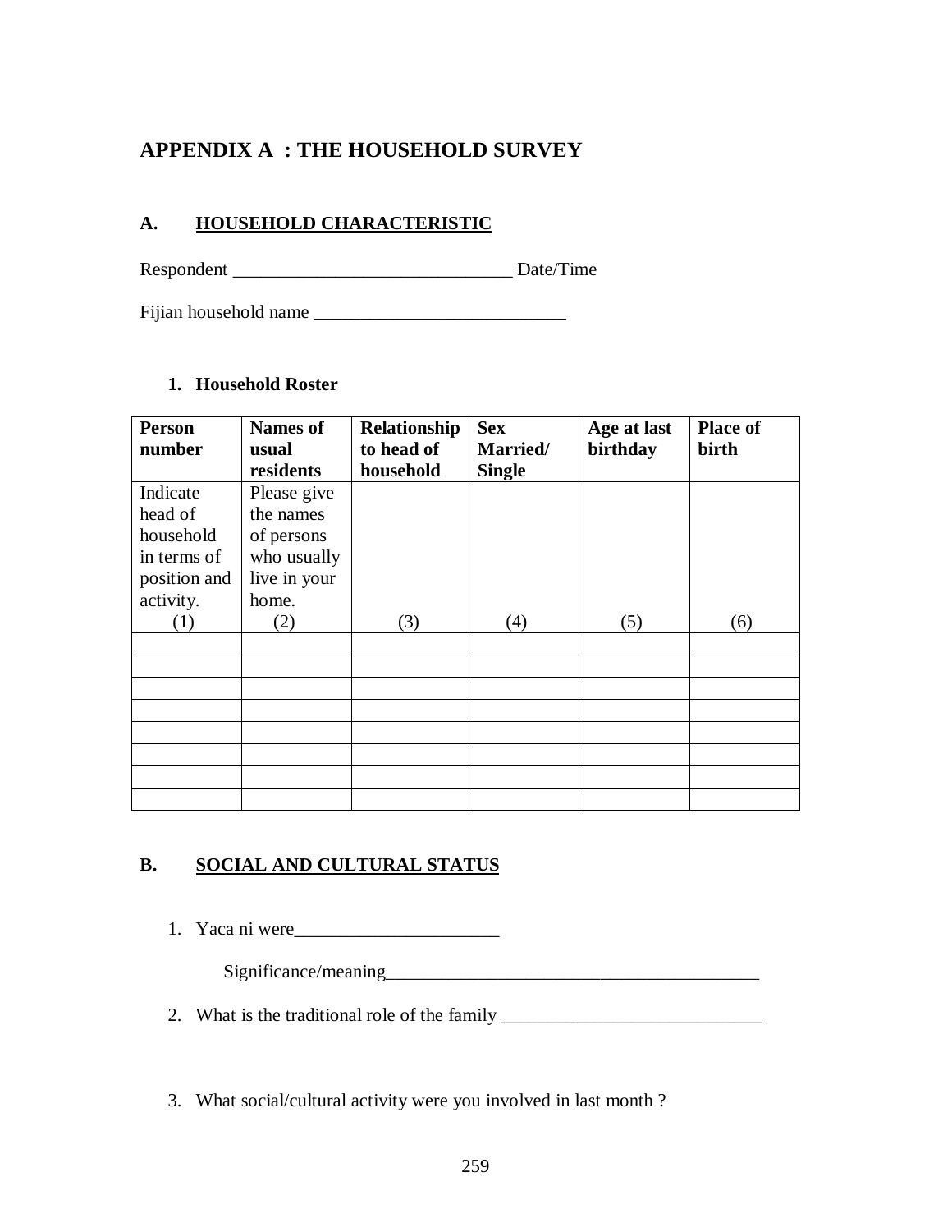# APPENDIX A : THE HOUSEHOLD SURVEY

## A. HOUSEHOLD CHARACTERISTIC

Respondent ______________________________ Date/Time

Fijian household name ___________________________

### 1. Household Roster

| Person number | Names of usual residents | Relationship to head of household | Sex Married/ Single | Age at last birthday | Place of birth |
|---|---|---|---|---|---|
| Indicate head of household in terms of position and activity. (1) | Please give the names of persons who usually live in your home. (2) | (3) | (4) | (5) | (6) |
| | | | | | |
| | | | | | |
| | | | | | |
| | | | | | |
| | | | | | |
| | | | | | |
| | | | | | |
| | | | | | |

## B. SOCIAL AND CULTURAL STATUS

1. Yaca ni were______________________

   Significance/meaning________________________________________

2. What is the traditional role of the family ____________________________

3. What social/cultural activity were you involved in last month ?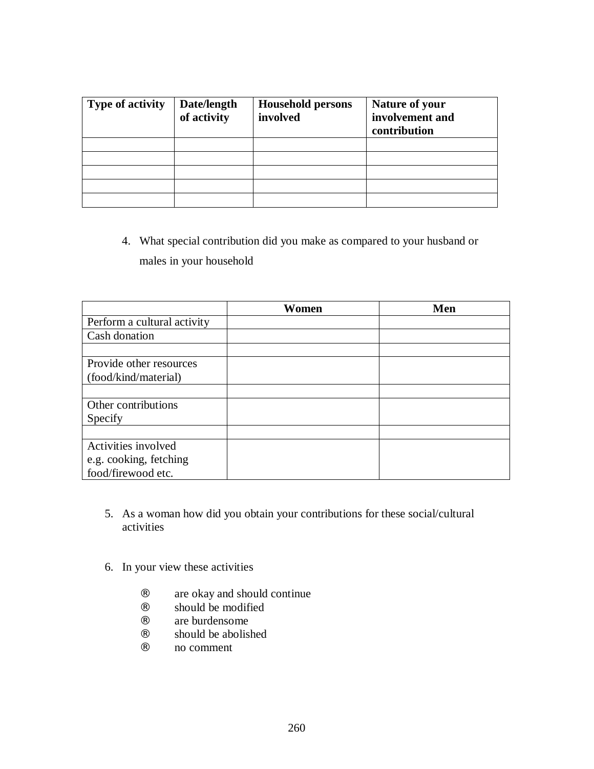| Type of activity | Date/length of activity | Household persons involved | Nature of your involvement and contribution |
|---|---|---|---|
| | | | |
| | | | |
| | | | |
| | | | |
| | | | |

4. What special contribution did you make as compared to your husband or males in your household

| | Women | Men |
|---|---|---|
| Perform a cultural activity | | |
| Cash donation | | |
| | | |
| Provide other resources (food/kind/material) | | |
| | | |
| Other contributions Specify | | |
| | | |
| Activities involved e.g. cooking, fetching food/firewood etc. | | |

5. As a woman how did you obtain your contributions for these social/cultural activities

6. In your view these activities

   ® are okay and should continue
   ® should be modified
   ® are burdensome
   ® should be abolished
   ® no comment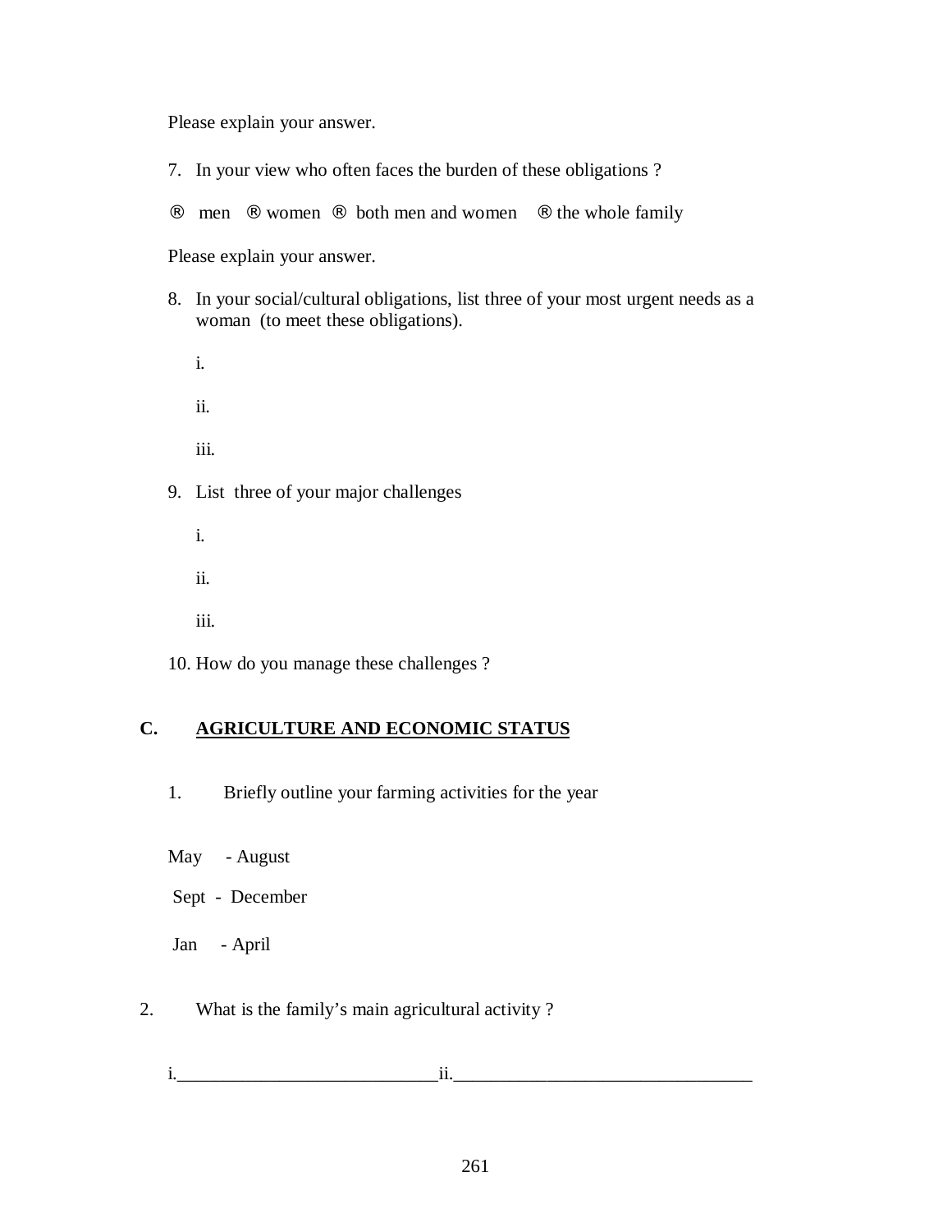Please explain your answer.

7. In your view who often faces the burden of these obligations ?

® men ® women ® both men and women ® the whole family

Please explain your answer.

8. In your social/cultural obligations, list three of your most urgent needs as a woman (to meet these obligations).

   i.

   ii.

   iii.

9. List three of your major challenges

   i.

   ii.

   iii.

10. How do you manage these challenges ?

## C. AGRICULTURE AND ECONOMIC STATUS

1. Briefly outline your farming activities for the year

May - August

Sept - December

Jan - April

2. What is the family's main agricultural activity ?

i.____________________________ii.________________________________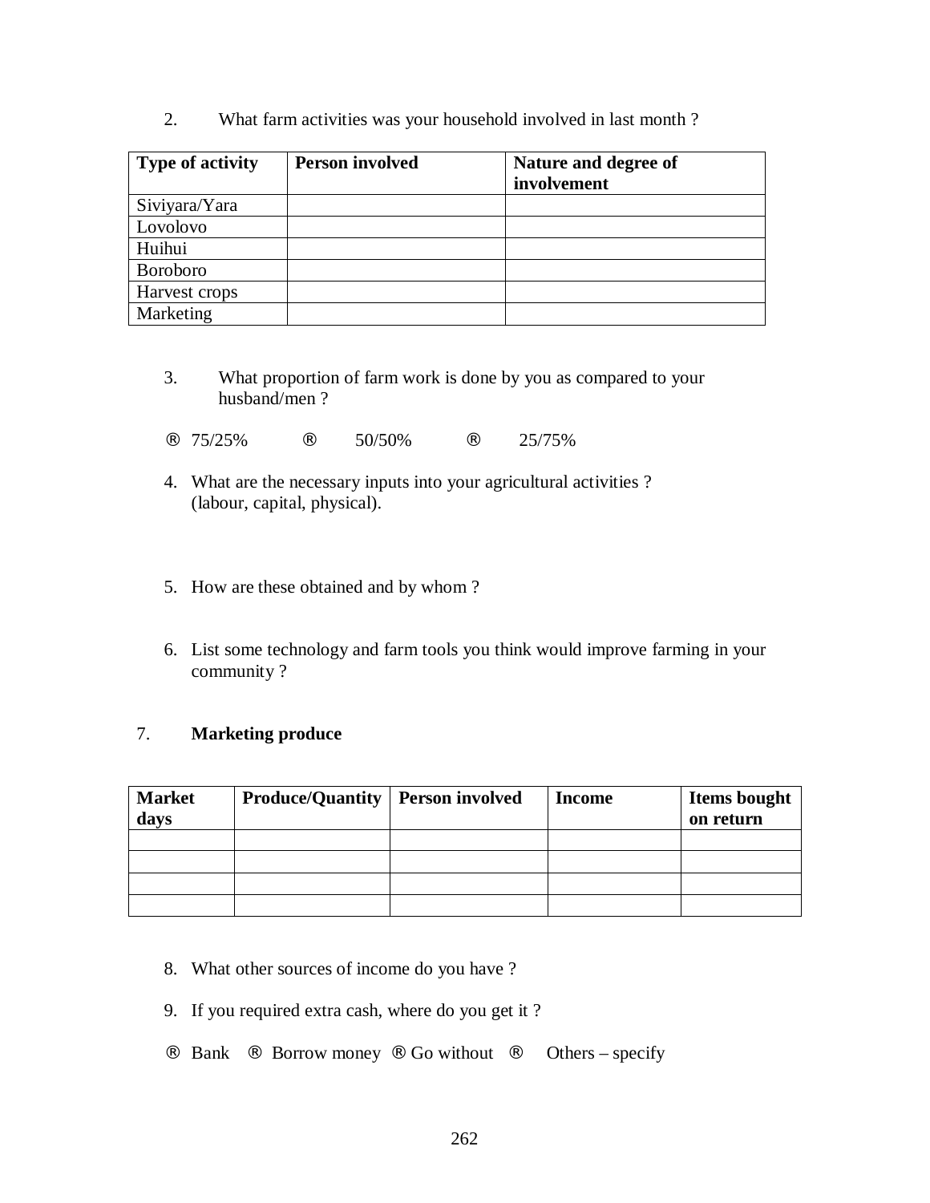2. What farm activities was your household involved in last month ?

| Type of activity | Person involved | Nature and degree of involvement |
|---|---|---|
| Siviyara/Yara | | |
| Lovolovo | | |
| Huihui | | |
| Boroboro | | |
| Harvest crops | | |
| Marketing | | |

3. What proportion of farm work is done by you as compared to your husband/men ?

® 75/25% ® 50/50% ® 25/75%

4. What are the necessary inputs into your agricultural activities ? (labour, capital, physical).

5. How are these obtained and by whom ?

6. List some technology and farm tools you think would improve farming in your community ?

7. **Marketing produce**

| Market days | Produce/Quantity | Person involved | Income | Items bought on return |
|---|---|---|---|---|
| | | | | |
| | | | | |
| | | | | |
| | | | | |

8. What other sources of income do you have ?

9. If you required extra cash, where do you get it ?

® Bank ® Borrow money ® Go without ® Others – specify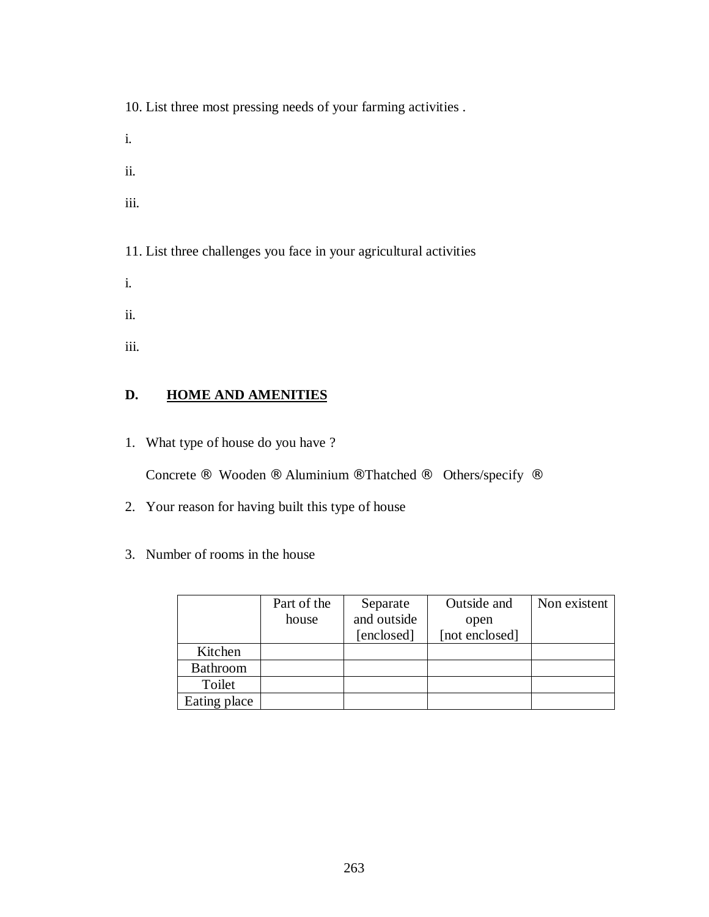10. List three most pressing needs of your farming activities .

i.

ii.

iii.

11. List three challenges you face in your agricultural activities

i.

ii.

iii.

**D. <u>HOME AND AMENITIES</u>**

1. What type of house do you have ?

   Concrete ® Wooden ® Aluminium ®Thatched ® Others/specify ®

2. Your reason for having built this type of house

3. Number of rooms in the house

| | Part of the house | Separate and outside [enclosed] | Outside and open [not enclosed] | Non existent |
|---|---|---|---|---|
| Kitchen | | | | |
| Bathroom | | | | |
| Toilet | | | | |
| Eating place | | | | |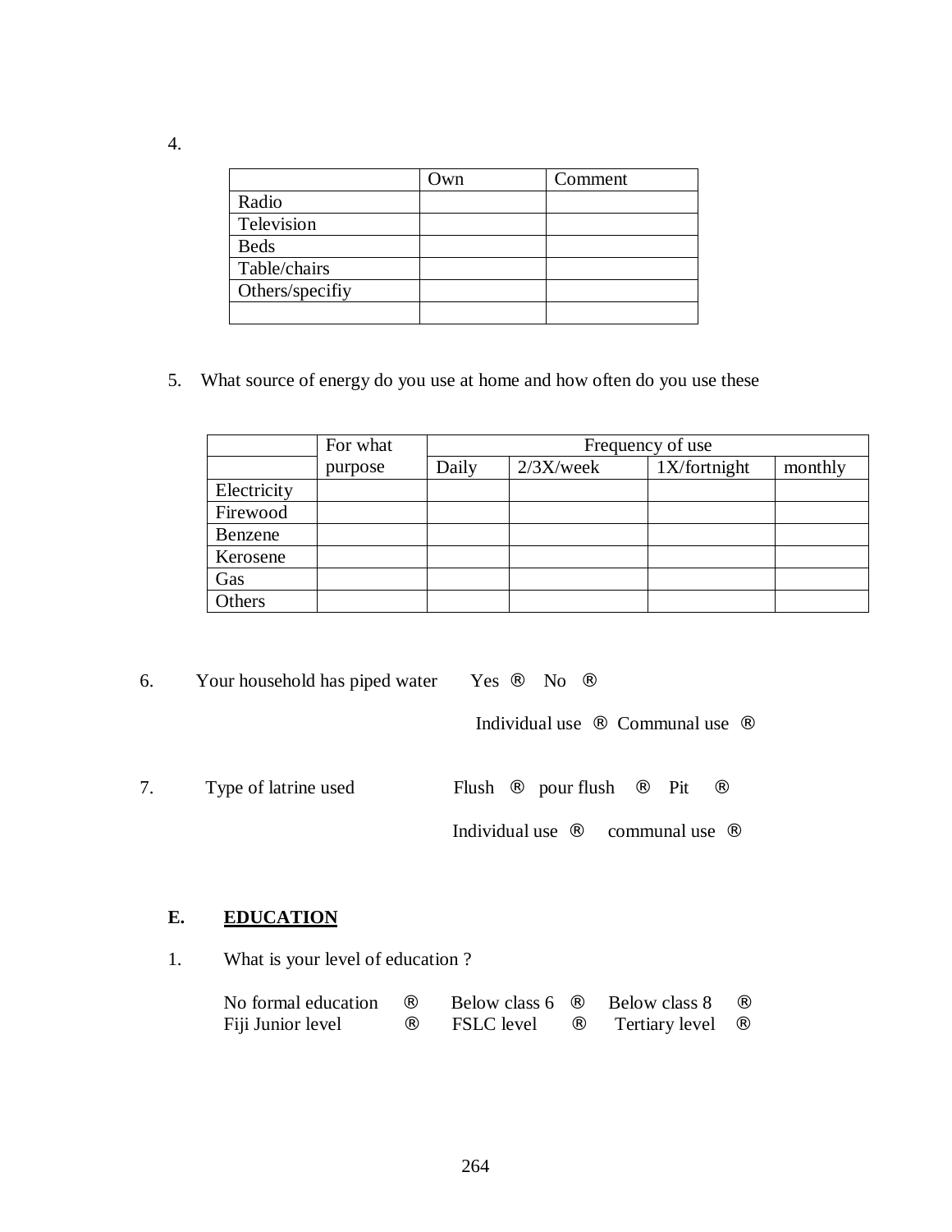4.

| | Own | Comment |
|---|---|---|
| Radio | | |
| Television | | |
| Beds | | |
| Table/chairs | | |
| Others/specifiy | | |
| | | |

5. What source of energy do you use at home and how often do you use these

| | For what purpose | Frequency of use | | | |
|---|---|---|---|---|---|
| | | Daily | 2/3X/week | 1X/fortnight | monthly |
| Electricity | | | | | |
| Firewood | | | | | |
| Benzene | | | | | |
| Kerosene | | | | | |
| Gas | | | | | |
| Others | | | | | |

6. Your household has piped water Yes ® No ®

Individual use ® Communal use ®

7. Type of latrine used Flush ® pour flush ® Pit ®

Individual use ® communal use ®

## E. EDUCATION

1. What is your level of education ?

No formal education ® Below class 6 ® Below class 8 ®
Fiji Junior level ® FSLC level ® Tertiary level ®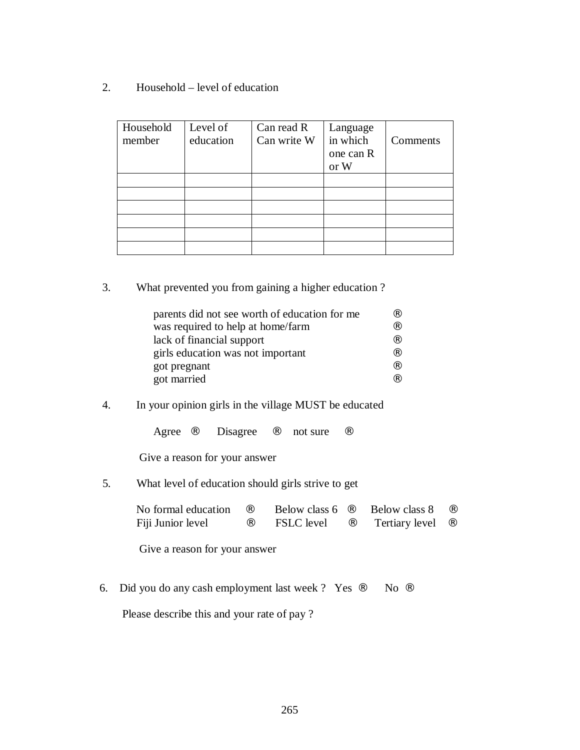2. Household – level of education

| Household member | Level of education | Can read R Can write W | Language in which one can R or W | Comments |
|---|---|---|---|---|
| | | | | |
| | | | | |
| | | | | |
| | | | | |
| | | | | |
| | | | | |

3. What prevented you from gaining a higher education ?

   parents did not see worth of education for me ®
   was required to help at home/farm ®
   lack of financial support ®
   girls education was not important ®
   got pregnant ®
   got married ®

4. In your opinion girls in the village MUST be educated

   Agree ® Disagree ® not sure ®

   Give a reason for your answer

5. What level of education should girls strive to get

   No formal education ® Below class 6 ® Below class 8 ®
   Fiji Junior level ® FSLC level ® Tertiary level ®

   Give a reason for your answer

6. Did you do any cash employment last week ? Yes ® No ®

   Please describe this and your rate of pay ?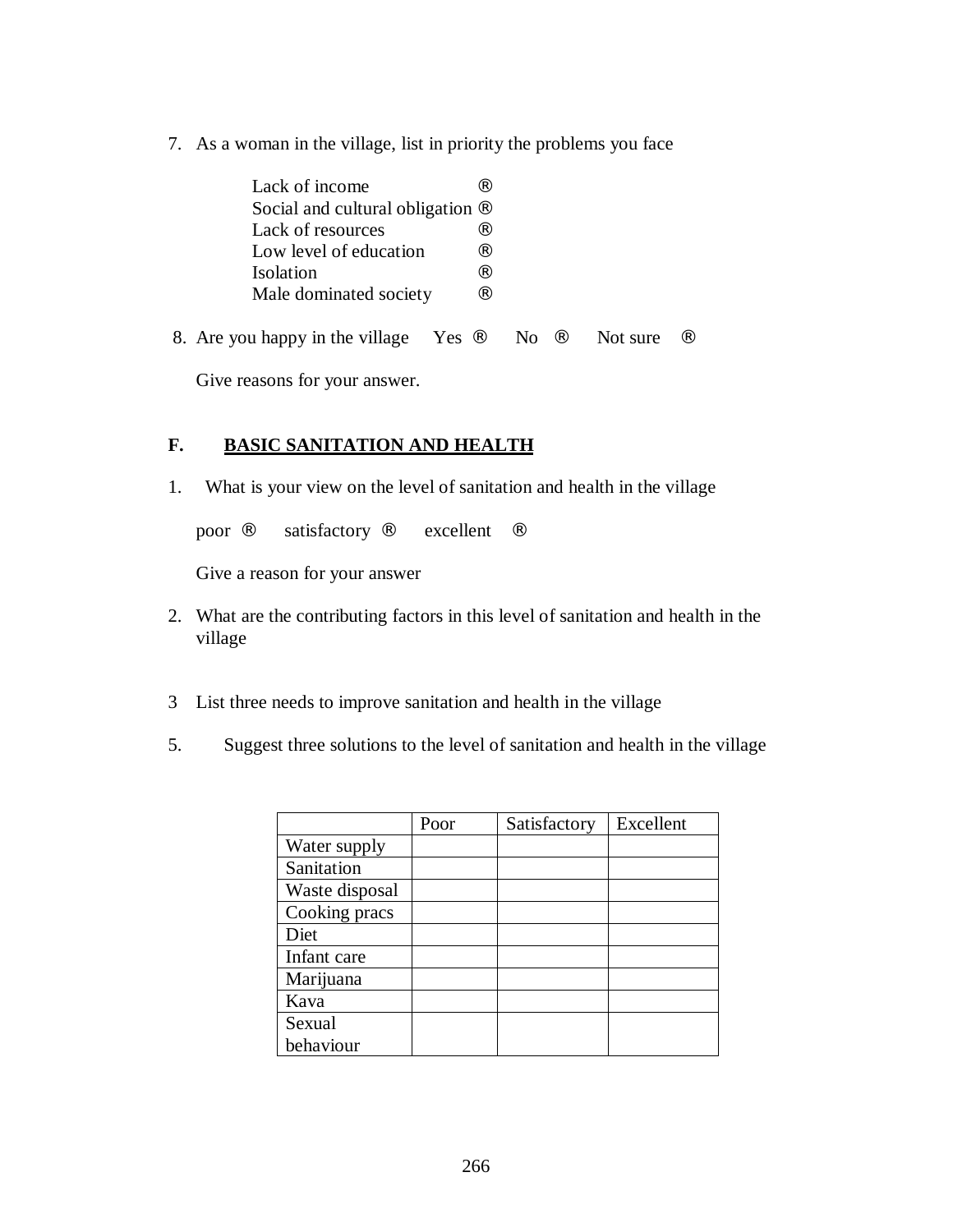7. As a woman in the village, list in priority the problems you face

   Lack of income ®
   Social and cultural obligation ®
   Lack of resources ®
   Low level of education ®
   Isolation ®
   Male dominated society ®

8. Are you happy in the village Yes ® No ® Not sure ®

   Give reasons for your answer.

## F. BASIC SANITATION AND HEALTH

1. What is your view on the level of sanitation and health in the village

   poor ® satisfactory ® excellent ®

   Give a reason for your answer

2. What are the contributing factors in this level of sanitation and health in the village

3 List three needs to improve sanitation and health in the village

5. Suggest three solutions to the level of sanitation and health in the village

| | Poor | Satisfactory | Excellent |
|---|---|---|---|
| Water supply | | | |
| Sanitation | | | |
| Waste disposal | | | |
| Cooking pracs | | | |
| Diet | | | |
| Infant care | | | |
| Marijuana | | | |
| Kava | | | |
| Sexual behaviour | | | |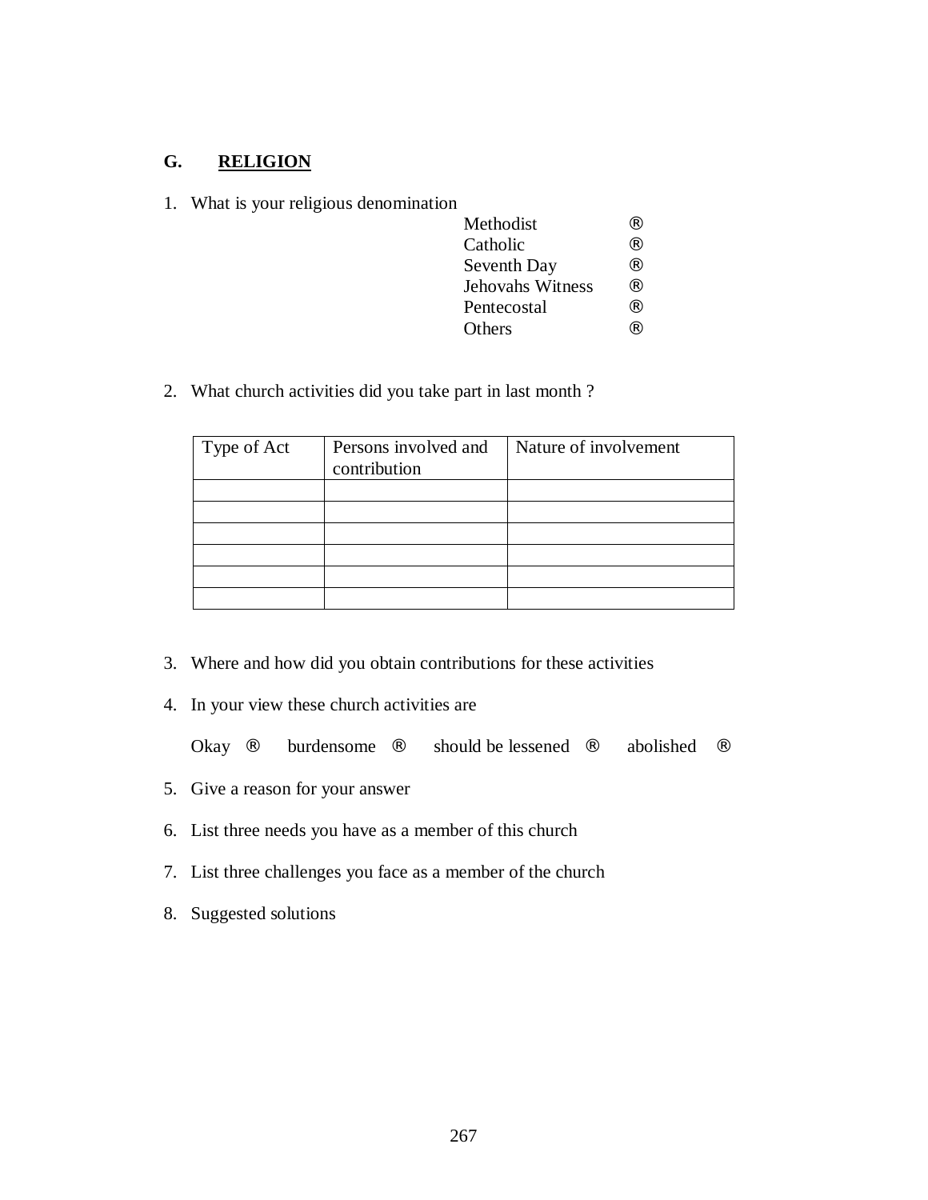## G. RELIGION

1. What is your religious denomination

   Methodist ®
   Catholic ®
   Seventh Day ®
   Jehovahs Witness ®
   Pentecostal ®
   Others ®

2. What church activities did you take part in last month ?

| Type of Act | Persons involved and contribution | Nature of involvement |
|---|---|---|
| | | |
| | | |
| | | |
| | | |
| | | |
| | | |

3. Where and how did you obtain contributions for these activities

4. In your view these church activities are

   Okay ® burdensome ® should be lessened ® abolished ®

5. Give a reason for your answer

6. List three needs you have as a member of this church

7. List three challenges you face as a member of the church

8. Suggested solutions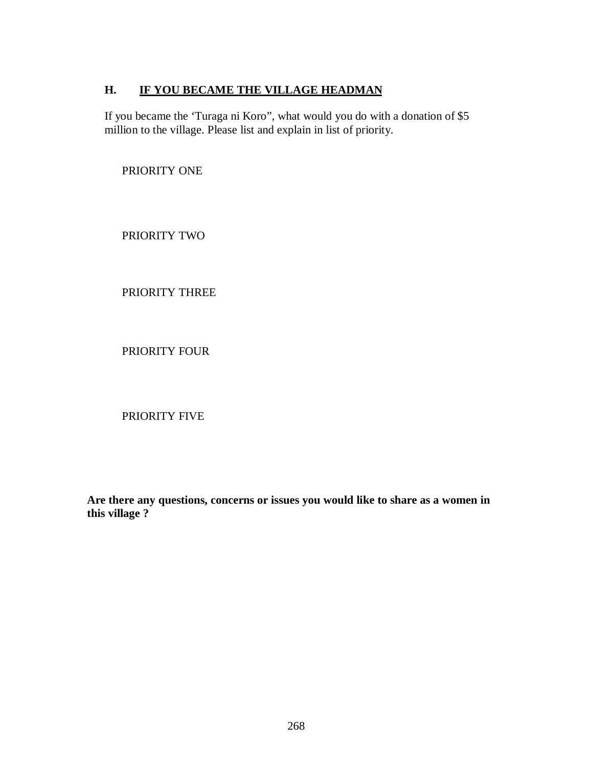## H. IF YOU BECAME THE VILLAGE HEADMAN

If you became the 'Turaga ni Koro", what would you do with a donation of $5 million to the village. Please list and explain in list of priority.

PRIORITY ONE

PRIORITY TWO

PRIORITY THREE

PRIORITY FOUR

PRIORITY FIVE

**Are there any questions, concerns or issues you would like to share as a women in this village ?**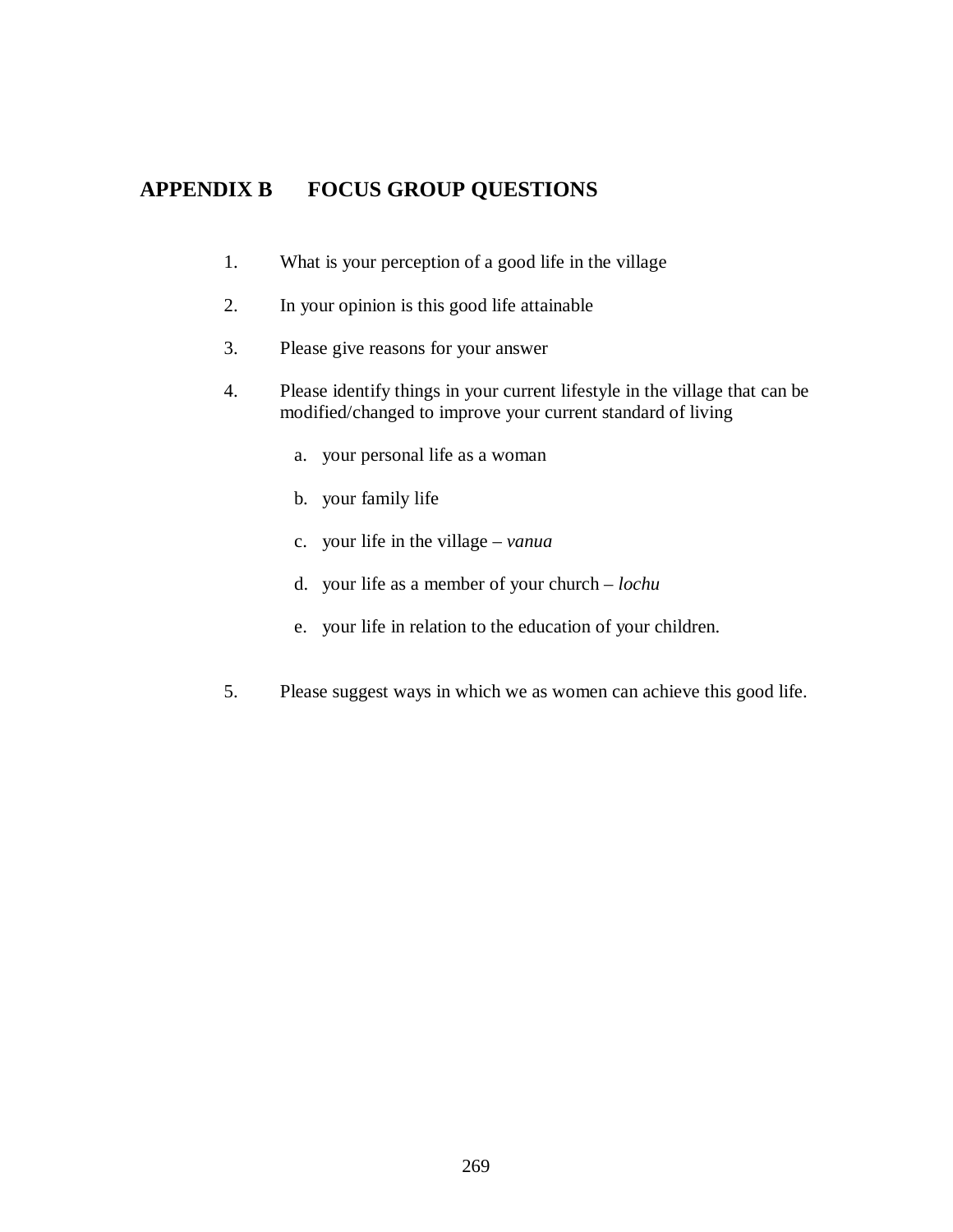# APPENDIX B FOCUS GROUP QUESTIONS

1. What is your perception of a good life in the village

2. In your opinion is this good life attainable

3. Please give reasons for your answer

4. Please identify things in your current lifestyle in the village that can be modified/changed to improve your current standard of living

   a. your personal life as a woman

   b. your family life

   c. your life in the village – *vanua*

   d. your life as a member of your church – *lochu*

   e. your life in relation to the education of your children.

5. Please suggest ways in which we as women can achieve this good life.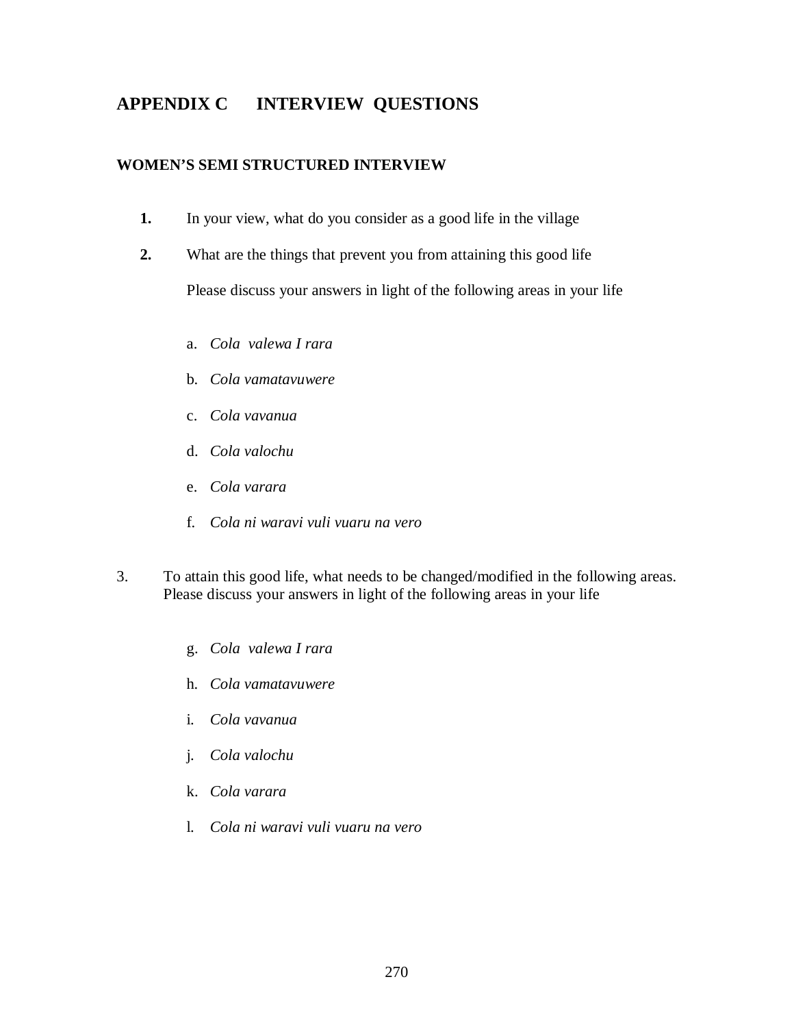# APPENDIX C INTERVIEW QUESTIONS

### WOMEN'S SEMI STRUCTURED INTERVIEW

**1.** In your view, what do you consider as a good life in the village

**2.** What are the things that prevent you from attaining this good life

Please discuss your answers in light of the following areas in your life

a. *Cola valewa I rara*

b. *Cola vamatavuwere*

c. *Cola vavanua*

d. *Cola valochu*

e. *Cola varara*

f. *Cola ni waravi vuli vuaru na vero*

3. To attain this good life, what needs to be changed/modified in the following areas. Please discuss your answers in light of the following areas in your life

g. *Cola valewa I rara*

h. *Cola vamatavuwere*

i. *Cola vavanua*

j. *Cola valochu*

k. *Cola varara*

l. *Cola ni waravi vuli vuaru na vero*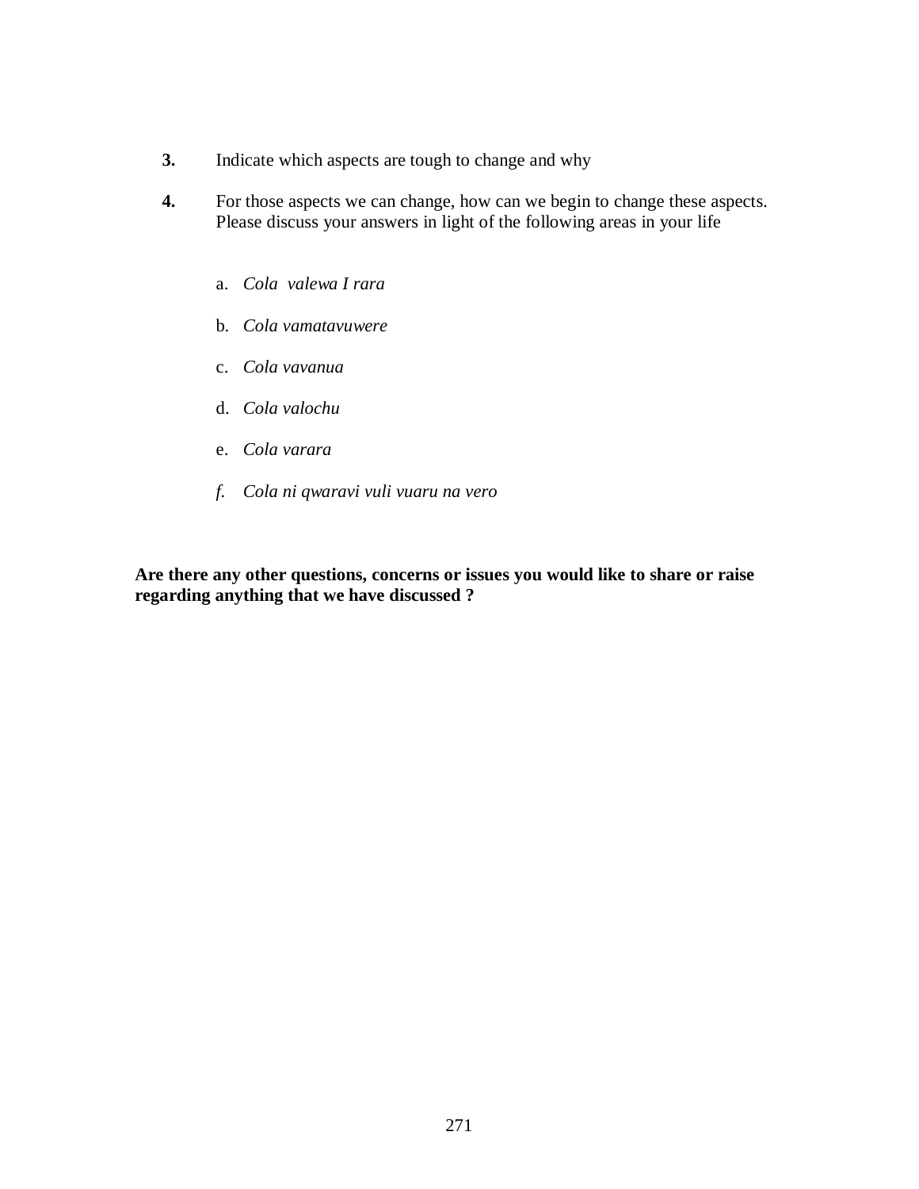**3.** Indicate which aspects are tough to change and why

**4.** For those aspects we can change, how can we begin to change these aspects. Please discuss your answers in light of the following areas in your life

a. *Cola valewa I rara*

b. *Cola vamatavuwere*

c. *Cola vavanua*

d. *Cola valochu*

e. *Cola varara*

*f. Cola ni qwaravi vuli vuaru na vero*

**Are there any other questions, concerns or issues you would like to share or raise regarding anything that we have discussed ?**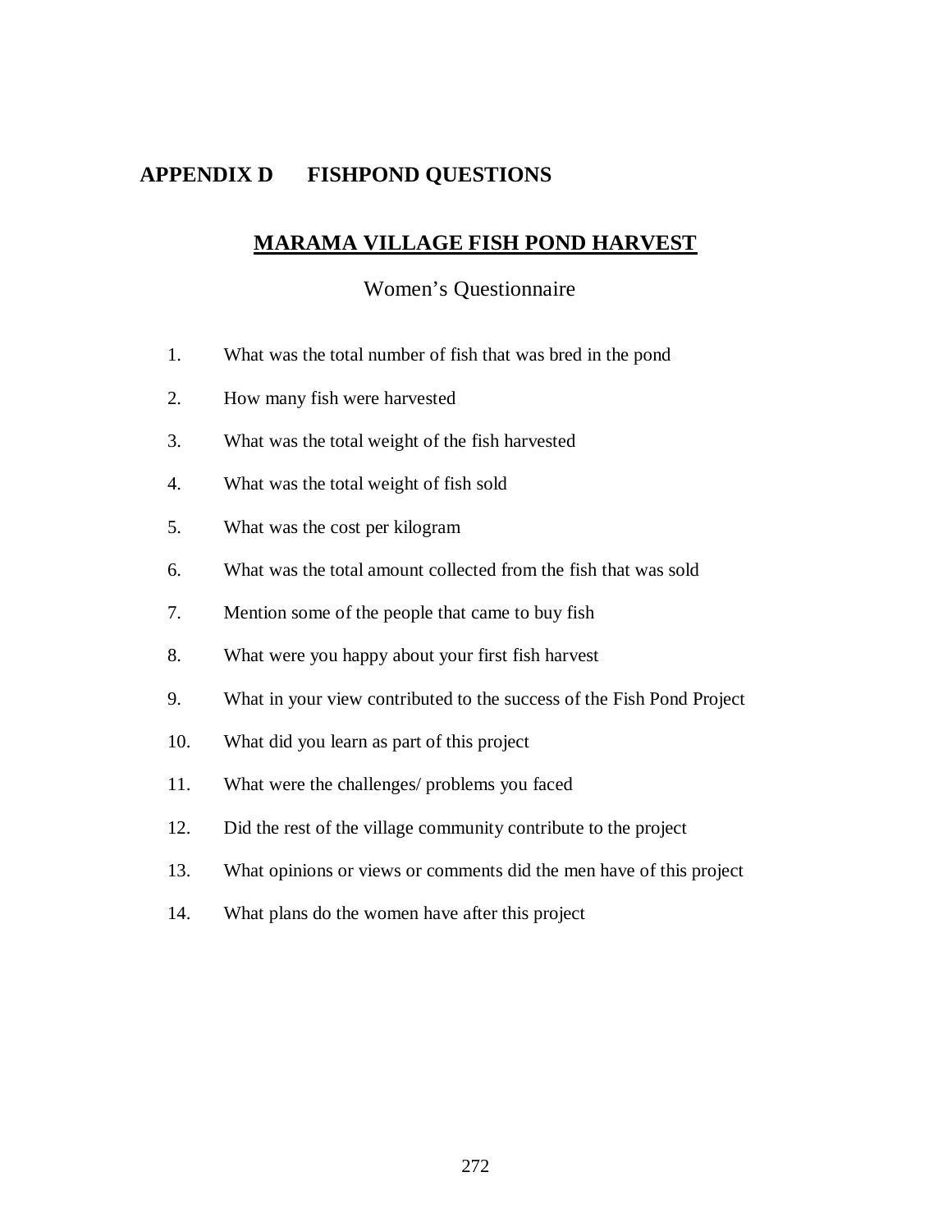# APPENDIX D FISHPOND QUESTIONS

## MARAMA VILLAGE FISH POND HARVEST

Women's Questionnaire

1. What was the total number of fish that was bred in the pond
2. How many fish were harvested
3. What was the total weight of the fish harvested
4. What was the total weight of fish sold
5. What was the cost per kilogram
6. What was the total amount collected from the fish that was sold
7. Mention some of the people that came to buy fish
8. What were you happy about your first fish harvest
9. What in your view contributed to the success of the Fish Pond Project
10. What did you learn as part of this project
11. What were the challenges/ problems you faced
12. Did the rest of the village community contribute to the project
13. What opinions or views or comments did the men have of this project
14. What plans do the women have after this project